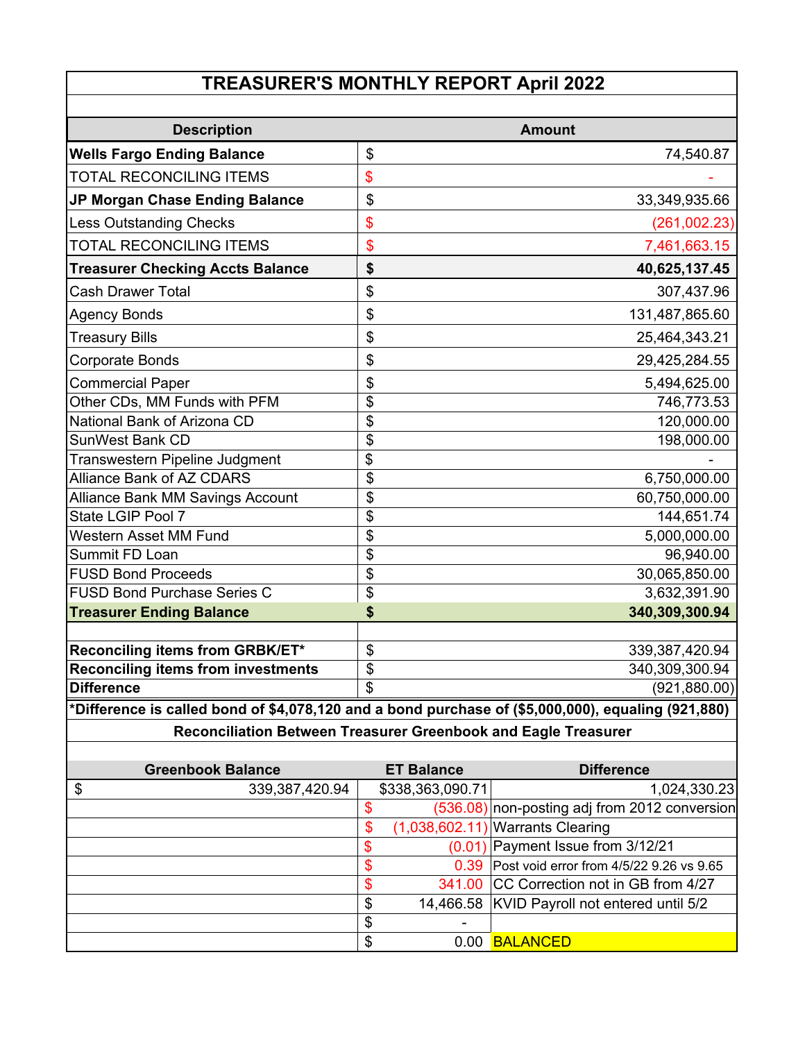# TREASURER'S MONTHLY REPORT April 2022

| Description | | Amount |
|---|---|---|
| **Wells Fargo Ending Balance** | $ | 74,540.87 |
| TOTAL RECONCILING ITEMS | $ | - |
| **JP Morgan Chase Ending Balance** | $ | 33,349,935.66 |
| Less Outstanding Checks | $ | (261,002.23) |
| TOTAL RECONCILING ITEMS | $ | 7,461,663.15 |
| **Treasurer Checking Accts Balance** | **$** | **40,625,137.45** |
| Cash Drawer Total | $ | 307,437.96 |
| Agency Bonds | $ | 131,487,865.60 |
| Treasury Bills | $ | 25,464,343.21 |
| Corporate Bonds | $ | 29,425,284.55 |
| Commercial Paper | $ | 5,494,625.00 |
| Other CDs, MM Funds with PFM | $ | 746,773.53 |
| National Bank of Arizona CD | $ | 120,000.00 |
| SunWest Bank CD | $ | 198,000.00 |
| Transwestern Pipeline Judgment | $ | - |
| Alliance Bank of AZ CDARS | $ | 6,750,000.00 |
| Alliance Bank MM Savings Account | $ | 60,750,000.00 |
| State LGIP Pool 7 | $ | 144,651.74 |
| Western Asset MM Fund | $ | 5,000,000.00 |
| Summit FD Loan | $ | 96,940.00 |
| FUSD Bond Proceeds | $ | 30,065,850.00 |
| FUSD Bond Purchase Series C | $ | 3,632,391.90 |
| **Treasurer Ending Balance** | **$** | **340,309,300.94** |
| | | |
| **Reconciling items from GRBK/ET*** | $ | 339,387,420.94 |
| **Reconciling items from investments** | $ | 340,309,300.94 |
| **Difference** | $ | (921,880.00) |

***Difference is called bond of $4,078,120 and a bond purchase of ($5,000,000), equaling (921,880)**

**Reconciliation Between Treasurer Greenbook and Eagle Treasurer**

| Greenbook Balance | ET Balance | Difference |
|---|---|---|
| $ 339,387,420.94 | $338,363,090.71 | 1,024,330.23 |
| | $ (536.08) | non-posting adj from 2012 conversion |
| | $ (1,038,602.11) | Warrants Clearing |
| | $ (0.01) | Payment Issue from 3/12/21 |
| | $ 0.39 | Post void error from 4/5/22 9.26 vs 9.65 |
| | $ 341.00 | CC Correction not in GB from 4/27 |
| | $ 14,466.58 | KVID Payroll not entered until 5/2 |
| | $ - | |
| | $ 0.00 | BALANCED |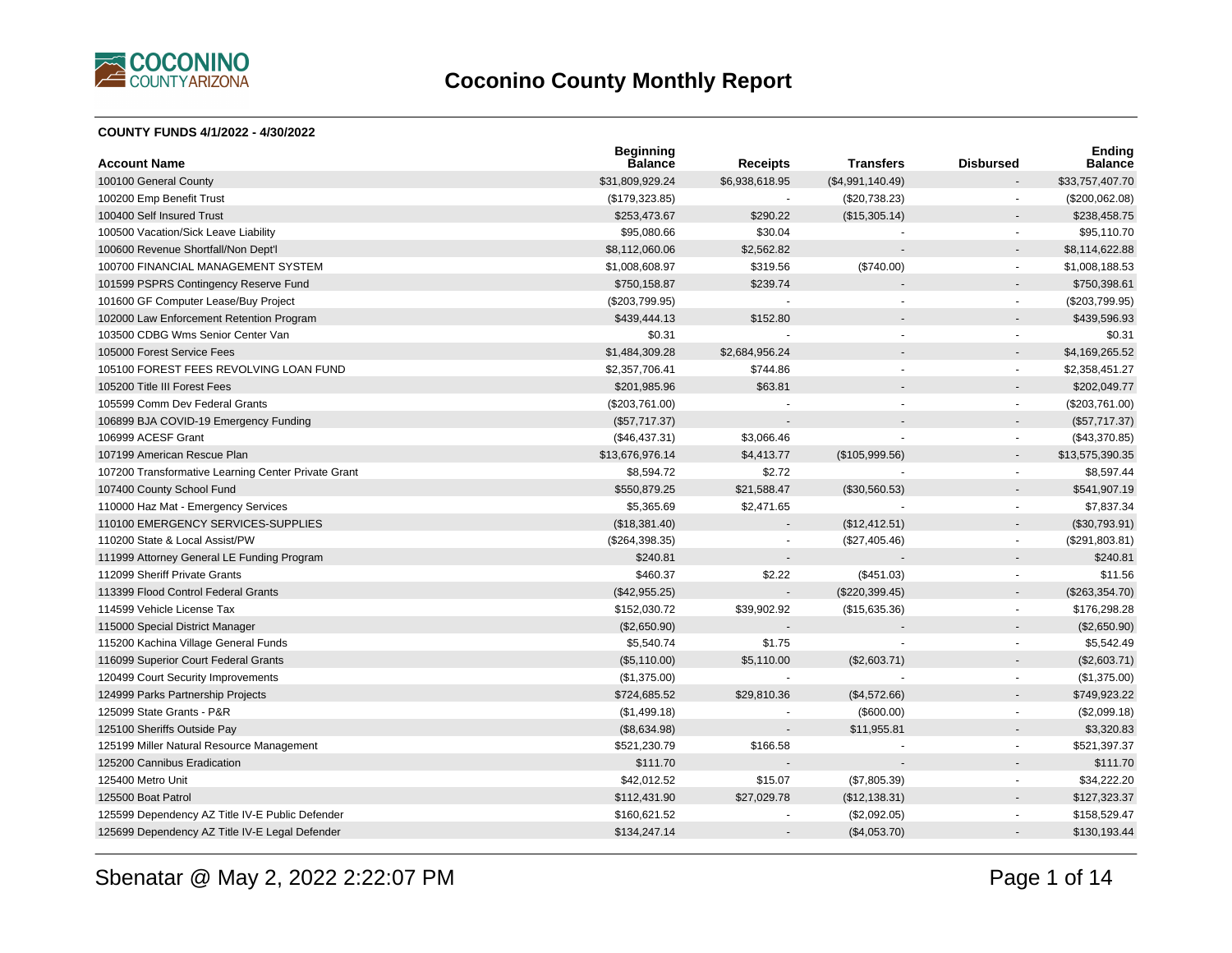# Coconino County Monthly Report

**COUNTY FUNDS 4/1/2022 - 4/30/2022**

| Account Name | Beginning Balance | Receipts | Transfers | Disbursed | Ending Balance |
|---|---|---|---|---|---|
| 100100 General County | $31,809,929.24 | $6,938,618.95 | ($4,991,140.49) | - | $33,757,407.70 |
| 100200 Emp Benefit Trust | ($179,323.85) | - | ($20,738.23) | - | ($200,062.08) |
| 100400 Self Insured Trust | $253,473.67 | $290.22 | ($15,305.14) | - | $238,458.75 |
| 100500 Vacation/Sick Leave Liability | $95,080.66 | $30.04 | - | - | $95,110.70 |
| 100600 Revenue Shortfall/Non Dept'l | $8,112,060.06 | $2,562.82 | - | - | $8,114,622.88 |
| 100700 FINANCIAL MANAGEMENT SYSTEM | $1,008,608.97 | $319.56 | ($740.00) | - | $1,008,188.53 |
| 101599 PSPRS Contingency Reserve Fund | $750,158.87 | $239.74 | - | - | $750,398.61 |
| 101600 GF Computer Lease/Buy Project | ($203,799.95) | - | - | - | ($203,799.95) |
| 102000 Law Enforcement Retention Program | $439,444.13 | $152.80 | - | - | $439,596.93 |
| 103500 CDBG Wms Senior Center Van | $0.31 | - | - | - | $0.31 |
| 105000 Forest Service Fees | $1,484,309.28 | $2,684,956.24 | - | - | $4,169,265.52 |
| 105100 FOREST FEES REVOLVING LOAN FUND | $2,357,706.41 | $744.86 | - | - | $2,358,451.27 |
| 105200 Title III Forest Fees | $201,985.96 | $63.81 | - | - | $202,049.77 |
| 105599 Comm Dev Federal Grants | ($203,761.00) | - | - | - | ($203,761.00) |
| 106899 BJA COVID-19 Emergency Funding | ($57,717.37) | - | - | - | ($57,717.37) |
| 106999 ACESF Grant | ($46,437.31) | $3,066.46 | - | - | ($43,370.85) |
| 107199 American Rescue Plan | $13,676,976.14 | $4,413.77 | ($105,999.56) | - | $13,575,390.35 |
| 107200 Transformative Learning Center Private Grant | $8,594.72 | $2.72 | - | - | $8,597.44 |
| 107400 County School Fund | $550,879.25 | $21,588.47 | ($30,560.53) | - | $541,907.19 |
| 110000 Haz Mat - Emergency Services | $5,365.69 | $2,471.65 | - | - | $7,837.34 |
| 110100 EMERGENCY SERVICES-SUPPLIES | ($18,381.40) | - | ($12,412.51) | - | ($30,793.91) |
| 110200 State & Local Assist/PW | ($264,398.35) | - | ($27,405.46) | - | ($291,803.81) |
| 111999 Attorney General LE Funding Program | $240.81 | - | - | - | $240.81 |
| 112099 Sheriff Private Grants | $460.37 | $2.22 | ($451.03) | - | $11.56 |
| 113399 Flood Control Federal Grants | ($42,955.25) | - | ($220,399.45) | - | ($263,354.70) |
| 114599 Vehicle License Tax | $152,030.72 | $39,902.92 | ($15,635.36) | - | $176,298.28 |
| 115000 Special District Manager | ($2,650.90) | - | - | - | ($2,650.90) |
| 115200 Kachina Village General Funds | $5,540.74 | $1.75 | - | - | $5,542.49 |
| 116099 Superior Court Federal Grants | ($5,110.00) | $5,110.00 | ($2,603.71) | - | ($2,603.71) |
| 120499 Court Security Improvements | ($1,375.00) | - | - | - | ($1,375.00) |
| 124999 Parks Partnership Projects | $724,685.52 | $29,810.36 | ($4,572.66) | - | $749,923.22 |
| 125099 State Grants - P&R | ($1,499.18) | - | ($600.00) | - | ($2,099.18) |
| 125100 Sheriffs Outside Pay | ($8,634.98) | - | $11,955.81 | - | $3,320.83 |
| 125199 Miller Natural Resource Management | $521,230.79 | $166.58 | - | - | $521,397.37 |
| 125200 Cannibus Eradication | $111.70 | - | - | - | $111.70 |
| 125400 Metro Unit | $42,012.52 | $15.07 | ($7,805.39) | - | $34,222.20 |
| 125500 Boat Patrol | $112,431.90 | $27,029.78 | ($12,138.31) | - | $127,323.37 |
| 125599 Dependency AZ Title IV-E Public Defender | $160,621.52 | - | ($2,092.05) | - | $158,529.47 |
| 125699 Dependency AZ Title IV-E Legal Defender | $134,247.14 | - | ($4,053.70) | - | $130,193.44 |

Sbenatar @ May 2, 2022 2:22:07 PM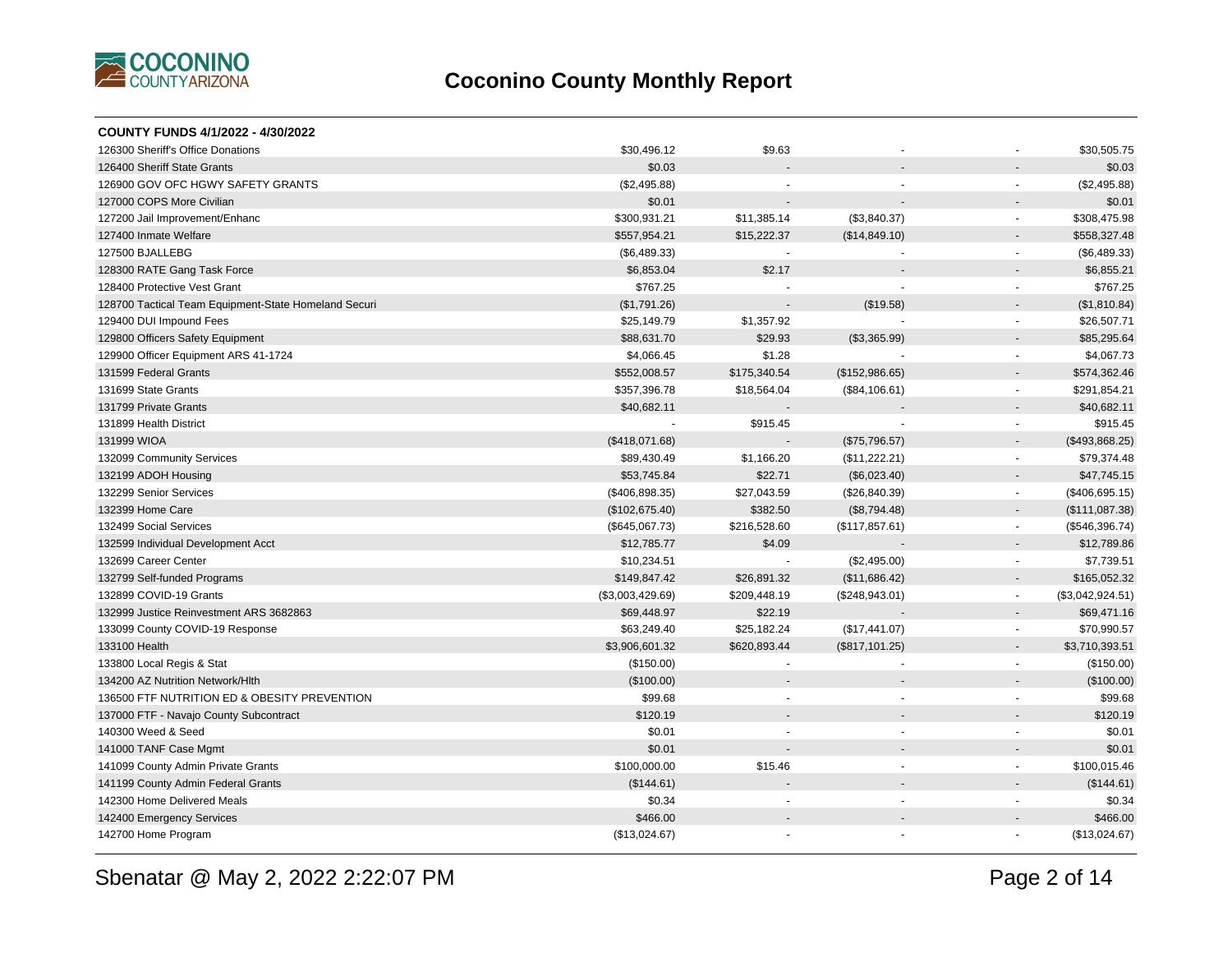# Coconino County Monthly Report

| COUNTY FUNDS 4/1/2022 - 4/30/2022 | | | | | |
|---|---|---|---|---|---|
| 126300 Sheriff's Office Donations | $30,496.12 | $9.63 | - | - | $30,505.75 |
| 126400 Sheriff State Grants | $0.03 | - | - | - | $0.03 |
| 126900 GOV OFC HGWY SAFETY GRANTS | ($2,495.88) | - | - | - | ($2,495.88) |
| 127000 COPS More Civilian | $0.01 | - | - | - | $0.01 |
| 127200 Jail Improvement/Enhanc | $300,931.21 | $11,385.14 | ($3,840.37) | - | $308,475.98 |
| 127400 Inmate Welfare | $557,954.21 | $15,222.37 | ($14,849.10) | - | $558,327.48 |
| 127500 BJALLEBG | ($6,489.33) | - | - | - | ($6,489.33) |
| 128300 RATE Gang Task Force | $6,853.04 | $2.17 | - | - | $6,855.21 |
| 128400 Protective Vest Grant | $767.25 | - | - | - | $767.25 |
| 128700 Tactical Team Equipment-State Homeland Securi | ($1,791.26) | - | ($19.58) | - | ($1,810.84) |
| 129400 DUI Impound Fees | $25,149.79 | $1,357.92 | - | - | $26,507.71 |
| 129800 Officers Safety Equipment | $88,631.70 | $29.93 | ($3,365.99) | - | $85,295.64 |
| 129900 Officer Equipment ARS 41-1724 | $4,066.45 | $1.28 | - | - | $4,067.73 |
| 131599 Federal Grants | $552,008.57 | $175,340.54 | ($152,986.65) | - | $574,362.46 |
| 131699 State Grants | $357,396.78 | $18,564.04 | ($84,106.61) | - | $291,854.21 |
| 131799 Private Grants | $40,682.11 | - | - | - | $40,682.11 |
| 131899 Health District | - | $915.45 | - | - | $915.45 |
| 131999 WIOA | ($418,071.68) | - | ($75,796.57) | - | ($493,868.25) |
| 132099 Community Services | $89,430.49 | $1,166.20 | ($11,222.21) | - | $79,374.48 |
| 132199 ADOH Housing | $53,745.84 | $22.71 | ($6,023.40) | - | $47,745.15 |
| 132299 Senior Services | ($406,898.35) | $27,043.59 | ($26,840.39) | - | ($406,695.15) |
| 132399 Home Care | ($102,675.40) | $382.50 | ($8,794.48) | - | ($111,087.38) |
| 132499 Social Services | ($645,067.73) | $216,528.60 | ($117,857.61) | - | ($546,396.74) |
| 132599 Individual Development Acct | $12,785.77 | $4.09 | - | - | $12,789.86 |
| 132699 Career Center | $10,234.51 | - | ($2,495.00) | - | $7,739.51 |
| 132799 Self-funded Programs | $149,847.42 | $26,891.32 | ($11,686.42) | - | $165,052.32 |
| 132899 COVID-19 Grants | ($3,003,429.69) | $209,448.19 | ($248,943.01) | - | ($3,042,924.51) |
| 132999 Justice Reinvestment ARS 3682863 | $69,448.97 | $22.19 | - | - | $69,471.16 |
| 133099 County COVID-19 Response | $63,249.40 | $25,182.24 | ($17,441.07) | - | $70,990.57 |
| 133100 Health | $3,906,601.32 | $620,893.44 | ($817,101.25) | - | $3,710,393.51 |
| 133800 Local Regis & Stat | ($150.00) | - | - | - | ($150.00) |
| 134200 AZ Nutrition Network/Hlth | ($100.00) | - | - | - | ($100.00) |
| 136500 FTF NUTRITION ED & OBESITY PREVENTION | $99.68 | - | - | - | $99.68 |
| 137000 FTF - Navajo County Subcontract | $120.19 | - | - | - | $120.19 |
| 140300 Weed & Seed | $0.01 | - | - | - | $0.01 |
| 141000 TANF Case Mgmt | $0.01 | - | - | - | $0.01 |
| 141099 County Admin Private Grants | $100,000.00 | $15.46 | - | - | $100,015.46 |
| 141199 County Admin Federal Grants | ($144.61) | - | - | - | ($144.61) |
| 142300 Home Delivered Meals | $0.34 | - | - | - | $0.34 |
| 142400 Emergency Services | $466.00 | - | - | - | $466.00 |
| 142700 Home Program | ($13,024.67) | - | - | - | ($13,024.67) |

Sbenatar @ May 2, 2022 2:22:07 PM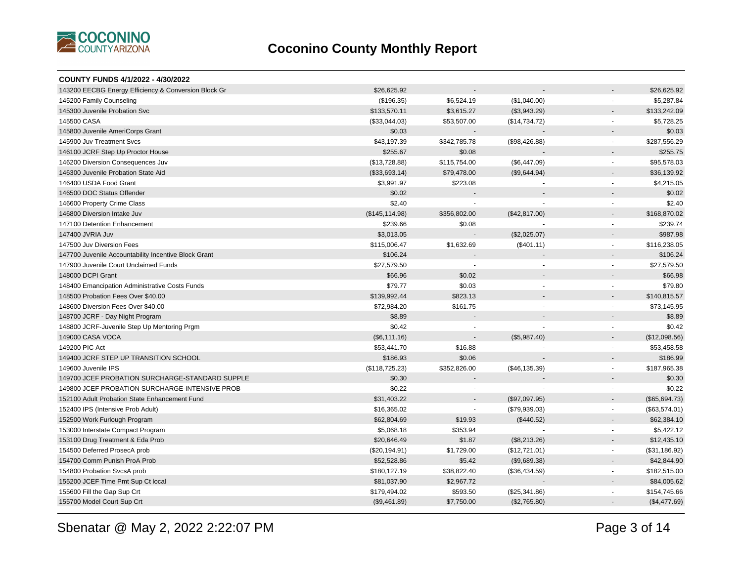# Coconino County Monthly Report

**COUNTY FUNDS 4/1/2022 - 4/30/2022**

| | | | | | |
|---|---|---|---|---|---|
| 143200 EECBG Energy Efficiency & Conversion Block Gr | $26,625.92 | - | - | - | $26,625.92 |
| 145200 Family Counseling | ($196.35) | $6,524.19 | ($1,040.00) | - | $5,287.84 |
| 145300 Juvenile Probation Svc | $133,570.11 | $3,615.27 | ($3,943.29) | - | $133,242.09 |
| 145500 CASA | ($33,044.03) | $53,507.00 | ($14,734.72) | - | $5,728.25 |
| 145800 Juvenile AmeriCorps Grant | $0.03 | - | - | - | $0.03 |
| 145900 Juv Treatment Svcs | $43,197.39 | $342,785.78 | ($98,426.88) | - | $287,556.29 |
| 146100 JCRF Step Up Proctor House | $255.67 | $0.08 | - | - | $255.75 |
| 146200 Diversion Consequences Juv | ($13,728.88) | $115,754.00 | ($6,447.09) | - | $95,578.03 |
| 146300 Juvenile Probation State Aid | ($33,693.14) | $79,478.00 | ($9,644.94) | - | $36,139.92 |
| 146400 USDA Food Grant | $3,991.97 | $223.08 | - | - | $4,215.05 |
| 146500 DOC Status Offender | $0.02 | - | - | - | $0.02 |
| 146600 Property Crime Class | $2.40 | - | - | - | $2.40 |
| 146800 Diversion Intake Juv | ($145,114.98) | $356,802.00 | ($42,817.00) | - | $168,870.02 |
| 147100 Detention Enhancement | $239.66 | $0.08 | - | - | $239.74 |
| 147400 JVRIA Juv | $3,013.05 | - | ($2,025.07) | - | $987.98 |
| 147500 Juv Diversion Fees | $115,006.47 | $1,632.69 | ($401.11) | - | $116,238.05 |
| 147700 Juvenile Accountability Incentive Block Grant | $106.24 | - | - | - | $106.24 |
| 147900 Juvenile Court Unclaimed Funds | $27,579.50 | - | - | - | $27,579.50 |
| 148000 DCPI Grant | $66.96 | $0.02 | - | - | $66.98 |
| 148400 Emancipation Administrative Costs Funds | $79.77 | $0.03 | - | - | $79.80 |
| 148500 Probation Fees Over $40.00 | $139,992.44 | $823.13 | - | - | $140,815.57 |
| 148600 Diversion Fees Over $40.00 | $72,984.20 | $161.75 | - | - | $73,145.95 |
| 148700 JCRF - Day Night Program | $8.89 | - | - | - | $8.89 |
| 148800 JCRF-Juvenile Step Up Mentoring Prgm | $0.42 | - | - | - | $0.42 |
| 149000 CASA VOCA | ($6,111.16) | - | ($5,987.40) | - | ($12,098.56) |
| 149200 PIC Act | $53,441.70 | $16.88 | - | - | $53,458.58 |
| 149400 JCRF STEP UP TRANSITION SCHOOL | $186.93 | $0.06 | - | - | $186.99 |
| 149600 Juvenile IPS | ($118,725.23) | $352,826.00 | ($46,135.39) | - | $187,965.38 |
| 149700 JCEF PROBATION SURCHARGE-STANDARD SUPPLE | $0.30 | - | - | - | $0.30 |
| 149800 JCEF PROBATION SURCHARGE-INTENSIVE PROB | $0.22 | - | - | - | $0.22 |
| 152100 Adult Probation State Enhancement Fund | $31,403.22 | - | ($97,097.95) | - | ($65,694.73) |
| 152400 IPS (Intensive Prob Adult) | $16,365.02 | - | ($79,939.03) | - | ($63,574.01) |
| 152500 Work Furlough Program | $62,804.69 | $19.93 | ($440.52) | - | $62,384.10 |
| 153000 Interstate Compact Program | $5,068.18 | $353.94 | - | - | $5,422.12 |
| 153100 Drug Treatment & Eda Prob | $20,646.49 | $1.87 | ($8,213.26) | - | $12,435.10 |
| 154500 Deferred ProsecA prob | ($20,194.91) | $1,729.00 | ($12,721.01) | - | ($31,186.92) |
| 154700 Comm Punish ProA Prob | $52,528.86 | $5.42 | ($9,689.38) | - | $42,844.90 |
| 154800 Probation SvcsA prob | $180,127.19 | $38,822.40 | ($36,434.59) | - | $182,515.00 |
| 155200 JCEF Time Pmt Sup Ct local | $81,037.90 | $2,967.72 | - | - | $84,005.62 |
| 155600 Fill the Gap Sup Crt | $179,494.02 | $593.50 | ($25,341.86) | - | $154,745.66 |
| 155700 Model Court Sup Crt | ($9,461.89) | $7,750.00 | ($2,765.80) | - | ($4,477.69) |

Sbenatar @ May 2, 2022 2:22:07 PM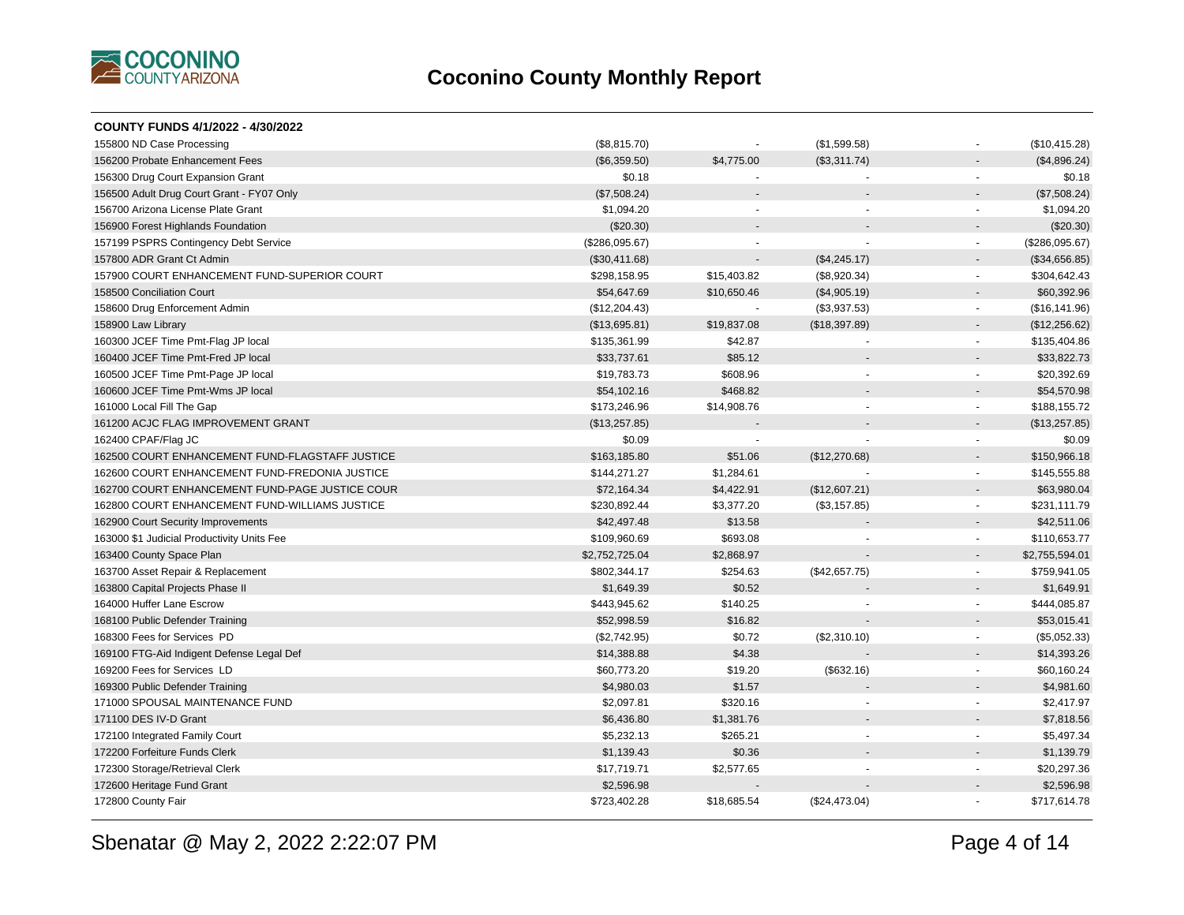# Coconino County Monthly Report

**COUNTY FUNDS 4/1/2022 - 4/30/2022**

| | | | | | |
|---|---|---|---|---|---|
| 155800 ND Case Processing | ($8,815.70) | - | ($1,599.58) | - | ($10,415.28) |
| 156200 Probate Enhancement Fees | ($6,359.50) | $4,775.00 | ($3,311.74) | - | ($4,896.24) |
| 156300 Drug Court Expansion Grant | $0.18 | - | - | - | $0.18 |
| 156500 Adult Drug Court Grant - FY07 Only | ($7,508.24) | - | - | - | ($7,508.24) |
| 156700 Arizona License Plate Grant | $1,094.20 | - | - | - | $1,094.20 |
| 156900 Forest Highlands Foundation | ($20.30) | - | - | - | ($20.30) |
| 157199 PSPRS Contingency Debt Service | ($286,095.67) | - | - | - | ($286,095.67) |
| 157800 ADR Grant Ct Admin | ($30,411.68) | - | ($4,245.17) | - | ($34,656.85) |
| 157900 COURT ENHANCEMENT FUND-SUPERIOR COURT | $298,158.95 | $15,403.82 | ($8,920.34) | - | $304,642.43 |
| 158500 Conciliation Court | $54,647.69 | $10,650.46 | ($4,905.19) | - | $60,392.96 |
| 158600 Drug Enforcement Admin | ($12,204.43) | - | ($3,937.53) | - | ($16,141.96) |
| 158900 Law Library | ($13,695.81) | $19,837.08 | ($18,397.89) | - | ($12,256.62) |
| 160300 JCEF Time Pmt-Flag JP local | $135,361.99 | $42.87 | - | - | $135,404.86 |
| 160400 JCEF Time Pmt-Fred JP local | $33,737.61 | $85.12 | - | - | $33,822.73 |
| 160500 JCEF Time Pmt-Page JP local | $19,783.73 | $608.96 | - | - | $20,392.69 |
| 160600 JCEF Time Pmt-Wms JP local | $54,102.16 | $468.82 | - | - | $54,570.98 |
| 161000 Local Fill The Gap | $173,246.96 | $14,908.76 | - | - | $188,155.72 |
| 161200 ACJC FLAG IMPROVEMENT GRANT | ($13,257.85) | - | - | - | ($13,257.85) |
| 162400 CPAF/Flag JC | $0.09 | - | - | - | $0.09 |
| 162500 COURT ENHANCEMENT FUND-FLAGSTAFF JUSTICE | $163,185.80 | $51.06 | ($12,270.68) | - | $150,966.18 |
| 162600 COURT ENHANCEMENT FUND-FREDONIA JUSTICE | $144,271.27 | $1,284.61 | - | - | $145,555.88 |
| 162700 COURT ENHANCEMENT FUND-PAGE JUSTICE COUR | $72,164.34 | $4,422.91 | ($12,607.21) | - | $63,980.04 |
| 162800 COURT ENHANCEMENT FUND-WILLIAMS JUSTICE | $230,892.44 | $3,377.20 | ($3,157.85) | - | $231,111.79 |
| 162900 Court Security Improvements | $42,497.48 | $13.58 | - | - | $42,511.06 |
| 163000 $1 Judicial Productivity Units Fee | $109,960.69 | $693.08 | - | - | $110,653.77 |
| 163400 County Space Plan | $2,752,725.04 | $2,868.97 | - | - | $2,755,594.01 |
| 163700 Asset Repair & Replacement | $802,344.17 | $254.63 | ($42,657.75) | - | $759,941.05 |
| 163800 Capital Projects Phase II | $1,649.39 | $0.52 | - | - | $1,649.91 |
| 164000 Huffer Lane Escrow | $443,945.62 | $140.25 | - | - | $444,085.87 |
| 168100 Public Defender Training | $52,998.59 | $16.82 | - | - | $53,015.41 |
| 168300 Fees for Services PD | ($2,742.95) | $0.72 | ($2,310.10) | - | ($5,052.33) |
| 169100 FTG-Aid Indigent Defense Legal Def | $14,388.88 | $4.38 | - | - | $14,393.26 |
| 169200 Fees for Services LD | $60,773.20 | $19.20 | ($632.16) | - | $60,160.24 |
| 169300 Public Defender Training | $4,980.03 | $1.57 | - | - | $4,981.60 |
| 171000 SPOUSAL MAINTENANCE FUND | $2,097.81 | $320.16 | - | - | $2,417.97 |
| 171100 DES IV-D Grant | $6,436.80 | $1,381.76 | - | - | $7,818.56 |
| 172100 Integrated Family Court | $5,232.13 | $265.21 | - | - | $5,497.34 |
| 172200 Forfeiture Funds Clerk | $1,139.43 | $0.36 | - | - | $1,139.79 |
| 172300 Storage/Retrieval Clerk | $17,719.71 | $2,577.65 | - | - | $20,297.36 |
| 172600 Heritage Fund Grant | $2,596.98 | - | - | - | $2,596.98 |
| 172800 County Fair | $723,402.28 | $18,685.54 | ($24,473.04) | - | $717,614.78 |

Sbenatar @ May 2, 2022 2:22:07 PM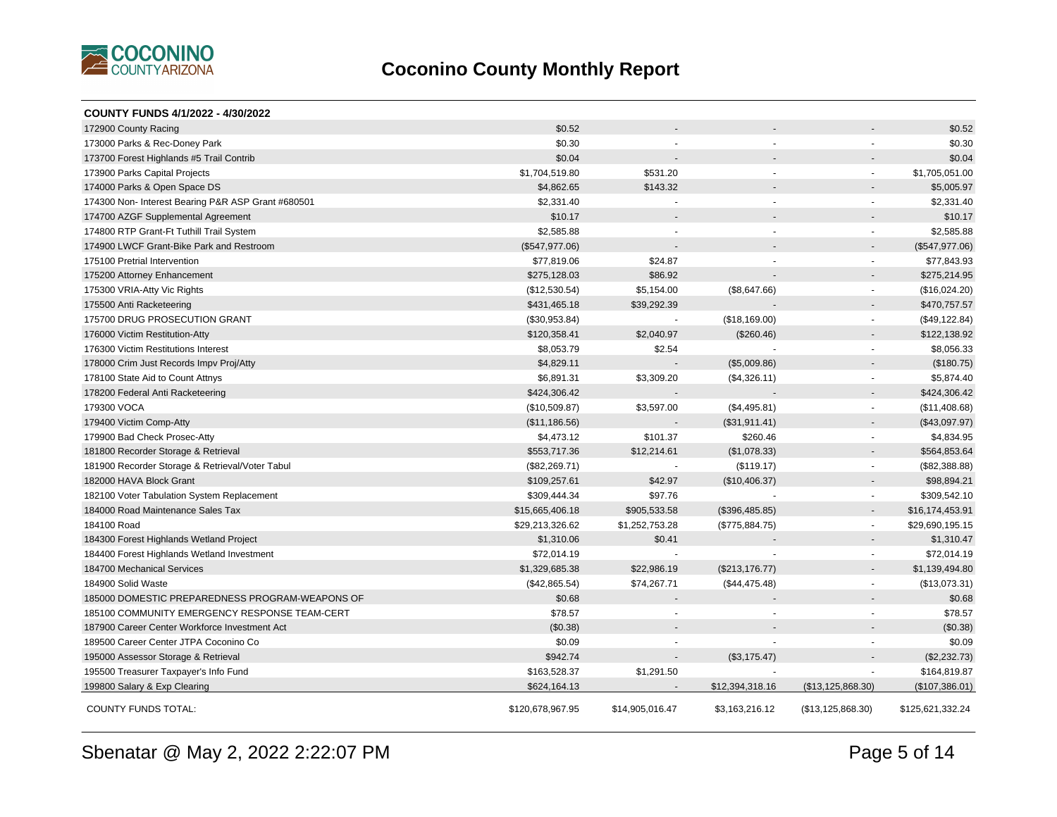# Coconino County Monthly Report

**COUNTY FUNDS 4/1/2022 - 4/30/2022**

| Fund | | | | | |
|---|---|---|---|---|---|
| 172900 County Racing | $0.52 | - | - | - | $0.52 |
| 173000 Parks & Rec-Doney Park | $0.30 | - | - | - | $0.30 |
| 173700 Forest Highlands #5 Trail Contrib | $0.04 | - | - | - | $0.04 |
| 173900 Parks Capital Projects | $1,704,519.80 | $531.20 | - | - | $1,705,051.00 |
| 174000 Parks & Open Space DS | $4,862.65 | $143.32 | - | - | $5,005.97 |
| 174300 Non- Interest Bearing P&R ASP Grant #680501 | $2,331.40 | - | - | - | $2,331.40 |
| 174700 AZGF Supplemental Agreement | $10.17 | - | - | - | $10.17 |
| 174800 RTP Grant-Ft Tuthill Trail System | $2,585.88 | - | - | - | $2,585.88 |
| 174900 LWCF Grant-Bike Park and Restroom | ($547,977.06) | - | - | - | ($547,977.06) |
| 175100 Pretrial Intervention | $77,819.06 | $24.87 | - | - | $77,843.93 |
| 175200 Attorney Enhancement | $275,128.03 | $86.92 | - | - | $275,214.95 |
| 175300 VRIA-Atty Vic Rights | ($12,530.54) | $5,154.00 | ($8,647.66) | - | ($16,024.20) |
| 175500 Anti Racketeering | $431,465.18 | $39,292.39 | - | - | $470,757.57 |
| 175700 DRUG PROSECUTION GRANT | ($30,953.84) | - | ($18,169.00) | - | ($49,122.84) |
| 176000 Victim Restitution-Atty | $120,358.41 | $2,040.97 | ($260.46) | - | $122,138.92 |
| 176300 Victim Restitutions Interest | $8,053.79 | $2.54 | - | - | $8,056.33 |
| 178000 Crim Just Records Impv Proj/Atty | $4,829.11 | - | ($5,009.86) | - | ($180.75) |
| 178100 State Aid to Count Attnys | $6,891.31 | $3,309.20 | ($4,326.11) | - | $5,874.40 |
| 178200 Federal Anti Racketeering | $424,306.42 | - | - | - | $424,306.42 |
| 179300 VOCA | ($10,509.87) | $3,597.00 | ($4,495.81) | - | ($11,408.68) |
| 179400 Victim Comp-Atty | ($11,186.56) | - | ($31,911.41) | - | ($43,097.97) |
| 179900 Bad Check Prosec-Atty | $4,473.12 | $101.37 | $260.46 | - | $4,834.95 |
| 181800 Recorder Storage & Retrieval | $553,717.36 | $12,214.61 | ($1,078.33) | - | $564,853.64 |
| 181900 Recorder Storage & Retrieval/Voter Tabul | ($82,269.71) | - | ($119.17) | - | ($82,388.88) |
| 182000 HAVA Block Grant | $109,257.61 | $42.97 | ($10,406.37) | - | $98,894.21 |
| 182100 Voter Tabulation System Replacement | $309,444.34 | $97.76 | - | - | $309,542.10 |
| 184000 Road Maintenance Sales Tax | $15,665,406.18 | $905,533.58 | ($396,485.85) | - | $16,174,453.91 |
| 184100 Road | $29,213,326.62 | $1,252,753.28 | ($775,884.75) | - | $29,690,195.15 |
| 184300 Forest Highlands Wetland Project | $1,310.06 | $0.41 | - | - | $1,310.47 |
| 184400 Forest Highlands Wetland Investment | $72,014.19 | - | - | - | $72,014.19 |
| 184700 Mechanical Services | $1,329,685.38 | $22,986.19 | ($213,176.77) | - | $1,139,494.80 |
| 184900 Solid Waste | ($42,865.54) | $74,267.71 | ($44,475.48) | - | ($13,073.31) |
| 185000 DOMESTIC PREPAREDNESS PROGRAM-WEAPONS OF | $0.68 | - | - | - | $0.68 |
| 185100 COMMUNITY EMERGENCY RESPONSE TEAM-CERT | $78.57 | - | - | - | $78.57 |
| 187900 Career Center Workforce Investment Act | ($0.38) | - | - | - | ($0.38) |
| 189500 Career Center JTPA Coconino Co | $0.09 | - | - | - | $0.09 |
| 195000 Assessor Storage & Retrieval | $942.74 | - | ($3,175.47) | - | ($2,232.73) |
| 195500 Treasurer Taxpayer's Info Fund | $163,528.37 | $1,291.50 | - | - | $164,819.87 |
| 199800 Salary & Exp Clearing | $624,164.13 | - | $12,394,318.16 | ($13,125,868.30) | ($107,386.01) |
| COUNTY FUNDS TOTAL: | $120,678,967.95 | $14,905,016.47 | $3,163,216.12 | ($13,125,868.30) | $125,621,332.24 |

Sbenatar @ May 2, 2022 2:22:07 PM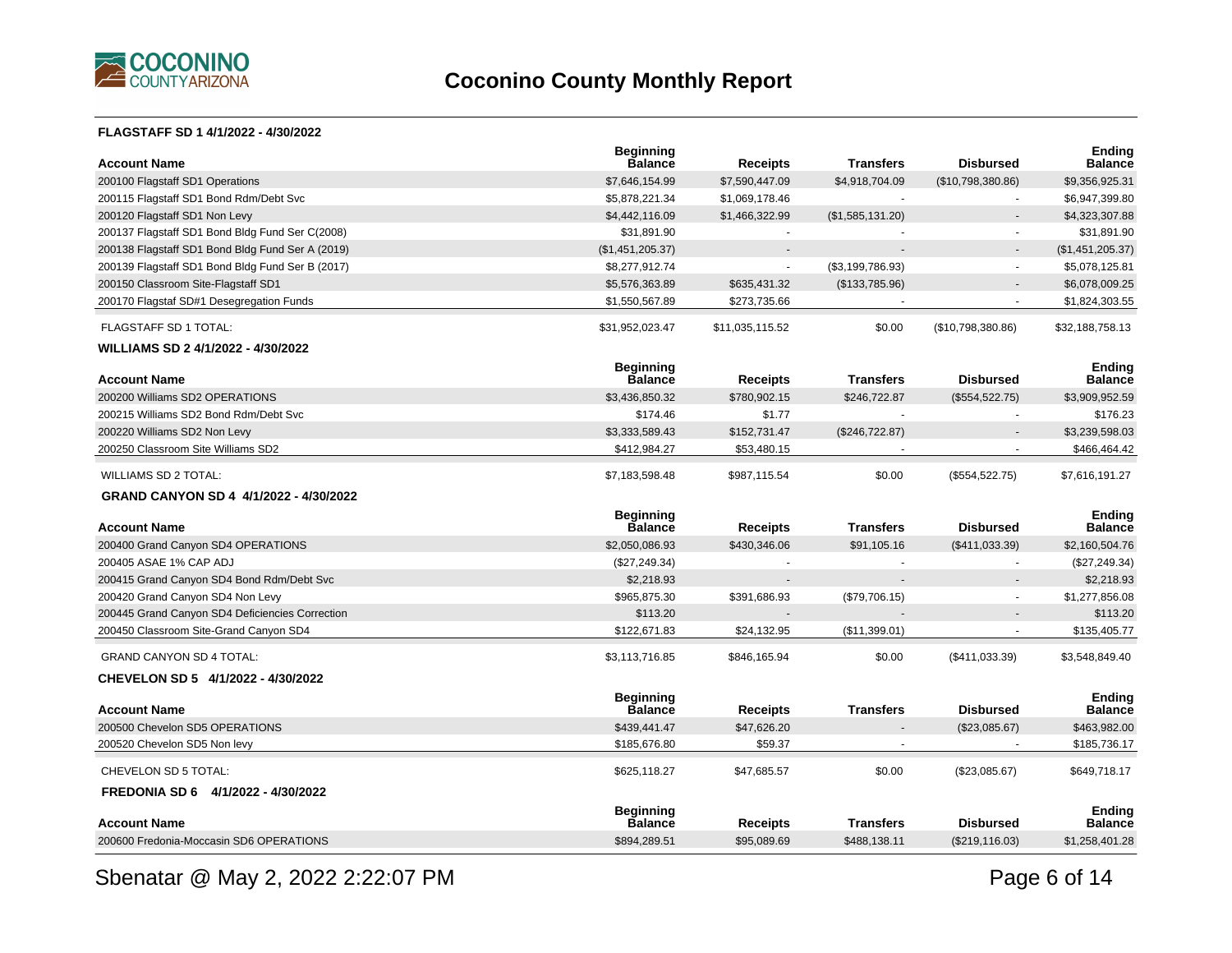# Coconino County Monthly Report

### FLAGSTAFF SD 1 4/1/2022 - 4/30/2022

| Account Name | Beginning Balance | Receipts | Transfers | Disbursed | Ending Balance |
|---|---|---|---|---|---|
| 200100 Flagstaff SD1 Operations | $7,646,154.99 | $7,590,447.09 | $4,918,704.09 | ($10,798,380.86) | $9,356,925.31 |
| 200115 Flagstaff SD1 Bond Rdm/Debt Svc | $5,878,221.34 | $1,069,178.46 | - | - | $6,947,399.80 |
| 200120 Flagstaff SD1 Non Levy | $4,442,116.09 | $1,466,322.99 | ($1,585,131.20) | - | $4,323,307.88 |
| 200137 Flagstaff SD1 Bond Bldg Fund Ser C(2008) | $31,891.90 | - | - | - | $31,891.90 |
| 200138 Flagstaff SD1 Bond Bldg Fund Ser A (2019) | ($1,451,205.37) | - | - | - | ($1,451,205.37) |
| 200139 Flagstaff SD1 Bond Bldg Fund Ser B (2017) | $8,277,912.74 | - | ($3,199,786.93) | - | $5,078,125.81 |
| 200150 Classroom Site-Flagstaff SD1 | $5,576,363.89 | $635,431.32 | ($133,785.96) | - | $6,078,009.25 |
| 200170 Flagstaf SD#1 Desegregation Funds | $1,550,567.89 | $273,735.66 | - | - | $1,824,303.55 |
| FLAGSTAFF SD 1 TOTAL: | $31,952,023.47 | $11,035,115.52 | $0.00 | ($10,798,380.86) | $32,188,758.13 |

### WILLIAMS SD 2 4/1/2022 - 4/30/2022

| Account Name | Beginning Balance | Receipts | Transfers | Disbursed | Ending Balance |
|---|---|---|---|---|---|
| 200200 Williams SD2 OPERATIONS | $3,436,850.32 | $780,902.15 | $246,722.87 | ($554,522.75) | $3,909,952.59 |
| 200215 Williams SD2 Bond Rdm/Debt Svc | $174.46 | $1.77 | - | - | $176.23 |
| 200220 Williams SD2 Non Levy | $3,333,589.43 | $152,731.47 | ($246,722.87) | - | $3,239,598.03 |
| 200250 Classroom Site Williams SD2 | $412,984.27 | $53,480.15 | - | - | $466,464.42 |
| WILLIAMS SD 2 TOTAL: | $7,183,598.48 | $987,115.54 | $0.00 | ($554,522.75) | $7,616,191.27 |

### GRAND CANYON SD 4 4/1/2022 - 4/30/2022

| Account Name | Beginning Balance | Receipts | Transfers | Disbursed | Ending Balance |
|---|---|---|---|---|---|
| 200400 Grand Canyon SD4 OPERATIONS | $2,050,086.93 | $430,346.06 | $91,105.16 | ($411,033.39) | $2,160,504.76 |
| 200405 ASAE 1% CAP ADJ | ($27,249.34) | - | - | - | ($27,249.34) |
| 200415 Grand Canyon SD4 Bond Rdm/Debt Svc | $2,218.93 | - | - | - | $2,218.93 |
| 200420 Grand Canyon SD4 Non Levy | $965,875.30 | $391,686.93 | ($79,706.15) | - | $1,277,856.08 |
| 200445 Grand Canyon SD4 Deficiencies Correction | $113.20 | - | - | - | $113.20 |
| 200450 Classroom Site-Grand Canyon SD4 | $122,671.83 | $24,132.95 | ($11,399.01) | - | $135,405.77 |
| GRAND CANYON SD 4 TOTAL: | $3,113,716.85 | $846,165.94 | $0.00 | ($411,033.39) | $3,548,849.40 |

### CHEVELON SD 5 4/1/2022 - 4/30/2022

| Account Name | Beginning Balance | Receipts | Transfers | Disbursed | Ending Balance |
|---|---|---|---|---|---|
| 200500 Chevelon SD5 OPERATIONS | $439,441.47 | $47,626.20 | - | ($23,085.67) | $463,982.00 |
| 200520 Chevelon SD5 Non levy | $185,676.80 | $59.37 | - | - | $185,736.17 |
| CHEVELON SD 5 TOTAL: | $625,118.27 | $47,685.57 | $0.00 | ($23,085.67) | $649,718.17 |

### FREDONIA SD 6 4/1/2022 - 4/30/2022

| Account Name | Beginning Balance | Receipts | Transfers | Disbursed | Ending Balance |
|---|---|---|---|---|---|
| 200600 Fredonia-Moccasin SD6 OPERATIONS | $894,289.51 | $95,089.69 | $488,138.11 | ($219,116.03) | $1,258,401.28 |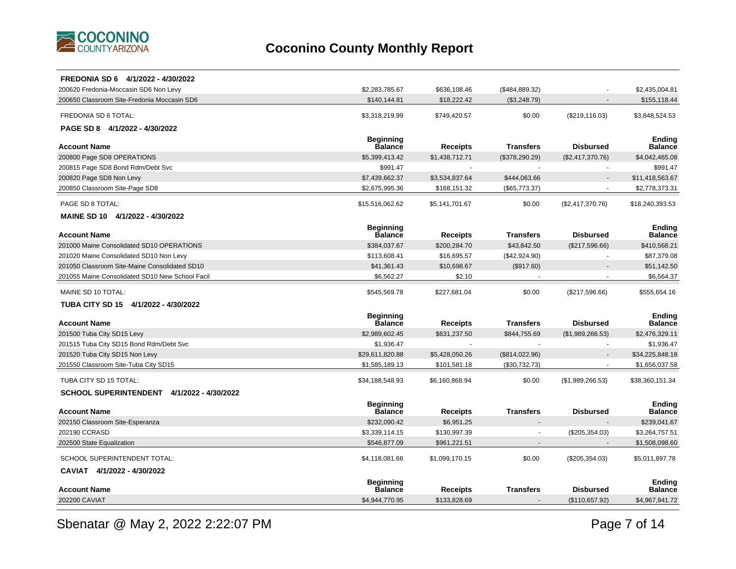# Coconino County Monthly Report

**FREDONIA SD 6 4/1/2022 - 4/30/2022**

| Account Name | Beginning Balance | Receipts | Transfers | Disbursed | Ending Balance |
|---|---|---|---|---|---|
| 200620 Fredonia-Moccasin SD6 Non Levy | $2,283,785.67 | $636,108.46 | ($484,889.32) | - | $2,435,004.81 |
| 200650 Classroom Site-Fredonia Moccasin SD6 | $140,144.81 | $18,222.42 | ($3,248.79) | - | $155,118.44 |
| FREDONIA SD 6 TOTAL: | $3,318,219.99 | $749,420.57 | $0.00 | ($219,116.03) | $3,848,524.53 |

**PAGE SD 8 4/1/2022 - 4/30/2022**

| Account Name | Beginning Balance | Receipts | Transfers | Disbursed | Ending Balance |
|---|---|---|---|---|---|
| 200800 Page SD8 OPERATIONS | $5,399,413.42 | $1,438,712.71 | ($378,290.29) | ($2,417,370.76) | $4,042,465.08 |
| 200815 Page SD8 Bond Rdm/Debt Svc | $991.47 | - | - | - | $991.47 |
| 200820 Page SD8 Non Levy | $7,439,662.37 | $3,534,837.64 | $444,063.66 | - | $11,418,563.67 |
| 200850 Classroom Site-Page SD8 | $2,675,995.36 | $168,151.32 | ($65,773.37) | - | $2,778,373.31 |
| PAGE SD 8 TOTAL: | $15,516,062.62 | $5,141,701.67 | $0.00 | ($2,417,370.76) | $18,240,393.53 |

**MAINE SD 10 4/1/2022 - 4/30/2022**

| Account Name | Beginning Balance | Receipts | Transfers | Disbursed | Ending Balance |
|---|---|---|---|---|---|
| 201000 Maine Consolidated SD10 OPERATIONS | $384,037.67 | $200,284.70 | $43,842.50 | ($217,596.66) | $410,568.21 |
| 201020 Maine Consolidated SD10 Non Levy | $113,608.41 | $16,695.57 | ($42,924.90) | - | $87,379.08 |
| 201050 Classroom Site-Maine Consolidated SD10 | $41,361.43 | $10,698.67 | ($917.60) | - | $51,142.50 |
| 201055 Maine Consolidated SD10 New School Facil | $6,562.27 | $2.10 | - | - | $6,564.37 |
| MAINE SD 10 TOTAL: | $545,569.78 | $227,681.04 | $0.00 | ($217,596.66) | $555,654.16 |

**TUBA CITY SD 15 4/1/2022 - 4/30/2022**

| Account Name | Beginning Balance | Receipts | Transfers | Disbursed | Ending Balance |
|---|---|---|---|---|---|
| 201500 Tuba City SD15 Levy | $2,989,602.45 | $631,237.50 | $844,755.69 | ($1,989,266.53) | $2,476,329.11 |
| 201515 Tuba City SD15 Bond Rdm/Debt Svc | $1,936.47 | - | - | - | $1,936.47 |
| 201520 Tuba City SD15 Non Levy | $29,611,820.88 | $5,428,050.26 | ($814,022.96) | - | $34,225,848.18 |
| 201550 Classroom Site-Tuba City SD15 | $1,585,189.13 | $101,581.18 | ($30,732.73) | - | $1,656,037.58 |
| TUBA CITY SD 15 TOTAL: | $34,188,548.93 | $6,160,868.94 | $0.00 | ($1,989,266.53) | $38,360,151.34 |

**SCHOOL SUPERINTENDENT 4/1/2022 - 4/30/2022**

| Account Name | Beginning Balance | Receipts | Transfers | Disbursed | Ending Balance |
|---|---|---|---|---|---|
| 202150 Classroom Site-Esperanza | $232,090.42 | $6,951.25 | - | - | $239,041.67 |
| 202190 CCRASD | $3,339,114.15 | $130,997.39 | - | ($205,354.03) | $3,264,757.51 |
| 202500 State Equalization | $546,877.09 | $961,221.51 | - | - | $1,508,098.60 |
| SCHOOL SUPERINTENDENT TOTAL: | $4,118,081.66 | $1,099,170.15 | $0.00 | ($205,354.03) | $5,011,897.78 |

**CAVIAT 4/1/2022 - 4/30/2022**

| Account Name | Beginning Balance | Receipts | Transfers | Disbursed | Ending Balance |
|---|---|---|---|---|---|
| 202200 CAVIAT | $4,944,770.95 | $133,828.69 | - | ($110,657.92) | $4,967,941.72 |

Sbenatar @ May 2, 2022 2:22:07 PM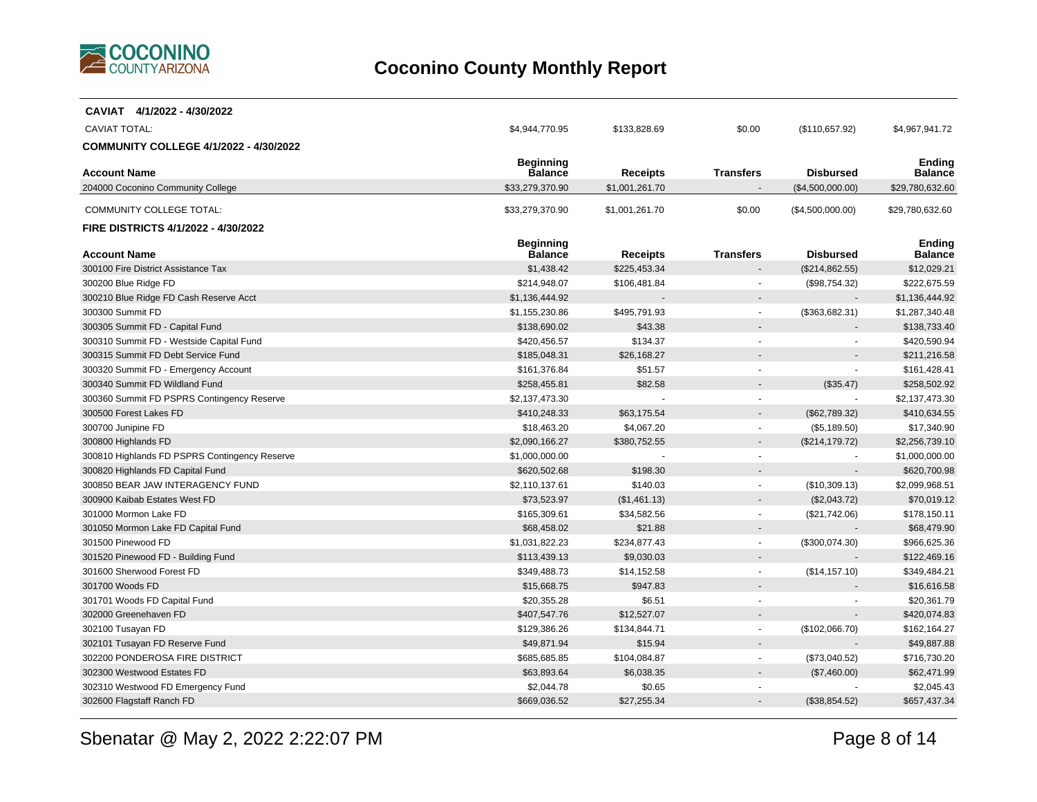# Coconino County Monthly Report

**CAVIAT 4/1/2022 - 4/30/2022**

| | Beginning Balance | Receipts | Transfers | Disbursed | Ending Balance |
|---|---|---|---|---|---|
| CAVIAT TOTAL: | $4,944,770.95 | $133,828.69 | $0.00 | ($110,657.92) | $4,967,941.72 |

**COMMUNITY COLLEGE 4/1/2022 - 4/30/2022**

| Account Name | Beginning Balance | Receipts | Transfers | Disbursed | Ending Balance |
|---|---|---|---|---|---|
| 204000 Coconino Community College | $33,279,370.90 | $1,001,261.70 | - | ($4,500,000.00) | $29,780,632.60 |
| COMMUNITY COLLEGE TOTAL: | $33,279,370.90 | $1,001,261.70 | $0.00 | ($4,500,000.00) | $29,780,632.60 |

**FIRE DISTRICTS 4/1/2022 - 4/30/2022**

| Account Name | Beginning Balance | Receipts | Transfers | Disbursed | Ending Balance |
|---|---|---|---|---|---|
| 300100 Fire District Assistance Tax | $1,438.42 | $225,453.34 | - | ($214,862.55) | $12,029.21 |
| 300200 Blue Ridge FD | $214,948.07 | $106,481.84 | - | ($98,754.32) | $222,675.59 |
| 300210 Blue Ridge FD Cash Reserve Acct | $1,136,444.92 | - | - | - | $1,136,444.92 |
| 300300 Summit FD | $1,155,230.86 | $495,791.93 | - | ($363,682.31) | $1,287,340.48 |
| 300305 Summit FD - Capital Fund | $138,690.02 | $43.38 | - | - | $138,733.40 |
| 300310 Summit FD - Westside Capital Fund | $420,456.57 | $134.37 | - | - | $420,590.94 |
| 300315 Summit FD Debt Service Fund | $185,048.31 | $26,168.27 | - | - | $211,216.58 |
| 300320 Summit FD - Emergency Account | $161,376.84 | $51.57 | - | - | $161,428.41 |
| 300340 Summit FD Wildland Fund | $258,455.81 | $82.58 | - | ($35.47) | $258,502.92 |
| 300360 Summit FD PSPRS Contingency Reserve | $2,137,473.30 | - | - | - | $2,137,473.30 |
| 300500 Forest Lakes FD | $410,248.33 | $63,175.54 | - | ($62,789.32) | $410,634.55 |
| 300700 Junipine FD | $18,463.20 | $4,067.20 | - | ($5,189.50) | $17,340.90 |
| 300800 Highlands FD | $2,090,166.27 | $380,752.55 | - | ($214,179.72) | $2,256,739.10 |
| 300810 Highlands FD PSPRS Contingency Reserve | $1,000,000.00 | - | - | - | $1,000,000.00 |
| 300820 Highlands FD Capital Fund | $620,502.68 | $198.30 | - | - | $620,700.98 |
| 300850 BEAR JAW INTERAGENCY FUND | $2,110,137.61 | $140.03 | - | ($10,309.13) | $2,099,968.51 |
| 300900 Kaibab Estates West FD | $73,523.97 | ($1,461.13) | - | ($2,043.72) | $70,019.12 |
| 301000 Mormon Lake FD | $165,309.61 | $34,582.56 | - | ($21,742.06) | $178,150.11 |
| 301050 Mormon Lake FD Capital Fund | $68,458.02 | $21.88 | - | - | $68,479.90 |
| 301500 Pinewood FD | $1,031,822.23 | $234,877.43 | - | ($300,074.30) | $966,625.36 |
| 301520 Pinewood FD - Building Fund | $113,439.13 | $9,030.03 | - | - | $122,469.16 |
| 301600 Sherwood Forest FD | $349,488.73 | $14,152.58 | - | ($14,157.10) | $349,484.21 |
| 301700 Woods FD | $15,668.75 | $947.83 | - | - | $16,616.58 |
| 301701 Woods FD Capital Fund | $20,355.28 | $6.51 | - | - | $20,361.79 |
| 302000 Greenehaven FD | $407,547.76 | $12,527.07 | - | - | $420,074.83 |
| 302100 Tusayan FD | $129,386.26 | $134,844.71 | - | ($102,066.70) | $162,164.27 |
| 302101 Tusayan FD Reserve Fund | $49,871.94 | $15.94 | - | - | $49,887.88 |
| 302200 PONDEROSA FIRE DISTRICT | $685,685.85 | $104,084.87 | - | ($73,040.52) | $716,730.20 |
| 302300 Westwood Estates FD | $63,893.64 | $6,038.35 | - | ($7,460.00) | $62,471.99 |
| 302310 Westwood FD Emergency Fund | $2,044.78 | $0.65 | - | - | $2,045.43 |
| 302600 Flagstaff Ranch FD | $669,036.52 | $27,255.34 | - | ($38,854.52) | $657,437.34 |

Sbenatar @ May 2, 2022 2:22:07 PM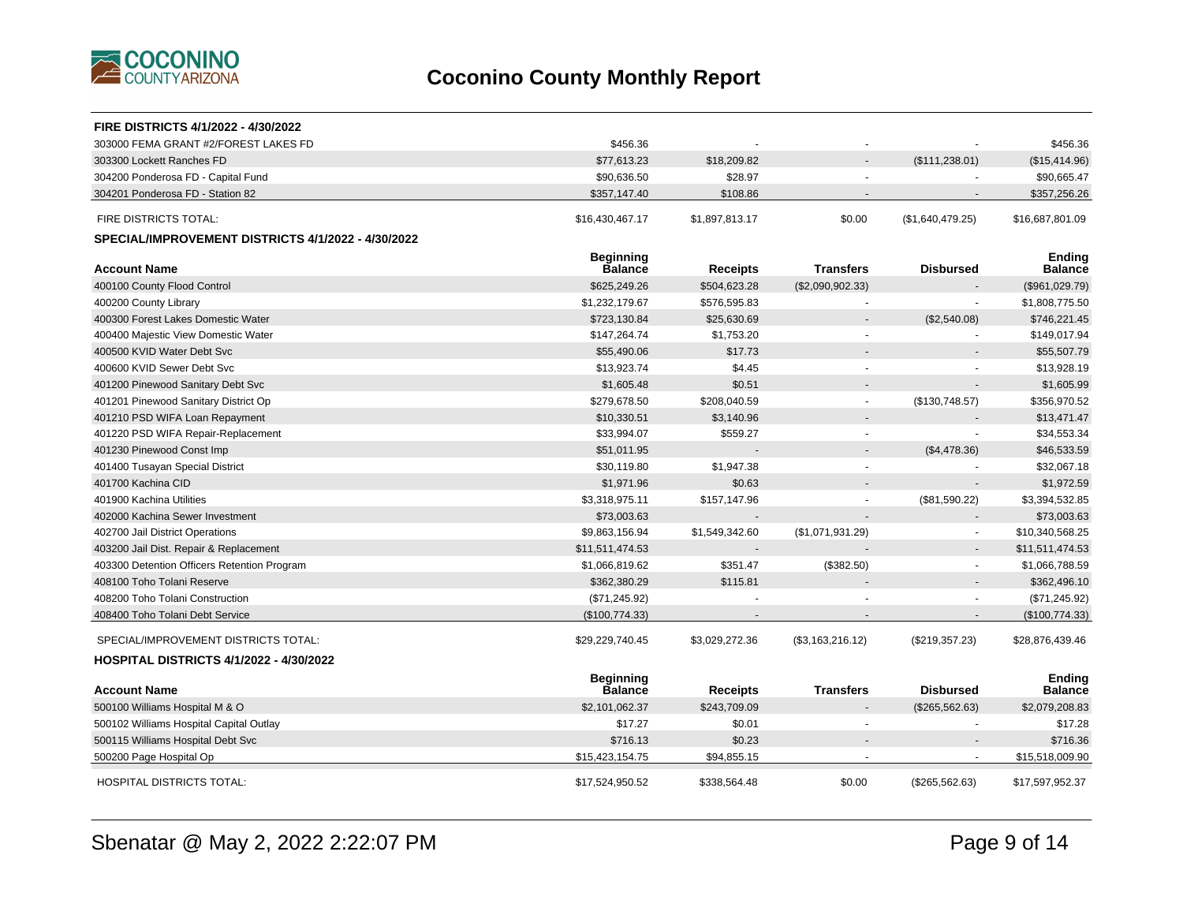# Coconino County Monthly Report

**FIRE DISTRICTS 4/1/2022 - 4/30/2022**

| Account Name | Beginning Balance | Receipts | Transfers | Disbursed | Ending Balance |
|---|---|---|---|---|---|
| 303000 FEMA GRANT #2/FOREST LAKES FD | $456.36 | - | - | - | $456.36 |
| 303300 Lockett Ranches FD | $77,613.23 | $18,209.82 | - | ($111,238.01) | ($15,414.96) |
| 304200 Ponderosa FD - Capital Fund | $90,636.50 | $28.97 | - | - | $90,665.47 |
| 304201 Ponderosa FD - Station 82 | $357,147.40 | $108.86 | - | - | $357,256.26 |
| FIRE DISTRICTS TOTAL: | $16,430,467.17 | $1,897,813.17 | $0.00 | ($1,640,479.25) | $16,687,801.09 |

**SPECIAL/IMPROVEMENT DISTRICTS 4/1/2022 - 4/30/2022**

| Account Name | Beginning Balance | Receipts | Transfers | Disbursed | Ending Balance |
|---|---|---|---|---|---|
| 400100 County Flood Control | $625,249.26 | $504,623.28 | ($2,090,902.33) | - | ($961,029.79) |
| 400200 County Library | $1,232,179.67 | $576,595.83 | - | - | $1,808,775.50 |
| 400300 Forest Lakes Domestic Water | $723,130.84 | $25,630.69 | - | ($2,540.08) | $746,221.45 |
| 400400 Majestic View Domestic Water | $147,264.74 | $1,753.20 | - | - | $149,017.94 |
| 400500 KVID Water Debt Svc | $55,490.06 | $17.73 | - | - | $55,507.79 |
| 400600 KVID Sewer Debt Svc | $13,923.74 | $4.45 | - | - | $13,928.19 |
| 401200 Pinewood Sanitary Debt Svc | $1,605.48 | $0.51 | - | - | $1,605.99 |
| 401201 Pinewood Sanitary District Op | $279,678.50 | $208,040.59 | - | ($130,748.57) | $356,970.52 |
| 401210 PSD WIFA Loan Repayment | $10,330.51 | $3,140.96 | - | - | $13,471.47 |
| 401220 PSD WIFA Repair-Replacement | $33,994.07 | $559.27 | - | - | $34,553.34 |
| 401230 Pinewood Const Imp | $51,011.95 | - | - | ($4,478.36) | $46,533.59 |
| 401400 Tusayan Special District | $30,119.80 | $1,947.38 | - | - | $32,067.18 |
| 401700 Kachina CID | $1,971.96 | $0.63 | - | - | $1,972.59 |
| 401900 Kachina Utilities | $3,318,975.11 | $157,147.96 | - | ($81,590.22) | $3,394,532.85 |
| 402000 Kachina Sewer Investment | $73,003.63 | - | - | - | $73,003.63 |
| 402700 Jail District Operations | $9,863,156.94 | $1,549,342.60 | ($1,071,931.29) | - | $10,340,568.25 |
| 403200 Jail Dist. Repair & Replacement | $11,511,474.53 | - | - | - | $11,511,474.53 |
| 403300 Detention Officers Retention Program | $1,066,819.62 | $351.47 | ($382.50) | - | $1,066,788.59 |
| 408100 Toho Tolani Reserve | $362,380.29 | $115.81 | - | - | $362,496.10 |
| 408200 Toho Tolani Construction | ($71,245.92) | - | - | - | ($71,245.92) |
| 408400 Toho Tolani Debt Service | ($100,774.33) | - | - | - | ($100,774.33) |
| SPECIAL/IMPROVEMENT DISTRICTS TOTAL: | $29,229,740.45 | $3,029,272.36 | ($3,163,216.12) | ($219,357.23) | $28,876,439.46 |

**HOSPITAL DISTRICTS 4/1/2022 - 4/30/2022**

| Account Name | Beginning Balance | Receipts | Transfers | Disbursed | Ending Balance |
|---|---|---|---|---|---|
| 500100 Williams Hospital M & O | $2,101,062.37 | $243,709.09 | - | ($265,562.63) | $2,079,208.83 |
| 500102 Williams Hospital Capital Outlay | $17.27 | $0.01 | - | - | $17.28 |
| 500115 Williams Hospital Debt Svc | $716.13 | $0.23 | - | - | $716.36 |
| 500200 Page Hospital Op | $15,423,154.75 | $94,855.15 | - | - | $15,518,009.90 |
| HOSPITAL DISTRICTS TOTAL: | $17,524,950.52 | $338,564.48 | $0.00 | ($265,562.63) | $17,597,952.37 |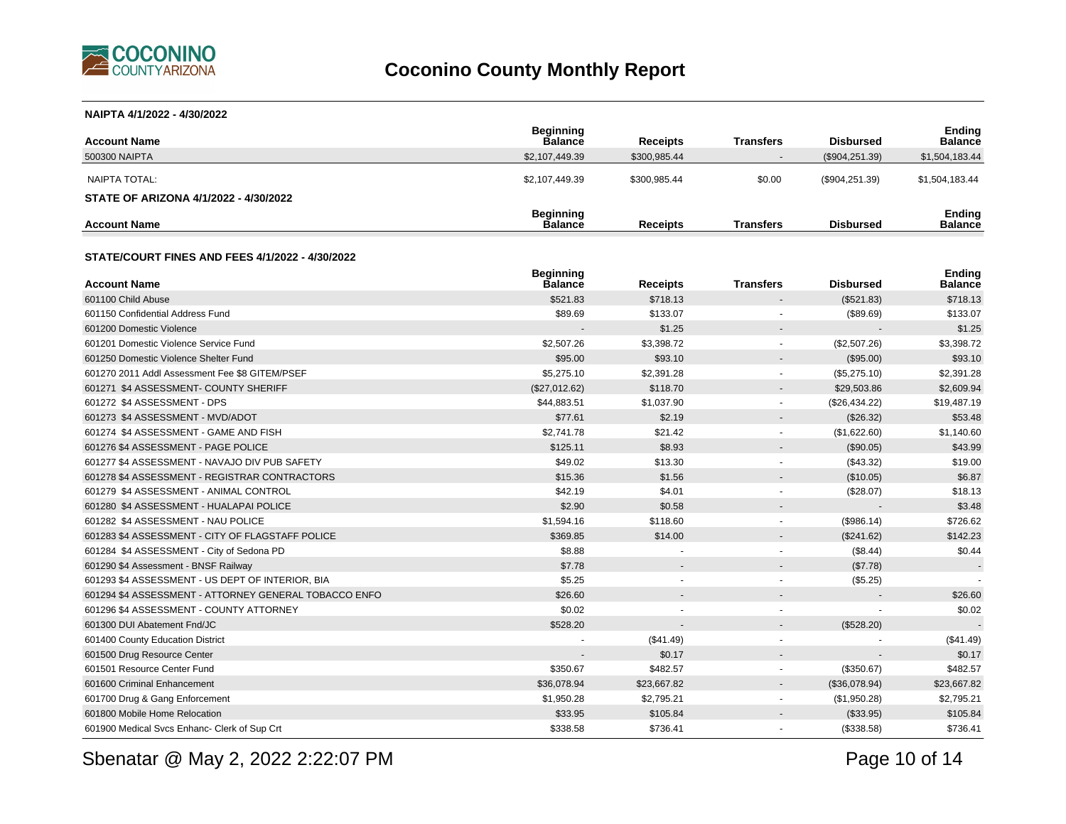# Coconino County Monthly Report

**NAIPTA 4/1/2022 - 4/30/2022**

| Account Name | Beginning Balance | Receipts | Transfers | Disbursed | Ending Balance |
|---|---|---|---|---|---|
| 500300 NAIPTA | $2,107,449.39 | $300,985.44 | - | ($904,251.39) | $1,504,183.44 |
| NAIPTA TOTAL: | $2,107,449.39 | $300,985.44 | $0.00 | ($904,251.39) | $1,504,183.44 |

**STATE OF ARIZONA 4/1/2022 - 4/30/2022**

| Account Name | Beginning Balance | Receipts | Transfers | Disbursed | Ending Balance |
|---|---|---|---|---|---|

**STATE/COURT FINES AND FEES 4/1/2022 - 4/30/2022**

| Account Name | Beginning Balance | Receipts | Transfers | Disbursed | Ending Balance |
|---|---|---|---|---|---|
| 601100 Child Abuse | $521.83 | $718.13 | - | ($521.83) | $718.13 |
| 601150 Confidential Address Fund | $89.69 | $133.07 | - | ($89.69) | $133.07 |
| 601200 Domestic Violence | - | $1.25 | - | - | $1.25 |
| 601201 Domestic Violence Service Fund | $2,507.26 | $3,398.72 | - | ($2,507.26) | $3,398.72 |
| 601250 Domestic Violence Shelter Fund | $95.00 | $93.10 | - | ($95.00) | $93.10 |
| 601270 2011 Addl Assessment Fee $8 GITEM/PSEF | $5,275.10 | $2,391.28 | - | ($5,275.10) | $2,391.28 |
| 601271 $4 ASSESSMENT- COUNTY SHERIFF | ($27,012.62) | $118.70 | - | $29,503.86 | $2,609.94 |
| 601272 $4 ASSESSMENT - DPS | $44,883.51 | $1,037.90 | - | ($26,434.22) | $19,487.19 |
| 601273 $4 ASSESSMENT - MVD/ADOT | $77.61 | $2.19 | - | ($26.32) | $53.48 |
| 601274 $4 ASSESSMENT - GAME AND FISH | $2,741.78 | $21.42 | - | ($1,622.60) | $1,140.60 |
| 601276 $4 ASSESSMENT - PAGE POLICE | $125.11 | $8.93 | - | ($90.05) | $43.99 |
| 601277 $4 ASSESSMENT - NAVAJO DIV PUB SAFETY | $49.02 | $13.30 | - | ($43.32) | $19.00 |
| 601278 $4 ASSESSMENT - REGISTRAR CONTRACTORS | $15.36 | $1.56 | - | ($10.05) | $6.87 |
| 601279 $4 ASSESSMENT - ANIMAL CONTROL | $42.19 | $4.01 | - | ($28.07) | $18.13 |
| 601280 $4 ASSESSMENT - HUALAPAI POLICE | $2.90 | $0.58 | - | - | $3.48 |
| 601282 $4 ASSESSMENT - NAU POLICE | $1,594.16 | $118.60 | - | ($986.14) | $726.62 |
| 601283 $4 ASSESSMENT - CITY OF FLAGSTAFF POLICE | $369.85 | $14.00 | - | ($241.62) | $142.23 |
| 601284 $4 ASSESSMENT - City of Sedona PD | $8.88 | - | - | ($8.44) | $0.44 |
| 601290 $4 Assessment - BNSF Railway | $7.78 | - | - | ($7.78) | - |
| 601293 $4 ASSESSMENT - US DEPT OF INTERIOR, BIA | $5.25 | - | - | ($5.25) | - |
| 601294 $4 ASSESSMENT - ATTORNEY GENERAL TOBACCO ENFO | $26.60 | - | - | - | $26.60 |
| 601296 $4 ASSESSMENT - COUNTY ATTORNEY | $0.02 | - | - | - | $0.02 |
| 601300 DUI Abatement Fnd/JC | $528.20 | - | - | ($528.20) | - |
| 601400 County Education District | - | ($41.49) | - | - | ($41.49) |
| 601500 Drug Resource Center | - | $0.17 | - | - | $0.17 |
| 601501 Resource Center Fund | $350.67 | $482.57 | - | ($350.67) | $482.57 |
| 601600 Criminal Enhancement | $36,078.94 | $23,667.82 | - | ($36,078.94) | $23,667.82 |
| 601700 Drug & Gang Enforcement | $1,950.28 | $2,795.21 | - | ($1,950.28) | $2,795.21 |
| 601800 Mobile Home Relocation | $33.95 | $105.84 | - | ($33.95) | $105.84 |
| 601900 Medical Svcs Enhanc- Clerk of Sup Crt | $338.58 | $736.41 | - | ($338.58) | $736.41 |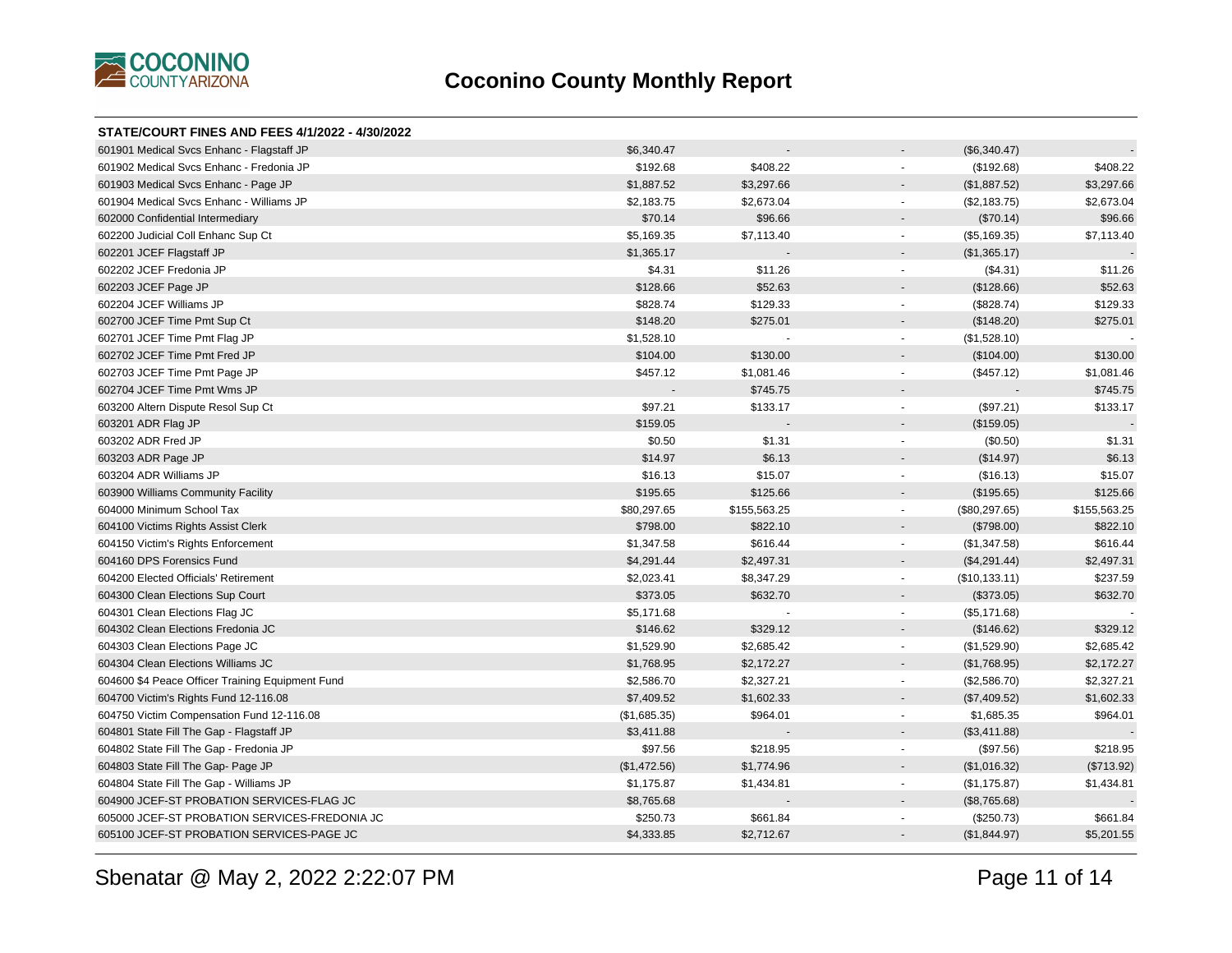# Coconino County Monthly Report

**STATE/COURT FINES AND FEES 4/1/2022 - 4/30/2022**

| | | | | | |
|---|---|---|---|---|---|
| 601901 Medical Svcs Enhanc - Flagstaff JP | $6,340.47 | - | - | ($6,340.47) | - |
| 601902 Medical Svcs Enhanc - Fredonia JP | $192.68 | $408.22 | - | ($192.68) | $408.22 |
| 601903 Medical Svcs Enhanc - Page JP | $1,887.52 | $3,297.66 | - | ($1,887.52) | $3,297.66 |
| 601904 Medical Svcs Enhanc - Williams JP | $2,183.75 | $2,673.04 | - | ($2,183.75) | $2,673.04 |
| 602000 Confidential Intermediary | $70.14 | $96.66 | - | ($70.14) | $96.66 |
| 602200 Judicial Coll Enhanc Sup Ct | $5,169.35 | $7,113.40 | - | ($5,169.35) | $7,113.40 |
| 602201 JCEF Flagstaff JP | $1,365.17 | - | - | ($1,365.17) | - |
| 602202 JCEF Fredonia JP | $4.31 | $11.26 | - | ($4.31) | $11.26 |
| 602203 JCEF Page JP | $128.66 | $52.63 | - | ($128.66) | $52.63 |
| 602204 JCEF Williams JP | $828.74 | $129.33 | - | ($828.74) | $129.33 |
| 602700 JCEF Time Pmt Sup Ct | $148.20 | $275.01 | - | ($148.20) | $275.01 |
| 602701 JCEF Time Pmt Flag JP | $1,528.10 | - | - | ($1,528.10) | - |
| 602702 JCEF Time Pmt Fred JP | $104.00 | $130.00 | - | ($104.00) | $130.00 |
| 602703 JCEF Time Pmt Page JP | $457.12 | $1,081.46 | - | ($457.12) | $1,081.46 |
| 602704 JCEF Time Pmt Wms JP | - | $745.75 | - | - | $745.75 |
| 603200 Altern Dispute Resol Sup Ct | $97.21 | $133.17 | - | ($97.21) | $133.17 |
| 603201 ADR Flag JP | $159.05 | - | - | ($159.05) | - |
| 603202 ADR Fred JP | $0.50 | $1.31 | - | ($0.50) | $1.31 |
| 603203 ADR Page JP | $14.97 | $6.13 | - | ($14.97) | $6.13 |
| 603204 ADR Williams JP | $16.13 | $15.07 | - | ($16.13) | $15.07 |
| 603900 Williams Community Facility | $195.65 | $125.66 | - | ($195.65) | $125.66 |
| 604000 Minimum School Tax | $80,297.65 | $155,563.25 | - | ($80,297.65) | $155,563.25 |
| 604100 Victims Rights Assist Clerk | $798.00 | $822.10 | - | ($798.00) | $822.10 |
| 604150 Victim's Rights Enforcement | $1,347.58 | $616.44 | - | ($1,347.58) | $616.44 |
| 604160 DPS Forensics Fund | $4,291.44 | $2,497.31 | - | ($4,291.44) | $2,497.31 |
| 604200 Elected Officials' Retirement | $2,023.41 | $8,347.29 | - | ($10,133.11) | $237.59 |
| 604300 Clean Elections Sup Court | $373.05 | $632.70 | - | ($373.05) | $632.70 |
| 604301 Clean Elections Flag JC | $5,171.68 | - | - | ($5,171.68) | - |
| 604302 Clean Elections Fredonia JC | $146.62 | $329.12 | - | ($146.62) | $329.12 |
| 604303 Clean Elections Page JC | $1,529.90 | $2,685.42 | - | ($1,529.90) | $2,685.42 |
| 604304 Clean Elections Williams JC | $1,768.95 | $2,172.27 | - | ($1,768.95) | $2,172.27 |
| 604600 $4 Peace Officer Training Equipment Fund | $2,586.70 | $2,327.21 | - | ($2,586.70) | $2,327.21 |
| 604700 Victim's Rights Fund 12-116.08 | $7,409.52 | $1,602.33 | - | ($7,409.52) | $1,602.33 |
| 604750 Victim Compensation Fund 12-116.08 | ($1,685.35) | $964.01 | - | $1,685.35 | $964.01 |
| 604801 State Fill The Gap - Flagstaff JP | $3,411.88 | - | - | ($3,411.88) | - |
| 604802 State Fill The Gap - Fredonia JP | $97.56 | $218.95 | - | ($97.56) | $218.95 |
| 604803 State Fill The Gap- Page JP | ($1,472.56) | $1,774.96 | - | ($1,016.32) | ($713.92) |
| 604804 State Fill The Gap - Williams JP | $1,175.87 | $1,434.81 | - | ($1,175.87) | $1,434.81 |
| 604900 JCEF-ST PROBATION SERVICES-FLAG JC | $8,765.68 | - | - | ($8,765.68) | - |
| 605000 JCEF-ST PROBATION SERVICES-FREDONIA JC | $250.73 | $661.84 | - | ($250.73) | $661.84 |
| 605100 JCEF-ST PROBATION SERVICES-PAGE JC | $4,333.85 | $2,712.67 | - | ($1,844.97) | $5,201.55 |

Sbenatar @ May 2, 2022 2:22:07 PM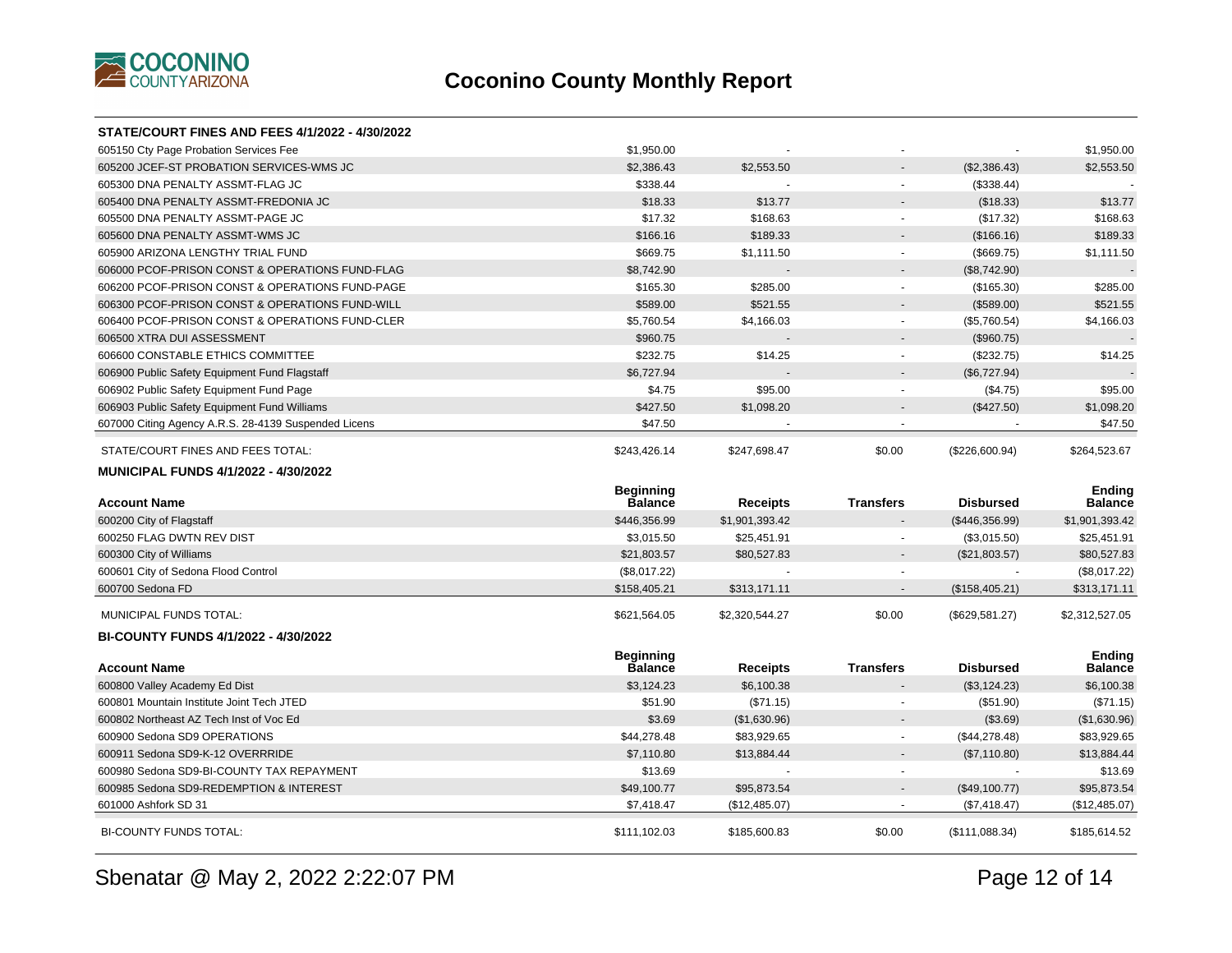# Coconino County Monthly Report

### STATE/COURT FINES AND FEES 4/1/2022 - 4/30/2022

| Account Name | Beginning Balance | Receipts | Transfers | Disbursed | Ending Balance |
|---|---|---|---|---|---|
| 605150 Cty Page Probation Services Fee | $1,950.00 | - | - | - | $1,950.00 |
| 605200 JCEF-ST PROBATION SERVICES-WMS JC | $2,386.43 | $2,553.50 | - | ($2,386.43) | $2,553.50 |
| 605300 DNA PENALTY ASSMT-FLAG JC | $338.44 | - | - | ($338.44) | - |
| 605400 DNA PENALTY ASSMT-FREDONIA JC | $18.33 | $13.77 | - | ($18.33) | $13.77 |
| 605500 DNA PENALTY ASSMT-PAGE JC | $17.32 | $168.63 | - | ($17.32) | $168.63 |
| 605600 DNA PENALTY ASSMT-WMS JC | $166.16 | $189.33 | - | ($166.16) | $189.33 |
| 605900 ARIZONA LENGTHY TRIAL FUND | $669.75 | $1,111.50 | - | ($669.75) | $1,111.50 |
| 606000 PCOF-PRISON CONST & OPERATIONS FUND-FLAG | $8,742.90 | - | - | ($8,742.90) | - |
| 606200 PCOF-PRISON CONST & OPERATIONS FUND-PAGE | $165.30 | $285.00 | - | ($165.30) | $285.00 |
| 606300 PCOF-PRISON CONST & OPERATIONS FUND-WILL | $589.00 | $521.55 | - | ($589.00) | $521.55 |
| 606400 PCOF-PRISON CONST & OPERATIONS FUND-CLER | $5,760.54 | $4,166.03 | - | ($5,760.54) | $4,166.03 |
| 606500 XTRA DUI ASSESSMENT | $960.75 | - | - | ($960.75) | - |
| 606600 CONSTABLE ETHICS COMMITTEE | $232.75 | $14.25 | - | ($232.75) | $14.25 |
| 606900 Public Safety Equipment Fund Flagstaff | $6,727.94 | - | - | ($6,727.94) | - |
| 606902 Public Safety Equipment Fund Page | $4.75 | $95.00 | - | ($4.75) | $95.00 |
| 606903 Public Safety Equipment Fund Williams | $427.50 | $1,098.20 | - | ($427.50) | $1,098.20 |
| 607000 Citing Agency A.R.S. 28-4139 Suspended Licens | $47.50 | - | - | - | $47.50 |
| STATE/COURT FINES AND FEES TOTAL: | $243,426.14 | $247,698.47 | $0.00 | ($226,600.94) | $264,523.67 |

### MUNICIPAL FUNDS 4/1/2022 - 4/30/2022

| Account Name | Beginning Balance | Receipts | Transfers | Disbursed | Ending Balance |
|---|---|---|---|---|---|
| 600200 City of Flagstaff | $446,356.99 | $1,901,393.42 | - | ($446,356.99) | $1,901,393.42 |
| 600250 FLAG DWTN REV DIST | $3,015.50 | $25,451.91 | - | ($3,015.50) | $25,451.91 |
| 600300 City of Williams | $21,803.57 | $80,527.83 | - | ($21,803.57) | $80,527.83 |
| 600601 City of Sedona Flood Control | ($8,017.22) | - | - | - | ($8,017.22) |
| 600700 Sedona FD | $158,405.21 | $313,171.11 | - | ($158,405.21) | $313,171.11 |
| MUNICIPAL FUNDS TOTAL: | $621,564.05 | $2,320,544.27 | $0.00 | ($629,581.27) | $2,312,527.05 |

### BI-COUNTY FUNDS 4/1/2022 - 4/30/2022

| Account Name | Beginning Balance | Receipts | Transfers | Disbursed | Ending Balance |
|---|---|---|---|---|---|
| 600800 Valley Academy Ed Dist | $3,124.23 | $6,100.38 | - | ($3,124.23) | $6,100.38 |
| 600801 Mountain Institute Joint Tech JTED | $51.90 | ($71.15) | - | ($51.90) | ($71.15) |
| 600802 Northeast AZ Tech Inst of Voc Ed | $3.69 | ($1,630.96) | - | ($3.69) | ($1,630.96) |
| 600900 Sedona SD9 OPERATIONS | $44,278.48 | $83,929.65 | - | ($44,278.48) | $83,929.65 |
| 600911 Sedona SD9-K-12 OVERRRIDE | $7,110.80 | $13,884.44 | - | ($7,110.80) | $13,884.44 |
| 600980 Sedona SD9-BI-COUNTY TAX REPAYMENT | $13.69 | - | - | - | $13.69 |
| 600985 Sedona SD9-REDEMPTION & INTEREST | $49,100.77 | $95,873.54 | - | ($49,100.77) | $95,873.54 |
| 601000 Ashfork SD 31 | $7,418.47 | ($12,485.07) | - | ($7,418.47) | ($12,485.07) |
| BI-COUNTY FUNDS TOTAL: | $111,102.03 | $185,600.83 | $0.00 | ($111,088.34) | $185,614.52 |

Sbenatar @ May 2, 2022 2:22:07 PM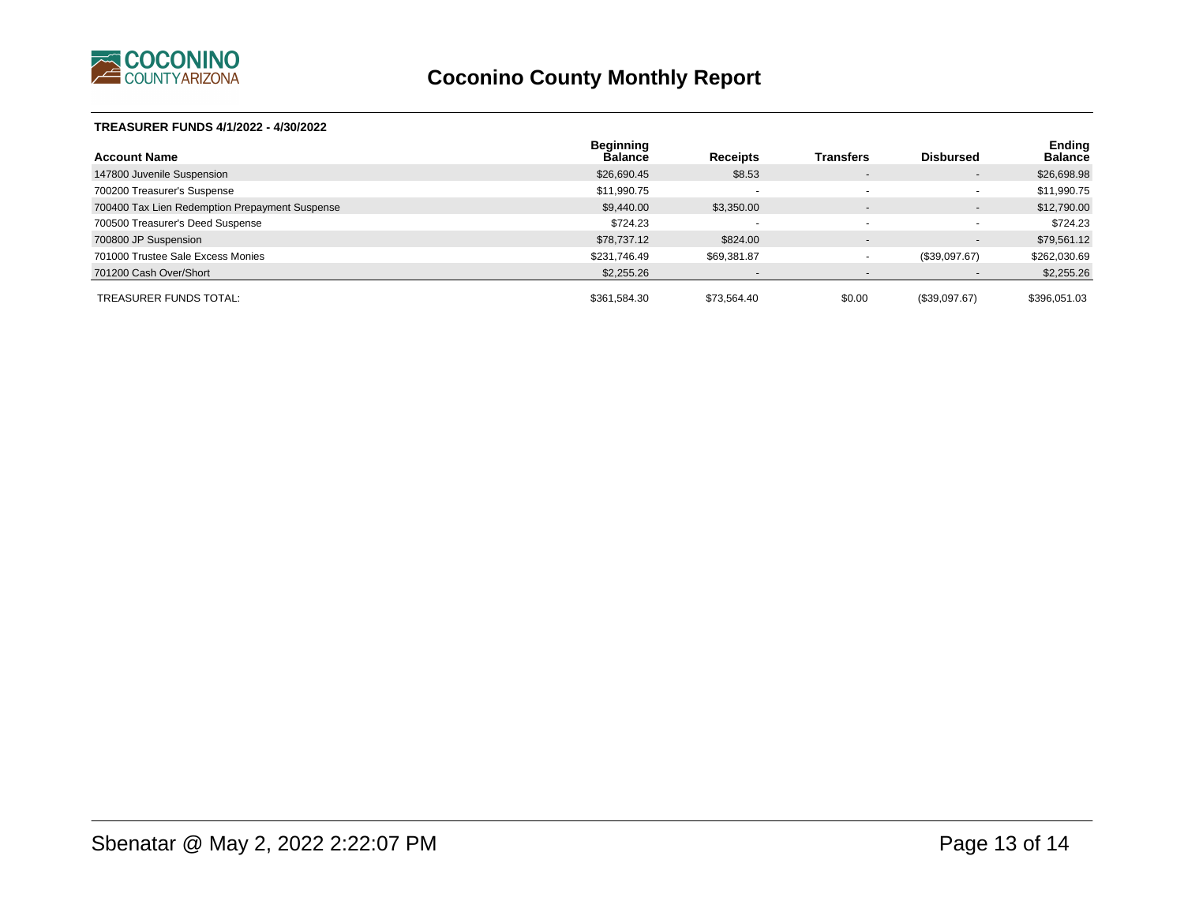# Coconino County Monthly Report

**TREASURER FUNDS 4/1/2022 - 4/30/2022**

| Account Name | Beginning Balance | Receipts | Transfers | Disbursed | Ending Balance |
|---|---|---|---|---|---|
| 147800 Juvenile Suspension | $26,690.45 | $8.53 | - | - | $26,698.98 |
| 700200 Treasurer's Suspense | $11,990.75 | - | - | - | $11,990.75 |
| 700400 Tax Lien Redemption Prepayment Suspense | $9,440.00 | $3,350.00 | - | - | $12,790.00 |
| 700500 Treasurer's Deed Suspense | $724.23 | - | - | - | $724.23 |
| 700800 JP Suspension | $78,737.12 | $824.00 | - | - | $79,561.12 |
| 701000 Trustee Sale Excess Monies | $231,746.49 | $69,381.87 | - | ($39,097.67) | $262,030.69 |
| 701200 Cash Over/Short | $2,255.26 | - | - | - | $2,255.26 |
| TREASURER FUNDS TOTAL: | $361,584.30 | $73,564.40 | $0.00 | ($39,097.67) | $396,051.03 |

Sbenatar @ May 2, 2022 2:22:07 PM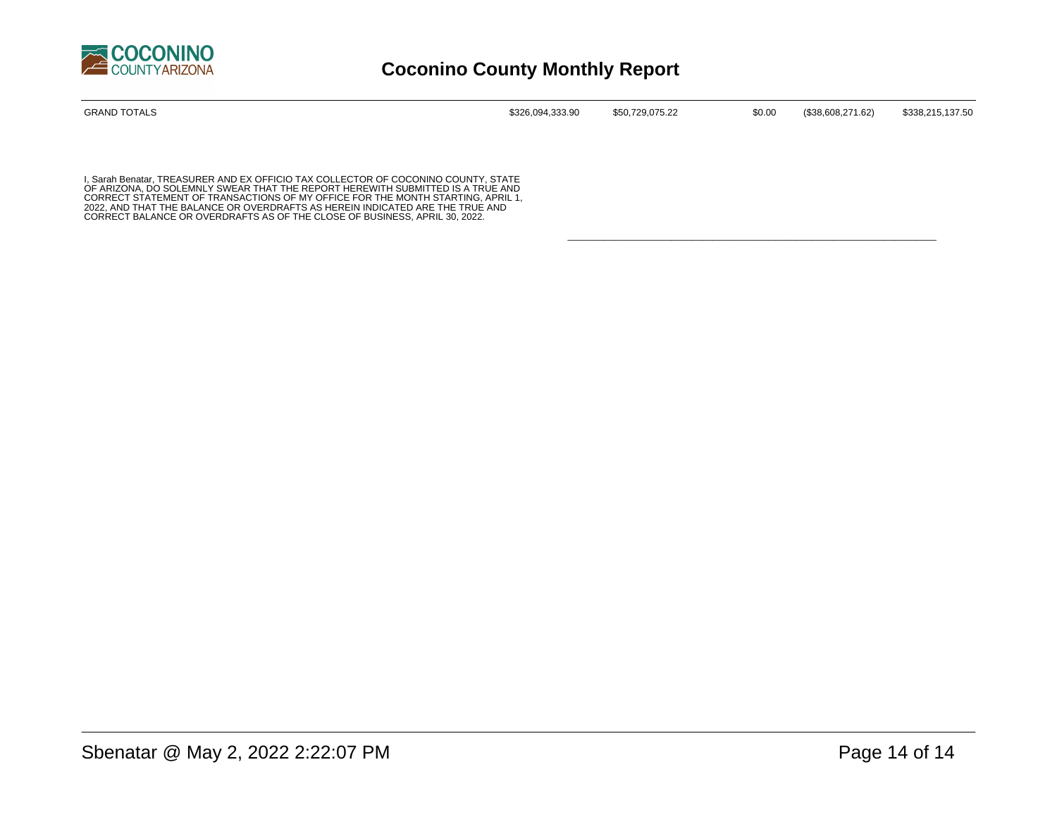# Coconino County Monthly Report

| GRAND TOTALS | $326,094,333.90 | $50,729,075.22 | $0.00 | ($38,608,271.62) | $338,215,137.50 |
|---|---|---|---|---|---|

I, Sarah Benatar, TREASURER AND EX OFFICIO TAX COLLECTOR OF COCONINO COUNTY, STATE OF ARIZONA, DO SOLEMNLY SWEAR THAT THE REPORT HEREWITH SUBMITTED IS A TRUE AND CORRECT STATEMENT OF TRANSACTIONS OF MY OFFICE FOR THE MONTH STARTING, APRIL 1, 2022, AND THAT THE BALANCE OR OVERDRAFTS AS HEREIN INDICATED ARE THE TRUE AND CORRECT BALANCE OR OVERDRAFTS AS OF THE CLOSE OF BUSINESS, APRIL 30, 2022.

\_\_\_\_\_\_\_\_\_\_\_\_\_\_\_\_\_\_\_\_\_\_\_\_\_\_\_\_\_\_\_\_\_\_\_\_\_\_\_\_\_\_\_\_\_\_\_\_\_\_\_\_\_\_\_\_

Sbenatar @ May 2, 2022 2:22:07 PM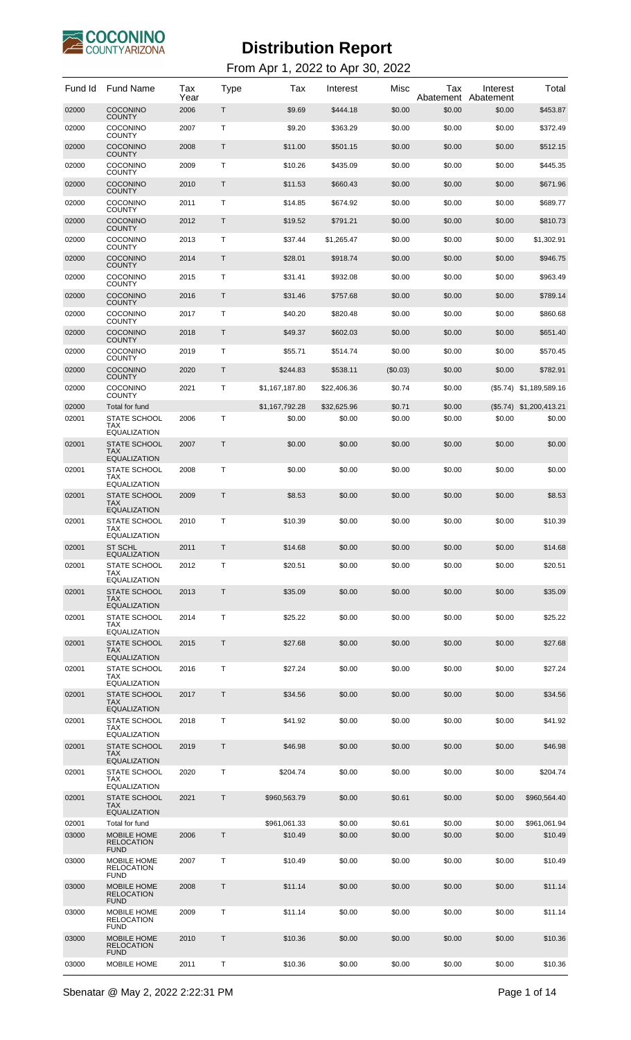# Distribution Report

From Apr 1, 2022 to Apr 30, 2022

| Fund Id | Fund Name | Tax Year | Type | Tax | Interest | Misc | Tax Abatement | Interest Abatement | Total |
|---|---|---|---|---|---|---|---|---|---|
| 02000 | COCONINO COUNTY | 2006 | T | $9.69 | $444.18 | $0.00 | $0.00 | $0.00 | $453.87 |
| 02000 | COCONINO COUNTY | 2007 | T | $9.20 | $363.29 | $0.00 | $0.00 | $0.00 | $372.49 |
| 02000 | COCONINO COUNTY | 2008 | T | $11.00 | $501.15 | $0.00 | $0.00 | $0.00 | $512.15 |
| 02000 | COCONINO COUNTY | 2009 | T | $10.26 | $435.09 | $0.00 | $0.00 | $0.00 | $445.35 |
| 02000 | COCONINO COUNTY | 2010 | T | $11.53 | $660.43 | $0.00 | $0.00 | $0.00 | $671.96 |
| 02000 | COCONINO COUNTY | 2011 | T | $14.85 | $674.92 | $0.00 | $0.00 | $0.00 | $689.77 |
| 02000 | COCONINO COUNTY | 2012 | T | $19.52 | $791.21 | $0.00 | $0.00 | $0.00 | $810.73 |
| 02000 | COCONINO COUNTY | 2013 | T | $37.44 | $1,265.47 | $0.00 | $0.00 | $0.00 | $1,302.91 |
| 02000 | COCONINO COUNTY | 2014 | T | $28.01 | $918.74 | $0.00 | $0.00 | $0.00 | $946.75 |
| 02000 | COCONINO COUNTY | 2015 | T | $31.41 | $932.08 | $0.00 | $0.00 | $0.00 | $963.49 |
| 02000 | COCONINO COUNTY | 2016 | T | $31.46 | $757.68 | $0.00 | $0.00 | $0.00 | $789.14 |
| 02000 | COCONINO COUNTY | 2017 | T | $40.20 | $820.48 | $0.00 | $0.00 | $0.00 | $860.68 |
| 02000 | COCONINO COUNTY | 2018 | T | $49.37 | $602.03 | $0.00 | $0.00 | $0.00 | $651.40 |
| 02000 | COCONINO COUNTY | 2019 | T | $55.71 | $514.74 | $0.00 | $0.00 | $0.00 | $570.45 |
| 02000 | COCONINO COUNTY | 2020 | T | $244.83 | $538.11 | ($0.03) | $0.00 | $0.00 | $782.91 |
| 02000 | COCONINO COUNTY | 2021 | T | $1,167,187.80 | $22,406.36 | $0.74 | $0.00 | ($5.74) | $1,189,589.16 |
| 02000 | Total for fund | | | $1,167,792.28 | $32,625.96 | $0.71 | $0.00 | ($5.74) | $1,200,413.21 |
| 02001 | STATE SCHOOL TAX EQUALIZATION | 2006 | T | $0.00 | $0.00 | $0.00 | $0.00 | $0.00 | $0.00 |
| 02001 | STATE SCHOOL TAX EQUALIZATION | 2007 | T | $0.00 | $0.00 | $0.00 | $0.00 | $0.00 | $0.00 |
| 02001 | STATE SCHOOL TAX EQUALIZATION | 2008 | T | $0.00 | $0.00 | $0.00 | $0.00 | $0.00 | $0.00 |
| 02001 | STATE SCHOOL TAX EQUALIZATION | 2009 | T | $8.53 | $0.00 | $0.00 | $0.00 | $0.00 | $8.53 |
| 02001 | STATE SCHOOL TAX EQUALIZATION | 2010 | T | $10.39 | $0.00 | $0.00 | $0.00 | $0.00 | $10.39 |
| 02001 | ST SCHL EQUALIZATION | 2011 | T | $14.68 | $0.00 | $0.00 | $0.00 | $0.00 | $14.68 |
| 02001 | STATE SCHOOL TAX EQUALIZATION | 2012 | T | $20.51 | $0.00 | $0.00 | $0.00 | $0.00 | $20.51 |
| 02001 | STATE SCHOOL TAX EQUALIZATION | 2013 | T | $35.09 | $0.00 | $0.00 | $0.00 | $0.00 | $35.09 |
| 02001 | STATE SCHOOL TAX EQUALIZATION | 2014 | T | $25.22 | $0.00 | $0.00 | $0.00 | $0.00 | $25.22 |
| 02001 | STATE SCHOOL TAX EQUALIZATION | 2015 | T | $27.68 | $0.00 | $0.00 | $0.00 | $0.00 | $27.68 |
| 02001 | STATE SCHOOL TAX EQUALIZATION | 2016 | T | $27.24 | $0.00 | $0.00 | $0.00 | $0.00 | $27.24 |
| 02001 | STATE SCHOOL TAX EQUALIZATION | 2017 | T | $34.56 | $0.00 | $0.00 | $0.00 | $0.00 | $34.56 |
| 02001 | STATE SCHOOL TAX EQUALIZATION | 2018 | T | $41.92 | $0.00 | $0.00 | $0.00 | $0.00 | $41.92 |
| 02001 | STATE SCHOOL TAX EQUALIZATION | 2019 | T | $46.98 | $0.00 | $0.00 | $0.00 | $0.00 | $46.98 |
| 02001 | STATE SCHOOL TAX EQUALIZATION | 2020 | T | $204.74 | $0.00 | $0.00 | $0.00 | $0.00 | $204.74 |
| 02001 | STATE SCHOOL TAX EQUALIZATION | 2021 | T | $960,563.79 | $0.00 | $0.61 | $0.00 | $0.00 | $960,564.40 |
| 02001 | Total for fund | | | $961,061.33 | $0.00 | $0.61 | $0.00 | $0.00 | $961,061.94 |
| 03000 | MOBILE HOME RELOCATION FUND | 2006 | T | $10.49 | $0.00 | $0.00 | $0.00 | $0.00 | $10.49 |
| 03000 | MOBILE HOME RELOCATION FUND | 2007 | T | $10.49 | $0.00 | $0.00 | $0.00 | $0.00 | $10.49 |
| 03000 | MOBILE HOME RELOCATION FUND | 2008 | T | $11.14 | $0.00 | $0.00 | $0.00 | $0.00 | $11.14 |
| 03000 | MOBILE HOME RELOCATION FUND | 2009 | T | $11.14 | $0.00 | $0.00 | $0.00 | $0.00 | $11.14 |
| 03000 | MOBILE HOME RELOCATION FUND | 2010 | T | $10.36 | $0.00 | $0.00 | $0.00 | $0.00 | $10.36 |
| 03000 | MOBILE HOME | 2011 | T | $10.36 | $0.00 | $0.00 | $0.00 | $0.00 | $10.36 |

Sbenatar @ May 2, 2022 2:22:31 PM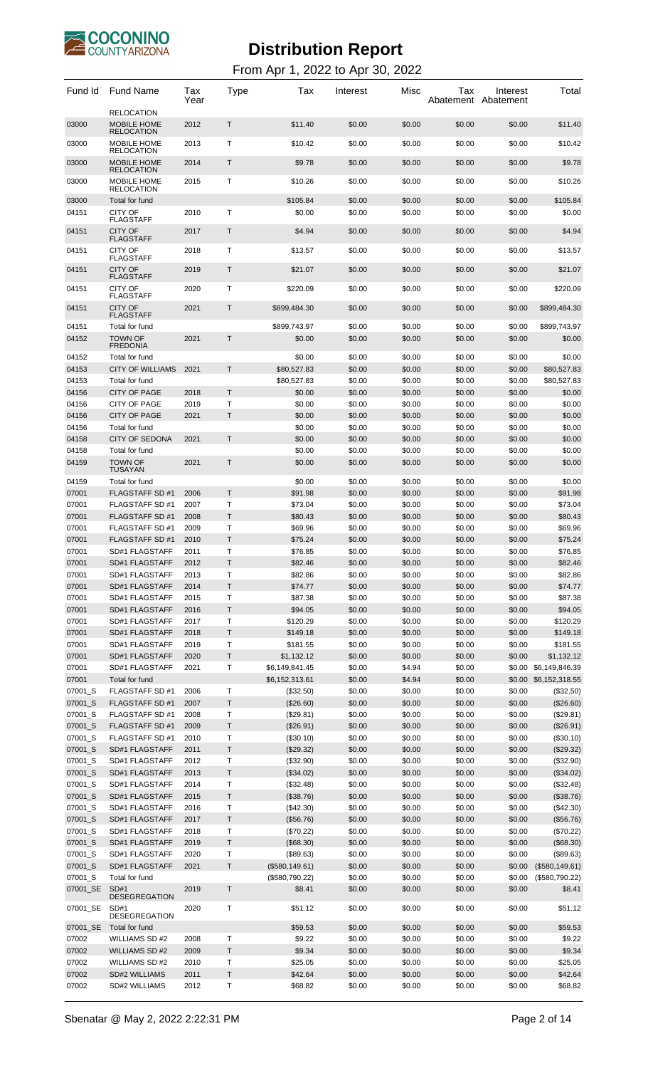# Distribution Report

From Apr 1, 2022 to Apr 30, 2022

| Fund Id | Fund Name | Tax Year | Type | Tax | Interest | Misc | Tax Abatement | Interest Abatement | Total |
|---|---|---|---|---|---|---|---|---|---|
| | RELOCATION | | | | | | | | |
| 03000 | MOBILE HOME RELOCATION | 2012 | T | $11.40 | $0.00 | $0.00 | $0.00 | $0.00 | $11.40 |
| 03000 | MOBILE HOME RELOCATION | 2013 | T | $10.42 | $0.00 | $0.00 | $0.00 | $0.00 | $10.42 |
| 03000 | MOBILE HOME RELOCATION | 2014 | T | $9.78 | $0.00 | $0.00 | $0.00 | $0.00 | $9.78 |
| 03000 | MOBILE HOME RELOCATION | 2015 | T | $10.26 | $0.00 | $0.00 | $0.00 | $0.00 | $10.26 |
| 03000 | Total for fund | | | $105.84 | $0.00 | $0.00 | $0.00 | $0.00 | $105.84 |
| 04151 | CITY OF FLAGSTAFF | 2010 | T | $0.00 | $0.00 | $0.00 | $0.00 | $0.00 | $0.00 |
| 04151 | CITY OF FLAGSTAFF | 2017 | T | $4.94 | $0.00 | $0.00 | $0.00 | $0.00 | $4.94 |
| 04151 | CITY OF FLAGSTAFF | 2018 | T | $13.57 | $0.00 | $0.00 | $0.00 | $0.00 | $13.57 |
| 04151 | CITY OF FLAGSTAFF | 2019 | T | $21.07 | $0.00 | $0.00 | $0.00 | $0.00 | $21.07 |
| 04151 | CITY OF FLAGSTAFF | 2020 | T | $220.09 | $0.00 | $0.00 | $0.00 | $0.00 | $220.09 |
| 04151 | CITY OF FLAGSTAFF | 2021 | T | $899,484.30 | $0.00 | $0.00 | $0.00 | $0.00 | $899,484.30 |
| 04151 | Total for fund | | | $899,743.97 | $0.00 | $0.00 | $0.00 | $0.00 | $899,743.97 |
| 04152 | TOWN OF FREDONIA | 2021 | T | $0.00 | $0.00 | $0.00 | $0.00 | $0.00 | $0.00 |
| 04152 | Total for fund | | | $0.00 | $0.00 | $0.00 | $0.00 | $0.00 | $0.00 |
| 04153 | CITY OF WILLIAMS | 2021 | T | $80,527.83 | $0.00 | $0.00 | $0.00 | $0.00 | $80,527.83 |
| 04153 | Total for fund | | | $80,527.83 | $0.00 | $0.00 | $0.00 | $0.00 | $80,527.83 |
| 04156 | CITY OF PAGE | 2018 | T | $0.00 | $0.00 | $0.00 | $0.00 | $0.00 | $0.00 |
| 04156 | CITY OF PAGE | 2019 | T | $0.00 | $0.00 | $0.00 | $0.00 | $0.00 | $0.00 |
| 04156 | CITY OF PAGE | 2021 | T | $0.00 | $0.00 | $0.00 | $0.00 | $0.00 | $0.00 |
| 04156 | Total for fund | | | $0.00 | $0.00 | $0.00 | $0.00 | $0.00 | $0.00 |
| 04158 | CITY OF SEDONA | 2021 | T | $0.00 | $0.00 | $0.00 | $0.00 | $0.00 | $0.00 |
| 04158 | Total for fund | | | $0.00 | $0.00 | $0.00 | $0.00 | $0.00 | $0.00 |
| 04159 | TOWN OF TUSAYAN | 2021 | T | $0.00 | $0.00 | $0.00 | $0.00 | $0.00 | $0.00 |
| 04159 | Total for fund | | | $0.00 | $0.00 | $0.00 | $0.00 | $0.00 | $0.00 |
| 07001 | FLAGSTAFF SD #1 | 2006 | T | $91.98 | $0.00 | $0.00 | $0.00 | $0.00 | $91.98 |
| 07001 | FLAGSTAFF SD #1 | 2007 | T | $73.04 | $0.00 | $0.00 | $0.00 | $0.00 | $73.04 |
| 07001 | FLAGSTAFF SD #1 | 2008 | T | $80.43 | $0.00 | $0.00 | $0.00 | $0.00 | $80.43 |
| 07001 | FLAGSTAFF SD #1 | 2009 | T | $69.96 | $0.00 | $0.00 | $0.00 | $0.00 | $69.96 |
| 07001 | FLAGSTAFF SD #1 | 2010 | T | $75.24 | $0.00 | $0.00 | $0.00 | $0.00 | $75.24 |
| 07001 | SD#1 FLAGSTAFF | 2011 | T | $76.85 | $0.00 | $0.00 | $0.00 | $0.00 | $76.85 |
| 07001 | SD#1 FLAGSTAFF | 2012 | T | $82.46 | $0.00 | $0.00 | $0.00 | $0.00 | $82.46 |
| 07001 | SD#1 FLAGSTAFF | 2013 | T | $82.86 | $0.00 | $0.00 | $0.00 | $0.00 | $82.86 |
| 07001 | SD#1 FLAGSTAFF | 2014 | T | $74.77 | $0.00 | $0.00 | $0.00 | $0.00 | $74.77 |
| 07001 | SD#1 FLAGSTAFF | 2015 | T | $87.38 | $0.00 | $0.00 | $0.00 | $0.00 | $87.38 |
| 07001 | SD#1 FLAGSTAFF | 2016 | T | $94.05 | $0.00 | $0.00 | $0.00 | $0.00 | $94.05 |
| 07001 | SD#1 FLAGSTAFF | 2017 | T | $120.29 | $0.00 | $0.00 | $0.00 | $0.00 | $120.29 |
| 07001 | SD#1 FLAGSTAFF | 2018 | T | $149.18 | $0.00 | $0.00 | $0.00 | $0.00 | $149.18 |
| 07001 | SD#1 FLAGSTAFF | 2019 | T | $181.55 | $0.00 | $0.00 | $0.00 | $0.00 | $181.55 |
| 07001 | SD#1 FLAGSTAFF | 2020 | T | $1,132.12 | $0.00 | $0.00 | $0.00 | $0.00 | $1,132.12 |
| 07001 | SD#1 FLAGSTAFF | 2021 | T | $6,149,841.45 | $0.00 | $4.94 | $0.00 | $0.00 | $6,149,846.39 |
| 07001 | Total for fund | | | $6,152,313.61 | $0.00 | $4.94 | $0.00 | $0.00 | $6,152,318.55 |
| 07001_S | FLAGSTAFF SD #1 | 2006 | T | ($32.50) | $0.00 | $0.00 | $0.00 | $0.00 | ($32.50) |
| 07001_S | FLAGSTAFF SD #1 | 2007 | T | ($26.60) | $0.00 | $0.00 | $0.00 | $0.00 | ($26.60) |
| 07001_S | FLAGSTAFF SD #1 | 2008 | T | ($29.81) | $0.00 | $0.00 | $0.00 | $0.00 | ($29.81) |
| 07001_S | FLAGSTAFF SD #1 | 2009 | T | ($26.91) | $0.00 | $0.00 | $0.00 | $0.00 | ($26.91) |
| 07001_S | FLAGSTAFF SD #1 | 2010 | T | ($30.10) | $0.00 | $0.00 | $0.00 | $0.00 | ($30.10) |
| 07001_S | SD#1 FLAGSTAFF | 2011 | T | ($29.32) | $0.00 | $0.00 | $0.00 | $0.00 | ($29.32) |
| 07001_S | SD#1 FLAGSTAFF | 2012 | T | ($32.90) | $0.00 | $0.00 | $0.00 | $0.00 | ($32.90) |
| 07001_S | SD#1 FLAGSTAFF | 2013 | T | ($34.02) | $0.00 | $0.00 | $0.00 | $0.00 | ($34.02) |
| 07001_S | SD#1 FLAGSTAFF | 2014 | T | ($32.48) | $0.00 | $0.00 | $0.00 | $0.00 | ($32.48) |
| 07001_S | SD#1 FLAGSTAFF | 2015 | T | ($38.76) | $0.00 | $0.00 | $0.00 | $0.00 | ($38.76) |
| 07001_S | SD#1 FLAGSTAFF | 2016 | T | ($42.30) | $0.00 | $0.00 | $0.00 | $0.00 | ($42.30) |
| 07001_S | SD#1 FLAGSTAFF | 2017 | T | ($56.76) | $0.00 | $0.00 | $0.00 | $0.00 | ($56.76) |
| 07001_S | SD#1 FLAGSTAFF | 2018 | T | ($70.22) | $0.00 | $0.00 | $0.00 | $0.00 | ($70.22) |
| 07001_S | SD#1 FLAGSTAFF | 2019 | T | ($68.30) | $0.00 | $0.00 | $0.00 | $0.00 | ($68.30) |
| 07001_S | SD#1 FLAGSTAFF | 2020 | T | ($89.63) | $0.00 | $0.00 | $0.00 | $0.00 | ($89.63) |
| 07001_S | SD#1 FLAGSTAFF | 2021 | T | ($580,149.61) | $0.00 | $0.00 | $0.00 | $0.00 | ($580,149.61) |
| 07001_S | Total for fund | | | ($580,790.22) | $0.00 | $0.00 | $0.00 | $0.00 | ($580,790.22) |
| 07001_SE | SD#1 DESEGREGATION | 2019 | T | $8.41 | $0.00 | $0.00 | $0.00 | $0.00 | $8.41 |
| 07001_SE | SD#1 DESEGREGATION | 2020 | T | $51.12 | $0.00 | $0.00 | $0.00 | $0.00 | $51.12 |
| 07001_SE | Total for fund | | | $59.53 | $0.00 | $0.00 | $0.00 | $0.00 | $59.53 |
| 07002 | WILLIAMS SD #2 | 2008 | T | $9.22 | $0.00 | $0.00 | $0.00 | $0.00 | $9.22 |
| 07002 | WILLIAMS SD #2 | 2009 | T | $9.34 | $0.00 | $0.00 | $0.00 | $0.00 | $9.34 |
| 07002 | WILLIAMS SD #2 | 2010 | T | $25.05 | $0.00 | $0.00 | $0.00 | $0.00 | $25.05 |
| 07002 | SD#2 WILLIAMS | 2011 | T | $42.64 | $0.00 | $0.00 | $0.00 | $0.00 | $42.64 |
| 07002 | SD#2 WILLIAMS | 2012 | T | $68.82 | $0.00 | $0.00 | $0.00 | $0.00 | $68.82 |

Sbenatar @ May 2, 2022 2:22:31 PM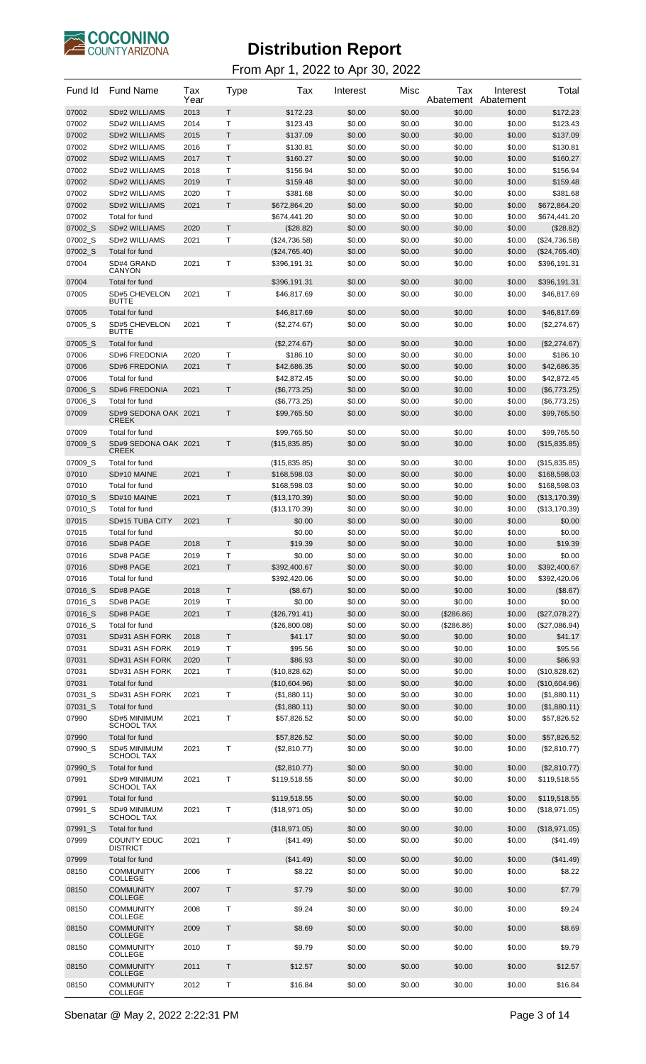# Distribution Report

From Apr 1, 2022 to Apr 30, 2022

| Fund Id | Fund Name | Tax Year | Type | Tax | Interest | Misc | Tax Abatement | Interest Abatement | Total |
|---|---|---|---|---|---|---|---|---|---|
| 07002 | SD#2 WILLIAMS | 2013 | T | $172.23 | $0.00 | $0.00 | $0.00 | $0.00 | $172.23 |
| 07002 | SD#2 WILLIAMS | 2014 | T | $123.43 | $0.00 | $0.00 | $0.00 | $0.00 | $123.43 |
| 07002 | SD#2 WILLIAMS | 2015 | T | $137.09 | $0.00 | $0.00 | $0.00 | $0.00 | $137.09 |
| 07002 | SD#2 WILLIAMS | 2016 | T | $130.81 | $0.00 | $0.00 | $0.00 | $0.00 | $130.81 |
| 07002 | SD#2 WILLIAMS | 2017 | T | $160.27 | $0.00 | $0.00 | $0.00 | $0.00 | $160.27 |
| 07002 | SD#2 WILLIAMS | 2018 | T | $156.94 | $0.00 | $0.00 | $0.00 | $0.00 | $156.94 |
| 07002 | SD#2 WILLIAMS | 2019 | T | $159.48 | $0.00 | $0.00 | $0.00 | $0.00 | $159.48 |
| 07002 | SD#2 WILLIAMS | 2020 | T | $381.68 | $0.00 | $0.00 | $0.00 | $0.00 | $381.68 |
| 07002 | SD#2 WILLIAMS | 2021 | T | $672,864.20 | $0.00 | $0.00 | $0.00 | $0.00 | $672,864.20 |
| 07002 | Total for fund | | | $674,441.20 | $0.00 | $0.00 | $0.00 | $0.00 | $674,441.20 |
| 07002_S | SD#2 WILLIAMS | 2020 | T | ($28.82) | $0.00 | $0.00 | $0.00 | $0.00 | ($28.82) |
| 07002_S | SD#2 WILLIAMS | 2021 | T | ($24,736.58) | $0.00 | $0.00 | $0.00 | $0.00 | ($24,736.58) |
| 07002_S | Total for fund | | | ($24,765.40) | $0.00 | $0.00 | $0.00 | $0.00 | ($24,765.40) |
| 07004 | SD#4 GRAND CANYON | 2021 | T | $396,191.31 | $0.00 | $0.00 | $0.00 | $0.00 | $396,191.31 |
| 07004 | Total for fund | | | $396,191.31 | $0.00 | $0.00 | $0.00 | $0.00 | $396,191.31 |
| 07005 | SD#5 CHEVELON BUTTE | 2021 | T | $46,817.69 | $0.00 | $0.00 | $0.00 | $0.00 | $46,817.69 |
| 07005 | Total for fund | | | $46,817.69 | $0.00 | $0.00 | $0.00 | $0.00 | $46,817.69 |
| 07005_S | SD#5 CHEVELON BUTTE | 2021 | T | ($2,274.67) | $0.00 | $0.00 | $0.00 | $0.00 | ($2,274.67) |
| 07005_S | Total for fund | | | ($2,274.67) | $0.00 | $0.00 | $0.00 | $0.00 | ($2,274.67) |
| 07006 | SD#6 FREDONIA | 2020 | T | $186.10 | $0.00 | $0.00 | $0.00 | $0.00 | $186.10 |
| 07006 | SD#6 FREDONIA | 2021 | T | $42,686.35 | $0.00 | $0.00 | $0.00 | $0.00 | $42,686.35 |
| 07006 | Total for fund | | | $42,872.45 | $0.00 | $0.00 | $0.00 | $0.00 | $42,872.45 |
| 07006_S | SD#6 FREDONIA | 2021 | T | ($6,773.25) | $0.00 | $0.00 | $0.00 | $0.00 | ($6,773.25) |
| 07006_S | Total for fund | | | ($6,773.25) | $0.00 | $0.00 | $0.00 | $0.00 | ($6,773.25) |
| 07009 | SD#9 SEDONA OAK CREEK | 2021 | T | $99,765.50 | $0.00 | $0.00 | $0.00 | $0.00 | $99,765.50 |
| 07009 | Total for fund | | | $99,765.50 | $0.00 | $0.00 | $0.00 | $0.00 | $99,765.50 |
| 07009_S | SD#9 SEDONA OAK CREEK | 2021 | T | ($15,835.85) | $0.00 | $0.00 | $0.00 | $0.00 | ($15,835.85) |
| 07009_S | Total for fund | | | ($15,835.85) | $0.00 | $0.00 | $0.00 | $0.00 | ($15,835.85) |
| 07010 | SD#10 MAINE | 2021 | T | $168,598.03 | $0.00 | $0.00 | $0.00 | $0.00 | $168,598.03 |
| 07010 | Total for fund | | | $168,598.03 | $0.00 | $0.00 | $0.00 | $0.00 | $168,598.03 |
| 07010_S | SD#10 MAINE | 2021 | T | ($13,170.39) | $0.00 | $0.00 | $0.00 | $0.00 | ($13,170.39) |
| 07010_S | Total for fund | | | ($13,170.39) | $0.00 | $0.00 | $0.00 | $0.00 | ($13,170.39) |
| 07015 | SD#15 TUBA CITY | 2021 | T | $0.00 | $0.00 | $0.00 | $0.00 | $0.00 | $0.00 |
| 07015 | Total for fund | | | $0.00 | $0.00 | $0.00 | $0.00 | $0.00 | $0.00 |
| 07016 | SD#8 PAGE | 2018 | T | $19.39 | $0.00 | $0.00 | $0.00 | $0.00 | $19.39 |
| 07016 | SD#8 PAGE | 2019 | T | $0.00 | $0.00 | $0.00 | $0.00 | $0.00 | $0.00 |
| 07016 | SD#8 PAGE | 2021 | T | $392,400.67 | $0.00 | $0.00 | $0.00 | $0.00 | $392,400.67 |
| 07016 | Total for fund | | | $392,420.06 | $0.00 | $0.00 | $0.00 | $0.00 | $392,420.06 |
| 07016_S | SD#8 PAGE | 2018 | T | ($8.67) | $0.00 | $0.00 | $0.00 | $0.00 | ($8.67) |
| 07016_S | SD#8 PAGE | 2019 | T | $0.00 | $0.00 | $0.00 | $0.00 | $0.00 | $0.00 |
| 07016_S | SD#8 PAGE | 2021 | T | ($26,791.41) | $0.00 | $0.00 | ($286.86) | $0.00 | ($27,078.27) |
| 07016_S | Total for fund | | | ($26,800.08) | $0.00 | $0.00 | ($286.86) | $0.00 | ($27,086.94) |
| 07031 | SD#31 ASH FORK | 2018 | T | $41.17 | $0.00 | $0.00 | $0.00 | $0.00 | $41.17 |
| 07031 | SD#31 ASH FORK | 2019 | T | $95.56 | $0.00 | $0.00 | $0.00 | $0.00 | $95.56 |
| 07031 | SD#31 ASH FORK | 2020 | T | $86.93 | $0.00 | $0.00 | $0.00 | $0.00 | $86.93 |
| 07031 | SD#31 ASH FORK | 2021 | T | ($10,828.62) | $0.00 | $0.00 | $0.00 | $0.00 | ($10,828.62) |
| 07031 | Total for fund | | | ($10,604.96) | $0.00 | $0.00 | $0.00 | $0.00 | ($10,604.96) |
| 07031_S | SD#31 ASH FORK | 2021 | T | ($1,880.11) | $0.00 | $0.00 | $0.00 | $0.00 | ($1,880.11) |
| 07031_S | Total for fund | | | ($1,880.11) | $0.00 | $0.00 | $0.00 | $0.00 | ($1,880.11) |
| 07990 | SD#5 MINIMUM SCHOOL TAX | 2021 | T | $57,826.52 | $0.00 | $0.00 | $0.00 | $0.00 | $57,826.52 |
| 07990 | Total for fund | | | $57,826.52 | $0.00 | $0.00 | $0.00 | $0.00 | $57,826.52 |
| 07990_S | SD#5 MINIMUM SCHOOL TAX | 2021 | T | ($2,810.77) | $0.00 | $0.00 | $0.00 | $0.00 | ($2,810.77) |
| 07990_S | Total for fund | | | ($2,810.77) | $0.00 | $0.00 | $0.00 | $0.00 | ($2,810.77) |
| 07991 | SD#9 MINIMUM SCHOOL TAX | 2021 | T | $119,518.55 | $0.00 | $0.00 | $0.00 | $0.00 | $119,518.55 |
| 07991 | Total for fund | | | $119,518.55 | $0.00 | $0.00 | $0.00 | $0.00 | $119,518.55 |
| 07991_S | SD#9 MINIMUM SCHOOL TAX | 2021 | T | ($18,971.05) | $0.00 | $0.00 | $0.00 | $0.00 | ($18,971.05) |
| 07991_S | Total for fund | | | ($18,971.05) | $0.00 | $0.00 | $0.00 | $0.00 | ($18,971.05) |
| 07999 | COUNTY EDUC DISTRICT | 2021 | T | ($41.49) | $0.00 | $0.00 | $0.00 | $0.00 | ($41.49) |
| 07999 | Total for fund | | | ($41.49) | $0.00 | $0.00 | $0.00 | $0.00 | ($41.49) |
| 08150 | COMMUNITY COLLEGE | 2006 | T | $8.22 | $0.00 | $0.00 | $0.00 | $0.00 | $8.22 |
| 08150 | COMMUNITY COLLEGE | 2007 | T | $7.79 | $0.00 | $0.00 | $0.00 | $0.00 | $7.79 |
| 08150 | COMMUNITY COLLEGE | 2008 | T | $9.24 | $0.00 | $0.00 | $0.00 | $0.00 | $9.24 |
| 08150 | COMMUNITY COLLEGE | 2009 | T | $8.69 | $0.00 | $0.00 | $0.00 | $0.00 | $8.69 |
| 08150 | COMMUNITY COLLEGE | 2010 | T | $9.79 | $0.00 | $0.00 | $0.00 | $0.00 | $9.79 |
| 08150 | COMMUNITY COLLEGE | 2011 | T | $12.57 | $0.00 | $0.00 | $0.00 | $0.00 | $12.57 |
| 08150 | COMMUNITY COLLEGE | 2012 | T | $16.84 | $0.00 | $0.00 | $0.00 | $0.00 | $16.84 |

Sbenatar @ May 2, 2022 2:22:31 PM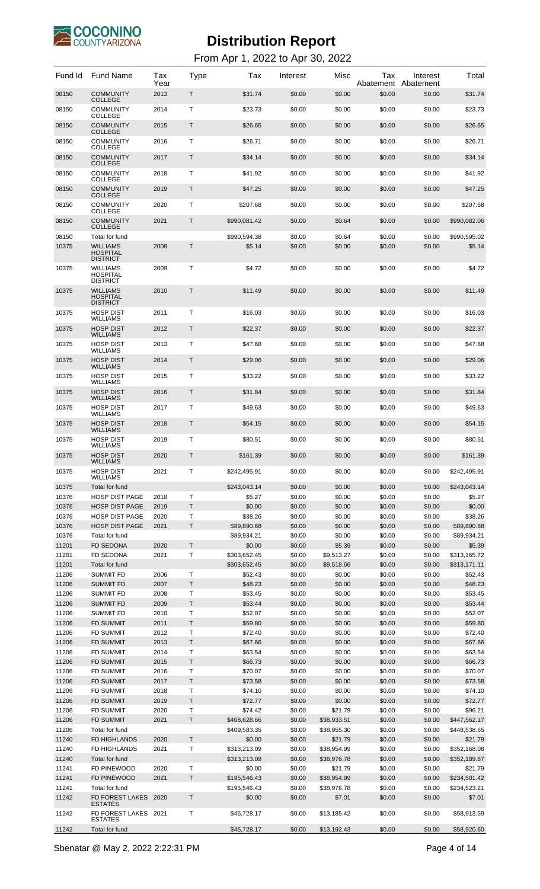# Distribution Report

From Apr 1, 2022 to Apr 30, 2022

| Fund Id | Fund Name | Tax Year | Type | Tax | Interest | Misc | Tax Abatement | Interest Abatement | Total |
|---|---|---|---|---|---|---|---|---|---|
| 08150 | COMMUNITY COLLEGE | 2013 | T | $31.74 | $0.00 | $0.00 | $0.00 | $0.00 | $31.74 |
| 08150 | COMMUNITY COLLEGE | 2014 | T | $23.73 | $0.00 | $0.00 | $0.00 | $0.00 | $23.73 |
| 08150 | COMMUNITY COLLEGE | 2015 | T | $26.65 | $0.00 | $0.00 | $0.00 | $0.00 | $26.65 |
| 08150 | COMMUNITY COLLEGE | 2016 | T | $26.71 | $0.00 | $0.00 | $0.00 | $0.00 | $26.71 |
| 08150 | COMMUNITY COLLEGE | 2017 | T | $34.14 | $0.00 | $0.00 | $0.00 | $0.00 | $34.14 |
| 08150 | COMMUNITY COLLEGE | 2018 | T | $41.92 | $0.00 | $0.00 | $0.00 | $0.00 | $41.92 |
| 08150 | COMMUNITY COLLEGE | 2019 | T | $47.25 | $0.00 | $0.00 | $0.00 | $0.00 | $47.25 |
| 08150 | COMMUNITY COLLEGE | 2020 | T | $207.68 | $0.00 | $0.00 | $0.00 | $0.00 | $207.68 |
| 08150 | COMMUNITY COLLEGE | 2021 | T | $990,081.42 | $0.00 | $0.64 | $0.00 | $0.00 | $990,082.06 |
| 08150 | Total for fund | | | $990,594.38 | $0.00 | $0.64 | $0.00 | $0.00 | $990,595.02 |
| 10375 | WILLIAMS HOSPITAL DISTRICT | 2008 | T | $5.14 | $0.00 | $0.00 | $0.00 | $0.00 | $5.14 |
| 10375 | WILLIAMS HOSPITAL DISTRICT | 2009 | T | $4.72 | $0.00 | $0.00 | $0.00 | $0.00 | $4.72 |
| 10375 | WILLIAMS HOSPITAL DISTRICT | 2010 | T | $11.49 | $0.00 | $0.00 | $0.00 | $0.00 | $11.49 |
| 10375 | HOSP DIST WILLIAMS | 2011 | T | $16.03 | $0.00 | $0.00 | $0.00 | $0.00 | $16.03 |
| 10375 | HOSP DIST WILLIAMS | 2012 | T | $22.37 | $0.00 | $0.00 | $0.00 | $0.00 | $22.37 |
| 10375 | HOSP DIST WILLIAMS | 2013 | T | $47.68 | $0.00 | $0.00 | $0.00 | $0.00 | $47.68 |
| 10375 | HOSP DIST WILLIAMS | 2014 | T | $29.06 | $0.00 | $0.00 | $0.00 | $0.00 | $29.06 |
| 10375 | HOSP DIST WILLIAMS | 2015 | T | $33.22 | $0.00 | $0.00 | $0.00 | $0.00 | $33.22 |
| 10375 | HOSP DIST WILLIAMS | 2016 | T | $31.84 | $0.00 | $0.00 | $0.00 | $0.00 | $31.84 |
| 10375 | HOSP DIST WILLIAMS | 2017 | T | $49.63 | $0.00 | $0.00 | $0.00 | $0.00 | $49.63 |
| 10375 | HOSP DIST WILLIAMS | 2018 | T | $54.15 | $0.00 | $0.00 | $0.00 | $0.00 | $54.15 |
| 10375 | HOSP DIST WILLIAMS | 2019 | T | $80.51 | $0.00 | $0.00 | $0.00 | $0.00 | $80.51 |
| 10375 | HOSP DIST WILLIAMS | 2020 | T | $161.39 | $0.00 | $0.00 | $0.00 | $0.00 | $161.39 |
| 10375 | HOSP DIST WILLIAMS | 2021 | T | $242,495.91 | $0.00 | $0.00 | $0.00 | $0.00 | $242,495.91 |
| 10375 | Total for fund | | | $243,043.14 | $0.00 | $0.00 | $0.00 | $0.00 | $243,043.14 |
| 10376 | HOSP DIST PAGE | 2018 | T | $5.27 | $0.00 | $0.00 | $0.00 | $0.00 | $5.27 |
| 10376 | HOSP DIST PAGE | 2019 | T | $0.00 | $0.00 | $0.00 | $0.00 | $0.00 | $0.00 |
| 10376 | HOSP DIST PAGE | 2020 | T | $38.26 | $0.00 | $0.00 | $0.00 | $0.00 | $38.26 |
| 10376 | HOSP DIST PAGE | 2021 | T | $89,890.68 | $0.00 | $0.00 | $0.00 | $0.00 | $89,890.68 |
| 10376 | Total for fund | | | $89,934.21 | $0.00 | $0.00 | $0.00 | $0.00 | $89,934.21 |
| 11201 | FD SEDONA | 2020 | T | $0.00 | $0.00 | $5.39 | $0.00 | $0.00 | $5.39 |
| 11201 | FD SEDONA | 2021 | T | $303,652.45 | $0.00 | $9,513.27 | $0.00 | $0.00 | $313,165.72 |
| 11201 | Total for fund | | | $303,652.45 | $0.00 | $9,518.66 | $0.00 | $0.00 | $313,171.11 |
| 11206 | SUMMIT FD | 2006 | T | $52.43 | $0.00 | $0.00 | $0.00 | $0.00 | $52.43 |
| 11206 | SUMMIT FD | 2007 | T | $48.23 | $0.00 | $0.00 | $0.00 | $0.00 | $48.23 |
| 11206 | SUMMIT FD | 2008 | T | $53.45 | $0.00 | $0.00 | $0.00 | $0.00 | $53.45 |
| 11206 | SUMMIT FD | 2009 | T | $53.44 | $0.00 | $0.00 | $0.00 | $0.00 | $53.44 |
| 11206 | SUMMIT FD | 2010 | T | $52.07 | $0.00 | $0.00 | $0.00 | $0.00 | $52.07 |
| 11206 | FD SUMMIT | 2011 | T | $59.80 | $0.00 | $0.00 | $0.00 | $0.00 | $59.80 |
| 11206 | FD SUMMIT | 2012 | T | $72.40 | $0.00 | $0.00 | $0.00 | $0.00 | $72.40 |
| 11206 | FD SUMMIT | 2013 | T | $67.66 | $0.00 | $0.00 | $0.00 | $0.00 | $67.66 |
| 11206 | FD SUMMIT | 2014 | T | $63.54 | $0.00 | $0.00 | $0.00 | $0.00 | $63.54 |
| 11206 | FD SUMMIT | 2015 | T | $66.73 | $0.00 | $0.00 | $0.00 | $0.00 | $66.73 |
| 11206 | FD SUMMIT | 2016 | T | $70.07 | $0.00 | $0.00 | $0.00 | $0.00 | $70.07 |
| 11206 | FD SUMMIT | 2017 | T | $73.58 | $0.00 | $0.00 | $0.00 | $0.00 | $73.58 |
| 11206 | FD SUMMIT | 2018 | T | $74.10 | $0.00 | $0.00 | $0.00 | $0.00 | $74.10 |
| 11206 | FD SUMMIT | 2019 | T | $72.77 | $0.00 | $0.00 | $0.00 | $0.00 | $72.77 |
| 11206 | FD SUMMIT | 2020 | T | $74.42 | $0.00 | $21.79 | $0.00 | $0.00 | $96.21 |
| 11206 | FD SUMMIT | 2021 | T | $408,628.66 | $0.00 | $38,933.51 | $0.00 | $0.00 | $447,562.17 |
| 11206 | Total for fund | | | $409,583.35 | $0.00 | $38,955.30 | $0.00 | $0.00 | $448,538.65 |
| 11240 | FD HIGHLANDS | 2020 | T | $0.00 | $0.00 | $21.79 | $0.00 | $0.00 | $21.79 |
| 11240 | FD HIGHLANDS | 2021 | T | $313,213.09 | $0.00 | $38,954.99 | $0.00 | $0.00 | $352,168.08 |
| 11240 | Total for fund | | | $313,213.09 | $0.00 | $38,976.78 | $0.00 | $0.00 | $352,189.87 |
| 11241 | FD PINEWOOD | 2020 | T | $0.00 | $0.00 | $21.79 | $0.00 | $0.00 | $21.79 |
| 11241 | FD PINEWOOD | 2021 | T | $195,546.43 | $0.00 | $38,954.99 | $0.00 | $0.00 | $234,501.42 |
| 11241 | Total for fund | | | $195,546.43 | $0.00 | $38,976.78 | $0.00 | $0.00 | $234,523.21 |
| 11242 | FD FOREST LAKES ESTATES | 2020 | T | $0.00 | $0.00 | $7.01 | $0.00 | $0.00 | $7.01 |
| 11242 | FD FOREST LAKES ESTATES | 2021 | T | $45,728.17 | $0.00 | $13,185.42 | $0.00 | $0.00 | $58,913.59 |
| 11242 | Total for fund | | | $45,728.17 | $0.00 | $13,192.43 | $0.00 | $0.00 | $58,920.60 |

Sbenatar @ May 2, 2022 2:22:31 PM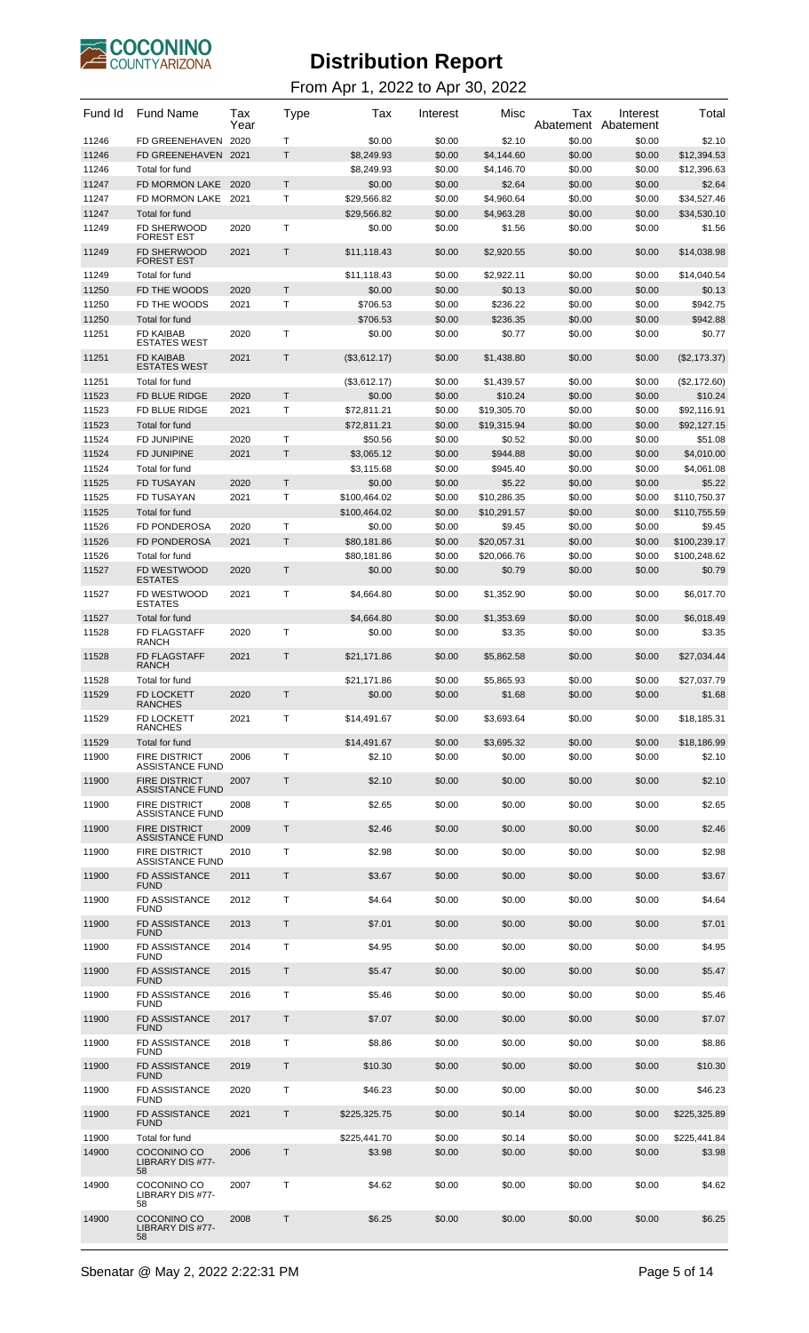# Distribution Report

From Apr 1, 2022 to Apr 30, 2022

| Fund Id | Fund Name | Tax Year | Type | Tax | Interest | Misc | Tax Abatement | Interest Abatement | Total |
|---|---|---|---|---|---|---|---|---|---|
| 11246 | FD GREENEHAVEN | 2020 | T | $0.00 | $0.00 | $2.10 | $0.00 | $0.00 | $2.10 |
| 11246 | FD GREENEHAVEN | 2021 | T | $8,249.93 | $0.00 | $4,144.60 | $0.00 | $0.00 | $12,394.53 |
| 11246 | Total for fund | | | $8,249.93 | $0.00 | $4,146.70 | $0.00 | $0.00 | $12,396.63 |
| 11247 | FD MORMON LAKE | 2020 | T | $0.00 | $0.00 | $2.64 | $0.00 | $0.00 | $2.64 |
| 11247 | FD MORMON LAKE | 2021 | T | $29,566.82 | $0.00 | $4,960.64 | $0.00 | $0.00 | $34,527.46 |
| 11247 | Total for fund | | | $29,566.82 | $0.00 | $4,963.28 | $0.00 | $0.00 | $34,530.10 |
| 11249 | FD SHERWOOD FOREST EST | 2020 | T | $0.00 | $0.00 | $1.56 | $0.00 | $0.00 | $1.56 |
| 11249 | FD SHERWOOD FOREST EST | 2021 | T | $11,118.43 | $0.00 | $2,920.55 | $0.00 | $0.00 | $14,038.98 |
| 11249 | Total for fund | | | $11,118.43 | $0.00 | $2,922.11 | $0.00 | $0.00 | $14,040.54 |
| 11250 | FD THE WOODS | 2020 | T | $0.00 | $0.00 | $0.13 | $0.00 | $0.00 | $0.13 |
| 11250 | FD THE WOODS | 2021 | T | $706.53 | $0.00 | $236.22 | $0.00 | $0.00 | $942.75 |
| 11250 | Total for fund | | | $706.53 | $0.00 | $236.35 | $0.00 | $0.00 | $942.88 |
| 11251 | FD KAIBAB ESTATES WEST | 2020 | T | $0.00 | $0.00 | $0.77 | $0.00 | $0.00 | $0.77 |
| 11251 | FD KAIBAB ESTATES WEST | 2021 | T | ($3,612.17) | $0.00 | $1,438.80 | $0.00 | $0.00 | ($2,173.37) |
| 11251 | Total for fund | | | ($3,612.17) | $0.00 | $1,439.57 | $0.00 | $0.00 | ($2,172.60) |
| 11523 | FD BLUE RIDGE | 2020 | T | $0.00 | $0.00 | $10.24 | $0.00 | $0.00 | $10.24 |
| 11523 | FD BLUE RIDGE | 2021 | T | $72,811.21 | $0.00 | $19,305.70 | $0.00 | $0.00 | $92,116.91 |
| 11523 | Total for fund | | | $72,811.21 | $0.00 | $19,315.94 | $0.00 | $0.00 | $92,127.15 |
| 11524 | FD JUNIPINE | 2020 | T | $50.56 | $0.00 | $0.52 | $0.00 | $0.00 | $51.08 |
| 11524 | FD JUNIPINE | 2021 | T | $3,065.12 | $0.00 | $944.88 | $0.00 | $0.00 | $4,010.00 |
| 11524 | Total for fund | | | $3,115.68 | $0.00 | $945.40 | $0.00 | $0.00 | $4,061.08 |
| 11525 | FD TUSAYAN | 2020 | T | $0.00 | $0.00 | $5.22 | $0.00 | $0.00 | $5.22 |
| 11525 | FD TUSAYAN | 2021 | T | $100,464.02 | $0.00 | $10,286.35 | $0.00 | $0.00 | $110,750.37 |
| 11525 | Total for fund | | | $100,464.02 | $0.00 | $10,291.57 | $0.00 | $0.00 | $110,755.59 |
| 11526 | FD PONDEROSA | 2020 | T | $0.00 | $0.00 | $9.45 | $0.00 | $0.00 | $9.45 |
| 11526 | FD PONDEROSA | 2021 | T | $80,181.86 | $0.00 | $20,057.31 | $0.00 | $0.00 | $100,239.17 |
| 11526 | Total for fund | | | $80,181.86 | $0.00 | $20,066.76 | $0.00 | $0.00 | $100,248.62 |
| 11527 | FD WESTWOOD ESTATES | 2020 | T | $0.00 | $0.00 | $0.79 | $0.00 | $0.00 | $0.79 |
| 11527 | FD WESTWOOD ESTATES | 2021 | T | $4,664.80 | $0.00 | $1,352.90 | $0.00 | $0.00 | $6,017.70 |
| 11527 | Total for fund | | | $4,664.80 | $0.00 | $1,353.69 | $0.00 | $0.00 | $6,018.49 |
| 11528 | FD FLAGSTAFF RANCH | 2020 | T | $0.00 | $0.00 | $3.35 | $0.00 | $0.00 | $3.35 |
| 11528 | FD FLAGSTAFF RANCH | 2021 | T | $21,171.86 | $0.00 | $5,862.58 | $0.00 | $0.00 | $27,034.44 |
| 11528 | Total for fund | | | $21,171.86 | $0.00 | $5,865.93 | $0.00 | $0.00 | $27,037.79 |
| 11529 | FD LOCKETT RANCHES | 2020 | T | $0.00 | $0.00 | $1.68 | $0.00 | $0.00 | $1.68 |
| 11529 | FD LOCKETT RANCHES | 2021 | T | $14,491.67 | $0.00 | $3,693.64 | $0.00 | $0.00 | $18,185.31 |
| 11529 | Total for fund | | | $14,491.67 | $0.00 | $3,695.32 | $0.00 | $0.00 | $18,186.99 |
| 11900 | FIRE DISTRICT ASSISTANCE FUND | 2006 | T | $2.10 | $0.00 | $0.00 | $0.00 | $0.00 | $2.10 |
| 11900 | FIRE DISTRICT ASSISTANCE FUND | 2007 | T | $2.10 | $0.00 | $0.00 | $0.00 | $0.00 | $2.10 |
| 11900 | FIRE DISTRICT ASSISTANCE FUND | 2008 | T | $2.65 | $0.00 | $0.00 | $0.00 | $0.00 | $2.65 |
| 11900 | FIRE DISTRICT ASSISTANCE FUND | 2009 | T | $2.46 | $0.00 | $0.00 | $0.00 | $0.00 | $2.46 |
| 11900 | FIRE DISTRICT ASSISTANCE FUND | 2010 | T | $2.98 | $0.00 | $0.00 | $0.00 | $0.00 | $2.98 |
| 11900 | FD ASSISTANCE FUND | 2011 | T | $3.67 | $0.00 | $0.00 | $0.00 | $0.00 | $3.67 |
| 11900 | FD ASSISTANCE FUND | 2012 | T | $4.64 | $0.00 | $0.00 | $0.00 | $0.00 | $4.64 |
| 11900 | FD ASSISTANCE FUND | 2013 | T | $7.01 | $0.00 | $0.00 | $0.00 | $0.00 | $7.01 |
| 11900 | FD ASSISTANCE FUND | 2014 | T | $4.95 | $0.00 | $0.00 | $0.00 | $0.00 | $4.95 |
| 11900 | FD ASSISTANCE FUND | 2015 | T | $5.47 | $0.00 | $0.00 | $0.00 | $0.00 | $5.47 |
| 11900 | FD ASSISTANCE FUND | 2016 | T | $5.46 | $0.00 | $0.00 | $0.00 | $0.00 | $5.46 |
| 11900 | FD ASSISTANCE FUND | 2017 | T | $7.07 | $0.00 | $0.00 | $0.00 | $0.00 | $7.07 |
| 11900 | FD ASSISTANCE FUND | 2018 | T | $8.86 | $0.00 | $0.00 | $0.00 | $0.00 | $8.86 |
| 11900 | FD ASSISTANCE FUND | 2019 | T | $10.30 | $0.00 | $0.00 | $0.00 | $0.00 | $10.30 |
| 11900 | FD ASSISTANCE FUND | 2020 | T | $46.23 | $0.00 | $0.00 | $0.00 | $0.00 | $46.23 |
| 11900 | FD ASSISTANCE FUND | 2021 | T | $225,325.75 | $0.00 | $0.14 | $0.00 | $0.00 | $225,325.89 |
| 11900 | Total for fund | | | $225,441.70 | $0.00 | $0.14 | $0.00 | $0.00 | $225,441.84 |
| 14900 | COCONINO CO LIBRARY DIS #77-58 | 2006 | T | $3.98 | $0.00 | $0.00 | $0.00 | $0.00 | $3.98 |
| 14900 | COCONINO CO LIBRARY DIS #77-58 | 2007 | T | $4.62 | $0.00 | $0.00 | $0.00 | $0.00 | $4.62 |
| 14900 | COCONINO CO LIBRARY DIS #77-58 | 2008 | T | $6.25 | $0.00 | $0.00 | $0.00 | $0.00 | $6.25 |

Sbenatar @ May 2, 2022 2:22:31 PM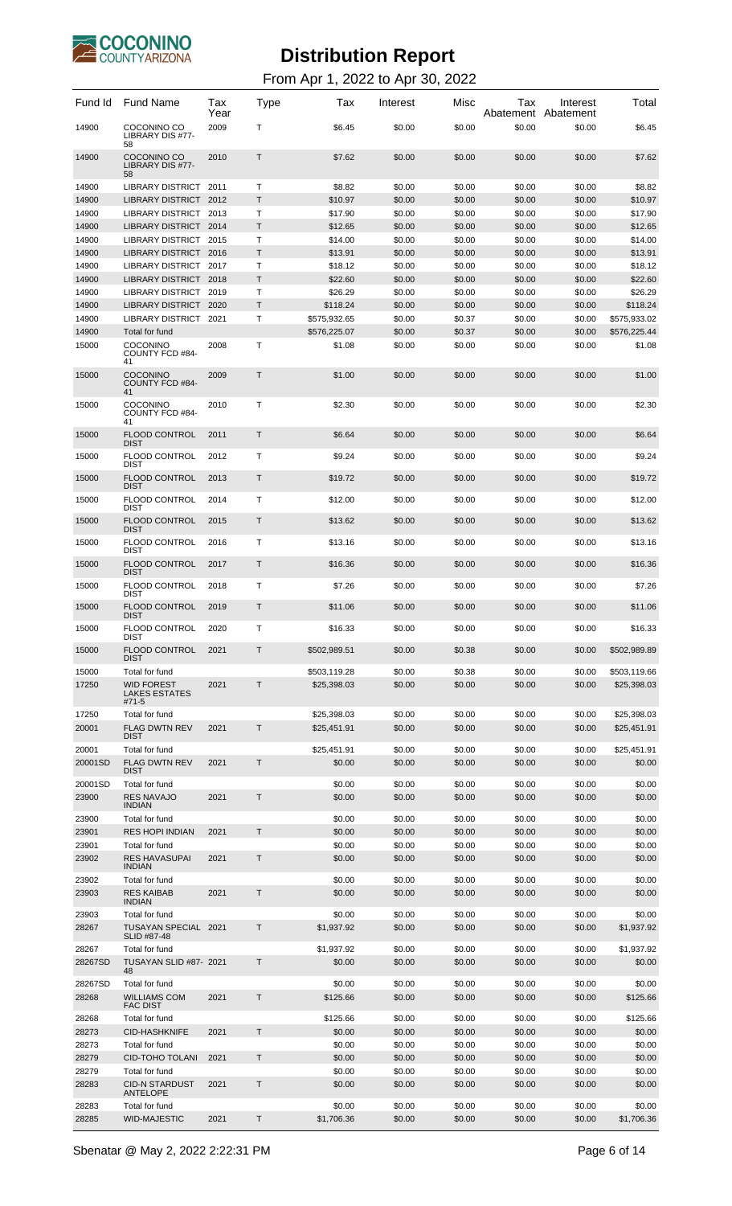# Distribution Report

From Apr 1, 2022 to Apr 30, 2022

| Fund Id | Fund Name | Tax Year | Type | Tax | Interest | Misc | Tax Abatement | Interest Abatement | Total |
|---|---|---|---|---|---|---|---|---|---|
| 14900 | COCONINO CO LIBRARY DIS #77-58 | 2009 | T | $6.45 | $0.00 | $0.00 | $0.00 | $0.00 | $6.45 |
| 14900 | COCONINO CO LIBRARY DIS #77-58 | 2010 | T | $7.62 | $0.00 | $0.00 | $0.00 | $0.00 | $7.62 |
| 14900 | LIBRARY DISTRICT | 2011 | T | $8.82 | $0.00 | $0.00 | $0.00 | $0.00 | $8.82 |
| 14900 | LIBRARY DISTRICT | 2012 | T | $10.97 | $0.00 | $0.00 | $0.00 | $0.00 | $10.97 |
| 14900 | LIBRARY DISTRICT | 2013 | T | $17.90 | $0.00 | $0.00 | $0.00 | $0.00 | $17.90 |
| 14900 | LIBRARY DISTRICT | 2014 | T | $12.65 | $0.00 | $0.00 | $0.00 | $0.00 | $12.65 |
| 14900 | LIBRARY DISTRICT | 2015 | T | $14.00 | $0.00 | $0.00 | $0.00 | $0.00 | $14.00 |
| 14900 | LIBRARY DISTRICT | 2016 | T | $13.91 | $0.00 | $0.00 | $0.00 | $0.00 | $13.91 |
| 14900 | LIBRARY DISTRICT | 2017 | T | $18.12 | $0.00 | $0.00 | $0.00 | $0.00 | $18.12 |
| 14900 | LIBRARY DISTRICT | 2018 | T | $22.60 | $0.00 | $0.00 | $0.00 | $0.00 | $22.60 |
| 14900 | LIBRARY DISTRICT | 2019 | T | $26.29 | $0.00 | $0.00 | $0.00 | $0.00 | $26.29 |
| 14900 | LIBRARY DISTRICT | 2020 | T | $118.24 | $0.00 | $0.00 | $0.00 | $0.00 | $118.24 |
| 14900 | LIBRARY DISTRICT | 2021 | T | $575,932.65 | $0.00 | $0.37 | $0.00 | $0.00 | $575,933.02 |
| 14900 | Total for fund | | | $576,225.07 | $0.00 | $0.37 | $0.00 | $0.00 | $576,225.44 |
| 15000 | COCONINO COUNTY FCD #84-41 | 2008 | T | $1.08 | $0.00 | $0.00 | $0.00 | $0.00 | $1.08 |
| 15000 | COCONINO COUNTY FCD #84-41 | 2009 | T | $1.00 | $0.00 | $0.00 | $0.00 | $0.00 | $1.00 |
| 15000 | COCONINO COUNTY FCD #84-41 | 2010 | T | $2.30 | $0.00 | $0.00 | $0.00 | $0.00 | $2.30 |
| 15000 | FLOOD CONTROL DIST | 2011 | T | $6.64 | $0.00 | $0.00 | $0.00 | $0.00 | $6.64 |
| 15000 | FLOOD CONTROL DIST | 2012 | T | $9.24 | $0.00 | $0.00 | $0.00 | $0.00 | $9.24 |
| 15000 | FLOOD CONTROL DIST | 2013 | T | $19.72 | $0.00 | $0.00 | $0.00 | $0.00 | $19.72 |
| 15000 | FLOOD CONTROL DIST | 2014 | T | $12.00 | $0.00 | $0.00 | $0.00 | $0.00 | $12.00 |
| 15000 | FLOOD CONTROL DIST | 2015 | T | $13.62 | $0.00 | $0.00 | $0.00 | $0.00 | $13.62 |
| 15000 | FLOOD CONTROL DIST | 2016 | T | $13.16 | $0.00 | $0.00 | $0.00 | $0.00 | $13.16 |
| 15000 | FLOOD CONTROL DIST | 2017 | T | $16.36 | $0.00 | $0.00 | $0.00 | $0.00 | $16.36 |
| 15000 | FLOOD CONTROL DIST | 2018 | T | $7.26 | $0.00 | $0.00 | $0.00 | $0.00 | $7.26 |
| 15000 | FLOOD CONTROL DIST | 2019 | T | $11.06 | $0.00 | $0.00 | $0.00 | $0.00 | $11.06 |
| 15000 | FLOOD CONTROL DIST | 2020 | T | $16.33 | $0.00 | $0.00 | $0.00 | $0.00 | $16.33 |
| 15000 | FLOOD CONTROL DIST | 2021 | T | $502,989.51 | $0.00 | $0.38 | $0.00 | $0.00 | $502,989.89 |
| 15000 | Total for fund | | | $503,119.28 | $0.00 | $0.38 | $0.00 | $0.00 | $503,119.66 |
| 17250 | WID FOREST LAKES ESTATES #71-5 | 2021 | T | $25,398.03 | $0.00 | $0.00 | $0.00 | $0.00 | $25,398.03 |
| 17250 | Total for fund | | | $25,398.03 | $0.00 | $0.00 | $0.00 | $0.00 | $25,398.03 |
| 20001 | FLAG DWTN REV DIST | 2021 | T | $25,451.91 | $0.00 | $0.00 | $0.00 | $0.00 | $25,451.91 |
| 20001 | Total for fund | | | $25,451.91 | $0.00 | $0.00 | $0.00 | $0.00 | $25,451.91 |
| 20001SD | FLAG DWTN REV DIST | 2021 | T | $0.00 | $0.00 | $0.00 | $0.00 | $0.00 | $0.00 |
| 20001SD | Total for fund | | | $0.00 | $0.00 | $0.00 | $0.00 | $0.00 | $0.00 |
| 23900 | RES NAVAJO INDIAN | 2021 | T | $0.00 | $0.00 | $0.00 | $0.00 | $0.00 | $0.00 |
| 23900 | Total for fund | | | $0.00 | $0.00 | $0.00 | $0.00 | $0.00 | $0.00 |
| 23901 | RES HOPI INDIAN | 2021 | T | $0.00 | $0.00 | $0.00 | $0.00 | $0.00 | $0.00 |
| 23901 | Total for fund | | | $0.00 | $0.00 | $0.00 | $0.00 | $0.00 | $0.00 |
| 23902 | RES HAVASUPAI INDIAN | 2021 | T | $0.00 | $0.00 | $0.00 | $0.00 | $0.00 | $0.00 |
| 23902 | Total for fund | | | $0.00 | $0.00 | $0.00 | $0.00 | $0.00 | $0.00 |
| 23903 | RES KAIBAB INDIAN | 2021 | T | $0.00 | $0.00 | $0.00 | $0.00 | $0.00 | $0.00 |
| 23903 | Total for fund | | | $0.00 | $0.00 | $0.00 | $0.00 | $0.00 | $0.00 |
| 28267 | TUSAYAN SPECIAL SLID #87-48 | 2021 | T | $1,937.92 | $0.00 | $0.00 | $0.00 | $0.00 | $1,937.92 |
| 28267 | Total for fund | | | $1,937.92 | $0.00 | $0.00 | $0.00 | $0.00 | $1,937.92 |
| 28267SD | TUSAYAN SLID #87-48 | 2021 | T | $0.00 | $0.00 | $0.00 | $0.00 | $0.00 | $0.00 |
| 28267SD | Total for fund | | | $0.00 | $0.00 | $0.00 | $0.00 | $0.00 | $0.00 |
| 28268 | WILLIAMS COM FAC DIST | 2021 | T | $125.66 | $0.00 | $0.00 | $0.00 | $0.00 | $125.66 |
| 28268 | Total for fund | | | $125.66 | $0.00 | $0.00 | $0.00 | $0.00 | $125.66 |
| 28273 | CID-HASHKNIFE | 2021 | T | $0.00 | $0.00 | $0.00 | $0.00 | $0.00 | $0.00 |
| 28273 | Total for fund | | | $0.00 | $0.00 | $0.00 | $0.00 | $0.00 | $0.00 |
| 28279 | CID-TOHO TOLANI | 2021 | T | $0.00 | $0.00 | $0.00 | $0.00 | $0.00 | $0.00 |
| 28279 | Total for fund | | | $0.00 | $0.00 | $0.00 | $0.00 | $0.00 | $0.00 |
| 28283 | CID-N STARDUST ANTELOPE | 2021 | T | $0.00 | $0.00 | $0.00 | $0.00 | $0.00 | $0.00 |
| 28283 | Total for fund | | | $0.00 | $0.00 | $0.00 | $0.00 | $0.00 | $0.00 |
| 28285 | WID-MAJESTIC | 2021 | T | $1,706.36 | $0.00 | $0.00 | $0.00 | $0.00 | $1,706.36 |

Sbenatar @ May 2, 2022 2:22:31 PM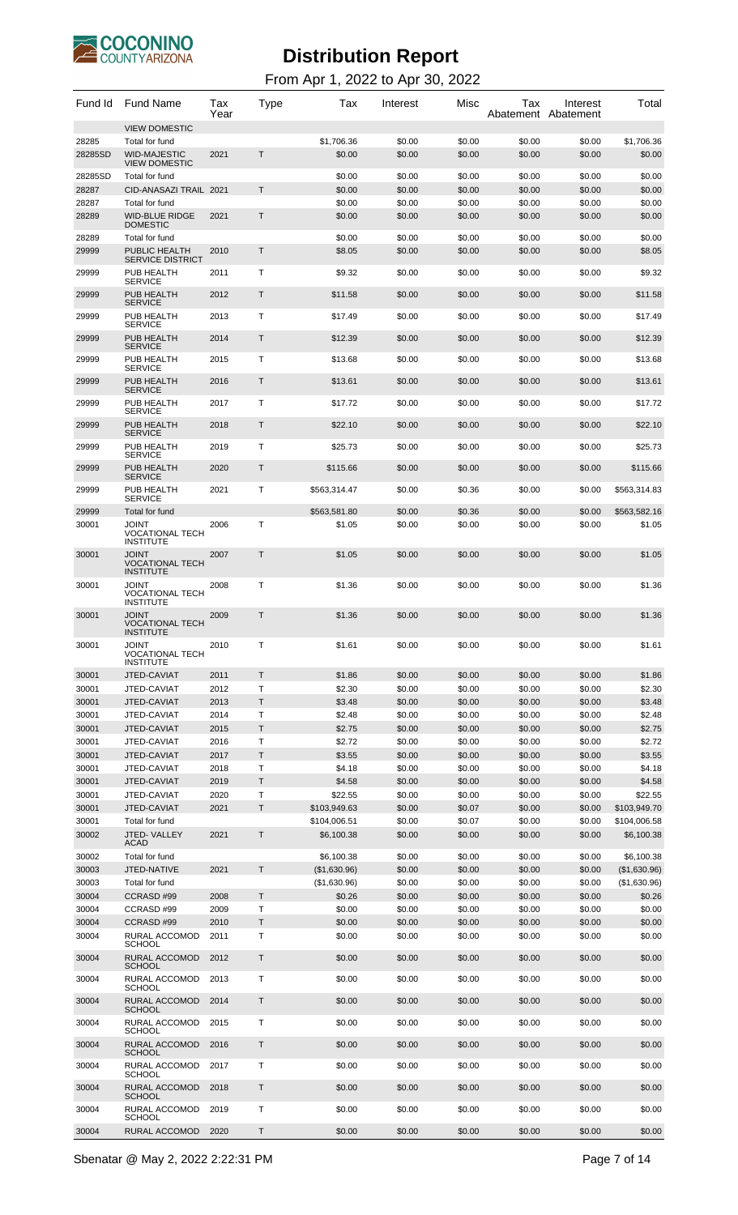# Distribution Report

From Apr 1, 2022 to Apr 30, 2022

| Fund Id | Fund Name | Tax Year | Type | Tax | Interest | Misc | Tax Abatement | Interest Abatement | Total |
|---|---|---|---|---|---|---|---|---|---|
| | VIEW DOMESTIC | | | | | | | | |
| 28285 | Total for fund | | | $1,706.36 | $0.00 | $0.00 | $0.00 | $0.00 | $1,706.36 |
| 28285SD | WID-MAJESTIC VIEW DOMESTIC | 2021 | T | $0.00 | $0.00 | $0.00 | $0.00 | $0.00 | $0.00 |
| 28285SD | Total for fund | | | $0.00 | $0.00 | $0.00 | $0.00 | $0.00 | $0.00 |
| 28287 | CID-ANASAZI TRAIL | 2021 | T | $0.00 | $0.00 | $0.00 | $0.00 | $0.00 | $0.00 |
| 28287 | Total for fund | | | $0.00 | $0.00 | $0.00 | $0.00 | $0.00 | $0.00 |
| 28289 | WID-BLUE RIDGE DOMESTIC | 2021 | T | $0.00 | $0.00 | $0.00 | $0.00 | $0.00 | $0.00 |
| 28289 | Total for fund | | | $0.00 | $0.00 | $0.00 | $0.00 | $0.00 | $0.00 |
| 29999 | PUBLIC HEALTH SERVICE DISTRICT | 2010 | T | $8.05 | $0.00 | $0.00 | $0.00 | $0.00 | $8.05 |
| 29999 | PUB HEALTH SERVICE | 2011 | T | $9.32 | $0.00 | $0.00 | $0.00 | $0.00 | $9.32 |
| 29999 | PUB HEALTH SERVICE | 2012 | T | $11.58 | $0.00 | $0.00 | $0.00 | $0.00 | $11.58 |
| 29999 | PUB HEALTH SERVICE | 2013 | T | $17.49 | $0.00 | $0.00 | $0.00 | $0.00 | $17.49 |
| 29999 | PUB HEALTH SERVICE | 2014 | T | $12.39 | $0.00 | $0.00 | $0.00 | $0.00 | $12.39 |
| 29999 | PUB HEALTH SERVICE | 2015 | T | $13.68 | $0.00 | $0.00 | $0.00 | $0.00 | $13.68 |
| 29999 | PUB HEALTH SERVICE | 2016 | T | $13.61 | $0.00 | $0.00 | $0.00 | $0.00 | $13.61 |
| 29999 | PUB HEALTH SERVICE | 2017 | T | $17.72 | $0.00 | $0.00 | $0.00 | $0.00 | $17.72 |
| 29999 | PUB HEALTH SERVICE | 2018 | T | $22.10 | $0.00 | $0.00 | $0.00 | $0.00 | $22.10 |
| 29999 | PUB HEALTH SERVICE | 2019 | T | $25.73 | $0.00 | $0.00 | $0.00 | $0.00 | $25.73 |
| 29999 | PUB HEALTH SERVICE | 2020 | T | $115.66 | $0.00 | $0.00 | $0.00 | $0.00 | $115.66 |
| 29999 | PUB HEALTH SERVICE | 2021 | T | $563,314.47 | $0.00 | $0.36 | $0.00 | $0.00 | $563,314.83 |
| 29999 | Total for fund | | | $563,581.80 | $0.00 | $0.36 | $0.00 | $0.00 | $563,582.16 |
| 30001 | JOINT VOCATIONAL TECH INSTITUTE | 2006 | T | $1.05 | $0.00 | $0.00 | $0.00 | $0.00 | $1.05 |
| 30001 | JOINT VOCATIONAL TECH INSTITUTE | 2007 | T | $1.05 | $0.00 | $0.00 | $0.00 | $0.00 | $1.05 |
| 30001 | JOINT VOCATIONAL TECH INSTITUTE | 2008 | T | $1.36 | $0.00 | $0.00 | $0.00 | $0.00 | $1.36 |
| 30001 | JOINT VOCATIONAL TECH INSTITUTE | 2009 | T | $1.36 | $0.00 | $0.00 | $0.00 | $0.00 | $1.36 |
| 30001 | JOINT VOCATIONAL TECH INSTITUTE | 2010 | T | $1.61 | $0.00 | $0.00 | $0.00 | $0.00 | $1.61 |
| 30001 | JTED-CAVIAT | 2011 | T | $1.86 | $0.00 | $0.00 | $0.00 | $0.00 | $1.86 |
| 30001 | JTED-CAVIAT | 2012 | T | $2.30 | $0.00 | $0.00 | $0.00 | $0.00 | $2.30 |
| 30001 | JTED-CAVIAT | 2013 | T | $3.48 | $0.00 | $0.00 | $0.00 | $0.00 | $3.48 |
| 30001 | JTED-CAVIAT | 2014 | T | $2.48 | $0.00 | $0.00 | $0.00 | $0.00 | $2.48 |
| 30001 | JTED-CAVIAT | 2015 | T | $2.75 | $0.00 | $0.00 | $0.00 | $0.00 | $2.75 |
| 30001 | JTED-CAVIAT | 2016 | T | $2.72 | $0.00 | $0.00 | $0.00 | $0.00 | $2.72 |
| 30001 | JTED-CAVIAT | 2017 | T | $3.55 | $0.00 | $0.00 | $0.00 | $0.00 | $3.55 |
| 30001 | JTED-CAVIAT | 2018 | T | $4.18 | $0.00 | $0.00 | $0.00 | $0.00 | $4.18 |
| 30001 | JTED-CAVIAT | 2019 | T | $4.58 | $0.00 | $0.00 | $0.00 | $0.00 | $4.58 |
| 30001 | JTED-CAVIAT | 2020 | T | $22.55 | $0.00 | $0.00 | $0.00 | $0.00 | $22.55 |
| 30001 | JTED-CAVIAT | 2021 | T | $103,949.63 | $0.00 | $0.07 | $0.00 | $0.00 | $103,949.70 |
| 30001 | Total for fund | | | $104,006.51 | $0.00 | $0.07 | $0.00 | $0.00 | $104,006.58 |
| 30002 | JTED- VALLEY ACAD | 2021 | T | $6,100.38 | $0.00 | $0.00 | $0.00 | $0.00 | $6,100.38 |
| 30002 | Total for fund | | | $6,100.38 | $0.00 | $0.00 | $0.00 | $0.00 | $6,100.38 |
| 30003 | JTED-NATIVE | 2021 | T | ($1,630.96) | $0.00 | $0.00 | $0.00 | $0.00 | ($1,630.96) |
| 30003 | Total for fund | | | ($1,630.96) | $0.00 | $0.00 | $0.00 | $0.00 | ($1,630.96) |
| 30004 | CCRASD #99 | 2008 | T | $0.26 | $0.00 | $0.00 | $0.00 | $0.00 | $0.26 |
| 30004 | CCRASD #99 | 2009 | T | $0.00 | $0.00 | $0.00 | $0.00 | $0.00 | $0.00 |
| 30004 | CCRASD #99 | 2010 | T | $0.00 | $0.00 | $0.00 | $0.00 | $0.00 | $0.00 |
| 30004 | RURAL ACCOMOD SCHOOL | 2011 | T | $0.00 | $0.00 | $0.00 | $0.00 | $0.00 | $0.00 |
| 30004 | RURAL ACCOMOD SCHOOL | 2012 | T | $0.00 | $0.00 | $0.00 | $0.00 | $0.00 | $0.00 |
| 30004 | RURAL ACCOMOD SCHOOL | 2013 | T | $0.00 | $0.00 | $0.00 | $0.00 | $0.00 | $0.00 |
| 30004 | RURAL ACCOMOD SCHOOL | 2014 | T | $0.00 | $0.00 | $0.00 | $0.00 | $0.00 | $0.00 |
| 30004 | RURAL ACCOMOD SCHOOL | 2015 | T | $0.00 | $0.00 | $0.00 | $0.00 | $0.00 | $0.00 |
| 30004 | RURAL ACCOMOD SCHOOL | 2016 | T | $0.00 | $0.00 | $0.00 | $0.00 | $0.00 | $0.00 |
| 30004 | RURAL ACCOMOD SCHOOL | 2017 | T | $0.00 | $0.00 | $0.00 | $0.00 | $0.00 | $0.00 |
| 30004 | RURAL ACCOMOD SCHOOL | 2018 | T | $0.00 | $0.00 | $0.00 | $0.00 | $0.00 | $0.00 |
| 30004 | RURAL ACCOMOD SCHOOL | 2019 | T | $0.00 | $0.00 | $0.00 | $0.00 | $0.00 | $0.00 |
| 30004 | RURAL ACCOMOD | 2020 | T | $0.00 | $0.00 | $0.00 | $0.00 | $0.00 | $0.00 |

Sbenatar @ May 2, 2022 2:22:31 PM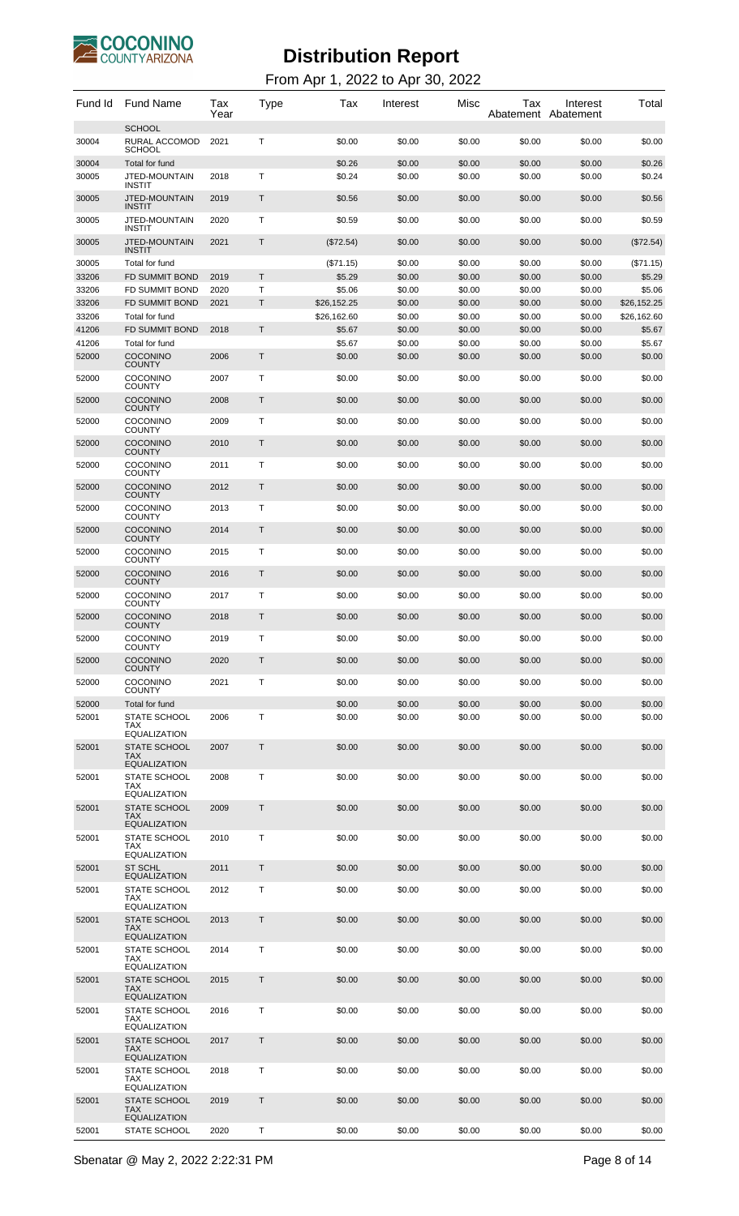# Distribution Report

From Apr 1, 2022 to Apr 30, 2022

| Fund Id | Fund Name | Tax Year | Type | Tax | Interest | Misc | Tax Abatement | Interest Abatement | Total |
|---|---|---|---|---|---|---|---|---|---|
| | SCHOOL | | | | | | | | |
| 30004 | RURAL ACCOMOD SCHOOL | 2021 | T | $0.00 | $0.00 | $0.00 | $0.00 | $0.00 | $0.00 |
| 30004 | Total for fund | | | $0.26 | $0.00 | $0.00 | $0.00 | $0.00 | $0.26 |
| 30005 | JTED-MOUNTAIN INSTIT | 2018 | T | $0.24 | $0.00 | $0.00 | $0.00 | $0.00 | $0.24 |
| 30005 | JTED-MOUNTAIN INSTIT | 2019 | T | $0.56 | $0.00 | $0.00 | $0.00 | $0.00 | $0.56 |
| 30005 | JTED-MOUNTAIN INSTIT | 2020 | T | $0.59 | $0.00 | $0.00 | $0.00 | $0.00 | $0.59 |
| 30005 | JTED-MOUNTAIN INSTIT | 2021 | T | ($72.54) | $0.00 | $0.00 | $0.00 | $0.00 | ($72.54) |
| 30005 | Total for fund | | | ($71.15) | $0.00 | $0.00 | $0.00 | $0.00 | ($71.15) |
| 33206 | FD SUMMIT BOND | 2019 | T | $5.29 | $0.00 | $0.00 | $0.00 | $0.00 | $5.29 |
| 33206 | FD SUMMIT BOND | 2020 | T | $5.06 | $0.00 | $0.00 | $0.00 | $0.00 | $5.06 |
| 33206 | FD SUMMIT BOND | 2021 | T | $26,152.25 | $0.00 | $0.00 | $0.00 | $0.00 | $26,152.25 |
| 33206 | Total for fund | | | $26,162.60 | $0.00 | $0.00 | $0.00 | $0.00 | $26,162.60 |
| 41206 | FD SUMMIT BOND | 2018 | T | $5.67 | $0.00 | $0.00 | $0.00 | $0.00 | $5.67 |
| 41206 | Total for fund | | | $5.67 | $0.00 | $0.00 | $0.00 | $0.00 | $5.67 |
| 52000 | COCONINO COUNTY | 2006 | T | $0.00 | $0.00 | $0.00 | $0.00 | $0.00 | $0.00 |
| 52000 | COCONINO COUNTY | 2007 | T | $0.00 | $0.00 | $0.00 | $0.00 | $0.00 | $0.00 |
| 52000 | COCONINO COUNTY | 2008 | T | $0.00 | $0.00 | $0.00 | $0.00 | $0.00 | $0.00 |
| 52000 | COCONINO COUNTY | 2009 | T | $0.00 | $0.00 | $0.00 | $0.00 | $0.00 | $0.00 |
| 52000 | COCONINO COUNTY | 2010 | T | $0.00 | $0.00 | $0.00 | $0.00 | $0.00 | $0.00 |
| 52000 | COCONINO COUNTY | 2011 | T | $0.00 | $0.00 | $0.00 | $0.00 | $0.00 | $0.00 |
| 52000 | COCONINO COUNTY | 2012 | T | $0.00 | $0.00 | $0.00 | $0.00 | $0.00 | $0.00 |
| 52000 | COCONINO COUNTY | 2013 | T | $0.00 | $0.00 | $0.00 | $0.00 | $0.00 | $0.00 |
| 52000 | COCONINO COUNTY | 2014 | T | $0.00 | $0.00 | $0.00 | $0.00 | $0.00 | $0.00 |
| 52000 | COCONINO COUNTY | 2015 | T | $0.00 | $0.00 | $0.00 | $0.00 | $0.00 | $0.00 |
| 52000 | COCONINO COUNTY | 2016 | T | $0.00 | $0.00 | $0.00 | $0.00 | $0.00 | $0.00 |
| 52000 | COCONINO COUNTY | 2017 | T | $0.00 | $0.00 | $0.00 | $0.00 | $0.00 | $0.00 |
| 52000 | COCONINO COUNTY | 2018 | T | $0.00 | $0.00 | $0.00 | $0.00 | $0.00 | $0.00 |
| 52000 | COCONINO COUNTY | 2019 | T | $0.00 | $0.00 | $0.00 | $0.00 | $0.00 | $0.00 |
| 52000 | COCONINO COUNTY | 2020 | T | $0.00 | $0.00 | $0.00 | $0.00 | $0.00 | $0.00 |
| 52000 | COCONINO COUNTY | 2021 | T | $0.00 | $0.00 | $0.00 | $0.00 | $0.00 | $0.00 |
| 52000 | Total for fund | | | $0.00 | $0.00 | $0.00 | $0.00 | $0.00 | $0.00 |
| 52001 | STATE SCHOOL TAX EQUALIZATION | 2006 | T | $0.00 | $0.00 | $0.00 | $0.00 | $0.00 | $0.00 |
| 52001 | STATE SCHOOL TAX EQUALIZATION | 2007 | T | $0.00 | $0.00 | $0.00 | $0.00 | $0.00 | $0.00 |
| 52001 | STATE SCHOOL TAX EQUALIZATION | 2008 | T | $0.00 | $0.00 | $0.00 | $0.00 | $0.00 | $0.00 |
| 52001 | STATE SCHOOL TAX EQUALIZATION | 2009 | T | $0.00 | $0.00 | $0.00 | $0.00 | $0.00 | $0.00 |
| 52001 | STATE SCHOOL TAX EQUALIZATION | 2010 | T | $0.00 | $0.00 | $0.00 | $0.00 | $0.00 | $0.00 |
| 52001 | ST SCHL EQUALIZATION | 2011 | T | $0.00 | $0.00 | $0.00 | $0.00 | $0.00 | $0.00 |
| 52001 | STATE SCHOOL TAX EQUALIZATION | 2012 | T | $0.00 | $0.00 | $0.00 | $0.00 | $0.00 | $0.00 |
| 52001 | STATE SCHOOL TAX EQUALIZATION | 2013 | T | $0.00 | $0.00 | $0.00 | $0.00 | $0.00 | $0.00 |
| 52001 | STATE SCHOOL TAX EQUALIZATION | 2014 | T | $0.00 | $0.00 | $0.00 | $0.00 | $0.00 | $0.00 |
| 52001 | STATE SCHOOL TAX EQUALIZATION | 2015 | T | $0.00 | $0.00 | $0.00 | $0.00 | $0.00 | $0.00 |
| 52001 | STATE SCHOOL TAX EQUALIZATION | 2016 | T | $0.00 | $0.00 | $0.00 | $0.00 | $0.00 | $0.00 |
| 52001 | STATE SCHOOL TAX EQUALIZATION | 2017 | T | $0.00 | $0.00 | $0.00 | $0.00 | $0.00 | $0.00 |
| 52001 | STATE SCHOOL TAX EQUALIZATION | 2018 | T | $0.00 | $0.00 | $0.00 | $0.00 | $0.00 | $0.00 |
| 52001 | STATE SCHOOL TAX EQUALIZATION | 2019 | T | $0.00 | $0.00 | $0.00 | $0.00 | $0.00 | $0.00 |
| 52001 | STATE SCHOOL | 2020 | T | $0.00 | $0.00 | $0.00 | $0.00 | $0.00 | $0.00 |

Sbenatar @ May 2, 2022 2:22:31 PM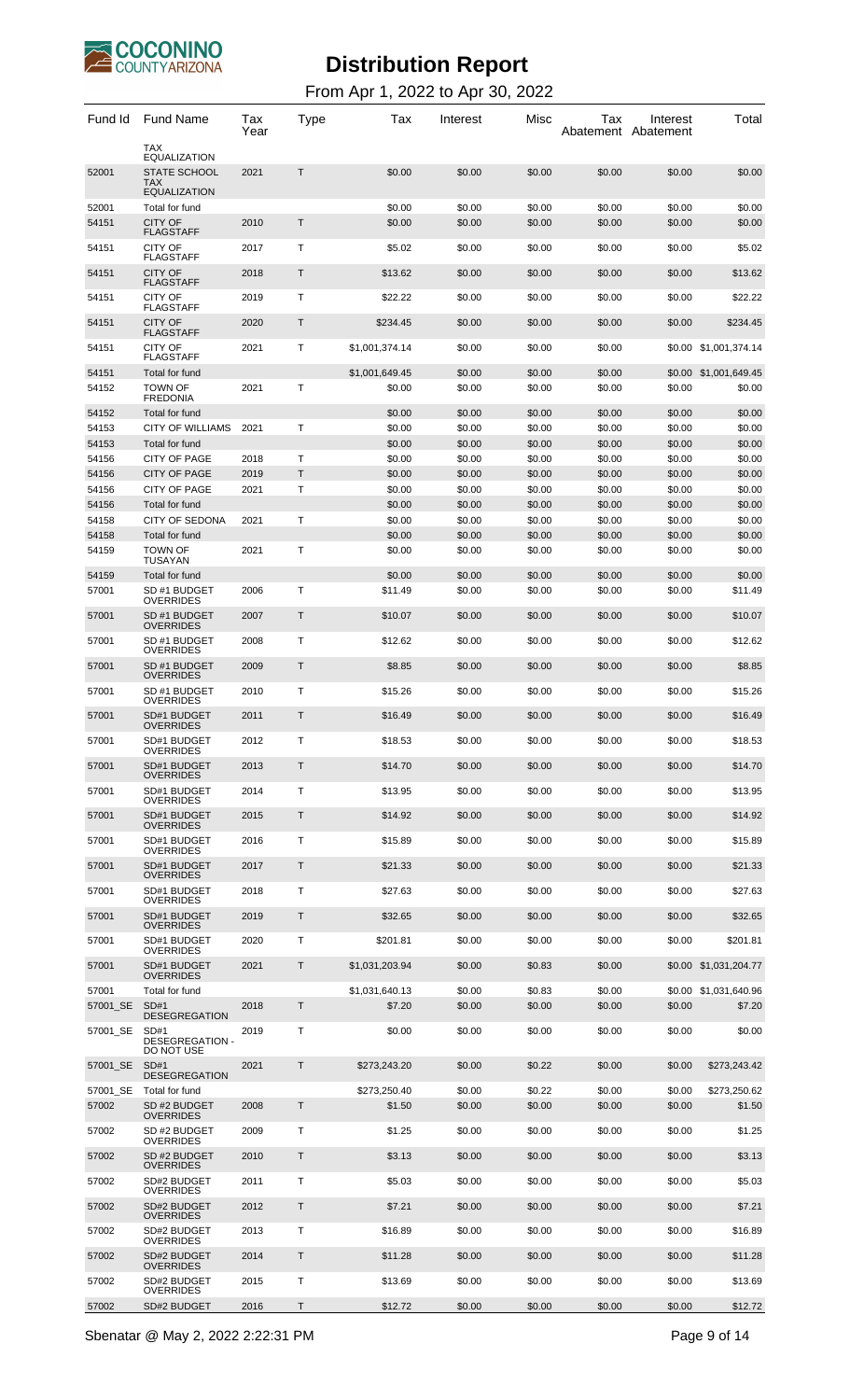# Distribution Report

From Apr 1, 2022 to Apr 30, 2022

| Fund Id | Fund Name | Tax Year | Type | Tax | Interest | Misc | Tax Abatement | Interest Abatement | Total |
|---|---|---|---|---|---|---|---|---|---|
| | TAX EQUALIZATION | | | | | | | | |
| 52001 | STATE SCHOOL TAX EQUALIZATION | 2021 | T | $0.00 | $0.00 | $0.00 | $0.00 | $0.00 | $0.00 |
| 52001 | Total for fund | | | $0.00 | $0.00 | $0.00 | $0.00 | $0.00 | $0.00 |
| 54151 | CITY OF FLAGSTAFF | 2010 | T | $0.00 | $0.00 | $0.00 | $0.00 | $0.00 | $0.00 |
| 54151 | CITY OF FLAGSTAFF | 2017 | T | $5.02 | $0.00 | $0.00 | $0.00 | $0.00 | $5.02 |
| 54151 | CITY OF FLAGSTAFF | 2018 | T | $13.62 | $0.00 | $0.00 | $0.00 | $0.00 | $13.62 |
| 54151 | CITY OF FLAGSTAFF | 2019 | T | $22.22 | $0.00 | $0.00 | $0.00 | $0.00 | $22.22 |
| 54151 | CITY OF FLAGSTAFF | 2020 | T | $234.45 | $0.00 | $0.00 | $0.00 | $0.00 | $234.45 |
| 54151 | CITY OF FLAGSTAFF | 2021 | T | $1,001,374.14 | $0.00 | $0.00 | $0.00 | $0.00 | $1,001,374.14 |
| 54151 | Total for fund | | | $1,001,649.45 | $0.00 | $0.00 | $0.00 | $0.00 | $1,001,649.45 |
| 54152 | TOWN OF FREDONIA | 2021 | T | $0.00 | $0.00 | $0.00 | $0.00 | $0.00 | $0.00 |
| 54152 | Total for fund | | | $0.00 | $0.00 | $0.00 | $0.00 | $0.00 | $0.00 |
| 54153 | CITY OF WILLIAMS | 2021 | T | $0.00 | $0.00 | $0.00 | $0.00 | $0.00 | $0.00 |
| 54153 | Total for fund | | | $0.00 | $0.00 | $0.00 | $0.00 | $0.00 | $0.00 |
| 54156 | CITY OF PAGE | 2018 | T | $0.00 | $0.00 | $0.00 | $0.00 | $0.00 | $0.00 |
| 54156 | CITY OF PAGE | 2019 | T | $0.00 | $0.00 | $0.00 | $0.00 | $0.00 | $0.00 |
| 54156 | CITY OF PAGE | 2021 | T | $0.00 | $0.00 | $0.00 | $0.00 | $0.00 | $0.00 |
| 54156 | Total for fund | | | $0.00 | $0.00 | $0.00 | $0.00 | $0.00 | $0.00 |
| 54158 | CITY OF SEDONA | 2021 | T | $0.00 | $0.00 | $0.00 | $0.00 | $0.00 | $0.00 |
| 54158 | Total for fund | | | $0.00 | $0.00 | $0.00 | $0.00 | $0.00 | $0.00 |
| 54159 | TOWN OF TUSAYAN | 2021 | T | $0.00 | $0.00 | $0.00 | $0.00 | $0.00 | $0.00 |
| 54159 | Total for fund | | | $0.00 | $0.00 | $0.00 | $0.00 | $0.00 | $0.00 |
| 57001 | SD #1 BUDGET OVERRIDES | 2006 | T | $11.49 | $0.00 | $0.00 | $0.00 | $0.00 | $11.49 |
| 57001 | SD #1 BUDGET OVERRIDES | 2007 | T | $10.07 | $0.00 | $0.00 | $0.00 | $0.00 | $10.07 |
| 57001 | SD #1 BUDGET OVERRIDES | 2008 | T | $12.62 | $0.00 | $0.00 | $0.00 | $0.00 | $12.62 |
| 57001 | SD #1 BUDGET OVERRIDES | 2009 | T | $8.85 | $0.00 | $0.00 | $0.00 | $0.00 | $8.85 |
| 57001 | SD #1 BUDGET OVERRIDES | 2010 | T | $15.26 | $0.00 | $0.00 | $0.00 | $0.00 | $15.26 |
| 57001 | SD#1 BUDGET OVERRIDES | 2011 | T | $16.49 | $0.00 | $0.00 | $0.00 | $0.00 | $16.49 |
| 57001 | SD#1 BUDGET OVERRIDES | 2012 | T | $18.53 | $0.00 | $0.00 | $0.00 | $0.00 | $18.53 |
| 57001 | SD#1 BUDGET OVERRIDES | 2013 | T | $14.70 | $0.00 | $0.00 | $0.00 | $0.00 | $14.70 |
| 57001 | SD#1 BUDGET OVERRIDES | 2014 | T | $13.95 | $0.00 | $0.00 | $0.00 | $0.00 | $13.95 |
| 57001 | SD#1 BUDGET OVERRIDES | 2015 | T | $14.92 | $0.00 | $0.00 | $0.00 | $0.00 | $14.92 |
| 57001 | SD#1 BUDGET OVERRIDES | 2016 | T | $15.89 | $0.00 | $0.00 | $0.00 | $0.00 | $15.89 |
| 57001 | SD#1 BUDGET OVERRIDES | 2017 | T | $21.33 | $0.00 | $0.00 | $0.00 | $0.00 | $21.33 |
| 57001 | SD#1 BUDGET OVERRIDES | 2018 | T | $27.63 | $0.00 | $0.00 | $0.00 | $0.00 | $27.63 |
| 57001 | SD#1 BUDGET OVERRIDES | 2019 | T | $32.65 | $0.00 | $0.00 | $0.00 | $0.00 | $32.65 |
| 57001 | SD#1 BUDGET OVERRIDES | 2020 | T | $201.81 | $0.00 | $0.00 | $0.00 | $0.00 | $201.81 |
| 57001 | SD#1 BUDGET OVERRIDES | 2021 | T | $1,031,203.94 | $0.00 | $0.83 | $0.00 | $0.00 | $1,031,204.77 |
| 57001 | Total for fund | | | $1,031,640.13 | $0.00 | $0.83 | $0.00 | $0.00 | $1,031,640.96 |
| 57001_SE | SD#1 DESEGREGATION | 2018 | T | $7.20 | $0.00 | $0.00 | $0.00 | $0.00 | $7.20 |
| 57001_SE | SD#1 DESEGREGATION - DO NOT USE | 2019 | T | $0.00 | $0.00 | $0.00 | $0.00 | $0.00 | $0.00 |
| 57001_SE | SD#1 DESEGREGATION | 2021 | T | $273,243.20 | $0.00 | $0.22 | $0.00 | $0.00 | $273,243.42 |
| 57001_SE | Total for fund | | | $273,250.40 | $0.00 | $0.22 | $0.00 | $0.00 | $273,250.62 |
| 57002 | SD #2 BUDGET OVERRIDES | 2008 | T | $1.50 | $0.00 | $0.00 | $0.00 | $0.00 | $1.50 |
| 57002 | SD #2 BUDGET OVERRIDES | 2009 | T | $1.25 | $0.00 | $0.00 | $0.00 | $0.00 | $1.25 |
| 57002 | SD #2 BUDGET OVERRIDES | 2010 | T | $3.13 | $0.00 | $0.00 | $0.00 | $0.00 | $3.13 |
| 57002 | SD#2 BUDGET OVERRIDES | 2011 | T | $5.03 | $0.00 | $0.00 | $0.00 | $0.00 | $5.03 |
| 57002 | SD#2 BUDGET OVERRIDES | 2012 | T | $7.21 | $0.00 | $0.00 | $0.00 | $0.00 | $7.21 |
| 57002 | SD#2 BUDGET OVERRIDES | 2013 | T | $16.89 | $0.00 | $0.00 | $0.00 | $0.00 | $16.89 |
| 57002 | SD#2 BUDGET OVERRIDES | 2014 | T | $11.28 | $0.00 | $0.00 | $0.00 | $0.00 | $11.28 |
| 57002 | SD#2 BUDGET OVERRIDES | 2015 | T | $13.69 | $0.00 | $0.00 | $0.00 | $0.00 | $13.69 |
| 57002 | SD#2 BUDGET | 2016 | T | $12.72 | $0.00 | $0.00 | $0.00 | $0.00 | $12.72 |

Sbenatar @ May 2, 2022 2:22:31 PM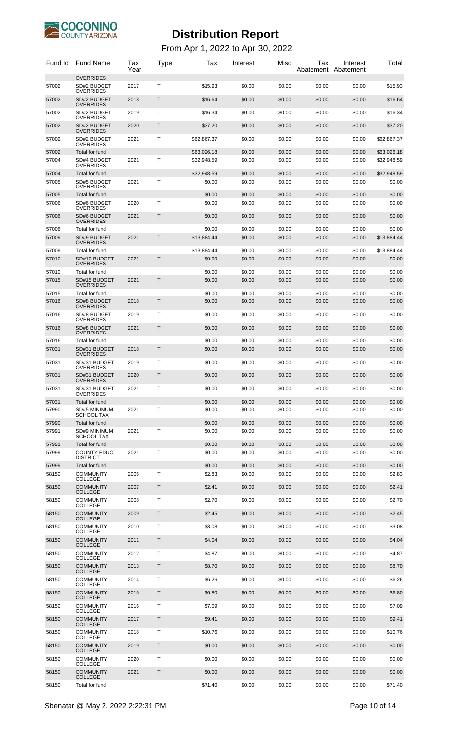# Distribution Report

From Apr 1, 2022 to Apr 30, 2022

| Fund Id | Fund Name | Tax Year | Type | Tax | Interest | Misc | Tax Abatement | Interest Abatement | Total |
|---|---|---|---|---|---|---|---|---|---|
| | OVERRIDES | | | | | | | | |
| 57002 | SD#2 BUDGET OVERRIDES | 2017 | T | $15.93 | $0.00 | $0.00 | $0.00 | $0.00 | $15.93 |
| 57002 | SD#2 BUDGET OVERRIDES | 2018 | T | $16.64 | $0.00 | $0.00 | $0.00 | $0.00 | $16.64 |
| 57002 | SD#2 BUDGET OVERRIDES | 2019 | T | $16.34 | $0.00 | $0.00 | $0.00 | $0.00 | $16.34 |
| 57002 | SD#2 BUDGET OVERRIDES | 2020 | T | $37.20 | $0.00 | $0.00 | $0.00 | $0.00 | $37.20 |
| 57002 | SD#2 BUDGET OVERRIDES | 2021 | T | $62,867.37 | $0.00 | $0.00 | $0.00 | $0.00 | $62,867.37 |
| 57002 | Total for fund | | | $63,026.18 | $0.00 | $0.00 | $0.00 | $0.00 | $63,026.18 |
| 57004 | SD#4 BUDGET OVERRIDES | 2021 | T | $32,948.59 | $0.00 | $0.00 | $0.00 | $0.00 | $32,948.59 |
| 57004 | Total for fund | | | $32,948.59 | $0.00 | $0.00 | $0.00 | $0.00 | $32,948.59 |
| 57005 | SD#5 BUDGET OVERRIDES | 2021 | T | $0.00 | $0.00 | $0.00 | $0.00 | $0.00 | $0.00 |
| 57005 | Total for fund | | | $0.00 | $0.00 | $0.00 | $0.00 | $0.00 | $0.00 |
| 57006 | SD#6 BUDGET OVERRIDES | 2020 | T | $0.00 | $0.00 | $0.00 | $0.00 | $0.00 | $0.00 |
| 57006 | SD#6 BUDGET OVERRIDES | 2021 | T | $0.00 | $0.00 | $0.00 | $0.00 | $0.00 | $0.00 |
| 57006 | Total for fund | | | $0.00 | $0.00 | $0.00 | $0.00 | $0.00 | $0.00 |
| 57009 | SD#9 BUDGET OVERRIDES | 2021 | T | $13,884.44 | $0.00 | $0.00 | $0.00 | $0.00 | $13,884.44 |
| 57009 | Total for fund | | | $13,884.44 | $0.00 | $0.00 | $0.00 | $0.00 | $13,884.44 |
| 57010 | SD#10 BUDGET OVERRIDES | 2021 | T | $0.00 | $0.00 | $0.00 | $0.00 | $0.00 | $0.00 |
| 57010 | Total for fund | | | $0.00 | $0.00 | $0.00 | $0.00 | $0.00 | $0.00 |
| 57015 | SD#15 BUDGET OVERRIDES | 2021 | T | $0.00 | $0.00 | $0.00 | $0.00 | $0.00 | $0.00 |
| 57015 | Total for fund | | | $0.00 | $0.00 | $0.00 | $0.00 | $0.00 | $0.00 |
| 57016 | SD#8 BUDGET OVERRIDES | 2018 | T | $0.00 | $0.00 | $0.00 | $0.00 | $0.00 | $0.00 |
| 57016 | SD#8 BUDGET OVERRIDES | 2019 | T | $0.00 | $0.00 | $0.00 | $0.00 | $0.00 | $0.00 |
| 57016 | SD#8 BUDGET OVERRIDES | 2021 | T | $0.00 | $0.00 | $0.00 | $0.00 | $0.00 | $0.00 |
| 57016 | Total for fund | | | $0.00 | $0.00 | $0.00 | $0.00 | $0.00 | $0.00 |
| 57031 | SD#31 BUDGET OVERRIDES | 2018 | T | $0.00 | $0.00 | $0.00 | $0.00 | $0.00 | $0.00 |
| 57031 | SD#31 BUDGET OVERRIDES | 2019 | T | $0.00 | $0.00 | $0.00 | $0.00 | $0.00 | $0.00 |
| 57031 | SD#31 BUDGET OVERRIDES | 2020 | T | $0.00 | $0.00 | $0.00 | $0.00 | $0.00 | $0.00 |
| 57031 | SD#31 BUDGET OVERRIDES | 2021 | T | $0.00 | $0.00 | $0.00 | $0.00 | $0.00 | $0.00 |
| 57031 | Total for fund | | | $0.00 | $0.00 | $0.00 | $0.00 | $0.00 | $0.00 |
| 57990 | SD#5 MINIMUM SCHOOL TAX | 2021 | T | $0.00 | $0.00 | $0.00 | $0.00 | $0.00 | $0.00 |
| 57990 | Total for fund | | | $0.00 | $0.00 | $0.00 | $0.00 | $0.00 | $0.00 |
| 57991 | SD#9 MINIMUM SCHOOL TAX | 2021 | T | $0.00 | $0.00 | $0.00 | $0.00 | $0.00 | $0.00 |
| 57991 | Total for fund | | | $0.00 | $0.00 | $0.00 | $0.00 | $0.00 | $0.00 |
| 57999 | COUNTY EDUC DISTRICT | 2021 | T | $0.00 | $0.00 | $0.00 | $0.00 | $0.00 | $0.00 |
| 57999 | Total for fund | | | $0.00 | $0.00 | $0.00 | $0.00 | $0.00 | $0.00 |
| 58150 | COMMUNITY COLLEGE | 2006 | T | $2.83 | $0.00 | $0.00 | $0.00 | $0.00 | $2.83 |
| 58150 | COMMUNITY COLLEGE | 2007 | T | $2.41 | $0.00 | $0.00 | $0.00 | $0.00 | $2.41 |
| 58150 | COMMUNITY COLLEGE | 2008 | T | $2.70 | $0.00 | $0.00 | $0.00 | $0.00 | $2.70 |
| 58150 | COMMUNITY COLLEGE | 2009 | T | $2.45 | $0.00 | $0.00 | $0.00 | $0.00 | $2.45 |
| 58150 | COMMUNITY COLLEGE | 2010 | T | $3.08 | $0.00 | $0.00 | $0.00 | $0.00 | $3.08 |
| 58150 | COMMUNITY COLLEGE | 2011 | T | $4.04 | $0.00 | $0.00 | $0.00 | $0.00 | $4.04 |
| 58150 | COMMUNITY COLLEGE | 2012 | T | $4.87 | $0.00 | $0.00 | $0.00 | $0.00 | $4.87 |
| 58150 | COMMUNITY COLLEGE | 2013 | T | $8.70 | $0.00 | $0.00 | $0.00 | $0.00 | $8.70 |
| 58150 | COMMUNITY COLLEGE | 2014 | T | $6.26 | $0.00 | $0.00 | $0.00 | $0.00 | $6.26 |
| 58150 | COMMUNITY COLLEGE | 2015 | T | $6.80 | $0.00 | $0.00 | $0.00 | $0.00 | $6.80 |
| 58150 | COMMUNITY COLLEGE | 2016 | T | $7.09 | $0.00 | $0.00 | $0.00 | $0.00 | $7.09 |
| 58150 | COMMUNITY COLLEGE | 2017 | T | $9.41 | $0.00 | $0.00 | $0.00 | $0.00 | $9.41 |
| 58150 | COMMUNITY COLLEGE | 2018 | T | $10.76 | $0.00 | $0.00 | $0.00 | $0.00 | $10.76 |
| 58150 | COMMUNITY COLLEGE | 2019 | T | $0.00 | $0.00 | $0.00 | $0.00 | $0.00 | $0.00 |
| 58150 | COMMUNITY COLLEGE | 2020 | T | $0.00 | $0.00 | $0.00 | $0.00 | $0.00 | $0.00 |
| 58150 | COMMUNITY COLLEGE | 2021 | T | $0.00 | $0.00 | $0.00 | $0.00 | $0.00 | $0.00 |
| 58150 | Total for fund | | | $71.40 | $0.00 | $0.00 | $0.00 | $0.00 | $71.40 |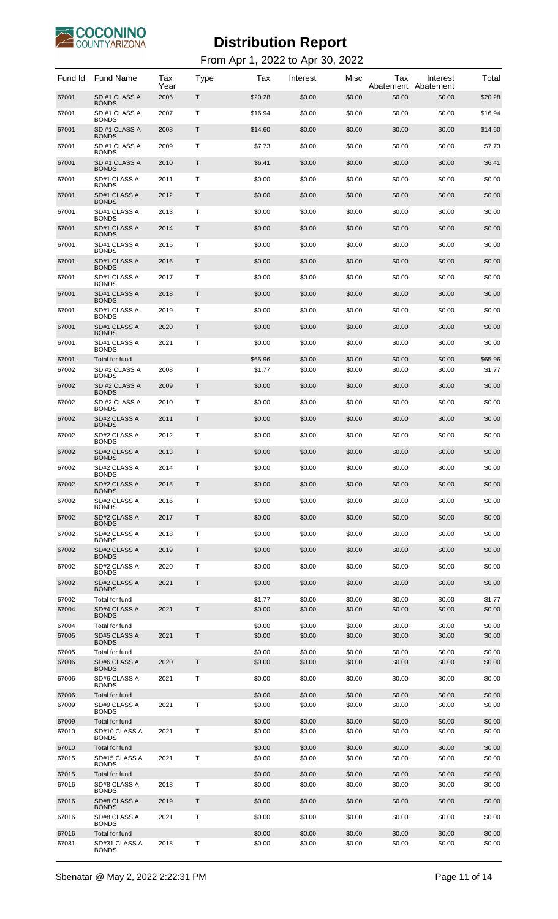# Distribution Report

From Apr 1, 2022 to Apr 30, 2022

| Fund Id | Fund Name | Tax Year | Type | Tax | Interest | Misc | Tax Abatement | Interest Abatement | Total |
|---|---|---|---|---|---|---|---|---|---|
| 67001 | SD #1 CLASS A BONDS | 2006 | T | $20.28 | $0.00 | $0.00 | $0.00 | $0.00 | $20.28 |
| 67001 | SD #1 CLASS A BONDS | 2007 | T | $16.94 | $0.00 | $0.00 | $0.00 | $0.00 | $16.94 |
| 67001 | SD #1 CLASS A BONDS | 2008 | T | $14.60 | $0.00 | $0.00 | $0.00 | $0.00 | $14.60 |
| 67001 | SD #1 CLASS A BONDS | 2009 | T | $7.73 | $0.00 | $0.00 | $0.00 | $0.00 | $7.73 |
| 67001 | SD #1 CLASS A BONDS | 2010 | T | $6.41 | $0.00 | $0.00 | $0.00 | $0.00 | $6.41 |
| 67001 | SD#1 CLASS A BONDS | 2011 | T | $0.00 | $0.00 | $0.00 | $0.00 | $0.00 | $0.00 |
| 67001 | SD#1 CLASS A BONDS | 2012 | T | $0.00 | $0.00 | $0.00 | $0.00 | $0.00 | $0.00 |
| 67001 | SD#1 CLASS A BONDS | 2013 | T | $0.00 | $0.00 | $0.00 | $0.00 | $0.00 | $0.00 |
| 67001 | SD#1 CLASS A BONDS | 2014 | T | $0.00 | $0.00 | $0.00 | $0.00 | $0.00 | $0.00 |
| 67001 | SD#1 CLASS A BONDS | 2015 | T | $0.00 | $0.00 | $0.00 | $0.00 | $0.00 | $0.00 |
| 67001 | SD#1 CLASS A BONDS | 2016 | T | $0.00 | $0.00 | $0.00 | $0.00 | $0.00 | $0.00 |
| 67001 | SD#1 CLASS A BONDS | 2017 | T | $0.00 | $0.00 | $0.00 | $0.00 | $0.00 | $0.00 |
| 67001 | SD#1 CLASS A BONDS | 2018 | T | $0.00 | $0.00 | $0.00 | $0.00 | $0.00 | $0.00 |
| 67001 | SD#1 CLASS A BONDS | 2019 | T | $0.00 | $0.00 | $0.00 | $0.00 | $0.00 | $0.00 |
| 67001 | SD#1 CLASS A BONDS | 2020 | T | $0.00 | $0.00 | $0.00 | $0.00 | $0.00 | $0.00 |
| 67001 | SD#1 CLASS A BONDS | 2021 | T | $0.00 | $0.00 | $0.00 | $0.00 | $0.00 | $0.00 |
| 67001 | Total for fund | | | $65.96 | $0.00 | $0.00 | $0.00 | $0.00 | $65.96 |
| 67002 | SD #2 CLASS A BONDS | 2008 | T | $1.77 | $0.00 | $0.00 | $0.00 | $0.00 | $1.77 |
| 67002 | SD #2 CLASS A BONDS | 2009 | T | $0.00 | $0.00 | $0.00 | $0.00 | $0.00 | $0.00 |
| 67002 | SD #2 CLASS A BONDS | 2010 | T | $0.00 | $0.00 | $0.00 | $0.00 | $0.00 | $0.00 |
| 67002 | SD#2 CLASS A BONDS | 2011 | T | $0.00 | $0.00 | $0.00 | $0.00 | $0.00 | $0.00 |
| 67002 | SD#2 CLASS A BONDS | 2012 | T | $0.00 | $0.00 | $0.00 | $0.00 | $0.00 | $0.00 |
| 67002 | SD#2 CLASS A BONDS | 2013 | T | $0.00 | $0.00 | $0.00 | $0.00 | $0.00 | $0.00 |
| 67002 | SD#2 CLASS A BONDS | 2014 | T | $0.00 | $0.00 | $0.00 | $0.00 | $0.00 | $0.00 |
| 67002 | SD#2 CLASS A BONDS | 2015 | T | $0.00 | $0.00 | $0.00 | $0.00 | $0.00 | $0.00 |
| 67002 | SD#2 CLASS A BONDS | 2016 | T | $0.00 | $0.00 | $0.00 | $0.00 | $0.00 | $0.00 |
| 67002 | SD#2 CLASS A BONDS | 2017 | T | $0.00 | $0.00 | $0.00 | $0.00 | $0.00 | $0.00 |
| 67002 | SD#2 CLASS A BONDS | 2018 | T | $0.00 | $0.00 | $0.00 | $0.00 | $0.00 | $0.00 |
| 67002 | SD#2 CLASS A BONDS | 2019 | T | $0.00 | $0.00 | $0.00 | $0.00 | $0.00 | $0.00 |
| 67002 | SD#2 CLASS A BONDS | 2020 | T | $0.00 | $0.00 | $0.00 | $0.00 | $0.00 | $0.00 |
| 67002 | SD#2 CLASS A BONDS | 2021 | T | $0.00 | $0.00 | $0.00 | $0.00 | $0.00 | $0.00 |
| 67002 | Total for fund | | | $1.77 | $0.00 | $0.00 | $0.00 | $0.00 | $1.77 |
| 67004 | SD#4 CLASS A BONDS | 2021 | T | $0.00 | $0.00 | $0.00 | $0.00 | $0.00 | $0.00 |
| 67004 | Total for fund | | | $0.00 | $0.00 | $0.00 | $0.00 | $0.00 | $0.00 |
| 67005 | SD#5 CLASS A BONDS | 2021 | T | $0.00 | $0.00 | $0.00 | $0.00 | $0.00 | $0.00 |
| 67005 | Total for fund | | | $0.00 | $0.00 | $0.00 | $0.00 | $0.00 | $0.00 |
| 67006 | SD#6 CLASS A BONDS | 2020 | T | $0.00 | $0.00 | $0.00 | $0.00 | $0.00 | $0.00 |
| 67006 | SD#6 CLASS A BONDS | 2021 | T | $0.00 | $0.00 | $0.00 | $0.00 | $0.00 | $0.00 |
| 67006 | Total for fund | | | $0.00 | $0.00 | $0.00 | $0.00 | $0.00 | $0.00 |
| 67009 | SD#9 CLASS A BONDS | 2021 | T | $0.00 | $0.00 | $0.00 | $0.00 | $0.00 | $0.00 |
| 67009 | Total for fund | | | $0.00 | $0.00 | $0.00 | $0.00 | $0.00 | $0.00 |
| 67010 | SD#10 CLASS A BONDS | 2021 | T | $0.00 | $0.00 | $0.00 | $0.00 | $0.00 | $0.00 |
| 67010 | Total for fund | | | $0.00 | $0.00 | $0.00 | $0.00 | $0.00 | $0.00 |
| 67015 | SD#15 CLASS A BONDS | 2021 | T | $0.00 | $0.00 | $0.00 | $0.00 | $0.00 | $0.00 |
| 67015 | Total for fund | | | $0.00 | $0.00 | $0.00 | $0.00 | $0.00 | $0.00 |
| 67016 | SD#8 CLASS A BONDS | 2018 | T | $0.00 | $0.00 | $0.00 | $0.00 | $0.00 | $0.00 |
| 67016 | SD#8 CLASS A BONDS | 2019 | T | $0.00 | $0.00 | $0.00 | $0.00 | $0.00 | $0.00 |
| 67016 | SD#8 CLASS A BONDS | 2021 | T | $0.00 | $0.00 | $0.00 | $0.00 | $0.00 | $0.00 |
| 67016 | Total for fund | | | $0.00 | $0.00 | $0.00 | $0.00 | $0.00 | $0.00 |
| 67031 | SD#31 CLASS A BONDS | 2018 | T | $0.00 | $0.00 | $0.00 | $0.00 | $0.00 | $0.00 |

Sbenatar @ May 2, 2022 2:22:31 PM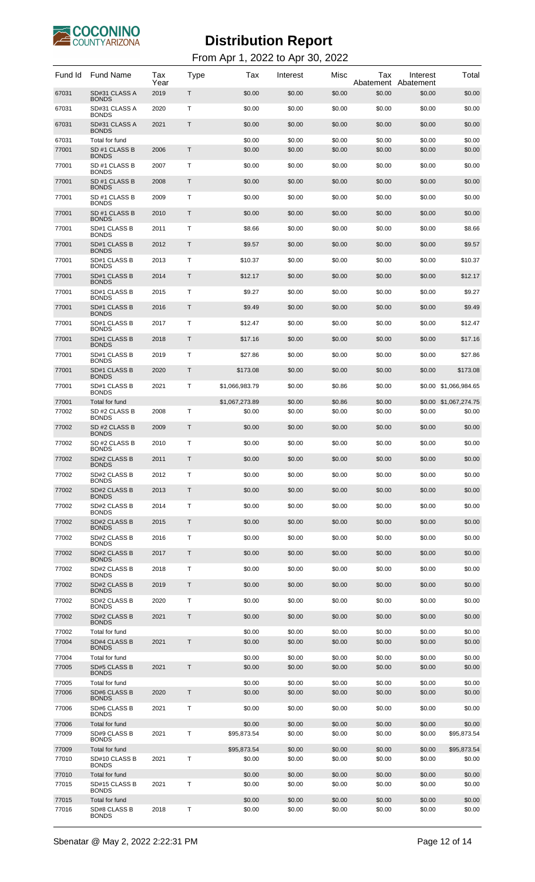# Distribution Report

From Apr 1, 2022 to Apr 30, 2022

| Fund Id | Fund Name | Tax Year | Type | Tax | Interest | Misc | Tax Abatement | Interest Abatement | Total |
|---|---|---|---|---|---|---|---|---|---|
| 67031 | SD#31 CLASS A BONDS | 2019 | T | $0.00 | $0.00 | $0.00 | $0.00 | $0.00 | $0.00 |
| 67031 | SD#31 CLASS A BONDS | 2020 | T | $0.00 | $0.00 | $0.00 | $0.00 | $0.00 | $0.00 |
| 67031 | SD#31 CLASS A BONDS | 2021 | T | $0.00 | $0.00 | $0.00 | $0.00 | $0.00 | $0.00 |
| 67031 | Total for fund | | | $0.00 | $0.00 | $0.00 | $0.00 | $0.00 | $0.00 |
| 77001 | SD #1 CLASS B BONDS | 2006 | T | $0.00 | $0.00 | $0.00 | $0.00 | $0.00 | $0.00 |
| 77001 | SD #1 CLASS B BONDS | 2007 | T | $0.00 | $0.00 | $0.00 | $0.00 | $0.00 | $0.00 |
| 77001 | SD #1 CLASS B BONDS | 2008 | T | $0.00 | $0.00 | $0.00 | $0.00 | $0.00 | $0.00 |
| 77001 | SD #1 CLASS B BONDS | 2009 | T | $0.00 | $0.00 | $0.00 | $0.00 | $0.00 | $0.00 |
| 77001 | SD #1 CLASS B BONDS | 2010 | T | $0.00 | $0.00 | $0.00 | $0.00 | $0.00 | $0.00 |
| 77001 | SD#1 CLASS B BONDS | 2011 | T | $8.66 | $0.00 | $0.00 | $0.00 | $0.00 | $8.66 |
| 77001 | SD#1 CLASS B BONDS | 2012 | T | $9.57 | $0.00 | $0.00 | $0.00 | $0.00 | $9.57 |
| 77001 | SD#1 CLASS B BONDS | 2013 | T | $10.37 | $0.00 | $0.00 | $0.00 | $0.00 | $10.37 |
| 77001 | SD#1 CLASS B BONDS | 2014 | T | $12.17 | $0.00 | $0.00 | $0.00 | $0.00 | $12.17 |
| 77001 | SD#1 CLASS B BONDS | 2015 | T | $9.27 | $0.00 | $0.00 | $0.00 | $0.00 | $9.27 |
| 77001 | SD#1 CLASS B BONDS | 2016 | T | $9.49 | $0.00 | $0.00 | $0.00 | $0.00 | $9.49 |
| 77001 | SD#1 CLASS B BONDS | 2017 | T | $12.47 | $0.00 | $0.00 | $0.00 | $0.00 | $12.47 |
| 77001 | SD#1 CLASS B BONDS | 2018 | T | $17.16 | $0.00 | $0.00 | $0.00 | $0.00 | $17.16 |
| 77001 | SD#1 CLASS B BONDS | 2019 | T | $27.86 | $0.00 | $0.00 | $0.00 | $0.00 | $27.86 |
| 77001 | SD#1 CLASS B BONDS | 2020 | T | $173.08 | $0.00 | $0.00 | $0.00 | $0.00 | $173.08 |
| 77001 | SD#1 CLASS B BONDS | 2021 | T | $1,066,983.79 | $0.00 | $0.86 | $0.00 | $0.00 | $1,066,984.65 |
| 77001 | Total for fund | | | $1,067,273.89 | $0.00 | $0.86 | $0.00 | $0.00 | $1,067,274.75 |
| 77002 | SD #2 CLASS B BONDS | 2008 | T | $0.00 | $0.00 | $0.00 | $0.00 | $0.00 | $0.00 |
| 77002 | SD #2 CLASS B BONDS | 2009 | T | $0.00 | $0.00 | $0.00 | $0.00 | $0.00 | $0.00 |
| 77002 | SD #2 CLASS B BONDS | 2010 | T | $0.00 | $0.00 | $0.00 | $0.00 | $0.00 | $0.00 |
| 77002 | SD#2 CLASS B BONDS | 2011 | T | $0.00 | $0.00 | $0.00 | $0.00 | $0.00 | $0.00 |
| 77002 | SD#2 CLASS B BONDS | 2012 | T | $0.00 | $0.00 | $0.00 | $0.00 | $0.00 | $0.00 |
| 77002 | SD#2 CLASS B BONDS | 2013 | T | $0.00 | $0.00 | $0.00 | $0.00 | $0.00 | $0.00 |
| 77002 | SD#2 CLASS B BONDS | 2014 | T | $0.00 | $0.00 | $0.00 | $0.00 | $0.00 | $0.00 |
| 77002 | SD#2 CLASS B BONDS | 2015 | T | $0.00 | $0.00 | $0.00 | $0.00 | $0.00 | $0.00 |
| 77002 | SD#2 CLASS B BONDS | 2016 | T | $0.00 | $0.00 | $0.00 | $0.00 | $0.00 | $0.00 |
| 77002 | SD#2 CLASS B BONDS | 2017 | T | $0.00 | $0.00 | $0.00 | $0.00 | $0.00 | $0.00 |
| 77002 | SD#2 CLASS B BONDS | 2018 | T | $0.00 | $0.00 | $0.00 | $0.00 | $0.00 | $0.00 |
| 77002 | SD#2 CLASS B BONDS | 2019 | T | $0.00 | $0.00 | $0.00 | $0.00 | $0.00 | $0.00 |
| 77002 | SD#2 CLASS B BONDS | 2020 | T | $0.00 | $0.00 | $0.00 | $0.00 | $0.00 | $0.00 |
| 77002 | SD#2 CLASS B BONDS | 2021 | T | $0.00 | $0.00 | $0.00 | $0.00 | $0.00 | $0.00 |
| 77002 | Total for fund | | | $0.00 | $0.00 | $0.00 | $0.00 | $0.00 | $0.00 |
| 77004 | SD#4 CLASS B BONDS | 2021 | T | $0.00 | $0.00 | $0.00 | $0.00 | $0.00 | $0.00 |
| 77004 | Total for fund | | | $0.00 | $0.00 | $0.00 | $0.00 | $0.00 | $0.00 |
| 77005 | SD#5 CLASS B BONDS | 2021 | T | $0.00 | $0.00 | $0.00 | $0.00 | $0.00 | $0.00 |
| 77005 | Total for fund | | | $0.00 | $0.00 | $0.00 | $0.00 | $0.00 | $0.00 |
| 77006 | SD#6 CLASS B BONDS | 2020 | T | $0.00 | $0.00 | $0.00 | $0.00 | $0.00 | $0.00 |
| 77006 | SD#6 CLASS B BONDS | 2021 | T | $0.00 | $0.00 | $0.00 | $0.00 | $0.00 | $0.00 |
| 77006 | Total for fund | | | $0.00 | $0.00 | $0.00 | $0.00 | $0.00 | $0.00 |
| 77009 | SD#9 CLASS B BONDS | 2021 | T | $95,873.54 | $0.00 | $0.00 | $0.00 | $0.00 | $95,873.54 |
| 77009 | Total for fund | | | $95,873.54 | $0.00 | $0.00 | $0.00 | $0.00 | $95,873.54 |
| 77010 | SD#10 CLASS B BONDS | 2021 | T | $0.00 | $0.00 | $0.00 | $0.00 | $0.00 | $0.00 |
| 77010 | Total for fund | | | $0.00 | $0.00 | $0.00 | $0.00 | $0.00 | $0.00 |
| 77015 | SD#15 CLASS B BONDS | 2021 | T | $0.00 | $0.00 | $0.00 | $0.00 | $0.00 | $0.00 |
| 77015 | Total for fund | | | $0.00 | $0.00 | $0.00 | $0.00 | $0.00 | $0.00 |
| 77016 | SD#8 CLASS B BONDS | 2018 | T | $0.00 | $0.00 | $0.00 | $0.00 | $0.00 | $0.00 |

Sbenatar @ May 2, 2022 2:22:31 PM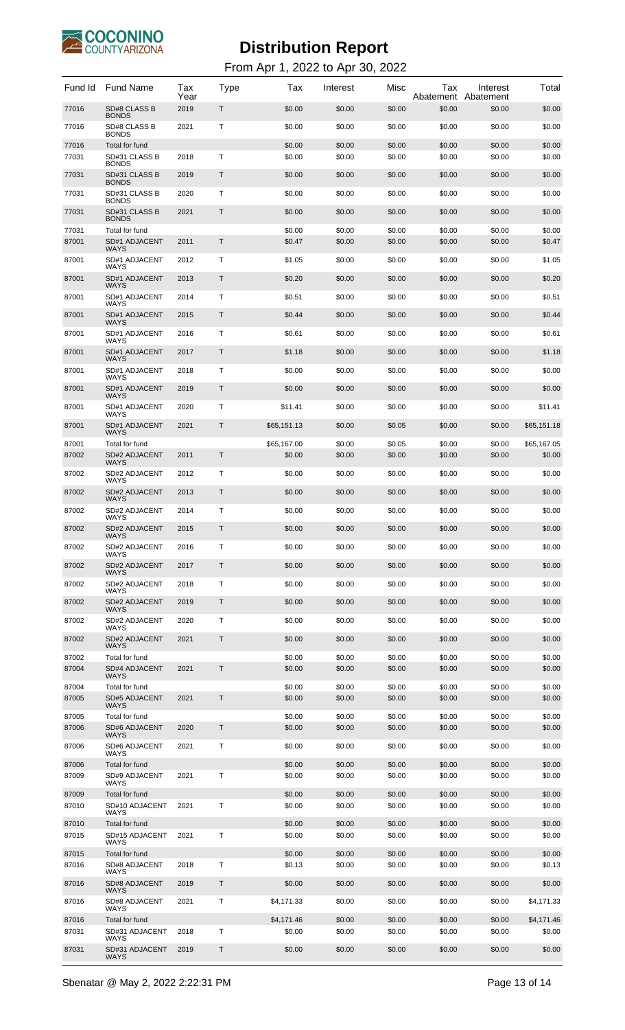# Distribution Report

From Apr 1, 2022 to Apr 30, 2022

| Fund Id | Fund Name | Tax Year | Type | Tax | Interest | Misc | Tax Abatement | Interest Abatement | Total |
|---|---|---|---|---|---|---|---|---|---|
| 77016 | SD#8 CLASS B BONDS | 2019 | T | $0.00 | $0.00 | $0.00 | $0.00 | $0.00 | $0.00 |
| 77016 | SD#8 CLASS B BONDS | 2021 | T | $0.00 | $0.00 | $0.00 | $0.00 | $0.00 | $0.00 |
| 77016 | Total for fund | | | $0.00 | $0.00 | $0.00 | $0.00 | $0.00 | $0.00 |
| 77031 | SD#31 CLASS B BONDS | 2018 | T | $0.00 | $0.00 | $0.00 | $0.00 | $0.00 | $0.00 |
| 77031 | SD#31 CLASS B BONDS | 2019 | T | $0.00 | $0.00 | $0.00 | $0.00 | $0.00 | $0.00 |
| 77031 | SD#31 CLASS B BONDS | 2020 | T | $0.00 | $0.00 | $0.00 | $0.00 | $0.00 | $0.00 |
| 77031 | SD#31 CLASS B BONDS | 2021 | T | $0.00 | $0.00 | $0.00 | $0.00 | $0.00 | $0.00 |
| 77031 | Total for fund | | | $0.00 | $0.00 | $0.00 | $0.00 | $0.00 | $0.00 |
| 87001 | SD#1 ADJACENT WAYS | 2011 | T | $0.47 | $0.00 | $0.00 | $0.00 | $0.00 | $0.47 |
| 87001 | SD#1 ADJACENT WAYS | 2012 | T | $1.05 | $0.00 | $0.00 | $0.00 | $0.00 | $1.05 |
| 87001 | SD#1 ADJACENT WAYS | 2013 | T | $0.20 | $0.00 | $0.00 | $0.00 | $0.00 | $0.20 |
| 87001 | SD#1 ADJACENT WAYS | 2014 | T | $0.51 | $0.00 | $0.00 | $0.00 | $0.00 | $0.51 |
| 87001 | SD#1 ADJACENT WAYS | 2015 | T | $0.44 | $0.00 | $0.00 | $0.00 | $0.00 | $0.44 |
| 87001 | SD#1 ADJACENT WAYS | 2016 | T | $0.61 | $0.00 | $0.00 | $0.00 | $0.00 | $0.61 |
| 87001 | SD#1 ADJACENT WAYS | 2017 | T | $1.18 | $0.00 | $0.00 | $0.00 | $0.00 | $1.18 |
| 87001 | SD#1 ADJACENT WAYS | 2018 | T | $0.00 | $0.00 | $0.00 | $0.00 | $0.00 | $0.00 |
| 87001 | SD#1 ADJACENT WAYS | 2019 | T | $0.00 | $0.00 | $0.00 | $0.00 | $0.00 | $0.00 |
| 87001 | SD#1 ADJACENT WAYS | 2020 | T | $11.41 | $0.00 | $0.00 | $0.00 | $0.00 | $11.41 |
| 87001 | SD#1 ADJACENT WAYS | 2021 | T | $65,151.13 | $0.00 | $0.05 | $0.00 | $0.00 | $65,151.18 |
| 87001 | Total for fund | | | $65,167.00 | $0.00 | $0.05 | $0.00 | $0.00 | $65,167.05 |
| 87002 | SD#2 ADJACENT WAYS | 2011 | T | $0.00 | $0.00 | $0.00 | $0.00 | $0.00 | $0.00 |
| 87002 | SD#2 ADJACENT WAYS | 2012 | T | $0.00 | $0.00 | $0.00 | $0.00 | $0.00 | $0.00 |
| 87002 | SD#2 ADJACENT WAYS | 2013 | T | $0.00 | $0.00 | $0.00 | $0.00 | $0.00 | $0.00 |
| 87002 | SD#2 ADJACENT WAYS | 2014 | T | $0.00 | $0.00 | $0.00 | $0.00 | $0.00 | $0.00 |
| 87002 | SD#2 ADJACENT WAYS | 2015 | T | $0.00 | $0.00 | $0.00 | $0.00 | $0.00 | $0.00 |
| 87002 | SD#2 ADJACENT WAYS | 2016 | T | $0.00 | $0.00 | $0.00 | $0.00 | $0.00 | $0.00 |
| 87002 | SD#2 ADJACENT WAYS | 2017 | T | $0.00 | $0.00 | $0.00 | $0.00 | $0.00 | $0.00 |
| 87002 | SD#2 ADJACENT WAYS | 2018 | T | $0.00 | $0.00 | $0.00 | $0.00 | $0.00 | $0.00 |
| 87002 | SD#2 ADJACENT WAYS | 2019 | T | $0.00 | $0.00 | $0.00 | $0.00 | $0.00 | $0.00 |
| 87002 | SD#2 ADJACENT WAYS | 2020 | T | $0.00 | $0.00 | $0.00 | $0.00 | $0.00 | $0.00 |
| 87002 | SD#2 ADJACENT WAYS | 2021 | T | $0.00 | $0.00 | $0.00 | $0.00 | $0.00 | $0.00 |
| 87002 | Total for fund | | | $0.00 | $0.00 | $0.00 | $0.00 | $0.00 | $0.00 |
| 87004 | SD#4 ADJACENT WAYS | 2021 | T | $0.00 | $0.00 | $0.00 | $0.00 | $0.00 | $0.00 |
| 87004 | Total for fund | | | $0.00 | $0.00 | $0.00 | $0.00 | $0.00 | $0.00 |
| 87005 | SD#5 ADJACENT WAYS | 2021 | T | $0.00 | $0.00 | $0.00 | $0.00 | $0.00 | $0.00 |
| 87005 | Total for fund | | | $0.00 | $0.00 | $0.00 | $0.00 | $0.00 | $0.00 |
| 87006 | SD#6 ADJACENT WAYS | 2020 | T | $0.00 | $0.00 | $0.00 | $0.00 | $0.00 | $0.00 |
| 87006 | SD#6 ADJACENT WAYS | 2021 | T | $0.00 | $0.00 | $0.00 | $0.00 | $0.00 | $0.00 |
| 87006 | Total for fund | | | $0.00 | $0.00 | $0.00 | $0.00 | $0.00 | $0.00 |
| 87009 | SD#9 ADJACENT WAYS | 2021 | T | $0.00 | $0.00 | $0.00 | $0.00 | $0.00 | $0.00 |
| 87009 | Total for fund | | | $0.00 | $0.00 | $0.00 | $0.00 | $0.00 | $0.00 |
| 87010 | SD#10 ADJACENT WAYS | 2021 | T | $0.00 | $0.00 | $0.00 | $0.00 | $0.00 | $0.00 |
| 87010 | Total for fund | | | $0.00 | $0.00 | $0.00 | $0.00 | $0.00 | $0.00 |
| 87015 | SD#15 ADJACENT WAYS | 2021 | T | $0.00 | $0.00 | $0.00 | $0.00 | $0.00 | $0.00 |
| 87015 | Total for fund | | | $0.00 | $0.00 | $0.00 | $0.00 | $0.00 | $0.00 |
| 87016 | SD#8 ADJACENT WAYS | 2018 | T | $0.13 | $0.00 | $0.00 | $0.00 | $0.00 | $0.13 |
| 87016 | SD#8 ADJACENT WAYS | 2019 | T | $0.00 | $0.00 | $0.00 | $0.00 | $0.00 | $0.00 |
| 87016 | SD#8 ADJACENT WAYS | 2021 | T | $4,171.33 | $0.00 | $0.00 | $0.00 | $0.00 | $4,171.33 |
| 87016 | Total for fund | | | $4,171.46 | $0.00 | $0.00 | $0.00 | $0.00 | $4,171.46 |
| 87031 | SD#31 ADJACENT WAYS | 2018 | T | $0.00 | $0.00 | $0.00 | $0.00 | $0.00 | $0.00 |
| 87031 | SD#31 ADJACENT WAYS | 2019 | T | $0.00 | $0.00 | $0.00 | $0.00 | $0.00 | $0.00 |

Sbenatar @ May 2, 2022 2:22:31 PM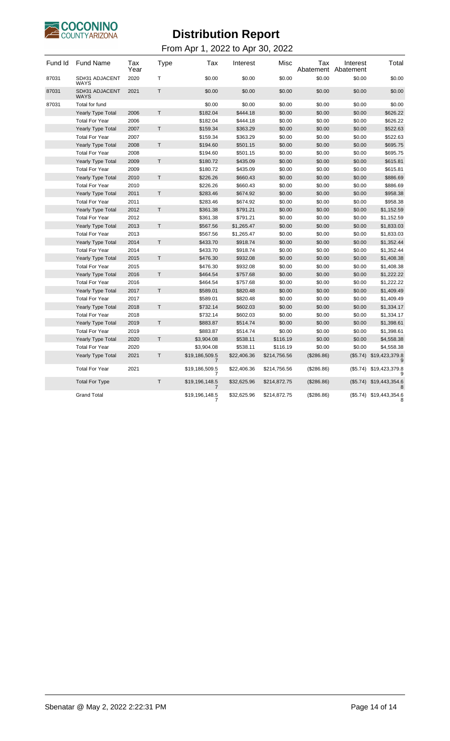# Distribution Report

From Apr 1, 2022 to Apr 30, 2022

| Fund Id | Fund Name | Tax Year | Type | Tax | Interest | Misc | Tax Abatement | Interest Abatement | Total |
|---|---|---|---|---|---|---|---|---|---|
| 87031 | SD#31 ADJACENT WAYS | 2020 | T | $0.00 | $0.00 | $0.00 | $0.00 | $0.00 | $0.00 |
| 87031 | SD#31 ADJACENT WAYS | 2021 | T | $0.00 | $0.00 | $0.00 | $0.00 | $0.00 | $0.00 |
| 87031 | Total for fund | | | $0.00 | $0.00 | $0.00 | $0.00 | $0.00 | $0.00 |
| | Yearly Type Total | 2006 | T | $182.04 | $444.18 | $0.00 | $0.00 | $0.00 | $626.22 |
| | Total For Year | 2006 | | $182.04 | $444.18 | $0.00 | $0.00 | $0.00 | $626.22 |
| | Yearly Type Total | 2007 | T | $159.34 | $363.29 | $0.00 | $0.00 | $0.00 | $522.63 |
| | Total For Year | 2007 | | $159.34 | $363.29 | $0.00 | $0.00 | $0.00 | $522.63 |
| | Yearly Type Total | 2008 | T | $194.60 | $501.15 | $0.00 | $0.00 | $0.00 | $695.75 |
| | Total For Year | 2008 | | $194.60 | $501.15 | $0.00 | $0.00 | $0.00 | $695.75 |
| | Yearly Type Total | 2009 | T | $180.72 | $435.09 | $0.00 | $0.00 | $0.00 | $615.81 |
| | Total For Year | 2009 | | $180.72 | $435.09 | $0.00 | $0.00 | $0.00 | $615.81 |
| | Yearly Type Total | 2010 | T | $226.26 | $660.43 | $0.00 | $0.00 | $0.00 | $886.69 |
| | Total For Year | 2010 | | $226.26 | $660.43 | $0.00 | $0.00 | $0.00 | $886.69 |
| | Yearly Type Total | 2011 | T | $283.46 | $674.92 | $0.00 | $0.00 | $0.00 | $958.38 |
| | Total For Year | 2011 | | $283.46 | $674.92 | $0.00 | $0.00 | $0.00 | $958.38 |
| | Yearly Type Total | 2012 | T | $361.38 | $791.21 | $0.00 | $0.00 | $0.00 | $1,152.59 |
| | Total For Year | 2012 | | $361.38 | $791.21 | $0.00 | $0.00 | $0.00 | $1,152.59 |
| | Yearly Type Total | 2013 | T | $567.56 | $1,265.47 | $0.00 | $0.00 | $0.00 | $1,833.03 |
| | Total For Year | 2013 | | $567.56 | $1,265.47 | $0.00 | $0.00 | $0.00 | $1,833.03 |
| | Yearly Type Total | 2014 | T | $433.70 | $918.74 | $0.00 | $0.00 | $0.00 | $1,352.44 |
| | Total For Year | 2014 | | $433.70 | $918.74 | $0.00 | $0.00 | $0.00 | $1,352.44 |
| | Yearly Type Total | 2015 | T | $476.30 | $932.08 | $0.00 | $0.00 | $0.00 | $1,408.38 |
| | Total For Year | 2015 | | $476.30 | $932.08 | $0.00 | $0.00 | $0.00 | $1,408.38 |
| | Yearly Type Total | 2016 | T | $464.54 | $757.68 | $0.00 | $0.00 | $0.00 | $1,222.22 |
| | Total For Year | 2016 | | $464.54 | $757.68 | $0.00 | $0.00 | $0.00 | $1,222.22 |
| | Yearly Type Total | 2017 | T | $589.01 | $820.48 | $0.00 | $0.00 | $0.00 | $1,409.49 |
| | Total For Year | 2017 | | $589.01 | $820.48 | $0.00 | $0.00 | $0.00 | $1,409.49 |
| | Yearly Type Total | 2018 | T | $732.14 | $602.03 | $0.00 | $0.00 | $0.00 | $1,334.17 |
| | Total For Year | 2018 | | $732.14 | $602.03 | $0.00 | $0.00 | $0.00 | $1,334.17 |
| | Yearly Type Total | 2019 | T | $883.87 | $514.74 | $0.00 | $0.00 | $0.00 | $1,398.61 |
| | Total For Year | 2019 | | $883.87 | $514.74 | $0.00 | $0.00 | $0.00 | $1,398.61 |
| | Yearly Type Total | 2020 | T | $3,904.08 | $538.11 | $116.19 | $0.00 | $0.00 | $4,558.38 |
| | Total For Year | 2020 | | $3,904.08 | $538.11 | $116.19 | $0.00 | $0.00 | $4,558.38 |
| | Yearly Type Total | 2021 | T | $19,186,509.57 | $22,406.36 | $214,756.56 | ($286.86) | ($5.74) | $19,423,379.89 |
| | Total For Year | 2021 | | $19,186,509.57 | $22,406.36 | $214,756.56 | ($286.86) | ($5.74) | $19,423,379.89 |
| | Total For Type | | T | $19,196,148.57 | $32,625.96 | $214,872.75 | ($286.86) | ($5.74) | $19,443,354.68 |
| | Grand Total | | | $19,196,148.57 | $32,625.96 | $214,872.75 | ($286.86) | ($5.74) | $19,443,354.68 |

Sbenatar @ May 2, 2022 2:22:31 PM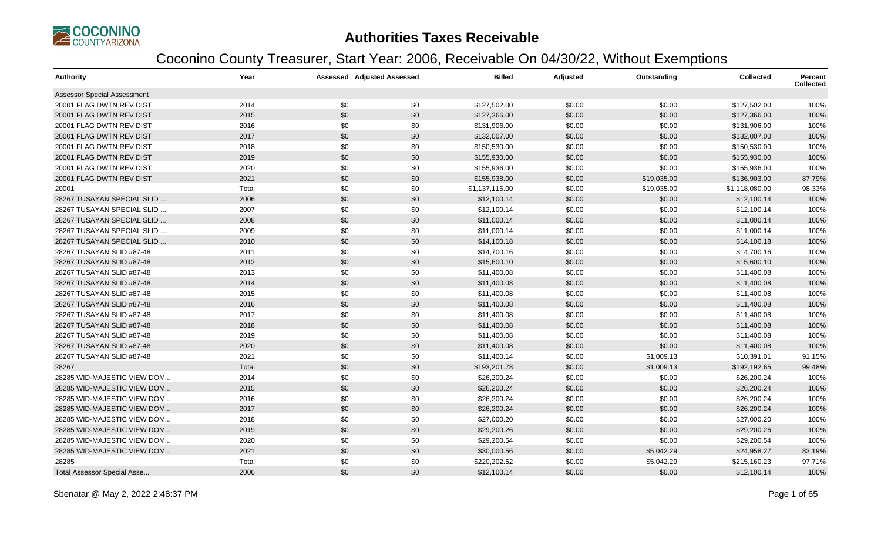# Authorities Taxes Receivable

## Coconino County Treasurer, Start Year: 2006, Receivable On 04/30/22, Without Exemptions

| Authority | Year | Assessed | Adjusted Assessed | Billed | Adjusted | Outstanding | Collected | Percent Collected |
|---|---|---|---|---|---|---|---|---|
| Assessor Special Assessment | | | | | | | | |
| 20001 FLAG DWTN REV DIST | 2014 | $0 | $0 | $127,502.00 | $0.00 | $0.00 | $127,502.00 | 100% |
| 20001 FLAG DWTN REV DIST | 2015 | $0 | $0 | $127,366.00 | $0.00 | $0.00 | $127,366.00 | 100% |
| 20001 FLAG DWTN REV DIST | 2016 | $0 | $0 | $131,906.00 | $0.00 | $0.00 | $131,906.00 | 100% |
| 20001 FLAG DWTN REV DIST | 2017 | $0 | $0 | $132,007.00 | $0.00 | $0.00 | $132,007.00 | 100% |
| 20001 FLAG DWTN REV DIST | 2018 | $0 | $0 | $150,530.00 | $0.00 | $0.00 | $150,530.00 | 100% |
| 20001 FLAG DWTN REV DIST | 2019 | $0 | $0 | $155,930.00 | $0.00 | $0.00 | $155,930.00 | 100% |
| 20001 FLAG DWTN REV DIST | 2020 | $0 | $0 | $155,936.00 | $0.00 | $0.00 | $155,936.00 | 100% |
| 20001 FLAG DWTN REV DIST | 2021 | $0 | $0 | $155,938.00 | $0.00 | $19,035.00 | $136,903.00 | 87.79% |
| 20001 | Total | $0 | $0 | $1,137,115.00 | $0.00 | $19,035.00 | $1,118,080.00 | 98.33% |
| 28267 TUSAYAN SPECIAL SLID ... | 2006 | $0 | $0 | $12,100.14 | $0.00 | $0.00 | $12,100.14 | 100% |
| 28267 TUSAYAN SPECIAL SLID ... | 2007 | $0 | $0 | $12,100.14 | $0.00 | $0.00 | $12,100.14 | 100% |
| 28267 TUSAYAN SPECIAL SLID ... | 2008 | $0 | $0 | $11,000.14 | $0.00 | $0.00 | $11,000.14 | 100% |
| 28267 TUSAYAN SPECIAL SLID ... | 2009 | $0 | $0 | $11,000.14 | $0.00 | $0.00 | $11,000.14 | 100% |
| 28267 TUSAYAN SPECIAL SLID ... | 2010 | $0 | $0 | $14,100.18 | $0.00 | $0.00 | $14,100.18 | 100% |
| 28267 TUSAYAN SLID #87-48 | 2011 | $0 | $0 | $14,700.16 | $0.00 | $0.00 | $14,700.16 | 100% |
| 28267 TUSAYAN SLID #87-48 | 2012 | $0 | $0 | $15,600.10 | $0.00 | $0.00 | $15,600.10 | 100% |
| 28267 TUSAYAN SLID #87-48 | 2013 | $0 | $0 | $11,400.08 | $0.00 | $0.00 | $11,400.08 | 100% |
| 28267 TUSAYAN SLID #87-48 | 2014 | $0 | $0 | $11,400.08 | $0.00 | $0.00 | $11,400.08 | 100% |
| 28267 TUSAYAN SLID #87-48 | 2015 | $0 | $0 | $11,400.08 | $0.00 | $0.00 | $11,400.08 | 100% |
| 28267 TUSAYAN SLID #87-48 | 2016 | $0 | $0 | $11,400.08 | $0.00 | $0.00 | $11,400.08 | 100% |
| 28267 TUSAYAN SLID #87-48 | 2017 | $0 | $0 | $11,400.08 | $0.00 | $0.00 | $11,400.08 | 100% |
| 28267 TUSAYAN SLID #87-48 | 2018 | $0 | $0 | $11,400.08 | $0.00 | $0.00 | $11,400.08 | 100% |
| 28267 TUSAYAN SLID #87-48 | 2019 | $0 | $0 | $11,400.08 | $0.00 | $0.00 | $11,400.08 | 100% |
| 28267 TUSAYAN SLID #87-48 | 2020 | $0 | $0 | $11,400.08 | $0.00 | $0.00 | $11,400.08 | 100% |
| 28267 TUSAYAN SLID #87-48 | 2021 | $0 | $0 | $11,400.14 | $0.00 | $1,009.13 | $10,391.01 | 91.15% |
| 28267 | Total | $0 | $0 | $193,201.78 | $0.00 | $1,009.13 | $192,192.65 | 99.48% |
| 28285 WID-MAJESTIC VIEW DOM... | 2014 | $0 | $0 | $26,200.24 | $0.00 | $0.00 | $26,200.24 | 100% |
| 28285 WID-MAJESTIC VIEW DOM... | 2015 | $0 | $0 | $26,200.24 | $0.00 | $0.00 | $26,200.24 | 100% |
| 28285 WID-MAJESTIC VIEW DOM... | 2016 | $0 | $0 | $26,200.24 | $0.00 | $0.00 | $26,200.24 | 100% |
| 28285 WID-MAJESTIC VIEW DOM... | 2017 | $0 | $0 | $26,200.24 | $0.00 | $0.00 | $26,200.24 | 100% |
| 28285 WID-MAJESTIC VIEW DOM... | 2018 | $0 | $0 | $27,000.20 | $0.00 | $0.00 | $27,000.20 | 100% |
| 28285 WID-MAJESTIC VIEW DOM... | 2019 | $0 | $0 | $29,200.26 | $0.00 | $0.00 | $29,200.26 | 100% |
| 28285 WID-MAJESTIC VIEW DOM... | 2020 | $0 | $0 | $29,200.54 | $0.00 | $0.00 | $29,200.54 | 100% |
| 28285 WID-MAJESTIC VIEW DOM... | 2021 | $0 | $0 | $30,000.56 | $0.00 | $5,042.29 | $24,958.27 | 83.19% |
| 28285 | Total | $0 | $0 | $220,202.52 | $0.00 | $5,042.29 | $215,160.23 | 97.71% |
| Total Assessor Special Asse... | 2006 | $0 | $0 | $12,100.14 | $0.00 | $0.00 | $12,100.14 | 100% |

Sbenatar @ May 2, 2022 2:48:37 PM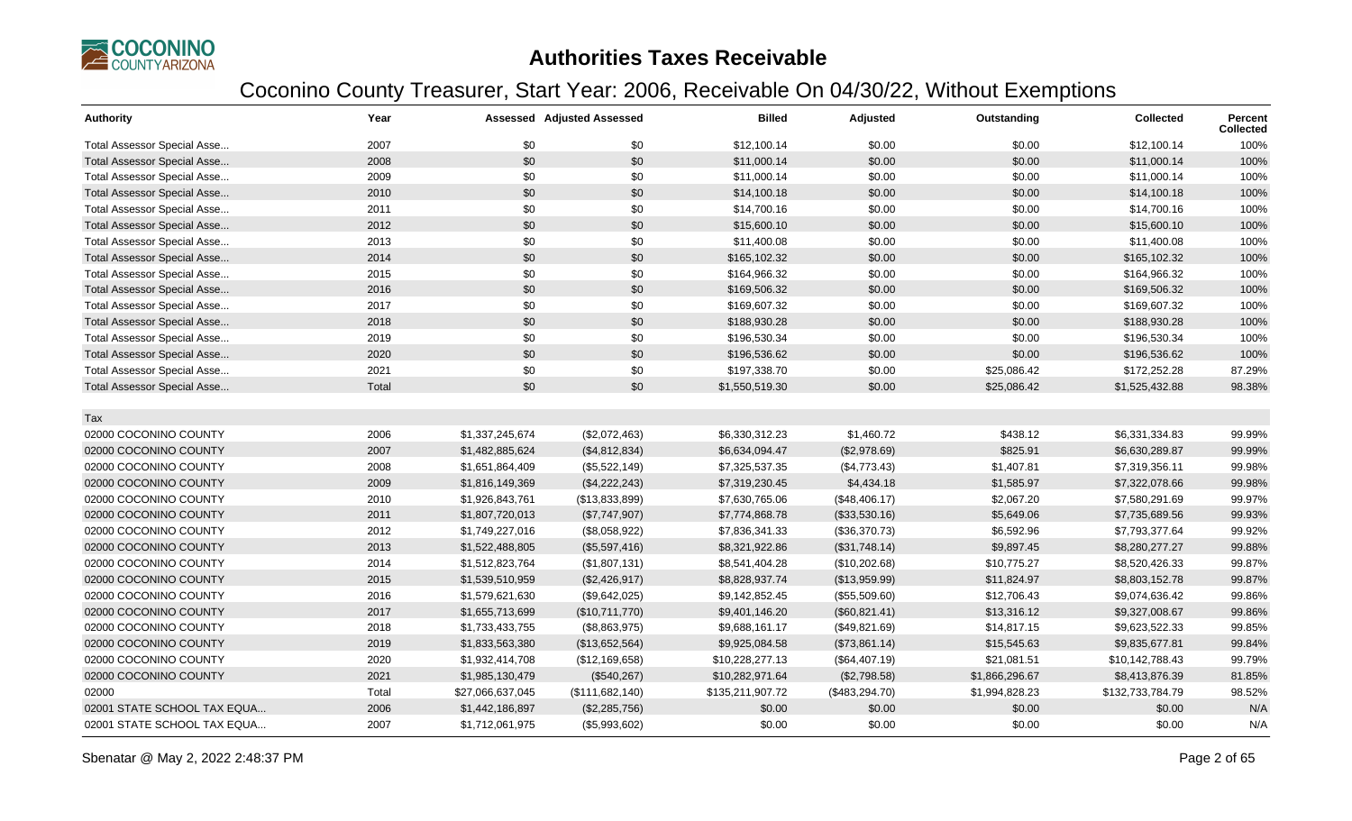# Authorities Taxes Receivable

## Coconino County Treasurer, Start Year: 2006, Receivable On 04/30/22, Without Exemptions

| Authority | Year | Assessed | Adjusted Assessed | Billed | Adjusted | Outstanding | Collected | Percent Collected |
|---|---|---|---|---|---|---|---|---|
| Total Assessor Special Asse... | 2007 | $0 | $0 | $12,100.14 | $0.00 | $0.00 | $12,100.14 | 100% |
| Total Assessor Special Asse... | 2008 | $0 | $0 | $11,000.14 | $0.00 | $0.00 | $11,000.14 | 100% |
| Total Assessor Special Asse... | 2009 | $0 | $0 | $11,000.14 | $0.00 | $0.00 | $11,000.14 | 100% |
| Total Assessor Special Asse... | 2010 | $0 | $0 | $14,100.18 | $0.00 | $0.00 | $14,100.18 | 100% |
| Total Assessor Special Asse... | 2011 | $0 | $0 | $14,700.16 | $0.00 | $0.00 | $14,700.16 | 100% |
| Total Assessor Special Asse... | 2012 | $0 | $0 | $15,600.10 | $0.00 | $0.00 | $15,600.10 | 100% |
| Total Assessor Special Asse... | 2013 | $0 | $0 | $11,400.08 | $0.00 | $0.00 | $11,400.08 | 100% |
| Total Assessor Special Asse... | 2014 | $0 | $0 | $165,102.32 | $0.00 | $0.00 | $165,102.32 | 100% |
| Total Assessor Special Asse... | 2015 | $0 | $0 | $164,966.32 | $0.00 | $0.00 | $164,966.32 | 100% |
| Total Assessor Special Asse... | 2016 | $0 | $0 | $169,506.32 | $0.00 | $0.00 | $169,506.32 | 100% |
| Total Assessor Special Asse... | 2017 | $0 | $0 | $169,607.32 | $0.00 | $0.00 | $169,607.32 | 100% |
| Total Assessor Special Asse... | 2018 | $0 | $0 | $188,930.28 | $0.00 | $0.00 | $188,930.28 | 100% |
| Total Assessor Special Asse... | 2019 | $0 | $0 | $196,530.34 | $0.00 | $0.00 | $196,530.34 | 100% |
| Total Assessor Special Asse... | 2020 | $0 | $0 | $196,536.62 | $0.00 | $0.00 | $196,536.62 | 100% |
| Total Assessor Special Asse... | 2021 | $0 | $0 | $197,338.70 | $0.00 | $25,086.42 | $172,252.28 | 87.29% |
| Total Assessor Special Asse... | Total | $0 | $0 | $1,550,519.30 | $0.00 | $25,086.42 | $1,525,432.88 | 98.38% |
| Tax | | | | | | | | |
| 02000 COCONINO COUNTY | 2006 | $1,337,245,674 | ($2,072,463) | $6,330,312.23 | $1,460.72 | $438.12 | $6,331,334.83 | 99.99% |
| 02000 COCONINO COUNTY | 2007 | $1,482,885,624 | ($4,812,834) | $6,634,094.47 | ($2,978.69) | $825.91 | $6,630,289.87 | 99.99% |
| 02000 COCONINO COUNTY | 2008 | $1,651,864,409 | ($5,522,149) | $7,325,537.35 | ($4,773.43) | $1,407.81 | $7,319,356.11 | 99.98% |
| 02000 COCONINO COUNTY | 2009 | $1,816,149,369 | ($4,222,243) | $7,319,230.45 | $4,434.18 | $1,585.97 | $7,322,078.66 | 99.98% |
| 02000 COCONINO COUNTY | 2010 | $1,926,843,761 | ($13,833,899) | $7,630,765.06 | ($48,406.17) | $2,067.20 | $7,580,291.69 | 99.97% |
| 02000 COCONINO COUNTY | 2011 | $1,807,720,013 | ($7,747,907) | $7,774,868.78 | ($33,530.16) | $5,649.06 | $7,735,689.56 | 99.93% |
| 02000 COCONINO COUNTY | 2012 | $1,749,227,016 | ($8,058,922) | $7,836,341.33 | ($36,370.73) | $6,592.96 | $7,793,377.64 | 99.92% |
| 02000 COCONINO COUNTY | 2013 | $1,522,488,805 | ($5,597,416) | $8,321,922.86 | ($31,748.14) | $9,897.45 | $8,280,277.27 | 99.88% |
| 02000 COCONINO COUNTY | 2014 | $1,512,823,764 | ($1,807,131) | $8,541,404.28 | ($10,202.68) | $10,775.27 | $8,520,426.33 | 99.87% |
| 02000 COCONINO COUNTY | 2015 | $1,539,510,959 | ($2,426,917) | $8,828,937.74 | ($13,959.99) | $11,824.97 | $8,803,152.78 | 99.87% |
| 02000 COCONINO COUNTY | 2016 | $1,579,621,630 | ($9,642,025) | $9,142,852.45 | ($55,509.60) | $12,706.43 | $9,074,636.42 | 99.86% |
| 02000 COCONINO COUNTY | 2017 | $1,655,713,699 | ($10,711,770) | $9,401,146.20 | ($60,821.41) | $13,316.12 | $9,327,008.67 | 99.86% |
| 02000 COCONINO COUNTY | 2018 | $1,733,433,755 | ($8,863,975) | $9,688,161.17 | ($49,821.69) | $14,817.15 | $9,623,522.33 | 99.85% |
| 02000 COCONINO COUNTY | 2019 | $1,833,563,380 | ($13,652,564) | $9,925,084.58 | ($73,861.14) | $15,545.63 | $9,835,677.81 | 99.84% |
| 02000 COCONINO COUNTY | 2020 | $1,932,414,708 | ($12,169,658) | $10,228,277.13 | ($64,407.19) | $21,081.51 | $10,142,788.43 | 99.79% |
| 02000 COCONINO COUNTY | 2021 | $1,985,130,479 | ($540,267) | $10,282,971.64 | ($2,798.58) | $1,866,296.67 | $8,413,876.39 | 81.85% |
| 02000 | Total | $27,066,637,045 | ($111,682,140) | $135,211,907.72 | ($483,294.70) | $1,994,828.23 | $132,733,784.79 | 98.52% |
| 02001 STATE SCHOOL TAX EQUA... | 2006 | $1,442,186,897 | ($2,285,756) | $0.00 | $0.00 | $0.00 | $0.00 | N/A |
| 02001 STATE SCHOOL TAX EQUA... | 2007 | $1,712,061,975 | ($5,993,602) | $0.00 | $0.00 | $0.00 | $0.00 | N/A |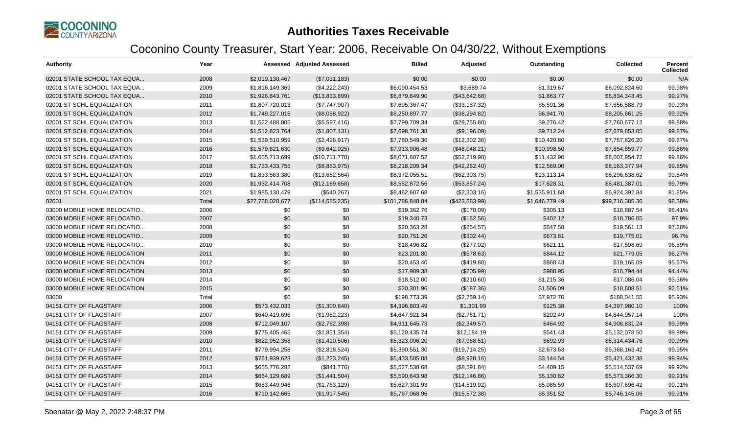# Authorities Taxes Receivable

## Coconino County Treasurer, Start Year: 2006, Receivable On 04/30/22, Without Exemptions

| Authority | Year | Assessed | Adjusted Assessed | Billed | Adjusted | Outstanding | Collected | Percent Collected |
|---|---|---|---|---|---|---|---|---|
| 02001 STATE SCHOOL TAX EQUA... | 2008 | $2,019,130,467 | ($7,031,183) | $0.00 | $0.00 | $0.00 | $0.00 | N/A |
| 02001 STATE SCHOOL TAX EQUA... | 2009 | $1,816,149,369 | ($4,222,243) | $6,090,454.53 | $3,689.74 | $1,319.67 | $6,092,824.60 | 99.98% |
| 02001 STATE SCHOOL TAX EQUA... | 2010 | $1,926,843,761 | ($13,833,899) | $6,879,849.90 | ($43,642.68) | $1,863.77 | $6,834,343.45 | 99.97% |
| 02001 ST SCHL EQUALIZATION | 2011 | $1,807,720,013 | ($7,747,907) | $7,695,367.47 | ($33,187.32) | $5,591.36 | $7,656,588.79 | 99.93% |
| 02001 ST SCHL EQUALIZATION | 2012 | $1,749,227,016 | ($8,058,922) | $8,250,897.77 | ($38,294.82) | $6,941.70 | $8,205,661.25 | 99.92% |
| 02001 ST SCHL EQUALIZATION | 2013 | $1,522,488,805 | ($5,597,416) | $7,799,709.34 | ($29,755.80) | $9,276.42 | $7,760,677.12 | 99.88% |
| 02001 ST SCHL EQUALIZATION | 2014 | $1,512,823,764 | ($1,807,131) | $7,698,761.38 | ($9,196.09) | $9,712.24 | $7,679,853.05 | 99.87% |
| 02001 ST SCHL EQUALIZATION | 2015 | $1,539,510,959 | ($2,426,917) | $7,780,549.36 | ($12,302.36) | $10,420.80 | $7,757,826.20 | 99.87% |
| 02001 ST SCHL EQUALIZATION | 2016 | $1,579,621,630 | ($9,642,025) | $7,913,906.48 | ($48,048.21) | $10,998.50 | $7,854,859.77 | 99.86% |
| 02001 ST SCHL EQUALIZATION | 2017 | $1,655,713,699 | ($10,711,770) | $8,071,607.52 | ($52,219.90) | $11,432.90 | $8,007,954.72 | 99.86% |
| 02001 ST SCHL EQUALIZATION | 2018 | $1,733,433,755 | ($8,863,975) | $8,218,209.34 | ($42,262.40) | $12,569.00 | $8,163,377.94 | 99.85% |
| 02001 ST SCHL EQUALIZATION | 2019 | $1,833,563,380 | ($13,652,564) | $8,372,055.51 | ($62,303.75) | $13,113.14 | $8,296,638.62 | 99.84% |
| 02001 ST SCHL EQUALIZATION | 2020 | $1,932,414,708 | ($12,169,658) | $8,552,872.56 | ($53,857.24) | $17,628.31 | $8,481,387.01 | 99.79% |
| 02001 ST SCHL EQUALIZATION | 2021 | $1,985,130,479 | ($540,267) | $8,462,607.68 | ($2,303.16) | $1,535,911.68 | $6,924,392.84 | 81.85% |
| 02001 | Total | $27,768,020,677 | ($114,585,235) | $101,786,848.84 | ($423,683.99) | $1,646,779.49 | $99,716,385.36 | 98.38% |
| 03000 MOBILE HOME RELOCATIO... | 2006 | $0 | $0 | $19,362.76 | ($170.09) | $305.13 | $18,887.54 | 98.41% |
| 03000 MOBILE HOME RELOCATIO... | 2007 | $0 | $0 | $19,340.73 | ($152.56) | $402.12 | $18,786.05 | 97.9% |
| 03000 MOBILE HOME RELOCATIO... | 2008 | $0 | $0 | $20,363.28 | ($254.57) | $547.58 | $19,561.13 | 97.28% |
| 03000 MOBILE HOME RELOCATIO... | 2009 | $0 | $0 | $20,751.26 | ($302.44) | $673.81 | $19,775.01 | 96.7% |
| 03000 MOBILE HOME RELOCATIO... | 2010 | $0 | $0 | $18,496.82 | ($277.02) | $621.11 | $17,598.69 | 96.59% |
| 03000 MOBILE HOME RELOCATION | 2011 | $0 | $0 | $23,201.80 | ($578.63) | $844.12 | $21,779.05 | 96.27% |
| 03000 MOBILE HOME RELOCATION | 2012 | $0 | $0 | $20,453.40 | ($419.88) | $868.43 | $19,165.09 | 95.67% |
| 03000 MOBILE HOME RELOCATION | 2013 | $0 | $0 | $17,989.38 | ($205.99) | $988.95 | $16,794.44 | 94.44% |
| 03000 MOBILE HOME RELOCATION | 2014 | $0 | $0 | $18,512.00 | ($210.60) | $1,215.36 | $17,086.04 | 93.36% |
| 03000 MOBILE HOME RELOCATION | 2015 | $0 | $0 | $20,301.96 | ($187.36) | $1,506.09 | $18,608.51 | 92.51% |
| 03000 | Total | $0 | $0 | $198,773.39 | ($2,759.14) | $7,972.70 | $188,041.55 | 95.93% |
| 04151 CITY OF FLAGSTAFF | 2006 | $573,432,033 | ($1,300,840) | $4,396,803.49 | $1,301.99 | $125.38 | $4,397,980.10 | 100% |
| 04151 CITY OF FLAGSTAFF | 2007 | $640,419,696 | ($1,982,223) | $4,647,921.34 | ($2,761.71) | $202.49 | $4,644,957.14 | 100% |
| 04151 CITY OF FLAGSTAFF | 2008 | $712,049,107 | ($2,762,398) | $4,911,645.73 | ($2,349.57) | $464.92 | $4,908,831.24 | 99.99% |
| 04151 CITY OF FLAGSTAFF | 2009 | $775,405,465 | ($1,851,354) | $5,120,435.74 | $12,184.19 | $541.43 | $5,132,078.50 | 99.99% |
| 04151 CITY OF FLAGSTAFF | 2010 | $822,952,358 | ($1,410,506) | $5,323,096.20 | ($7,968.51) | $692.93 | $5,314,434.76 | 99.99% |
| 04151 CITY OF FLAGSTAFF | 2011 | $779,994,258 | ($2,818,524) | $5,390,551.30 | ($19,714.25) | $2,673.63 | $5,368,163.42 | 99.95% |
| 04151 CITY OF FLAGSTAFF | 2012 | $761,939,623 | ($1,223,245) | $5,433,505.08 | ($8,928.16) | $3,144.54 | $5,421,432.38 | 99.94% |
| 04151 CITY OF FLAGSTAFF | 2013 | $655,776,282 | ($841,776) | $5,527,538.68 | ($8,591.84) | $4,409.15 | $5,514,537.69 | 99.92% |
| 04151 CITY OF FLAGSTAFF | 2014 | $664,129,689 | ($1,441,504) | $5,590,643.98 | ($12,146.86) | $5,130.82 | $5,573,366.30 | 99.91% |
| 04151 CITY OF FLAGSTAFF | 2015 | $683,449,946 | ($1,763,129) | $5,627,301.93 | ($14,519.92) | $5,085.59 | $5,607,696.42 | 99.91% |
| 04151 CITY OF FLAGSTAFF | 2016 | $710,142,665 | ($1,917,545) | $5,767,068.96 | ($15,572.38) | $5,351.52 | $5,746,145.06 | 99.91% |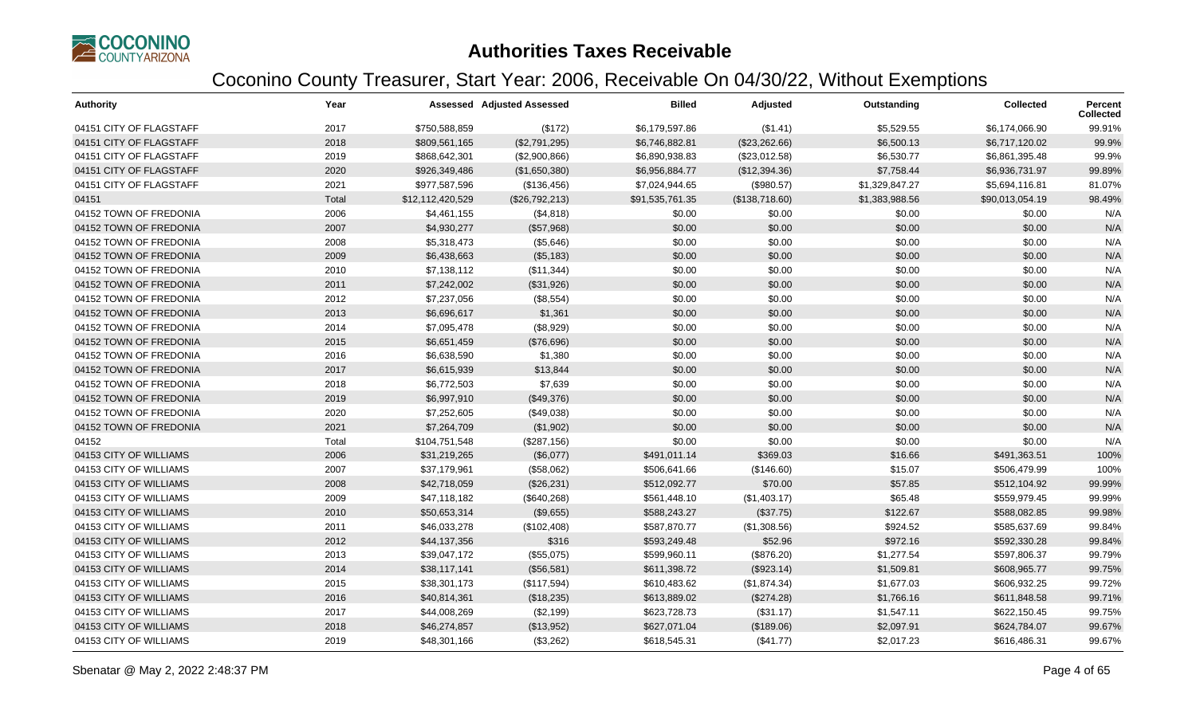# Authorities Taxes Receivable

## Coconino County Treasurer, Start Year: 2006, Receivable On 04/30/22, Without Exemptions

| Authority | Year | Assessed | Adjusted Assessed | Billed | Adjusted | Outstanding | Collected | Percent Collected |
|---|---|---|---|---|---|---|---|---|
| 04151 CITY OF FLAGSTAFF | 2017 | $750,588,859 | ($172) | $6,179,597.86 | ($1.41) | $5,529.55 | $6,174,066.90 | 99.91% |
| 04151 CITY OF FLAGSTAFF | 2018 | $809,561,165 | ($2,791,295) | $6,746,882.81 | ($23,262.66) | $6,500.13 | $6,717,120.02 | 99.9% |
| 04151 CITY OF FLAGSTAFF | 2019 | $868,642,301 | ($2,900,866) | $6,890,938.83 | ($23,012.58) | $6,530.77 | $6,861,395.48 | 99.9% |
| 04151 CITY OF FLAGSTAFF | 2020 | $926,349,486 | ($1,650,380) | $6,956,884.77 | ($12,394.36) | $7,758.44 | $6,936,731.97 | 99.89% |
| 04151 CITY OF FLAGSTAFF | 2021 | $977,587,596 | ($136,456) | $7,024,944.65 | ($980.57) | $1,329,847.27 | $5,694,116.81 | 81.07% |
| 04151 | Total | $12,112,420,529 | ($26,792,213) | $91,535,761.35 | ($138,718.60) | $1,383,988.56 | $90,013,054.19 | 98.49% |
| 04152 TOWN OF FREDONIA | 2006 | $4,461,155 | ($4,818) | $0.00 | $0.00 | $0.00 | $0.00 | N/A |
| 04152 TOWN OF FREDONIA | 2007 | $4,930,277 | ($57,968) | $0.00 | $0.00 | $0.00 | $0.00 | N/A |
| 04152 TOWN OF FREDONIA | 2008 | $5,318,473 | ($5,646) | $0.00 | $0.00 | $0.00 | $0.00 | N/A |
| 04152 TOWN OF FREDONIA | 2009 | $6,438,663 | ($5,183) | $0.00 | $0.00 | $0.00 | $0.00 | N/A |
| 04152 TOWN OF FREDONIA | 2010 | $7,138,112 | ($11,344) | $0.00 | $0.00 | $0.00 | $0.00 | N/A |
| 04152 TOWN OF FREDONIA | 2011 | $7,242,002 | ($31,926) | $0.00 | $0.00 | $0.00 | $0.00 | N/A |
| 04152 TOWN OF FREDONIA | 2012 | $7,237,056 | ($8,554) | $0.00 | $0.00 | $0.00 | $0.00 | N/A |
| 04152 TOWN OF FREDONIA | 2013 | $6,696,617 | $1,361 | $0.00 | $0.00 | $0.00 | $0.00 | N/A |
| 04152 TOWN OF FREDONIA | 2014 | $7,095,478 | ($8,929) | $0.00 | $0.00 | $0.00 | $0.00 | N/A |
| 04152 TOWN OF FREDONIA | 2015 | $6,651,459 | ($76,696) | $0.00 | $0.00 | $0.00 | $0.00 | N/A |
| 04152 TOWN OF FREDONIA | 2016 | $6,638,590 | $1,380 | $0.00 | $0.00 | $0.00 | $0.00 | N/A |
| 04152 TOWN OF FREDONIA | 2017 | $6,615,939 | $13,844 | $0.00 | $0.00 | $0.00 | $0.00 | N/A |
| 04152 TOWN OF FREDONIA | 2018 | $6,772,503 | $7,639 | $0.00 | $0.00 | $0.00 | $0.00 | N/A |
| 04152 TOWN OF FREDONIA | 2019 | $6,997,910 | ($49,376) | $0.00 | $0.00 | $0.00 | $0.00 | N/A |
| 04152 TOWN OF FREDONIA | 2020 | $7,252,605 | ($49,038) | $0.00 | $0.00 | $0.00 | $0.00 | N/A |
| 04152 TOWN OF FREDONIA | 2021 | $7,264,709 | ($1,902) | $0.00 | $0.00 | $0.00 | $0.00 | N/A |
| 04152 | Total | $104,751,548 | ($287,156) | $0.00 | $0.00 | $0.00 | $0.00 | N/A |
| 04153 CITY OF WILLIAMS | 2006 | $31,219,265 | ($6,077) | $491,011.14 | $369.03 | $16.66 | $491,363.51 | 100% |
| 04153 CITY OF WILLIAMS | 2007 | $37,179,961 | ($58,062) | $506,641.66 | ($146.60) | $15.07 | $506,479.99 | 100% |
| 04153 CITY OF WILLIAMS | 2008 | $42,718,059 | ($26,231) | $512,092.77 | $70.00 | $57.85 | $512,104.92 | 99.99% |
| 04153 CITY OF WILLIAMS | 2009 | $47,118,182 | ($640,268) | $561,448.10 | ($1,403.17) | $65.48 | $559,979.45 | 99.99% |
| 04153 CITY OF WILLIAMS | 2010 | $50,653,314 | ($9,655) | $588,243.27 | ($37.75) | $122.67 | $588,082.85 | 99.98% |
| 04153 CITY OF WILLIAMS | 2011 | $46,033,278 | ($102,408) | $587,870.77 | ($1,308.56) | $924.52 | $585,637.69 | 99.84% |
| 04153 CITY OF WILLIAMS | 2012 | $44,137,356 | $316 | $593,249.48 | $52.96 | $972.16 | $592,330.28 | 99.84% |
| 04153 CITY OF WILLIAMS | 2013 | $39,047,172 | ($55,075) | $599,960.11 | ($876.20) | $1,277.54 | $597,806.37 | 99.79% |
| 04153 CITY OF WILLIAMS | 2014 | $38,117,141 | ($56,581) | $611,398.72 | ($923.14) | $1,509.81 | $608,965.77 | 99.75% |
| 04153 CITY OF WILLIAMS | 2015 | $38,301,173 | ($117,594) | $610,483.62 | ($1,874.34) | $1,677.03 | $606,932.25 | 99.72% |
| 04153 CITY OF WILLIAMS | 2016 | $40,814,361 | ($18,235) | $613,889.02 | ($274.28) | $1,766.16 | $611,848.58 | 99.71% |
| 04153 CITY OF WILLIAMS | 2017 | $44,008,269 | ($2,199) | $623,728.73 | ($31.17) | $1,547.11 | $622,150.45 | 99.75% |
| 04153 CITY OF WILLIAMS | 2018 | $46,274,857 | ($13,952) | $627,071.04 | ($189.06) | $2,097.91 | $624,784.07 | 99.67% |
| 04153 CITY OF WILLIAMS | 2019 | $48,301,166 | ($3,262) | $618,545.31 | ($41.77) | $2,017.23 | $616,486.31 | 99.67% |

Sbenatar @ May 2, 2022 2:48:37 PM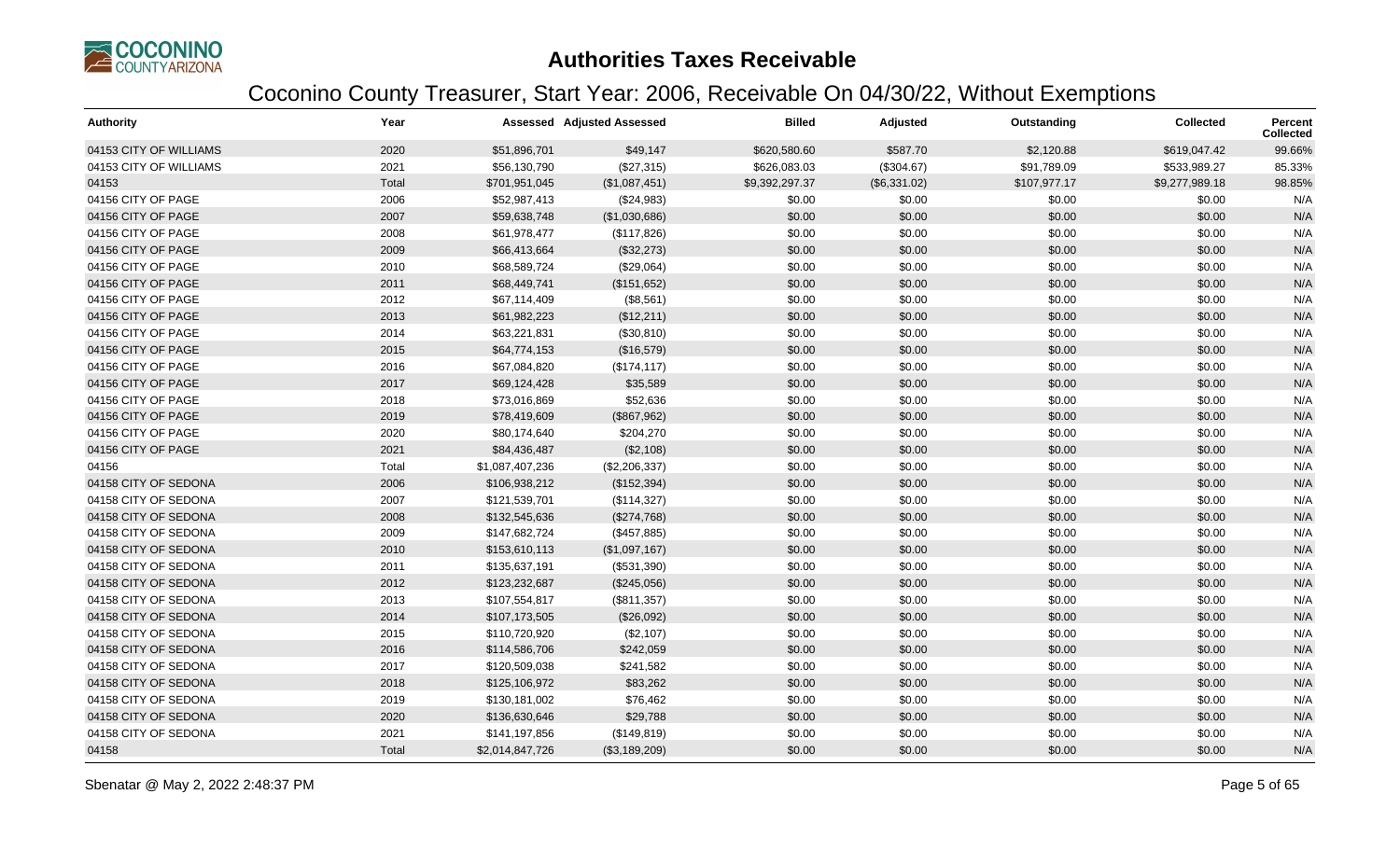# Authorities Taxes Receivable

## Coconino County Treasurer, Start Year: 2006, Receivable On 04/30/22, Without Exemptions

| Authority | Year | Assessed | Adjusted Assessed | Billed | Adjusted | Outstanding | Collected | Percent Collected |
|---|---|---|---|---|---|---|---|---|
| 04153 CITY OF WILLIAMS | 2020 | $51,896,701 | $49,147 | $620,580.60 | $587.70 | $2,120.88 | $619,047.42 | 99.66% |
| 04153 CITY OF WILLIAMS | 2021 | $56,130,790 | ($27,315) | $626,083.03 | ($304.67) | $91,789.09 | $533,989.27 | 85.33% |
| 04153 | Total | $701,951,045 | ($1,087,451) | $9,392,297.37 | ($6,331.02) | $107,977.17 | $9,277,989.18 | 98.85% |
| 04156 CITY OF PAGE | 2006 | $52,987,413 | ($24,983) | $0.00 | $0.00 | $0.00 | $0.00 | N/A |
| 04156 CITY OF PAGE | 2007 | $59,638,748 | ($1,030,686) | $0.00 | $0.00 | $0.00 | $0.00 | N/A |
| 04156 CITY OF PAGE | 2008 | $61,978,477 | ($117,826) | $0.00 | $0.00 | $0.00 | $0.00 | N/A |
| 04156 CITY OF PAGE | 2009 | $66,413,664 | ($32,273) | $0.00 | $0.00 | $0.00 | $0.00 | N/A |
| 04156 CITY OF PAGE | 2010 | $68,589,724 | ($29,064) | $0.00 | $0.00 | $0.00 | $0.00 | N/A |
| 04156 CITY OF PAGE | 2011 | $68,449,741 | ($151,652) | $0.00 | $0.00 | $0.00 | $0.00 | N/A |
| 04156 CITY OF PAGE | 2012 | $67,114,409 | ($8,561) | $0.00 | $0.00 | $0.00 | $0.00 | N/A |
| 04156 CITY OF PAGE | 2013 | $61,982,223 | ($12,211) | $0.00 | $0.00 | $0.00 | $0.00 | N/A |
| 04156 CITY OF PAGE | 2014 | $63,221,831 | ($30,810) | $0.00 | $0.00 | $0.00 | $0.00 | N/A |
| 04156 CITY OF PAGE | 2015 | $64,774,153 | ($16,579) | $0.00 | $0.00 | $0.00 | $0.00 | N/A |
| 04156 CITY OF PAGE | 2016 | $67,084,820 | ($174,117) | $0.00 | $0.00 | $0.00 | $0.00 | N/A |
| 04156 CITY OF PAGE | 2017 | $69,124,428 | $35,589 | $0.00 | $0.00 | $0.00 | $0.00 | N/A |
| 04156 CITY OF PAGE | 2018 | $73,016,869 | $52,636 | $0.00 | $0.00 | $0.00 | $0.00 | N/A |
| 04156 CITY OF PAGE | 2019 | $78,419,609 | ($867,962) | $0.00 | $0.00 | $0.00 | $0.00 | N/A |
| 04156 CITY OF PAGE | 2020 | $80,174,640 | $204,270 | $0.00 | $0.00 | $0.00 | $0.00 | N/A |
| 04156 CITY OF PAGE | 2021 | $84,436,487 | ($2,108) | $0.00 | $0.00 | $0.00 | $0.00 | N/A |
| 04156 | Total | $1,087,407,236 | ($2,206,337) | $0.00 | $0.00 | $0.00 | $0.00 | N/A |
| 04158 CITY OF SEDONA | 2006 | $106,938,212 | ($152,394) | $0.00 | $0.00 | $0.00 | $0.00 | N/A |
| 04158 CITY OF SEDONA | 2007 | $121,539,701 | ($114,327) | $0.00 | $0.00 | $0.00 | $0.00 | N/A |
| 04158 CITY OF SEDONA | 2008 | $132,545,636 | ($274,768) | $0.00 | $0.00 | $0.00 | $0.00 | N/A |
| 04158 CITY OF SEDONA | 2009 | $147,682,724 | ($457,885) | $0.00 | $0.00 | $0.00 | $0.00 | N/A |
| 04158 CITY OF SEDONA | 2010 | $153,610,113 | ($1,097,167) | $0.00 | $0.00 | $0.00 | $0.00 | N/A |
| 04158 CITY OF SEDONA | 2011 | $135,637,191 | ($531,390) | $0.00 | $0.00 | $0.00 | $0.00 | N/A |
| 04158 CITY OF SEDONA | 2012 | $123,232,687 | ($245,056) | $0.00 | $0.00 | $0.00 | $0.00 | N/A |
| 04158 CITY OF SEDONA | 2013 | $107,554,817 | ($811,357) | $0.00 | $0.00 | $0.00 | $0.00 | N/A |
| 04158 CITY OF SEDONA | 2014 | $107,173,505 | ($26,092) | $0.00 | $0.00 | $0.00 | $0.00 | N/A |
| 04158 CITY OF SEDONA | 2015 | $110,720,920 | ($2,107) | $0.00 | $0.00 | $0.00 | $0.00 | N/A |
| 04158 CITY OF SEDONA | 2016 | $114,586,706 | $242,059 | $0.00 | $0.00 | $0.00 | $0.00 | N/A |
| 04158 CITY OF SEDONA | 2017 | $120,509,038 | $241,582 | $0.00 | $0.00 | $0.00 | $0.00 | N/A |
| 04158 CITY OF SEDONA | 2018 | $125,106,972 | $83,262 | $0.00 | $0.00 | $0.00 | $0.00 | N/A |
| 04158 CITY OF SEDONA | 2019 | $130,181,002 | $76,462 | $0.00 | $0.00 | $0.00 | $0.00 | N/A |
| 04158 CITY OF SEDONA | 2020 | $136,630,646 | $29,788 | $0.00 | $0.00 | $0.00 | $0.00 | N/A |
| 04158 CITY OF SEDONA | 2021 | $141,197,856 | ($149,819) | $0.00 | $0.00 | $0.00 | $0.00 | N/A |
| 04158 | Total | $2,014,847,726 | ($3,189,209) | $0.00 | $0.00 | $0.00 | $0.00 | N/A |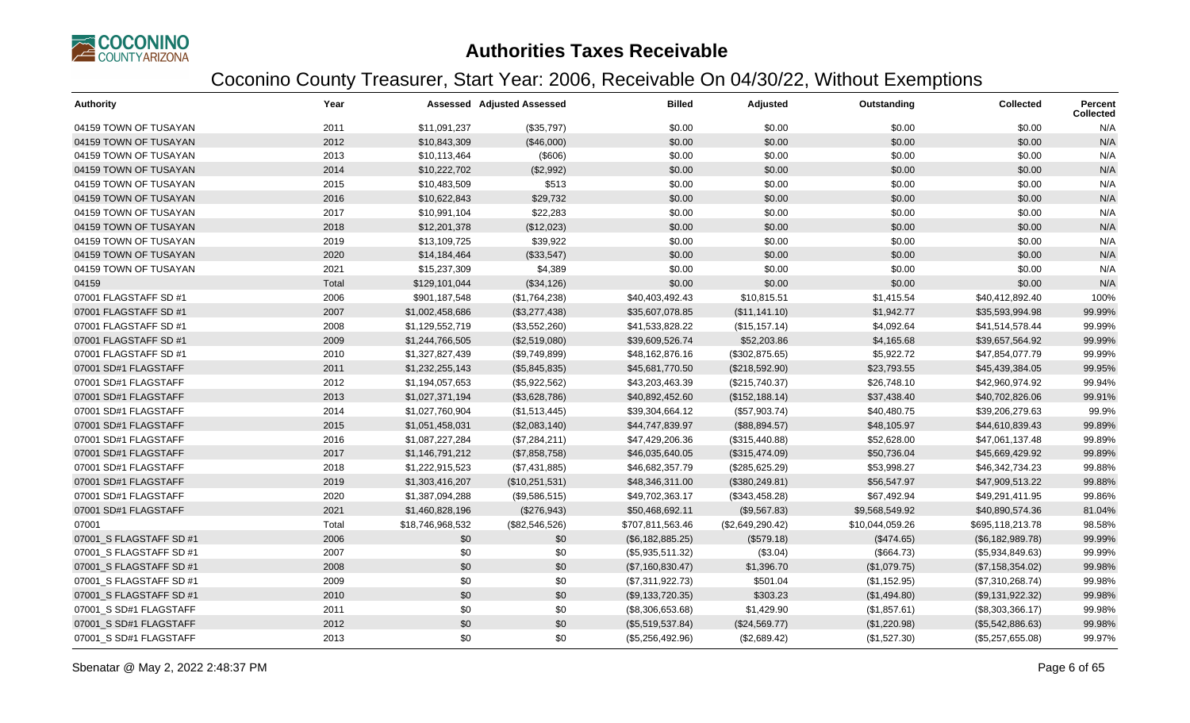# Authorities Taxes Receivable

## Coconino County Treasurer, Start Year: 2006, Receivable On 04/30/22, Without Exemptions

| Authority | Year | Assessed | Adjusted Assessed | Billed | Adjusted | Outstanding | Collected | Percent Collected |
|---|---|---|---|---|---|---|---|---|
| 04159 TOWN OF TUSAYAN | 2011 | $11,091,237 | ($35,797) | $0.00 | $0.00 | $0.00 | $0.00 | N/A |
| 04159 TOWN OF TUSAYAN | 2012 | $10,843,309 | ($46,000) | $0.00 | $0.00 | $0.00 | $0.00 | N/A |
| 04159 TOWN OF TUSAYAN | 2013 | $10,113,464 | ($606) | $0.00 | $0.00 | $0.00 | $0.00 | N/A |
| 04159 TOWN OF TUSAYAN | 2014 | $10,222,702 | ($2,992) | $0.00 | $0.00 | $0.00 | $0.00 | N/A |
| 04159 TOWN OF TUSAYAN | 2015 | $10,483,509 | $513 | $0.00 | $0.00 | $0.00 | $0.00 | N/A |
| 04159 TOWN OF TUSAYAN | 2016 | $10,622,843 | $29,732 | $0.00 | $0.00 | $0.00 | $0.00 | N/A |
| 04159 TOWN OF TUSAYAN | 2017 | $10,991,104 | $22,283 | $0.00 | $0.00 | $0.00 | $0.00 | N/A |
| 04159 TOWN OF TUSAYAN | 2018 | $12,201,378 | ($12,023) | $0.00 | $0.00 | $0.00 | $0.00 | N/A |
| 04159 TOWN OF TUSAYAN | 2019 | $13,109,725 | $39,922 | $0.00 | $0.00 | $0.00 | $0.00 | N/A |
| 04159 TOWN OF TUSAYAN | 2020 | $14,184,464 | ($33,547) | $0.00 | $0.00 | $0.00 | $0.00 | N/A |
| 04159 TOWN OF TUSAYAN | 2021 | $15,237,309 | $4,389 | $0.00 | $0.00 | $0.00 | $0.00 | N/A |
| 04159 | Total | $129,101,044 | ($34,126) | $0.00 | $0.00 | $0.00 | $0.00 | N/A |
| 07001 FLAGSTAFF SD #1 | 2006 | $901,187,548 | ($1,764,238) | $40,403,492.43 | $10,815.51 | $1,415.54 | $40,412,892.40 | 100% |
| 07001 FLAGSTAFF SD #1 | 2007 | $1,002,458,686 | ($3,277,438) | $35,607,078.85 | ($11,141.10) | $1,942.77 | $35,593,994.98 | 99.99% |
| 07001 FLAGSTAFF SD #1 | 2008 | $1,129,552,719 | ($3,552,260) | $41,533,828.22 | ($15,157.14) | $4,092.64 | $41,514,578.44 | 99.99% |
| 07001 FLAGSTAFF SD #1 | 2009 | $1,244,766,505 | ($2,519,080) | $39,609,526.74 | $52,203.86 | $4,165.68 | $39,657,564.92 | 99.99% |
| 07001 FLAGSTAFF SD #1 | 2010 | $1,327,827,439 | ($9,749,899) | $48,162,876.16 | ($302,875.65) | $5,922.72 | $47,854,077.79 | 99.99% |
| 07001 SD#1 FLAGSTAFF | 2011 | $1,232,255,143 | ($5,845,835) | $45,681,770.50 | ($218,592.90) | $23,793.55 | $45,439,384.05 | 99.95% |
| 07001 SD#1 FLAGSTAFF | 2012 | $1,194,057,653 | ($5,922,562) | $43,203,463.39 | ($215,740.37) | $26,748.10 | $42,960,974.92 | 99.94% |
| 07001 SD#1 FLAGSTAFF | 2013 | $1,027,371,194 | ($3,628,786) | $40,892,452.60 | ($152,188.14) | $37,438.40 | $40,702,826.06 | 99.91% |
| 07001 SD#1 FLAGSTAFF | 2014 | $1,027,760,904 | ($1,513,445) | $39,304,664.12 | ($57,903.74) | $40,480.75 | $39,206,279.63 | 99.9% |
| 07001 SD#1 FLAGSTAFF | 2015 | $1,051,458,031 | ($2,083,140) | $44,747,839.97 | ($88,894.57) | $48,105.97 | $44,610,839.43 | 99.89% |
| 07001 SD#1 FLAGSTAFF | 2016 | $1,087,227,284 | ($7,284,211) | $47,429,206.36 | ($315,440.88) | $52,628.00 | $47,061,137.48 | 99.89% |
| 07001 SD#1 FLAGSTAFF | 2017 | $1,146,791,212 | ($7,858,758) | $46,035,640.05 | ($315,474.09) | $50,736.04 | $45,669,429.92 | 99.89% |
| 07001 SD#1 FLAGSTAFF | 2018 | $1,222,915,523 | ($7,431,885) | $46,682,357.79 | ($285,625.29) | $53,998.27 | $46,342,734.23 | 99.88% |
| 07001 SD#1 FLAGSTAFF | 2019 | $1,303,416,207 | ($10,251,531) | $48,346,311.00 | ($380,249.81) | $56,547.97 | $47,909,513.22 | 99.88% |
| 07001 SD#1 FLAGSTAFF | 2020 | $1,387,094,288 | ($9,586,515) | $49,702,363.17 | ($343,458.28) | $67,492.94 | $49,291,411.95 | 99.86% |
| 07001 SD#1 FLAGSTAFF | 2021 | $1,460,828,196 | ($276,943) | $50,468,692.11 | ($9,567.83) | $9,568,549.92 | $40,890,574.36 | 81.04% |
| 07001 | Total | $18,746,968,532 | ($82,546,526) | $707,811,563.46 | ($2,649,290.42) | $10,044,059.26 | $695,118,213.78 | 98.58% |
| 07001_S FLAGSTAFF SD #1 | 2006 | $0 | $0 | ($6,182,885.25) | ($579.18) | ($474.65) | ($6,182,989.78) | 99.99% |
| 07001_S FLAGSTAFF SD #1 | 2007 | $0 | $0 | ($5,935,511.32) | ($3.04) | ($664.73) | ($5,934,849.63) | 99.99% |
| 07001_S FLAGSTAFF SD #1 | 2008 | $0 | $0 | ($7,160,830.47) | $1,396.70 | ($1,079.75) | ($7,158,354.02) | 99.98% |
| 07001_S FLAGSTAFF SD #1 | 2009 | $0 | $0 | ($7,311,922.73) | $501.04 | ($1,152.95) | ($7,310,268.74) | 99.98% |
| 07001_S FLAGSTAFF SD #1 | 2010 | $0 | $0 | ($9,133,720.35) | $303.23 | ($1,494.80) | ($9,131,922.32) | 99.98% |
| 07001_S SD#1 FLAGSTAFF | 2011 | $0 | $0 | ($8,306,653.68) | $1,429.90 | ($1,857.61) | ($8,303,366.17) | 99.98% |
| 07001_S SD#1 FLAGSTAFF | 2012 | $0 | $0 | ($5,519,537.84) | ($24,569.77) | ($1,220.98) | ($5,542,886.63) | 99.98% |
| 07001_S SD#1 FLAGSTAFF | 2013 | $0 | $0 | ($5,256,492.96) | ($2,689.42) | ($1,527.30) | ($5,257,655.08) | 99.97% |

Sbenatar @ May 2, 2022 2:48:37 PM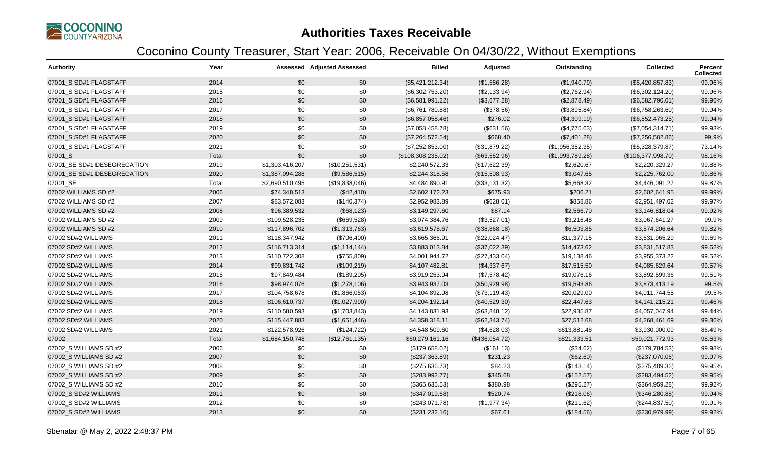# Authorities Taxes Receivable

## Coconino County Treasurer, Start Year: 2006, Receivable On 04/30/22, Without Exemptions

| Authority | Year | Assessed | Adjusted Assessed | Billed | Adjusted | Outstanding | Collected | Percent Collected |
|---|---|---|---|---|---|---|---|---|
| 07001_S SD#1 FLAGSTAFF | 2014 | $0 | $0 | ($5,421,212.34) | ($1,586.28) | ($1,940.79) | ($5,420,857.83) | 99.96% |
| 07001_S SD#1 FLAGSTAFF | 2015 | $0 | $0 | ($6,302,753.20) | ($2,133.94) | ($2,762.94) | ($6,302,124.20) | 99.96% |
| 07001_S SD#1 FLAGSTAFF | 2016 | $0 | $0 | ($6,581,991.22) | ($3,677.28) | ($2,878.49) | ($6,582,790.01) | 99.96% |
| 07001_S SD#1 FLAGSTAFF | 2017 | $0 | $0 | ($6,761,780.88) | ($378.56) | ($3,895.84) | ($6,758,263.60) | 99.94% |
| 07001_S SD#1 FLAGSTAFF | 2018 | $0 | $0 | ($6,857,058.46) | $276.02 | ($4,309.19) | ($6,852,473.25) | 99.94% |
| 07001_S SD#1 FLAGSTAFF | 2019 | $0 | $0 | ($7,058,458.78) | ($631.56) | ($4,775.63) | ($7,054,314.71) | 99.93% |
| 07001_S SD#1 FLAGSTAFF | 2020 | $0 | $0 | ($7,264,572.54) | $668.40 | ($7,401.28) | ($7,256,502.86) | 99.9% |
| 07001_S SD#1 FLAGSTAFF | 2021 | $0 | $0 | ($7,252,853.00) | ($31,879.22) | ($1,956,352.35) | ($5,328,379.87) | 73.14% |
| 07001_S | Total | $0 | $0 | ($108,308,235.02) | ($63,552.96) | ($1,993,789.28) | ($106,377,998.70) | 98.16% |
| 07001_SE SD#1 DESEGREGATION | 2019 | $1,303,416,207 | ($10,251,531) | $2,240,572.33 | ($17,622.39) | $2,620.67 | $2,220,329.27 | 99.88% |
| 07001_SE SD#1 DESEGREGATION | 2020 | $1,387,094,288 | ($9,586,515) | $2,244,318.58 | ($15,508.93) | $3,047.65 | $2,225,762.00 | 99.86% |
| 07001_SE | Total | $2,690,510,495 | ($19,838,046) | $4,484,890.91 | ($33,131.32) | $5,668.32 | $4,446,091.27 | 99.87% |
| 07002 WILLIAMS SD #2 | 2006 | $74,348,513 | ($42,410) | $2,602,172.23 | $675.93 | $206.21 | $2,602,641.95 | 99.99% |
| 07002 WILLIAMS SD #2 | 2007 | $83,572,083 | ($140,374) | $2,952,983.89 | ($628.01) | $858.86 | $2,951,497.02 | 99.97% |
| 07002 WILLIAMS SD #2 | 2008 | $96,389,532 | ($68,123) | $3,149,297.60 | $87.14 | $2,566.70 | $3,146,818.04 | 99.92% |
| 07002 WILLIAMS SD #2 | 2009 | $109,528,235 | ($669,528) | $3,074,384.76 | ($3,527.01) | $3,216.48 | $3,067,641.27 | 99.9% |
| 07002 WILLIAMS SD #2 | 2010 | $117,896,702 | ($1,313,763) | $3,619,578.67 | ($38,868.18) | $6,503.85 | $3,574,206.64 | 99.82% |
| 07002 SD#2 WILLIAMS | 2011 | $118,347,942 | ($706,400) | $3,665,366.91 | ($22,024.47) | $11,377.15 | $3,631,965.29 | 99.69% |
| 07002 SD#2 WILLIAMS | 2012 | $116,713,314 | ($1,114,144) | $3,883,013.84 | ($37,022.39) | $14,473.62 | $3,831,517.83 | 99.62% |
| 07002 SD#2 WILLIAMS | 2013 | $110,722,308 | ($755,809) | $4,001,944.72 | ($27,433.04) | $19,138.46 | $3,955,373.22 | 99.52% |
| 07002 SD#2 WILLIAMS | 2014 | $99,831,742 | ($109,219) | $4,107,482.81 | ($4,337.67) | $17,515.50 | $4,085,629.64 | 99.57% |
| 07002 SD#2 WILLIAMS | 2015 | $97,849,484 | ($189,205) | $3,919,253.94 | ($7,578.42) | $19,076.16 | $3,892,599.36 | 99.51% |
| 07002 SD#2 WILLIAMS | 2016 | $98,974,076 | ($1,278,106) | $3,943,937.03 | ($50,929.98) | $19,593.86 | $3,873,413.19 | 99.5% |
| 07002 SD#2 WILLIAMS | 2017 | $104,758,678 | ($1,866,053) | $4,104,892.98 | ($73,119.43) | $20,029.00 | $4,011,744.55 | 99.5% |
| 07002 SD#2 WILLIAMS | 2018 | $106,610,737 | ($1,027,990) | $4,204,192.14 | ($40,529.30) | $22,447.63 | $4,141,215.21 | 99.46% |
| 07002 SD#2 WILLIAMS | 2019 | $110,580,593 | ($1,703,843) | $4,143,831.93 | ($63,848.12) | $22,935.87 | $4,057,047.94 | 99.44% |
| 07002 SD#2 WILLIAMS | 2020 | $115,447,883 | ($1,651,446) | $4,358,318.11 | ($62,343.74) | $27,512.68 | $4,268,461.69 | 99.36% |
| 07002 SD#2 WILLIAMS | 2021 | $122,578,926 | ($124,722) | $4,548,509.60 | ($4,628.03) | $613,881.48 | $3,930,000.09 | 86.49% |
| 07002 | Total | $1,684,150,748 | ($12,761,135) | $60,279,161.16 | ($436,054.72) | $821,333.51 | $59,021,772.93 | 98.63% |
| 07002_S WILLIAMS SD #2 | 2006 | $0 | $0 | ($179,658.02) | ($161.13) | ($34.62) | ($179,784.53) | 99.98% |
| 07002_S WILLIAMS SD #2 | 2007 | $0 | $0 | ($237,363.89) | $231.23 | ($62.60) | ($237,070.06) | 99.97% |
| 07002_S WILLIAMS SD #2 | 2008 | $0 | $0 | ($275,636.73) | $84.23 | ($143.14) | ($275,409.36) | 99.95% |
| 07002_S WILLIAMS SD #2 | 2009 | $0 | $0 | ($283,992.77) | $345.68 | ($152.57) | ($283,494.52) | 99.95% |
| 07002_S WILLIAMS SD #2 | 2010 | $0 | $0 | ($365,635.53) | $380.98 | ($295.27) | ($364,959.28) | 99.92% |
| 07002_S SD#2 WILLIAMS | 2011 | $0 | $0 | ($347,019.68) | $520.74 | ($218.06) | ($346,280.88) | 99.94% |
| 07002_S SD#2 WILLIAMS | 2012 | $0 | $0 | ($243,071.78) | ($1,977.34) | ($211.62) | ($244,837.50) | 99.91% |
| 07002_S SD#2 WILLIAMS | 2013 | $0 | $0 | ($231,232.16) | $67.61 | ($184.56) | ($230,979.99) | 99.92% |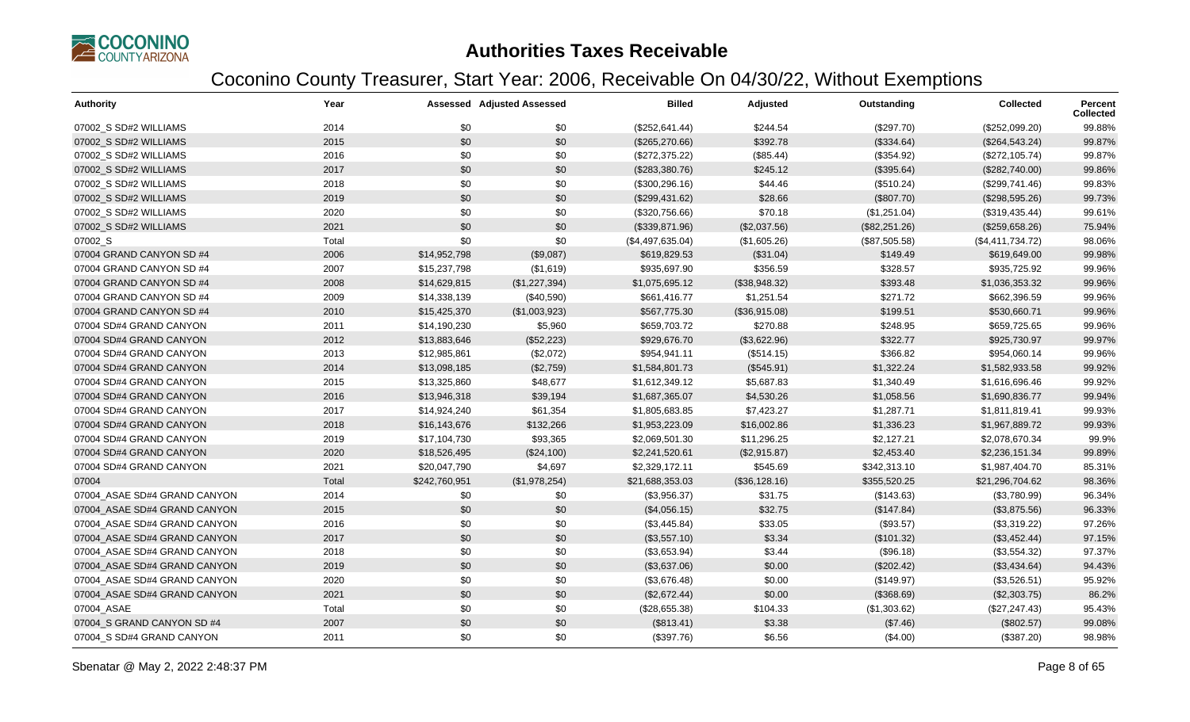# Authorities Taxes Receivable

## Coconino County Treasurer, Start Year: 2006, Receivable On 04/30/22, Without Exemptions

| Authority | Year | Assessed | Adjusted Assessed | Billed | Adjusted | Outstanding | Collected | Percent Collected |
|---|---|---|---|---|---|---|---|---|
| 07002_S SD#2 WILLIAMS | 2014 | $0 | $0 | ($252,641.44) | $244.54 | ($297.70) | ($252,099.20) | 99.88% |
| 07002_S SD#2 WILLIAMS | 2015 | $0 | $0 | ($265,270.66) | $392.78 | ($334.64) | ($264,543.24) | 99.87% |
| 07002_S SD#2 WILLIAMS | 2016 | $0 | $0 | ($272,375.22) | ($85.44) | ($354.92) | ($272,105.74) | 99.87% |
| 07002_S SD#2 WILLIAMS | 2017 | $0 | $0 | ($283,380.76) | $245.12 | ($395.64) | ($282,740.00) | 99.86% |
| 07002_S SD#2 WILLIAMS | 2018 | $0 | $0 | ($300,296.16) | $44.46 | ($510.24) | ($299,741.46) | 99.83% |
| 07002_S SD#2 WILLIAMS | 2019 | $0 | $0 | ($299,431.62) | $28.66 | ($807.70) | ($298,595.26) | 99.73% |
| 07002_S SD#2 WILLIAMS | 2020 | $0 | $0 | ($320,756.66) | $70.18 | ($1,251.04) | ($319,435.44) | 99.61% |
| 07002_S SD#2 WILLIAMS | 2021 | $0 | $0 | ($339,871.96) | ($2,037.56) | ($82,251.26) | ($259,658.26) | 75.94% |
| 07002_S | Total | $0 | $0 | ($4,497,635.04) | ($1,605.26) | ($87,505.58) | ($4,411,734.72) | 98.06% |
| 07004 GRAND CANYON SD #4 | 2006 | $14,952,798 | ($9,087) | $619,829.53 | ($31.04) | $149.49 | $619,649.00 | 99.98% |
| 07004 GRAND CANYON SD #4 | 2007 | $15,237,798 | ($1,619) | $935,697.90 | $356.59 | $328.57 | $935,725.92 | 99.96% |
| 07004 GRAND CANYON SD #4 | 2008 | $14,629,815 | ($1,227,394) | $1,075,695.12 | ($38,948.32) | $393.48 | $1,036,353.32 | 99.96% |
| 07004 GRAND CANYON SD #4 | 2009 | $14,338,139 | ($40,590) | $661,416.77 | $1,251.54 | $271.72 | $662,396.59 | 99.96% |
| 07004 GRAND CANYON SD #4 | 2010 | $15,425,370 | ($1,003,923) | $567,775.30 | ($36,915.08) | $199.51 | $530,660.71 | 99.96% |
| 07004 SD#4 GRAND CANYON | 2011 | $14,190,230 | $5,960 | $659,703.72 | $270.88 | $248.95 | $659,725.65 | 99.96% |
| 07004 SD#4 GRAND CANYON | 2012 | $13,883,646 | ($52,223) | $929,676.70 | ($3,622.96) | $322.77 | $925,730.97 | 99.97% |
| 07004 SD#4 GRAND CANYON | 2013 | $12,985,861 | ($2,072) | $954,941.11 | ($514.15) | $366.82 | $954,060.14 | 99.96% |
| 07004 SD#4 GRAND CANYON | 2014 | $13,098,185 | ($2,759) | $1,584,801.73 | ($545.91) | $1,322.24 | $1,582,933.58 | 99.92% |
| 07004 SD#4 GRAND CANYON | 2015 | $13,325,860 | $48,677 | $1,612,349.12 | $5,687.83 | $1,340.49 | $1,616,696.46 | 99.92% |
| 07004 SD#4 GRAND CANYON | 2016 | $13,946,318 | $39,194 | $1,687,365.07 | $4,530.26 | $1,058.56 | $1,690,836.77 | 99.94% |
| 07004 SD#4 GRAND CANYON | 2017 | $14,924,240 | $61,354 | $1,805,683.85 | $7,423.27 | $1,287.71 | $1,811,819.41 | 99.93% |
| 07004 SD#4 GRAND CANYON | 2018 | $16,143,676 | $132,266 | $1,953,223.09 | $16,002.86 | $1,336.23 | $1,967,889.72 | 99.93% |
| 07004 SD#4 GRAND CANYON | 2019 | $17,104,730 | $93,365 | $2,069,501.30 | $11,296.25 | $2,127.21 | $2,078,670.34 | 99.9% |
| 07004 SD#4 GRAND CANYON | 2020 | $18,526,495 | ($24,100) | $2,241,520.61 | ($2,915.87) | $2,453.40 | $2,236,151.34 | 99.89% |
| 07004 SD#4 GRAND CANYON | 2021 | $20,047,790 | $4,697 | $2,329,172.11 | $545.69 | $342,313.10 | $1,987,404.70 | 85.31% |
| 07004 | Total | $242,760,951 | ($1,978,254) | $21,688,353.03 | ($36,128.16) | $355,520.25 | $21,296,704.62 | 98.36% |
| 07004_ASAE SD#4 GRAND CANYON | 2014 | $0 | $0 | ($3,956.37) | $31.75 | ($143.63) | ($3,780.99) | 96.34% |
| 07004_ASAE SD#4 GRAND CANYON | 2015 | $0 | $0 | ($4,056.15) | $32.75 | ($147.84) | ($3,875.56) | 96.33% |
| 07004_ASAE SD#4 GRAND CANYON | 2016 | $0 | $0 | ($3,445.84) | $33.05 | ($93.57) | ($3,319.22) | 97.26% |
| 07004_ASAE SD#4 GRAND CANYON | 2017 | $0 | $0 | ($3,557.10) | $3.34 | ($101.32) | ($3,452.44) | 97.15% |
| 07004_ASAE SD#4 GRAND CANYON | 2018 | $0 | $0 | ($3,653.94) | $3.44 | ($96.18) | ($3,554.32) | 97.37% |
| 07004_ASAE SD#4 GRAND CANYON | 2019 | $0 | $0 | ($3,637.06) | $0.00 | ($202.42) | ($3,434.64) | 94.43% |
| 07004_ASAE SD#4 GRAND CANYON | 2020 | $0 | $0 | ($3,676.48) | $0.00 | ($149.97) | ($3,526.51) | 95.92% |
| 07004_ASAE SD#4 GRAND CANYON | 2021 | $0 | $0 | ($2,672.44) | $0.00 | ($368.69) | ($2,303.75) | 86.2% |
| 07004_ASAE | Total | $0 | $0 | ($28,655.38) | $104.33 | ($1,303.62) | ($27,247.43) | 95.43% |
| 07004_S GRAND CANYON SD #4 | 2007 | $0 | $0 | ($813.41) | $3.38 | ($7.46) | ($802.57) | 99.08% |
| 07004_S SD#4 GRAND CANYON | 2011 | $0 | $0 | ($397.76) | $6.56 | ($4.00) | ($387.20) | 98.98% |

Sbenatar @ May 2, 2022 2:48:37 PM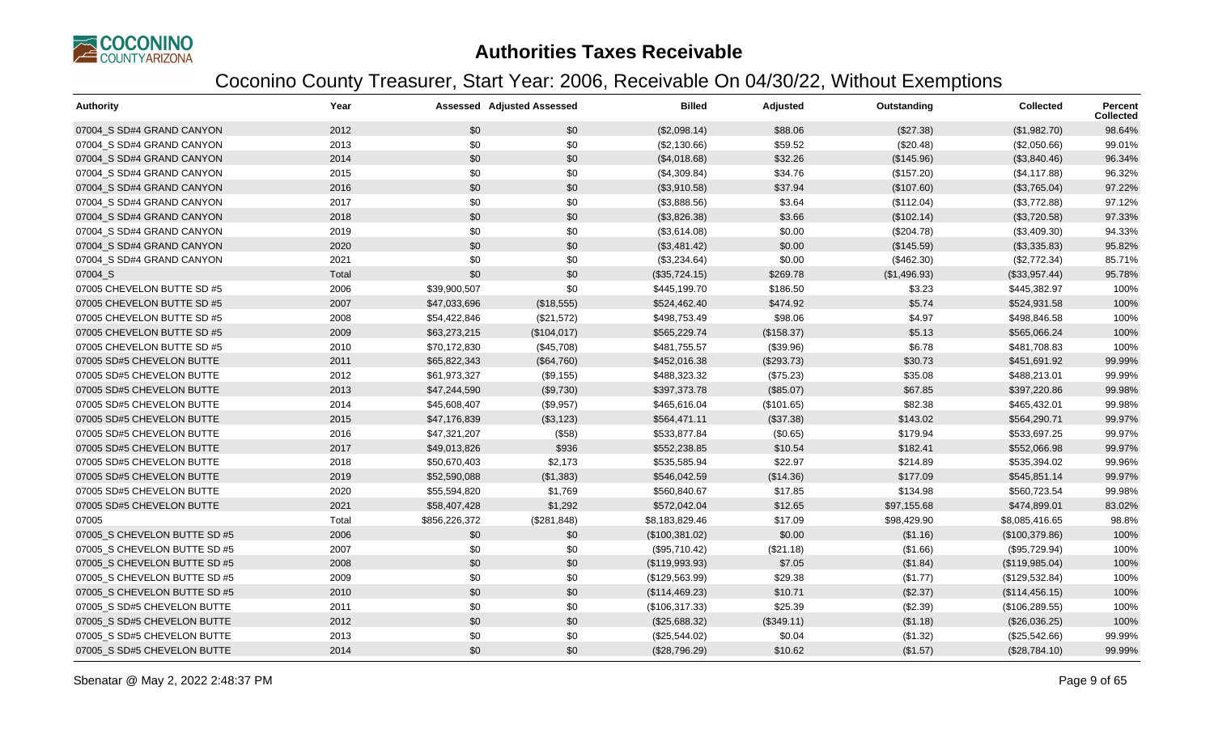# Authorities Taxes Receivable

## Coconino County Treasurer, Start Year: 2006, Receivable On 04/30/22, Without Exemptions

| Authority | Year | Assessed | Adjusted Assessed | Billed | Adjusted | Outstanding | Collected | Percent Collected |
|---|---|---|---|---|---|---|---|---|
| 07004_S SD#4 GRAND CANYON | 2012 | $0 | $0 | ($2,098.14) | $88.06 | ($27.38) | ($1,982.70) | 98.64% |
| 07004_S SD#4 GRAND CANYON | 2013 | $0 | $0 | ($2,130.66) | $59.52 | ($20.48) | ($2,050.66) | 99.01% |
| 07004_S SD#4 GRAND CANYON | 2014 | $0 | $0 | ($4,018.68) | $32.26 | ($145.96) | ($3,840.46) | 96.34% |
| 07004_S SD#4 GRAND CANYON | 2015 | $0 | $0 | ($4,309.84) | $34.76 | ($157.20) | ($4,117.88) | 96.32% |
| 07004_S SD#4 GRAND CANYON | 2016 | $0 | $0 | ($3,910.58) | $37.94 | ($107.60) | ($3,765.04) | 97.22% |
| 07004_S SD#4 GRAND CANYON | 2017 | $0 | $0 | ($3,888.56) | $3.64 | ($112.04) | ($3,772.88) | 97.12% |
| 07004_S SD#4 GRAND CANYON | 2018 | $0 | $0 | ($3,826.38) | $3.66 | ($102.14) | ($3,720.58) | 97.33% |
| 07004_S SD#4 GRAND CANYON | 2019 | $0 | $0 | ($3,614.08) | $0.00 | ($204.78) | ($3,409.30) | 94.33% |
| 07004_S SD#4 GRAND CANYON | 2020 | $0 | $0 | ($3,481.42) | $0.00 | ($145.59) | ($3,335.83) | 95.82% |
| 07004_S SD#4 GRAND CANYON | 2021 | $0 | $0 | ($3,234.64) | $0.00 | ($462.30) | ($2,772.34) | 85.71% |
| 07004_S | Total | $0 | $0 | ($35,724.15) | $269.78 | ($1,496.93) | ($33,957.44) | 95.78% |
| 07005 CHEVELON BUTTE SD #5 | 2006 | $39,900,507 | $0 | $445,199.70 | $186.50 | $3.23 | $445,382.97 | 100% |
| 07005 CHEVELON BUTTE SD #5 | 2007 | $47,033,696 | ($18,555) | $524,462.40 | $474.92 | $5.74 | $524,931.58 | 100% |
| 07005 CHEVELON BUTTE SD #5 | 2008 | $54,422,846 | ($21,572) | $498,753.49 | $98.06 | $4.97 | $498,846.58 | 100% |
| 07005 CHEVELON BUTTE SD #5 | 2009 | $63,273,215 | ($104,017) | $565,229.74 | ($158.37) | $5.13 | $565,066.24 | 100% |
| 07005 CHEVELON BUTTE SD #5 | 2010 | $70,172,830 | ($45,708) | $481,755.57 | ($39.96) | $6.78 | $481,708.83 | 100% |
| 07005 SD#5 CHEVELON BUTTE | 2011 | $65,822,343 | ($64,760) | $452,016.38 | ($293.73) | $30.73 | $451,691.92 | 99.99% |
| 07005 SD#5 CHEVELON BUTTE | 2012 | $61,973,327 | ($9,155) | $488,323.32 | ($75.23) | $35.08 | $488,213.01 | 99.99% |
| 07005 SD#5 CHEVELON BUTTE | 2013 | $47,244,590 | ($9,730) | $397,373.78 | ($85.07) | $67.85 | $397,220.86 | 99.98% |
| 07005 SD#5 CHEVELON BUTTE | 2014 | $45,608,407 | ($9,957) | $465,616.04 | ($101.65) | $82.38 | $465,432.01 | 99.98% |
| 07005 SD#5 CHEVELON BUTTE | 2015 | $47,176,839 | ($3,123) | $564,471.11 | ($37.38) | $143.02 | $564,290.71 | 99.97% |
| 07005 SD#5 CHEVELON BUTTE | 2016 | $47,321,207 | ($58) | $533,877.84 | ($0.65) | $179.94 | $533,697.25 | 99.97% |
| 07005 SD#5 CHEVELON BUTTE | 2017 | $49,013,826 | $936 | $552,238.85 | $10.54 | $182.41 | $552,066.98 | 99.97% |
| 07005 SD#5 CHEVELON BUTTE | 2018 | $50,670,403 | $2,173 | $535,585.94 | $22.97 | $214.89 | $535,394.02 | 99.96% |
| 07005 SD#5 CHEVELON BUTTE | 2019 | $52,590,088 | ($1,383) | $546,042.59 | ($14.36) | $177.09 | $545,851.14 | 99.97% |
| 07005 SD#5 CHEVELON BUTTE | 2020 | $55,594,820 | $1,769 | $560,840.67 | $17.85 | $134.98 | $560,723.54 | 99.98% |
| 07005 SD#5 CHEVELON BUTTE | 2021 | $58,407,428 | $1,292 | $572,042.04 | $12.65 | $97,155.68 | $474,899.01 | 83.02% |
| 07005 | Total | $856,226,372 | ($281,848) | $8,183,829.46 | $17.09 | $98,429.90 | $8,085,416.65 | 98.8% |
| 07005_S CHEVELON BUTTE SD #5 | 2006 | $0 | $0 | ($100,381.02) | $0.00 | ($1.16) | ($100,379.86) | 100% |
| 07005_S CHEVELON BUTTE SD #5 | 2007 | $0 | $0 | ($95,710.42) | ($21.18) | ($1.66) | ($95,729.94) | 100% |
| 07005_S CHEVELON BUTTE SD #5 | 2008 | $0 | $0 | ($119,993.93) | $7.05 | ($1.84) | ($119,985.04) | 100% |
| 07005_S CHEVELON BUTTE SD #5 | 2009 | $0 | $0 | ($129,563.99) | $29.38 | ($1.77) | ($129,532.84) | 100% |
| 07005_S CHEVELON BUTTE SD #5 | 2010 | $0 | $0 | ($114,469.23) | $10.71 | ($2.37) | ($114,456.15) | 100% |
| 07005_S SD#5 CHEVELON BUTTE | 2011 | $0 | $0 | ($106,317.33) | $25.39 | ($2.39) | ($106,289.55) | 100% |
| 07005_S SD#5 CHEVELON BUTTE | 2012 | $0 | $0 | ($25,688.32) | ($349.11) | ($1.18) | ($26,036.25) | 100% |
| 07005_S SD#5 CHEVELON BUTTE | 2013 | $0 | $0 | ($25,544.02) | $0.04 | ($1.32) | ($25,542.66) | 99.99% |
| 07005_S SD#5 CHEVELON BUTTE | 2014 | $0 | $0 | ($28,796.29) | $10.62 | ($1.57) | ($28,784.10) | 99.99% |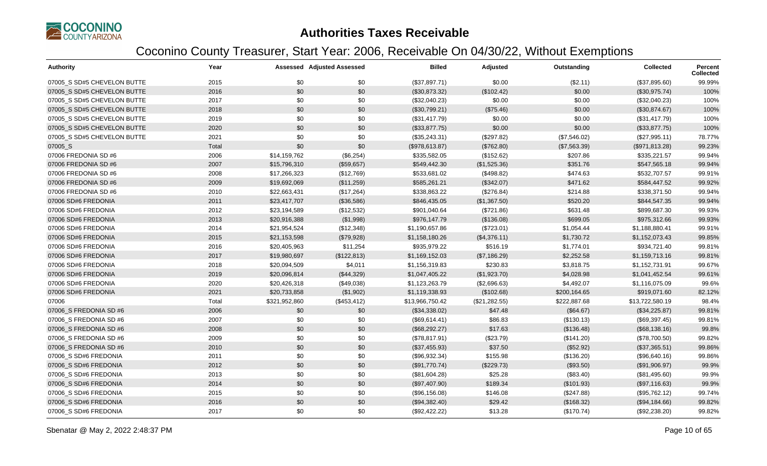# Authorities Taxes Receivable

## Coconino County Treasurer, Start Year: 2006, Receivable On 04/30/22, Without Exemptions

| Authority | Year | Assessed | Adjusted Assessed | Billed | Adjusted | Outstanding | Collected | Percent Collected |
|---|---|---|---|---|---|---|---|---|
| 07005_S SD#5 CHEVELON BUTTE | 2015 | $0 | $0 | ($37,897.71) | $0.00 | ($2.11) | ($37,895.60) | 99.99% |
| 07005_S SD#5 CHEVELON BUTTE | 2016 | $0 | $0 | ($30,873.32) | ($102.42) | $0.00 | ($30,975.74) | 100% |
| 07005_S SD#5 CHEVELON BUTTE | 2017 | $0 | $0 | ($32,040.23) | $0.00 | $0.00 | ($32,040.23) | 100% |
| 07005_S SD#5 CHEVELON BUTTE | 2018 | $0 | $0 | ($30,799.21) | ($75.46) | $0.00 | ($30,874.67) | 100% |
| 07005_S SD#5 CHEVELON BUTTE | 2019 | $0 | $0 | ($31,417.79) | $0.00 | $0.00 | ($31,417.79) | 100% |
| 07005_S SD#5 CHEVELON BUTTE | 2020 | $0 | $0 | ($33,877.75) | $0.00 | $0.00 | ($33,877.75) | 100% |
| 07005_S SD#5 CHEVELON BUTTE | 2021 | $0 | $0 | ($35,243.31) | ($297.82) | ($7,546.02) | ($27,995.11) | 78.77% |
| 07005_S | Total | $0 | $0 | ($978,613.87) | ($762.80) | ($7,563.39) | ($971,813.28) | 99.23% |
| 07006 FREDONIA SD #6 | 2006 | $14,159,762 | ($6,254) | $335,582.05 | ($152.62) | $207.86 | $335,221.57 | 99.94% |
| 07006 FREDONIA SD #6 | 2007 | $15,796,310 | ($59,657) | $549,442.30 | ($1,525.36) | $351.76 | $547,565.18 | 99.94% |
| 07006 FREDONIA SD #6 | 2008 | $17,266,323 | ($12,769) | $533,681.02 | ($498.82) | $474.63 | $532,707.57 | 99.91% |
| 07006 FREDONIA SD #6 | 2009 | $19,692,069 | ($11,259) | $585,261.21 | ($342.07) | $471.62 | $584,447.52 | 99.92% |
| 07006 FREDONIA SD #6 | 2010 | $22,663,431 | ($17,264) | $338,863.22 | ($276.84) | $214.88 | $338,371.50 | 99.94% |
| 07006 SD#6 FREDONIA | 2011 | $23,417,707 | ($36,586) | $846,435.05 | ($1,367.50) | $520.20 | $844,547.35 | 99.94% |
| 07006 SD#6 FREDONIA | 2012 | $23,194,589 | ($12,532) | $901,040.64 | ($721.86) | $631.48 | $899,687.30 | 99.93% |
| 07006 SD#6 FREDONIA | 2013 | $20,916,388 | ($1,998) | $976,147.79 | ($136.08) | $699.05 | $975,312.66 | 99.93% |
| 07006 SD#6 FREDONIA | 2014 | $21,954,524 | ($12,348) | $1,190,657.86 | ($723.01) | $1,054.44 | $1,188,880.41 | 99.91% |
| 07006 SD#6 FREDONIA | 2015 | $21,153,598 | ($79,928) | $1,158,180.26 | ($4,376.11) | $1,730.72 | $1,152,073.43 | 99.85% |
| 07006 SD#6 FREDONIA | 2016 | $20,405,963 | $11,254 | $935,979.22 | $516.19 | $1,774.01 | $934,721.40 | 99.81% |
| 07006 SD#6 FREDONIA | 2017 | $19,980,697 | ($122,813) | $1,169,152.03 | ($7,186.29) | $2,252.58 | $1,159,713.16 | 99.81% |
| 07006 SD#6 FREDONIA | 2018 | $20,094,509 | $4,011 | $1,156,319.83 | $230.83 | $3,818.75 | $1,152,731.91 | 99.67% |
| 07006 SD#6 FREDONIA | 2019 | $20,096,814 | ($44,329) | $1,047,405.22 | ($1,923.70) | $4,028.98 | $1,041,452.54 | 99.61% |
| 07006 SD#6 FREDONIA | 2020 | $20,426,318 | ($49,038) | $1,123,263.79 | ($2,696.63) | $4,492.07 | $1,116,075.09 | 99.6% |
| 07006 SD#6 FREDONIA | 2021 | $20,733,858 | ($1,902) | $1,119,338.93 | ($102.68) | $200,164.65 | $919,071.60 | 82.12% |
| 07006 | Total | $321,952,860 | ($453,412) | $13,966,750.42 | ($21,282.55) | $222,887.68 | $13,722,580.19 | 98.4% |
| 07006_S FREDONIA SD #6 | 2006 | $0 | $0 | ($34,338.02) | $47.48 | ($64.67) | ($34,225.87) | 99.81% |
| 07006_S FREDONIA SD #6 | 2007 | $0 | $0 | ($69,614.41) | $86.83 | ($130.13) | ($69,397.45) | 99.81% |
| 07006_S FREDONIA SD #6 | 2008 | $0 | $0 | ($68,292.27) | $17.63 | ($136.48) | ($68,138.16) | 99.8% |
| 07006_S FREDONIA SD #6 | 2009 | $0 | $0 | ($78,817.91) | ($23.79) | ($141.20) | ($78,700.50) | 99.82% |
| 07006_S FREDONIA SD #6 | 2010 | $0 | $0 | ($37,455.93) | $37.50 | ($52.92) | ($37,365.51) | 99.86% |
| 07006_S SD#6 FREDONIA | 2011 | $0 | $0 | ($96,932.34) | $155.98 | ($136.20) | ($96,640.16) | 99.86% |
| 07006_S SD#6 FREDONIA | 2012 | $0 | $0 | ($91,770.74) | ($229.73) | ($93.50) | ($91,906.97) | 99.9% |
| 07006_S SD#6 FREDONIA | 2013 | $0 | $0 | ($81,604.28) | $25.28 | ($83.40) | ($81,495.60) | 99.9% |
| 07006_S SD#6 FREDONIA | 2014 | $0 | $0 | ($97,407.90) | $189.34 | ($101.93) | ($97,116.63) | 99.9% |
| 07006_S SD#6 FREDONIA | 2015 | $0 | $0 | ($96,156.08) | $146.08 | ($247.88) | ($95,762.12) | 99.74% |
| 07006_S SD#6 FREDONIA | 2016 | $0 | $0 | ($94,382.40) | $29.42 | ($168.32) | ($94,184.66) | 99.82% |
| 07006_S SD#6 FREDONIA | 2017 | $0 | $0 | ($92,422.22) | $13.28 | ($170.74) | ($92,238.20) | 99.82% |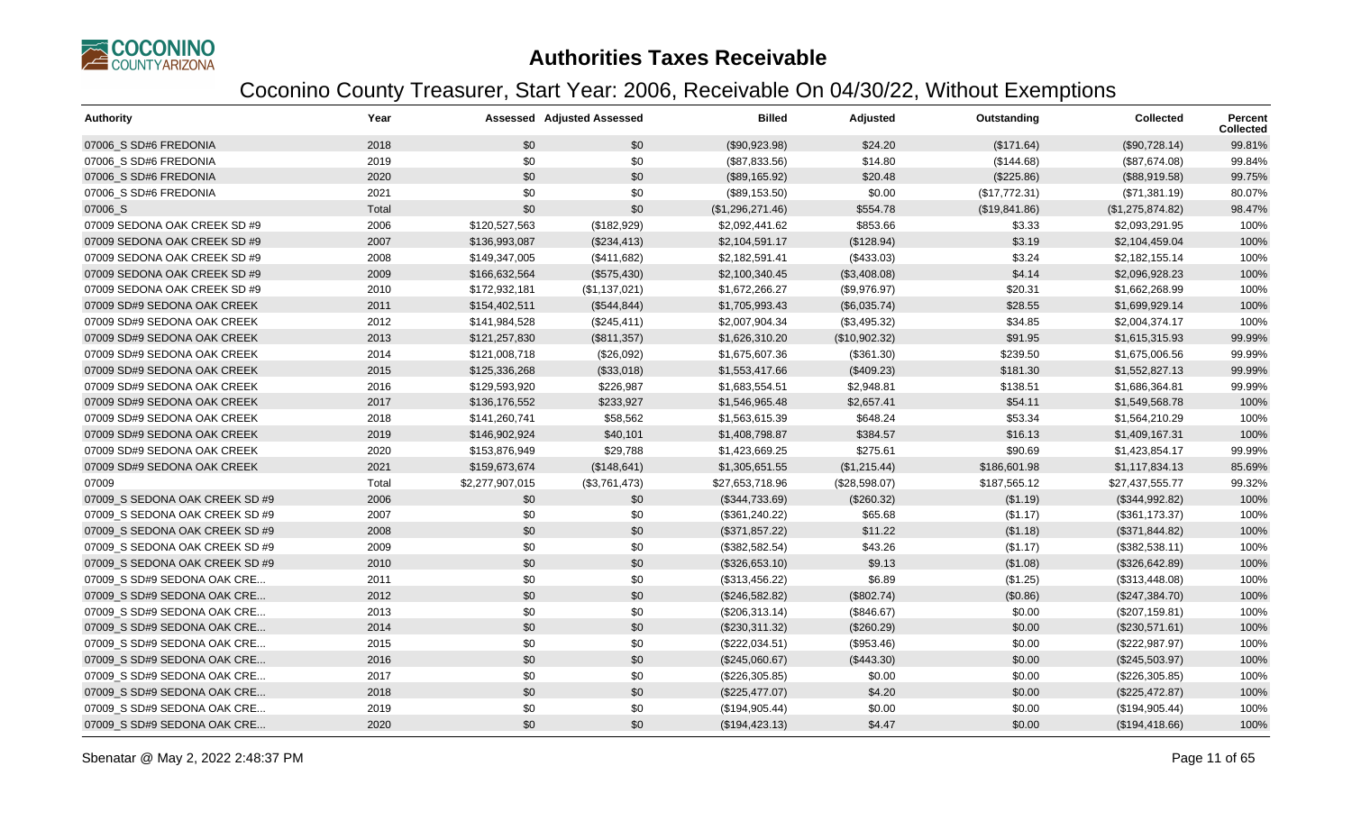# Authorities Taxes Receivable

## Coconino County Treasurer, Start Year: 2006, Receivable On 04/30/22, Without Exemptions

| Authority | Year | Assessed | Adjusted Assessed | Billed | Adjusted | Outstanding | Collected | Percent Collected |
|---|---|---|---|---|---|---|---|---|
| 07006_S SD#6 FREDONIA | 2018 | $0 | $0 | ($90,923.98) | $24.20 | ($171.64) | ($90,728.14) | 99.81% |
| 07006_S SD#6 FREDONIA | 2019 | $0 | $0 | ($87,833.56) | $14.80 | ($144.68) | ($87,674.08) | 99.84% |
| 07006_S SD#6 FREDONIA | 2020 | $0 | $0 | ($89,165.92) | $20.48 | ($225.86) | ($88,919.58) | 99.75% |
| 07006_S SD#6 FREDONIA | 2021 | $0 | $0 | ($89,153.50) | $0.00 | ($17,772.31) | ($71,381.19) | 80.07% |
| 07006_S | Total | $0 | $0 | ($1,296,271.46) | $554.78 | ($19,841.86) | ($1,275,874.82) | 98.47% |
| 07009 SEDONA OAK CREEK SD #9 | 2006 | $120,527,563 | ($182,929) | $2,092,441.62 | $853.66 | $3.33 | $2,093,291.95 | 100% |
| 07009 SEDONA OAK CREEK SD #9 | 2007 | $136,993,087 | ($234,413) | $2,104,591.17 | ($128.94) | $3.19 | $2,104,459.04 | 100% |
| 07009 SEDONA OAK CREEK SD #9 | 2008 | $149,347,005 | ($411,682) | $2,182,591.41 | ($433.03) | $3.24 | $2,182,155.14 | 100% |
| 07009 SEDONA OAK CREEK SD #9 | 2009 | $166,632,564 | ($575,430) | $2,100,340.45 | ($3,408.08) | $4.14 | $2,096,928.23 | 100% |
| 07009 SEDONA OAK CREEK SD #9 | 2010 | $172,932,181 | ($1,137,021) | $1,672,266.27 | ($9,976.97) | $20.31 | $1,662,268.99 | 100% |
| 07009 SD#9 SEDONA OAK CREEK | 2011 | $154,402,511 | ($544,844) | $1,705,993.43 | ($6,035.74) | $28.55 | $1,699,929.14 | 100% |
| 07009 SD#9 SEDONA OAK CREEK | 2012 | $141,984,528 | ($245,411) | $2,007,904.34 | ($3,495.32) | $34.85 | $2,004,374.17 | 100% |
| 07009 SD#9 SEDONA OAK CREEK | 2013 | $121,257,830 | ($811,357) | $1,626,310.20 | ($10,902.32) | $91.95 | $1,615,315.93 | 99.99% |
| 07009 SD#9 SEDONA OAK CREEK | 2014 | $121,008,718 | ($26,092) | $1,675,607.36 | ($361.30) | $239.50 | $1,675,006.56 | 99.99% |
| 07009 SD#9 SEDONA OAK CREEK | 2015 | $125,336,268 | ($33,018) | $1,553,417.66 | ($409.23) | $181.30 | $1,552,827.13 | 99.99% |
| 07009 SD#9 SEDONA OAK CREEK | 2016 | $129,593,920 | $226,987 | $1,683,554.51 | $2,948.81 | $138.51 | $1,686,364.81 | 99.99% |
| 07009 SD#9 SEDONA OAK CREEK | 2017 | $136,176,552 | $233,927 | $1,546,965.48 | $2,657.41 | $54.11 | $1,549,568.78 | 100% |
| 07009 SD#9 SEDONA OAK CREEK | 2018 | $141,260,741 | $58,562 | $1,563,615.39 | $648.24 | $53.34 | $1,564,210.29 | 100% |
| 07009 SD#9 SEDONA OAK CREEK | 2019 | $146,902,924 | $40,101 | $1,408,798.87 | $384.57 | $16.13 | $1,409,167.31 | 100% |
| 07009 SD#9 SEDONA OAK CREEK | 2020 | $153,876,949 | $29,788 | $1,423,669.25 | $275.61 | $90.69 | $1,423,854.17 | 99.99% |
| 07009 SD#9 SEDONA OAK CREEK | 2021 | $159,673,674 | ($148,641) | $1,305,651.55 | ($1,215.44) | $186,601.98 | $1,117,834.13 | 85.69% |
| 07009 | Total | $2,277,907,015 | ($3,761,473) | $27,653,718.96 | ($28,598.07) | $187,565.12 | $27,437,555.77 | 99.32% |
| 07009_S SEDONA OAK CREEK SD #9 | 2006 | $0 | $0 | ($344,733.69) | ($260.32) | ($1.19) | ($344,992.82) | 100% |
| 07009_S SEDONA OAK CREEK SD #9 | 2007 | $0 | $0 | ($361,240.22) | $65.68 | ($1.17) | ($361,173.37) | 100% |
| 07009_S SEDONA OAK CREEK SD #9 | 2008 | $0 | $0 | ($371,857.22) | $11.22 | ($1.18) | ($371,844.82) | 100% |
| 07009_S SEDONA OAK CREEK SD #9 | 2009 | $0 | $0 | ($382,582.54) | $43.26 | ($1.17) | ($382,538.11) | 100% |
| 07009_S SEDONA OAK CREEK SD #9 | 2010 | $0 | $0 | ($326,653.10) | $9.13 | ($1.08) | ($326,642.89) | 100% |
| 07009_S SD#9 SEDONA OAK CRE... | 2011 | $0 | $0 | ($313,456.22) | $6.89 | ($1.25) | ($313,448.08) | 100% |
| 07009_S SD#9 SEDONA OAK CRE... | 2012 | $0 | $0 | ($246,582.82) | ($802.74) | ($0.86) | ($247,384.70) | 100% |
| 07009_S SD#9 SEDONA OAK CRE... | 2013 | $0 | $0 | ($206,313.14) | ($846.67) | $0.00 | ($207,159.81) | 100% |
| 07009_S SD#9 SEDONA OAK CRE... | 2014 | $0 | $0 | ($230,311.32) | ($260.29) | $0.00 | ($230,571.61) | 100% |
| 07009_S SD#9 SEDONA OAK CRE... | 2015 | $0 | $0 | ($222,034.51) | ($953.46) | $0.00 | ($222,987.97) | 100% |
| 07009_S SD#9 SEDONA OAK CRE... | 2016 | $0 | $0 | ($245,060.67) | ($443.30) | $0.00 | ($245,503.97) | 100% |
| 07009_S SD#9 SEDONA OAK CRE... | 2017 | $0 | $0 | ($226,305.85) | $0.00 | $0.00 | ($226,305.85) | 100% |
| 07009_S SD#9 SEDONA OAK CRE... | 2018 | $0 | $0 | ($225,477.07) | $4.20 | $0.00 | ($225,472.87) | 100% |
| 07009_S SD#9 SEDONA OAK CRE... | 2019 | $0 | $0 | ($194,905.44) | $0.00 | $0.00 | ($194,905.44) | 100% |
| 07009_S SD#9 SEDONA OAK CRE... | 2020 | $0 | $0 | ($194,423.13) | $4.47 | $0.00 | ($194,418.66) | 100% |

Sbenatar @ May 2, 2022 2:48:37 PM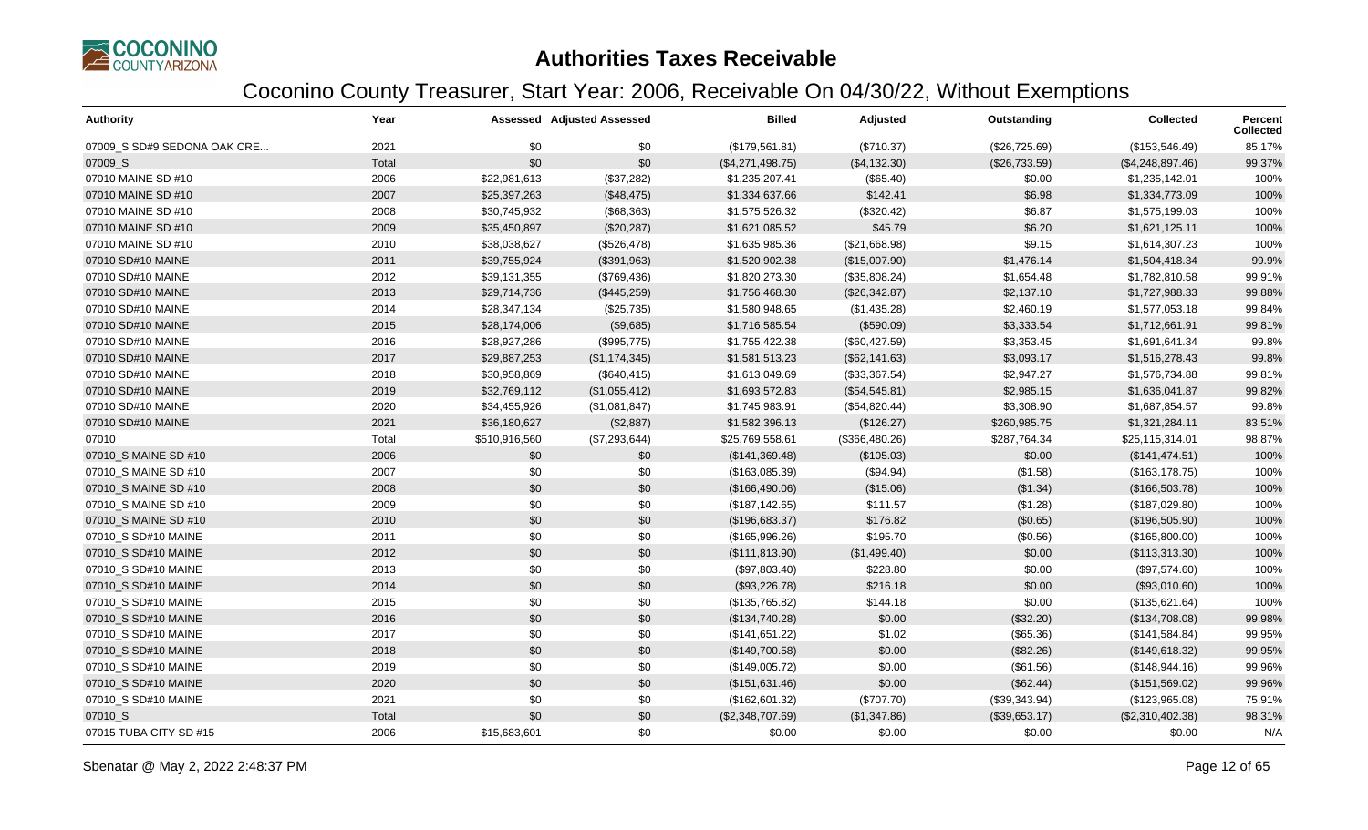# Authorities Taxes Receivable

## Coconino County Treasurer, Start Year: 2006, Receivable On 04/30/22, Without Exemptions

| Authority | Year | Assessed | Adjusted Assessed | Billed | Adjusted | Outstanding | Collected | Percent Collected |
|---|---|---|---|---|---|---|---|---|
| 07009_S SD#9 SEDONA OAK CRE... | 2021 | $0 | $0 | ($179,561.81) | ($710.37) | ($26,725.69) | ($153,546.49) | 85.17% |
| 07009_S | Total | $0 | $0 | ($4,271,498.75) | ($4,132.30) | ($26,733.59) | ($4,248,897.46) | 99.37% |
| 07010 MAINE SD #10 | 2006 | $22,981,613 | ($37,282) | $1,235,207.41 | ($65.40) | $0.00 | $1,235,142.01 | 100% |
| 07010 MAINE SD #10 | 2007 | $25,397,263 | ($48,475) | $1,334,637.66 | $142.41 | $6.98 | $1,334,773.09 | 100% |
| 07010 MAINE SD #10 | 2008 | $30,745,932 | ($68,363) | $1,575,526.32 | ($320.42) | $6.87 | $1,575,199.03 | 100% |
| 07010 MAINE SD #10 | 2009 | $35,450,897 | ($20,287) | $1,621,085.52 | $45.79 | $6.20 | $1,621,125.11 | 100% |
| 07010 MAINE SD #10 | 2010 | $38,038,627 | ($526,478) | $1,635,985.36 | ($21,668.98) | $9.15 | $1,614,307.23 | 100% |
| 07010 SD#10 MAINE | 2011 | $39,755,924 | ($391,963) | $1,520,902.38 | ($15,007.90) | $1,476.14 | $1,504,418.34 | 99.9% |
| 07010 SD#10 MAINE | 2012 | $39,131,355 | ($769,436) | $1,820,273.30 | ($35,808.24) | $1,654.48 | $1,782,810.58 | 99.91% |
| 07010 SD#10 MAINE | 2013 | $29,714,736 | ($445,259) | $1,756,468.30 | ($26,342.87) | $2,137.10 | $1,727,988.33 | 99.88% |
| 07010 SD#10 MAINE | 2014 | $28,347,134 | ($25,735) | $1,580,948.65 | ($1,435.28) | $2,460.19 | $1,577,053.18 | 99.84% |
| 07010 SD#10 MAINE | 2015 | $28,174,006 | ($9,685) | $1,716,585.54 | ($590.09) | $3,333.54 | $1,712,661.91 | 99.81% |
| 07010 SD#10 MAINE | 2016 | $28,927,286 | ($995,775) | $1,755,422.38 | ($60,427.59) | $3,353.45 | $1,691,641.34 | 99.8% |
| 07010 SD#10 MAINE | 2017 | $29,887,253 | ($1,174,345) | $1,581,513.23 | ($62,141.63) | $3,093.17 | $1,516,278.43 | 99.8% |
| 07010 SD#10 MAINE | 2018 | $30,958,869 | ($640,415) | $1,613,049.69 | ($33,367.54) | $2,947.27 | $1,576,734.88 | 99.81% |
| 07010 SD#10 MAINE | 2019 | $32,769,112 | ($1,055,412) | $1,693,572.83 | ($54,545.81) | $2,985.15 | $1,636,041.87 | 99.82% |
| 07010 SD#10 MAINE | 2020 | $34,455,926 | ($1,081,847) | $1,745,983.91 | ($54,820.44) | $3,308.90 | $1,687,854.57 | 99.8% |
| 07010 SD#10 MAINE | 2021 | $36,180,627 | ($2,887) | $1,582,396.13 | ($126.27) | $260,985.75 | $1,321,284.11 | 83.51% |
| 07010 | Total | $510,916,560 | ($7,293,644) | $25,769,558.61 | ($366,480.26) | $287,764.34 | $25,115,314.01 | 98.87% |
| 07010_S MAINE SD #10 | 2006 | $0 | $0 | ($141,369.48) | ($105.03) | $0.00 | ($141,474.51) | 100% |
| 07010_S MAINE SD #10 | 2007 | $0 | $0 | ($163,085.39) | ($94.94) | ($1.58) | ($163,178.75) | 100% |
| 07010_S MAINE SD #10 | 2008 | $0 | $0 | ($166,490.06) | ($15.06) | ($1.34) | ($166,503.78) | 100% |
| 07010_S MAINE SD #10 | 2009 | $0 | $0 | ($187,142.65) | $111.57 | ($1.28) | ($187,029.80) | 100% |
| 07010_S MAINE SD #10 | 2010 | $0 | $0 | ($196,683.37) | $176.82 | ($0.65) | ($196,505.90) | 100% |
| 07010_S SD#10 MAINE | 2011 | $0 | $0 | ($165,996.26) | $195.70 | ($0.56) | ($165,800.00) | 100% |
| 07010_S SD#10 MAINE | 2012 | $0 | $0 | ($111,813.90) | ($1,499.40) | $0.00 | ($113,313.30) | 100% |
| 07010_S SD#10 MAINE | 2013 | $0 | $0 | ($97,803.40) | $228.80 | $0.00 | ($97,574.60) | 100% |
| 07010_S SD#10 MAINE | 2014 | $0 | $0 | ($93,226.78) | $216.18 | $0.00 | ($93,010.60) | 100% |
| 07010_S SD#10 MAINE | 2015 | $0 | $0 | ($135,765.82) | $144.18 | $0.00 | ($135,621.64) | 100% |
| 07010_S SD#10 MAINE | 2016 | $0 | $0 | ($134,740.28) | $0.00 | ($32.20) | ($134,708.08) | 99.98% |
| 07010_S SD#10 MAINE | 2017 | $0 | $0 | ($141,651.22) | $1.02 | ($65.36) | ($141,584.84) | 99.95% |
| 07010_S SD#10 MAINE | 2018 | $0 | $0 | ($149,700.58) | $0.00 | ($82.26) | ($149,618.32) | 99.95% |
| 07010_S SD#10 MAINE | 2019 | $0 | $0 | ($149,005.72) | $0.00 | ($61.56) | ($148,944.16) | 99.96% |
| 07010_S SD#10 MAINE | 2020 | $0 | $0 | ($151,631.46) | $0.00 | ($62.44) | ($151,569.02) | 99.96% |
| 07010_S SD#10 MAINE | 2021 | $0 | $0 | ($162,601.32) | ($707.70) | ($39,343.94) | ($123,965.08) | 75.91% |
| 07010_S | Total | $0 | $0 | ($2,348,707.69) | ($1,347.86) | ($39,653.17) | ($2,310,402.38) | 98.31% |
| 07015 TUBA CITY SD #15 | 2006 | $15,683,601 | $0 | $0.00 | $0.00 | $0.00 | $0.00 | N/A |

Sbenatar @ May 2, 2022 2:48:37 PM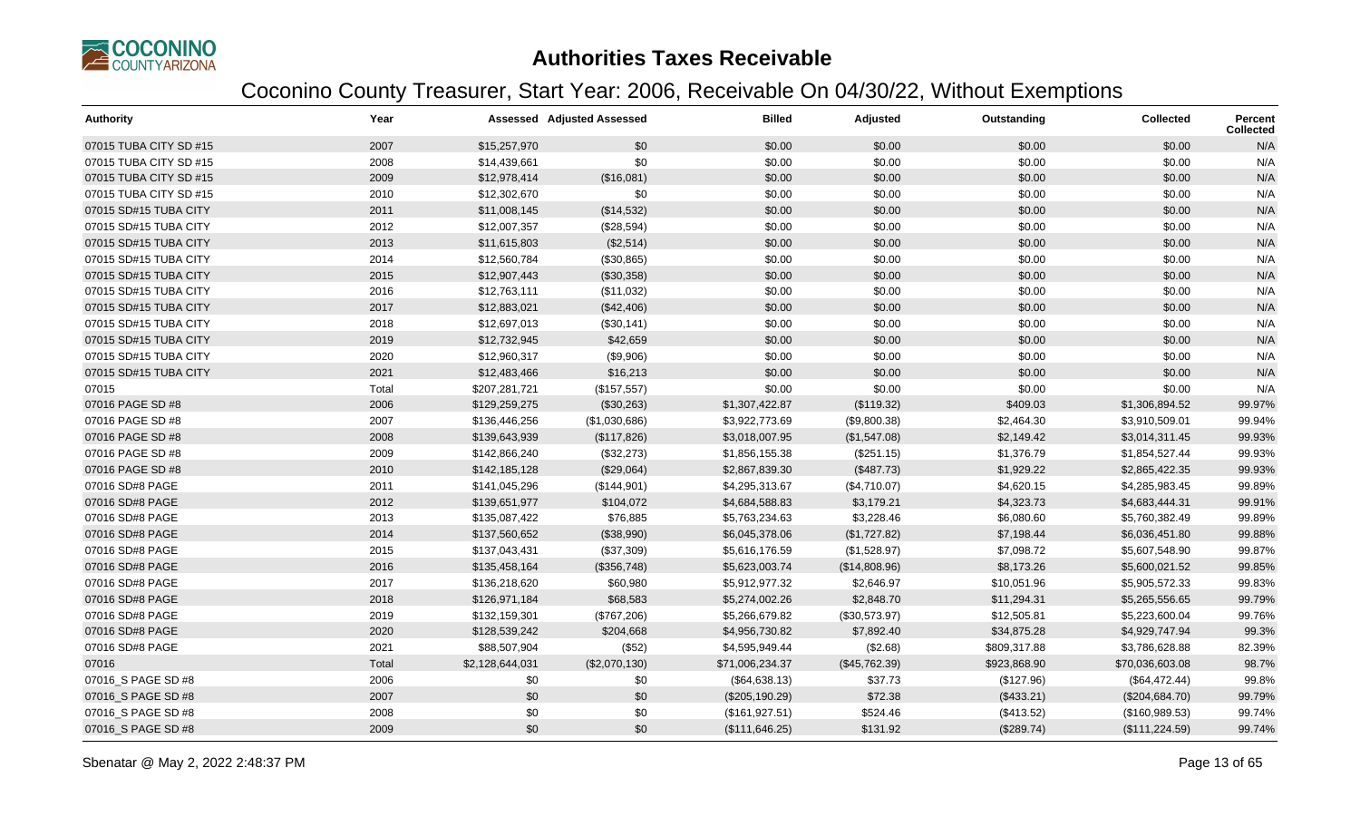# Authorities Taxes Receivable

## Coconino County Treasurer, Start Year: 2006, Receivable On 04/30/22, Without Exemptions

| Authority | Year | Assessed | Adjusted Assessed | Billed | Adjusted | Outstanding | Collected | Percent Collected |
|---|---|---|---|---|---|---|---|---|
| 07015 TUBA CITY SD #15 | 2007 | $15,257,970 | $0 | $0.00 | $0.00 | $0.00 | $0.00 | N/A |
| 07015 TUBA CITY SD #15 | 2008 | $14,439,661 | $0 | $0.00 | $0.00 | $0.00 | $0.00 | N/A |
| 07015 TUBA CITY SD #15 | 2009 | $12,978,414 | ($16,081) | $0.00 | $0.00 | $0.00 | $0.00 | N/A |
| 07015 TUBA CITY SD #15 | 2010 | $12,302,670 | $0 | $0.00 | $0.00 | $0.00 | $0.00 | N/A |
| 07015 SD#15 TUBA CITY | 2011 | $11,008,145 | ($14,532) | $0.00 | $0.00 | $0.00 | $0.00 | N/A |
| 07015 SD#15 TUBA CITY | 2012 | $12,007,357 | ($28,594) | $0.00 | $0.00 | $0.00 | $0.00 | N/A |
| 07015 SD#15 TUBA CITY | 2013 | $11,615,803 | ($2,514) | $0.00 | $0.00 | $0.00 | $0.00 | N/A |
| 07015 SD#15 TUBA CITY | 2014 | $12,560,784 | ($30,865) | $0.00 | $0.00 | $0.00 | $0.00 | N/A |
| 07015 SD#15 TUBA CITY | 2015 | $12,907,443 | ($30,358) | $0.00 | $0.00 | $0.00 | $0.00 | N/A |
| 07015 SD#15 TUBA CITY | 2016 | $12,763,111 | ($11,032) | $0.00 | $0.00 | $0.00 | $0.00 | N/A |
| 07015 SD#15 TUBA CITY | 2017 | $12,883,021 | ($42,406) | $0.00 | $0.00 | $0.00 | $0.00 | N/A |
| 07015 SD#15 TUBA CITY | 2018 | $12,697,013 | ($30,141) | $0.00 | $0.00 | $0.00 | $0.00 | N/A |
| 07015 SD#15 TUBA CITY | 2019 | $12,732,945 | $42,659 | $0.00 | $0.00 | $0.00 | $0.00 | N/A |
| 07015 SD#15 TUBA CITY | 2020 | $12,960,317 | ($9,906) | $0.00 | $0.00 | $0.00 | $0.00 | N/A |
| 07015 SD#15 TUBA CITY | 2021 | $12,483,466 | $16,213 | $0.00 | $0.00 | $0.00 | $0.00 | N/A |
| 07015 | Total | $207,281,721 | ($157,557) | $0.00 | $0.00 | $0.00 | $0.00 | N/A |
| 07016 PAGE SD #8 | 2006 | $129,259,275 | ($30,263) | $1,307,422.87 | ($119.32) | $409.03 | $1,306,894.52 | 99.97% |
| 07016 PAGE SD #8 | 2007 | $136,446,256 | ($1,030,686) | $3,922,773.69 | ($9,800.38) | $2,464.30 | $3,910,509.01 | 99.94% |
| 07016 PAGE SD #8 | 2008 | $139,643,939 | ($117,826) | $3,018,007.95 | ($1,547.08) | $2,149.42 | $3,014,311.45 | 99.93% |
| 07016 PAGE SD #8 | 2009 | $142,866,240 | ($32,273) | $1,856,155.38 | ($251.15) | $1,376.79 | $1,854,527.44 | 99.93% |
| 07016 PAGE SD #8 | 2010 | $142,185,128 | ($29,064) | $2,867,839.30 | ($487.73) | $1,929.22 | $2,865,422.35 | 99.93% |
| 07016 SD#8 PAGE | 2011 | $141,045,296 | ($144,901) | $4,295,313.67 | ($4,710.07) | $4,620.15 | $4,285,983.45 | 99.89% |
| 07016 SD#8 PAGE | 2012 | $139,651,977 | $104,072 | $4,684,588.83 | $3,179.21 | $4,323.73 | $4,683,444.31 | 99.91% |
| 07016 SD#8 PAGE | 2013 | $135,087,422 | $76,885 | $5,763,234.63 | $3,228.46 | $6,080.60 | $5,760,382.49 | 99.89% |
| 07016 SD#8 PAGE | 2014 | $137,560,652 | ($38,990) | $6,045,378.06 | ($1,727.82) | $7,198.44 | $6,036,451.80 | 99.88% |
| 07016 SD#8 PAGE | 2015 | $137,043,431 | ($37,309) | $5,616,176.59 | ($1,528.97) | $7,098.72 | $5,607,548.90 | 99.87% |
| 07016 SD#8 PAGE | 2016 | $135,458,164 | ($356,748) | $5,623,003.74 | ($14,808.96) | $8,173.26 | $5,600,021.52 | 99.85% |
| 07016 SD#8 PAGE | 2017 | $136,218,620 | $60,980 | $5,912,977.32 | $2,646.97 | $10,051.96 | $5,905,572.33 | 99.83% |
| 07016 SD#8 PAGE | 2018 | $126,971,184 | $68,583 | $5,274,002.26 | $2,848.70 | $11,294.31 | $5,265,556.65 | 99.79% |
| 07016 SD#8 PAGE | 2019 | $132,159,301 | ($767,206) | $5,266,679.82 | ($30,573.97) | $12,505.81 | $5,223,600.04 | 99.76% |
| 07016 SD#8 PAGE | 2020 | $128,539,242 | $204,668 | $4,956,730.82 | $7,892.40 | $34,875.28 | $4,929,747.94 | 99.3% |
| 07016 SD#8 PAGE | 2021 | $88,507,904 | ($52) | $4,595,949.44 | ($2.68) | $809,317.88 | $3,786,628.88 | 82.39% |
| 07016 | Total | $2,128,644,031 | ($2,070,130) | $71,006,234.37 | ($45,762.39) | $923,868.90 | $70,036,603.08 | 98.7% |
| 07016_S PAGE SD #8 | 2006 | $0 | $0 | ($64,638.13) | $37.73 | ($127.96) | ($64,472.44) | 99.8% |
| 07016_S PAGE SD #8 | 2007 | $0 | $0 | ($205,190.29) | $72.38 | ($433.21) | ($204,684.70) | 99.79% |
| 07016_S PAGE SD #8 | 2008 | $0 | $0 | ($161,927.51) | $524.46 | ($413.52) | ($160,989.53) | 99.74% |
| 07016_S PAGE SD #8 | 2009 | $0 | $0 | ($111,646.25) | $131.92 | ($289.74) | ($111,224.59) | 99.74% |

Sbenatar @ May 2, 2022 2:48:37 PM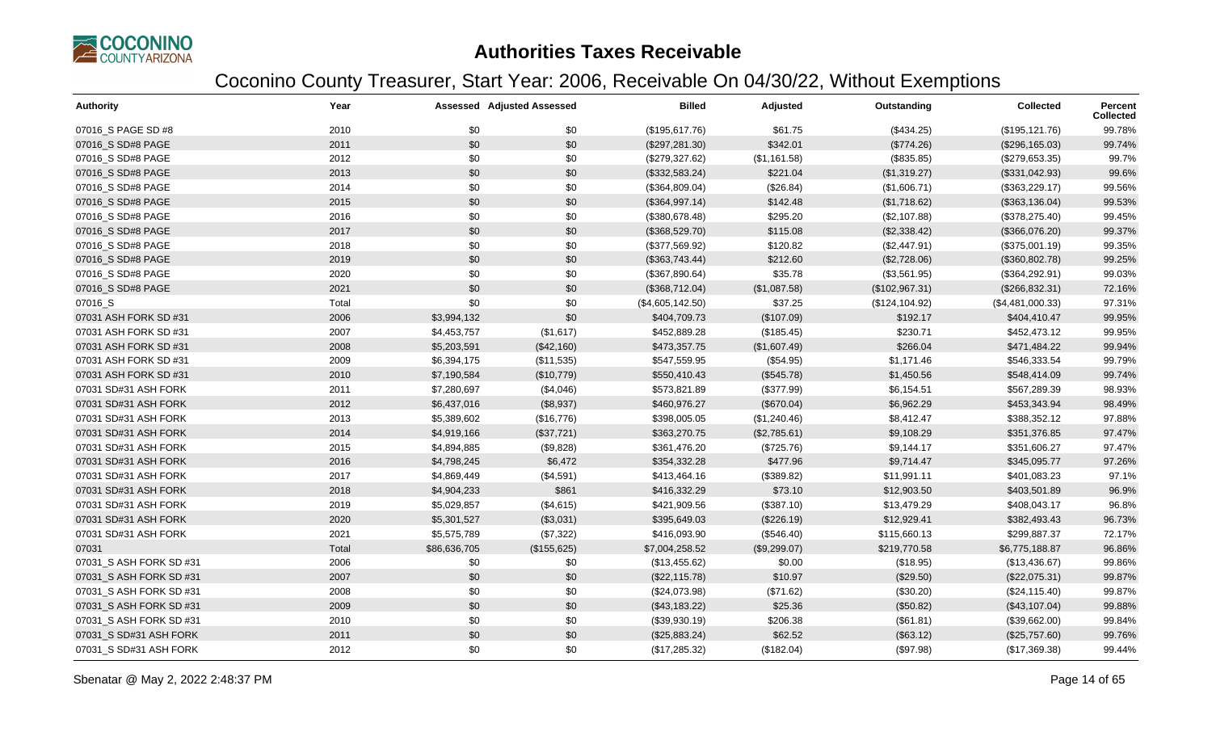# Authorities Taxes Receivable

## Coconino County Treasurer, Start Year: 2006, Receivable On 04/30/22, Without Exemptions

| Authority | Year | Assessed | Adjusted Assessed | Billed | Adjusted | Outstanding | Collected | Percent Collected |
|---|---|---|---|---|---|---|---|---|
| 07016_S PAGE SD #8 | 2010 | $0 | $0 | ($195,617.76) | $61.75 | ($434.25) | ($195,121.76) | 99.78% |
| 07016_S SD#8 PAGE | 2011 | $0 | $0 | ($297,281.30) | $342.01 | ($774.26) | ($296,165.03) | 99.74% |
| 07016_S SD#8 PAGE | 2012 | $0 | $0 | ($279,327.62) | ($1,161.58) | ($835.85) | ($279,653.35) | 99.7% |
| 07016_S SD#8 PAGE | 2013 | $0 | $0 | ($332,583.24) | $221.04 | ($1,319.27) | ($331,042.93) | 99.6% |
| 07016_S SD#8 PAGE | 2014 | $0 | $0 | ($364,809.04) | ($26.84) | ($1,606.71) | ($363,229.17) | 99.56% |
| 07016_S SD#8 PAGE | 2015 | $0 | $0 | ($364,997.14) | $142.48 | ($1,718.62) | ($363,136.04) | 99.53% |
| 07016_S SD#8 PAGE | 2016 | $0 | $0 | ($380,678.48) | $295.20 | ($2,107.88) | ($378,275.40) | 99.45% |
| 07016_S SD#8 PAGE | 2017 | $0 | $0 | ($368,529.70) | $115.08 | ($2,338.42) | ($366,076.20) | 99.37% |
| 07016_S SD#8 PAGE | 2018 | $0 | $0 | ($377,569.92) | $120.82 | ($2,447.91) | ($375,001.19) | 99.35% |
| 07016_S SD#8 PAGE | 2019 | $0 | $0 | ($363,743.44) | $212.60 | ($2,728.06) | ($360,802.78) | 99.25% |
| 07016_S SD#8 PAGE | 2020 | $0 | $0 | ($367,890.64) | $35.78 | ($3,561.95) | ($364,292.91) | 99.03% |
| 07016_S SD#8 PAGE | 2021 | $0 | $0 | ($368,712.04) | ($1,087.58) | ($102,967.31) | ($266,832.31) | 72.16% |
| 07016_S | Total | $0 | $0 | ($4,605,142.50) | $37.25 | ($124,104.92) | ($4,481,000.33) | 97.31% |
| 07031 ASH FORK SD #31 | 2006 | $3,994,132 | $0 | $404,709.73 | ($107.09) | $192.17 | $404,410.47 | 99.95% |
| 07031 ASH FORK SD #31 | 2007 | $4,453,757 | ($1,617) | $452,889.28 | ($185.45) | $230.71 | $452,473.12 | 99.95% |
| 07031 ASH FORK SD #31 | 2008 | $5,203,591 | ($42,160) | $473,357.75 | ($1,607.49) | $266.04 | $471,484.22 | 99.94% |
| 07031 ASH FORK SD #31 | 2009 | $6,394,175 | ($11,535) | $547,559.95 | ($54.95) | $1,171.46 | $546,333.54 | 99.79% |
| 07031 ASH FORK SD #31 | 2010 | $7,190,584 | ($10,779) | $550,410.43 | ($545.78) | $1,450.56 | $548,414.09 | 99.74% |
| 07031 SD#31 ASH FORK | 2011 | $7,280,697 | ($4,046) | $573,821.89 | ($377.99) | $6,154.51 | $567,289.39 | 98.93% |
| 07031 SD#31 ASH FORK | 2012 | $6,437,016 | ($8,937) | $460,976.27 | ($670.04) | $6,962.29 | $453,343.94 | 98.49% |
| 07031 SD#31 ASH FORK | 2013 | $5,389,602 | ($16,776) | $398,005.05 | ($1,240.46) | $8,412.47 | $388,352.12 | 97.88% |
| 07031 SD#31 ASH FORK | 2014 | $4,919,166 | ($37,721) | $363,270.75 | ($2,785.61) | $9,108.29 | $351,376.85 | 97.47% |
| 07031 SD#31 ASH FORK | 2015 | $4,894,885 | ($9,828) | $361,476.20 | ($725.76) | $9,144.17 | $351,606.27 | 97.47% |
| 07031 SD#31 ASH FORK | 2016 | $4,798,245 | $6,472 | $354,332.28 | $477.96 | $9,714.47 | $345,095.77 | 97.26% |
| 07031 SD#31 ASH FORK | 2017 | $4,869,449 | ($4,591) | $413,464.16 | ($389.82) | $11,991.11 | $401,083.23 | 97.1% |
| 07031 SD#31 ASH FORK | 2018 | $4,904,233 | $861 | $416,332.29 | $73.10 | $12,903.50 | $403,501.89 | 96.9% |
| 07031 SD#31 ASH FORK | 2019 | $5,029,857 | ($4,615) | $421,909.56 | ($387.10) | $13,479.29 | $408,043.17 | 96.8% |
| 07031 SD#31 ASH FORK | 2020 | $5,301,527 | ($3,031) | $395,649.03 | ($226.19) | $12,929.41 | $382,493.43 | 96.73% |
| 07031 SD#31 ASH FORK | 2021 | $5,575,789 | ($7,322) | $416,093.90 | ($546.40) | $115,660.13 | $299,887.37 | 72.17% |
| 07031 | Total | $86,636,705 | ($155,625) | $7,004,258.52 | ($9,299.07) | $219,770.58 | $6,775,188.87 | 96.86% |
| 07031_S ASH FORK SD #31 | 2006 | $0 | $0 | ($13,455.62) | $0.00 | ($18.95) | ($13,436.67) | 99.86% |
| 07031_S ASH FORK SD #31 | 2007 | $0 | $0 | ($22,115.78) | $10.97 | ($29.50) | ($22,075.31) | 99.87% |
| 07031_S ASH FORK SD #31 | 2008 | $0 | $0 | ($24,073.98) | ($71.62) | ($30.20) | ($24,115.40) | 99.87% |
| 07031_S ASH FORK SD #31 | 2009 | $0 | $0 | ($43,183.22) | $25.36 | ($50.82) | ($43,107.04) | 99.88% |
| 07031_S ASH FORK SD #31 | 2010 | $0 | $0 | ($39,930.19) | $206.38 | ($61.81) | ($39,662.00) | 99.84% |
| 07031_S SD#31 ASH FORK | 2011 | $0 | $0 | ($25,883.24) | $62.52 | ($63.12) | ($25,757.60) | 99.76% |
| 07031_S SD#31 ASH FORK | 2012 | $0 | $0 | ($17,285.32) | ($182.04) | ($97.98) | ($17,369.38) | 99.44% |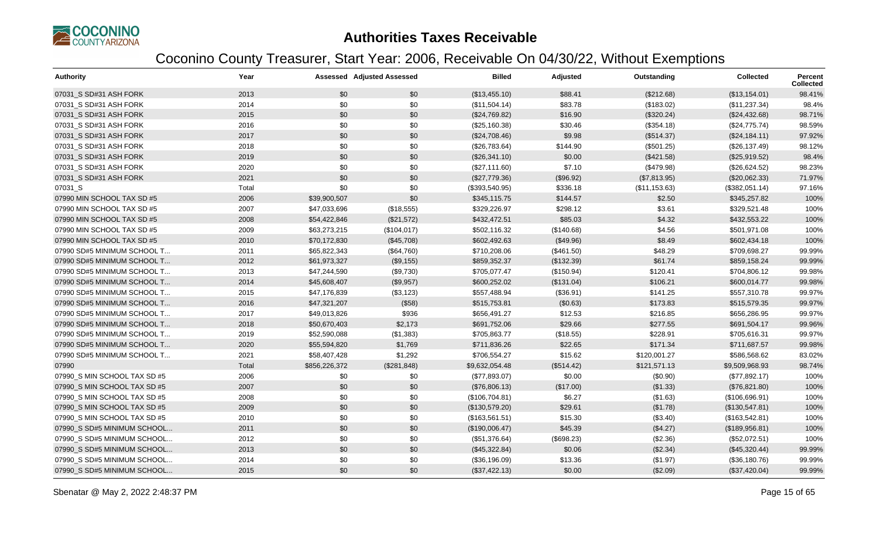# Authorities Taxes Receivable

## Coconino County Treasurer, Start Year: 2006, Receivable On 04/30/22, Without Exemptions

| Authority | Year | Assessed | Adjusted Assessed | Billed | Adjusted | Outstanding | Collected | Percent Collected |
|---|---|---|---|---|---|---|---|---|
| 07031_S SD#31 ASH FORK | 2013 | $0 | $0 | ($13,455.10) | $88.41 | ($212.68) | ($13,154.01) | 98.41% |
| 07031_S SD#31 ASH FORK | 2014 | $0 | $0 | ($11,504.14) | $83.78 | ($183.02) | ($11,237.34) | 98.4% |
| 07031_S SD#31 ASH FORK | 2015 | $0 | $0 | ($24,769.82) | $16.90 | ($320.24) | ($24,432.68) | 98.71% |
| 07031_S SD#31 ASH FORK | 2016 | $0 | $0 | ($25,160.38) | $30.46 | ($354.18) | ($24,775.74) | 98.59% |
| 07031_S SD#31 ASH FORK | 2017 | $0 | $0 | ($24,708.46) | $9.98 | ($514.37) | ($24,184.11) | 97.92% |
| 07031_S SD#31 ASH FORK | 2018 | $0 | $0 | ($26,783.64) | $144.90 | ($501.25) | ($26,137.49) | 98.12% |
| 07031_S SD#31 ASH FORK | 2019 | $0 | $0 | ($26,341.10) | $0.00 | ($421.58) | ($25,919.52) | 98.4% |
| 07031_S SD#31 ASH FORK | 2020 | $0 | $0 | ($27,111.60) | $7.10 | ($479.98) | ($26,624.52) | 98.23% |
| 07031_S SD#31 ASH FORK | 2021 | $0 | $0 | ($27,779.36) | ($96.92) | ($7,813.95) | ($20,062.33) | 71.97% |
| 07031_S | Total | $0 | $0 | ($393,540.95) | $336.18 | ($11,153.63) | ($382,051.14) | 97.16% |
| 07990 MIN SCHOOL TAX SD #5 | 2006 | $39,900,507 | $0 | $345,115.75 | $144.57 | $2.50 | $345,257.82 | 100% |
| 07990 MIN SCHOOL TAX SD #5 | 2007 | $47,033,696 | ($18,555) | $329,226.97 | $298.12 | $3.61 | $329,521.48 | 100% |
| 07990 MIN SCHOOL TAX SD #5 | 2008 | $54,422,846 | ($21,572) | $432,472.51 | $85.03 | $4.32 | $432,553.22 | 100% |
| 07990 MIN SCHOOL TAX SD #5 | 2009 | $63,273,215 | ($104,017) | $502,116.32 | ($140.68) | $4.56 | $501,971.08 | 100% |
| 07990 MIN SCHOOL TAX SD #5 | 2010 | $70,172,830 | ($45,708) | $602,492.63 | ($49.96) | $8.49 | $602,434.18 | 100% |
| 07990 SD#5 MINIMUM SCHOOL T... | 2011 | $65,822,343 | ($64,760) | $710,208.06 | ($461.50) | $48.29 | $709,698.27 | 99.99% |
| 07990 SD#5 MINIMUM SCHOOL T... | 2012 | $61,973,327 | ($9,155) | $859,352.37 | ($132.39) | $61.74 | $859,158.24 | 99.99% |
| 07990 SD#5 MINIMUM SCHOOL T... | 2013 | $47,244,590 | ($9,730) | $705,077.47 | ($150.94) | $120.41 | $704,806.12 | 99.98% |
| 07990 SD#5 MINIMUM SCHOOL T... | 2014 | $45,608,407 | ($9,957) | $600,252.02 | ($131.04) | $106.21 | $600,014.77 | 99.98% |
| 07990 SD#5 MINIMUM SCHOOL T... | 2015 | $47,176,839 | ($3,123) | $557,488.94 | ($36.91) | $141.25 | $557,310.78 | 99.97% |
| 07990 SD#5 MINIMUM SCHOOL T... | 2016 | $47,321,207 | ($58) | $515,753.81 | ($0.63) | $173.83 | $515,579.35 | 99.97% |
| 07990 SD#5 MINIMUM SCHOOL T... | 2017 | $49,013,826 | $936 | $656,491.27 | $12.53 | $216.85 | $656,286.95 | 99.97% |
| 07990 SD#5 MINIMUM SCHOOL T... | 2018 | $50,670,403 | $2,173 | $691,752.06 | $29.66 | $277.55 | $691,504.17 | 99.96% |
| 07990 SD#5 MINIMUM SCHOOL T... | 2019 | $52,590,088 | ($1,383) | $705,863.77 | ($18.55) | $228.91 | $705,616.31 | 99.97% |
| 07990 SD#5 MINIMUM SCHOOL T... | 2020 | $55,594,820 | $1,769 | $711,836.26 | $22.65 | $171.34 | $711,687.57 | 99.98% |
| 07990 SD#5 MINIMUM SCHOOL T... | 2021 | $58,407,428 | $1,292 | $706,554.27 | $15.62 | $120,001.27 | $586,568.62 | 83.02% |
| 07990 | Total | $856,226,372 | ($281,848) | $9,632,054.48 | ($514.42) | $121,571.13 | $9,509,968.93 | 98.74% |
| 07990_S MIN SCHOOL TAX SD #5 | 2006 | $0 | $0 | ($77,893.07) | $0.00 | ($0.90) | ($77,892.17) | 100% |
| 07990_S MIN SCHOOL TAX SD #5 | 2007 | $0 | $0 | ($76,806.13) | ($17.00) | ($1.33) | ($76,821.80) | 100% |
| 07990_S MIN SCHOOL TAX SD #5 | 2008 | $0 | $0 | ($106,704.81) | $6.27 | ($1.63) | ($106,696.91) | 100% |
| 07990_S MIN SCHOOL TAX SD #5 | 2009 | $0 | $0 | ($130,579.20) | $29.61 | ($1.78) | ($130,547.81) | 100% |
| 07990_S MIN SCHOOL TAX SD #5 | 2010 | $0 | $0 | ($163,561.51) | $15.30 | ($3.40) | ($163,542.81) | 100% |
| 07990_S SD#5 MINIMUM SCHOOL... | 2011 | $0 | $0 | ($190,006.47) | $45.39 | ($4.27) | ($189,956.81) | 100% |
| 07990_S SD#5 MINIMUM SCHOOL... | 2012 | $0 | $0 | ($51,376.64) | ($698.23) | ($2.36) | ($52,072.51) | 100% |
| 07990_S SD#5 MINIMUM SCHOOL... | 2013 | $0 | $0 | ($45,322.84) | $0.06 | ($2.34) | ($45,320.44) | 99.99% |
| 07990_S SD#5 MINIMUM SCHOOL... | 2014 | $0 | $0 | ($36,196.09) | $13.36 | ($1.97) | ($36,180.76) | 99.99% |
| 07990_S SD#5 MINIMUM SCHOOL... | 2015 | $0 | $0 | ($37,422.13) | $0.00 | ($2.09) | ($37,420.04) | 99.99% |

Sbenatar @ May 2, 2022 2:48:37 PM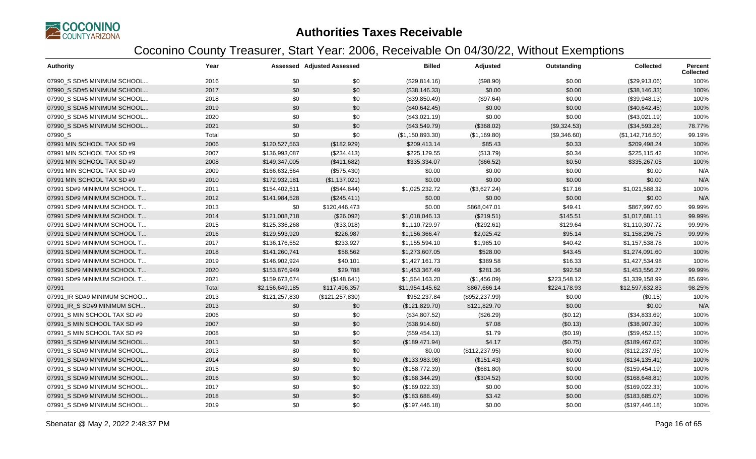# Authorities Taxes Receivable

## Coconino County Treasurer, Start Year: 2006, Receivable On 04/30/22, Without Exemptions

| Authority | Year | Assessed | Adjusted Assessed | Billed | Adjusted | Outstanding | Collected | Percent Collected |
|---|---|---|---|---|---|---|---|---|
| 07990_S SD#5 MINIMUM SCHOOL... | 2016 | $0 | $0 | ($29,814.16) | ($98.90) | $0.00 | ($29,913.06) | 100% |
| 07990_S SD#5 MINIMUM SCHOOL... | 2017 | $0 | $0 | ($38,146.33) | $0.00 | $0.00 | ($38,146.33) | 100% |
| 07990_S SD#5 MINIMUM SCHOOL... | 2018 | $0 | $0 | ($39,850.49) | ($97.64) | $0.00 | ($39,948.13) | 100% |
| 07990_S SD#5 MINIMUM SCHOOL... | 2019 | $0 | $0 | ($40,642.45) | $0.00 | $0.00 | ($40,642.45) | 100% |
| 07990_S SD#5 MINIMUM SCHOOL... | 2020 | $0 | $0 | ($43,021.19) | $0.00 | $0.00 | ($43,021.19) | 100% |
| 07990_S SD#5 MINIMUM SCHOOL... | 2021 | $0 | $0 | ($43,549.79) | ($368.02) | ($9,324.53) | ($34,593.28) | 78.77% |
| 07990_S | Total | $0 | $0 | ($1,150,893.30) | ($1,169.80) | ($9,346.60) | ($1,142,716.50) | 99.19% |
| 07991 MIN SCHOOL TAX SD #9 | 2006 | $120,527,563 | ($182,929) | $209,413.14 | $85.43 | $0.33 | $209,498.24 | 100% |
| 07991 MIN SCHOOL TAX SD #9 | 2007 | $136,993,087 | ($234,413) | $225,129.55 | ($13.79) | $0.34 | $225,115.42 | 100% |
| 07991 MIN SCHOOL TAX SD #9 | 2008 | $149,347,005 | ($411,682) | $335,334.07 | ($66.52) | $0.50 | $335,267.05 | 100% |
| 07991 MIN SCHOOL TAX SD #9 | 2009 | $166,632,564 | ($575,430) | $0.00 | $0.00 | $0.00 | $0.00 | N/A |
| 07991 MIN SCHOOL TAX SD #9 | 2010 | $172,932,181 | ($1,137,021) | $0.00 | $0.00 | $0.00 | $0.00 | N/A |
| 07991 SD#9 MINIMUM SCHOOL T... | 2011 | $154,402,511 | ($544,844) | $1,025,232.72 | ($3,627.24) | $17.16 | $1,021,588.32 | 100% |
| 07991 SD#9 MINIMUM SCHOOL T... | 2012 | $141,984,528 | ($245,411) | $0.00 | $0.00 | $0.00 | $0.00 | N/A |
| 07991 SD#9 MINIMUM SCHOOL T... | 2013 | $0 | $120,446,473 | $0.00 | $868,047.01 | $49.41 | $867,997.60 | 99.99% |
| 07991 SD#9 MINIMUM SCHOOL T... | 2014 | $121,008,718 | ($26,092) | $1,018,046.13 | ($219.51) | $145.51 | $1,017,681.11 | 99.99% |
| 07991 SD#9 MINIMUM SCHOOL T... | 2015 | $125,336,268 | ($33,018) | $1,110,729.97 | ($292.61) | $129.64 | $1,110,307.72 | 99.99% |
| 07991 SD#9 MINIMUM SCHOOL T... | 2016 | $129,593,920 | $226,987 | $1,156,366.47 | $2,025.42 | $95.14 | $1,158,296.75 | 99.99% |
| 07991 SD#9 MINIMUM SCHOOL T... | 2017 | $136,176,552 | $233,927 | $1,155,594.10 | $1,985.10 | $40.42 | $1,157,538.78 | 100% |
| 07991 SD#9 MINIMUM SCHOOL T... | 2018 | $141,260,741 | $58,562 | $1,273,607.05 | $528.00 | $43.45 | $1,274,091.60 | 100% |
| 07991 SD#9 MINIMUM SCHOOL T... | 2019 | $146,902,924 | $40,101 | $1,427,161.73 | $389.58 | $16.33 | $1,427,534.98 | 100% |
| 07991 SD#9 MINIMUM SCHOOL T... | 2020 | $153,876,949 | $29,788 | $1,453,367.49 | $281.36 | $92.58 | $1,453,556.27 | 99.99% |
| 07991 SD#9 MINIMUM SCHOOL T... | 2021 | $159,673,674 | ($148,641) | $1,564,163.20 | ($1,456.09) | $223,548.12 | $1,339,158.99 | 85.69% |
| 07991 | Total | $2,156,649,185 | $117,496,357 | $11,954,145.62 | $867,666.14 | $224,178.93 | $12,597,632.83 | 98.25% |
| 07991_IR SD#9 MINIMUM SCHOO... | 2013 | $121,257,830 | ($121,257,830) | $952,237.84 | ($952,237.99) | $0.00 | ($0.15) | 100% |
| 07991_IR_S SD#9 MINIMUM SCH... | 2013 | $0 | $0 | ($121,829.70) | $121,829.70 | $0.00 | $0.00 | N/A |
| 07991_S MIN SCHOOL TAX SD #9 | 2006 | $0 | $0 | ($34,807.52) | ($26.29) | ($0.12) | ($34,833.69) | 100% |
| 07991_S MIN SCHOOL TAX SD #9 | 2007 | $0 | $0 | ($38,914.60) | $7.08 | ($0.13) | ($38,907.39) | 100% |
| 07991_S MIN SCHOOL TAX SD #9 | 2008 | $0 | $0 | ($59,454.13) | $1.79 | ($0.19) | ($59,452.15) | 100% |
| 07991_S SD#9 MINIMUM SCHOOL... | 2011 | $0 | $0 | ($189,471.94) | $4.17 | ($0.75) | ($189,467.02) | 100% |
| 07991_S SD#9 MINIMUM SCHOOL... | 2013 | $0 | $0 | $0.00 | ($112,237.95) | $0.00 | ($112,237.95) | 100% |
| 07991_S SD#9 MINIMUM SCHOOL... | 2014 | $0 | $0 | ($133,983.98) | ($151.43) | $0.00 | ($134,135.41) | 100% |
| 07991_S SD#9 MINIMUM SCHOOL... | 2015 | $0 | $0 | ($158,772.39) | ($681.80) | $0.00 | ($159,454.19) | 100% |
| 07991_S SD#9 MINIMUM SCHOOL... | 2016 | $0 | $0 | ($168,344.29) | ($304.52) | $0.00 | ($168,648.81) | 100% |
| 07991_S SD#9 MINIMUM SCHOOL... | 2017 | $0 | $0 | ($169,022.33) | $0.00 | $0.00 | ($169,022.33) | 100% |
| 07991_S SD#9 MINIMUM SCHOOL... | 2018 | $0 | $0 | ($183,688.49) | $3.42 | $0.00 | ($183,685.07) | 100% |
| 07991_S SD#9 MINIMUM SCHOOL... | 2019 | $0 | $0 | ($197,446.18) | $0.00 | $0.00 | ($197,446.18) | 100% |

Sbenatar @ May 2, 2022 2:48:37 PM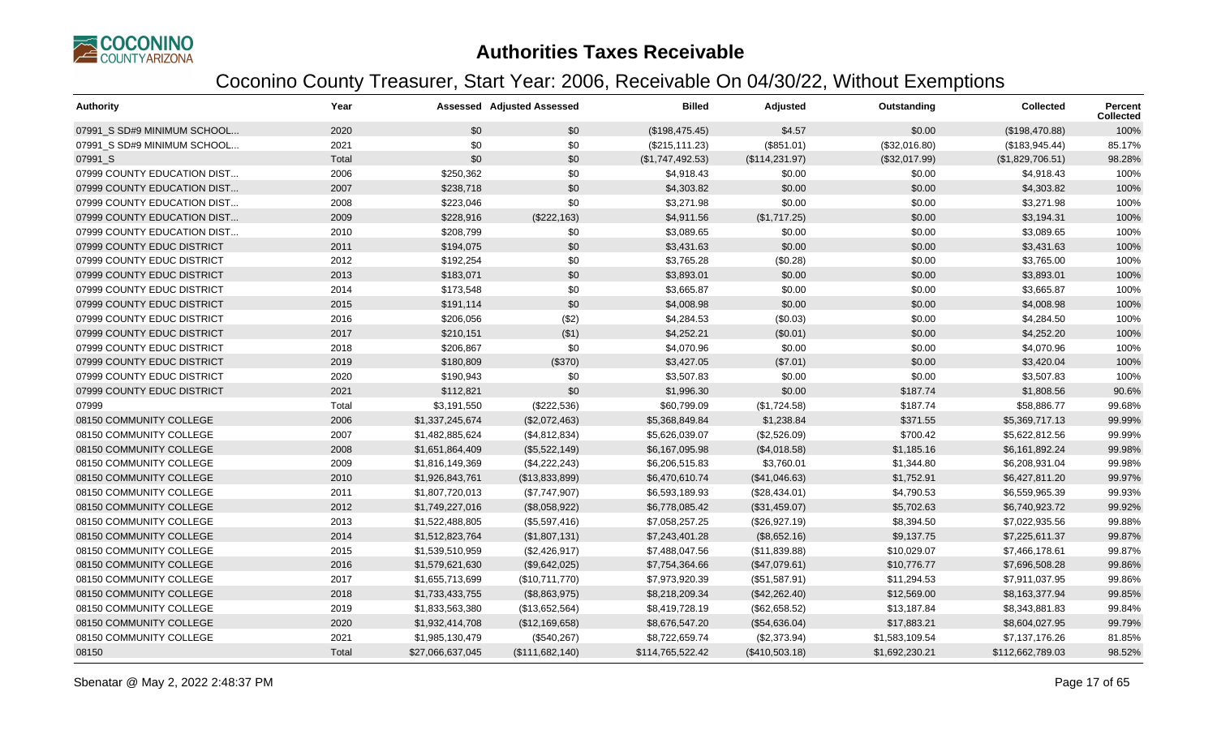# Authorities Taxes Receivable

## Coconino County Treasurer, Start Year: 2006, Receivable On 04/30/22, Without Exemptions

| Authority | Year | Assessed | Adjusted Assessed | Billed | Adjusted | Outstanding | Collected | Percent Collected |
|---|---|---|---|---|---|---|---|---|
| 07991_S SD#9 MINIMUM SCHOOL... | 2020 | $0 | $0 | ($198,475.45) | $4.57 | $0.00 | ($198,470.88) | 100% |
| 07991_S SD#9 MINIMUM SCHOOL... | 2021 | $0 | $0 | ($215,111.23) | ($851.01) | ($32,016.80) | ($183,945.44) | 85.17% |
| 07991_S | Total | $0 | $0 | ($1,747,492.53) | ($114,231.97) | ($32,017.99) | ($1,829,706.51) | 98.28% |
| 07999 COUNTY EDUCATION DIST... | 2006 | $250,362 | $0 | $4,918.43 | $0.00 | $0.00 | $4,918.43 | 100% |
| 07999 COUNTY EDUCATION DIST... | 2007 | $238,718 | $0 | $4,303.82 | $0.00 | $0.00 | $4,303.82 | 100% |
| 07999 COUNTY EDUCATION DIST... | 2008 | $223,046 | $0 | $3,271.98 | $0.00 | $0.00 | $3,271.98 | 100% |
| 07999 COUNTY EDUCATION DIST... | 2009 | $228,916 | ($222,163) | $4,911.56 | ($1,717.25) | $0.00 | $3,194.31 | 100% |
| 07999 COUNTY EDUCATION DIST... | 2010 | $208,799 | $0 | $3,089.65 | $0.00 | $0.00 | $3,089.65 | 100% |
| 07999 COUNTY EDUC DISTRICT | 2011 | $194,075 | $0 | $3,431.63 | $0.00 | $0.00 | $3,431.63 | 100% |
| 07999 COUNTY EDUC DISTRICT | 2012 | $192,254 | $0 | $3,765.28 | ($0.28) | $0.00 | $3,765.00 | 100% |
| 07999 COUNTY EDUC DISTRICT | 2013 | $183,071 | $0 | $3,893.01 | $0.00 | $0.00 | $3,893.01 | 100% |
| 07999 COUNTY EDUC DISTRICT | 2014 | $173,548 | $0 | $3,665.87 | $0.00 | $0.00 | $3,665.87 | 100% |
| 07999 COUNTY EDUC DISTRICT | 2015 | $191,114 | $0 | $4,008.98 | $0.00 | $0.00 | $4,008.98 | 100% |
| 07999 COUNTY EDUC DISTRICT | 2016 | $206,056 | ($2) | $4,284.53 | ($0.03) | $0.00 | $4,284.50 | 100% |
| 07999 COUNTY EDUC DISTRICT | 2017 | $210,151 | ($1) | $4,252.21 | ($0.01) | $0.00 | $4,252.20 | 100% |
| 07999 COUNTY EDUC DISTRICT | 2018 | $206,867 | $0 | $4,070.96 | $0.00 | $0.00 | $4,070.96 | 100% |
| 07999 COUNTY EDUC DISTRICT | 2019 | $180,809 | ($370) | $3,427.05 | ($7.01) | $0.00 | $3,420.04 | 100% |
| 07999 COUNTY EDUC DISTRICT | 2020 | $190,943 | $0 | $3,507.83 | $0.00 | $0.00 | $3,507.83 | 100% |
| 07999 COUNTY EDUC DISTRICT | 2021 | $112,821 | $0 | $1,996.30 | $0.00 | $187.74 | $1,808.56 | 90.6% |
| 07999 | Total | $3,191,550 | ($222,536) | $60,799.09 | ($1,724.58) | $187.74 | $58,886.77 | 99.68% |
| 08150 COMMUNITY COLLEGE | 2006 | $1,337,245,674 | ($2,072,463) | $5,368,849.84 | $1,238.84 | $371.55 | $5,369,717.13 | 99.99% |
| 08150 COMMUNITY COLLEGE | 2007 | $1,482,885,624 | ($4,812,834) | $5,626,039.07 | ($2,526.09) | $700.42 | $5,622,812.56 | 99.99% |
| 08150 COMMUNITY COLLEGE | 2008 | $1,651,864,409 | ($5,522,149) | $6,167,095.98 | ($4,018.58) | $1,185.16 | $6,161,892.24 | 99.98% |
| 08150 COMMUNITY COLLEGE | 2009 | $1,816,149,369 | ($4,222,243) | $6,206,515.83 | $3,760.01 | $1,344.80 | $6,208,931.04 | 99.98% |
| 08150 COMMUNITY COLLEGE | 2010 | $1,926,843,761 | ($13,833,899) | $6,470,610.74 | ($41,046.63) | $1,752.91 | $6,427,811.20 | 99.97% |
| 08150 COMMUNITY COLLEGE | 2011 | $1,807,720,013 | ($7,747,907) | $6,593,189.93 | ($28,434.01) | $4,790.53 | $6,559,965.39 | 99.93% |
| 08150 COMMUNITY COLLEGE | 2012 | $1,749,227,016 | ($8,058,922) | $6,778,085.42 | ($31,459.07) | $5,702.63 | $6,740,923.72 | 99.92% |
| 08150 COMMUNITY COLLEGE | 2013 | $1,522,488,805 | ($5,597,416) | $7,058,257.25 | ($26,927.19) | $8,394.50 | $7,022,935.56 | 99.88% |
| 08150 COMMUNITY COLLEGE | 2014 | $1,512,823,764 | ($1,807,131) | $7,243,401.28 | ($8,652.16) | $9,137.75 | $7,225,611.37 | 99.87% |
| 08150 COMMUNITY COLLEGE | 2015 | $1,539,510,959 | ($2,426,917) | $7,488,047.56 | ($11,839.88) | $10,029.07 | $7,466,178.61 | 99.87% |
| 08150 COMMUNITY COLLEGE | 2016 | $1,579,621,630 | ($9,642,025) | $7,754,364.66 | ($47,079.61) | $10,776.77 | $7,696,508.28 | 99.86% |
| 08150 COMMUNITY COLLEGE | 2017 | $1,655,713,699 | ($10,711,770) | $7,973,920.39 | ($51,587.91) | $11,294.53 | $7,911,037.95 | 99.86% |
| 08150 COMMUNITY COLLEGE | 2018 | $1,733,433,755 | ($8,863,975) | $8,218,209.34 | ($42,262.40) | $12,569.00 | $8,163,377.94 | 99.85% |
| 08150 COMMUNITY COLLEGE | 2019 | $1,833,563,380 | ($13,652,564) | $8,419,728.19 | ($62,658.52) | $13,187.84 | $8,343,881.83 | 99.84% |
| 08150 COMMUNITY COLLEGE | 2020 | $1,932,414,708 | ($12,169,658) | $8,676,547.20 | ($54,636.04) | $17,883.21 | $8,604,027.95 | 99.79% |
| 08150 COMMUNITY COLLEGE | 2021 | $1,985,130,479 | ($540,267) | $8,722,659.74 | ($2,373.94) | $1,583,109.54 | $7,137,176.26 | 81.85% |
| 08150 | Total | $27,066,637,045 | ($111,682,140) | $114,765,522.42 | ($410,503.18) | $1,692,230.21 | $112,662,789.03 | 98.52% |

Sbenatar @ May 2, 2022 2:48:37 PM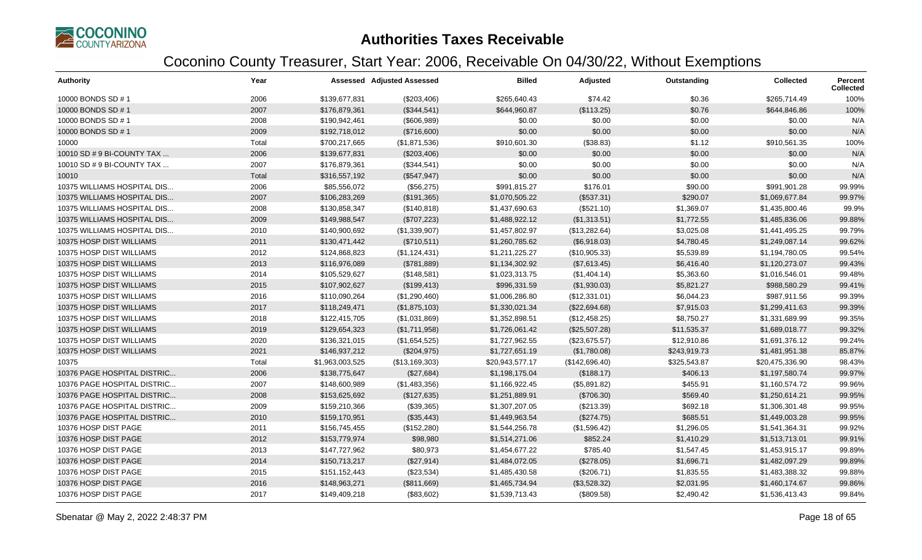# Authorities Taxes Receivable

## Coconino County Treasurer, Start Year: 2006, Receivable On 04/30/22, Without Exemptions

| Authority | Year | Assessed | Adjusted Assessed | Billed | Adjusted | Outstanding | Collected | Percent Collected |
|---|---|---|---|---|---|---|---|---|
| 10000 BONDS SD # 1 | 2006 | $139,677,831 | ($203,406) | $265,640.43 | $74.42 | $0.36 | $265,714.49 | 100% |
| 10000 BONDS SD # 1 | 2007 | $176,879,361 | ($344,541) | $644,960.87 | ($113.25) | $0.76 | $644,846.86 | 100% |
| 10000 BONDS SD # 1 | 2008 | $190,942,461 | ($606,989) | $0.00 | $0.00 | $0.00 | $0.00 | N/A |
| 10000 BONDS SD # 1 | 2009 | $192,718,012 | ($716,600) | $0.00 | $0.00 | $0.00 | $0.00 | N/A |
| 10000 | Total | $700,217,665 | ($1,871,536) | $910,601.30 | ($38.83) | $1.12 | $910,561.35 | 100% |
| 10010 SD # 9 BI-COUNTY TAX ... | 2006 | $139,677,831 | ($203,406) | $0.00 | $0.00 | $0.00 | $0.00 | N/A |
| 10010 SD # 9 BI-COUNTY TAX ... | 2007 | $176,879,361 | ($344,541) | $0.00 | $0.00 | $0.00 | $0.00 | N/A |
| 10010 | Total | $316,557,192 | ($547,947) | $0.00 | $0.00 | $0.00 | $0.00 | N/A |
| 10375 WILLIAMS HOSPITAL DIS... | 2006 | $85,556,072 | ($56,275) | $991,815.27 | $176.01 | $90.00 | $991,901.28 | 99.99% |
| 10375 WILLIAMS HOSPITAL DIS... | 2007 | $106,283,269 | ($191,365) | $1,070,505.22 | ($537.31) | $290.07 | $1,069,677.84 | 99.97% |
| 10375 WILLIAMS HOSPITAL DIS... | 2008 | $130,858,347 | ($140,818) | $1,437,690.63 | ($521.10) | $1,369.07 | $1,435,800.46 | 99.9% |
| 10375 WILLIAMS HOSPITAL DIS... | 2009 | $149,988,547 | ($707,223) | $1,488,922.12 | ($1,313.51) | $1,772.55 | $1,485,836.06 | 99.88% |
| 10375 WILLIAMS HOSPITAL DIS... | 2010 | $140,900,692 | ($1,339,907) | $1,457,802.97 | ($13,282.64) | $3,025.08 | $1,441,495.25 | 99.79% |
| 10375 HOSP DIST WILLIAMS | 2011 | $130,471,442 | ($710,511) | $1,260,785.62 | ($6,918.03) | $4,780.45 | $1,249,087.14 | 99.62% |
| 10375 HOSP DIST WILLIAMS | 2012 | $124,868,823 | ($1,124,431) | $1,211,225.27 | ($10,905.33) | $5,539.89 | $1,194,780.05 | 99.54% |
| 10375 HOSP DIST WILLIAMS | 2013 | $116,976,089 | ($781,889) | $1,134,302.92 | ($7,613.45) | $6,416.40 | $1,120,273.07 | 99.43% |
| 10375 HOSP DIST WILLIAMS | 2014 | $105,529,627 | ($148,581) | $1,023,313.75 | ($1,404.14) | $5,363.60 | $1,016,546.01 | 99.48% |
| 10375 HOSP DIST WILLIAMS | 2015 | $107,902,627 | ($199,413) | $996,331.59 | ($1,930.03) | $5,821.27 | $988,580.29 | 99.41% |
| 10375 HOSP DIST WILLIAMS | 2016 | $110,090,264 | ($1,290,460) | $1,006,286.80 | ($12,331.01) | $6,044.23 | $987,911.56 | 99.39% |
| 10375 HOSP DIST WILLIAMS | 2017 | $118,249,471 | ($1,875,103) | $1,330,021.34 | ($22,694.68) | $7,915.03 | $1,299,411.63 | 99.39% |
| 10375 HOSP DIST WILLIAMS | 2018 | $122,415,705 | ($1,031,869) | $1,352,898.51 | ($12,458.25) | $8,750.27 | $1,331,689.99 | 99.35% |
| 10375 HOSP DIST WILLIAMS | 2019 | $129,654,323 | ($1,711,958) | $1,726,061.42 | ($25,507.28) | $11,535.37 | $1,689,018.77 | 99.32% |
| 10375 HOSP DIST WILLIAMS | 2020 | $136,321,015 | ($1,654,525) | $1,727,962.55 | ($23,675.57) | $12,910.86 | $1,691,376.12 | 99.24% |
| 10375 HOSP DIST WILLIAMS | 2021 | $146,937,212 | ($204,975) | $1,727,651.19 | ($1,780.08) | $243,919.73 | $1,481,951.38 | 85.87% |
| 10375 | Total | $1,963,003,525 | ($13,169,303) | $20,943,577.17 | ($142,696.40) | $325,543.87 | $20,475,336.90 | 98.43% |
| 10376 PAGE HOSPITAL DISTRIC... | 2006 | $138,775,647 | ($27,684) | $1,198,175.04 | ($188.17) | $406.13 | $1,197,580.74 | 99.97% |
| 10376 PAGE HOSPITAL DISTRIC... | 2007 | $148,600,989 | ($1,483,356) | $1,166,922.45 | ($5,891.82) | $455.91 | $1,160,574.72 | 99.96% |
| 10376 PAGE HOSPITAL DISTRIC... | 2008 | $153,625,692 | ($127,635) | $1,251,889.91 | ($706.30) | $569.40 | $1,250,614.21 | 99.95% |
| 10376 PAGE HOSPITAL DISTRIC... | 2009 | $159,210,366 | ($39,365) | $1,307,207.05 | ($213.39) | $692.18 | $1,306,301.48 | 99.95% |
| 10376 PAGE HOSPITAL DISTRIC... | 2010 | $159,170,951 | ($35,443) | $1,449,963.54 | ($274.75) | $685.51 | $1,449,003.28 | 99.95% |
| 10376 HOSP DIST PAGE | 2011 | $156,745,455 | ($152,280) | $1,544,256.78 | ($1,596.42) | $1,296.05 | $1,541,364.31 | 99.92% |
| 10376 HOSP DIST PAGE | 2012 | $153,779,974 | $98,980 | $1,514,271.06 | $852.24 | $1,410.29 | $1,513,713.01 | 99.91% |
| 10376 HOSP DIST PAGE | 2013 | $147,727,962 | $80,973 | $1,454,677.22 | $785.40 | $1,547.45 | $1,453,915.17 | 99.89% |
| 10376 HOSP DIST PAGE | 2014 | $150,713,217 | ($27,914) | $1,484,072.05 | ($278.05) | $1,696.71 | $1,482,097.29 | 99.89% |
| 10376 HOSP DIST PAGE | 2015 | $151,152,443 | ($23,534) | $1,485,430.58 | ($206.71) | $1,835.55 | $1,483,388.32 | 99.88% |
| 10376 HOSP DIST PAGE | 2016 | $148,963,271 | ($811,669) | $1,465,734.94 | ($3,528.32) | $2,031.95 | $1,460,174.67 | 99.86% |
| 10376 HOSP DIST PAGE | 2017 | $149,409,218 | ($83,602) | $1,539,713.43 | ($809.58) | $2,490.42 | $1,536,413.43 | 99.84% |

Sbenatar @ May 2, 2022 2:48:37 PM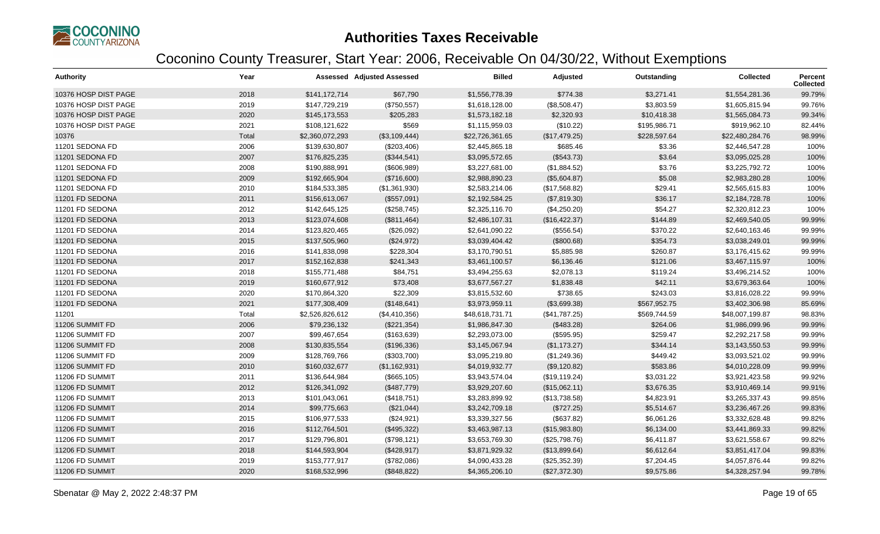# Authorities Taxes Receivable

## Coconino County Treasurer, Start Year: 2006, Receivable On 04/30/22, Without Exemptions

| Authority | Year | Assessed | Adjusted Assessed | Billed | Adjusted | Outstanding | Collected | Percent Collected |
|---|---|---|---|---|---|---|---|---|
| 10376 HOSP DIST PAGE | 2018 | $141,172,714 | $67,790 | $1,556,778.39 | $774.38 | $3,271.41 | $1,554,281.36 | 99.79% |
| 10376 HOSP DIST PAGE | 2019 | $147,729,219 | ($750,557) | $1,618,128.00 | ($8,508.47) | $3,803.59 | $1,605,815.94 | 99.76% |
| 10376 HOSP DIST PAGE | 2020 | $145,173,553 | $205,283 | $1,573,182.18 | $2,320.93 | $10,418.38 | $1,565,084.73 | 99.34% |
| 10376 HOSP DIST PAGE | 2021 | $108,121,622 | $569 | $1,115,959.03 | ($10.22) | $195,986.71 | $919,962.10 | 82.44% |
| 10376 | Total | $2,360,072,293 | ($3,109,444) | $22,726,361.65 | ($17,479.25) | $228,597.64 | $22,480,284.76 | 98.99% |
| 11201 SEDONA FD | 2006 | $139,630,807 | ($203,406) | $2,445,865.18 | $685.46 | $3.36 | $2,446,547.28 | 100% |
| 11201 SEDONA FD | 2007 | $176,825,235 | ($344,541) | $3,095,572.65 | ($543.73) | $3.64 | $3,095,025.28 | 100% |
| 11201 SEDONA FD | 2008 | $190,888,991 | ($606,989) | $3,227,681.00 | ($1,884.52) | $3.76 | $3,225,792.72 | 100% |
| 11201 SEDONA FD | 2009 | $192,665,904 | ($716,600) | $2,988,890.23 | ($5,604.87) | $5.08 | $2,983,280.28 | 100% |
| 11201 SEDONA FD | 2010 | $184,533,385 | ($1,361,930) | $2,583,214.06 | ($17,568.82) | $29.41 | $2,565,615.83 | 100% |
| 11201 FD SEDONA | 2011 | $156,613,067 | ($557,091) | $2,192,584.25 | ($7,819.30) | $36.17 | $2,184,728.78 | 100% |
| 11201 FD SEDONA | 2012 | $142,645,125 | ($258,745) | $2,325,116.70 | ($4,250.20) | $54.27 | $2,320,812.23 | 100% |
| 11201 FD SEDONA | 2013 | $123,074,608 | ($811,464) | $2,486,107.31 | ($16,422.37) | $144.89 | $2,469,540.05 | 99.99% |
| 11201 FD SEDONA | 2014 | $123,820,465 | ($26,092) | $2,641,090.22 | ($556.54) | $370.22 | $2,640,163.46 | 99.99% |
| 11201 FD SEDONA | 2015 | $137,505,960 | ($24,972) | $3,039,404.42 | ($800.68) | $354.73 | $3,038,249.01 | 99.99% |
| 11201 FD SEDONA | 2016 | $141,838,098 | $228,304 | $3,170,790.51 | $5,885.98 | $260.87 | $3,176,415.62 | 99.99% |
| 11201 FD SEDONA | 2017 | $152,162,838 | $241,343 | $3,461,100.57 | $6,136.46 | $121.06 | $3,467,115.97 | 100% |
| 11201 FD SEDONA | 2018 | $155,771,488 | $84,751 | $3,494,255.63 | $2,078.13 | $119.24 | $3,496,214.52 | 100% |
| 11201 FD SEDONA | 2019 | $160,677,912 | $73,408 | $3,677,567.27 | $1,838.48 | $42.11 | $3,679,363.64 | 100% |
| 11201 FD SEDONA | 2020 | $170,864,320 | $22,309 | $3,815,532.60 | $738.65 | $243.03 | $3,816,028.22 | 99.99% |
| 11201 FD SEDONA | 2021 | $177,308,409 | ($148,641) | $3,973,959.11 | ($3,699.38) | $567,952.75 | $3,402,306.98 | 85.69% |
| 11201 | Total | $2,526,826,612 | ($4,410,356) | $48,618,731.71 | ($41,787.25) | $569,744.59 | $48,007,199.87 | 98.83% |
| 11206 SUMMIT FD | 2006 | $79,236,132 | ($221,354) | $1,986,847.30 | ($483.28) | $264.06 | $1,986,099.96 | 99.99% |
| 11206 SUMMIT FD | 2007 | $99,467,654 | ($163,639) | $2,293,073.00 | ($595.95) | $259.47 | $2,292,217.58 | 99.99% |
| 11206 SUMMIT FD | 2008 | $130,835,554 | ($196,336) | $3,145,067.94 | ($1,173.27) | $344.14 | $3,143,550.53 | 99.99% |
| 11206 SUMMIT FD | 2009 | $128,769,766 | ($303,700) | $3,095,219.80 | ($1,249.36) | $449.42 | $3,093,521.02 | 99.99% |
| 11206 SUMMIT FD | 2010 | $160,032,677 | ($1,162,931) | $4,019,932.77 | ($9,120.82) | $583.86 | $4,010,228.09 | 99.99% |
| 11206 FD SUMMIT | 2011 | $136,644,984 | ($665,105) | $3,943,574.04 | ($19,119.24) | $3,031.22 | $3,921,423.58 | 99.92% |
| 11206 FD SUMMIT | 2012 | $126,341,092 | ($487,779) | $3,929,207.60 | ($15,062.11) | $3,676.35 | $3,910,469.14 | 99.91% |
| 11206 FD SUMMIT | 2013 | $101,043,061 | ($418,751) | $3,283,899.92 | ($13,738.58) | $4,823.91 | $3,265,337.43 | 99.85% |
| 11206 FD SUMMIT | 2014 | $99,775,663 | ($21,044) | $3,242,709.18 | ($727.25) | $5,514.67 | $3,236,467.26 | 99.83% |
| 11206 FD SUMMIT | 2015 | $106,977,533 | ($24,921) | $3,339,327.56 | ($637.82) | $6,061.26 | $3,332,628.48 | 99.82% |
| 11206 FD SUMMIT | 2016 | $112,764,501 | ($495,322) | $3,463,987.13 | ($15,983.80) | $6,134.00 | $3,441,869.33 | 99.82% |
| 11206 FD SUMMIT | 2017 | $129,796,801 | ($798,121) | $3,653,769.30 | ($25,798.76) | $6,411.87 | $3,621,558.67 | 99.82% |
| 11206 FD SUMMIT | 2018 | $144,593,904 | ($428,917) | $3,871,929.32 | ($13,899.64) | $6,612.64 | $3,851,417.04 | 99.83% |
| 11206 FD SUMMIT | 2019 | $153,777,917 | ($782,086) | $4,090,433.28 | ($25,352.39) | $7,204.45 | $4,057,876.44 | 99.82% |
| 11206 FD SUMMIT | 2020 | $168,532,996 | ($848,822) | $4,365,206.10 | ($27,372.30) | $9,575.86 | $4,328,257.94 | 99.78% |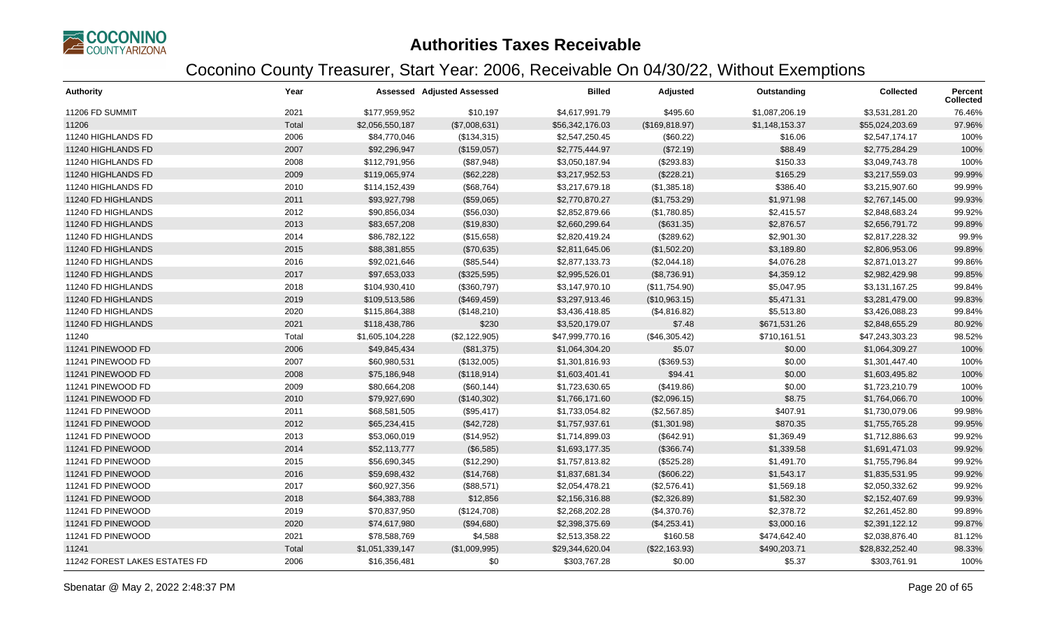# Authorities Taxes Receivable

## Coconino County Treasurer, Start Year: 2006, Receivable On 04/30/22, Without Exemptions

| Authority | Year | Assessed | Adjusted Assessed | Billed | Adjusted | Outstanding | Collected | Percent Collected |
|---|---|---|---|---|---|---|---|---|
| 11206 FD SUMMIT | 2021 | $177,959,952 | $10,197 | $4,617,991.79 | $495.60 | $1,087,206.19 | $3,531,281.20 | 76.46% |
| 11206 | Total | $2,056,550,187 | ($7,008,631) | $56,342,176.03 | ($169,818.97) | $1,148,153.37 | $55,024,203.69 | 97.96% |
| 11240 HIGHLANDS FD | 2006 | $84,770,046 | ($134,315) | $2,547,250.45 | ($60.22) | $16.06 | $2,547,174.17 | 100% |
| 11240 HIGHLANDS FD | 2007 | $92,296,947 | ($159,057) | $2,775,444.97 | ($72.19) | $88.49 | $2,775,284.29 | 100% |
| 11240 HIGHLANDS FD | 2008 | $112,791,956 | ($87,948) | $3,050,187.94 | ($293.83) | $150.33 | $3,049,743.78 | 100% |
| 11240 HIGHLANDS FD | 2009 | $119,065,974 | ($62,228) | $3,217,952.53 | ($228.21) | $165.29 | $3,217,559.03 | 99.99% |
| 11240 HIGHLANDS FD | 2010 | $114,152,439 | ($68,764) | $3,217,679.18 | ($1,385.18) | $386.40 | $3,215,907.60 | 99.99% |
| 11240 FD HIGHLANDS | 2011 | $93,927,798 | ($59,065) | $2,770,870.27 | ($1,753.29) | $1,971.98 | $2,767,145.00 | 99.93% |
| 11240 FD HIGHLANDS | 2012 | $90,856,034 | ($56,030) | $2,852,879.66 | ($1,780.85) | $2,415.57 | $2,848,683.24 | 99.92% |
| 11240 FD HIGHLANDS | 2013 | $83,657,208 | ($19,830) | $2,660,299.64 | ($631.35) | $2,876.57 | $2,656,791.72 | 99.89% |
| 11240 FD HIGHLANDS | 2014 | $86,782,122 | ($15,658) | $2,820,419.24 | ($289.62) | $2,901.30 | $2,817,228.32 | 99.9% |
| 11240 FD HIGHLANDS | 2015 | $88,381,855 | ($70,635) | $2,811,645.06 | ($1,502.20) | $3,189.80 | $2,806,953.06 | 99.89% |
| 11240 FD HIGHLANDS | 2016 | $92,021,646 | ($85,544) | $2,877,133.73 | ($2,044.18) | $4,076.28 | $2,871,013.27 | 99.86% |
| 11240 FD HIGHLANDS | 2017 | $97,653,033 | ($325,595) | $2,995,526.01 | ($8,736.91) | $4,359.12 | $2,982,429.98 | 99.85% |
| 11240 FD HIGHLANDS | 2018 | $104,930,410 | ($360,797) | $3,147,970.10 | ($11,754.90) | $5,047.95 | $3,131,167.25 | 99.84% |
| 11240 FD HIGHLANDS | 2019 | $109,513,586 | ($469,459) | $3,297,913.46 | ($10,963.15) | $5,471.31 | $3,281,479.00 | 99.83% |
| 11240 FD HIGHLANDS | 2020 | $115,864,388 | ($148,210) | $3,436,418.85 | ($4,816.82) | $5,513.80 | $3,426,088.23 | 99.84% |
| 11240 FD HIGHLANDS | 2021 | $118,438,786 | $230 | $3,520,179.07 | $7.48 | $671,531.26 | $2,848,655.29 | 80.92% |
| 11240 | Total | $1,605,104,228 | ($2,122,905) | $47,999,770.16 | ($46,305.42) | $710,161.51 | $47,243,303.23 | 98.52% |
| 11241 PINEWOOD FD | 2006 | $49,845,434 | ($81,375) | $1,064,304.20 | $5.07 | $0.00 | $1,064,309.27 | 100% |
| 11241 PINEWOOD FD | 2007 | $60,980,531 | ($132,005) | $1,301,816.93 | ($369.53) | $0.00 | $1,301,447.40 | 100% |
| 11241 PINEWOOD FD | 2008 | $75,186,948 | ($118,914) | $1,603,401.41 | $94.41 | $0.00 | $1,603,495.82 | 100% |
| 11241 PINEWOOD FD | 2009 | $80,664,208 | ($60,144) | $1,723,630.65 | ($419.86) | $0.00 | $1,723,210.79 | 100% |
| 11241 PINEWOOD FD | 2010 | $79,927,690 | ($140,302) | $1,766,171.60 | ($2,096.15) | $8.75 | $1,764,066.70 | 100% |
| 11241 FD PINEWOOD | 2011 | $68,581,505 | ($95,417) | $1,733,054.82 | ($2,567.85) | $407.91 | $1,730,079.06 | 99.98% |
| 11241 FD PINEWOOD | 2012 | $65,234,415 | ($42,728) | $1,757,937.61 | ($1,301.98) | $870.35 | $1,755,765.28 | 99.95% |
| 11241 FD PINEWOOD | 2013 | $53,060,019 | ($14,952) | $1,714,899.03 | ($642.91) | $1,369.49 | $1,712,886.63 | 99.92% |
| 11241 FD PINEWOOD | 2014 | $52,113,777 | ($6,585) | $1,693,177.35 | ($366.74) | $1,339.58 | $1,691,471.03 | 99.92% |
| 11241 FD PINEWOOD | 2015 | $56,690,345 | ($12,290) | $1,757,813.82 | ($525.28) | $1,491.70 | $1,755,796.84 | 99.92% |
| 11241 FD PINEWOOD | 2016 | $59,698,432 | ($14,768) | $1,837,681.34 | ($606.22) | $1,543.17 | $1,835,531.95 | 99.92% |
| 11241 FD PINEWOOD | 2017 | $60,927,356 | ($88,571) | $2,054,478.21 | ($2,576.41) | $1,569.18 | $2,050,332.62 | 99.92% |
| 11241 FD PINEWOOD | 2018 | $64,383,788 | $12,856 | $2,156,316.88 | ($2,326.89) | $1,582.30 | $2,152,407.69 | 99.93% |
| 11241 FD PINEWOOD | 2019 | $70,837,950 | ($124,708) | $2,268,202.28 | ($4,370.76) | $2,378.72 | $2,261,452.80 | 99.89% |
| 11241 FD PINEWOOD | 2020 | $74,617,980 | ($94,680) | $2,398,375.69 | ($4,253.41) | $3,000.16 | $2,391,122.12 | 99.87% |
| 11241 FD PINEWOOD | 2021 | $78,588,769 | $4,588 | $2,513,358.22 | $160.58 | $474,642.40 | $2,038,876.40 | 81.12% |
| 11241 | Total | $1,051,339,147 | ($1,009,995) | $29,344,620.04 | ($22,163.93) | $490,203.71 | $28,832,252.40 | 98.33% |
| 11242 FOREST LAKES ESTATES FD | 2006 | $16,356,481 | $0 | $303,767.28 | $0.00 | $5.37 | $303,761.91 | 100% |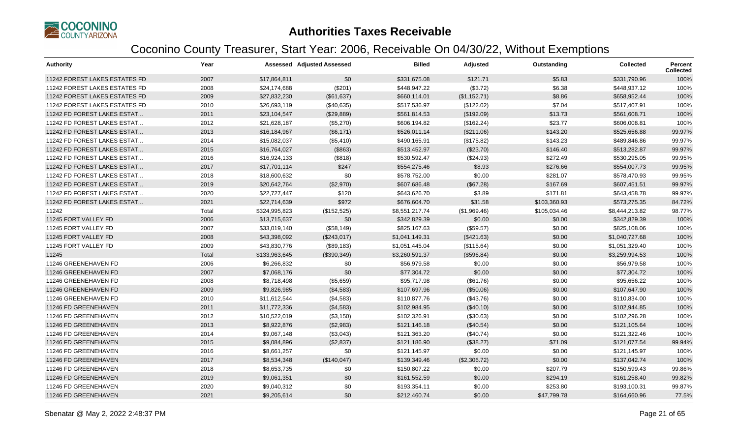# Authorities Taxes Receivable

## Coconino County Treasurer, Start Year: 2006, Receivable On 04/30/22, Without Exemptions

| Authority | Year | Assessed | Adjusted Assessed | Billed | Adjusted | Outstanding | Collected | Percent Collected |
|---|---|---|---|---|---|---|---|---|
| 11242 FOREST LAKES ESTATES FD | 2007 | $17,864,811 | $0 | $331,675.08 | $121.71 | $5.83 | $331,790.96 | 100% |
| 11242 FOREST LAKES ESTATES FD | 2008 | $24,174,688 | ($201) | $448,947.22 | ($3.72) | $6.38 | $448,937.12 | 100% |
| 11242 FOREST LAKES ESTATES FD | 2009 | $27,832,230 | ($61,637) | $660,114.01 | ($1,152.71) | $8.86 | $658,952.44 | 100% |
| 11242 FOREST LAKES ESTATES FD | 2010 | $26,693,119 | ($40,635) | $517,536.97 | ($122.02) | $7.04 | $517,407.91 | 100% |
| 11242 FD FOREST LAKES ESTAT... | 2011 | $23,104,547 | ($29,889) | $561,814.53 | ($192.09) | $13.73 | $561,608.71 | 100% |
| 11242 FD FOREST LAKES ESTAT... | 2012 | $21,628,187 | ($5,270) | $606,194.82 | ($162.24) | $23.77 | $606,008.81 | 100% |
| 11242 FD FOREST LAKES ESTAT... | 2013 | $16,184,967 | ($6,171) | $526,011.14 | ($211.06) | $143.20 | $525,656.88 | 99.97% |
| 11242 FD FOREST LAKES ESTAT... | 2014 | $15,082,037 | ($5,410) | $490,165.91 | ($175.82) | $143.23 | $489,846.86 | 99.97% |
| 11242 FD FOREST LAKES ESTAT... | 2015 | $16,764,027 | ($863) | $513,452.97 | ($23.70) | $146.40 | $513,282.87 | 99.97% |
| 11242 FD FOREST LAKES ESTAT... | 2016 | $16,924,133 | ($818) | $530,592.47 | ($24.93) | $272.49 | $530,295.05 | 99.95% |
| 11242 FD FOREST LAKES ESTAT... | 2017 | $17,701,114 | $247 | $554,275.46 | $8.93 | $276.66 | $554,007.73 | 99.95% |
| 11242 FD FOREST LAKES ESTAT... | 2018 | $18,600,632 | $0 | $578,752.00 | $0.00 | $281.07 | $578,470.93 | 99.95% |
| 11242 FD FOREST LAKES ESTAT... | 2019 | $20,642,764 | ($2,970) | $607,686.48 | ($67.28) | $167.69 | $607,451.51 | 99.97% |
| 11242 FD FOREST LAKES ESTAT... | 2020 | $22,727,447 | $120 | $643,626.70 | $3.89 | $171.81 | $643,458.78 | 99.97% |
| 11242 FD FOREST LAKES ESTAT... | 2021 | $22,714,639 | $972 | $676,604.70 | $31.58 | $103,360.93 | $573,275.35 | 84.72% |
| 11242 | Total | $324,995,823 | ($152,525) | $8,551,217.74 | ($1,969.46) | $105,034.46 | $8,444,213.82 | 98.77% |
| 11245 FORT VALLEY FD | 2006 | $13,715,637 | $0 | $342,829.39 | $0.00 | $0.00 | $342,829.39 | 100% |
| 11245 FORT VALLEY FD | 2007 | $33,019,140 | ($58,149) | $825,167.63 | ($59.57) | $0.00 | $825,108.06 | 100% |
| 11245 FORT VALLEY FD | 2008 | $43,398,092 | ($243,017) | $1,041,149.31 | ($421.63) | $0.00 | $1,040,727.68 | 100% |
| 11245 FORT VALLEY FD | 2009 | $43,830,776 | ($89,183) | $1,051,445.04 | ($115.64) | $0.00 | $1,051,329.40 | 100% |
| 11245 | Total | $133,963,645 | ($390,349) | $3,260,591.37 | ($596.84) | $0.00 | $3,259,994.53 | 100% |
| 11246 GREENEHAVEN FD | 2006 | $6,266,832 | $0 | $56,979.58 | $0.00 | $0.00 | $56,979.58 | 100% |
| 11246 GREENEHAVEN FD | 2007 | $7,068,176 | $0 | $77,304.72 | $0.00 | $0.00 | $77,304.72 | 100% |
| 11246 GREENEHAVEN FD | 2008 | $8,718,498 | ($5,659) | $95,717.98 | ($61.76) | $0.00 | $95,656.22 | 100% |
| 11246 GREENEHAVEN FD | 2009 | $9,826,985 | ($4,583) | $107,697.96 | ($50.06) | $0.00 | $107,647.90 | 100% |
| 11246 GREENEHAVEN FD | 2010 | $11,612,544 | ($4,583) | $110,877.76 | ($43.76) | $0.00 | $110,834.00 | 100% |
| 11246 FD GREENEHAVEN | 2011 | $11,772,336 | ($4,583) | $102,984.95 | ($40.10) | $0.00 | $102,944.85 | 100% |
| 11246 FD GREENEHAVEN | 2012 | $10,522,019 | ($3,150) | $102,326.91 | ($30.63) | $0.00 | $102,296.28 | 100% |
| 11246 FD GREENEHAVEN | 2013 | $8,922,876 | ($2,983) | $121,146.18 | ($40.54) | $0.00 | $121,105.64 | 100% |
| 11246 FD GREENEHAVEN | 2014 | $9,067,148 | ($3,043) | $121,363.20 | ($40.74) | $0.00 | $121,322.46 | 100% |
| 11246 FD GREENEHAVEN | 2015 | $9,084,896 | ($2,837) | $121,186.90 | ($38.27) | $71.09 | $121,077.54 | 99.94% |
| 11246 FD GREENEHAVEN | 2016 | $8,661,257 | $0 | $121,145.97 | $0.00 | $0.00 | $121,145.97 | 100% |
| 11246 FD GREENEHAVEN | 2017 | $8,534,348 | ($140,047) | $139,349.46 | ($2,306.72) | $0.00 | $137,042.74 | 100% |
| 11246 FD GREENEHAVEN | 2018 | $8,653,735 | $0 | $150,807.22 | $0.00 | $207.79 | $150,599.43 | 99.86% |
| 11246 FD GREENEHAVEN | 2019 | $9,061,351 | $0 | $161,552.59 | $0.00 | $294.19 | $161,258.40 | 99.82% |
| 11246 FD GREENEHAVEN | 2020 | $9,040,312 | $0 | $193,354.11 | $0.00 | $253.80 | $193,100.31 | 99.87% |
| 11246 FD GREENEHAVEN | 2021 | $9,205,614 | $0 | $212,460.74 | $0.00 | $47,799.78 | $164,660.96 | 77.5% |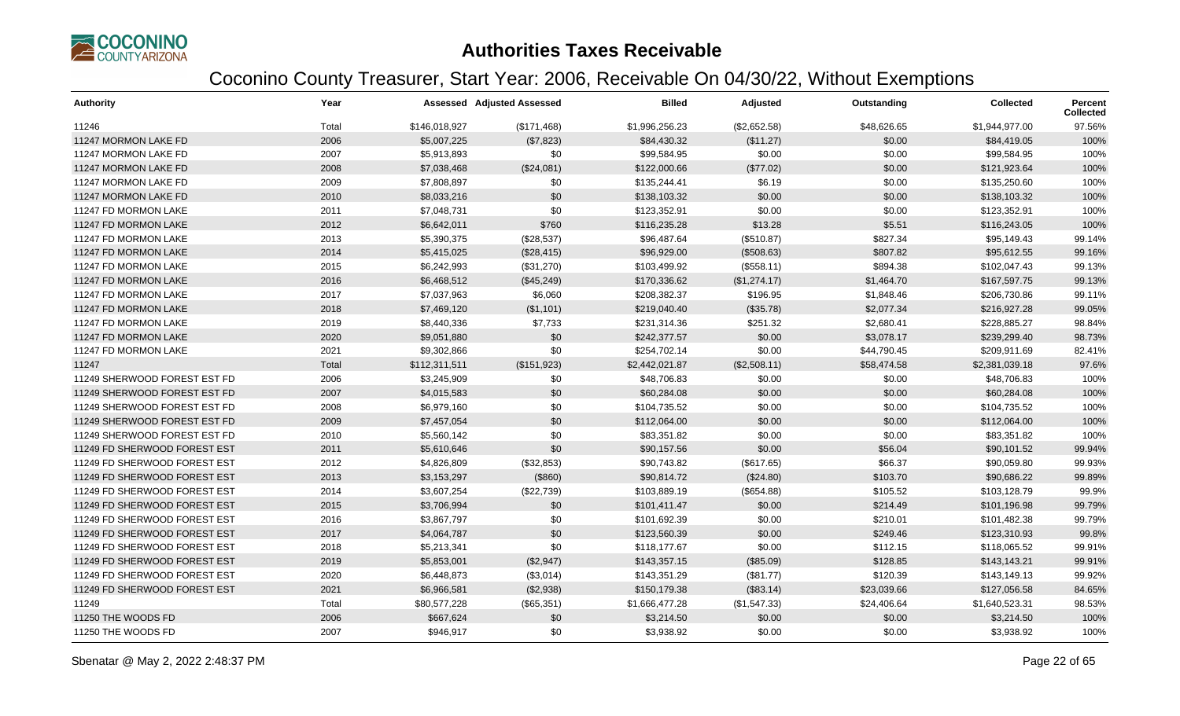# Authorities Taxes Receivable

## Coconino County Treasurer, Start Year: 2006, Receivable On 04/30/22, Without Exemptions

| Authority | Year | Assessed | Adjusted Assessed | Billed | Adjusted | Outstanding | Collected | Percent Collected |
|---|---|---|---|---|---|---|---|---|
| 11246 | Total | $146,018,927 | ($171,468) | $1,996,256.23 | ($2,652.58) | $48,626.65 | $1,944,977.00 | 97.56% |
| 11247 MORMON LAKE FD | 2006 | $5,007,225 | ($7,823) | $84,430.32 | ($11.27) | $0.00 | $84,419.05 | 100% |
| 11247 MORMON LAKE FD | 2007 | $5,913,893 | $0 | $99,584.95 | $0.00 | $0.00 | $99,584.95 | 100% |
| 11247 MORMON LAKE FD | 2008 | $7,038,468 | ($24,081) | $122,000.66 | ($77.02) | $0.00 | $121,923.64 | 100% |
| 11247 MORMON LAKE FD | 2009 | $7,808,897 | $0 | $135,244.41 | $6.19 | $0.00 | $135,250.60 | 100% |
| 11247 MORMON LAKE FD | 2010 | $8,033,216 | $0 | $138,103.32 | $0.00 | $0.00 | $138,103.32 | 100% |
| 11247 FD MORMON LAKE | 2011 | $7,048,731 | $0 | $123,352.91 | $0.00 | $0.00 | $123,352.91 | 100% |
| 11247 FD MORMON LAKE | 2012 | $6,642,011 | $760 | $116,235.28 | $13.28 | $5.51 | $116,243.05 | 100% |
| 11247 FD MORMON LAKE | 2013 | $5,390,375 | ($28,537) | $96,487.64 | ($510.87) | $827.34 | $95,149.43 | 99.14% |
| 11247 FD MORMON LAKE | 2014 | $5,415,025 | ($28,415) | $96,929.00 | ($508.63) | $807.82 | $95,612.55 | 99.16% |
| 11247 FD MORMON LAKE | 2015 | $6,242,993 | ($31,270) | $103,499.92 | ($558.11) | $894.38 | $102,047.43 | 99.13% |
| 11247 FD MORMON LAKE | 2016 | $6,468,512 | ($45,249) | $170,336.62 | ($1,274.17) | $1,464.70 | $167,597.75 | 99.13% |
| 11247 FD MORMON LAKE | 2017 | $7,037,963 | $6,060 | $208,382.37 | $196.95 | $1,848.46 | $206,730.86 | 99.11% |
| 11247 FD MORMON LAKE | 2018 | $7,469,120 | ($1,101) | $219,040.40 | ($35.78) | $2,077.34 | $216,927.28 | 99.05% |
| 11247 FD MORMON LAKE | 2019 | $8,440,336 | $7,733 | $231,314.36 | $251.32 | $2,680.41 | $228,885.27 | 98.84% |
| 11247 FD MORMON LAKE | 2020 | $9,051,880 | $0 | $242,377.57 | $0.00 | $3,078.17 | $239,299.40 | 98.73% |
| 11247 FD MORMON LAKE | 2021 | $9,302,866 | $0 | $254,702.14 | $0.00 | $44,790.45 | $209,911.69 | 82.41% |
| 11247 | Total | $112,311,511 | ($151,923) | $2,442,021.87 | ($2,508.11) | $58,474.58 | $2,381,039.18 | 97.6% |
| 11249 SHERWOOD FOREST EST FD | 2006 | $3,245,909 | $0 | $48,706.83 | $0.00 | $0.00 | $48,706.83 | 100% |
| 11249 SHERWOOD FOREST EST FD | 2007 | $4,015,583 | $0 | $60,284.08 | $0.00 | $0.00 | $60,284.08 | 100% |
| 11249 SHERWOOD FOREST EST FD | 2008 | $6,979,160 | $0 | $104,735.52 | $0.00 | $0.00 | $104,735.52 | 100% |
| 11249 SHERWOOD FOREST EST FD | 2009 | $7,457,054 | $0 | $112,064.00 | $0.00 | $0.00 | $112,064.00 | 100% |
| 11249 SHERWOOD FOREST EST FD | 2010 | $5,560,142 | $0 | $83,351.82 | $0.00 | $0.00 | $83,351.82 | 100% |
| 11249 FD SHERWOOD FOREST EST | 2011 | $5,610,646 | $0 | $90,157.56 | $0.00 | $56.04 | $90,101.52 | 99.94% |
| 11249 FD SHERWOOD FOREST EST | 2012 | $4,826,809 | ($32,853) | $90,743.82 | ($617.65) | $66.37 | $90,059.80 | 99.93% |
| 11249 FD SHERWOOD FOREST EST | 2013 | $3,153,297 | ($860) | $90,814.72 | ($24.80) | $103.70 | $90,686.22 | 99.89% |
| 11249 FD SHERWOOD FOREST EST | 2014 | $3,607,254 | ($22,739) | $103,889.19 | ($654.88) | $105.52 | $103,128.79 | 99.9% |
| 11249 FD SHERWOOD FOREST EST | 2015 | $3,706,994 | $0 | $101,411.47 | $0.00 | $214.49 | $101,196.98 | 99.79% |
| 11249 FD SHERWOOD FOREST EST | 2016 | $3,867,797 | $0 | $101,692.39 | $0.00 | $210.01 | $101,482.38 | 99.79% |
| 11249 FD SHERWOOD FOREST EST | 2017 | $4,064,787 | $0 | $123,560.39 | $0.00 | $249.46 | $123,310.93 | 99.8% |
| 11249 FD SHERWOOD FOREST EST | 2018 | $5,213,341 | $0 | $118,177.67 | $0.00 | $112.15 | $118,065.52 | 99.91% |
| 11249 FD SHERWOOD FOREST EST | 2019 | $5,853,001 | ($2,947) | $143,357.15 | ($85.09) | $128.85 | $143,143.21 | 99.91% |
| 11249 FD SHERWOOD FOREST EST | 2020 | $6,448,873 | ($3,014) | $143,351.29 | ($81.77) | $120.39 | $143,149.13 | 99.92% |
| 11249 FD SHERWOOD FOREST EST | 2021 | $6,966,581 | ($2,938) | $150,179.38 | ($83.14) | $23,039.66 | $127,056.58 | 84.65% |
| 11249 | Total | $80,577,228 | ($65,351) | $1,666,477.28 | ($1,547.33) | $24,406.64 | $1,640,523.31 | 98.53% |
| 11250 THE WOODS FD | 2006 | $667,624 | $0 | $3,214.50 | $0.00 | $0.00 | $3,214.50 | 100% |
| 11250 THE WOODS FD | 2007 | $946,917 | $0 | $3,938.92 | $0.00 | $0.00 | $3,938.92 | 100% |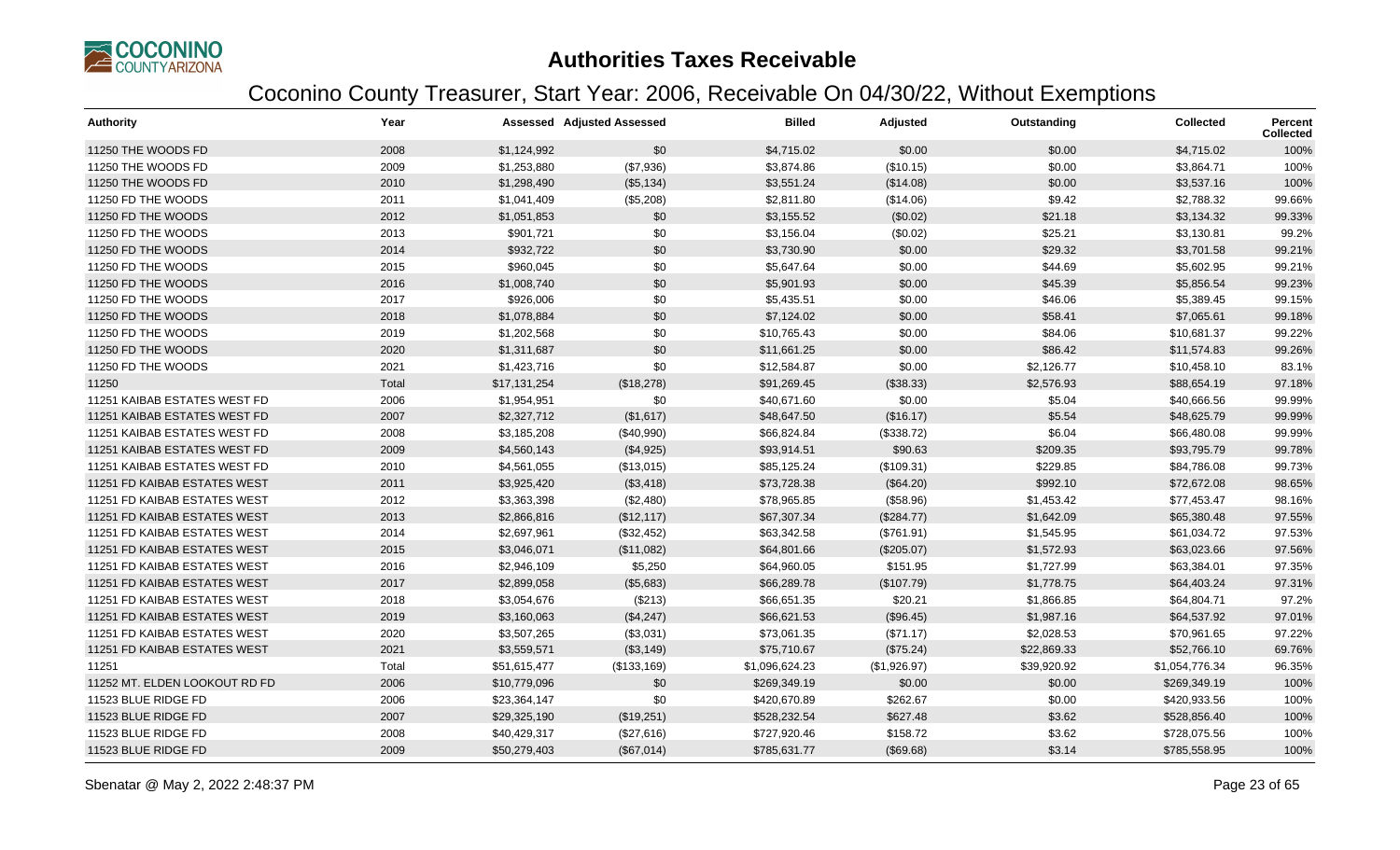# Authorities Taxes Receivable

## Coconino County Treasurer, Start Year: 2006, Receivable On 04/30/22, Without Exemptions

| Authority | Year | Assessed | Adjusted Assessed | Billed | Adjusted | Outstanding | Collected | Percent Collected |
|---|---|---|---|---|---|---|---|---|
| 11250 THE WOODS FD | 2008 | $1,124,992 | $0 | $4,715.02 | $0.00 | $0.00 | $4,715.02 | 100% |
| 11250 THE WOODS FD | 2009 | $1,253,880 | ($7,936) | $3,874.86 | ($10.15) | $0.00 | $3,864.71 | 100% |
| 11250 THE WOODS FD | 2010 | $1,298,490 | ($5,134) | $3,551.24 | ($14.08) | $0.00 | $3,537.16 | 100% |
| 11250 FD THE WOODS | 2011 | $1,041,409 | ($5,208) | $2,811.80 | ($14.06) | $9.42 | $2,788.32 | 99.66% |
| 11250 FD THE WOODS | 2012 | $1,051,853 | $0 | $3,155.52 | ($0.02) | $21.18 | $3,134.32 | 99.33% |
| 11250 FD THE WOODS | 2013 | $901,721 | $0 | $3,156.04 | ($0.02) | $25.21 | $3,130.81 | 99.2% |
| 11250 FD THE WOODS | 2014 | $932,722 | $0 | $3,730.90 | $0.00 | $29.32 | $3,701.58 | 99.21% |
| 11250 FD THE WOODS | 2015 | $960,045 | $0 | $5,647.64 | $0.00 | $44.69 | $5,602.95 | 99.21% |
| 11250 FD THE WOODS | 2016 | $1,008,740 | $0 | $5,901.93 | $0.00 | $45.39 | $5,856.54 | 99.23% |
| 11250 FD THE WOODS | 2017 | $926,006 | $0 | $5,435.51 | $0.00 | $46.06 | $5,389.45 | 99.15% |
| 11250 FD THE WOODS | 2018 | $1,078,884 | $0 | $7,124.02 | $0.00 | $58.41 | $7,065.61 | 99.18% |
| 11250 FD THE WOODS | 2019 | $1,202,568 | $0 | $10,765.43 | $0.00 | $84.06 | $10,681.37 | 99.22% |
| 11250 FD THE WOODS | 2020 | $1,311,687 | $0 | $11,661.25 | $0.00 | $86.42 | $11,574.83 | 99.26% |
| 11250 FD THE WOODS | 2021 | $1,423,716 | $0 | $12,584.87 | $0.00 | $2,126.77 | $10,458.10 | 83.1% |
| 11250 | Total | $17,131,254 | ($18,278) | $91,269.45 | ($38.33) | $2,576.93 | $88,654.19 | 97.18% |
| 11251 KAIBAB ESTATES WEST FD | 2006 | $1,954,951 | $0 | $40,671.60 | $0.00 | $5.04 | $40,666.56 | 99.99% |
| 11251 KAIBAB ESTATES WEST FD | 2007 | $2,327,712 | ($1,617) | $48,647.50 | ($16.17) | $5.54 | $48,625.79 | 99.99% |
| 11251 KAIBAB ESTATES WEST FD | 2008 | $3,185,208 | ($40,990) | $66,824.84 | ($338.72) | $6.04 | $66,480.08 | 99.99% |
| 11251 KAIBAB ESTATES WEST FD | 2009 | $4,560,143 | ($4,925) | $93,914.51 | $90.63 | $209.35 | $93,795.79 | 99.78% |
| 11251 KAIBAB ESTATES WEST FD | 2010 | $4,561,055 | ($13,015) | $85,125.24 | ($109.31) | $229.85 | $84,786.08 | 99.73% |
| 11251 FD KAIBAB ESTATES WEST | 2011 | $3,925,420 | ($3,418) | $73,728.38 | ($64.20) | $992.10 | $72,672.08 | 98.65% |
| 11251 FD KAIBAB ESTATES WEST | 2012 | $3,363,398 | ($2,480) | $78,965.85 | ($58.96) | $1,453.42 | $77,453.47 | 98.16% |
| 11251 FD KAIBAB ESTATES WEST | 2013 | $2,866,816 | ($12,117) | $67,307.34 | ($284.77) | $1,642.09 | $65,380.48 | 97.55% |
| 11251 FD KAIBAB ESTATES WEST | 2014 | $2,697,961 | ($32,452) | $63,342.58 | ($761.91) | $1,545.95 | $61,034.72 | 97.53% |
| 11251 FD KAIBAB ESTATES WEST | 2015 | $3,046,071 | ($11,082) | $64,801.66 | ($205.07) | $1,572.93 | $63,023.66 | 97.56% |
| 11251 FD KAIBAB ESTATES WEST | 2016 | $2,946,109 | $5,250 | $64,960.05 | $151.95 | $1,727.99 | $63,384.01 | 97.35% |
| 11251 FD KAIBAB ESTATES WEST | 2017 | $2,899,058 | ($5,683) | $66,289.78 | ($107.79) | $1,778.75 | $64,403.24 | 97.31% |
| 11251 FD KAIBAB ESTATES WEST | 2018 | $3,054,676 | ($213) | $66,651.35 | $20.21 | $1,866.85 | $64,804.71 | 97.2% |
| 11251 FD KAIBAB ESTATES WEST | 2019 | $3,160,063 | ($4,247) | $66,621.53 | ($96.45) | $1,987.16 | $64,537.92 | 97.01% |
| 11251 FD KAIBAB ESTATES WEST | 2020 | $3,507,265 | ($3,031) | $73,061.35 | ($71.17) | $2,028.53 | $70,961.65 | 97.22% |
| 11251 FD KAIBAB ESTATES WEST | 2021 | $3,559,571 | ($3,149) | $75,710.67 | ($75.24) | $22,869.33 | $52,766.10 | 69.76% |
| 11251 | Total | $51,615,477 | ($133,169) | $1,096,624.23 | ($1,926.97) | $39,920.92 | $1,054,776.34 | 96.35% |
| 11252 MT. ELDEN LOOKOUT RD FD | 2006 | $10,779,096 | $0 | $269,349.19 | $0.00 | $0.00 | $269,349.19 | 100% |
| 11523 BLUE RIDGE FD | 2006 | $23,364,147 | $0 | $420,670.89 | $262.67 | $0.00 | $420,933.56 | 100% |
| 11523 BLUE RIDGE FD | 2007 | $29,325,190 | ($19,251) | $528,232.54 | $627.48 | $3.62 | $528,856.40 | 100% |
| 11523 BLUE RIDGE FD | 2008 | $40,429,317 | ($27,616) | $727,920.46 | $158.72 | $3.62 | $728,075.56 | 100% |
| 11523 BLUE RIDGE FD | 2009 | $50,279,403 | ($67,014) | $785,631.77 | ($69.68) | $3.14 | $785,558.95 | 100% |

Sbenatar @ May 2, 2022 2:48:37 PM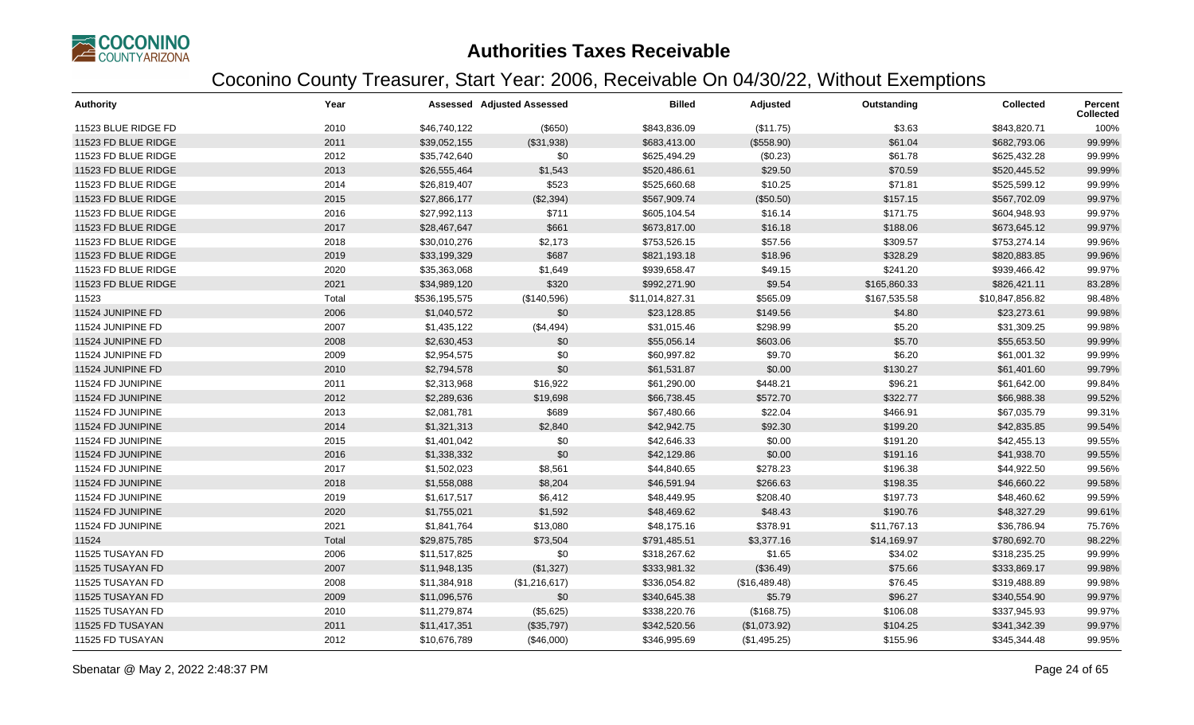# Authorities Taxes Receivable

## Coconino County Treasurer, Start Year: 2006, Receivable On 04/30/22, Without Exemptions

| Authority | Year | Assessed | Adjusted Assessed | Billed | Adjusted | Outstanding | Collected | Percent Collected |
|---|---|---|---|---|---|---|---|---|
| 11523 BLUE RIDGE FD | 2010 | $46,740,122 | ($650) | $843,836.09 | ($11.75) | $3.63 | $843,820.71 | 100% |
| 11523 FD BLUE RIDGE | 2011 | $39,052,155 | ($31,938) | $683,413.00 | ($558.90) | $61.04 | $682,793.06 | 99.99% |
| 11523 FD BLUE RIDGE | 2012 | $35,742,640 | $0 | $625,494.29 | ($0.23) | $61.78 | $625,432.28 | 99.99% |
| 11523 FD BLUE RIDGE | 2013 | $26,555,464 | $1,543 | $520,486.61 | $29.50 | $70.59 | $520,445.52 | 99.99% |
| 11523 FD BLUE RIDGE | 2014 | $26,819,407 | $523 | $525,660.68 | $10.25 | $71.81 | $525,599.12 | 99.99% |
| 11523 FD BLUE RIDGE | 2015 | $27,866,177 | ($2,394) | $567,909.74 | ($50.50) | $157.15 | $567,702.09 | 99.97% |
| 11523 FD BLUE RIDGE | 2016 | $27,992,113 | $711 | $605,104.54 | $16.14 | $171.75 | $604,948.93 | 99.97% |
| 11523 FD BLUE RIDGE | 2017 | $28,467,647 | $661 | $673,817.00 | $16.18 | $188.06 | $673,645.12 | 99.97% |
| 11523 FD BLUE RIDGE | 2018 | $30,010,276 | $2,173 | $753,526.15 | $57.56 | $309.57 | $753,274.14 | 99.96% |
| 11523 FD BLUE RIDGE | 2019 | $33,199,329 | $687 | $821,193.18 | $18.96 | $328.29 | $820,883.85 | 99.96% |
| 11523 FD BLUE RIDGE | 2020 | $35,363,068 | $1,649 | $939,658.47 | $49.15 | $241.20 | $939,466.42 | 99.97% |
| 11523 FD BLUE RIDGE | 2021 | $34,989,120 | $320 | $992,271.90 | $9.54 | $165,860.33 | $826,421.11 | 83.28% |
| 11523 | Total | $536,195,575 | ($140,596) | $11,014,827.31 | $565.09 | $167,535.58 | $10,847,856.82 | 98.48% |
| 11524 JUNIPINE FD | 2006 | $1,040,572 | $0 | $23,128.85 | $149.56 | $4.80 | $23,273.61 | 99.98% |
| 11524 JUNIPINE FD | 2007 | $1,435,122 | ($4,494) | $31,015.46 | $298.99 | $5.20 | $31,309.25 | 99.98% |
| 11524 JUNIPINE FD | 2008 | $2,630,453 | $0 | $55,056.14 | $603.06 | $5.70 | $55,653.50 | 99.99% |
| 11524 JUNIPINE FD | 2009 | $2,954,575 | $0 | $60,997.82 | $9.70 | $6.20 | $61,001.32 | 99.99% |
| 11524 JUNIPINE FD | 2010 | $2,794,578 | $0 | $61,531.87 | $0.00 | $130.27 | $61,401.60 | 99.79% |
| 11524 FD JUNIPINE | 2011 | $2,313,968 | $16,922 | $61,290.00 | $448.21 | $96.21 | $61,642.00 | 99.84% |
| 11524 FD JUNIPINE | 2012 | $2,289,636 | $19,698 | $66,738.45 | $572.70 | $322.77 | $66,988.38 | 99.52% |
| 11524 FD JUNIPINE | 2013 | $2,081,781 | $689 | $67,480.66 | $22.04 | $466.91 | $67,035.79 | 99.31% |
| 11524 FD JUNIPINE | 2014 | $1,321,313 | $2,840 | $42,942.75 | $92.30 | $199.20 | $42,835.85 | 99.54% |
| 11524 FD JUNIPINE | 2015 | $1,401,042 | $0 | $42,646.33 | $0.00 | $191.20 | $42,455.13 | 99.55% |
| 11524 FD JUNIPINE | 2016 | $1,338,332 | $0 | $42,129.86 | $0.00 | $191.16 | $41,938.70 | 99.55% |
| 11524 FD JUNIPINE | 2017 | $1,502,023 | $8,561 | $44,840.65 | $278.23 | $196.38 | $44,922.50 | 99.56% |
| 11524 FD JUNIPINE | 2018 | $1,558,088 | $8,204 | $46,591.94 | $266.63 | $198.35 | $46,660.22 | 99.58% |
| 11524 FD JUNIPINE | 2019 | $1,617,517 | $6,412 | $48,449.95 | $208.40 | $197.73 | $48,460.62 | 99.59% |
| 11524 FD JUNIPINE | 2020 | $1,755,021 | $1,592 | $48,469.62 | $48.43 | $190.76 | $48,327.29 | 99.61% |
| 11524 FD JUNIPINE | 2021 | $1,841,764 | $13,080 | $48,175.16 | $378.91 | $11,767.13 | $36,786.94 | 75.76% |
| 11524 | Total | $29,875,785 | $73,504 | $791,485.51 | $3,377.16 | $14,169.97 | $780,692.70 | 98.22% |
| 11525 TUSAYAN FD | 2006 | $11,517,825 | $0 | $318,267.62 | $1.65 | $34.02 | $318,235.25 | 99.99% |
| 11525 TUSAYAN FD | 2007 | $11,948,135 | ($1,327) | $333,981.32 | ($36.49) | $75.66 | $333,869.17 | 99.98% |
| 11525 TUSAYAN FD | 2008 | $11,384,918 | ($1,216,617) | $336,054.82 | ($16,489.48) | $76.45 | $319,488.89 | 99.98% |
| 11525 TUSAYAN FD | 2009 | $11,096,576 | $0 | $340,645.38 | $5.79 | $96.27 | $340,554.90 | 99.97% |
| 11525 TUSAYAN FD | 2010 | $11,279,874 | ($5,625) | $338,220.76 | ($168.75) | $106.08 | $337,945.93 | 99.97% |
| 11525 FD TUSAYAN | 2011 | $11,417,351 | ($35,797) | $342,520.56 | ($1,073.92) | $104.25 | $341,342.39 | 99.97% |
| 11525 FD TUSAYAN | 2012 | $10,676,789 | ($46,000) | $346,995.69 | ($1,495.25) | $155.96 | $345,344.48 | 99.95% |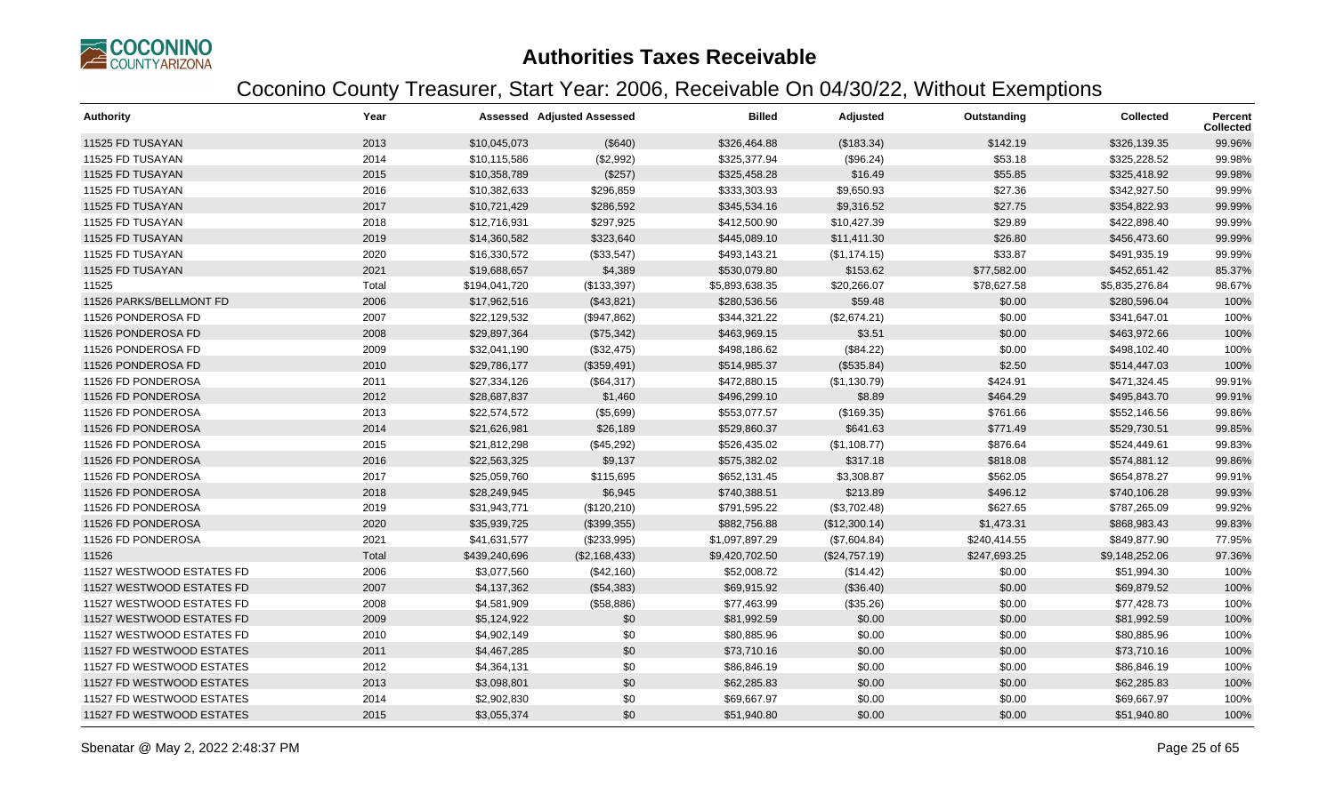# Authorities Taxes Receivable

## Coconino County Treasurer, Start Year: 2006, Receivable On 04/30/22, Without Exemptions

| Authority | Year | Assessed | Adjusted Assessed | Billed | Adjusted | Outstanding | Collected | Percent Collected |
|---|---|---|---|---|---|---|---|---|
| 11525 FD TUSAYAN | 2013 | $10,045,073 | ($640) | $326,464.88 | ($183.34) | $142.19 | $326,139.35 | 99.96% |
| 11525 FD TUSAYAN | 2014 | $10,115,586 | ($2,992) | $325,377.94 | ($96.24) | $53.18 | $325,228.52 | 99.98% |
| 11525 FD TUSAYAN | 2015 | $10,358,789 | ($257) | $325,458.28 | $16.49 | $55.85 | $325,418.92 | 99.98% |
| 11525 FD TUSAYAN | 2016 | $10,382,633 | $296,859 | $333,303.93 | $9,650.93 | $27.36 | $342,927.50 | 99.99% |
| 11525 FD TUSAYAN | 2017 | $10,721,429 | $286,592 | $345,534.16 | $9,316.52 | $27.75 | $354,822.93 | 99.99% |
| 11525 FD TUSAYAN | 2018 | $12,716,931 | $297,925 | $412,500.90 | $10,427.39 | $29.89 | $422,898.40 | 99.99% |
| 11525 FD TUSAYAN | 2019 | $14,360,582 | $323,640 | $445,089.10 | $11,411.30 | $26.80 | $456,473.60 | 99.99% |
| 11525 FD TUSAYAN | 2020 | $16,330,572 | ($33,547) | $493,143.21 | ($1,174.15) | $33.87 | $491,935.19 | 99.99% |
| 11525 FD TUSAYAN | 2021 | $19,688,657 | $4,389 | $530,079.80 | $153.62 | $77,582.00 | $452,651.42 | 85.37% |
| 11525 | Total | $194,041,720 | ($133,397) | $5,893,638.35 | $20,266.07 | $78,627.58 | $5,835,276.84 | 98.67% |
| 11526 PARKS/BELLMONT FD | 2006 | $17,962,516 | ($43,821) | $280,536.56 | $59.48 | $0.00 | $280,596.04 | 100% |
| 11526 PONDEROSA FD | 2007 | $22,129,532 | ($947,862) | $344,321.22 | ($2,674.21) | $0.00 | $341,647.01 | 100% |
| 11526 PONDEROSA FD | 2008 | $29,897,364 | ($75,342) | $463,969.15 | $3.51 | $0.00 | $463,972.66 | 100% |
| 11526 PONDEROSA FD | 2009 | $32,041,190 | ($32,475) | $498,186.62 | ($84.22) | $0.00 | $498,102.40 | 100% |
| 11526 PONDEROSA FD | 2010 | $29,786,177 | ($359,491) | $514,985.37 | ($535.84) | $2.50 | $514,447.03 | 100% |
| 11526 FD PONDEROSA | 2011 | $27,334,126 | ($64,317) | $472,880.15 | ($1,130.79) | $424.91 | $471,324.45 | 99.91% |
| 11526 FD PONDEROSA | 2012 | $28,687,837 | $1,460 | $496,299.10 | $8.89 | $464.29 | $495,843.70 | 99.91% |
| 11526 FD PONDEROSA | 2013 | $22,574,572 | ($5,699) | $553,077.57 | ($169.35) | $761.66 | $552,146.56 | 99.86% |
| 11526 FD PONDEROSA | 2014 | $21,626,981 | $26,189 | $529,860.37 | $641.63 | $771.49 | $529,730.51 | 99.85% |
| 11526 FD PONDEROSA | 2015 | $21,812,298 | ($45,292) | $526,435.02 | ($1,108.77) | $876.64 | $524,449.61 | 99.83% |
| 11526 FD PONDEROSA | 2016 | $22,563,325 | $9,137 | $575,382.02 | $317.18 | $818.08 | $574,881.12 | 99.86% |
| 11526 FD PONDEROSA | 2017 | $25,059,760 | $115,695 | $652,131.45 | $3,308.87 | $562.05 | $654,878.27 | 99.91% |
| 11526 FD PONDEROSA | 2018 | $28,249,945 | $6,945 | $740,388.51 | $213.89 | $496.12 | $740,106.28 | 99.93% |
| 11526 FD PONDEROSA | 2019 | $31,943,771 | ($120,210) | $791,595.22 | ($3,702.48) | $627.65 | $787,265.09 | 99.92% |
| 11526 FD PONDEROSA | 2020 | $35,939,725 | ($399,355) | $882,756.88 | ($12,300.14) | $1,473.31 | $868,983.43 | 99.83% |
| 11526 FD PONDEROSA | 2021 | $41,631,577 | ($233,995) | $1,097,897.29 | ($7,604.84) | $240,414.55 | $849,877.90 | 77.95% |
| 11526 | Total | $439,240,696 | ($2,168,433) | $9,420,702.50 | ($24,757.19) | $247,693.25 | $9,148,252.06 | 97.36% |
| 11527 WESTWOOD ESTATES FD | 2006 | $3,077,560 | ($42,160) | $52,008.72 | ($14.42) | $0.00 | $51,994.30 | 100% |
| 11527 WESTWOOD ESTATES FD | 2007 | $4,137,362 | ($54,383) | $69,915.92 | ($36.40) | $0.00 | $69,879.52 | 100% |
| 11527 WESTWOOD ESTATES FD | 2008 | $4,581,909 | ($58,886) | $77,463.99 | ($35.26) | $0.00 | $77,428.73 | 100% |
| 11527 WESTWOOD ESTATES FD | 2009 | $5,124,922 | $0 | $81,992.59 | $0.00 | $0.00 | $81,992.59 | 100% |
| 11527 WESTWOOD ESTATES FD | 2010 | $4,902,149 | $0 | $80,885.96 | $0.00 | $0.00 | $80,885.96 | 100% |
| 11527 FD WESTWOOD ESTATES | 2011 | $4,467,285 | $0 | $73,710.16 | $0.00 | $0.00 | $73,710.16 | 100% |
| 11527 FD WESTWOOD ESTATES | 2012 | $4,364,131 | $0 | $86,846.19 | $0.00 | $0.00 | $86,846.19 | 100% |
| 11527 FD WESTWOOD ESTATES | 2013 | $3,098,801 | $0 | $62,285.83 | $0.00 | $0.00 | $62,285.83 | 100% |
| 11527 FD WESTWOOD ESTATES | 2014 | $2,902,830 | $0 | $69,667.97 | $0.00 | $0.00 | $69,667.97 | 100% |
| 11527 FD WESTWOOD ESTATES | 2015 | $3,055,374 | $0 | $51,940.80 | $0.00 | $0.00 | $51,940.80 | 100% |

Sbenatar @ May 2, 2022 2:48:37 PM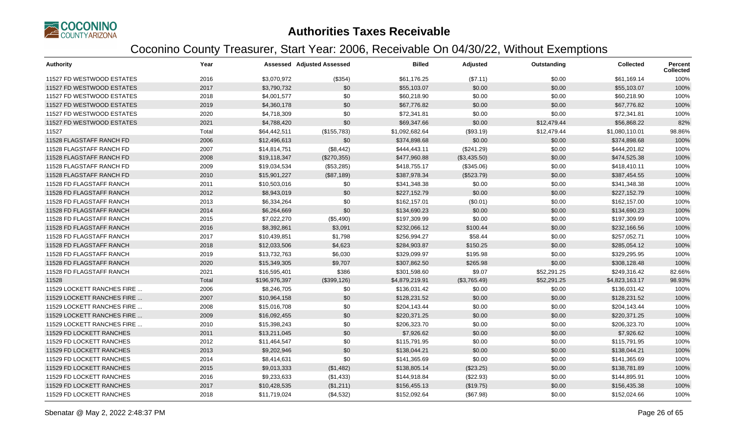# Authorities Taxes Receivable

## Coconino County Treasurer, Start Year: 2006, Receivable On 04/30/22, Without Exemptions

| Authority | Year | Assessed | Adjusted Assessed | Billed | Adjusted | Outstanding | Collected | Percent Collected |
|---|---|---|---|---|---|---|---|---|
| 11527 FD WESTWOOD ESTATES | 2016 | $3,070,972 | ($354) | $61,176.25 | ($7.11) | $0.00 | $61,169.14 | 100% |
| 11527 FD WESTWOOD ESTATES | 2017 | $3,790,732 | $0 | $55,103.07 | $0.00 | $0.00 | $55,103.07 | 100% |
| 11527 FD WESTWOOD ESTATES | 2018 | $4,001,577 | $0 | $60,218.90 | $0.00 | $0.00 | $60,218.90 | 100% |
| 11527 FD WESTWOOD ESTATES | 2019 | $4,360,178 | $0 | $67,776.82 | $0.00 | $0.00 | $67,776.82 | 100% |
| 11527 FD WESTWOOD ESTATES | 2020 | $4,718,309 | $0 | $72,341.81 | $0.00 | $0.00 | $72,341.81 | 100% |
| 11527 FD WESTWOOD ESTATES | 2021 | $4,788,420 | $0 | $69,347.66 | $0.00 | $12,479.44 | $56,868.22 | 82% |
| 11527 | Total | $64,442,511 | ($155,783) | $1,092,682.64 | ($93.19) | $12,479.44 | $1,080,110.01 | 98.86% |
| 11528 FLAGSTAFF RANCH FD | 2006 | $12,496,613 | $0 | $374,898.68 | $0.00 | $0.00 | $374,898.68 | 100% |
| 11528 FLAGSTAFF RANCH FD | 2007 | $14,814,751 | ($8,442) | $444,443.11 | ($241.29) | $0.00 | $444,201.82 | 100% |
| 11528 FLAGSTAFF RANCH FD | 2008 | $19,118,347 | ($270,355) | $477,960.88 | ($3,435.50) | $0.00 | $474,525.38 | 100% |
| 11528 FLAGSTAFF RANCH FD | 2009 | $19,034,534 | ($53,285) | $418,755.17 | ($345.06) | $0.00 | $418,410.11 | 100% |
| 11528 FLAGSTAFF RANCH FD | 2010 | $15,901,227 | ($87,189) | $387,978.34 | ($523.79) | $0.00 | $387,454.55 | 100% |
| 11528 FD FLAGSTAFF RANCH | 2011 | $10,503,016 | $0 | $341,348.38 | $0.00 | $0.00 | $341,348.38 | 100% |
| 11528 FD FLAGSTAFF RANCH | 2012 | $8,943,019 | $0 | $227,152.79 | $0.00 | $0.00 | $227,152.79 | 100% |
| 11528 FD FLAGSTAFF RANCH | 2013 | $6,334,264 | $0 | $162,157.01 | ($0.01) | $0.00 | $162,157.00 | 100% |
| 11528 FD FLAGSTAFF RANCH | 2014 | $6,264,669 | $0 | $134,690.23 | $0.00 | $0.00 | $134,690.23 | 100% |
| 11528 FD FLAGSTAFF RANCH | 2015 | $7,022,270 | ($5,490) | $197,309.99 | $0.00 | $0.00 | $197,309.99 | 100% |
| 11528 FD FLAGSTAFF RANCH | 2016 | $8,392,861 | $3,091 | $232,066.12 | $100.44 | $0.00 | $232,166.56 | 100% |
| 11528 FD FLAGSTAFF RANCH | 2017 | $10,439,851 | $1,798 | $256,994.27 | $58.44 | $0.00 | $257,052.71 | 100% |
| 11528 FD FLAGSTAFF RANCH | 2018 | $12,033,506 | $4,623 | $284,903.87 | $150.25 | $0.00 | $285,054.12 | 100% |
| 11528 FD FLAGSTAFF RANCH | 2019 | $13,732,763 | $6,030 | $329,099.97 | $195.98 | $0.00 | $329,295.95 | 100% |
| 11528 FD FLAGSTAFF RANCH | 2020 | $15,349,305 | $9,707 | $307,862.50 | $265.98 | $0.00 | $308,128.48 | 100% |
| 11528 FD FLAGSTAFF RANCH | 2021 | $16,595,401 | $386 | $301,598.60 | $9.07 | $52,291.25 | $249,316.42 | 82.66% |
| 11528 | Total | $196,976,397 | ($399,126) | $4,879,219.91 | ($3,765.49) | $52,291.25 | $4,823,163.17 | 98.93% |
| 11529 LOCKETT RANCHES FIRE ... | 2006 | $8,246,705 | $0 | $136,031.42 | $0.00 | $0.00 | $136,031.42 | 100% |
| 11529 LOCKETT RANCHES FIRE ... | 2007 | $10,964,158 | $0 | $128,231.52 | $0.00 | $0.00 | $128,231.52 | 100% |
| 11529 LOCKETT RANCHES FIRE ... | 2008 | $15,016,708 | $0 | $204,143.44 | $0.00 | $0.00 | $204,143.44 | 100% |
| 11529 LOCKETT RANCHES FIRE ... | 2009 | $16,092,455 | $0 | $220,371.25 | $0.00 | $0.00 | $220,371.25 | 100% |
| 11529 LOCKETT RANCHES FIRE ... | 2010 | $15,398,243 | $0 | $206,323.70 | $0.00 | $0.00 | $206,323.70 | 100% |
| 11529 FD LOCKETT RANCHES | 2011 | $13,211,045 | $0 | $7,926.62 | $0.00 | $0.00 | $7,926.62 | 100% |
| 11529 FD LOCKETT RANCHES | 2012 | $11,464,547 | $0 | $115,791.95 | $0.00 | $0.00 | $115,791.95 | 100% |
| 11529 FD LOCKETT RANCHES | 2013 | $9,202,946 | $0 | $138,044.21 | $0.00 | $0.00 | $138,044.21 | 100% |
| 11529 FD LOCKETT RANCHES | 2014 | $8,414,631 | $0 | $141,365.69 | $0.00 | $0.00 | $141,365.69 | 100% |
| 11529 FD LOCKETT RANCHES | 2015 | $9,013,333 | ($1,482) | $138,805.14 | ($23.25) | $0.00 | $138,781.89 | 100% |
| 11529 FD LOCKETT RANCHES | 2016 | $9,233,633 | ($1,433) | $144,918.84 | ($22.93) | $0.00 | $144,895.91 | 100% |
| 11529 FD LOCKETT RANCHES | 2017 | $10,428,535 | ($1,211) | $156,455.13 | ($19.75) | $0.00 | $156,435.38 | 100% |
| 11529 FD LOCKETT RANCHES | 2018 | $11,719,024 | ($4,532) | $152,092.64 | ($67.98) | $0.00 | $152,024.66 | 100% |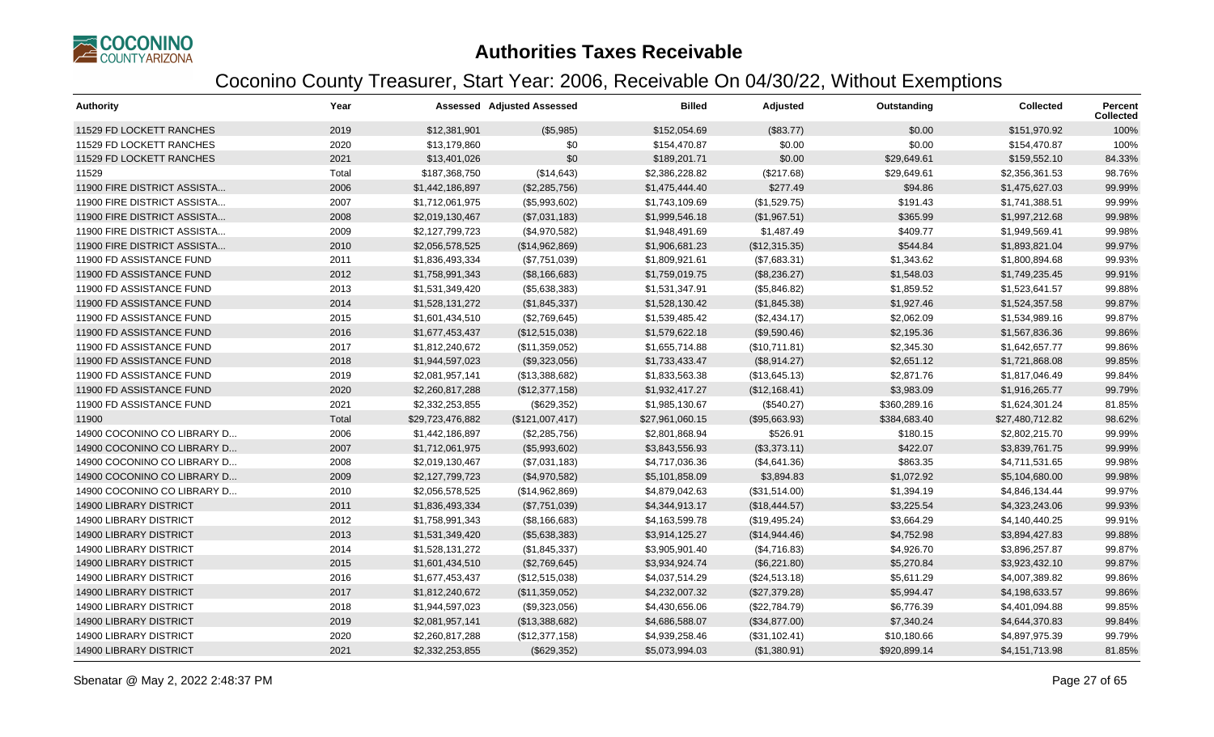# Authorities Taxes Receivable

## Coconino County Treasurer, Start Year: 2006, Receivable On 04/30/22, Without Exemptions

| Authority | Year | Assessed | Adjusted Assessed | Billed | Adjusted | Outstanding | Collected | Percent Collected |
|---|---|---|---|---|---|---|---|---|
| 11529 FD LOCKETT RANCHES | 2019 | $12,381,901 | ($5,985) | $152,054.69 | ($83.77) | $0.00 | $151,970.92 | 100% |
| 11529 FD LOCKETT RANCHES | 2020 | $13,179,860 | $0 | $154,470.87 | $0.00 | $0.00 | $154,470.87 | 100% |
| 11529 FD LOCKETT RANCHES | 2021 | $13,401,026 | $0 | $189,201.71 | $0.00 | $29,649.61 | $159,552.10 | 84.33% |
| 11529 | Total | $187,368,750 | ($14,643) | $2,386,228.82 | ($217.68) | $29,649.61 | $2,356,361.53 | 98.76% |
| 11900 FIRE DISTRICT ASSISTA... | 2006 | $1,442,186,897 | ($2,285,756) | $1,475,444.40 | $277.49 | $94.86 | $1,475,627.03 | 99.99% |
| 11900 FIRE DISTRICT ASSISTA... | 2007 | $1,712,061,975 | ($5,993,602) | $1,743,109.69 | ($1,529.75) | $191.43 | $1,741,388.51 | 99.99% |
| 11900 FIRE DISTRICT ASSISTA... | 2008 | $2,019,130,467 | ($7,031,183) | $1,999,546.18 | ($1,967.51) | $365.99 | $1,997,212.68 | 99.98% |
| 11900 FIRE DISTRICT ASSISTA... | 2009 | $2,127,799,723 | ($4,970,582) | $1,948,491.69 | $1,487.49 | $409.77 | $1,949,569.41 | 99.98% |
| 11900 FIRE DISTRICT ASSISTA... | 2010 | $2,056,578,525 | ($14,962,869) | $1,906,681.23 | ($12,315.35) | $544.84 | $1,893,821.04 | 99.97% |
| 11900 FD ASSISTANCE FUND | 2011 | $1,836,493,334 | ($7,751,039) | $1,809,921.61 | ($7,683.31) | $1,343.62 | $1,800,894.68 | 99.93% |
| 11900 FD ASSISTANCE FUND | 2012 | $1,758,991,343 | ($8,166,683) | $1,759,019.75 | ($8,236.27) | $1,548.03 | $1,749,235.45 | 99.91% |
| 11900 FD ASSISTANCE FUND | 2013 | $1,531,349,420 | ($5,638,383) | $1,531,347.91 | ($5,846.82) | $1,859.52 | $1,523,641.57 | 99.88% |
| 11900 FD ASSISTANCE FUND | 2014 | $1,528,131,272 | ($1,845,337) | $1,528,130.42 | ($1,845.38) | $1,927.46 | $1,524,357.58 | 99.87% |
| 11900 FD ASSISTANCE FUND | 2015 | $1,601,434,510 | ($2,769,645) | $1,539,485.42 | ($2,434.17) | $2,062.09 | $1,534,989.16 | 99.87% |
| 11900 FD ASSISTANCE FUND | 2016 | $1,677,453,437 | ($12,515,038) | $1,579,622.18 | ($9,590.46) | $2,195.36 | $1,567,836.36 | 99.86% |
| 11900 FD ASSISTANCE FUND | 2017 | $1,812,240,672 | ($11,359,052) | $1,655,714.88 | ($10,711.81) | $2,345.30 | $1,642,657.77 | 99.86% |
| 11900 FD ASSISTANCE FUND | 2018 | $1,944,597,023 | ($9,323,056) | $1,733,433.47 | ($8,914.27) | $2,651.12 | $1,721,868.08 | 99.85% |
| 11900 FD ASSISTANCE FUND | 2019 | $2,081,957,141 | ($13,388,682) | $1,833,563.38 | ($13,645.13) | $2,871.76 | $1,817,046.49 | 99.84% |
| 11900 FD ASSISTANCE FUND | 2020 | $2,260,817,288 | ($12,377,158) | $1,932,417.27 | ($12,168.41) | $3,983.09 | $1,916,265.77 | 99.79% |
| 11900 FD ASSISTANCE FUND | 2021 | $2,332,253,855 | ($629,352) | $1,985,130.67 | ($540.27) | $360,289.16 | $1,624,301.24 | 81.85% |
| 11900 | Total | $29,723,476,882 | ($121,007,417) | $27,961,060.15 | ($95,663.93) | $384,683.40 | $27,480,712.82 | 98.62% |
| 14900 COCONINO CO LIBRARY D... | 2006 | $1,442,186,897 | ($2,285,756) | $2,801,868.94 | $526.91 | $180.15 | $2,802,215.70 | 99.99% |
| 14900 COCONINO CO LIBRARY D... | 2007 | $1,712,061,975 | ($5,993,602) | $3,843,556.93 | ($3,373.11) | $422.07 | $3,839,761.75 | 99.99% |
| 14900 COCONINO CO LIBRARY D... | 2008 | $2,019,130,467 | ($7,031,183) | $4,717,036.36 | ($4,641.36) | $863.35 | $4,711,531.65 | 99.98% |
| 14900 COCONINO CO LIBRARY D... | 2009 | $2,127,799,723 | ($4,970,582) | $5,101,858.09 | $3,894.83 | $1,072.92 | $5,104,680.00 | 99.98% |
| 14900 COCONINO CO LIBRARY D... | 2010 | $2,056,578,525 | ($14,962,869) | $4,879,042.63 | ($31,514.00) | $1,394.19 | $4,846,134.44 | 99.97% |
| 14900 LIBRARY DISTRICT | 2011 | $1,836,493,334 | ($7,751,039) | $4,344,913.17 | ($18,444.57) | $3,225.54 | $4,323,243.06 | 99.93% |
| 14900 LIBRARY DISTRICT | 2012 | $1,758,991,343 | ($8,166,683) | $4,163,599.78 | ($19,495.24) | $3,664.29 | $4,140,440.25 | 99.91% |
| 14900 LIBRARY DISTRICT | 2013 | $1,531,349,420 | ($5,638,383) | $3,914,125.27 | ($14,944.46) | $4,752.98 | $3,894,427.83 | 99.88% |
| 14900 LIBRARY DISTRICT | 2014 | $1,528,131,272 | ($1,845,337) | $3,905,901.40 | ($4,716.83) | $4,926.70 | $3,896,257.87 | 99.87% |
| 14900 LIBRARY DISTRICT | 2015 | $1,601,434,510 | ($2,769,645) | $3,934,924.74 | ($6,221.80) | $5,270.84 | $3,923,432.10 | 99.87% |
| 14900 LIBRARY DISTRICT | 2016 | $1,677,453,437 | ($12,515,038) | $4,037,514.29 | ($24,513.18) | $5,611.29 | $4,007,389.82 | 99.86% |
| 14900 LIBRARY DISTRICT | 2017 | $1,812,240,672 | ($11,359,052) | $4,232,007.32 | ($27,379.28) | $5,994.47 | $4,198,633.57 | 99.86% |
| 14900 LIBRARY DISTRICT | 2018 | $1,944,597,023 | ($9,323,056) | $4,430,656.06 | ($22,784.79) | $6,776.39 | $4,401,094.88 | 99.85% |
| 14900 LIBRARY DISTRICT | 2019 | $2,081,957,141 | ($13,388,682) | $4,686,588.07 | ($34,877.00) | $7,340.24 | $4,644,370.83 | 99.84% |
| 14900 LIBRARY DISTRICT | 2020 | $2,260,817,288 | ($12,377,158) | $4,939,258.46 | ($31,102.41) | $10,180.66 | $4,897,975.39 | 99.79% |
| 14900 LIBRARY DISTRICT | 2021 | $2,332,253,855 | ($629,352) | $5,073,994.03 | ($1,380.91) | $920,899.14 | $4,151,713.98 | 81.85% |

Sbenatar @ May 2, 2022 2:48:37 PM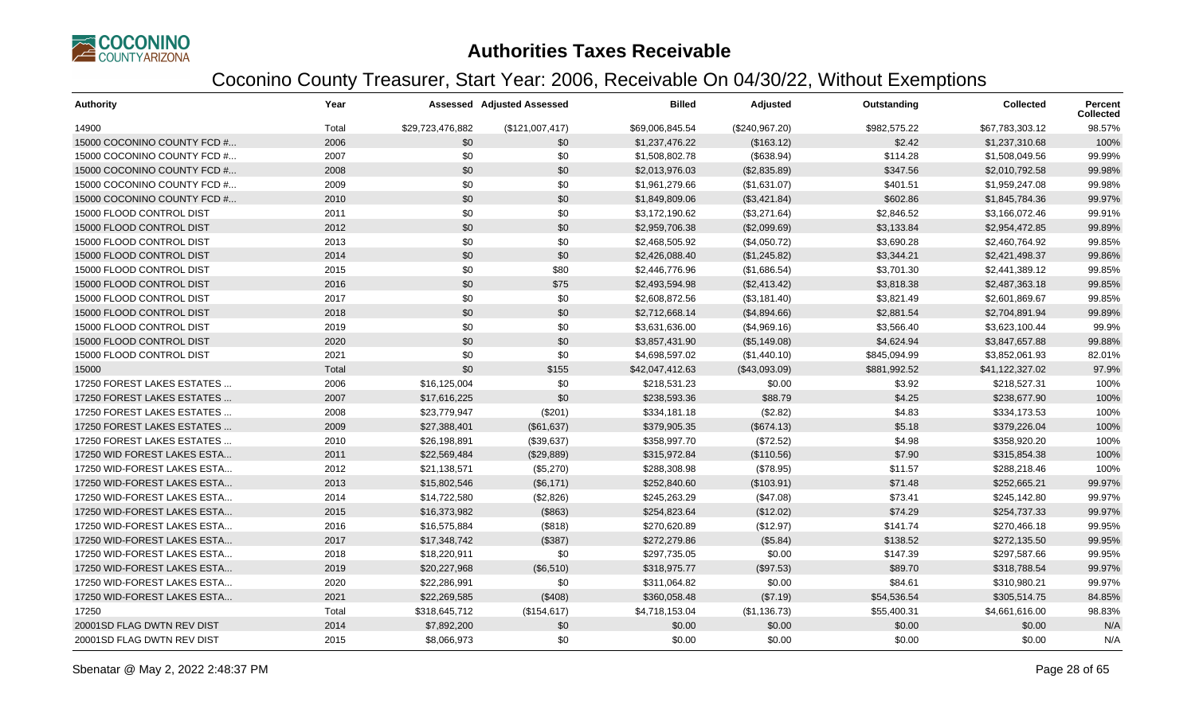# Authorities Taxes Receivable

## Coconino County Treasurer, Start Year: 2006, Receivable On 04/30/22, Without Exemptions

| Authority | Year | Assessed | Adjusted Assessed | Billed | Adjusted | Outstanding | Collected | Percent Collected |
|---|---|---|---|---|---|---|---|---|
| 14900 | Total | $29,723,476,882 | ($121,007,417) | $69,006,845.54 | ($240,967.20) | $982,575.22 | $67,783,303.12 | 98.57% |
| 15000 COCONINO COUNTY FCD #... | 2006 | $0 | $0 | $1,237,476.22 | ($163.12) | $2.42 | $1,237,310.68 | 100% |
| 15000 COCONINO COUNTY FCD #... | 2007 | $0 | $0 | $1,508,802.78 | ($638.94) | $114.28 | $1,508,049.56 | 99.99% |
| 15000 COCONINO COUNTY FCD #... | 2008 | $0 | $0 | $2,013,976.03 | ($2,835.89) | $347.56 | $2,010,792.58 | 99.98% |
| 15000 COCONINO COUNTY FCD #... | 2009 | $0 | $0 | $1,961,279.66 | ($1,631.07) | $401.51 | $1,959,247.08 | 99.98% |
| 15000 COCONINO COUNTY FCD #... | 2010 | $0 | $0 | $1,849,809.06 | ($3,421.84) | $602.86 | $1,845,784.36 | 99.97% |
| 15000 FLOOD CONTROL DIST | 2011 | $0 | $0 | $3,172,190.62 | ($3,271.64) | $2,846.52 | $3,166,072.46 | 99.91% |
| 15000 FLOOD CONTROL DIST | 2012 | $0 | $0 | $2,959,706.38 | ($2,099.69) | $3,133.84 | $2,954,472.85 | 99.89% |
| 15000 FLOOD CONTROL DIST | 2013 | $0 | $0 | $2,468,505.92 | ($4,050.72) | $3,690.28 | $2,460,764.92 | 99.85% |
| 15000 FLOOD CONTROL DIST | 2014 | $0 | $0 | $2,426,088.40 | ($1,245.82) | $3,344.21 | $2,421,498.37 | 99.86% |
| 15000 FLOOD CONTROL DIST | 2015 | $0 | $80 | $2,446,776.96 | ($1,686.54) | $3,701.30 | $2,441,389.12 | 99.85% |
| 15000 FLOOD CONTROL DIST | 2016 | $0 | $75 | $2,493,594.98 | ($2,413.42) | $3,818.38 | $2,487,363.18 | 99.85% |
| 15000 FLOOD CONTROL DIST | 2017 | $0 | $0 | $2,608,872.56 | ($3,181.40) | $3,821.49 | $2,601,869.67 | 99.85% |
| 15000 FLOOD CONTROL DIST | 2018 | $0 | $0 | $2,712,668.14 | ($4,894.66) | $2,881.54 | $2,704,891.94 | 99.89% |
| 15000 FLOOD CONTROL DIST | 2019 | $0 | $0 | $3,631,636.00 | ($4,969.16) | $3,566.40 | $3,623,100.44 | 99.9% |
| 15000 FLOOD CONTROL DIST | 2020 | $0 | $0 | $3,857,431.90 | ($5,149.08) | $4,624.94 | $3,847,657.88 | 99.88% |
| 15000 FLOOD CONTROL DIST | 2021 | $0 | $0 | $4,698,597.02 | ($1,440.10) | $845,094.99 | $3,852,061.93 | 82.01% |
| 15000 | Total | $0 | $155 | $42,047,412.63 | ($43,093.09) | $881,992.52 | $41,122,327.02 | 97.9% |
| 17250 FOREST LAKES ESTATES ... | 2006 | $16,125,004 | $0 | $218,531.23 | $0.00 | $3.92 | $218,527.31 | 100% |
| 17250 FOREST LAKES ESTATES ... | 2007 | $17,616,225 | $0 | $238,593.36 | $88.79 | $4.25 | $238,677.90 | 100% |
| 17250 FOREST LAKES ESTATES ... | 2008 | $23,779,947 | ($201) | $334,181.18 | ($2.82) | $4.83 | $334,173.53 | 100% |
| 17250 FOREST LAKES ESTATES ... | 2009 | $27,388,401 | ($61,637) | $379,905.35 | ($674.13) | $5.18 | $379,226.04 | 100% |
| 17250 FOREST LAKES ESTATES ... | 2010 | $26,198,891 | ($39,637) | $358,997.70 | ($72.52) | $4.98 | $358,920.20 | 100% |
| 17250 WID FOREST LAKES ESTA... | 2011 | $22,569,484 | ($29,889) | $315,972.84 | ($110.56) | $7.90 | $315,854.38 | 100% |
| 17250 WID-FOREST LAKES ESTA... | 2012 | $21,138,571 | ($5,270) | $288,308.98 | ($78.95) | $11.57 | $288,218.46 | 100% |
| 17250 WID-FOREST LAKES ESTA... | 2013 | $15,802,546 | ($6,171) | $252,840.60 | ($103.91) | $71.48 | $252,665.21 | 99.97% |
| 17250 WID-FOREST LAKES ESTA... | 2014 | $14,722,580 | ($2,826) | $245,263.29 | ($47.08) | $73.41 | $245,142.80 | 99.97% |
| 17250 WID-FOREST LAKES ESTA... | 2015 | $16,373,982 | ($863) | $254,823.64 | ($12.02) | $74.29 | $254,737.33 | 99.97% |
| 17250 WID-FOREST LAKES ESTA... | 2016 | $16,575,884 | ($818) | $270,620.89 | ($12.97) | $141.74 | $270,466.18 | 99.95% |
| 17250 WID-FOREST LAKES ESTA... | 2017 | $17,348,742 | ($387) | $272,279.86 | ($5.84) | $138.52 | $272,135.50 | 99.95% |
| 17250 WID-FOREST LAKES ESTA... | 2018 | $18,220,911 | $0 | $297,735.05 | $0.00 | $147.39 | $297,587.66 | 99.95% |
| 17250 WID-FOREST LAKES ESTA... | 2019 | $20,227,968 | ($6,510) | $318,975.77 | ($97.53) | $89.70 | $318,788.54 | 99.97% |
| 17250 WID-FOREST LAKES ESTA... | 2020 | $22,286,991 | $0 | $311,064.82 | $0.00 | $84.61 | $310,980.21 | 99.97% |
| 17250 WID-FOREST LAKES ESTA... | 2021 | $22,269,585 | ($408) | $360,058.48 | ($7.19) | $54,536.54 | $305,514.75 | 84.85% |
| 17250 | Total | $318,645,712 | ($154,617) | $4,718,153.04 | ($1,136.73) | $55,400.31 | $4,661,616.00 | 98.83% |
| 20001SD FLAG DWTN REV DIST | 2014 | $7,892,200 | $0 | $0.00 | $0.00 | $0.00 | $0.00 | N/A |
| 20001SD FLAG DWTN REV DIST | 2015 | $8,066,973 | $0 | $0.00 | $0.00 | $0.00 | $0.00 | N/A |

Sbenatar @ May 2, 2022 2:48:37 PM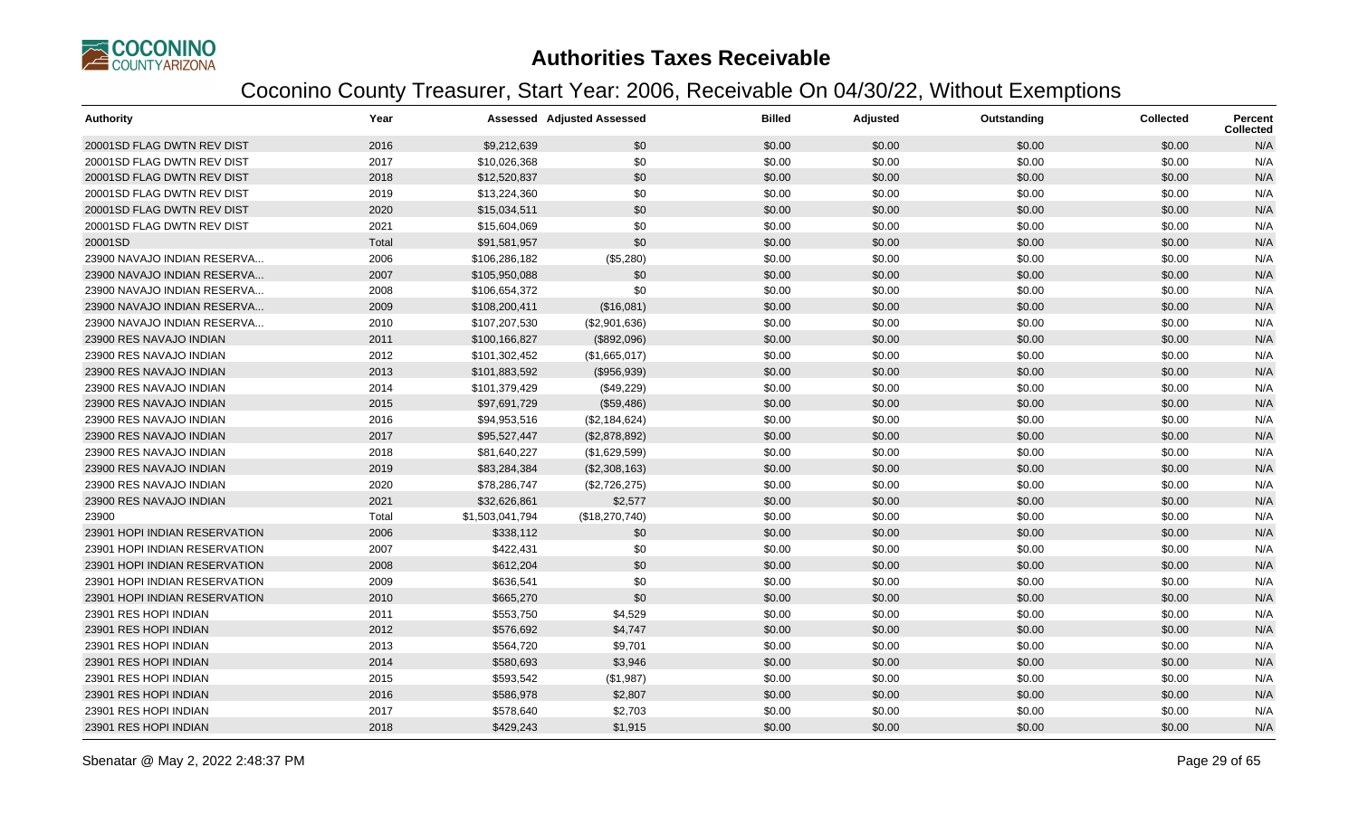# Authorities Taxes Receivable

## Coconino County Treasurer, Start Year: 2006, Receivable On 04/30/22, Without Exemptions

| Authority | Year | Assessed | Adjusted Assessed | Billed | Adjusted | Outstanding | Collected | Percent Collected |
|---|---|---|---|---|---|---|---|---|
| 20001SD FLAG DWTN REV DIST | 2016 | $9,212,639 | $0 | $0.00 | $0.00 | $0.00 | $0.00 | N/A |
| 20001SD FLAG DWTN REV DIST | 2017 | $10,026,368 | $0 | $0.00 | $0.00 | $0.00 | $0.00 | N/A |
| 20001SD FLAG DWTN REV DIST | 2018 | $12,520,837 | $0 | $0.00 | $0.00 | $0.00 | $0.00 | N/A |
| 20001SD FLAG DWTN REV DIST | 2019 | $13,224,360 | $0 | $0.00 | $0.00 | $0.00 | $0.00 | N/A |
| 20001SD FLAG DWTN REV DIST | 2020 | $15,034,511 | $0 | $0.00 | $0.00 | $0.00 | $0.00 | N/A |
| 20001SD FLAG DWTN REV DIST | 2021 | $15,604,069 | $0 | $0.00 | $0.00 | $0.00 | $0.00 | N/A |
| 20001SD | Total | $91,581,957 | $0 | $0.00 | $0.00 | $0.00 | $0.00 | N/A |
| 23900 NAVAJO INDIAN RESERVA... | 2006 | $106,286,182 | ($5,280) | $0.00 | $0.00 | $0.00 | $0.00 | N/A |
| 23900 NAVAJO INDIAN RESERVA... | 2007 | $105,950,088 | $0 | $0.00 | $0.00 | $0.00 | $0.00 | N/A |
| 23900 NAVAJO INDIAN RESERVA... | 2008 | $106,654,372 | $0 | $0.00 | $0.00 | $0.00 | $0.00 | N/A |
| 23900 NAVAJO INDIAN RESERVA... | 2009 | $108,200,411 | ($16,081) | $0.00 | $0.00 | $0.00 | $0.00 | N/A |
| 23900 NAVAJO INDIAN RESERVA... | 2010 | $107,207,530 | ($2,901,636) | $0.00 | $0.00 | $0.00 | $0.00 | N/A |
| 23900 RES NAVAJO INDIAN | 2011 | $100,166,827 | ($892,096) | $0.00 | $0.00 | $0.00 | $0.00 | N/A |
| 23900 RES NAVAJO INDIAN | 2012 | $101,302,452 | ($1,665,017) | $0.00 | $0.00 | $0.00 | $0.00 | N/A |
| 23900 RES NAVAJO INDIAN | 2013 | $101,883,592 | ($956,939) | $0.00 | $0.00 | $0.00 | $0.00 | N/A |
| 23900 RES NAVAJO INDIAN | 2014 | $101,379,429 | ($49,229) | $0.00 | $0.00 | $0.00 | $0.00 | N/A |
| 23900 RES NAVAJO INDIAN | 2015 | $97,691,729 | ($59,486) | $0.00 | $0.00 | $0.00 | $0.00 | N/A |
| 23900 RES NAVAJO INDIAN | 2016 | $94,953,516 | ($2,184,624) | $0.00 | $0.00 | $0.00 | $0.00 | N/A |
| 23900 RES NAVAJO INDIAN | 2017 | $95,527,447 | ($2,878,892) | $0.00 | $0.00 | $0.00 | $0.00 | N/A |
| 23900 RES NAVAJO INDIAN | 2018 | $81,640,227 | ($1,629,599) | $0.00 | $0.00 | $0.00 | $0.00 | N/A |
| 23900 RES NAVAJO INDIAN | 2019 | $83,284,384 | ($2,308,163) | $0.00 | $0.00 | $0.00 | $0.00 | N/A |
| 23900 RES NAVAJO INDIAN | 2020 | $78,286,747 | ($2,726,275) | $0.00 | $0.00 | $0.00 | $0.00 | N/A |
| 23900 RES NAVAJO INDIAN | 2021 | $32,626,861 | $2,577 | $0.00 | $0.00 | $0.00 | $0.00 | N/A |
| 23900 | Total | $1,503,041,794 | ($18,270,740) | $0.00 | $0.00 | $0.00 | $0.00 | N/A |
| 23901 HOPI INDIAN RESERVATION | 2006 | $338,112 | $0 | $0.00 | $0.00 | $0.00 | $0.00 | N/A |
| 23901 HOPI INDIAN RESERVATION | 2007 | $422,431 | $0 | $0.00 | $0.00 | $0.00 | $0.00 | N/A |
| 23901 HOPI INDIAN RESERVATION | 2008 | $612,204 | $0 | $0.00 | $0.00 | $0.00 | $0.00 | N/A |
| 23901 HOPI INDIAN RESERVATION | 2009 | $636,541 | $0 | $0.00 | $0.00 | $0.00 | $0.00 | N/A |
| 23901 HOPI INDIAN RESERVATION | 2010 | $665,270 | $0 | $0.00 | $0.00 | $0.00 | $0.00 | N/A |
| 23901 RES HOPI INDIAN | 2011 | $553,750 | $4,529 | $0.00 | $0.00 | $0.00 | $0.00 | N/A |
| 23901 RES HOPI INDIAN | 2012 | $576,692 | $4,747 | $0.00 | $0.00 | $0.00 | $0.00 | N/A |
| 23901 RES HOPI INDIAN | 2013 | $564,720 | $9,701 | $0.00 | $0.00 | $0.00 | $0.00 | N/A |
| 23901 RES HOPI INDIAN | 2014 | $580,693 | $3,946 | $0.00 | $0.00 | $0.00 | $0.00 | N/A |
| 23901 RES HOPI INDIAN | 2015 | $593,542 | ($1,987) | $0.00 | $0.00 | $0.00 | $0.00 | N/A |
| 23901 RES HOPI INDIAN | 2016 | $586,978 | $2,807 | $0.00 | $0.00 | $0.00 | $0.00 | N/A |
| 23901 RES HOPI INDIAN | 2017 | $578,640 | $2,703 | $0.00 | $0.00 | $0.00 | $0.00 | N/A |
| 23901 RES HOPI INDIAN | 2018 | $429,243 | $1,915 | $0.00 | $0.00 | $0.00 | $0.00 | N/A |

Sbenatar @ May 2, 2022 2:48:37 PM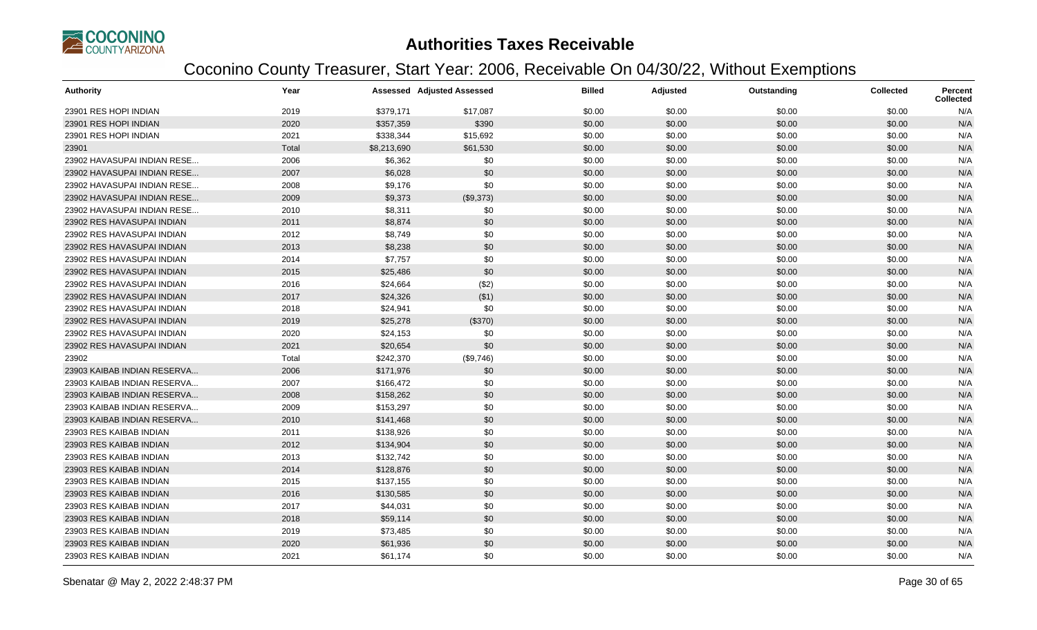# Authorities Taxes Receivable

## Coconino County Treasurer, Start Year: 2006, Receivable On 04/30/22, Without Exemptions

| Authority | Year | Assessed | Adjusted Assessed | Billed | Adjusted | Outstanding | Collected | Percent Collected |
|---|---|---|---|---|---|---|---|---|
| 23901 RES HOPI INDIAN | 2019 | $379,171 | $17,087 | $0.00 | $0.00 | $0.00 | $0.00 | N/A |
| 23901 RES HOPI INDIAN | 2020 | $357,359 | $390 | $0.00 | $0.00 | $0.00 | $0.00 | N/A |
| 23901 RES HOPI INDIAN | 2021 | $338,344 | $15,692 | $0.00 | $0.00 | $0.00 | $0.00 | N/A |
| 23901 | Total | $8,213,690 | $61,530 | $0.00 | $0.00 | $0.00 | $0.00 | N/A |
| 23902 HAVASUPAI INDIAN RESE... | 2006 | $6,362 | $0 | $0.00 | $0.00 | $0.00 | $0.00 | N/A |
| 23902 HAVASUPAI INDIAN RESE... | 2007 | $6,028 | $0 | $0.00 | $0.00 | $0.00 | $0.00 | N/A |
| 23902 HAVASUPAI INDIAN RESE... | 2008 | $9,176 | $0 | $0.00 | $0.00 | $0.00 | $0.00 | N/A |
| 23902 HAVASUPAI INDIAN RESE... | 2009 | $9,373 | ($9,373) | $0.00 | $0.00 | $0.00 | $0.00 | N/A |
| 23902 HAVASUPAI INDIAN RESE... | 2010 | $8,311 | $0 | $0.00 | $0.00 | $0.00 | $0.00 | N/A |
| 23902 RES HAVASUPAI INDIAN | 2011 | $8,874 | $0 | $0.00 | $0.00 | $0.00 | $0.00 | N/A |
| 23902 RES HAVASUPAI INDIAN | 2012 | $8,749 | $0 | $0.00 | $0.00 | $0.00 | $0.00 | N/A |
| 23902 RES HAVASUPAI INDIAN | 2013 | $8,238 | $0 | $0.00 | $0.00 | $0.00 | $0.00 | N/A |
| 23902 RES HAVASUPAI INDIAN | 2014 | $7,757 | $0 | $0.00 | $0.00 | $0.00 | $0.00 | N/A |
| 23902 RES HAVASUPAI INDIAN | 2015 | $25,486 | $0 | $0.00 | $0.00 | $0.00 | $0.00 | N/A |
| 23902 RES HAVASUPAI INDIAN | 2016 | $24,664 | ($2) | $0.00 | $0.00 | $0.00 | $0.00 | N/A |
| 23902 RES HAVASUPAI INDIAN | 2017 | $24,326 | ($1) | $0.00 | $0.00 | $0.00 | $0.00 | N/A |
| 23902 RES HAVASUPAI INDIAN | 2018 | $24,941 | $0 | $0.00 | $0.00 | $0.00 | $0.00 | N/A |
| 23902 RES HAVASUPAI INDIAN | 2019 | $25,278 | ($370) | $0.00 | $0.00 | $0.00 | $0.00 | N/A |
| 23902 RES HAVASUPAI INDIAN | 2020 | $24,153 | $0 | $0.00 | $0.00 | $0.00 | $0.00 | N/A |
| 23902 RES HAVASUPAI INDIAN | 2021 | $20,654 | $0 | $0.00 | $0.00 | $0.00 | $0.00 | N/A |
| 23902 | Total | $242,370 | ($9,746) | $0.00 | $0.00 | $0.00 | $0.00 | N/A |
| 23903 KAIBAB INDIAN RESERVA... | 2006 | $171,976 | $0 | $0.00 | $0.00 | $0.00 | $0.00 | N/A |
| 23903 KAIBAB INDIAN RESERVA... | 2007 | $166,472 | $0 | $0.00 | $0.00 | $0.00 | $0.00 | N/A |
| 23903 KAIBAB INDIAN RESERVA... | 2008 | $158,262 | $0 | $0.00 | $0.00 | $0.00 | $0.00 | N/A |
| 23903 KAIBAB INDIAN RESERVA... | 2009 | $153,297 | $0 | $0.00 | $0.00 | $0.00 | $0.00 | N/A |
| 23903 KAIBAB INDIAN RESERVA... | 2010 | $141,468 | $0 | $0.00 | $0.00 | $0.00 | $0.00 | N/A |
| 23903 RES KAIBAB INDIAN | 2011 | $138,926 | $0 | $0.00 | $0.00 | $0.00 | $0.00 | N/A |
| 23903 RES KAIBAB INDIAN | 2012 | $134,904 | $0 | $0.00 | $0.00 | $0.00 | $0.00 | N/A |
| 23903 RES KAIBAB INDIAN | 2013 | $132,742 | $0 | $0.00 | $0.00 | $0.00 | $0.00 | N/A |
| 23903 RES KAIBAB INDIAN | 2014 | $128,876 | $0 | $0.00 | $0.00 | $0.00 | $0.00 | N/A |
| 23903 RES KAIBAB INDIAN | 2015 | $137,155 | $0 | $0.00 | $0.00 | $0.00 | $0.00 | N/A |
| 23903 RES KAIBAB INDIAN | 2016 | $130,585 | $0 | $0.00 | $0.00 | $0.00 | $0.00 | N/A |
| 23903 RES KAIBAB INDIAN | 2017 | $44,031 | $0 | $0.00 | $0.00 | $0.00 | $0.00 | N/A |
| 23903 RES KAIBAB INDIAN | 2018 | $59,114 | $0 | $0.00 | $0.00 | $0.00 | $0.00 | N/A |
| 23903 RES KAIBAB INDIAN | 2019 | $73,485 | $0 | $0.00 | $0.00 | $0.00 | $0.00 | N/A |
| 23903 RES KAIBAB INDIAN | 2020 | $61,936 | $0 | $0.00 | $0.00 | $0.00 | $0.00 | N/A |
| 23903 RES KAIBAB INDIAN | 2021 | $61,174 | $0 | $0.00 | $0.00 | $0.00 | $0.00 | N/A |

Sbenatar @ May 2, 2022 2:48:37 PM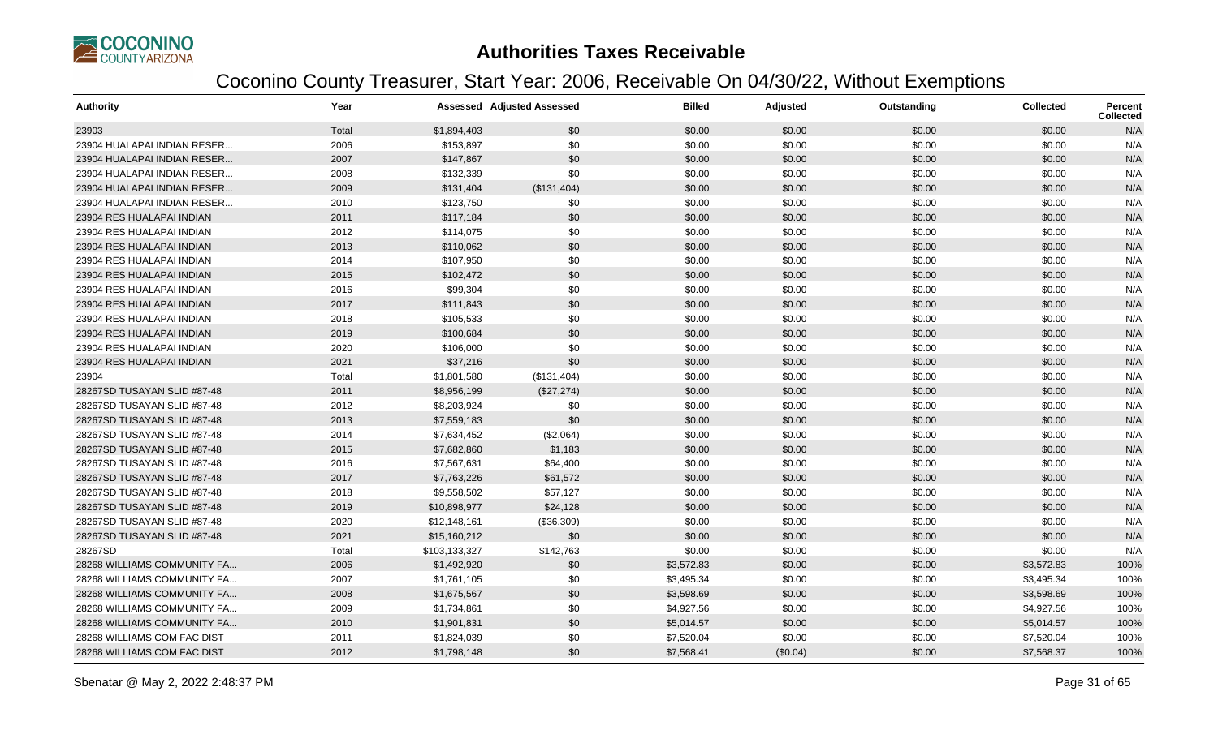# Authorities Taxes Receivable

## Coconino County Treasurer, Start Year: 2006, Receivable On 04/30/22, Without Exemptions

| Authority | Year | Assessed | Adjusted Assessed | Billed | Adjusted | Outstanding | Collected | Percent Collected |
|---|---|---|---|---|---|---|---|---|
| 23903 | Total | $1,894,403 | $0 | $0.00 | $0.00 | $0.00 | $0.00 | N/A |
| 23904 HUALAPAI INDIAN RESER... | 2006 | $153,897 | $0 | $0.00 | $0.00 | $0.00 | $0.00 | N/A |
| 23904 HUALAPAI INDIAN RESER... | 2007 | $147,867 | $0 | $0.00 | $0.00 | $0.00 | $0.00 | N/A |
| 23904 HUALAPAI INDIAN RESER... | 2008 | $132,339 | $0 | $0.00 | $0.00 | $0.00 | $0.00 | N/A |
| 23904 HUALAPAI INDIAN RESER... | 2009 | $131,404 | ($131,404) | $0.00 | $0.00 | $0.00 | $0.00 | N/A |
| 23904 HUALAPAI INDIAN RESER... | 2010 | $123,750 | $0 | $0.00 | $0.00 | $0.00 | $0.00 | N/A |
| 23904 RES HUALAPAI INDIAN | 2011 | $117,184 | $0 | $0.00 | $0.00 | $0.00 | $0.00 | N/A |
| 23904 RES HUALAPAI INDIAN | 2012 | $114,075 | $0 | $0.00 | $0.00 | $0.00 | $0.00 | N/A |
| 23904 RES HUALAPAI INDIAN | 2013 | $110,062 | $0 | $0.00 | $0.00 | $0.00 | $0.00 | N/A |
| 23904 RES HUALAPAI INDIAN | 2014 | $107,950 | $0 | $0.00 | $0.00 | $0.00 | $0.00 | N/A |
| 23904 RES HUALAPAI INDIAN | 2015 | $102,472 | $0 | $0.00 | $0.00 | $0.00 | $0.00 | N/A |
| 23904 RES HUALAPAI INDIAN | 2016 | $99,304 | $0 | $0.00 | $0.00 | $0.00 | $0.00 | N/A |
| 23904 RES HUALAPAI INDIAN | 2017 | $111,843 | $0 | $0.00 | $0.00 | $0.00 | $0.00 | N/A |
| 23904 RES HUALAPAI INDIAN | 2018 | $105,533 | $0 | $0.00 | $0.00 | $0.00 | $0.00 | N/A |
| 23904 RES HUALAPAI INDIAN | 2019 | $100,684 | $0 | $0.00 | $0.00 | $0.00 | $0.00 | N/A |
| 23904 RES HUALAPAI INDIAN | 2020 | $106,000 | $0 | $0.00 | $0.00 | $0.00 | $0.00 | N/A |
| 23904 RES HUALAPAI INDIAN | 2021 | $37,216 | $0 | $0.00 | $0.00 | $0.00 | $0.00 | N/A |
| 23904 | Total | $1,801,580 | ($131,404) | $0.00 | $0.00 | $0.00 | $0.00 | N/A |
| 28267SD TUSAYAN SLID #87-48 | 2011 | $8,956,199 | ($27,274) | $0.00 | $0.00 | $0.00 | $0.00 | N/A |
| 28267SD TUSAYAN SLID #87-48 | 2012 | $8,203,924 | $0 | $0.00 | $0.00 | $0.00 | $0.00 | N/A |
| 28267SD TUSAYAN SLID #87-48 | 2013 | $7,559,183 | $0 | $0.00 | $0.00 | $0.00 | $0.00 | N/A |
| 28267SD TUSAYAN SLID #87-48 | 2014 | $7,634,452 | ($2,064) | $0.00 | $0.00 | $0.00 | $0.00 | N/A |
| 28267SD TUSAYAN SLID #87-48 | 2015 | $7,682,860 | $1,183 | $0.00 | $0.00 | $0.00 | $0.00 | N/A |
| 28267SD TUSAYAN SLID #87-48 | 2016 | $7,567,631 | $64,400 | $0.00 | $0.00 | $0.00 | $0.00 | N/A |
| 28267SD TUSAYAN SLID #87-48 | 2017 | $7,763,226 | $61,572 | $0.00 | $0.00 | $0.00 | $0.00 | N/A |
| 28267SD TUSAYAN SLID #87-48 | 2018 | $9,558,502 | $57,127 | $0.00 | $0.00 | $0.00 | $0.00 | N/A |
| 28267SD TUSAYAN SLID #87-48 | 2019 | $10,898,977 | $24,128 | $0.00 | $0.00 | $0.00 | $0.00 | N/A |
| 28267SD TUSAYAN SLID #87-48 | 2020 | $12,148,161 | ($36,309) | $0.00 | $0.00 | $0.00 | $0.00 | N/A |
| 28267SD TUSAYAN SLID #87-48 | 2021 | $15,160,212 | $0 | $0.00 | $0.00 | $0.00 | $0.00 | N/A |
| 28267SD | Total | $103,133,327 | $142,763 | $0.00 | $0.00 | $0.00 | $0.00 | N/A |
| 28268 WILLIAMS COMMUNITY FA... | 2006 | $1,492,920 | $0 | $3,572.83 | $0.00 | $0.00 | $3,572.83 | 100% |
| 28268 WILLIAMS COMMUNITY FA... | 2007 | $1,761,105 | $0 | $3,495.34 | $0.00 | $0.00 | $3,495.34 | 100% |
| 28268 WILLIAMS COMMUNITY FA... | 2008 | $1,675,567 | $0 | $3,598.69 | $0.00 | $0.00 | $3,598.69 | 100% |
| 28268 WILLIAMS COMMUNITY FA... | 2009 | $1,734,861 | $0 | $4,927.56 | $0.00 | $0.00 | $4,927.56 | 100% |
| 28268 WILLIAMS COMMUNITY FA... | 2010 | $1,901,831 | $0 | $5,014.57 | $0.00 | $0.00 | $5,014.57 | 100% |
| 28268 WILLIAMS COM FAC DIST | 2011 | $1,824,039 | $0 | $7,520.04 | $0.00 | $0.00 | $7,520.04 | 100% |
| 28268 WILLIAMS COM FAC DIST | 2012 | $1,798,148 | $0 | $7,568.41 | ($0.04) | $0.00 | $7,568.37 | 100% |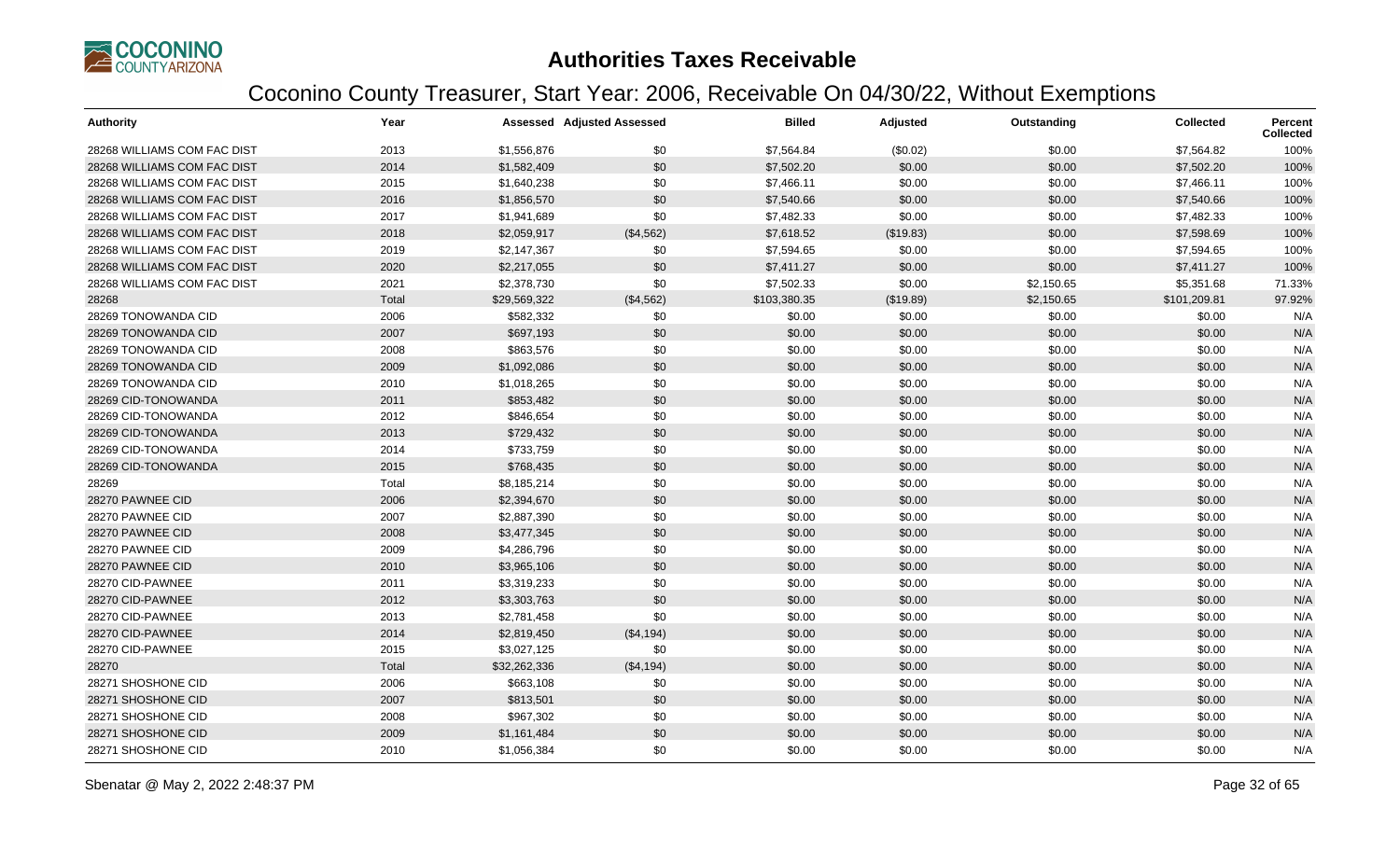# Authorities Taxes Receivable

## Coconino County Treasurer, Start Year: 2006, Receivable On 04/30/22, Without Exemptions

| Authority | Year | Assessed | Adjusted Assessed | Billed | Adjusted | Outstanding | Collected | Percent Collected |
|---|---|---|---|---|---|---|---|---|
| 28268 WILLIAMS COM FAC DIST | 2013 | $1,556,876 | $0 | $7,564.84 | ($0.02) | $0.00 | $7,564.82 | 100% |
| 28268 WILLIAMS COM FAC DIST | 2014 | $1,582,409 | $0 | $7,502.20 | $0.00 | $0.00 | $7,502.20 | 100% |
| 28268 WILLIAMS COM FAC DIST | 2015 | $1,640,238 | $0 | $7,466.11 | $0.00 | $0.00 | $7,466.11 | 100% |
| 28268 WILLIAMS COM FAC DIST | 2016 | $1,856,570 | $0 | $7,540.66 | $0.00 | $0.00 | $7,540.66 | 100% |
| 28268 WILLIAMS COM FAC DIST | 2017 | $1,941,689 | $0 | $7,482.33 | $0.00 | $0.00 | $7,482.33 | 100% |
| 28268 WILLIAMS COM FAC DIST | 2018 | $2,059,917 | ($4,562) | $7,618.52 | ($19.83) | $0.00 | $7,598.69 | 100% |
| 28268 WILLIAMS COM FAC DIST | 2019 | $2,147,367 | $0 | $7,594.65 | $0.00 | $0.00 | $7,594.65 | 100% |
| 28268 WILLIAMS COM FAC DIST | 2020 | $2,217,055 | $0 | $7,411.27 | $0.00 | $0.00 | $7,411.27 | 100% |
| 28268 WILLIAMS COM FAC DIST | 2021 | $2,378,730 | $0 | $7,502.33 | $0.00 | $2,150.65 | $5,351.68 | 71.33% |
| 28268 | Total | $29,569,322 | ($4,562) | $103,380.35 | ($19.89) | $2,150.65 | $101,209.81 | 97.92% |
| 28269 TONOWANDA CID | 2006 | $582,332 | $0 | $0.00 | $0.00 | $0.00 | $0.00 | N/A |
| 28269 TONOWANDA CID | 2007 | $697,193 | $0 | $0.00 | $0.00 | $0.00 | $0.00 | N/A |
| 28269 TONOWANDA CID | 2008 | $863,576 | $0 | $0.00 | $0.00 | $0.00 | $0.00 | N/A |
| 28269 TONOWANDA CID | 2009 | $1,092,086 | $0 | $0.00 | $0.00 | $0.00 | $0.00 | N/A |
| 28269 TONOWANDA CID | 2010 | $1,018,265 | $0 | $0.00 | $0.00 | $0.00 | $0.00 | N/A |
| 28269 CID-TONOWANDA | 2011 | $853,482 | $0 | $0.00 | $0.00 | $0.00 | $0.00 | N/A |
| 28269 CID-TONOWANDA | 2012 | $846,654 | $0 | $0.00 | $0.00 | $0.00 | $0.00 | N/A |
| 28269 CID-TONOWANDA | 2013 | $729,432 | $0 | $0.00 | $0.00 | $0.00 | $0.00 | N/A |
| 28269 CID-TONOWANDA | 2014 | $733,759 | $0 | $0.00 | $0.00 | $0.00 | $0.00 | N/A |
| 28269 CID-TONOWANDA | 2015 | $768,435 | $0 | $0.00 | $0.00 | $0.00 | $0.00 | N/A |
| 28269 | Total | $8,185,214 | $0 | $0.00 | $0.00 | $0.00 | $0.00 | N/A |
| 28270 PAWNEE CID | 2006 | $2,394,670 | $0 | $0.00 | $0.00 | $0.00 | $0.00 | N/A |
| 28270 PAWNEE CID | 2007 | $2,887,390 | $0 | $0.00 | $0.00 | $0.00 | $0.00 | N/A |
| 28270 PAWNEE CID | 2008 | $3,477,345 | $0 | $0.00 | $0.00 | $0.00 | $0.00 | N/A |
| 28270 PAWNEE CID | 2009 | $4,286,796 | $0 | $0.00 | $0.00 | $0.00 | $0.00 | N/A |
| 28270 PAWNEE CID | 2010 | $3,965,106 | $0 | $0.00 | $0.00 | $0.00 | $0.00 | N/A |
| 28270 CID-PAWNEE | 2011 | $3,319,233 | $0 | $0.00 | $0.00 | $0.00 | $0.00 | N/A |
| 28270 CID-PAWNEE | 2012 | $3,303,763 | $0 | $0.00 | $0.00 | $0.00 | $0.00 | N/A |
| 28270 CID-PAWNEE | 2013 | $2,781,458 | $0 | $0.00 | $0.00 | $0.00 | $0.00 | N/A |
| 28270 CID-PAWNEE | 2014 | $2,819,450 | ($4,194) | $0.00 | $0.00 | $0.00 | $0.00 | N/A |
| 28270 CID-PAWNEE | 2015 | $3,027,125 | $0 | $0.00 | $0.00 | $0.00 | $0.00 | N/A |
| 28270 | Total | $32,262,336 | ($4,194) | $0.00 | $0.00 | $0.00 | $0.00 | N/A |
| 28271 SHOSHONE CID | 2006 | $663,108 | $0 | $0.00 | $0.00 | $0.00 | $0.00 | N/A |
| 28271 SHOSHONE CID | 2007 | $813,501 | $0 | $0.00 | $0.00 | $0.00 | $0.00 | N/A |
| 28271 SHOSHONE CID | 2008 | $967,302 | $0 | $0.00 | $0.00 | $0.00 | $0.00 | N/A |
| 28271 SHOSHONE CID | 2009 | $1,161,484 | $0 | $0.00 | $0.00 | $0.00 | $0.00 | N/A |
| 28271 SHOSHONE CID | 2010 | $1,056,384 | $0 | $0.00 | $0.00 | $0.00 | $0.00 | N/A |

Sbenatar @ May 2, 2022 2:48:37 PM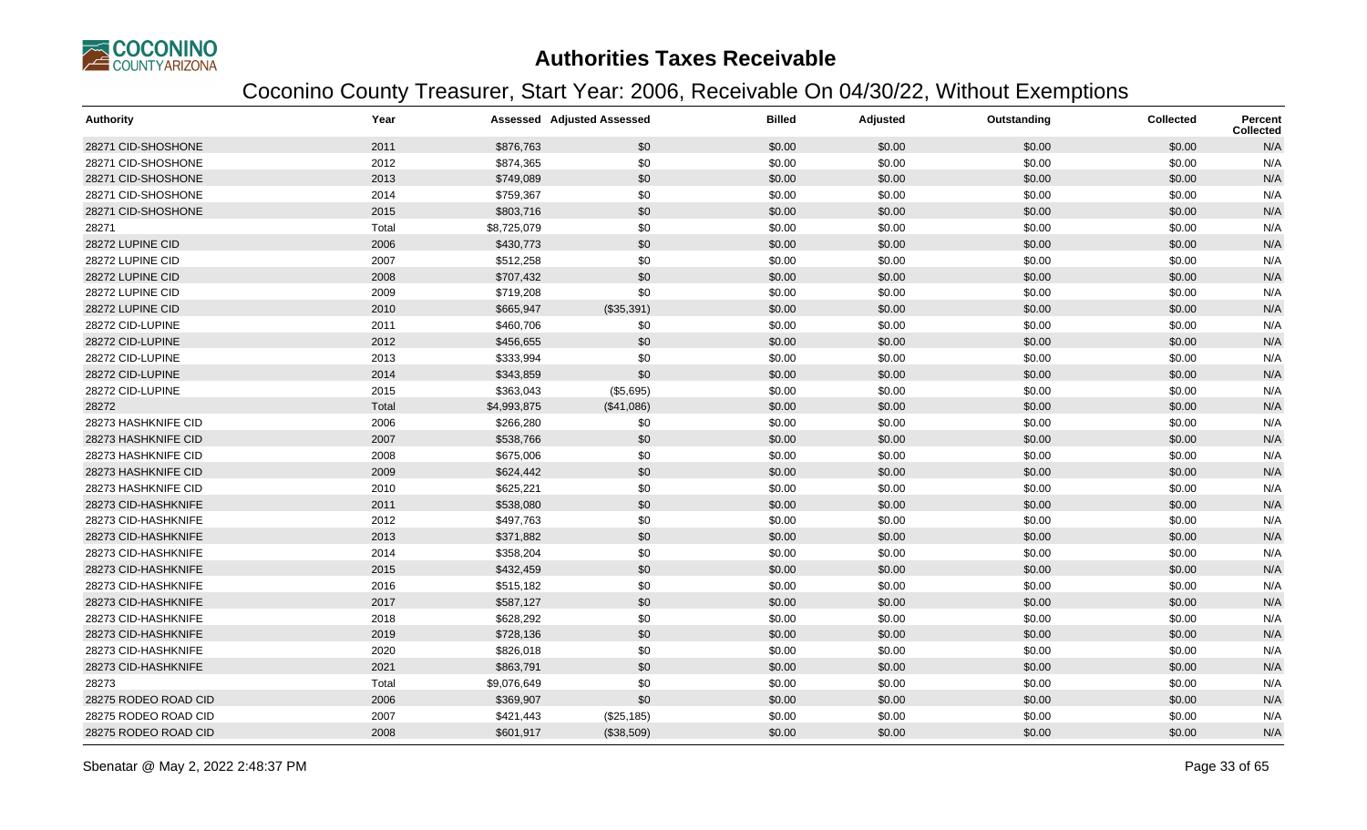# Authorities Taxes Receivable

## Coconino County Treasurer, Start Year: 2006, Receivable On 04/30/22, Without Exemptions

| Authority | Year | Assessed | Adjusted Assessed | Billed | Adjusted | Outstanding | Collected | Percent Collected |
|---|---|---|---|---|---|---|---|---|
| 28271 CID-SHOSHONE | 2011 | $876,763 | $0 | $0.00 | $0.00 | $0.00 | $0.00 | N/A |
| 28271 CID-SHOSHONE | 2012 | $874,365 | $0 | $0.00 | $0.00 | $0.00 | $0.00 | N/A |
| 28271 CID-SHOSHONE | 2013 | $749,089 | $0 | $0.00 | $0.00 | $0.00 | $0.00 | N/A |
| 28271 CID-SHOSHONE | 2014 | $759,367 | $0 | $0.00 | $0.00 | $0.00 | $0.00 | N/A |
| 28271 CID-SHOSHONE | 2015 | $803,716 | $0 | $0.00 | $0.00 | $0.00 | $0.00 | N/A |
| 28271 | Total | $8,725,079 | $0 | $0.00 | $0.00 | $0.00 | $0.00 | N/A |
| 28272 LUPINE CID | 2006 | $430,773 | $0 | $0.00 | $0.00 | $0.00 | $0.00 | N/A |
| 28272 LUPINE CID | 2007 | $512,258 | $0 | $0.00 | $0.00 | $0.00 | $0.00 | N/A |
| 28272 LUPINE CID | 2008 | $707,432 | $0 | $0.00 | $0.00 | $0.00 | $0.00 | N/A |
| 28272 LUPINE CID | 2009 | $719,208 | $0 | $0.00 | $0.00 | $0.00 | $0.00 | N/A |
| 28272 LUPINE CID | 2010 | $665,947 | ($35,391) | $0.00 | $0.00 | $0.00 | $0.00 | N/A |
| 28272 CID-LUPINE | 2011 | $460,706 | $0 | $0.00 | $0.00 | $0.00 | $0.00 | N/A |
| 28272 CID-LUPINE | 2012 | $456,655 | $0 | $0.00 | $0.00 | $0.00 | $0.00 | N/A |
| 28272 CID-LUPINE | 2013 | $333,994 | $0 | $0.00 | $0.00 | $0.00 | $0.00 | N/A |
| 28272 CID-LUPINE | 2014 | $343,859 | $0 | $0.00 | $0.00 | $0.00 | $0.00 | N/A |
| 28272 CID-LUPINE | 2015 | $363,043 | ($5,695) | $0.00 | $0.00 | $0.00 | $0.00 | N/A |
| 28272 | Total | $4,993,875 | ($41,086) | $0.00 | $0.00 | $0.00 | $0.00 | N/A |
| 28273 HASHKNIFE CID | 2006 | $266,280 | $0 | $0.00 | $0.00 | $0.00 | $0.00 | N/A |
| 28273 HASHKNIFE CID | 2007 | $538,766 | $0 | $0.00 | $0.00 | $0.00 | $0.00 | N/A |
| 28273 HASHKNIFE CID | 2008 | $675,006 | $0 | $0.00 | $0.00 | $0.00 | $0.00 | N/A |
| 28273 HASHKNIFE CID | 2009 | $624,442 | $0 | $0.00 | $0.00 | $0.00 | $0.00 | N/A |
| 28273 HASHKNIFE CID | 2010 | $625,221 | $0 | $0.00 | $0.00 | $0.00 | $0.00 | N/A |
| 28273 CID-HASHKNIFE | 2011 | $538,080 | $0 | $0.00 | $0.00 | $0.00 | $0.00 | N/A |
| 28273 CID-HASHKNIFE | 2012 | $497,763 | $0 | $0.00 | $0.00 | $0.00 | $0.00 | N/A |
| 28273 CID-HASHKNIFE | 2013 | $371,882 | $0 | $0.00 | $0.00 | $0.00 | $0.00 | N/A |
| 28273 CID-HASHKNIFE | 2014 | $358,204 | $0 | $0.00 | $0.00 | $0.00 | $0.00 | N/A |
| 28273 CID-HASHKNIFE | 2015 | $432,459 | $0 | $0.00 | $0.00 | $0.00 | $0.00 | N/A |
| 28273 CID-HASHKNIFE | 2016 | $515,182 | $0 | $0.00 | $0.00 | $0.00 | $0.00 | N/A |
| 28273 CID-HASHKNIFE | 2017 | $587,127 | $0 | $0.00 | $0.00 | $0.00 | $0.00 | N/A |
| 28273 CID-HASHKNIFE | 2018 | $628,292 | $0 | $0.00 | $0.00 | $0.00 | $0.00 | N/A |
| 28273 CID-HASHKNIFE | 2019 | $728,136 | $0 | $0.00 | $0.00 | $0.00 | $0.00 | N/A |
| 28273 CID-HASHKNIFE | 2020 | $826,018 | $0 | $0.00 | $0.00 | $0.00 | $0.00 | N/A |
| 28273 CID-HASHKNIFE | 2021 | $863,791 | $0 | $0.00 | $0.00 | $0.00 | $0.00 | N/A |
| 28273 | Total | $9,076,649 | $0 | $0.00 | $0.00 | $0.00 | $0.00 | N/A |
| 28275 RODEO ROAD CID | 2006 | $369,907 | $0 | $0.00 | $0.00 | $0.00 | $0.00 | N/A |
| 28275 RODEO ROAD CID | 2007 | $421,443 | ($25,185) | $0.00 | $0.00 | $0.00 | $0.00 | N/A |
| 28275 RODEO ROAD CID | 2008 | $601,917 | ($38,509) | $0.00 | $0.00 | $0.00 | $0.00 | N/A |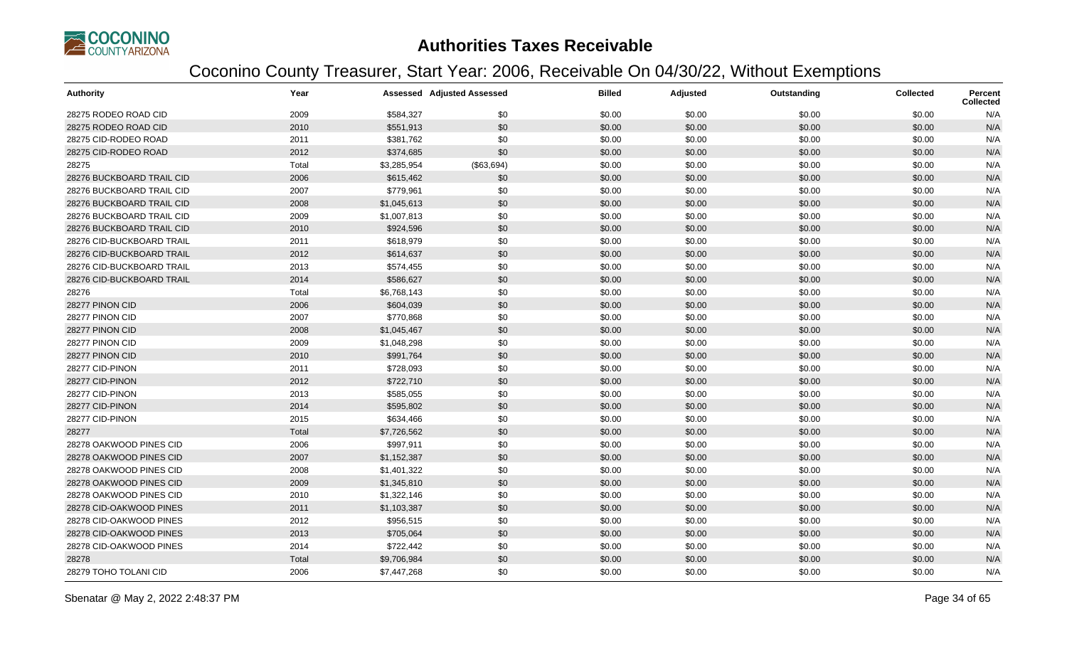# Authorities Taxes Receivable

## Coconino County Treasurer, Start Year: 2006, Receivable On 04/30/22, Without Exemptions

| Authority | Year | Assessed | Adjusted Assessed | Billed | Adjusted | Outstanding | Collected | Percent Collected |
|---|---|---|---|---|---|---|---|---|
| 28275 RODEO ROAD CID | 2009 | $584,327 | $0 | $0.00 | $0.00 | $0.00 | $0.00 | N/A |
| 28275 RODEO ROAD CID | 2010 | $551,913 | $0 | $0.00 | $0.00 | $0.00 | $0.00 | N/A |
| 28275 CID-RODEO ROAD | 2011 | $381,762 | $0 | $0.00 | $0.00 | $0.00 | $0.00 | N/A |
| 28275 CID-RODEO ROAD | 2012 | $374,685 | $0 | $0.00 | $0.00 | $0.00 | $0.00 | N/A |
| 28275 | Total | $3,285,954 | ($63,694) | $0.00 | $0.00 | $0.00 | $0.00 | N/A |
| 28276 BUCKBOARD TRAIL CID | 2006 | $615,462 | $0 | $0.00 | $0.00 | $0.00 | $0.00 | N/A |
| 28276 BUCKBOARD TRAIL CID | 2007 | $779,961 | $0 | $0.00 | $0.00 | $0.00 | $0.00 | N/A |
| 28276 BUCKBOARD TRAIL CID | 2008 | $1,045,613 | $0 | $0.00 | $0.00 | $0.00 | $0.00 | N/A |
| 28276 BUCKBOARD TRAIL CID | 2009 | $1,007,813 | $0 | $0.00 | $0.00 | $0.00 | $0.00 | N/A |
| 28276 BUCKBOARD TRAIL CID | 2010 | $924,596 | $0 | $0.00 | $0.00 | $0.00 | $0.00 | N/A |
| 28276 CID-BUCKBOARD TRAIL | 2011 | $618,979 | $0 | $0.00 | $0.00 | $0.00 | $0.00 | N/A |
| 28276 CID-BUCKBOARD TRAIL | 2012 | $614,637 | $0 | $0.00 | $0.00 | $0.00 | $0.00 | N/A |
| 28276 CID-BUCKBOARD TRAIL | 2013 | $574,455 | $0 | $0.00 | $0.00 | $0.00 | $0.00 | N/A |
| 28276 CID-BUCKBOARD TRAIL | 2014 | $586,627 | $0 | $0.00 | $0.00 | $0.00 | $0.00 | N/A |
| 28276 | Total | $6,768,143 | $0 | $0.00 | $0.00 | $0.00 | $0.00 | N/A |
| 28277 PINON CID | 2006 | $604,039 | $0 | $0.00 | $0.00 | $0.00 | $0.00 | N/A |
| 28277 PINON CID | 2007 | $770,868 | $0 | $0.00 | $0.00 | $0.00 | $0.00 | N/A |
| 28277 PINON CID | 2008 | $1,045,467 | $0 | $0.00 | $0.00 | $0.00 | $0.00 | N/A |
| 28277 PINON CID | 2009 | $1,048,298 | $0 | $0.00 | $0.00 | $0.00 | $0.00 | N/A |
| 28277 PINON CID | 2010 | $991,764 | $0 | $0.00 | $0.00 | $0.00 | $0.00 | N/A |
| 28277 CID-PINON | 2011 | $728,093 | $0 | $0.00 | $0.00 | $0.00 | $0.00 | N/A |
| 28277 CID-PINON | 2012 | $722,710 | $0 | $0.00 | $0.00 | $0.00 | $0.00 | N/A |
| 28277 CID-PINON | 2013 | $585,055 | $0 | $0.00 | $0.00 | $0.00 | $0.00 | N/A |
| 28277 CID-PINON | 2014 | $595,802 | $0 | $0.00 | $0.00 | $0.00 | $0.00 | N/A |
| 28277 CID-PINON | 2015 | $634,466 | $0 | $0.00 | $0.00 | $0.00 | $0.00 | N/A |
| 28277 | Total | $7,726,562 | $0 | $0.00 | $0.00 | $0.00 | $0.00 | N/A |
| 28278 OAKWOOD PINES CID | 2006 | $997,911 | $0 | $0.00 | $0.00 | $0.00 | $0.00 | N/A |
| 28278 OAKWOOD PINES CID | 2007 | $1,152,387 | $0 | $0.00 | $0.00 | $0.00 | $0.00 | N/A |
| 28278 OAKWOOD PINES CID | 2008 | $1,401,322 | $0 | $0.00 | $0.00 | $0.00 | $0.00 | N/A |
| 28278 OAKWOOD PINES CID | 2009 | $1,345,810 | $0 | $0.00 | $0.00 | $0.00 | $0.00 | N/A |
| 28278 OAKWOOD PINES CID | 2010 | $1,322,146 | $0 | $0.00 | $0.00 | $0.00 | $0.00 | N/A |
| 28278 CID-OAKWOOD PINES | 2011 | $1,103,387 | $0 | $0.00 | $0.00 | $0.00 | $0.00 | N/A |
| 28278 CID-OAKWOOD PINES | 2012 | $956,515 | $0 | $0.00 | $0.00 | $0.00 | $0.00 | N/A |
| 28278 CID-OAKWOOD PINES | 2013 | $705,064 | $0 | $0.00 | $0.00 | $0.00 | $0.00 | N/A |
| 28278 CID-OAKWOOD PINES | 2014 | $722,442 | $0 | $0.00 | $0.00 | $0.00 | $0.00 | N/A |
| 28278 | Total | $9,706,984 | $0 | $0.00 | $0.00 | $0.00 | $0.00 | N/A |
| 28279 TOHO TOLANI CID | 2006 | $7,447,268 | $0 | $0.00 | $0.00 | $0.00 | $0.00 | N/A |

Sbenatar @ May 2, 2022 2:48:37 PM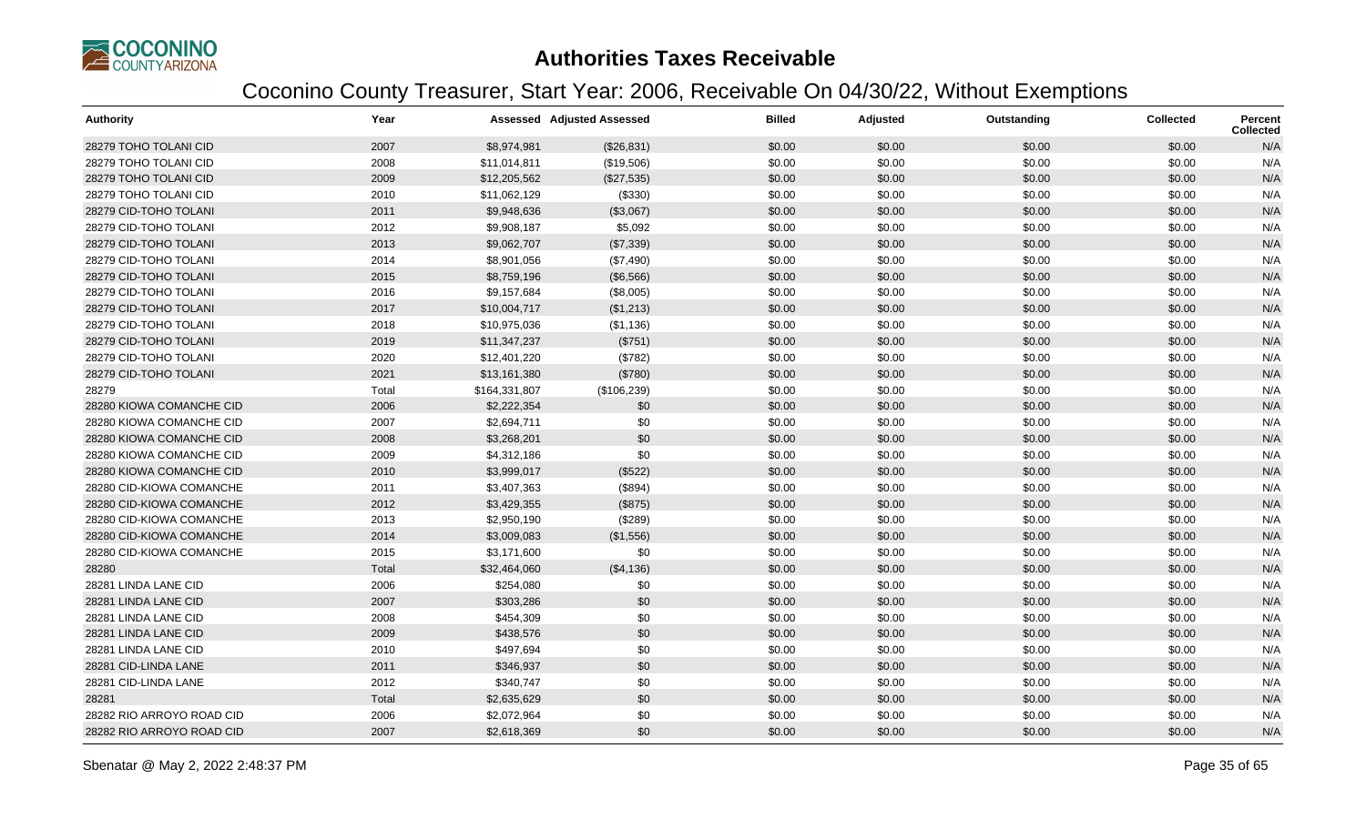# Authorities Taxes Receivable

## Coconino County Treasurer, Start Year: 2006, Receivable On 04/30/22, Without Exemptions

| Authority | Year | Assessed | Adjusted Assessed | Billed | Adjusted | Outstanding | Collected | Percent Collected |
|---|---|---|---|---|---|---|---|---|
| 28279 TOHO TOLANI CID | 2007 | $8,974,981 | ($26,831) | $0.00 | $0.00 | $0.00 | $0.00 | N/A |
| 28279 TOHO TOLANI CID | 2008 | $11,014,811 | ($19,506) | $0.00 | $0.00 | $0.00 | $0.00 | N/A |
| 28279 TOHO TOLANI CID | 2009 | $12,205,562 | ($27,535) | $0.00 | $0.00 | $0.00 | $0.00 | N/A |
| 28279 TOHO TOLANI CID | 2010 | $11,062,129 | ($330) | $0.00 | $0.00 | $0.00 | $0.00 | N/A |
| 28279 CID-TOHO TOLANI | 2011 | $9,948,636 | ($3,067) | $0.00 | $0.00 | $0.00 | $0.00 | N/A |
| 28279 CID-TOHO TOLANI | 2012 | $9,908,187 | $5,092 | $0.00 | $0.00 | $0.00 | $0.00 | N/A |
| 28279 CID-TOHO TOLANI | 2013 | $9,062,707 | ($7,339) | $0.00 | $0.00 | $0.00 | $0.00 | N/A |
| 28279 CID-TOHO TOLANI | 2014 | $8,901,056 | ($7,490) | $0.00 | $0.00 | $0.00 | $0.00 | N/A |
| 28279 CID-TOHO TOLANI | 2015 | $8,759,196 | ($6,566) | $0.00 | $0.00 | $0.00 | $0.00 | N/A |
| 28279 CID-TOHO TOLANI | 2016 | $9,157,684 | ($8,005) | $0.00 | $0.00 | $0.00 | $0.00 | N/A |
| 28279 CID-TOHO TOLANI | 2017 | $10,004,717 | ($1,213) | $0.00 | $0.00 | $0.00 | $0.00 | N/A |
| 28279 CID-TOHO TOLANI | 2018 | $10,975,036 | ($1,136) | $0.00 | $0.00 | $0.00 | $0.00 | N/A |
| 28279 CID-TOHO TOLANI | 2019 | $11,347,237 | ($751) | $0.00 | $0.00 | $0.00 | $0.00 | N/A |
| 28279 CID-TOHO TOLANI | 2020 | $12,401,220 | ($782) | $0.00 | $0.00 | $0.00 | $0.00 | N/A |
| 28279 CID-TOHO TOLANI | 2021 | $13,161,380 | ($780) | $0.00 | $0.00 | $0.00 | $0.00 | N/A |
| 28279 | Total | $164,331,807 | ($106,239) | $0.00 | $0.00 | $0.00 | $0.00 | N/A |
| 28280 KIOWA COMANCHE CID | 2006 | $2,222,354 | $0 | $0.00 | $0.00 | $0.00 | $0.00 | N/A |
| 28280 KIOWA COMANCHE CID | 2007 | $2,694,711 | $0 | $0.00 | $0.00 | $0.00 | $0.00 | N/A |
| 28280 KIOWA COMANCHE CID | 2008 | $3,268,201 | $0 | $0.00 | $0.00 | $0.00 | $0.00 | N/A |
| 28280 KIOWA COMANCHE CID | 2009 | $4,312,186 | $0 | $0.00 | $0.00 | $0.00 | $0.00 | N/A |
| 28280 KIOWA COMANCHE CID | 2010 | $3,999,017 | ($522) | $0.00 | $0.00 | $0.00 | $0.00 | N/A |
| 28280 CID-KIOWA COMANCHE | 2011 | $3,407,363 | ($894) | $0.00 | $0.00 | $0.00 | $0.00 | N/A |
| 28280 CID-KIOWA COMANCHE | 2012 | $3,429,355 | ($875) | $0.00 | $0.00 | $0.00 | $0.00 | N/A |
| 28280 CID-KIOWA COMANCHE | 2013 | $2,950,190 | ($289) | $0.00 | $0.00 | $0.00 | $0.00 | N/A |
| 28280 CID-KIOWA COMANCHE | 2014 | $3,009,083 | ($1,556) | $0.00 | $0.00 | $0.00 | $0.00 | N/A |
| 28280 CID-KIOWA COMANCHE | 2015 | $3,171,600 | $0 | $0.00 | $0.00 | $0.00 | $0.00 | N/A |
| 28280 | Total | $32,464,060 | ($4,136) | $0.00 | $0.00 | $0.00 | $0.00 | N/A |
| 28281 LINDA LANE CID | 2006 | $254,080 | $0 | $0.00 | $0.00 | $0.00 | $0.00 | N/A |
| 28281 LINDA LANE CID | 2007 | $303,286 | $0 | $0.00 | $0.00 | $0.00 | $0.00 | N/A |
| 28281 LINDA LANE CID | 2008 | $454,309 | $0 | $0.00 | $0.00 | $0.00 | $0.00 | N/A |
| 28281 LINDA LANE CID | 2009 | $438,576 | $0 | $0.00 | $0.00 | $0.00 | $0.00 | N/A |
| 28281 LINDA LANE CID | 2010 | $497,694 | $0 | $0.00 | $0.00 | $0.00 | $0.00 | N/A |
| 28281 CID-LINDA LANE | 2011 | $346,937 | $0 | $0.00 | $0.00 | $0.00 | $0.00 | N/A |
| 28281 CID-LINDA LANE | 2012 | $340,747 | $0 | $0.00 | $0.00 | $0.00 | $0.00 | N/A |
| 28281 | Total | $2,635,629 | $0 | $0.00 | $0.00 | $0.00 | $0.00 | N/A |
| 28282 RIO ARROYO ROAD CID | 2006 | $2,072,964 | $0 | $0.00 | $0.00 | $0.00 | $0.00 | N/A |
| 28282 RIO ARROYO ROAD CID | 2007 | $2,618,369 | $0 | $0.00 | $0.00 | $0.00 | $0.00 | N/A |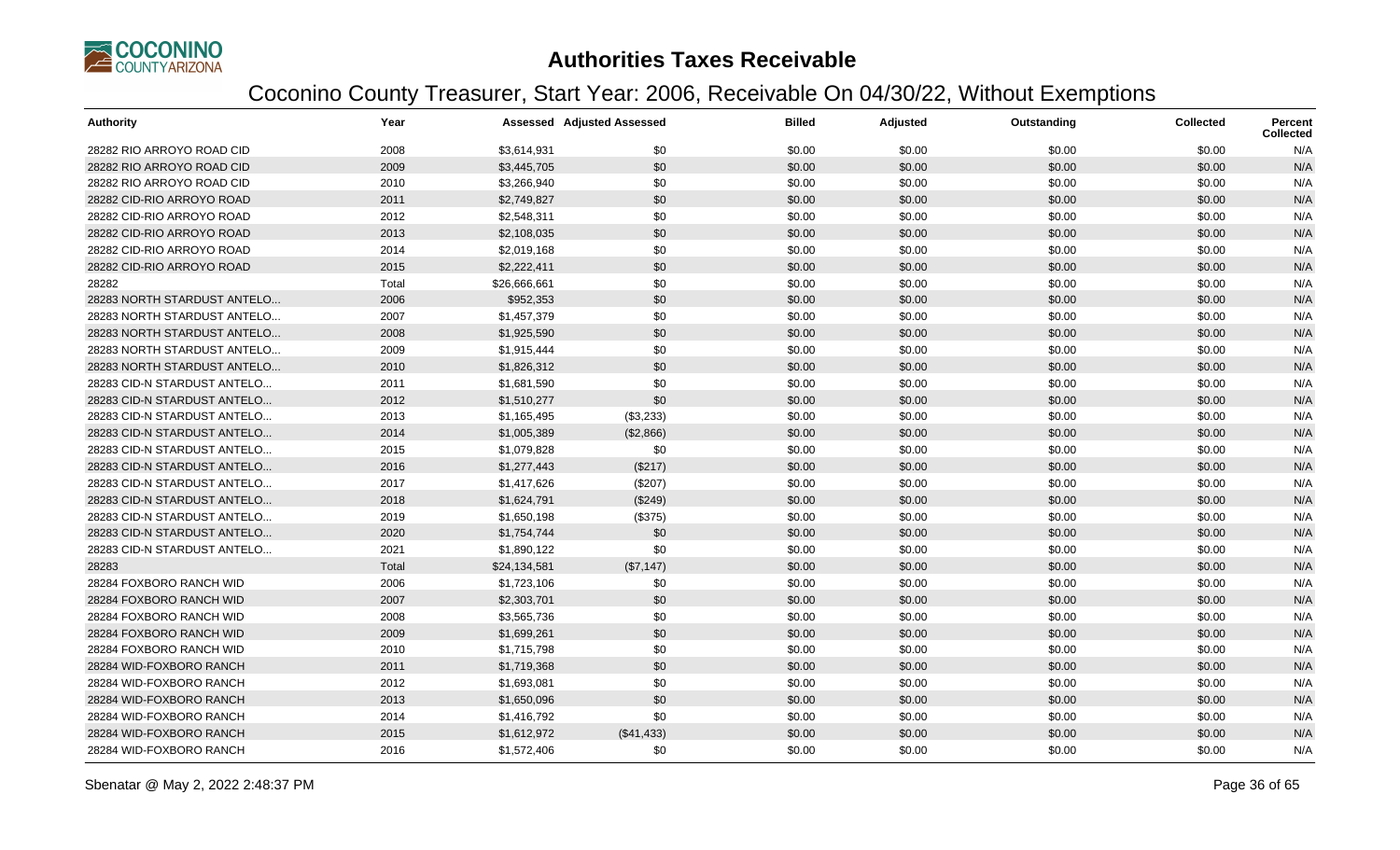# Authorities Taxes Receivable

## Coconino County Treasurer, Start Year: 2006, Receivable On 04/30/22, Without Exemptions

| Authority | Year | Assessed | Adjusted Assessed | Billed | Adjusted | Outstanding | Collected | Percent Collected |
|---|---|---|---|---|---|---|---|---|
| 28282 RIO ARROYO ROAD CID | 2008 | $3,614,931 | $0 | $0.00 | $0.00 | $0.00 | $0.00 | N/A |
| 28282 RIO ARROYO ROAD CID | 2009 | $3,445,705 | $0 | $0.00 | $0.00 | $0.00 | $0.00 | N/A |
| 28282 RIO ARROYO ROAD CID | 2010 | $3,266,940 | $0 | $0.00 | $0.00 | $0.00 | $0.00 | N/A |
| 28282 CID-RIO ARROYO ROAD | 2011 | $2,749,827 | $0 | $0.00 | $0.00 | $0.00 | $0.00 | N/A |
| 28282 CID-RIO ARROYO ROAD | 2012 | $2,548,311 | $0 | $0.00 | $0.00 | $0.00 | $0.00 | N/A |
| 28282 CID-RIO ARROYO ROAD | 2013 | $2,108,035 | $0 | $0.00 | $0.00 | $0.00 | $0.00 | N/A |
| 28282 CID-RIO ARROYO ROAD | 2014 | $2,019,168 | $0 | $0.00 | $0.00 | $0.00 | $0.00 | N/A |
| 28282 CID-RIO ARROYO ROAD | 2015 | $2,222,411 | $0 | $0.00 | $0.00 | $0.00 | $0.00 | N/A |
| 28282 | Total | $26,666,661 | $0 | $0.00 | $0.00 | $0.00 | $0.00 | N/A |
| 28283 NORTH STARDUST ANTELO... | 2006 | $952,353 | $0 | $0.00 | $0.00 | $0.00 | $0.00 | N/A |
| 28283 NORTH STARDUST ANTELO... | 2007 | $1,457,379 | $0 | $0.00 | $0.00 | $0.00 | $0.00 | N/A |
| 28283 NORTH STARDUST ANTELO... | 2008 | $1,925,590 | $0 | $0.00 | $0.00 | $0.00 | $0.00 | N/A |
| 28283 NORTH STARDUST ANTELO... | 2009 | $1,915,444 | $0 | $0.00 | $0.00 | $0.00 | $0.00 | N/A |
| 28283 NORTH STARDUST ANTELO... | 2010 | $1,826,312 | $0 | $0.00 | $0.00 | $0.00 | $0.00 | N/A |
| 28283 CID-N STARDUST ANTELO... | 2011 | $1,681,590 | $0 | $0.00 | $0.00 | $0.00 | $0.00 | N/A |
| 28283 CID-N STARDUST ANTELO... | 2012 | $1,510,277 | $0 | $0.00 | $0.00 | $0.00 | $0.00 | N/A |
| 28283 CID-N STARDUST ANTELO... | 2013 | $1,165,495 | ($3,233) | $0.00 | $0.00 | $0.00 | $0.00 | N/A |
| 28283 CID-N STARDUST ANTELO... | 2014 | $1,005,389 | ($2,866) | $0.00 | $0.00 | $0.00 | $0.00 | N/A |
| 28283 CID-N STARDUST ANTELO... | 2015 | $1,079,828 | $0 | $0.00 | $0.00 | $0.00 | $0.00 | N/A |
| 28283 CID-N STARDUST ANTELO... | 2016 | $1,277,443 | ($217) | $0.00 | $0.00 | $0.00 | $0.00 | N/A |
| 28283 CID-N STARDUST ANTELO... | 2017 | $1,417,626 | ($207) | $0.00 | $0.00 | $0.00 | $0.00 | N/A |
| 28283 CID-N STARDUST ANTELO... | 2018 | $1,624,791 | ($249) | $0.00 | $0.00 | $0.00 | $0.00 | N/A |
| 28283 CID-N STARDUST ANTELO... | 2019 | $1,650,198 | ($375) | $0.00 | $0.00 | $0.00 | $0.00 | N/A |
| 28283 CID-N STARDUST ANTELO... | 2020 | $1,754,744 | $0 | $0.00 | $0.00 | $0.00 | $0.00 | N/A |
| 28283 CID-N STARDUST ANTELO... | 2021 | $1,890,122 | $0 | $0.00 | $0.00 | $0.00 | $0.00 | N/A |
| 28283 | Total | $24,134,581 | ($7,147) | $0.00 | $0.00 | $0.00 | $0.00 | N/A |
| 28284 FOXBORO RANCH WID | 2006 | $1,723,106 | $0 | $0.00 | $0.00 | $0.00 | $0.00 | N/A |
| 28284 FOXBORO RANCH WID | 2007 | $2,303,701 | $0 | $0.00 | $0.00 | $0.00 | $0.00 | N/A |
| 28284 FOXBORO RANCH WID | 2008 | $3,565,736 | $0 | $0.00 | $0.00 | $0.00 | $0.00 | N/A |
| 28284 FOXBORO RANCH WID | 2009 | $1,699,261 | $0 | $0.00 | $0.00 | $0.00 | $0.00 | N/A |
| 28284 FOXBORO RANCH WID | 2010 | $1,715,798 | $0 | $0.00 | $0.00 | $0.00 | $0.00 | N/A |
| 28284 WID-FOXBORO RANCH | 2011 | $1,719,368 | $0 | $0.00 | $0.00 | $0.00 | $0.00 | N/A |
| 28284 WID-FOXBORO RANCH | 2012 | $1,693,081 | $0 | $0.00 | $0.00 | $0.00 | $0.00 | N/A |
| 28284 WID-FOXBORO RANCH | 2013 | $1,650,096 | $0 | $0.00 | $0.00 | $0.00 | $0.00 | N/A |
| 28284 WID-FOXBORO RANCH | 2014 | $1,416,792 | $0 | $0.00 | $0.00 | $0.00 | $0.00 | N/A |
| 28284 WID-FOXBORO RANCH | 2015 | $1,612,972 | ($41,433) | $0.00 | $0.00 | $0.00 | $0.00 | N/A |
| 28284 WID-FOXBORO RANCH | 2016 | $1,572,406 | $0 | $0.00 | $0.00 | $0.00 | $0.00 | N/A |

Sbenatar @ May 2, 2022 2:48:37 PM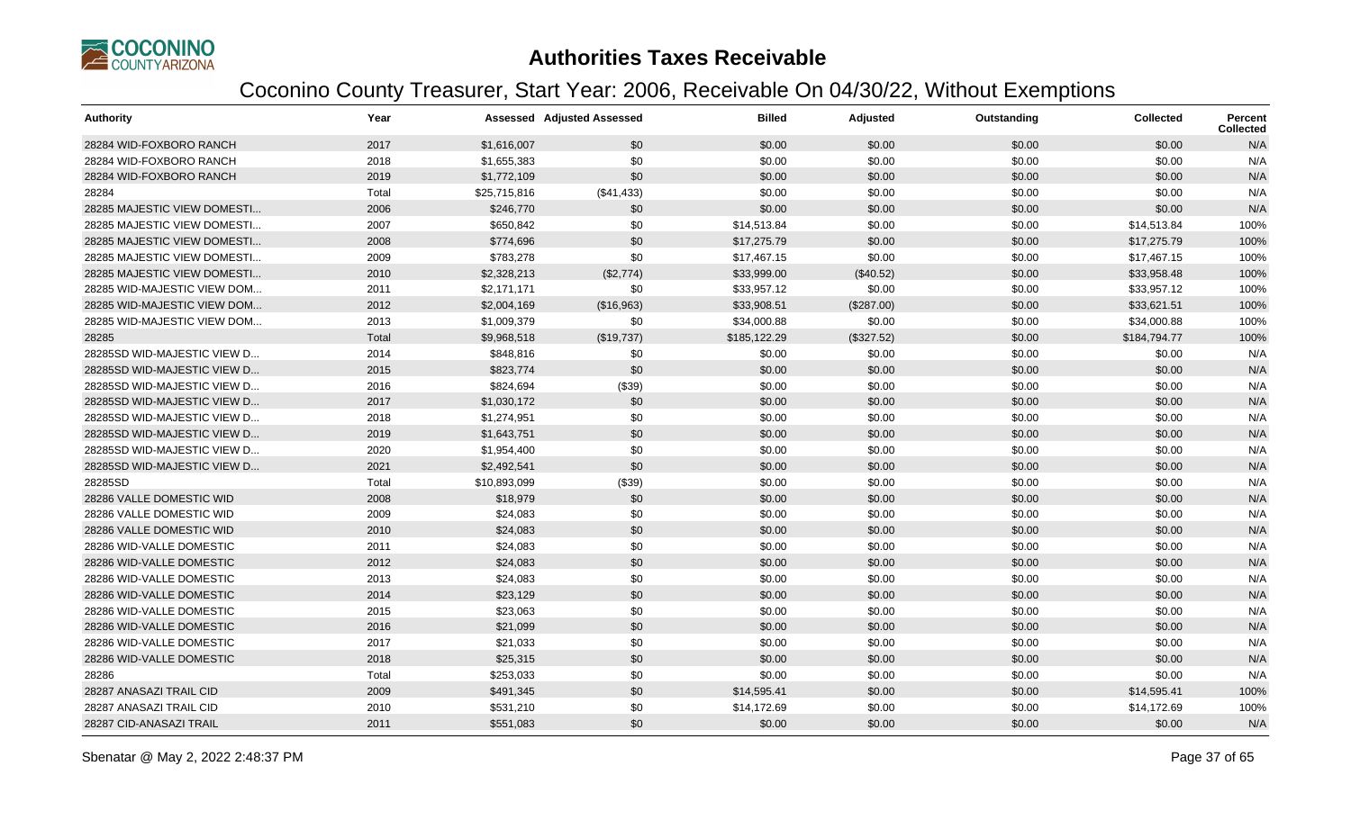# Authorities Taxes Receivable

## Coconino County Treasurer, Start Year: 2006, Receivable On 04/30/22, Without Exemptions

| Authority | Year | Assessed | Adjusted Assessed | Billed | Adjusted | Outstanding | Collected | Percent Collected |
|---|---|---|---|---|---|---|---|---|
| 28284 WID-FOXBORO RANCH | 2017 | $1,616,007 | $0 | $0.00 | $0.00 | $0.00 | $0.00 | N/A |
| 28284 WID-FOXBORO RANCH | 2018 | $1,655,383 | $0 | $0.00 | $0.00 | $0.00 | $0.00 | N/A |
| 28284 WID-FOXBORO RANCH | 2019 | $1,772,109 | $0 | $0.00 | $0.00 | $0.00 | $0.00 | N/A |
| 28284 | Total | $25,715,816 | ($41,433) | $0.00 | $0.00 | $0.00 | $0.00 | N/A |
| 28285 MAJESTIC VIEW DOMESTI... | 2006 | $246,770 | $0 | $0.00 | $0.00 | $0.00 | $0.00 | N/A |
| 28285 MAJESTIC VIEW DOMESTI... | 2007 | $650,842 | $0 | $14,513.84 | $0.00 | $0.00 | $14,513.84 | 100% |
| 28285 MAJESTIC VIEW DOMESTI... | 2008 | $774,696 | $0 | $17,275.79 | $0.00 | $0.00 | $17,275.79 | 100% |
| 28285 MAJESTIC VIEW DOMESTI... | 2009 | $783,278 | $0 | $17,467.15 | $0.00 | $0.00 | $17,467.15 | 100% |
| 28285 MAJESTIC VIEW DOMESTI... | 2010 | $2,328,213 | ($2,774) | $33,999.00 | ($40.52) | $0.00 | $33,958.48 | 100% |
| 28285 WID-MAJESTIC VIEW DOM... | 2011 | $2,171,171 | $0 | $33,957.12 | $0.00 | $0.00 | $33,957.12 | 100% |
| 28285 WID-MAJESTIC VIEW DOM... | 2012 | $2,004,169 | ($16,963) | $33,908.51 | ($287.00) | $0.00 | $33,621.51 | 100% |
| 28285 WID-MAJESTIC VIEW DOM... | 2013 | $1,009,379 | $0 | $34,000.88 | $0.00 | $0.00 | $34,000.88 | 100% |
| 28285 | Total | $9,968,518 | ($19,737) | $185,122.29 | ($327.52) | $0.00 | $184,794.77 | 100% |
| 28285SD WID-MAJESTIC VIEW D... | 2014 | $848,816 | $0 | $0.00 | $0.00 | $0.00 | $0.00 | N/A |
| 28285SD WID-MAJESTIC VIEW D... | 2015 | $823,774 | $0 | $0.00 | $0.00 | $0.00 | $0.00 | N/A |
| 28285SD WID-MAJESTIC VIEW D... | 2016 | $824,694 | ($39) | $0.00 | $0.00 | $0.00 | $0.00 | N/A |
| 28285SD WID-MAJESTIC VIEW D... | 2017 | $1,030,172 | $0 | $0.00 | $0.00 | $0.00 | $0.00 | N/A |
| 28285SD WID-MAJESTIC VIEW D... | 2018 | $1,274,951 | $0 | $0.00 | $0.00 | $0.00 | $0.00 | N/A |
| 28285SD WID-MAJESTIC VIEW D... | 2019 | $1,643,751 | $0 | $0.00 | $0.00 | $0.00 | $0.00 | N/A |
| 28285SD WID-MAJESTIC VIEW D... | 2020 | $1,954,400 | $0 | $0.00 | $0.00 | $0.00 | $0.00 | N/A |
| 28285SD WID-MAJESTIC VIEW D... | 2021 | $2,492,541 | $0 | $0.00 | $0.00 | $0.00 | $0.00 | N/A |
| 28285SD | Total | $10,893,099 | ($39) | $0.00 | $0.00 | $0.00 | $0.00 | N/A |
| 28286 VALLE DOMESTIC WID | 2008 | $18,979 | $0 | $0.00 | $0.00 | $0.00 | $0.00 | N/A |
| 28286 VALLE DOMESTIC WID | 2009 | $24,083 | $0 | $0.00 | $0.00 | $0.00 | $0.00 | N/A |
| 28286 VALLE DOMESTIC WID | 2010 | $24,083 | $0 | $0.00 | $0.00 | $0.00 | $0.00 | N/A |
| 28286 WID-VALLE DOMESTIC | 2011 | $24,083 | $0 | $0.00 | $0.00 | $0.00 | $0.00 | N/A |
| 28286 WID-VALLE DOMESTIC | 2012 | $24,083 | $0 | $0.00 | $0.00 | $0.00 | $0.00 | N/A |
| 28286 WID-VALLE DOMESTIC | 2013 | $24,083 | $0 | $0.00 | $0.00 | $0.00 | $0.00 | N/A |
| 28286 WID-VALLE DOMESTIC | 2014 | $23,129 | $0 | $0.00 | $0.00 | $0.00 | $0.00 | N/A |
| 28286 WID-VALLE DOMESTIC | 2015 | $23,063 | $0 | $0.00 | $0.00 | $0.00 | $0.00 | N/A |
| 28286 WID-VALLE DOMESTIC | 2016 | $21,099 | $0 | $0.00 | $0.00 | $0.00 | $0.00 | N/A |
| 28286 WID-VALLE DOMESTIC | 2017 | $21,033 | $0 | $0.00 | $0.00 | $0.00 | $0.00 | N/A |
| 28286 WID-VALLE DOMESTIC | 2018 | $25,315 | $0 | $0.00 | $0.00 | $0.00 | $0.00 | N/A |
| 28286 | Total | $253,033 | $0 | $0.00 | $0.00 | $0.00 | $0.00 | N/A |
| 28287 ANASAZI TRAIL CID | 2009 | $491,345 | $0 | $14,595.41 | $0.00 | $0.00 | $14,595.41 | 100% |
| 28287 ANASAZI TRAIL CID | 2010 | $531,210 | $0 | $14,172.69 | $0.00 | $0.00 | $14,172.69 | 100% |
| 28287 CID-ANASAZI TRAIL | 2011 | $551,083 | $0 | $0.00 | $0.00 | $0.00 | $0.00 | N/A |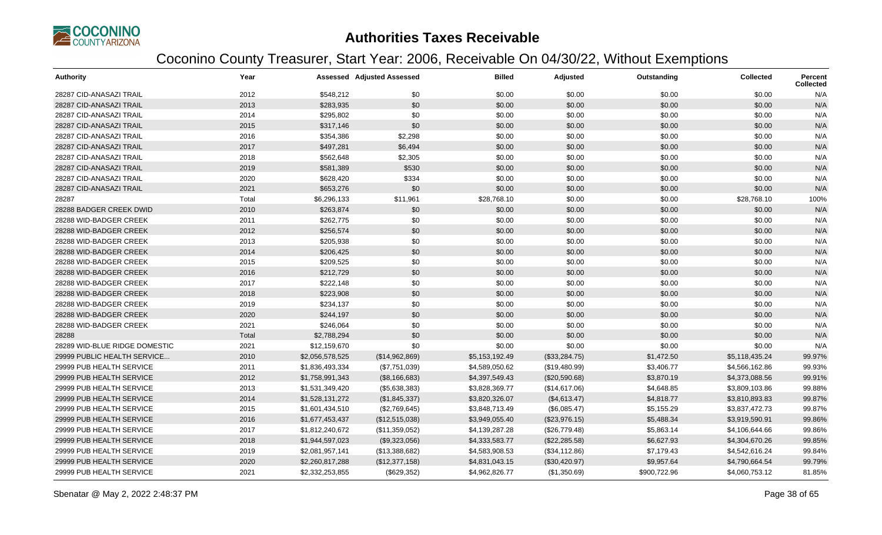# Authorities Taxes Receivable

## Coconino County Treasurer, Start Year: 2006, Receivable On 04/30/22, Without Exemptions

| Authority | Year | Assessed | Adjusted Assessed | Billed | Adjusted | Outstanding | Collected | Percent Collected |
|---|---|---|---|---|---|---|---|---|
| 28287 CID-ANASAZI TRAIL | 2012 | $548,212 | $0 | $0.00 | $0.00 | $0.00 | $0.00 | N/A |
| 28287 CID-ANASAZI TRAIL | 2013 | $283,935 | $0 | $0.00 | $0.00 | $0.00 | $0.00 | N/A |
| 28287 CID-ANASAZI TRAIL | 2014 | $295,802 | $0 | $0.00 | $0.00 | $0.00 | $0.00 | N/A |
| 28287 CID-ANASAZI TRAIL | 2015 | $317,146 | $0 | $0.00 | $0.00 | $0.00 | $0.00 | N/A |
| 28287 CID-ANASAZI TRAIL | 2016 | $354,386 | $2,298 | $0.00 | $0.00 | $0.00 | $0.00 | N/A |
| 28287 CID-ANASAZI TRAIL | 2017 | $497,281 | $6,494 | $0.00 | $0.00 | $0.00 | $0.00 | N/A |
| 28287 CID-ANASAZI TRAIL | 2018 | $562,648 | $2,305 | $0.00 | $0.00 | $0.00 | $0.00 | N/A |
| 28287 CID-ANASAZI TRAIL | 2019 | $581,389 | $530 | $0.00 | $0.00 | $0.00 | $0.00 | N/A |
| 28287 CID-ANASAZI TRAIL | 2020 | $628,420 | $334 | $0.00 | $0.00 | $0.00 | $0.00 | N/A |
| 28287 CID-ANASAZI TRAIL | 2021 | $653,276 | $0 | $0.00 | $0.00 | $0.00 | $0.00 | N/A |
| 28287 | Total | $6,296,133 | $11,961 | $28,768.10 | $0.00 | $0.00 | $28,768.10 | 100% |
| 28288 BADGER CREEK DWID | 2010 | $263,874 | $0 | $0.00 | $0.00 | $0.00 | $0.00 | N/A |
| 28288 WID-BADGER CREEK | 2011 | $262,775 | $0 | $0.00 | $0.00 | $0.00 | $0.00 | N/A |
| 28288 WID-BADGER CREEK | 2012 | $256,574 | $0 | $0.00 | $0.00 | $0.00 | $0.00 | N/A |
| 28288 WID-BADGER CREEK | 2013 | $205,938 | $0 | $0.00 | $0.00 | $0.00 | $0.00 | N/A |
| 28288 WID-BADGER CREEK | 2014 | $206,425 | $0 | $0.00 | $0.00 | $0.00 | $0.00 | N/A |
| 28288 WID-BADGER CREEK | 2015 | $209,525 | $0 | $0.00 | $0.00 | $0.00 | $0.00 | N/A |
| 28288 WID-BADGER CREEK | 2016 | $212,729 | $0 | $0.00 | $0.00 | $0.00 | $0.00 | N/A |
| 28288 WID-BADGER CREEK | 2017 | $222,148 | $0 | $0.00 | $0.00 | $0.00 | $0.00 | N/A |
| 28288 WID-BADGER CREEK | 2018 | $223,908 | $0 | $0.00 | $0.00 | $0.00 | $0.00 | N/A |
| 28288 WID-BADGER CREEK | 2019 | $234,137 | $0 | $0.00 | $0.00 | $0.00 | $0.00 | N/A |
| 28288 WID-BADGER CREEK | 2020 | $244,197 | $0 | $0.00 | $0.00 | $0.00 | $0.00 | N/A |
| 28288 WID-BADGER CREEK | 2021 | $246,064 | $0 | $0.00 | $0.00 | $0.00 | $0.00 | N/A |
| 28288 | Total | $2,788,294 | $0 | $0.00 | $0.00 | $0.00 | $0.00 | N/A |
| 28289 WID-BLUE RIDGE DOMESTIC | 2021 | $12,159,670 | $0 | $0.00 | $0.00 | $0.00 | $0.00 | N/A |
| 29999 PUBLIC HEALTH SERVICE... | 2010 | $2,056,578,525 | ($14,962,869) | $5,153,192.49 | ($33,284.75) | $1,472.50 | $5,118,435.24 | 99.97% |
| 29999 PUB HEALTH SERVICE | 2011 | $1,836,493,334 | ($7,751,039) | $4,589,050.62 | ($19,480.99) | $3,406.77 | $4,566,162.86 | 99.93% |
| 29999 PUB HEALTH SERVICE | 2012 | $1,758,991,343 | ($8,166,683) | $4,397,549.43 | ($20,590.68) | $3,870.19 | $4,373,088.56 | 99.91% |
| 29999 PUB HEALTH SERVICE | 2013 | $1,531,349,420 | ($5,638,383) | $3,828,369.77 | ($14,617.06) | $4,648.85 | $3,809,103.86 | 99.88% |
| 29999 PUB HEALTH SERVICE | 2014 | $1,528,131,272 | ($1,845,337) | $3,820,326.07 | ($4,613.47) | $4,818.77 | $3,810,893.83 | 99.87% |
| 29999 PUB HEALTH SERVICE | 2015 | $1,601,434,510 | ($2,769,645) | $3,848,713.49 | ($6,085.47) | $5,155.29 | $3,837,472.73 | 99.87% |
| 29999 PUB HEALTH SERVICE | 2016 | $1,677,453,437 | ($12,515,038) | $3,949,055.40 | ($23,976.15) | $5,488.34 | $3,919,590.91 | 99.86% |
| 29999 PUB HEALTH SERVICE | 2017 | $1,812,240,672 | ($11,359,052) | $4,139,287.28 | ($26,779.48) | $5,863.14 | $4,106,644.66 | 99.86% |
| 29999 PUB HEALTH SERVICE | 2018 | $1,944,597,023 | ($9,323,056) | $4,333,583.77 | ($22,285.58) | $6,627.93 | $4,304,670.26 | 99.85% |
| 29999 PUB HEALTH SERVICE | 2019 | $2,081,957,141 | ($13,388,682) | $4,583,908.53 | ($34,112.86) | $7,179.43 | $4,542,616.24 | 99.84% |
| 29999 PUB HEALTH SERVICE | 2020 | $2,260,817,288 | ($12,377,158) | $4,831,043.15 | ($30,420.97) | $9,957.64 | $4,790,664.54 | 99.79% |
| 29999 PUB HEALTH SERVICE | 2021 | $2,332,253,855 | ($629,352) | $4,962,826.77 | ($1,350.69) | $900,722.96 | $4,060,753.12 | 81.85% |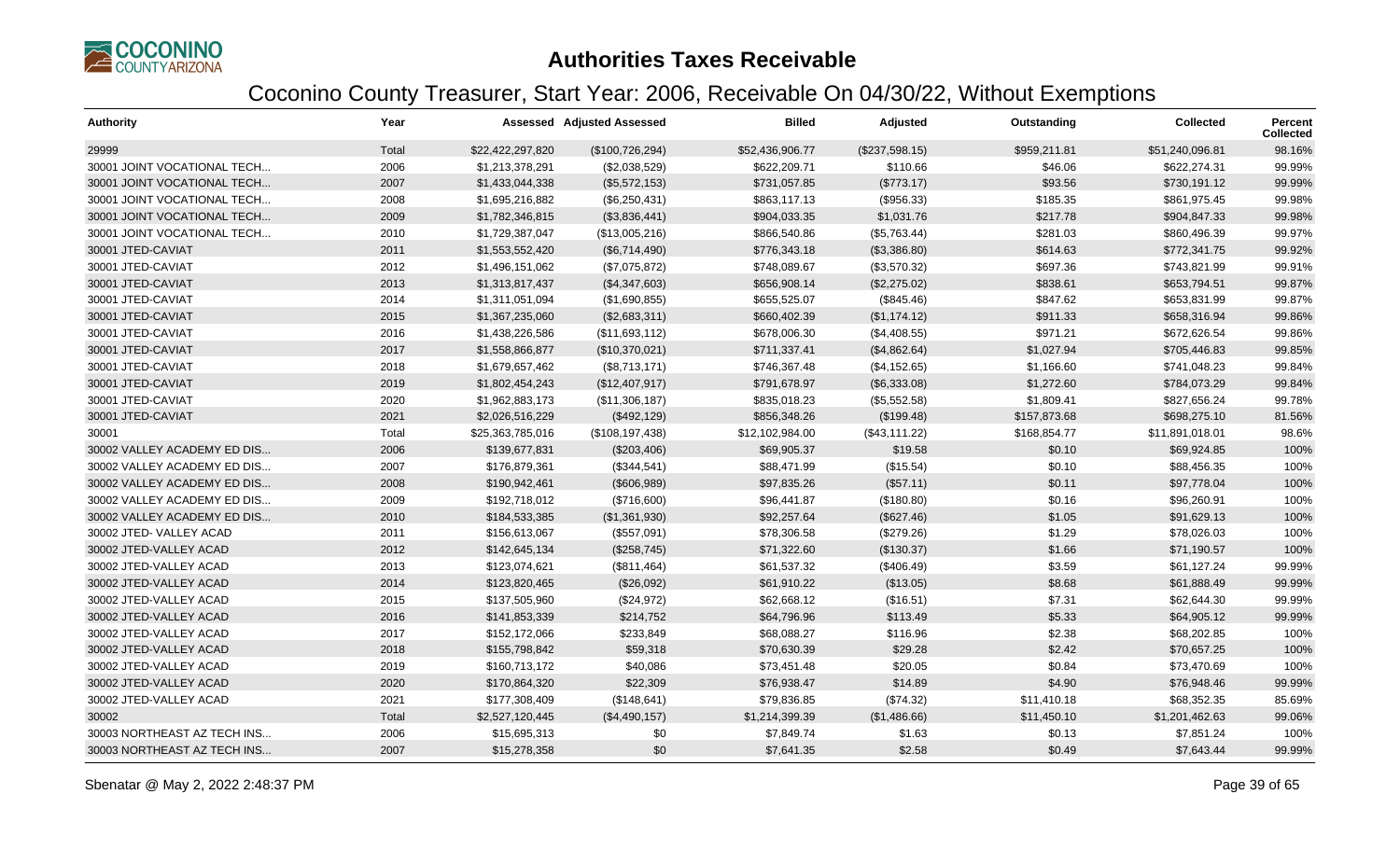# Authorities Taxes Receivable

## Coconino County Treasurer, Start Year: 2006, Receivable On 04/30/22, Without Exemptions

| Authority | Year | Assessed | Adjusted Assessed | Billed | Adjusted | Outstanding | Collected | Percent Collected |
|---|---|---|---|---|---|---|---|---|
| 29999 | Total | $22,422,297,820 | ($100,726,294) | $52,436,906.77 | ($237,598.15) | $959,211.81 | $51,240,096.81 | 98.16% |
| 30001 JOINT VOCATIONAL TECH... | 2006 | $1,213,378,291 | ($2,038,529) | $622,209.71 | $110.66 | $46.06 | $622,274.31 | 99.99% |
| 30001 JOINT VOCATIONAL TECH... | 2007 | $1,433,044,338 | ($5,572,153) | $731,057.85 | ($773.17) | $93.56 | $730,191.12 | 99.99% |
| 30001 JOINT VOCATIONAL TECH... | 2008 | $1,695,216,882 | ($6,250,431) | $863,117.13 | ($956.33) | $185.35 | $861,975.45 | 99.98% |
| 30001 JOINT VOCATIONAL TECH... | 2009 | $1,782,346,815 | ($3,836,441) | $904,033.35 | $1,031.76 | $217.78 | $904,847.33 | 99.98% |
| 30001 JOINT VOCATIONAL TECH... | 2010 | $1,729,387,047 | ($13,005,216) | $866,540.86 | ($5,763.44) | $281.03 | $860,496.39 | 99.97% |
| 30001 JTED-CAVIAT | 2011 | $1,553,552,420 | ($6,714,490) | $776,343.18 | ($3,386.80) | $614.63 | $772,341.75 | 99.92% |
| 30001 JTED-CAVIAT | 2012 | $1,496,151,062 | ($7,075,872) | $748,089.67 | ($3,570.32) | $697.36 | $743,821.99 | 99.91% |
| 30001 JTED-CAVIAT | 2013 | $1,313,817,437 | ($4,347,603) | $656,908.14 | ($2,275.02) | $838.61 | $653,794.51 | 99.87% |
| 30001 JTED-CAVIAT | 2014 | $1,311,051,094 | ($1,690,855) | $655,525.07 | ($845.46) | $847.62 | $653,831.99 | 99.87% |
| 30001 JTED-CAVIAT | 2015 | $1,367,235,060 | ($2,683,311) | $660,402.39 | ($1,174.12) | $911.33 | $658,316.94 | 99.86% |
| 30001 JTED-CAVIAT | 2016 | $1,438,226,586 | ($11,693,112) | $678,006.30 | ($4,408.55) | $971.21 | $672,626.54 | 99.86% |
| 30001 JTED-CAVIAT | 2017 | $1,558,866,877 | ($10,370,021) | $711,337.41 | ($4,862.64) | $1,027.94 | $705,446.83 | 99.85% |
| 30001 JTED-CAVIAT | 2018 | $1,679,657,462 | ($8,713,171) | $746,367.48 | ($4,152.65) | $1,166.60 | $741,048.23 | 99.84% |
| 30001 JTED-CAVIAT | 2019 | $1,802,454,243 | ($12,407,917) | $791,678.97 | ($6,333.08) | $1,272.60 | $784,073.29 | 99.84% |
| 30001 JTED-CAVIAT | 2020 | $1,962,883,173 | ($11,306,187) | $835,018.23 | ($5,552.58) | $1,809.41 | $827,656.24 | 99.78% |
| 30001 JTED-CAVIAT | 2021 | $2,026,516,229 | ($492,129) | $856,348.26 | ($199.48) | $157,873.68 | $698,275.10 | 81.56% |
| 30001 | Total | $25,363,785,016 | ($108,197,438) | $12,102,984.00 | ($43,111.22) | $168,854.77 | $11,891,018.01 | 98.6% |
| 30002 VALLEY ACADEMY ED DIS... | 2006 | $139,677,831 | ($203,406) | $69,905.37 | $19.58 | $0.10 | $69,924.85 | 100% |
| 30002 VALLEY ACADEMY ED DIS... | 2007 | $176,879,361 | ($344,541) | $88,471.99 | ($15.54) | $0.10 | $88,456.35 | 100% |
| 30002 VALLEY ACADEMY ED DIS... | 2008 | $190,942,461 | ($606,989) | $97,835.26 | ($57.11) | $0.11 | $97,778.04 | 100% |
| 30002 VALLEY ACADEMY ED DIS... | 2009 | $192,718,012 | ($716,600) | $96,441.87 | ($180.80) | $0.16 | $96,260.91 | 100% |
| 30002 VALLEY ACADEMY ED DIS... | 2010 | $184,533,385 | ($1,361,930) | $92,257.64 | ($627.46) | $1.05 | $91,629.13 | 100% |
| 30002 JTED- VALLEY ACAD | 2011 | $156,613,067 | ($557,091) | $78,306.58 | ($279.26) | $1.29 | $78,026.03 | 100% |
| 30002 JTED-VALLEY ACAD | 2012 | $142,645,134 | ($258,745) | $71,322.60 | ($130.37) | $1.66 | $71,190.57 | 100% |
| 30002 JTED-VALLEY ACAD | 2013 | $123,074,621 | ($811,464) | $61,537.32 | ($406.49) | $3.59 | $61,127.24 | 99.99% |
| 30002 JTED-VALLEY ACAD | 2014 | $123,820,465 | ($26,092) | $61,910.22 | ($13.05) | $8.68 | $61,888.49 | 99.99% |
| 30002 JTED-VALLEY ACAD | 2015 | $137,505,960 | ($24,972) | $62,668.12 | ($16.51) | $7.31 | $62,644.30 | 99.99% |
| 30002 JTED-VALLEY ACAD | 2016 | $141,853,339 | $214,752 | $64,796.96 | $113.49 | $5.33 | $64,905.12 | 99.99% |
| 30002 JTED-VALLEY ACAD | 2017 | $152,172,066 | $233,849 | $68,088.27 | $116.96 | $2.38 | $68,202.85 | 100% |
| 30002 JTED-VALLEY ACAD | 2018 | $155,798,842 | $59,318 | $70,630.39 | $29.28 | $2.42 | $70,657.25 | 100% |
| 30002 JTED-VALLEY ACAD | 2019 | $160,713,172 | $40,086 | $73,451.48 | $20.05 | $0.84 | $73,470.69 | 100% |
| 30002 JTED-VALLEY ACAD | 2020 | $170,864,320 | $22,309 | $76,938.47 | $14.89 | $4.90 | $76,948.46 | 99.99% |
| 30002 JTED-VALLEY ACAD | 2021 | $177,308,409 | ($148,641) | $79,836.85 | ($74.32) | $11,410.18 | $68,352.35 | 85.69% |
| 30002 | Total | $2,527,120,445 | ($4,490,157) | $1,214,399.39 | ($1,486.66) | $11,450.10 | $1,201,462.63 | 99.06% |
| 30003 NORTHEAST AZ TECH INS... | 2006 | $15,695,313 | $0 | $7,849.74 | $1.63 | $0.13 | $7,851.24 | 100% |
| 30003 NORTHEAST AZ TECH INS... | 2007 | $15,278,358 | $0 | $7,641.35 | $2.58 | $0.49 | $7,643.44 | 99.99% |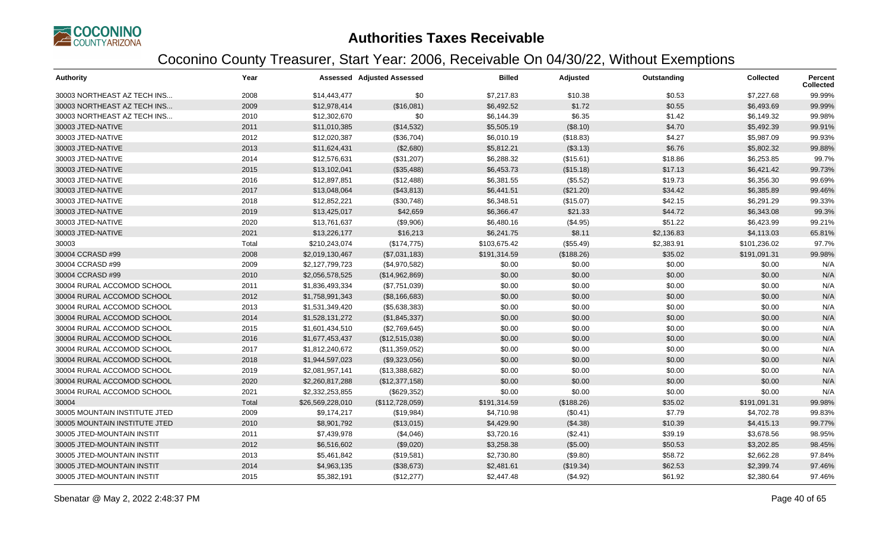# Authorities Taxes Receivable

## Coconino County Treasurer, Start Year: 2006, Receivable On 04/30/22, Without Exemptions

| Authority | Year | Assessed | Adjusted Assessed | Billed | Adjusted | Outstanding | Collected | Percent Collected |
|---|---|---|---|---|---|---|---|---|
| 30003 NORTHEAST AZ TECH INS... | 2008 | $14,443,477 | $0 | $7,217.83 | $10.38 | $0.53 | $7,227.68 | 99.99% |
| 30003 NORTHEAST AZ TECH INS... | 2009 | $12,978,414 | ($16,081) | $6,492.52 | $1.72 | $0.55 | $6,493.69 | 99.99% |
| 30003 NORTHEAST AZ TECH INS... | 2010 | $12,302,670 | $0 | $6,144.39 | $6.35 | $1.42 | $6,149.32 | 99.98% |
| 30003 JTED-NATIVE | 2011 | $11,010,385 | ($14,532) | $5,505.19 | ($8.10) | $4.70 | $5,492.39 | 99.91% |
| 30003 JTED-NATIVE | 2012 | $12,020,387 | ($36,704) | $6,010.19 | ($18.83) | $4.27 | $5,987.09 | 99.93% |
| 30003 JTED-NATIVE | 2013 | $11,624,431 | ($2,680) | $5,812.21 | ($3.13) | $6.76 | $5,802.32 | 99.88% |
| 30003 JTED-NATIVE | 2014 | $12,576,631 | ($31,207) | $6,288.32 | ($15.61) | $18.86 | $6,253.85 | 99.7% |
| 30003 JTED-NATIVE | 2015 | $13,102,041 | ($35,488) | $6,453.73 | ($15.18) | $17.13 | $6,421.42 | 99.73% |
| 30003 JTED-NATIVE | 2016 | $12,897,851 | ($12,488) | $6,381.55 | ($5.52) | $19.73 | $6,356.30 | 99.69% |
| 30003 JTED-NATIVE | 2017 | $13,048,064 | ($43,813) | $6,441.51 | ($21.20) | $34.42 | $6,385.89 | 99.46% |
| 30003 JTED-NATIVE | 2018 | $12,852,221 | ($30,748) | $6,348.51 | ($15.07) | $42.15 | $6,291.29 | 99.33% |
| 30003 JTED-NATIVE | 2019 | $13,425,017 | $42,659 | $6,366.47 | $21.33 | $44.72 | $6,343.08 | 99.3% |
| 30003 JTED-NATIVE | 2020 | $13,761,637 | ($9,906) | $6,480.16 | ($4.95) | $51.22 | $6,423.99 | 99.21% |
| 30003 JTED-NATIVE | 2021 | $13,226,177 | $16,213 | $6,241.75 | $8.11 | $2,136.83 | $4,113.03 | 65.81% |
| 30003 | Total | $210,243,074 | ($174,775) | $103,675.42 | ($55.49) | $2,383.91 | $101,236.02 | 97.7% |
| 30004 CCRASD #99 | 2008 | $2,019,130,467 | ($7,031,183) | $191,314.59 | ($188.26) | $35.02 | $191,091.31 | 99.98% |
| 30004 CCRASD #99 | 2009 | $2,127,799,723 | ($4,970,582) | $0.00 | $0.00 | $0.00 | $0.00 | N/A |
| 30004 CCRASD #99 | 2010 | $2,056,578,525 | ($14,962,869) | $0.00 | $0.00 | $0.00 | $0.00 | N/A |
| 30004 RURAL ACCOMOD SCHOOL | 2011 | $1,836,493,334 | ($7,751,039) | $0.00 | $0.00 | $0.00 | $0.00 | N/A |
| 30004 RURAL ACCOMOD SCHOOL | 2012 | $1,758,991,343 | ($8,166,683) | $0.00 | $0.00 | $0.00 | $0.00 | N/A |
| 30004 RURAL ACCOMOD SCHOOL | 2013 | $1,531,349,420 | ($5,638,383) | $0.00 | $0.00 | $0.00 | $0.00 | N/A |
| 30004 RURAL ACCOMOD SCHOOL | 2014 | $1,528,131,272 | ($1,845,337) | $0.00 | $0.00 | $0.00 | $0.00 | N/A |
| 30004 RURAL ACCOMOD SCHOOL | 2015 | $1,601,434,510 | ($2,769,645) | $0.00 | $0.00 | $0.00 | $0.00 | N/A |
| 30004 RURAL ACCOMOD SCHOOL | 2016 | $1,677,453,437 | ($12,515,038) | $0.00 | $0.00 | $0.00 | $0.00 | N/A |
| 30004 RURAL ACCOMOD SCHOOL | 2017 | $1,812,240,672 | ($11,359,052) | $0.00 | $0.00 | $0.00 | $0.00 | N/A |
| 30004 RURAL ACCOMOD SCHOOL | 2018 | $1,944,597,023 | ($9,323,056) | $0.00 | $0.00 | $0.00 | $0.00 | N/A |
| 30004 RURAL ACCOMOD SCHOOL | 2019 | $2,081,957,141 | ($13,388,682) | $0.00 | $0.00 | $0.00 | $0.00 | N/A |
| 30004 RURAL ACCOMOD SCHOOL | 2020 | $2,260,817,288 | ($12,377,158) | $0.00 | $0.00 | $0.00 | $0.00 | N/A |
| 30004 RURAL ACCOMOD SCHOOL | 2021 | $2,332,253,855 | ($629,352) | $0.00 | $0.00 | $0.00 | $0.00 | N/A |
| 30004 | Total | $26,569,228,010 | ($112,728,059) | $191,314.59 | ($188.26) | $35.02 | $191,091.31 | 99.98% |
| 30005 MOUNTAIN INSTITUTE JTED | 2009 | $9,174,217 | ($19,984) | $4,710.98 | ($0.41) | $7.79 | $4,702.78 | 99.83% |
| 30005 MOUNTAIN INSTITUTE JTED | 2010 | $8,901,792 | ($13,015) | $4,429.90 | ($4.38) | $10.39 | $4,415.13 | 99.77% |
| 30005 JTED-MOUNTAIN INSTIT | 2011 | $7,439,978 | ($4,046) | $3,720.16 | ($2.41) | $39.19 | $3,678.56 | 98.95% |
| 30005 JTED-MOUNTAIN INSTIT | 2012 | $6,516,602 | ($9,020) | $3,258.38 | ($5.00) | $50.53 | $3,202.85 | 98.45% |
| 30005 JTED-MOUNTAIN INSTIT | 2013 | $5,461,842 | ($19,581) | $2,730.80 | ($9.80) | $58.72 | $2,662.28 | 97.84% |
| 30005 JTED-MOUNTAIN INSTIT | 2014 | $4,963,135 | ($38,673) | $2,481.61 | ($19.34) | $62.53 | $2,399.74 | 97.46% |
| 30005 JTED-MOUNTAIN INSTIT | 2015 | $5,382,191 | ($12,277) | $2,447.48 | ($4.92) | $61.92 | $2,380.64 | 97.46% |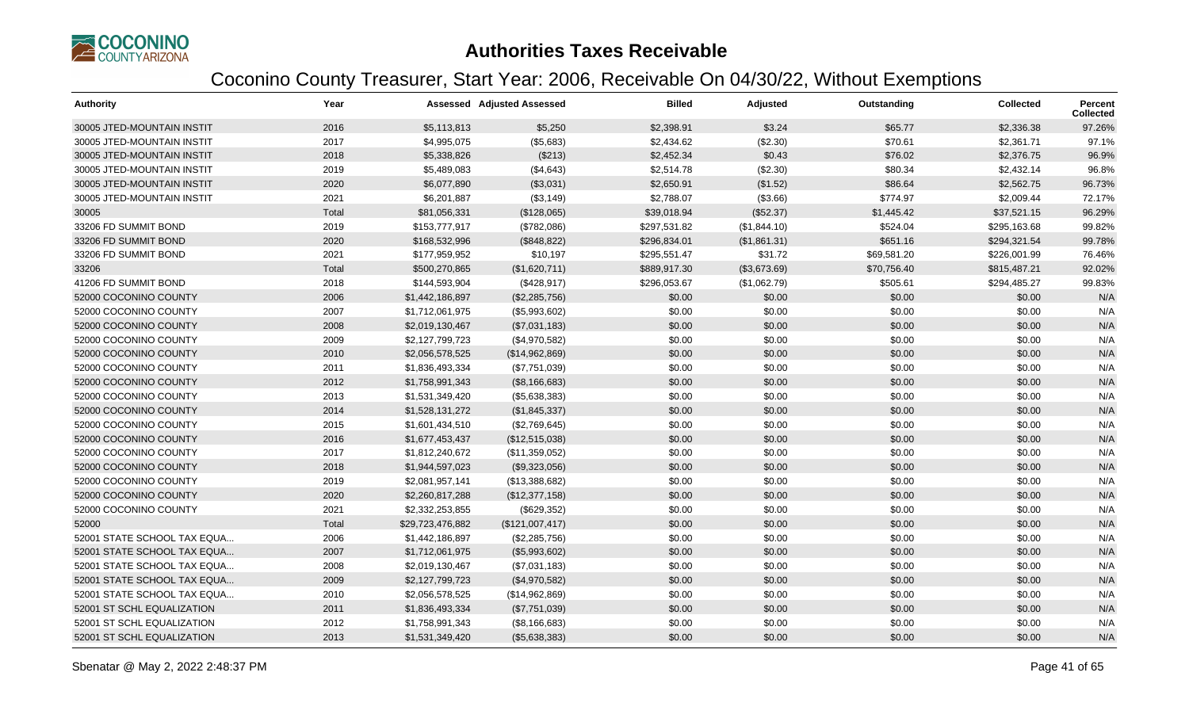# Authorities Taxes Receivable

## Coconino County Treasurer, Start Year: 2006, Receivable On 04/30/22, Without Exemptions

| Authority | Year | Assessed | Adjusted Assessed | Billed | Adjusted | Outstanding | Collected | Percent Collected |
|---|---|---|---|---|---|---|---|---|
| 30005 JTED-MOUNTAIN INSTIT | 2016 | $5,113,813 | $5,250 | $2,398.91 | $3.24 | $65.77 | $2,336.38 | 97.26% |
| 30005 JTED-MOUNTAIN INSTIT | 2017 | $4,995,075 | ($5,683) | $2,434.62 | ($2.30) | $70.61 | $2,361.71 | 97.1% |
| 30005 JTED-MOUNTAIN INSTIT | 2018 | $5,338,826 | ($213) | $2,452.34 | $0.43 | $76.02 | $2,376.75 | 96.9% |
| 30005 JTED-MOUNTAIN INSTIT | 2019 | $5,489,083 | ($4,643) | $2,514.78 | ($2.30) | $80.34 | $2,432.14 | 96.8% |
| 30005 JTED-MOUNTAIN INSTIT | 2020 | $6,077,890 | ($3,031) | $2,650.91 | ($1.52) | $86.64 | $2,562.75 | 96.73% |
| 30005 JTED-MOUNTAIN INSTIT | 2021 | $6,201,887 | ($3,149) | $2,788.07 | ($3.66) | $774.97 | $2,009.44 | 72.17% |
| 30005 | Total | $81,056,331 | ($128,065) | $39,018.94 | ($52.37) | $1,445.42 | $37,521.15 | 96.29% |
| 33206 FD SUMMIT BOND | 2019 | $153,777,917 | ($782,086) | $297,531.82 | ($1,844.10) | $524.04 | $295,163.68 | 99.82% |
| 33206 FD SUMMIT BOND | 2020 | $168,532,996 | ($848,822) | $296,834.01 | ($1,861.31) | $651.16 | $294,321.54 | 99.78% |
| 33206 FD SUMMIT BOND | 2021 | $177,959,952 | $10,197 | $295,551.47 | $31.72 | $69,581.20 | $226,001.99 | 76.46% |
| 33206 | Total | $500,270,865 | ($1,620,711) | $889,917.30 | ($3,673.69) | $70,756.40 | $815,487.21 | 92.02% |
| 41206 FD SUMMIT BOND | 2018 | $144,593,904 | ($428,917) | $296,053.67 | ($1,062.79) | $505.61 | $294,485.27 | 99.83% |
| 52000 COCONINO COUNTY | 2006 | $1,442,186,897 | ($2,285,756) | $0.00 | $0.00 | $0.00 | $0.00 | N/A |
| 52000 COCONINO COUNTY | 2007 | $1,712,061,975 | ($5,993,602) | $0.00 | $0.00 | $0.00 | $0.00 | N/A |
| 52000 COCONINO COUNTY | 2008 | $2,019,130,467 | ($7,031,183) | $0.00 | $0.00 | $0.00 | $0.00 | N/A |
| 52000 COCONINO COUNTY | 2009 | $2,127,799,723 | ($4,970,582) | $0.00 | $0.00 | $0.00 | $0.00 | N/A |
| 52000 COCONINO COUNTY | 2010 | $2,056,578,525 | ($14,962,869) | $0.00 | $0.00 | $0.00 | $0.00 | N/A |
| 52000 COCONINO COUNTY | 2011 | $1,836,493,334 | ($7,751,039) | $0.00 | $0.00 | $0.00 | $0.00 | N/A |
| 52000 COCONINO COUNTY | 2012 | $1,758,991,343 | ($8,166,683) | $0.00 | $0.00 | $0.00 | $0.00 | N/A |
| 52000 COCONINO COUNTY | 2013 | $1,531,349,420 | ($5,638,383) | $0.00 | $0.00 | $0.00 | $0.00 | N/A |
| 52000 COCONINO COUNTY | 2014 | $1,528,131,272 | ($1,845,337) | $0.00 | $0.00 | $0.00 | $0.00 | N/A |
| 52000 COCONINO COUNTY | 2015 | $1,601,434,510 | ($2,769,645) | $0.00 | $0.00 | $0.00 | $0.00 | N/A |
| 52000 COCONINO COUNTY | 2016 | $1,677,453,437 | ($12,515,038) | $0.00 | $0.00 | $0.00 | $0.00 | N/A |
| 52000 COCONINO COUNTY | 2017 | $1,812,240,672 | ($11,359,052) | $0.00 | $0.00 | $0.00 | $0.00 | N/A |
| 52000 COCONINO COUNTY | 2018 | $1,944,597,023 | ($9,323,056) | $0.00 | $0.00 | $0.00 | $0.00 | N/A |
| 52000 COCONINO COUNTY | 2019 | $2,081,957,141 | ($13,388,682) | $0.00 | $0.00 | $0.00 | $0.00 | N/A |
| 52000 COCONINO COUNTY | 2020 | $2,260,817,288 | ($12,377,158) | $0.00 | $0.00 | $0.00 | $0.00 | N/A |
| 52000 COCONINO COUNTY | 2021 | $2,332,253,855 | ($629,352) | $0.00 | $0.00 | $0.00 | $0.00 | N/A |
| 52000 | Total | $29,723,476,882 | ($121,007,417) | $0.00 | $0.00 | $0.00 | $0.00 | N/A |
| 52001 STATE SCHOOL TAX EQUA... | 2006 | $1,442,186,897 | ($2,285,756) | $0.00 | $0.00 | $0.00 | $0.00 | N/A |
| 52001 STATE SCHOOL TAX EQUA... | 2007 | $1,712,061,975 | ($5,993,602) | $0.00 | $0.00 | $0.00 | $0.00 | N/A |
| 52001 STATE SCHOOL TAX EQUA... | 2008 | $2,019,130,467 | ($7,031,183) | $0.00 | $0.00 | $0.00 | $0.00 | N/A |
| 52001 STATE SCHOOL TAX EQUA... | 2009 | $2,127,799,723 | ($4,970,582) | $0.00 | $0.00 | $0.00 | $0.00 | N/A |
| 52001 STATE SCHOOL TAX EQUA... | 2010 | $2,056,578,525 | ($14,962,869) | $0.00 | $0.00 | $0.00 | $0.00 | N/A |
| 52001 ST SCHL EQUALIZATION | 2011 | $1,836,493,334 | ($7,751,039) | $0.00 | $0.00 | $0.00 | $0.00 | N/A |
| 52001 ST SCHL EQUALIZATION | 2012 | $1,758,991,343 | ($8,166,683) | $0.00 | $0.00 | $0.00 | $0.00 | N/A |
| 52001 ST SCHL EQUALIZATION | 2013 | $1,531,349,420 | ($5,638,383) | $0.00 | $0.00 | $0.00 | $0.00 | N/A |

Sbenatar @ May 2, 2022 2:48:37 PM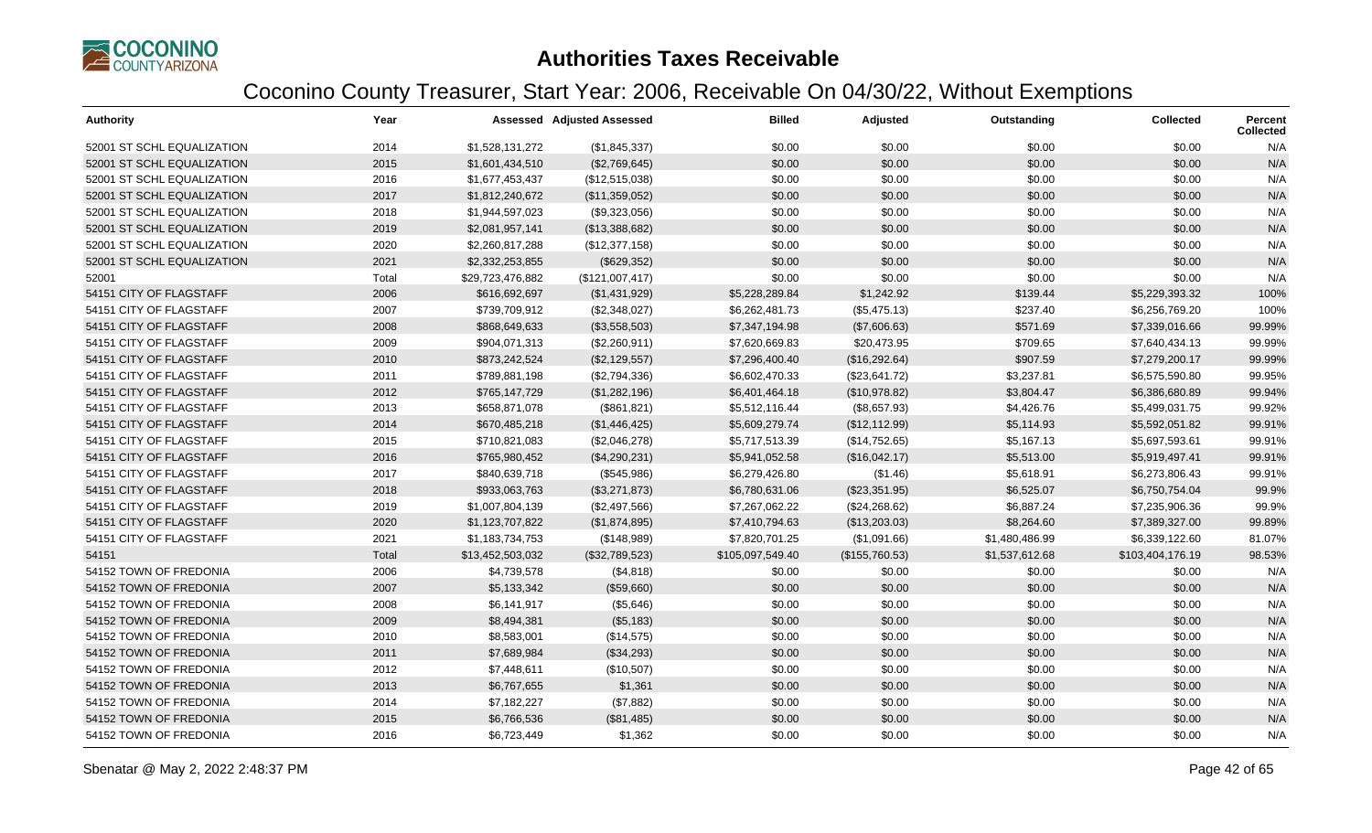# Authorities Taxes Receivable

## Coconino County Treasurer, Start Year: 2006, Receivable On 04/30/22, Without Exemptions

| Authority | Year | Assessed | Adjusted Assessed | Billed | Adjusted | Outstanding | Collected | Percent Collected |
|---|---|---|---|---|---|---|---|---|
| 52001 ST SCHL EQUALIZATION | 2014 | $1,528,131,272 | ($1,845,337) | $0.00 | $0.00 | $0.00 | $0.00 | N/A |
| 52001 ST SCHL EQUALIZATION | 2015 | $1,601,434,510 | ($2,769,645) | $0.00 | $0.00 | $0.00 | $0.00 | N/A |
| 52001 ST SCHL EQUALIZATION | 2016 | $1,677,453,437 | ($12,515,038) | $0.00 | $0.00 | $0.00 | $0.00 | N/A |
| 52001 ST SCHL EQUALIZATION | 2017 | $1,812,240,672 | ($11,359,052) | $0.00 | $0.00 | $0.00 | $0.00 | N/A |
| 52001 ST SCHL EQUALIZATION | 2018 | $1,944,597,023 | ($9,323,056) | $0.00 | $0.00 | $0.00 | $0.00 | N/A |
| 52001 ST SCHL EQUALIZATION | 2019 | $2,081,957,141 | ($13,388,682) | $0.00 | $0.00 | $0.00 | $0.00 | N/A |
| 52001 ST SCHL EQUALIZATION | 2020 | $2,260,817,288 | ($12,377,158) | $0.00 | $0.00 | $0.00 | $0.00 | N/A |
| 52001 ST SCHL EQUALIZATION | 2021 | $2,332,253,855 | ($629,352) | $0.00 | $0.00 | $0.00 | $0.00 | N/A |
| 52001 | Total | $29,723,476,882 | ($121,007,417) | $0.00 | $0.00 | $0.00 | $0.00 | N/A |
| 54151 CITY OF FLAGSTAFF | 2006 | $616,692,697 | ($1,431,929) | $5,228,289.84 | $1,242.92 | $139.44 | $5,229,393.32 | 100% |
| 54151 CITY OF FLAGSTAFF | 2007 | $739,709,912 | ($2,348,027) | $6,262,481.73 | ($5,475.13) | $237.40 | $6,256,769.20 | 100% |
| 54151 CITY OF FLAGSTAFF | 2008 | $868,649,633 | ($3,558,503) | $7,347,194.98 | ($7,606.63) | $571.69 | $7,339,016.66 | 99.99% |
| 54151 CITY OF FLAGSTAFF | 2009 | $904,071,313 | ($2,260,911) | $7,620,669.83 | $20,473.95 | $709.65 | $7,640,434.13 | 99.99% |
| 54151 CITY OF FLAGSTAFF | 2010 | $873,242,524 | ($2,129,557) | $7,296,400.40 | ($16,292.64) | $907.59 | $7,279,200.17 | 99.99% |
| 54151 CITY OF FLAGSTAFF | 2011 | $789,881,198 | ($2,794,336) | $6,602,470.33 | ($23,641.72) | $3,237.81 | $6,575,590.80 | 99.95% |
| 54151 CITY OF FLAGSTAFF | 2012 | $765,147,729 | ($1,282,196) | $6,401,464.18 | ($10,978.82) | $3,804.47 | $6,386,680.89 | 99.94% |
| 54151 CITY OF FLAGSTAFF | 2013 | $658,871,078 | ($861,821) | $5,512,116.44 | ($8,657.93) | $4,426.76 | $5,499,031.75 | 99.92% |
| 54151 CITY OF FLAGSTAFF | 2014 | $670,485,218 | ($1,446,425) | $5,609,279.74 | ($12,112.99) | $5,114.93 | $5,592,051.82 | 99.91% |
| 54151 CITY OF FLAGSTAFF | 2015 | $710,821,083 | ($2,046,278) | $5,717,513.39 | ($14,752.65) | $5,167.13 | $5,697,593.61 | 99.91% |
| 54151 CITY OF FLAGSTAFF | 2016 | $765,980,452 | ($4,290,231) | $5,941,052.58 | ($16,042.17) | $5,513.00 | $5,919,497.41 | 99.91% |
| 54151 CITY OF FLAGSTAFF | 2017 | $840,639,718 | ($545,986) | $6,279,426.80 | ($1.46) | $5,618.91 | $6,273,806.43 | 99.91% |
| 54151 CITY OF FLAGSTAFF | 2018 | $933,063,763 | ($3,271,873) | $6,780,631.06 | ($23,351.95) | $6,525.07 | $6,750,754.04 | 99.9% |
| 54151 CITY OF FLAGSTAFF | 2019 | $1,007,804,139 | ($2,497,566) | $7,267,062.22 | ($24,268.62) | $6,887.24 | $7,235,906.36 | 99.9% |
| 54151 CITY OF FLAGSTAFF | 2020 | $1,123,707,822 | ($1,874,895) | $7,410,794.63 | ($13,203.03) | $8,264.60 | $7,389,327.00 | 99.89% |
| 54151 CITY OF FLAGSTAFF | 2021 | $1,183,734,753 | ($148,989) | $7,820,701.25 | ($1,091.66) | $1,480,486.99 | $6,339,122.60 | 81.07% |
| 54151 | Total | $13,452,503,032 | ($32,789,523) | $105,097,549.40 | ($155,760.53) | $1,537,612.68 | $103,404,176.19 | 98.53% |
| 54152 TOWN OF FREDONIA | 2006 | $4,739,578 | ($4,818) | $0.00 | $0.00 | $0.00 | $0.00 | N/A |
| 54152 TOWN OF FREDONIA | 2007 | $5,133,342 | ($59,660) | $0.00 | $0.00 | $0.00 | $0.00 | N/A |
| 54152 TOWN OF FREDONIA | 2008 | $6,141,917 | ($5,646) | $0.00 | $0.00 | $0.00 | $0.00 | N/A |
| 54152 TOWN OF FREDONIA | 2009 | $8,494,381 | ($5,183) | $0.00 | $0.00 | $0.00 | $0.00 | N/A |
| 54152 TOWN OF FREDONIA | 2010 | $8,583,001 | ($14,575) | $0.00 | $0.00 | $0.00 | $0.00 | N/A |
| 54152 TOWN OF FREDONIA | 2011 | $7,689,984 | ($34,293) | $0.00 | $0.00 | $0.00 | $0.00 | N/A |
| 54152 TOWN OF FREDONIA | 2012 | $7,448,611 | ($10,507) | $0.00 | $0.00 | $0.00 | $0.00 | N/A |
| 54152 TOWN OF FREDONIA | 2013 | $6,767,655 | $1,361 | $0.00 | $0.00 | $0.00 | $0.00 | N/A |
| 54152 TOWN OF FREDONIA | 2014 | $7,182,227 | ($7,882) | $0.00 | $0.00 | $0.00 | $0.00 | N/A |
| 54152 TOWN OF FREDONIA | 2015 | $6,766,536 | ($81,485) | $0.00 | $0.00 | $0.00 | $0.00 | N/A |
| 54152 TOWN OF FREDONIA | 2016 | $6,723,449 | $1,362 | $0.00 | $0.00 | $0.00 | $0.00 | N/A |

Sbenatar @ May 2, 2022 2:48:37 PM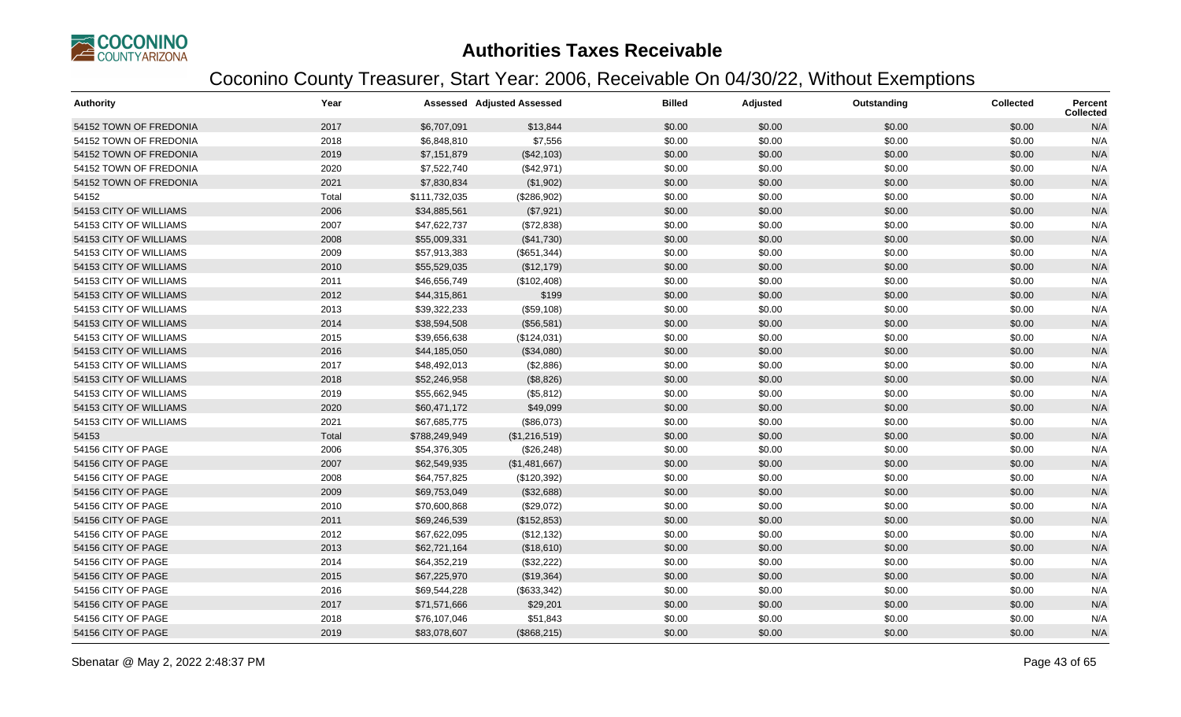# Authorities Taxes Receivable

## Coconino County Treasurer, Start Year: 2006, Receivable On 04/30/22, Without Exemptions

| Authority | Year | Assessed | Adjusted Assessed | Billed | Adjusted | Outstanding | Collected | Percent Collected |
|---|---|---|---|---|---|---|---|---|
| 54152 TOWN OF FREDONIA | 2017 | $6,707,091 | $13,844 | $0.00 | $0.00 | $0.00 | $0.00 | N/A |
| 54152 TOWN OF FREDONIA | 2018 | $6,848,810 | $7,556 | $0.00 | $0.00 | $0.00 | $0.00 | N/A |
| 54152 TOWN OF FREDONIA | 2019 | $7,151,879 | ($42,103) | $0.00 | $0.00 | $0.00 | $0.00 | N/A |
| 54152 TOWN OF FREDONIA | 2020 | $7,522,740 | ($42,971) | $0.00 | $0.00 | $0.00 | $0.00 | N/A |
| 54152 TOWN OF FREDONIA | 2021 | $7,830,834 | ($1,902) | $0.00 | $0.00 | $0.00 | $0.00 | N/A |
| 54152 | Total | $111,732,035 | ($286,902) | $0.00 | $0.00 | $0.00 | $0.00 | N/A |
| 54153 CITY OF WILLIAMS | 2006 | $34,885,561 | ($7,921) | $0.00 | $0.00 | $0.00 | $0.00 | N/A |
| 54153 CITY OF WILLIAMS | 2007 | $47,622,737 | ($72,838) | $0.00 | $0.00 | $0.00 | $0.00 | N/A |
| 54153 CITY OF WILLIAMS | 2008 | $55,009,331 | ($41,730) | $0.00 | $0.00 | $0.00 | $0.00 | N/A |
| 54153 CITY OF WILLIAMS | 2009 | $57,913,383 | ($651,344) | $0.00 | $0.00 | $0.00 | $0.00 | N/A |
| 54153 CITY OF WILLIAMS | 2010 | $55,529,035 | ($12,179) | $0.00 | $0.00 | $0.00 | $0.00 | N/A |
| 54153 CITY OF WILLIAMS | 2011 | $46,656,749 | ($102,408) | $0.00 | $0.00 | $0.00 | $0.00 | N/A |
| 54153 CITY OF WILLIAMS | 2012 | $44,315,861 | $199 | $0.00 | $0.00 | $0.00 | $0.00 | N/A |
| 54153 CITY OF WILLIAMS | 2013 | $39,322,233 | ($59,108) | $0.00 | $0.00 | $0.00 | $0.00 | N/A |
| 54153 CITY OF WILLIAMS | 2014 | $38,594,508 | ($56,581) | $0.00 | $0.00 | $0.00 | $0.00 | N/A |
| 54153 CITY OF WILLIAMS | 2015 | $39,656,638 | ($124,031) | $0.00 | $0.00 | $0.00 | $0.00 | N/A |
| 54153 CITY OF WILLIAMS | 2016 | $44,185,050 | ($34,080) | $0.00 | $0.00 | $0.00 | $0.00 | N/A |
| 54153 CITY OF WILLIAMS | 2017 | $48,492,013 | ($2,886) | $0.00 | $0.00 | $0.00 | $0.00 | N/A |
| 54153 CITY OF WILLIAMS | 2018 | $52,246,958 | ($8,826) | $0.00 | $0.00 | $0.00 | $0.00 | N/A |
| 54153 CITY OF WILLIAMS | 2019 | $55,662,945 | ($5,812) | $0.00 | $0.00 | $0.00 | $0.00 | N/A |
| 54153 CITY OF WILLIAMS | 2020 | $60,471,172 | $49,099 | $0.00 | $0.00 | $0.00 | $0.00 | N/A |
| 54153 CITY OF WILLIAMS | 2021 | $67,685,775 | ($86,073) | $0.00 | $0.00 | $0.00 | $0.00 | N/A |
| 54153 | Total | $788,249,949 | ($1,216,519) | $0.00 | $0.00 | $0.00 | $0.00 | N/A |
| 54156 CITY OF PAGE | 2006 | $54,376,305 | ($26,248) | $0.00 | $0.00 | $0.00 | $0.00 | N/A |
| 54156 CITY OF PAGE | 2007 | $62,549,935 | ($1,481,667) | $0.00 | $0.00 | $0.00 | $0.00 | N/A |
| 54156 CITY OF PAGE | 2008 | $64,757,825 | ($120,392) | $0.00 | $0.00 | $0.00 | $0.00 | N/A |
| 54156 CITY OF PAGE | 2009 | $69,753,049 | ($32,688) | $0.00 | $0.00 | $0.00 | $0.00 | N/A |
| 54156 CITY OF PAGE | 2010 | $70,600,868 | ($29,072) | $0.00 | $0.00 | $0.00 | $0.00 | N/A |
| 54156 CITY OF PAGE | 2011 | $69,246,539 | ($152,853) | $0.00 | $0.00 | $0.00 | $0.00 | N/A |
| 54156 CITY OF PAGE | 2012 | $67,622,095 | ($12,132) | $0.00 | $0.00 | $0.00 | $0.00 | N/A |
| 54156 CITY OF PAGE | 2013 | $62,721,164 | ($18,610) | $0.00 | $0.00 | $0.00 | $0.00 | N/A |
| 54156 CITY OF PAGE | 2014 | $64,352,219 | ($32,222) | $0.00 | $0.00 | $0.00 | $0.00 | N/A |
| 54156 CITY OF PAGE | 2015 | $67,225,970 | ($19,364) | $0.00 | $0.00 | $0.00 | $0.00 | N/A |
| 54156 CITY OF PAGE | 2016 | $69,544,228 | ($633,342) | $0.00 | $0.00 | $0.00 | $0.00 | N/A |
| 54156 CITY OF PAGE | 2017 | $71,571,666 | $29,201 | $0.00 | $0.00 | $0.00 | $0.00 | N/A |
| 54156 CITY OF PAGE | 2018 | $76,107,046 | $51,843 | $0.00 | $0.00 | $0.00 | $0.00 | N/A |
| 54156 CITY OF PAGE | 2019 | $83,078,607 | ($868,215) | $0.00 | $0.00 | $0.00 | $0.00 | N/A |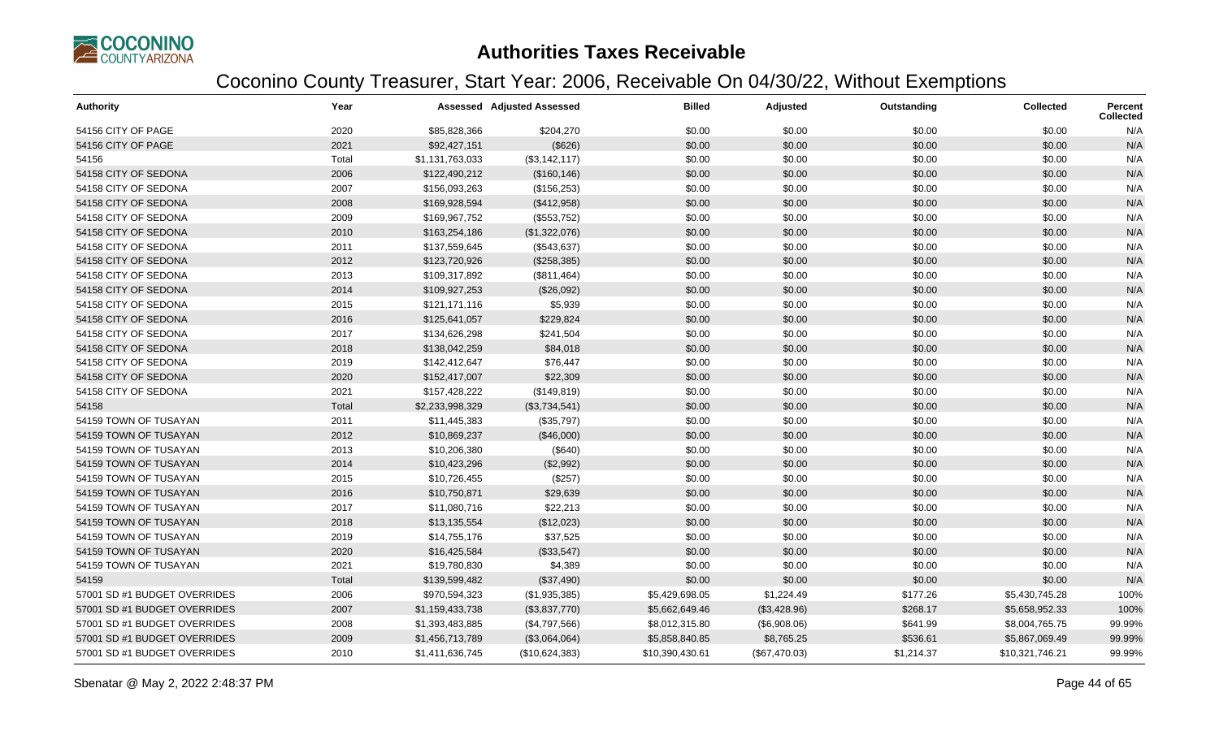# Authorities Taxes Receivable

## Coconino County Treasurer, Start Year: 2006, Receivable On 04/30/22, Without Exemptions

| Authority | Year | Assessed | Adjusted Assessed | Billed | Adjusted | Outstanding | Collected | Percent Collected |
|---|---|---|---|---|---|---|---|---|
| 54156 CITY OF PAGE | 2020 | $85,828,366 | $204,270 | $0.00 | $0.00 | $0.00 | $0.00 | N/A |
| 54156 CITY OF PAGE | 2021 | $92,427,151 | ($626) | $0.00 | $0.00 | $0.00 | $0.00 | N/A |
| 54156 | Total | $1,131,763,033 | ($3,142,117) | $0.00 | $0.00 | $0.00 | $0.00 | N/A |
| 54158 CITY OF SEDONA | 2006 | $122,490,212 | ($160,146) | $0.00 | $0.00 | $0.00 | $0.00 | N/A |
| 54158 CITY OF SEDONA | 2007 | $156,093,263 | ($156,253) | $0.00 | $0.00 | $0.00 | $0.00 | N/A |
| 54158 CITY OF SEDONA | 2008 | $169,928,594 | ($412,958) | $0.00 | $0.00 | $0.00 | $0.00 | N/A |
| 54158 CITY OF SEDONA | 2009 | $169,967,752 | ($553,752) | $0.00 | $0.00 | $0.00 | $0.00 | N/A |
| 54158 CITY OF SEDONA | 2010 | $163,254,186 | ($1,322,076) | $0.00 | $0.00 | $0.00 | $0.00 | N/A |
| 54158 CITY OF SEDONA | 2011 | $137,559,645 | ($543,637) | $0.00 | $0.00 | $0.00 | $0.00 | N/A |
| 54158 CITY OF SEDONA | 2012 | $123,720,926 | ($258,385) | $0.00 | $0.00 | $0.00 | $0.00 | N/A |
| 54158 CITY OF SEDONA | 2013 | $109,317,892 | ($811,464) | $0.00 | $0.00 | $0.00 | $0.00 | N/A |
| 54158 CITY OF SEDONA | 2014 | $109,927,253 | ($26,092) | $0.00 | $0.00 | $0.00 | $0.00 | N/A |
| 54158 CITY OF SEDONA | 2015 | $121,171,116 | $5,939 | $0.00 | $0.00 | $0.00 | $0.00 | N/A |
| 54158 CITY OF SEDONA | 2016 | $125,641,057 | $229,824 | $0.00 | $0.00 | $0.00 | $0.00 | N/A |
| 54158 CITY OF SEDONA | 2017 | $134,626,298 | $241,504 | $0.00 | $0.00 | $0.00 | $0.00 | N/A |
| 54158 CITY OF SEDONA | 2018 | $138,042,259 | $84,018 | $0.00 | $0.00 | $0.00 | $0.00 | N/A |
| 54158 CITY OF SEDONA | 2019 | $142,412,647 | $76,447 | $0.00 | $0.00 | $0.00 | $0.00 | N/A |
| 54158 CITY OF SEDONA | 2020 | $152,417,007 | $22,309 | $0.00 | $0.00 | $0.00 | $0.00 | N/A |
| 54158 CITY OF SEDONA | 2021 | $157,428,222 | ($149,819) | $0.00 | $0.00 | $0.00 | $0.00 | N/A |
| 54158 | Total | $2,233,998,329 | ($3,734,541) | $0.00 | $0.00 | $0.00 | $0.00 | N/A |
| 54159 TOWN OF TUSAYAN | 2011 | $11,445,383 | ($35,797) | $0.00 | $0.00 | $0.00 | $0.00 | N/A |
| 54159 TOWN OF TUSAYAN | 2012 | $10,869,237 | ($46,000) | $0.00 | $0.00 | $0.00 | $0.00 | N/A |
| 54159 TOWN OF TUSAYAN | 2013 | $10,206,380 | ($640) | $0.00 | $0.00 | $0.00 | $0.00 | N/A |
| 54159 TOWN OF TUSAYAN | 2014 | $10,423,296 | ($2,992) | $0.00 | $0.00 | $0.00 | $0.00 | N/A |
| 54159 TOWN OF TUSAYAN | 2015 | $10,726,455 | ($257) | $0.00 | $0.00 | $0.00 | $0.00 | N/A |
| 54159 TOWN OF TUSAYAN | 2016 | $10,750,871 | $29,639 | $0.00 | $0.00 | $0.00 | $0.00 | N/A |
| 54159 TOWN OF TUSAYAN | 2017 | $11,080,716 | $22,213 | $0.00 | $0.00 | $0.00 | $0.00 | N/A |
| 54159 TOWN OF TUSAYAN | 2018 | $13,135,554 | ($12,023) | $0.00 | $0.00 | $0.00 | $0.00 | N/A |
| 54159 TOWN OF TUSAYAN | 2019 | $14,755,176 | $37,525 | $0.00 | $0.00 | $0.00 | $0.00 | N/A |
| 54159 TOWN OF TUSAYAN | 2020 | $16,425,584 | ($33,547) | $0.00 | $0.00 | $0.00 | $0.00 | N/A |
| 54159 TOWN OF TUSAYAN | 2021 | $19,780,830 | $4,389 | $0.00 | $0.00 | $0.00 | $0.00 | N/A |
| 54159 | Total | $139,599,482 | ($37,490) | $0.00 | $0.00 | $0.00 | $0.00 | N/A |
| 57001 SD #1 BUDGET OVERRIDES | 2006 | $970,594,323 | ($1,935,385) | $5,429,698.05 | $1,224.49 | $177.26 | $5,430,745.28 | 100% |
| 57001 SD #1 BUDGET OVERRIDES | 2007 | $1,159,433,738 | ($3,837,770) | $5,662,649.46 | ($3,428.96) | $268.17 | $5,658,952.33 | 100% |
| 57001 SD #1 BUDGET OVERRIDES | 2008 | $1,393,483,885 | ($4,797,566) | $8,012,315.80 | ($6,908.06) | $641.99 | $8,004,765.75 | 99.99% |
| 57001 SD #1 BUDGET OVERRIDES | 2009 | $1,456,713,789 | ($3,064,064) | $5,858,840.85 | $8,765.25 | $536.61 | $5,867,069.49 | 99.99% |
| 57001 SD #1 BUDGET OVERRIDES | 2010 | $1,411,636,745 | ($10,624,383) | $10,390,430.61 | ($67,470.03) | $1,214.37 | $10,321,746.21 | 99.99% |

Sbenatar @ May 2, 2022 2:48:37 PM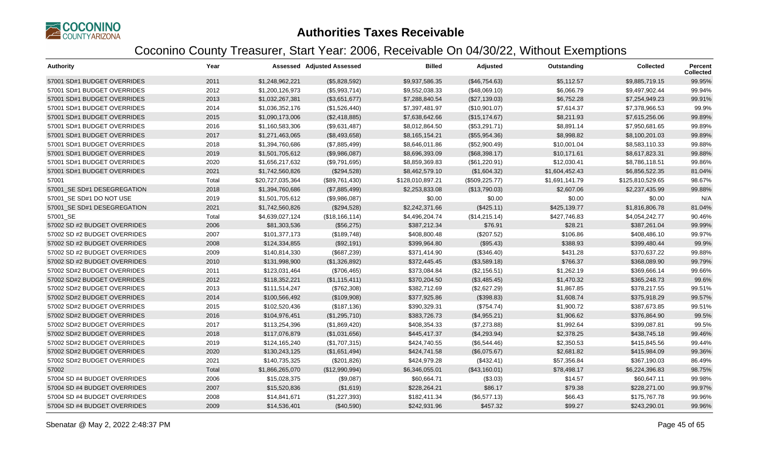# Authorities Taxes Receivable

## Coconino County Treasurer, Start Year: 2006, Receivable On 04/30/22, Without Exemptions

| Authority | Year | Assessed | Adjusted Assessed | Billed | Adjusted | Outstanding | Collected | Percent Collected |
|---|---|---|---|---|---|---|---|---|
| 57001 SD#1 BUDGET OVERRIDES | 2011 | $1,248,962,221 | ($5,828,592) | $9,937,586.35 | ($46,754.63) | $5,112.57 | $9,885,719.15 | 99.95% |
| 57001 SD#1 BUDGET OVERRIDES | 2012 | $1,200,126,973 | ($5,993,714) | $9,552,038.33 | ($48,069.10) | $6,066.79 | $9,497,902.44 | 99.94% |
| 57001 SD#1 BUDGET OVERRIDES | 2013 | $1,032,267,381 | ($3,651,677) | $7,288,840.54 | ($27,139.03) | $6,752.28 | $7,254,949.23 | 99.91% |
| 57001 SD#1 BUDGET OVERRIDES | 2014 | $1,036,352,176 | ($1,526,440) | $7,397,481.97 | ($10,901.07) | $7,614.37 | $7,378,966.53 | 99.9% |
| 57001 SD#1 BUDGET OVERRIDES | 2015 | $1,090,173,006 | ($2,418,885) | $7,638,642.66 | ($15,174.67) | $8,211.93 | $7,615,256.06 | 99.89% |
| 57001 SD#1 BUDGET OVERRIDES | 2016 | $1,160,583,306 | ($9,631,487) | $8,012,864.50 | ($53,291.71) | $8,891.14 | $7,950,681.65 | 99.89% |
| 57001 SD#1 BUDGET OVERRIDES | 2017 | $1,271,463,065 | ($8,493,658) | $8,165,154.21 | ($55,954.36) | $8,998.82 | $8,100,201.03 | 99.89% |
| 57001 SD#1 BUDGET OVERRIDES | 2018 | $1,394,760,686 | ($7,885,499) | $8,646,011.86 | ($52,900.49) | $10,001.04 | $8,583,110.33 | 99.88% |
| 57001 SD#1 BUDGET OVERRIDES | 2019 | $1,501,705,612 | ($9,986,087) | $8,696,393.09 | ($68,398.17) | $10,171.61 | $8,617,823.31 | 99.88% |
| 57001 SD#1 BUDGET OVERRIDES | 2020 | $1,656,217,632 | ($9,791,695) | $8,859,369.83 | ($61,220.91) | $12,030.41 | $8,786,118.51 | 99.86% |
| 57001 SD#1 BUDGET OVERRIDES | 2021 | $1,742,560,826 | ($294,528) | $8,462,579.10 | ($1,604.32) | $1,604,452.43 | $6,856,522.35 | 81.04% |
| 57001 | Total | $20,727,035,364 | ($89,761,430) | $128,010,897.21 | ($509,225.77) | $1,691,141.79 | $125,810,529.65 | 98.67% |
| 57001_SE SD#1 DESEGREGATION | 2018 | $1,394,760,686 | ($7,885,499) | $2,253,833.08 | ($13,790.03) | $2,607.06 | $2,237,435.99 | 99.88% |
| 57001_SE SD#1 DO NOT USE | 2019 | $1,501,705,612 | ($9,986,087) | $0.00 | $0.00 | $0.00 | $0.00 | N/A |
| 57001_SE SD#1 DESEGREGATION | 2021 | $1,742,560,826 | ($294,528) | $2,242,371.66 | ($425.11) | $425,139.77 | $1,816,806.78 | 81.04% |
| 57001_SE | Total | $4,639,027,124 | ($18,166,114) | $4,496,204.74 | ($14,215.14) | $427,746.83 | $4,054,242.77 | 90.46% |
| 57002 SD #2 BUDGET OVERRIDES | 2006 | $81,303,536 | ($56,275) | $387,212.34 | $76.91 | $28.21 | $387,261.04 | 99.99% |
| 57002 SD #2 BUDGET OVERRIDES | 2007 | $101,377,173 | ($189,748) | $408,800.48 | ($207.52) | $106.86 | $408,486.10 | 99.97% |
| 57002 SD #2 BUDGET OVERRIDES | 2008 | $124,334,855 | ($92,191) | $399,964.80 | ($95.43) | $388.93 | $399,480.44 | 99.9% |
| 57002 SD #2 BUDGET OVERRIDES | 2009 | $140,814,330 | ($687,239) | $371,414.90 | ($346.40) | $431.28 | $370,637.22 | 99.88% |
| 57002 SD #2 BUDGET OVERRIDES | 2010 | $131,998,900 | ($1,326,892) | $372,445.45 | ($3,589.18) | $766.37 | $368,089.90 | 99.79% |
| 57002 SD#2 BUDGET OVERRIDES | 2011 | $123,031,464 | ($706,465) | $373,084.84 | ($2,156.51) | $1,262.19 | $369,666.14 | 99.66% |
| 57002 SD#2 BUDGET OVERRIDES | 2012 | $118,352,221 | ($1,115,411) | $370,204.50 | ($3,485.45) | $1,470.32 | $365,248.73 | 99.6% |
| 57002 SD#2 BUDGET OVERRIDES | 2013 | $111,514,247 | ($762,308) | $382,712.69 | ($2,627.29) | $1,867.85 | $378,217.55 | 99.51% |
| 57002 SD#2 BUDGET OVERRIDES | 2014 | $100,566,492 | ($109,908) | $377,925.86 | ($398.83) | $1,608.74 | $375,918.29 | 99.57% |
| 57002 SD#2 BUDGET OVERRIDES | 2015 | $102,520,436 | ($187,136) | $390,329.31 | ($754.74) | $1,900.72 | $387,673.85 | 99.51% |
| 57002 SD#2 BUDGET OVERRIDES | 2016 | $104,976,451 | ($1,295,710) | $383,726.73 | ($4,955.21) | $1,906.62 | $376,864.90 | 99.5% |
| 57002 SD#2 BUDGET OVERRIDES | 2017 | $113,254,396 | ($1,869,420) | $408,354.33 | ($7,273.88) | $1,992.64 | $399,087.81 | 99.5% |
| 57002 SD#2 BUDGET OVERRIDES | 2018 | $117,076,879 | ($1,031,656) | $445,417.37 | ($4,293.94) | $2,378.25 | $438,745.18 | 99.46% |
| 57002 SD#2 BUDGET OVERRIDES | 2019 | $124,165,240 | ($1,707,315) | $424,740.55 | ($6,544.46) | $2,350.53 | $415,845.56 | 99.44% |
| 57002 SD#2 BUDGET OVERRIDES | 2020 | $130,243,125 | ($1,651,494) | $424,741.58 | ($6,075.67) | $2,681.82 | $415,984.09 | 99.36% |
| 57002 SD#2 BUDGET OVERRIDES | 2021 | $140,735,325 | ($201,826) | $424,979.28 | ($432.41) | $57,356.84 | $367,190.03 | 86.49% |
| 57002 | Total | $1,866,265,070 | ($12,990,994) | $6,346,055.01 | ($43,160.01) | $78,498.17 | $6,224,396.83 | 98.75% |
| 57004 SD #4 BUDGET OVERRIDES | 2006 | $15,028,375 | ($9,087) | $60,664.71 | ($3.03) | $14.57 | $60,647.11 | 99.98% |
| 57004 SD #4 BUDGET OVERRIDES | 2007 | $15,520,836 | ($1,619) | $228,264.21 | $86.17 | $79.38 | $228,271.00 | 99.97% |
| 57004 SD #4 BUDGET OVERRIDES | 2008 | $14,841,671 | ($1,227,393) | $182,411.34 | ($6,577.13) | $66.43 | $175,767.78 | 99.96% |
| 57004 SD #4 BUDGET OVERRIDES | 2009 | $14,536,401 | ($40,590) | $242,931.96 | $457.32 | $99.27 | $243,290.01 | 99.96% |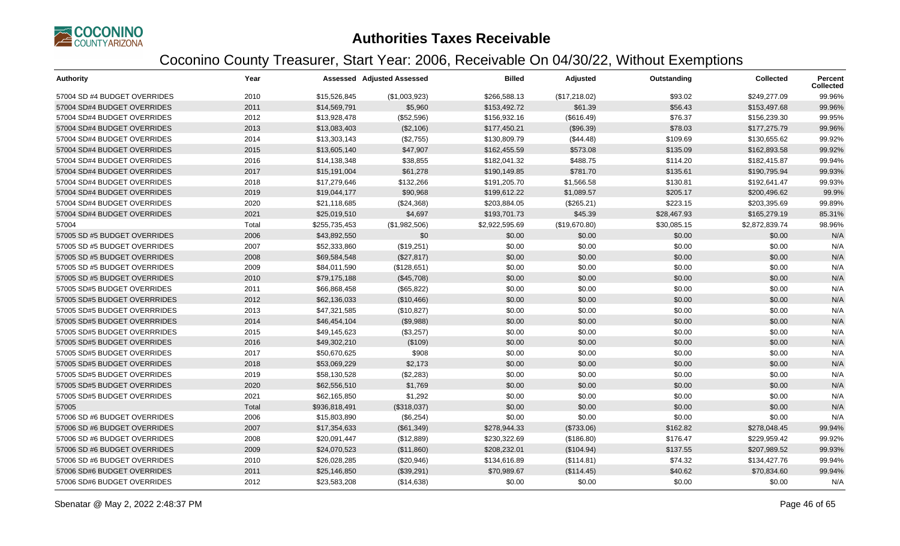# Authorities Taxes Receivable

## Coconino County Treasurer, Start Year: 2006, Receivable On 04/30/22, Without Exemptions

| Authority | Year | Assessed | Adjusted Assessed | Billed | Adjusted | Outstanding | Collected | Percent Collected |
|---|---|---|---|---|---|---|---|---|
| 57004 SD #4 BUDGET OVERRIDES | 2010 | $15,526,845 | ($1,003,923) | $266,588.13 | ($17,218.02) | $93.02 | $249,277.09 | 99.96% |
| 57004 SD#4 BUDGET OVERRIDES | 2011 | $14,569,791 | $5,960 | $153,492.72 | $61.39 | $56.43 | $153,497.68 | 99.96% |
| 57004 SD#4 BUDGET OVERRIDES | 2012 | $13,928,478 | ($52,596) | $156,932.16 | ($616.49) | $76.37 | $156,239.30 | 99.95% |
| 57004 SD#4 BUDGET OVERRIDES | 2013 | $13,083,403 | ($2,106) | $177,450.21 | ($96.39) | $78.03 | $177,275.79 | 99.96% |
| 57004 SD#4 BUDGET OVERRIDES | 2014 | $13,303,143 | ($2,755) | $130,809.79 | ($44.48) | $109.69 | $130,655.62 | 99.92% |
| 57004 SD#4 BUDGET OVERRIDES | 2015 | $13,605,140 | $47,907 | $162,455.59 | $573.08 | $135.09 | $162,893.58 | 99.92% |
| 57004 SD#4 BUDGET OVERRIDES | 2016 | $14,138,348 | $38,855 | $182,041.32 | $488.75 | $114.20 | $182,415.87 | 99.94% |
| 57004 SD#4 BUDGET OVERRIDES | 2017 | $15,191,004 | $61,278 | $190,149.85 | $781.70 | $135.61 | $190,795.94 | 99.93% |
| 57004 SD#4 BUDGET OVERRIDES | 2018 | $17,279,646 | $132,266 | $191,205.70 | $1,566.58 | $130.81 | $192,641.47 | 99.93% |
| 57004 SD#4 BUDGET OVERRIDES | 2019 | $19,044,177 | $90,968 | $199,612.22 | $1,089.57 | $205.17 | $200,496.62 | 99.9% |
| 57004 SD#4 BUDGET OVERRIDES | 2020 | $21,118,685 | ($24,368) | $203,884.05 | ($265.21) | $223.15 | $203,395.69 | 99.89% |
| 57004 SD#4 BUDGET OVERRIDES | 2021 | $25,019,510 | $4,697 | $193,701.73 | $45.39 | $28,467.93 | $165,279.19 | 85.31% |
| 57004 | Total | $255,735,453 | ($1,982,506) | $2,922,595.69 | ($19,670.80) | $30,085.15 | $2,872,839.74 | 98.96% |
| 57005 SD #5 BUDGET OVERRIDES | 2006 | $43,892,550 | $0 | $0.00 | $0.00 | $0.00 | $0.00 | N/A |
| 57005 SD #5 BUDGET OVERRIDES | 2007 | $52,333,860 | ($19,251) | $0.00 | $0.00 | $0.00 | $0.00 | N/A |
| 57005 SD #5 BUDGET OVERRIDES | 2008 | $69,584,548 | ($27,817) | $0.00 | $0.00 | $0.00 | $0.00 | N/A |
| 57005 SD #5 BUDGET OVERRIDES | 2009 | $84,011,590 | ($128,651) | $0.00 | $0.00 | $0.00 | $0.00 | N/A |
| 57005 SD #5 BUDGET OVERRIDES | 2010 | $79,175,188 | ($45,708) | $0.00 | $0.00 | $0.00 | $0.00 | N/A |
| 57005 SD#5 BUDGET OVERRIDES | 2011 | $66,868,458 | ($65,822) | $0.00 | $0.00 | $0.00 | $0.00 | N/A |
| 57005 SD#5 BUDGET OVERRRIDES | 2012 | $62,136,033 | ($10,466) | $0.00 | $0.00 | $0.00 | $0.00 | N/A |
| 57005 SD#5 BUDGET OVERRRIDES | 2013 | $47,321,585 | ($10,827) | $0.00 | $0.00 | $0.00 | $0.00 | N/A |
| 57005 SD#5 BUDGET OVERRRIDES | 2014 | $46,454,104 | ($9,988) | $0.00 | $0.00 | $0.00 | $0.00 | N/A |
| 57005 SD#5 BUDGET OVERRRIDES | 2015 | $49,145,623 | ($3,257) | $0.00 | $0.00 | $0.00 | $0.00 | N/A |
| 57005 SD#5 BUDGET OVERRIDES | 2016 | $49,302,210 | ($109) | $0.00 | $0.00 | $0.00 | $0.00 | N/A |
| 57005 SD#5 BUDGET OVERRIDES | 2017 | $50,670,625 | $908 | $0.00 | $0.00 | $0.00 | $0.00 | N/A |
| 57005 SD#5 BUDGET OVERRIDES | 2018 | $53,069,229 | $2,173 | $0.00 | $0.00 | $0.00 | $0.00 | N/A |
| 57005 SD#5 BUDGET OVERRIDES | 2019 | $58,130,528 | ($2,283) | $0.00 | $0.00 | $0.00 | $0.00 | N/A |
| 57005 SD#5 BUDGET OVERRIDES | 2020 | $62,556,510 | $1,769 | $0.00 | $0.00 | $0.00 | $0.00 | N/A |
| 57005 SD#5 BUDGET OVERRIDES | 2021 | $62,165,850 | $1,292 | $0.00 | $0.00 | $0.00 | $0.00 | N/A |
| 57005 | Total | $936,818,491 | ($318,037) | $0.00 | $0.00 | $0.00 | $0.00 | N/A |
| 57006 SD #6 BUDGET OVERRIDES | 2006 | $15,803,890 | ($6,254) | $0.00 | $0.00 | $0.00 | $0.00 | N/A |
| 57006 SD #6 BUDGET OVERRIDES | 2007 | $17,354,633 | ($61,349) | $278,944.33 | ($733.06) | $162.82 | $278,048.45 | 99.94% |
| 57006 SD #6 BUDGET OVERRIDES | 2008 | $20,091,447 | ($12,889) | $230,322.69 | ($186.80) | $176.47 | $229,959.42 | 99.92% |
| 57006 SD #6 BUDGET OVERRIDES | 2009 | $24,070,523 | ($11,860) | $208,232.01 | ($104.94) | $137.55 | $207,989.52 | 99.93% |
| 57006 SD #6 BUDGET OVERRIDES | 2010 | $26,028,285 | ($20,946) | $134,616.89 | ($114.81) | $74.32 | $134,427.76 | 99.94% |
| 57006 SD#6 BUDGET OVERRIDES | 2011 | $25,146,850 | ($39,291) | $70,989.67 | ($114.45) | $40.62 | $70,834.60 | 99.94% |
| 57006 SD#6 BUDGET OVERRIDES | 2012 | $23,583,208 | ($14,638) | $0.00 | $0.00 | $0.00 | $0.00 | N/A |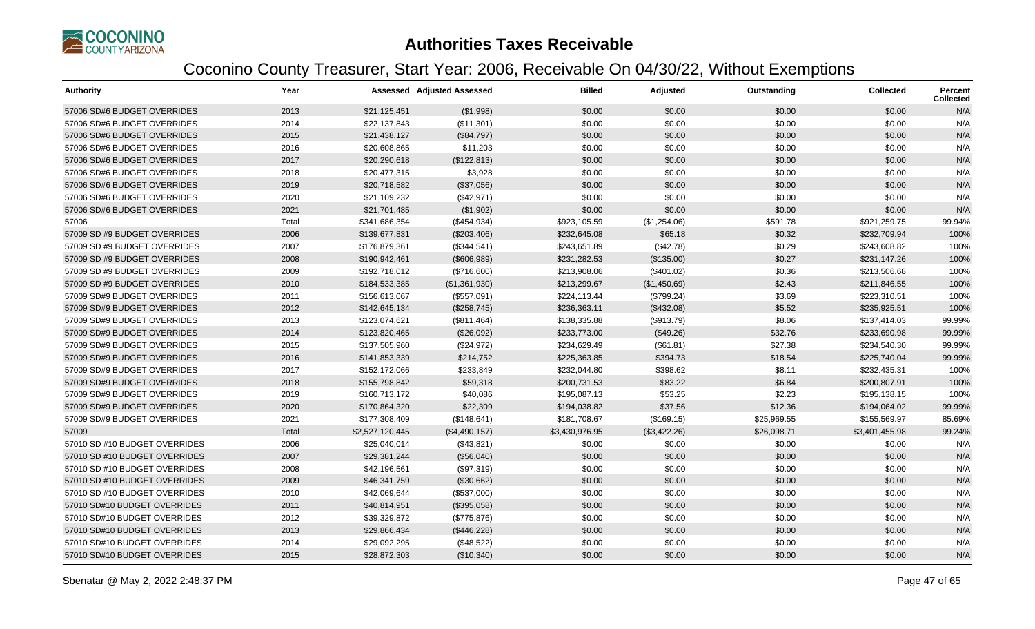# Authorities Taxes Receivable

## Coconino County Treasurer, Start Year: 2006, Receivable On 04/30/22, Without Exemptions

| Authority | Year | Assessed | Adjusted Assessed | Billed | Adjusted | Outstanding | Collected | Percent Collected |
|---|---|---|---|---|---|---|---|---|
| 57006 SD#6 BUDGET OVERRIDES | 2013 | $21,125,451 | ($1,998) | $0.00 | $0.00 | $0.00 | $0.00 | N/A |
| 57006 SD#6 BUDGET OVERRIDES | 2014 | $22,137,843 | ($11,301) | $0.00 | $0.00 | $0.00 | $0.00 | N/A |
| 57006 SD#6 BUDGET OVERRIDES | 2015 | $21,438,127 | ($84,797) | $0.00 | $0.00 | $0.00 | $0.00 | N/A |
| 57006 SD#6 BUDGET OVERRIDES | 2016 | $20,608,865 | $11,203 | $0.00 | $0.00 | $0.00 | $0.00 | N/A |
| 57006 SD#6 BUDGET OVERRIDES | 2017 | $20,290,618 | ($122,813) | $0.00 | $0.00 | $0.00 | $0.00 | N/A |
| 57006 SD#6 BUDGET OVERRIDES | 2018 | $20,477,315 | $3,928 | $0.00 | $0.00 | $0.00 | $0.00 | N/A |
| 57006 SD#6 BUDGET OVERRIDES | 2019 | $20,718,582 | ($37,056) | $0.00 | $0.00 | $0.00 | $0.00 | N/A |
| 57006 SD#6 BUDGET OVERRIDES | 2020 | $21,109,232 | ($42,971) | $0.00 | $0.00 | $0.00 | $0.00 | N/A |
| 57006 SD#6 BUDGET OVERRIDES | 2021 | $21,701,485 | ($1,902) | $0.00 | $0.00 | $0.00 | $0.00 | N/A |
| 57006 | Total | $341,686,354 | ($454,934) | $923,105.59 | ($1,254.06) | $591.78 | $921,259.75 | 99.94% |
| 57009 SD #9 BUDGET OVERRIDES | 2006 | $139,677,831 | ($203,406) | $232,645.08 | $65.18 | $0.32 | $232,709.94 | 100% |
| 57009 SD #9 BUDGET OVERRIDES | 2007 | $176,879,361 | ($344,541) | $243,651.89 | ($42.78) | $0.29 | $243,608.82 | 100% |
| 57009 SD #9 BUDGET OVERRIDES | 2008 | $190,942,461 | ($606,989) | $231,282.53 | ($135.00) | $0.27 | $231,147.26 | 100% |
| 57009 SD #9 BUDGET OVERRIDES | 2009 | $192,718,012 | ($716,600) | $213,908.06 | ($401.02) | $0.36 | $213,506.68 | 100% |
| 57009 SD #9 BUDGET OVERRIDES | 2010 | $184,533,385 | ($1,361,930) | $213,299.67 | ($1,450.69) | $2.43 | $211,846.55 | 100% |
| 57009 SD#9 BUDGET OVERRIDES | 2011 | $156,613,067 | ($557,091) | $224,113.44 | ($799.24) | $3.69 | $223,310.51 | 100% |
| 57009 SD#9 BUDGET OVERRIDES | 2012 | $142,645,134 | ($258,745) | $236,363.11 | ($432.08) | $5.52 | $235,925.51 | 100% |
| 57009 SD#9 BUDGET OVERRIDES | 2013 | $123,074,621 | ($811,464) | $138,335.88 | ($913.79) | $8.06 | $137,414.03 | 99.99% |
| 57009 SD#9 BUDGET OVERRIDES | 2014 | $123,820,465 | ($26,092) | $233,773.00 | ($49.26) | $32.76 | $233,690.98 | 99.99% |
| 57009 SD#9 BUDGET OVERRIDES | 2015 | $137,505,960 | ($24,972) | $234,629.49 | ($61.81) | $27.38 | $234,540.30 | 99.99% |
| 57009 SD#9 BUDGET OVERRIDES | 2016 | $141,853,339 | $214,752 | $225,363.85 | $394.73 | $18.54 | $225,740.04 | 99.99% |
| 57009 SD#9 BUDGET OVERRIDES | 2017 | $152,172,066 | $233,849 | $232,044.80 | $398.62 | $8.11 | $232,435.31 | 100% |
| 57009 SD#9 BUDGET OVERRIDES | 2018 | $155,798,842 | $59,318 | $200,731.53 | $83.22 | $6.84 | $200,807.91 | 100% |
| 57009 SD#9 BUDGET OVERRIDES | 2019 | $160,713,172 | $40,086 | $195,087.13 | $53.25 | $2.23 | $195,138.15 | 100% |
| 57009 SD#9 BUDGET OVERRIDES | 2020 | $170,864,320 | $22,309 | $194,038.82 | $37.56 | $12.36 | $194,064.02 | 99.99% |
| 57009 SD#9 BUDGET OVERRIDES | 2021 | $177,308,409 | ($148,641) | $181,708.67 | ($169.15) | $25,969.55 | $155,569.97 | 85.69% |
| 57009 | Total | $2,527,120,445 | ($4,490,157) | $3,430,976.95 | ($3,422.26) | $26,098.71 | $3,401,455.98 | 99.24% |
| 57010 SD #10 BUDGET OVERRIDES | 2006 | $25,040,014 | ($43,821) | $0.00 | $0.00 | $0.00 | $0.00 | N/A |
| 57010 SD #10 BUDGET OVERRIDES | 2007 | $29,381,244 | ($56,040) | $0.00 | $0.00 | $0.00 | $0.00 | N/A |
| 57010 SD #10 BUDGET OVERRIDES | 2008 | $42,196,561 | ($97,319) | $0.00 | $0.00 | $0.00 | $0.00 | N/A |
| 57010 SD #10 BUDGET OVERRIDES | 2009 | $46,341,759 | ($30,662) | $0.00 | $0.00 | $0.00 | $0.00 | N/A |
| 57010 SD #10 BUDGET OVERRIDES | 2010 | $42,069,644 | ($537,000) | $0.00 | $0.00 | $0.00 | $0.00 | N/A |
| 57010 SD#10 BUDGET OVERRIDES | 2011 | $40,814,951 | ($395,058) | $0.00 | $0.00 | $0.00 | $0.00 | N/A |
| 57010 SD#10 BUDGET OVERRIDES | 2012 | $39,329,872 | ($775,876) | $0.00 | $0.00 | $0.00 | $0.00 | N/A |
| 57010 SD#10 BUDGET OVERRIDES | 2013 | $29,866,434 | ($446,228) | $0.00 | $0.00 | $0.00 | $0.00 | N/A |
| 57010 SD#10 BUDGET OVERRIDES | 2014 | $29,092,295 | ($48,522) | $0.00 | $0.00 | $0.00 | $0.00 | N/A |
| 57010 SD#10 BUDGET OVERRIDES | 2015 | $28,872,303 | ($10,340) | $0.00 | $0.00 | $0.00 | $0.00 | N/A |

Sbenatar @ May 2, 2022 2:48:37 PM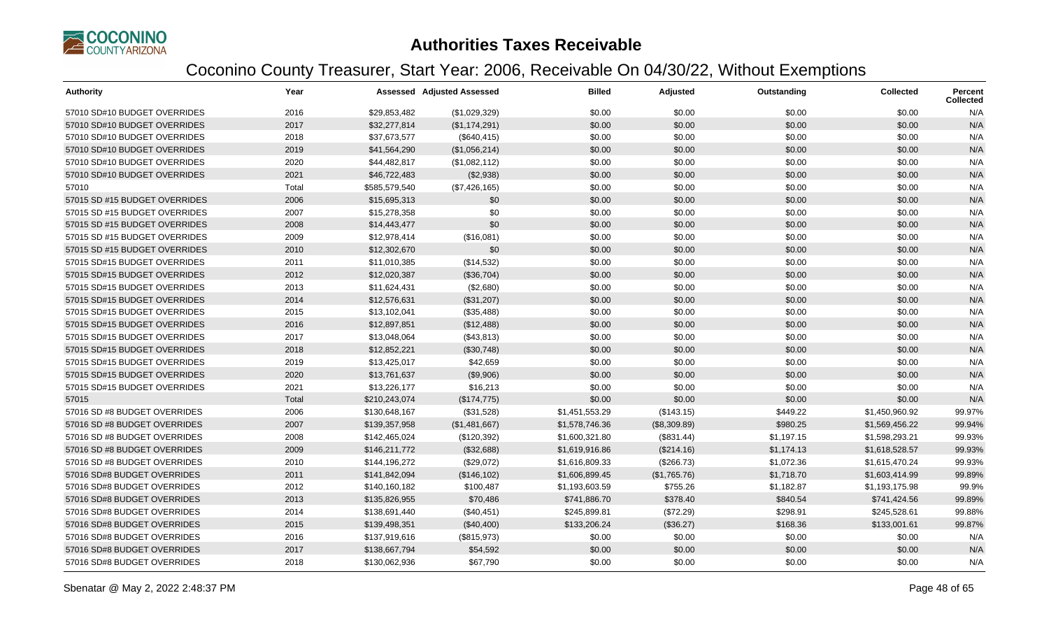# Authorities Taxes Receivable

## Coconino County Treasurer, Start Year: 2006, Receivable On 04/30/22, Without Exemptions

| Authority | Year | Assessed | Adjusted Assessed | Billed | Adjusted | Outstanding | Collected | Percent Collected |
|---|---|---|---|---|---|---|---|---|
| 57010 SD#10 BUDGET OVERRIDES | 2016 | $29,853,482 | ($1,029,329) | $0.00 | $0.00 | $0.00 | $0.00 | N/A |
| 57010 SD#10 BUDGET OVERRIDES | 2017 | $32,277,814 | ($1,174,291) | $0.00 | $0.00 | $0.00 | $0.00 | N/A |
| 57010 SD#10 BUDGET OVERRIDES | 2018 | $37,673,577 | ($640,415) | $0.00 | $0.00 | $0.00 | $0.00 | N/A |
| 57010 SD#10 BUDGET OVERRIDES | 2019 | $41,564,290 | ($1,056,214) | $0.00 | $0.00 | $0.00 | $0.00 | N/A |
| 57010 SD#10 BUDGET OVERRIDES | 2020 | $44,482,817 | ($1,082,112) | $0.00 | $0.00 | $0.00 | $0.00 | N/A |
| 57010 SD#10 BUDGET OVERRIDES | 2021 | $46,722,483 | ($2,938) | $0.00 | $0.00 | $0.00 | $0.00 | N/A |
| 57010 | Total | $585,579,540 | ($7,426,165) | $0.00 | $0.00 | $0.00 | $0.00 | N/A |
| 57015 SD #15 BUDGET OVERRIDES | 2006 | $15,695,313 | $0 | $0.00 | $0.00 | $0.00 | $0.00 | N/A |
| 57015 SD #15 BUDGET OVERRIDES | 2007 | $15,278,358 | $0 | $0.00 | $0.00 | $0.00 | $0.00 | N/A |
| 57015 SD #15 BUDGET OVERRIDES | 2008 | $14,443,477 | $0 | $0.00 | $0.00 | $0.00 | $0.00 | N/A |
| 57015 SD #15 BUDGET OVERRIDES | 2009 | $12,978,414 | ($16,081) | $0.00 | $0.00 | $0.00 | $0.00 | N/A |
| 57015 SD #15 BUDGET OVERRIDES | 2010 | $12,302,670 | $0 | $0.00 | $0.00 | $0.00 | $0.00 | N/A |
| 57015 SD#15 BUDGET OVERRIDES | 2011 | $11,010,385 | ($14,532) | $0.00 | $0.00 | $0.00 | $0.00 | N/A |
| 57015 SD#15 BUDGET OVERRIDES | 2012 | $12,020,387 | ($36,704) | $0.00 | $0.00 | $0.00 | $0.00 | N/A |
| 57015 SD#15 BUDGET OVERRIDES | 2013 | $11,624,431 | ($2,680) | $0.00 | $0.00 | $0.00 | $0.00 | N/A |
| 57015 SD#15 BUDGET OVERRIDES | 2014 | $12,576,631 | ($31,207) | $0.00 | $0.00 | $0.00 | $0.00 | N/A |
| 57015 SD#15 BUDGET OVERRIDES | 2015 | $13,102,041 | ($35,488) | $0.00 | $0.00 | $0.00 | $0.00 | N/A |
| 57015 SD#15 BUDGET OVERRIDES | 2016 | $12,897,851 | ($12,488) | $0.00 | $0.00 | $0.00 | $0.00 | N/A |
| 57015 SD#15 BUDGET OVERRIDES | 2017 | $13,048,064 | ($43,813) | $0.00 | $0.00 | $0.00 | $0.00 | N/A |
| 57015 SD#15 BUDGET OVERRIDES | 2018 | $12,852,221 | ($30,748) | $0.00 | $0.00 | $0.00 | $0.00 | N/A |
| 57015 SD#15 BUDGET OVERRIDES | 2019 | $13,425,017 | $42,659 | $0.00 | $0.00 | $0.00 | $0.00 | N/A |
| 57015 SD#15 BUDGET OVERRIDES | 2020 | $13,761,637 | ($9,906) | $0.00 | $0.00 | $0.00 | $0.00 | N/A |
| 57015 SD#15 BUDGET OVERRIDES | 2021 | $13,226,177 | $16,213 | $0.00 | $0.00 | $0.00 | $0.00 | N/A |
| 57015 | Total | $210,243,074 | ($174,775) | $0.00 | $0.00 | $0.00 | $0.00 | N/A |
| 57016 SD #8 BUDGET OVERRIDES | 2006 | $130,648,167 | ($31,528) | $1,451,553.29 | ($143.15) | $449.22 | $1,450,960.92 | 99.97% |
| 57016 SD #8 BUDGET OVERRIDES | 2007 | $139,357,958 | ($1,481,667) | $1,578,746.36 | ($8,309.89) | $980.25 | $1,569,456.22 | 99.94% |
| 57016 SD #8 BUDGET OVERRIDES | 2008 | $142,465,024 | ($120,392) | $1,600,321.80 | ($831.44) | $1,197.15 | $1,598,293.21 | 99.93% |
| 57016 SD #8 BUDGET OVERRIDES | 2009 | $146,211,772 | ($32,688) | $1,619,916.86 | ($214.16) | $1,174.13 | $1,618,528.57 | 99.93% |
| 57016 SD #8 BUDGET OVERRIDES | 2010 | $144,196,272 | ($29,072) | $1,616,809.33 | ($266.73) | $1,072.36 | $1,615,470.24 | 99.93% |
| 57016 SD#8 BUDGET OVERRIDES | 2011 | $141,842,094 | ($146,102) | $1,606,899.45 | ($1,765.76) | $1,718.70 | $1,603,414.99 | 99.89% |
| 57016 SD#8 BUDGET OVERRIDES | 2012 | $140,160,182 | $100,487 | $1,193,603.59 | $755.26 | $1,182.87 | $1,193,175.98 | 99.9% |
| 57016 SD#8 BUDGET OVERRIDES | 2013 | $135,826,955 | $70,486 | $741,886.70 | $378.40 | $840.54 | $741,424.56 | 99.89% |
| 57016 SD#8 BUDGET OVERRIDES | 2014 | $138,691,440 | ($40,451) | $245,899.81 | ($72.29) | $298.91 | $245,528.61 | 99.88% |
| 57016 SD#8 BUDGET OVERRIDES | 2015 | $139,498,351 | ($40,400) | $133,206.24 | ($36.27) | $168.36 | $133,001.61 | 99.87% |
| 57016 SD#8 BUDGET OVERRIDES | 2016 | $137,919,616 | ($815,973) | $0.00 | $0.00 | $0.00 | $0.00 | N/A |
| 57016 SD#8 BUDGET OVERRIDES | 2017 | $138,667,794 | $54,592 | $0.00 | $0.00 | $0.00 | $0.00 | N/A |
| 57016 SD#8 BUDGET OVERRIDES | 2018 | $130,062,936 | $67,790 | $0.00 | $0.00 | $0.00 | $0.00 | N/A |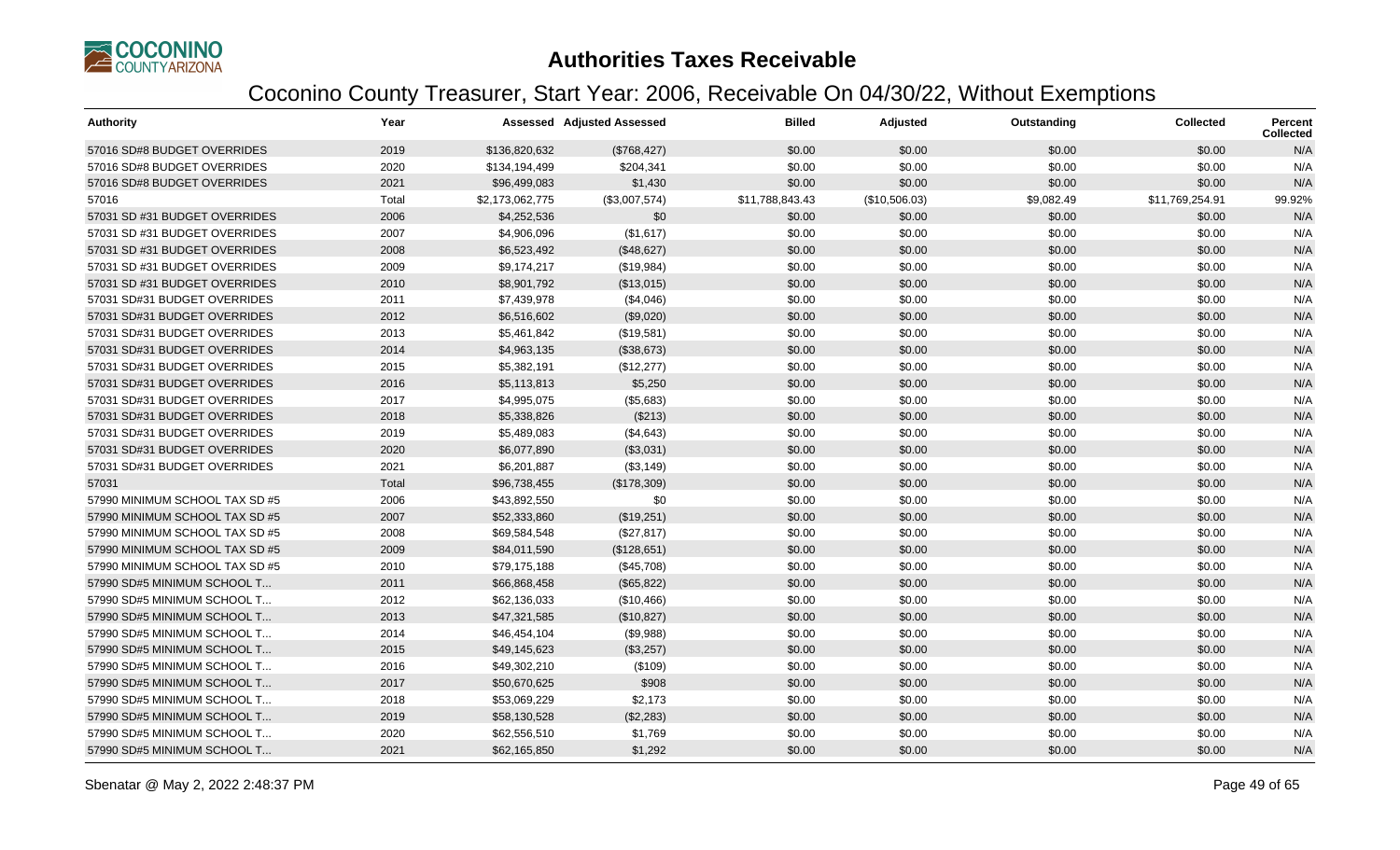# Authorities Taxes Receivable

## Coconino County Treasurer, Start Year: 2006, Receivable On 04/30/22, Without Exemptions

| Authority | Year | Assessed | Adjusted Assessed | Billed | Adjusted | Outstanding | Collected | Percent Collected |
|---|---|---|---|---|---|---|---|---|
| 57016 SD#8 BUDGET OVERRIDES | 2019 | $136,820,632 | ($768,427) | $0.00 | $0.00 | $0.00 | $0.00 | N/A |
| 57016 SD#8 BUDGET OVERRIDES | 2020 | $134,194,499 | $204,341 | $0.00 | $0.00 | $0.00 | $0.00 | N/A |
| 57016 SD#8 BUDGET OVERRIDES | 2021 | $96,499,083 | $1,430 | $0.00 | $0.00 | $0.00 | $0.00 | N/A |
| 57016 | Total | $2,173,062,775 | ($3,007,574) | $11,788,843.43 | ($10,506.03) | $9,082.49 | $11,769,254.91 | 99.92% |
| 57031 SD #31 BUDGET OVERRIDES | 2006 | $4,252,536 | $0 | $0.00 | $0.00 | $0.00 | $0.00 | N/A |
| 57031 SD #31 BUDGET OVERRIDES | 2007 | $4,906,096 | ($1,617) | $0.00 | $0.00 | $0.00 | $0.00 | N/A |
| 57031 SD #31 BUDGET OVERRIDES | 2008 | $6,523,492 | ($48,627) | $0.00 | $0.00 | $0.00 | $0.00 | N/A |
| 57031 SD #31 BUDGET OVERRIDES | 2009 | $9,174,217 | ($19,984) | $0.00 | $0.00 | $0.00 | $0.00 | N/A |
| 57031 SD #31 BUDGET OVERRIDES | 2010 | $8,901,792 | ($13,015) | $0.00 | $0.00 | $0.00 | $0.00 | N/A |
| 57031 SD#31 BUDGET OVERRIDES | 2011 | $7,439,978 | ($4,046) | $0.00 | $0.00 | $0.00 | $0.00 | N/A |
| 57031 SD#31 BUDGET OVERRIDES | 2012 | $6,516,602 | ($9,020) | $0.00 | $0.00 | $0.00 | $0.00 | N/A |
| 57031 SD#31 BUDGET OVERRIDES | 2013 | $5,461,842 | ($19,581) | $0.00 | $0.00 | $0.00 | $0.00 | N/A |
| 57031 SD#31 BUDGET OVERRIDES | 2014 | $4,963,135 | ($38,673) | $0.00 | $0.00 | $0.00 | $0.00 | N/A |
| 57031 SD#31 BUDGET OVERRIDES | 2015 | $5,382,191 | ($12,277) | $0.00 | $0.00 | $0.00 | $0.00 | N/A |
| 57031 SD#31 BUDGET OVERRIDES | 2016 | $5,113,813 | $5,250 | $0.00 | $0.00 | $0.00 | $0.00 | N/A |
| 57031 SD#31 BUDGET OVERRIDES | 2017 | $4,995,075 | ($5,683) | $0.00 | $0.00 | $0.00 | $0.00 | N/A |
| 57031 SD#31 BUDGET OVERRIDES | 2018 | $5,338,826 | ($213) | $0.00 | $0.00 | $0.00 | $0.00 | N/A |
| 57031 SD#31 BUDGET OVERRIDES | 2019 | $5,489,083 | ($4,643) | $0.00 | $0.00 | $0.00 | $0.00 | N/A |
| 57031 SD#31 BUDGET OVERRIDES | 2020 | $6,077,890 | ($3,031) | $0.00 | $0.00 | $0.00 | $0.00 | N/A |
| 57031 SD#31 BUDGET OVERRIDES | 2021 | $6,201,887 | ($3,149) | $0.00 | $0.00 | $0.00 | $0.00 | N/A |
| 57031 | Total | $96,738,455 | ($178,309) | $0.00 | $0.00 | $0.00 | $0.00 | N/A |
| 57990 MINIMUM SCHOOL TAX SD #5 | 2006 | $43,892,550 | $0 | $0.00 | $0.00 | $0.00 | $0.00 | N/A |
| 57990 MINIMUM SCHOOL TAX SD #5 | 2007 | $52,333,860 | ($19,251) | $0.00 | $0.00 | $0.00 | $0.00 | N/A |
| 57990 MINIMUM SCHOOL TAX SD #5 | 2008 | $69,584,548 | ($27,817) | $0.00 | $0.00 | $0.00 | $0.00 | N/A |
| 57990 MINIMUM SCHOOL TAX SD #5 | 2009 | $84,011,590 | ($128,651) | $0.00 | $0.00 | $0.00 | $0.00 | N/A |
| 57990 MINIMUM SCHOOL TAX SD #5 | 2010 | $79,175,188 | ($45,708) | $0.00 | $0.00 | $0.00 | $0.00 | N/A |
| 57990 SD#5 MINIMUM SCHOOL T... | 2011 | $66,868,458 | ($65,822) | $0.00 | $0.00 | $0.00 | $0.00 | N/A |
| 57990 SD#5 MINIMUM SCHOOL T... | 2012 | $62,136,033 | ($10,466) | $0.00 | $0.00 | $0.00 | $0.00 | N/A |
| 57990 SD#5 MINIMUM SCHOOL T... | 2013 | $47,321,585 | ($10,827) | $0.00 | $0.00 | $0.00 | $0.00 | N/A |
| 57990 SD#5 MINIMUM SCHOOL T... | 2014 | $46,454,104 | ($9,988) | $0.00 | $0.00 | $0.00 | $0.00 | N/A |
| 57990 SD#5 MINIMUM SCHOOL T... | 2015 | $49,145,623 | ($3,257) | $0.00 | $0.00 | $0.00 | $0.00 | N/A |
| 57990 SD#5 MINIMUM SCHOOL T... | 2016 | $49,302,210 | ($109) | $0.00 | $0.00 | $0.00 | $0.00 | N/A |
| 57990 SD#5 MINIMUM SCHOOL T... | 2017 | $50,670,625 | $908 | $0.00 | $0.00 | $0.00 | $0.00 | N/A |
| 57990 SD#5 MINIMUM SCHOOL T... | 2018 | $53,069,229 | $2,173 | $0.00 | $0.00 | $0.00 | $0.00 | N/A |
| 57990 SD#5 MINIMUM SCHOOL T... | 2019 | $58,130,528 | ($2,283) | $0.00 | $0.00 | $0.00 | $0.00 | N/A |
| 57990 SD#5 MINIMUM SCHOOL T... | 2020 | $62,556,510 | $1,769 | $0.00 | $0.00 | $0.00 | $0.00 | N/A |
| 57990 SD#5 MINIMUM SCHOOL T... | 2021 | $62,165,850 | $1,292 | $0.00 | $0.00 | $0.00 | $0.00 | N/A |

Sbenatar @ May 2, 2022 2:48:37 PM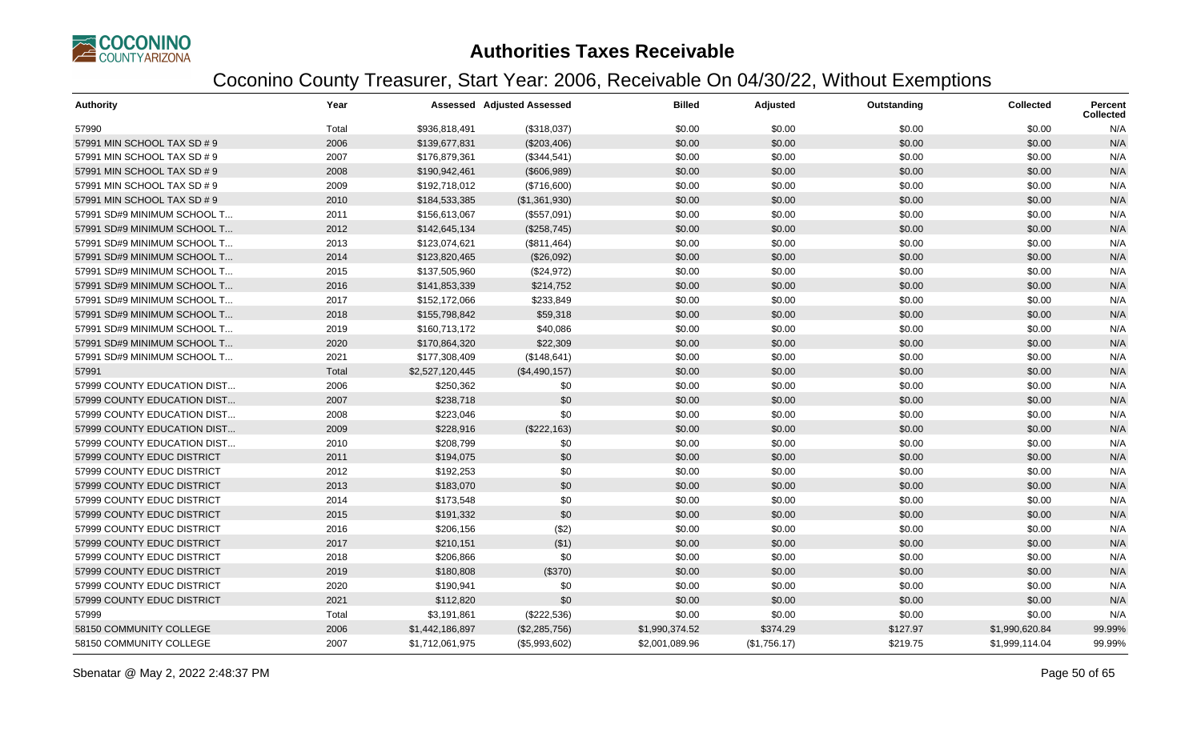# Authorities Taxes Receivable

## Coconino County Treasurer, Start Year: 2006, Receivable On 04/30/22, Without Exemptions

| Authority | Year | Assessed | Adjusted Assessed | Billed | Adjusted | Outstanding | Collected | Percent Collected |
|---|---|---|---|---|---|---|---|---|
| 57990 | Total | $936,818,491 | ($318,037) | $0.00 | $0.00 | $0.00 | $0.00 | N/A |
| 57991 MIN SCHOOL TAX SD # 9 | 2006 | $139,677,831 | ($203,406) | $0.00 | $0.00 | $0.00 | $0.00 | N/A |
| 57991 MIN SCHOOL TAX SD # 9 | 2007 | $176,879,361 | ($344,541) | $0.00 | $0.00 | $0.00 | $0.00 | N/A |
| 57991 MIN SCHOOL TAX SD # 9 | 2008 | $190,942,461 | ($606,989) | $0.00 | $0.00 | $0.00 | $0.00 | N/A |
| 57991 MIN SCHOOL TAX SD # 9 | 2009 | $192,718,012 | ($716,600) | $0.00 | $0.00 | $0.00 | $0.00 | N/A |
| 57991 MIN SCHOOL TAX SD # 9 | 2010 | $184,533,385 | ($1,361,930) | $0.00 | $0.00 | $0.00 | $0.00 | N/A |
| 57991 SD#9 MINIMUM SCHOOL T... | 2011 | $156,613,067 | ($557,091) | $0.00 | $0.00 | $0.00 | $0.00 | N/A |
| 57991 SD#9 MINIMUM SCHOOL T... | 2012 | $142,645,134 | ($258,745) | $0.00 | $0.00 | $0.00 | $0.00 | N/A |
| 57991 SD#9 MINIMUM SCHOOL T... | 2013 | $123,074,621 | ($811,464) | $0.00 | $0.00 | $0.00 | $0.00 | N/A |
| 57991 SD#9 MINIMUM SCHOOL T... | 2014 | $123,820,465 | ($26,092) | $0.00 | $0.00 | $0.00 | $0.00 | N/A |
| 57991 SD#9 MINIMUM SCHOOL T... | 2015 | $137,505,960 | ($24,972) | $0.00 | $0.00 | $0.00 | $0.00 | N/A |
| 57991 SD#9 MINIMUM SCHOOL T... | 2016 | $141,853,339 | $214,752 | $0.00 | $0.00 | $0.00 | $0.00 | N/A |
| 57991 SD#9 MINIMUM SCHOOL T... | 2017 | $152,172,066 | $233,849 | $0.00 | $0.00 | $0.00 | $0.00 | N/A |
| 57991 SD#9 MINIMUM SCHOOL T... | 2018 | $155,798,842 | $59,318 | $0.00 | $0.00 | $0.00 | $0.00 | N/A |
| 57991 SD#9 MINIMUM SCHOOL T... | 2019 | $160,713,172 | $40,086 | $0.00 | $0.00 | $0.00 | $0.00 | N/A |
| 57991 SD#9 MINIMUM SCHOOL T... | 2020 | $170,864,320 | $22,309 | $0.00 | $0.00 | $0.00 | $0.00 | N/A |
| 57991 SD#9 MINIMUM SCHOOL T... | 2021 | $177,308,409 | ($148,641) | $0.00 | $0.00 | $0.00 | $0.00 | N/A |
| 57991 | Total | $2,527,120,445 | ($4,490,157) | $0.00 | $0.00 | $0.00 | $0.00 | N/A |
| 57999 COUNTY EDUCATION DIST... | 2006 | $250,362 | $0 | $0.00 | $0.00 | $0.00 | $0.00 | N/A |
| 57999 COUNTY EDUCATION DIST... | 2007 | $238,718 | $0 | $0.00 | $0.00 | $0.00 | $0.00 | N/A |
| 57999 COUNTY EDUCATION DIST... | 2008 | $223,046 | $0 | $0.00 | $0.00 | $0.00 | $0.00 | N/A |
| 57999 COUNTY EDUCATION DIST... | 2009 | $228,916 | ($222,163) | $0.00 | $0.00 | $0.00 | $0.00 | N/A |
| 57999 COUNTY EDUCATION DIST... | 2010 | $208,799 | $0 | $0.00 | $0.00 | $0.00 | $0.00 | N/A |
| 57999 COUNTY EDUC DISTRICT | 2011 | $194,075 | $0 | $0.00 | $0.00 | $0.00 | $0.00 | N/A |
| 57999 COUNTY EDUC DISTRICT | 2012 | $192,253 | $0 | $0.00 | $0.00 | $0.00 | $0.00 | N/A |
| 57999 COUNTY EDUC DISTRICT | 2013 | $183,070 | $0 | $0.00 | $0.00 | $0.00 | $0.00 | N/A |
| 57999 COUNTY EDUC DISTRICT | 2014 | $173,548 | $0 | $0.00 | $0.00 | $0.00 | $0.00 | N/A |
| 57999 COUNTY EDUC DISTRICT | 2015 | $191,332 | $0 | $0.00 | $0.00 | $0.00 | $0.00 | N/A |
| 57999 COUNTY EDUC DISTRICT | 2016 | $206,156 | ($2) | $0.00 | $0.00 | $0.00 | $0.00 | N/A |
| 57999 COUNTY EDUC DISTRICT | 2017 | $210,151 | ($1) | $0.00 | $0.00 | $0.00 | $0.00 | N/A |
| 57999 COUNTY EDUC DISTRICT | 2018 | $206,866 | $0 | $0.00 | $0.00 | $0.00 | $0.00 | N/A |
| 57999 COUNTY EDUC DISTRICT | 2019 | $180,808 | ($370) | $0.00 | $0.00 | $0.00 | $0.00 | N/A |
| 57999 COUNTY EDUC DISTRICT | 2020 | $190,941 | $0 | $0.00 | $0.00 | $0.00 | $0.00 | N/A |
| 57999 COUNTY EDUC DISTRICT | 2021 | $112,820 | $0 | $0.00 | $0.00 | $0.00 | $0.00 | N/A |
| 57999 | Total | $3,191,861 | ($222,536) | $0.00 | $0.00 | $0.00 | $0.00 | N/A |
| 58150 COMMUNITY COLLEGE | 2006 | $1,442,186,897 | ($2,285,756) | $1,990,374.52 | $374.29 | $127.97 | $1,990,620.84 | 99.99% |
| 58150 COMMUNITY COLLEGE | 2007 | $1,712,061,975 | ($5,993,602) | $2,001,089.96 | ($1,756.17) | $219.75 | $1,999,114.04 | 99.99% |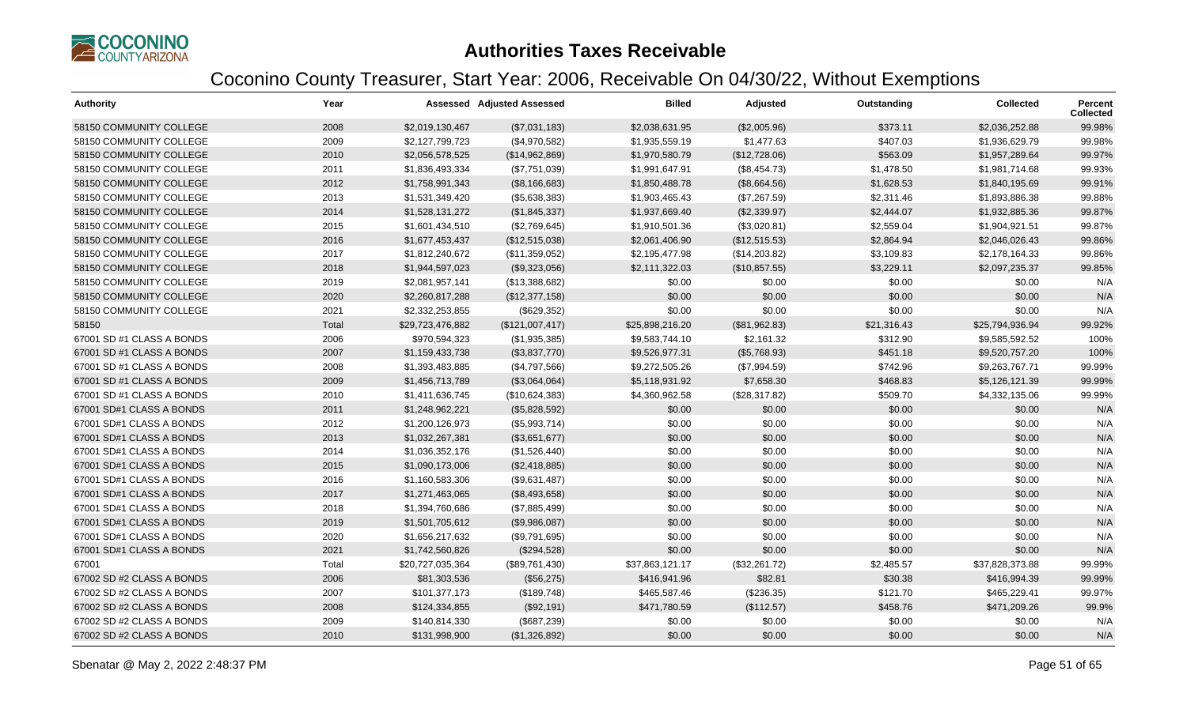# Authorities Taxes Receivable

## Coconino County Treasurer, Start Year: 2006, Receivable On 04/30/22, Without Exemptions

| Authority | Year | Assessed | Adjusted Assessed | Billed | Adjusted | Outstanding | Collected | Percent Collected |
|---|---|---|---|---|---|---|---|---|
| 58150 COMMUNITY COLLEGE | 2008 | $2,019,130,467 | ($7,031,183) | $2,038,631.95 | ($2,005.96) | $373.11 | $2,036,252.88 | 99.98% |
| 58150 COMMUNITY COLLEGE | 2009 | $2,127,799,723 | ($4,970,582) | $1,935,559.19 | $1,477.63 | $407.03 | $1,936,629.79 | 99.98% |
| 58150 COMMUNITY COLLEGE | 2010 | $2,056,578,525 | ($14,962,869) | $1,970,580.79 | ($12,728.06) | $563.09 | $1,957,289.64 | 99.97% |
| 58150 COMMUNITY COLLEGE | 2011 | $1,836,493,334 | ($7,751,039) | $1,991,647.91 | ($8,454.73) | $1,478.50 | $1,981,714.68 | 99.93% |
| 58150 COMMUNITY COLLEGE | 2012 | $1,758,991,343 | ($8,166,683) | $1,850,488.78 | ($8,664.56) | $1,628.53 | $1,840,195.69 | 99.91% |
| 58150 COMMUNITY COLLEGE | 2013 | $1,531,349,420 | ($5,638,383) | $1,903,465.43 | ($7,267.59) | $2,311.46 | $1,893,886.38 | 99.88% |
| 58150 COMMUNITY COLLEGE | 2014 | $1,528,131,272 | ($1,845,337) | $1,937,669.40 | ($2,339.97) | $2,444.07 | $1,932,885.36 | 99.87% |
| 58150 COMMUNITY COLLEGE | 2015 | $1,601,434,510 | ($2,769,645) | $1,910,501.36 | ($3,020.81) | $2,559.04 | $1,904,921.51 | 99.87% |
| 58150 COMMUNITY COLLEGE | 2016 | $1,677,453,437 | ($12,515,038) | $2,061,406.90 | ($12,515.53) | $2,864.94 | $2,046,026.43 | 99.86% |
| 58150 COMMUNITY COLLEGE | 2017 | $1,812,240,672 | ($11,359,052) | $2,195,477.98 | ($14,203.82) | $3,109.83 | $2,178,164.33 | 99.86% |
| 58150 COMMUNITY COLLEGE | 2018 | $1,944,597,023 | ($9,323,056) | $2,111,322.03 | ($10,857.55) | $3,229.11 | $2,097,235.37 | 99.85% |
| 58150 COMMUNITY COLLEGE | 2019 | $2,081,957,141 | ($13,388,682) | $0.00 | $0.00 | $0.00 | $0.00 | N/A |
| 58150 COMMUNITY COLLEGE | 2020 | $2,260,817,288 | ($12,377,158) | $0.00 | $0.00 | $0.00 | $0.00 | N/A |
| 58150 COMMUNITY COLLEGE | 2021 | $2,332,253,855 | ($629,352) | $0.00 | $0.00 | $0.00 | $0.00 | N/A |
| 58150 | Total | $29,723,476,882 | ($121,007,417) | $25,898,216.20 | ($81,962.83) | $21,316.43 | $25,794,936.94 | 99.92% |
| 67001 SD #1 CLASS A BONDS | 2006 | $970,594,323 | ($1,935,385) | $9,583,744.10 | $2,161.32 | $312.90 | $9,585,592.52 | 100% |
| 67001 SD #1 CLASS A BONDS | 2007 | $1,159,433,738 | ($3,837,770) | $9,526,977.31 | ($5,768.93) | $451.18 | $9,520,757.20 | 100% |
| 67001 SD #1 CLASS A BONDS | 2008 | $1,393,483,885 | ($4,797,566) | $9,272,505.26 | ($7,994.59) | $742.96 | $9,263,767.71 | 99.99% |
| 67001 SD #1 CLASS A BONDS | 2009 | $1,456,713,789 | ($3,064,064) | $5,118,931.92 | $7,658.30 | $468.83 | $5,126,121.39 | 99.99% |
| 67001 SD #1 CLASS A BONDS | 2010 | $1,411,636,745 | ($10,624,383) | $4,360,962.58 | ($28,317.82) | $509.70 | $4,332,135.06 | 99.99% |
| 67001 SD#1 CLASS A BONDS | 2011 | $1,248,962,221 | ($5,828,592) | $0.00 | $0.00 | $0.00 | $0.00 | N/A |
| 67001 SD#1 CLASS A BONDS | 2012 | $1,200,126,973 | ($5,993,714) | $0.00 | $0.00 | $0.00 | $0.00 | N/A |
| 67001 SD#1 CLASS A BONDS | 2013 | $1,032,267,381 | ($3,651,677) | $0.00 | $0.00 | $0.00 | $0.00 | N/A |
| 67001 SD#1 CLASS A BONDS | 2014 | $1,036,352,176 | ($1,526,440) | $0.00 | $0.00 | $0.00 | $0.00 | N/A |
| 67001 SD#1 CLASS A BONDS | 2015 | $1,090,173,006 | ($2,418,885) | $0.00 | $0.00 | $0.00 | $0.00 | N/A |
| 67001 SD#1 CLASS A BONDS | 2016 | $1,160,583,306 | ($9,631,487) | $0.00 | $0.00 | $0.00 | $0.00 | N/A |
| 67001 SD#1 CLASS A BONDS | 2017 | $1,271,463,065 | ($8,493,658) | $0.00 | $0.00 | $0.00 | $0.00 | N/A |
| 67001 SD#1 CLASS A BONDS | 2018 | $1,394,760,686 | ($7,885,499) | $0.00 | $0.00 | $0.00 | $0.00 | N/A |
| 67001 SD#1 CLASS A BONDS | 2019 | $1,501,705,612 | ($9,986,087) | $0.00 | $0.00 | $0.00 | $0.00 | N/A |
| 67001 SD#1 CLASS A BONDS | 2020 | $1,656,217,632 | ($9,791,695) | $0.00 | $0.00 | $0.00 | $0.00 | N/A |
| 67001 SD#1 CLASS A BONDS | 2021 | $1,742,560,826 | ($294,528) | $0.00 | $0.00 | $0.00 | $0.00 | N/A |
| 67001 | Total | $20,727,035,364 | ($89,761,430) | $37,863,121.17 | ($32,261.72) | $2,485.57 | $37,828,373.88 | 99.99% |
| 67002 SD #2 CLASS A BONDS | 2006 | $81,303,536 | ($56,275) | $416,941.96 | $82.81 | $30.38 | $416,994.39 | 99.99% |
| 67002 SD #2 CLASS A BONDS | 2007 | $101,377,173 | ($189,748) | $465,587.46 | ($236.35) | $121.70 | $465,229.41 | 99.97% |
| 67002 SD #2 CLASS A BONDS | 2008 | $124,334,855 | ($92,191) | $471,780.59 | ($112.57) | $458.76 | $471,209.26 | 99.9% |
| 67002 SD #2 CLASS A BONDS | 2009 | $140,814,330 | ($687,239) | $0.00 | $0.00 | $0.00 | $0.00 | N/A |
| 67002 SD #2 CLASS A BONDS | 2010 | $131,998,900 | ($1,326,892) | $0.00 | $0.00 | $0.00 | $0.00 | N/A |

Sbenatar @ May 2, 2022 2:48:37 PM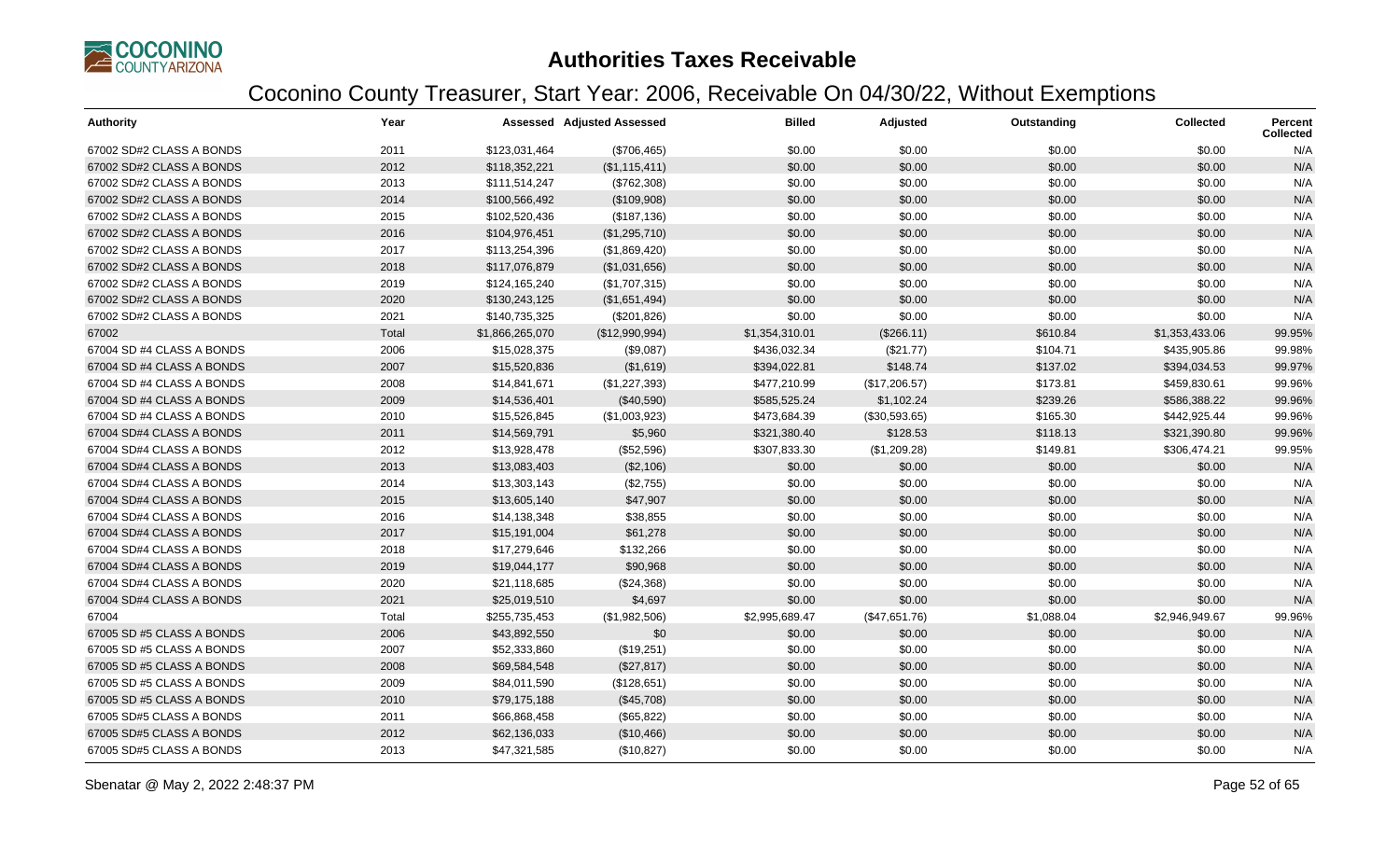# Authorities Taxes Receivable

## Coconino County Treasurer, Start Year: 2006, Receivable On 04/30/22, Without Exemptions

| Authority | Year | Assessed | Adjusted Assessed | Billed | Adjusted | Outstanding | Collected | Percent Collected |
|---|---|---|---|---|---|---|---|---|
| 67002 SD#2 CLASS A BONDS | 2011 | $123,031,464 | ($706,465) | $0.00 | $0.00 | $0.00 | $0.00 | N/A |
| 67002 SD#2 CLASS A BONDS | 2012 | $118,352,221 | ($1,115,411) | $0.00 | $0.00 | $0.00 | $0.00 | N/A |
| 67002 SD#2 CLASS A BONDS | 2013 | $111,514,247 | ($762,308) | $0.00 | $0.00 | $0.00 | $0.00 | N/A |
| 67002 SD#2 CLASS A BONDS | 2014 | $100,566,492 | ($109,908) | $0.00 | $0.00 | $0.00 | $0.00 | N/A |
| 67002 SD#2 CLASS A BONDS | 2015 | $102,520,436 | ($187,136) | $0.00 | $0.00 | $0.00 | $0.00 | N/A |
| 67002 SD#2 CLASS A BONDS | 2016 | $104,976,451 | ($1,295,710) | $0.00 | $0.00 | $0.00 | $0.00 | N/A |
| 67002 SD#2 CLASS A BONDS | 2017 | $113,254,396 | ($1,869,420) | $0.00 | $0.00 | $0.00 | $0.00 | N/A |
| 67002 SD#2 CLASS A BONDS | 2018 | $117,076,879 | ($1,031,656) | $0.00 | $0.00 | $0.00 | $0.00 | N/A |
| 67002 SD#2 CLASS A BONDS | 2019 | $124,165,240 | ($1,707,315) | $0.00 | $0.00 | $0.00 | $0.00 | N/A |
| 67002 SD#2 CLASS A BONDS | 2020 | $130,243,125 | ($1,651,494) | $0.00 | $0.00 | $0.00 | $0.00 | N/A |
| 67002 SD#2 CLASS A BONDS | 2021 | $140,735,325 | ($201,826) | $0.00 | $0.00 | $0.00 | $0.00 | N/A |
| 67002 | Total | $1,866,265,070 | ($12,990,994) | $1,354,310.01 | ($266.11) | $610.84 | $1,353,433.06 | 99.95% |
| 67004 SD #4 CLASS A BONDS | 2006 | $15,028,375 | ($9,087) | $436,032.34 | ($21.77) | $104.71 | $435,905.86 | 99.98% |
| 67004 SD #4 CLASS A BONDS | 2007 | $15,520,836 | ($1,619) | $394,022.81 | $148.74 | $137.02 | $394,034.53 | 99.97% |
| 67004 SD #4 CLASS A BONDS | 2008 | $14,841,671 | ($1,227,393) | $477,210.99 | ($17,206.57) | $173.81 | $459,830.61 | 99.96% |
| 67004 SD #4 CLASS A BONDS | 2009 | $14,536,401 | ($40,590) | $585,525.24 | $1,102.24 | $239.26 | $586,388.22 | 99.96% |
| 67004 SD #4 CLASS A BONDS | 2010 | $15,526,845 | ($1,003,923) | $473,684.39 | ($30,593.65) | $165.30 | $442,925.44 | 99.96% |
| 67004 SD#4 CLASS A BONDS | 2011 | $14,569,791 | $5,960 | $321,380.40 | $128.53 | $118.13 | $321,390.80 | 99.96% |
| 67004 SD#4 CLASS A BONDS | 2012 | $13,928,478 | ($52,596) | $307,833.30 | ($1,209.28) | $149.81 | $306,474.21 | 99.95% |
| 67004 SD#4 CLASS A BONDS | 2013 | $13,083,403 | ($2,106) | $0.00 | $0.00 | $0.00 | $0.00 | N/A |
| 67004 SD#4 CLASS A BONDS | 2014 | $13,303,143 | ($2,755) | $0.00 | $0.00 | $0.00 | $0.00 | N/A |
| 67004 SD#4 CLASS A BONDS | 2015 | $13,605,140 | $47,907 | $0.00 | $0.00 | $0.00 | $0.00 | N/A |
| 67004 SD#4 CLASS A BONDS | 2016 | $14,138,348 | $38,855 | $0.00 | $0.00 | $0.00 | $0.00 | N/A |
| 67004 SD#4 CLASS A BONDS | 2017 | $15,191,004 | $61,278 | $0.00 | $0.00 | $0.00 | $0.00 | N/A |
| 67004 SD#4 CLASS A BONDS | 2018 | $17,279,646 | $132,266 | $0.00 | $0.00 | $0.00 | $0.00 | N/A |
| 67004 SD#4 CLASS A BONDS | 2019 | $19,044,177 | $90,968 | $0.00 | $0.00 | $0.00 | $0.00 | N/A |
| 67004 SD#4 CLASS A BONDS | 2020 | $21,118,685 | ($24,368) | $0.00 | $0.00 | $0.00 | $0.00 | N/A |
| 67004 SD#4 CLASS A BONDS | 2021 | $25,019,510 | $4,697 | $0.00 | $0.00 | $0.00 | $0.00 | N/A |
| 67004 | Total | $255,735,453 | ($1,982,506) | $2,995,689.47 | ($47,651.76) | $1,088.04 | $2,946,949.67 | 99.96% |
| 67005 SD #5 CLASS A BONDS | 2006 | $43,892,550 | $0 | $0.00 | $0.00 | $0.00 | $0.00 | N/A |
| 67005 SD #5 CLASS A BONDS | 2007 | $52,333,860 | ($19,251) | $0.00 | $0.00 | $0.00 | $0.00 | N/A |
| 67005 SD #5 CLASS A BONDS | 2008 | $69,584,548 | ($27,817) | $0.00 | $0.00 | $0.00 | $0.00 | N/A |
| 67005 SD #5 CLASS A BONDS | 2009 | $84,011,590 | ($128,651) | $0.00 | $0.00 | $0.00 | $0.00 | N/A |
| 67005 SD #5 CLASS A BONDS | 2010 | $79,175,188 | ($45,708) | $0.00 | $0.00 | $0.00 | $0.00 | N/A |
| 67005 SD#5 CLASS A BONDS | 2011 | $66,868,458 | ($65,822) | $0.00 | $0.00 | $0.00 | $0.00 | N/A |
| 67005 SD#5 CLASS A BONDS | 2012 | $62,136,033 | ($10,466) | $0.00 | $0.00 | $0.00 | $0.00 | N/A |
| 67005 SD#5 CLASS A BONDS | 2013 | $47,321,585 | ($10,827) | $0.00 | $0.00 | $0.00 | $0.00 | N/A |

Sbenatar @ May 2, 2022 2:48:37 PM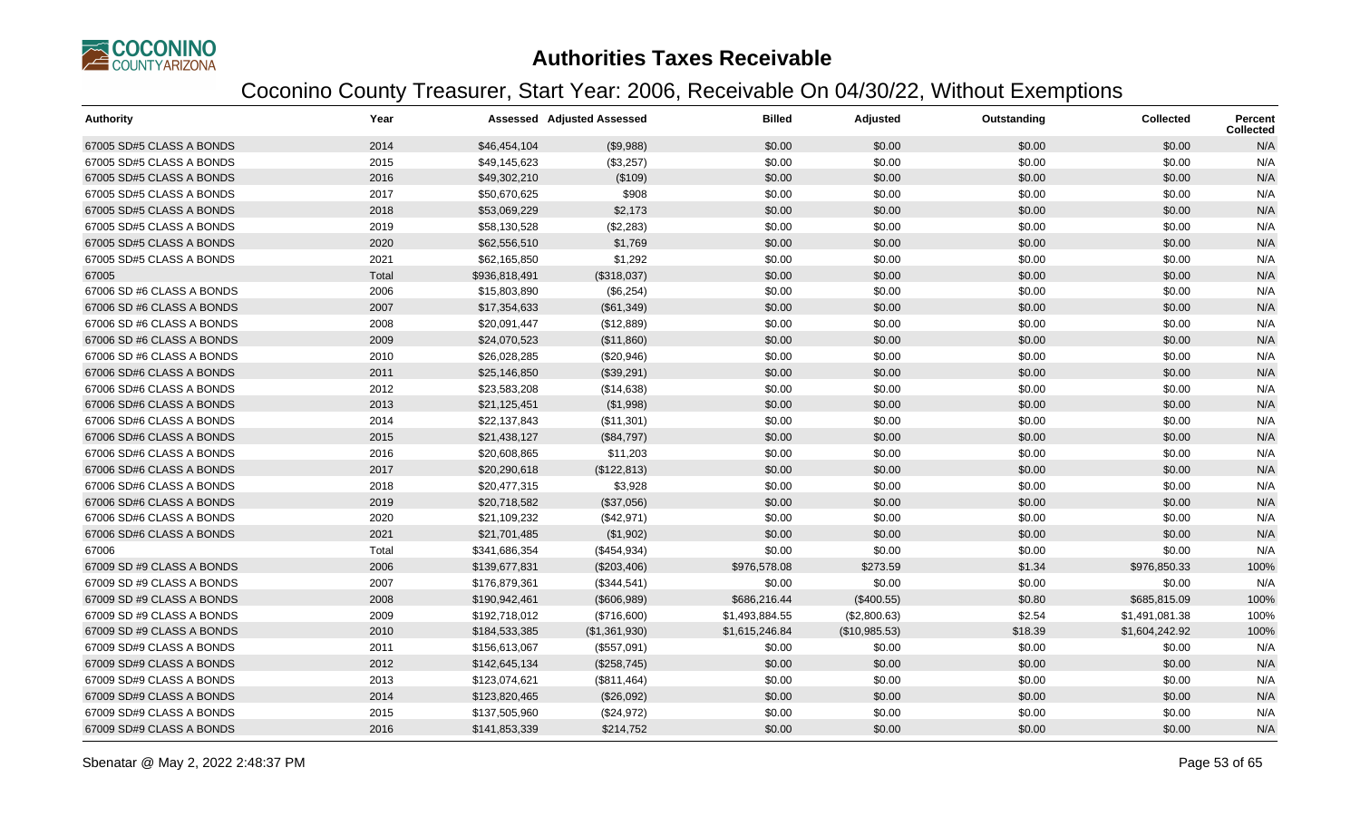# Authorities Taxes Receivable

## Coconino County Treasurer, Start Year: 2006, Receivable On 04/30/22, Without Exemptions

| Authority | Year | Assessed | Adjusted Assessed | Billed | Adjusted | Outstanding | Collected | Percent Collected |
|---|---|---|---|---|---|---|---|---|
| 67005 SD#5 CLASS A BONDS | 2014 | $46,454,104 | ($9,988) | $0.00 | $0.00 | $0.00 | $0.00 | N/A |
| 67005 SD#5 CLASS A BONDS | 2015 | $49,145,623 | ($3,257) | $0.00 | $0.00 | $0.00 | $0.00 | N/A |
| 67005 SD#5 CLASS A BONDS | 2016 | $49,302,210 | ($109) | $0.00 | $0.00 | $0.00 | $0.00 | N/A |
| 67005 SD#5 CLASS A BONDS | 2017 | $50,670,625 | $908 | $0.00 | $0.00 | $0.00 | $0.00 | N/A |
| 67005 SD#5 CLASS A BONDS | 2018 | $53,069,229 | $2,173 | $0.00 | $0.00 | $0.00 | $0.00 | N/A |
| 67005 SD#5 CLASS A BONDS | 2019 | $58,130,528 | ($2,283) | $0.00 | $0.00 | $0.00 | $0.00 | N/A |
| 67005 SD#5 CLASS A BONDS | 2020 | $62,556,510 | $1,769 | $0.00 | $0.00 | $0.00 | $0.00 | N/A |
| 67005 SD#5 CLASS A BONDS | 2021 | $62,165,850 | $1,292 | $0.00 | $0.00 | $0.00 | $0.00 | N/A |
| 67005 | Total | $936,818,491 | ($318,037) | $0.00 | $0.00 | $0.00 | $0.00 | N/A |
| 67006 SD #6 CLASS A BONDS | 2006 | $15,803,890 | ($6,254) | $0.00 | $0.00 | $0.00 | $0.00 | N/A |
| 67006 SD #6 CLASS A BONDS | 2007 | $17,354,633 | ($61,349) | $0.00 | $0.00 | $0.00 | $0.00 | N/A |
| 67006 SD #6 CLASS A BONDS | 2008 | $20,091,447 | ($12,889) | $0.00 | $0.00 | $0.00 | $0.00 | N/A |
| 67006 SD #6 CLASS A BONDS | 2009 | $24,070,523 | ($11,860) | $0.00 | $0.00 | $0.00 | $0.00 | N/A |
| 67006 SD #6 CLASS A BONDS | 2010 | $26,028,285 | ($20,946) | $0.00 | $0.00 | $0.00 | $0.00 | N/A |
| 67006 SD#6 CLASS A BONDS | 2011 | $25,146,850 | ($39,291) | $0.00 | $0.00 | $0.00 | $0.00 | N/A |
| 67006 SD#6 CLASS A BONDS | 2012 | $23,583,208 | ($14,638) | $0.00 | $0.00 | $0.00 | $0.00 | N/A |
| 67006 SD#6 CLASS A BONDS | 2013 | $21,125,451 | ($1,998) | $0.00 | $0.00 | $0.00 | $0.00 | N/A |
| 67006 SD#6 CLASS A BONDS | 2014 | $22,137,843 | ($11,301) | $0.00 | $0.00 | $0.00 | $0.00 | N/A |
| 67006 SD#6 CLASS A BONDS | 2015 | $21,438,127 | ($84,797) | $0.00 | $0.00 | $0.00 | $0.00 | N/A |
| 67006 SD#6 CLASS A BONDS | 2016 | $20,608,865 | $11,203 | $0.00 | $0.00 | $0.00 | $0.00 | N/A |
| 67006 SD#6 CLASS A BONDS | 2017 | $20,290,618 | ($122,813) | $0.00 | $0.00 | $0.00 | $0.00 | N/A |
| 67006 SD#6 CLASS A BONDS | 2018 | $20,477,315 | $3,928 | $0.00 | $0.00 | $0.00 | $0.00 | N/A |
| 67006 SD#6 CLASS A BONDS | 2019 | $20,718,582 | ($37,056) | $0.00 | $0.00 | $0.00 | $0.00 | N/A |
| 67006 SD#6 CLASS A BONDS | 2020 | $21,109,232 | ($42,971) | $0.00 | $0.00 | $0.00 | $0.00 | N/A |
| 67006 SD#6 CLASS A BONDS | 2021 | $21,701,485 | ($1,902) | $0.00 | $0.00 | $0.00 | $0.00 | N/A |
| 67006 | Total | $341,686,354 | ($454,934) | $0.00 | $0.00 | $0.00 | $0.00 | N/A |
| 67009 SD #9 CLASS A BONDS | 2006 | $139,677,831 | ($203,406) | $976,578.08 | $273.59 | $1.34 | $976,850.33 | 100% |
| 67009 SD #9 CLASS A BONDS | 2007 | $176,879,361 | ($344,541) | $0.00 | $0.00 | $0.00 | $0.00 | N/A |
| 67009 SD #9 CLASS A BONDS | 2008 | $190,942,461 | ($606,989) | $686,216.44 | ($400.55) | $0.80 | $685,815.09 | 100% |
| 67009 SD #9 CLASS A BONDS | 2009 | $192,718,012 | ($716,600) | $1,493,884.55 | ($2,800.63) | $2.54 | $1,491,081.38 | 100% |
| 67009 SD #9 CLASS A BONDS | 2010 | $184,533,385 | ($1,361,930) | $1,615,246.84 | ($10,985.53) | $18.39 | $1,604,242.92 | 100% |
| 67009 SD#9 CLASS A BONDS | 2011 | $156,613,067 | ($557,091) | $0.00 | $0.00 | $0.00 | $0.00 | N/A |
| 67009 SD#9 CLASS A BONDS | 2012 | $142,645,134 | ($258,745) | $0.00 | $0.00 | $0.00 | $0.00 | N/A |
| 67009 SD#9 CLASS A BONDS | 2013 | $123,074,621 | ($811,464) | $0.00 | $0.00 | $0.00 | $0.00 | N/A |
| 67009 SD#9 CLASS A BONDS | 2014 | $123,820,465 | ($26,092) | $0.00 | $0.00 | $0.00 | $0.00 | N/A |
| 67009 SD#9 CLASS A BONDS | 2015 | $137,505,960 | ($24,972) | $0.00 | $0.00 | $0.00 | $0.00 | N/A |
| 67009 SD#9 CLASS A BONDS | 2016 | $141,853,339 | $214,752 | $0.00 | $0.00 | $0.00 | $0.00 | N/A |

Sbenatar @ May 2, 2022 2:48:37 PM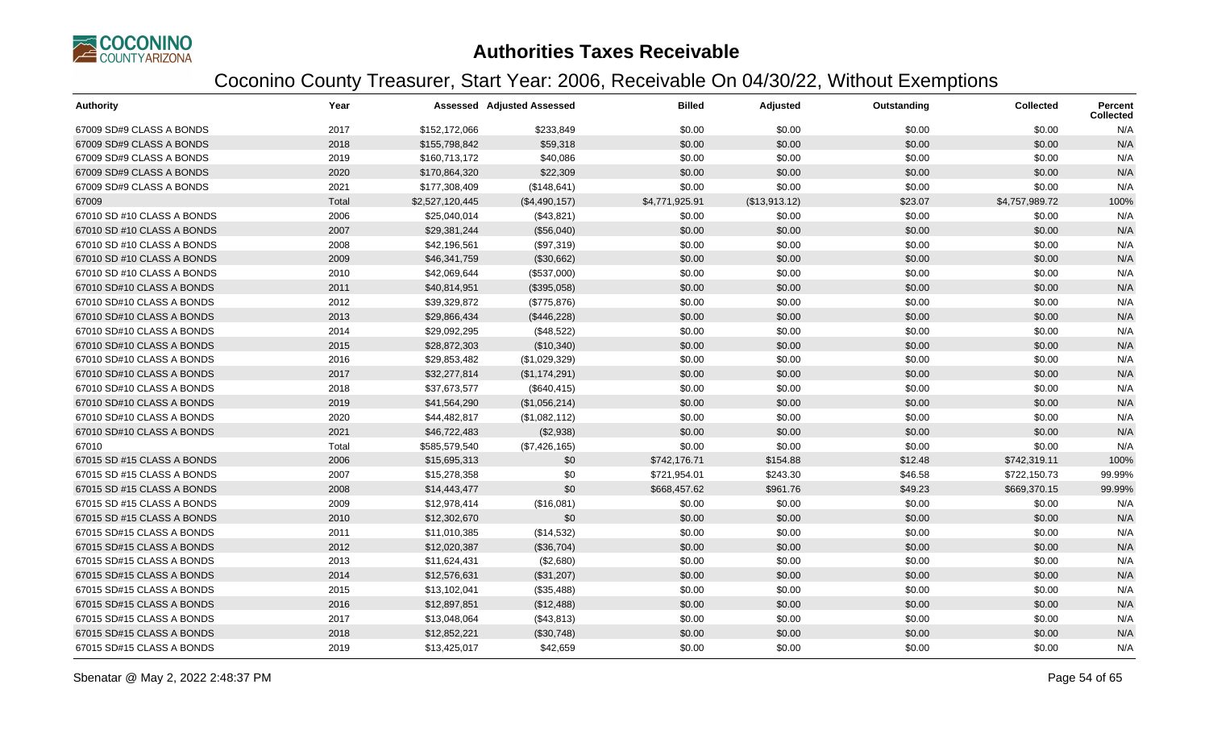# Authorities Taxes Receivable

## Coconino County Treasurer, Start Year: 2006, Receivable On 04/30/22, Without Exemptions

| Authority | Year | Assessed | Adjusted Assessed | Billed | Adjusted | Outstanding | Collected | Percent Collected |
|---|---|---|---|---|---|---|---|---|
| 67009 SD#9 CLASS A BONDS | 2017 | $152,172,066 | $233,849 | $0.00 | $0.00 | $0.00 | $0.00 | N/A |
| 67009 SD#9 CLASS A BONDS | 2018 | $155,798,842 | $59,318 | $0.00 | $0.00 | $0.00 | $0.00 | N/A |
| 67009 SD#9 CLASS A BONDS | 2019 | $160,713,172 | $40,086 | $0.00 | $0.00 | $0.00 | $0.00 | N/A |
| 67009 SD#9 CLASS A BONDS | 2020 | $170,864,320 | $22,309 | $0.00 | $0.00 | $0.00 | $0.00 | N/A |
| 67009 SD#9 CLASS A BONDS | 2021 | $177,308,409 | ($148,641) | $0.00 | $0.00 | $0.00 | $0.00 | N/A |
| 67009 | Total | $2,527,120,445 | ($4,490,157) | $4,771,925.91 | ($13,913.12) | $23.07 | $4,757,989.72 | 100% |
| 67010 SD #10 CLASS A BONDS | 2006 | $25,040,014 | ($43,821) | $0.00 | $0.00 | $0.00 | $0.00 | N/A |
| 67010 SD #10 CLASS A BONDS | 2007 | $29,381,244 | ($56,040) | $0.00 | $0.00 | $0.00 | $0.00 | N/A |
| 67010 SD #10 CLASS A BONDS | 2008 | $42,196,561 | ($97,319) | $0.00 | $0.00 | $0.00 | $0.00 | N/A |
| 67010 SD #10 CLASS A BONDS | 2009 | $46,341,759 | ($30,662) | $0.00 | $0.00 | $0.00 | $0.00 | N/A |
| 67010 SD #10 CLASS A BONDS | 2010 | $42,069,644 | ($537,000) | $0.00 | $0.00 | $0.00 | $0.00 | N/A |
| 67010 SD#10 CLASS A BONDS | 2011 | $40,814,951 | ($395,058) | $0.00 | $0.00 | $0.00 | $0.00 | N/A |
| 67010 SD#10 CLASS A BONDS | 2012 | $39,329,872 | ($775,876) | $0.00 | $0.00 | $0.00 | $0.00 | N/A |
| 67010 SD#10 CLASS A BONDS | 2013 | $29,866,434 | ($446,228) | $0.00 | $0.00 | $0.00 | $0.00 | N/A |
| 67010 SD#10 CLASS A BONDS | 2014 | $29,092,295 | ($48,522) | $0.00 | $0.00 | $0.00 | $0.00 | N/A |
| 67010 SD#10 CLASS A BONDS | 2015 | $28,872,303 | ($10,340) | $0.00 | $0.00 | $0.00 | $0.00 | N/A |
| 67010 SD#10 CLASS A BONDS | 2016 | $29,853,482 | ($1,029,329) | $0.00 | $0.00 | $0.00 | $0.00 | N/A |
| 67010 SD#10 CLASS A BONDS | 2017 | $32,277,814 | ($1,174,291) | $0.00 | $0.00 | $0.00 | $0.00 | N/A |
| 67010 SD#10 CLASS A BONDS | 2018 | $37,673,577 | ($640,415) | $0.00 | $0.00 | $0.00 | $0.00 | N/A |
| 67010 SD#10 CLASS A BONDS | 2019 | $41,564,290 | ($1,056,214) | $0.00 | $0.00 | $0.00 | $0.00 | N/A |
| 67010 SD#10 CLASS A BONDS | 2020 | $44,482,817 | ($1,082,112) | $0.00 | $0.00 | $0.00 | $0.00 | N/A |
| 67010 SD#10 CLASS A BONDS | 2021 | $46,722,483 | ($2,938) | $0.00 | $0.00 | $0.00 | $0.00 | N/A |
| 67010 | Total | $585,579,540 | ($7,426,165) | $0.00 | $0.00 | $0.00 | $0.00 | N/A |
| 67015 SD #15 CLASS A BONDS | 2006 | $15,695,313 | $0 | $742,176.71 | $154.88 | $12.48 | $742,319.11 | 100% |
| 67015 SD #15 CLASS A BONDS | 2007 | $15,278,358 | $0 | $721,954.01 | $243.30 | $46.58 | $722,150.73 | 99.99% |
| 67015 SD #15 CLASS A BONDS | 2008 | $14,443,477 | $0 | $668,457.62 | $961.76 | $49.23 | $669,370.15 | 99.99% |
| 67015 SD #15 CLASS A BONDS | 2009 | $12,978,414 | ($16,081) | $0.00 | $0.00 | $0.00 | $0.00 | N/A |
| 67015 SD #15 CLASS A BONDS | 2010 | $12,302,670 | $0 | $0.00 | $0.00 | $0.00 | $0.00 | N/A |
| 67015 SD#15 CLASS A BONDS | 2011 | $11,010,385 | ($14,532) | $0.00 | $0.00 | $0.00 | $0.00 | N/A |
| 67015 SD#15 CLASS A BONDS | 2012 | $12,020,387 | ($36,704) | $0.00 | $0.00 | $0.00 | $0.00 | N/A |
| 67015 SD#15 CLASS A BONDS | 2013 | $11,624,431 | ($2,680) | $0.00 | $0.00 | $0.00 | $0.00 | N/A |
| 67015 SD#15 CLASS A BONDS | 2014 | $12,576,631 | ($31,207) | $0.00 | $0.00 | $0.00 | $0.00 | N/A |
| 67015 SD#15 CLASS A BONDS | 2015 | $13,102,041 | ($35,488) | $0.00 | $0.00 | $0.00 | $0.00 | N/A |
| 67015 SD#15 CLASS A BONDS | 2016 | $12,897,851 | ($12,488) | $0.00 | $0.00 | $0.00 | $0.00 | N/A |
| 67015 SD#15 CLASS A BONDS | 2017 | $13,048,064 | ($43,813) | $0.00 | $0.00 | $0.00 | $0.00 | N/A |
| 67015 SD#15 CLASS A BONDS | 2018 | $12,852,221 | ($30,748) | $0.00 | $0.00 | $0.00 | $0.00 | N/A |
| 67015 SD#15 CLASS A BONDS | 2019 | $13,425,017 | $42,659 | $0.00 | $0.00 | $0.00 | $0.00 | N/A |

Sbenatar @ May 2, 2022 2:48:37 PM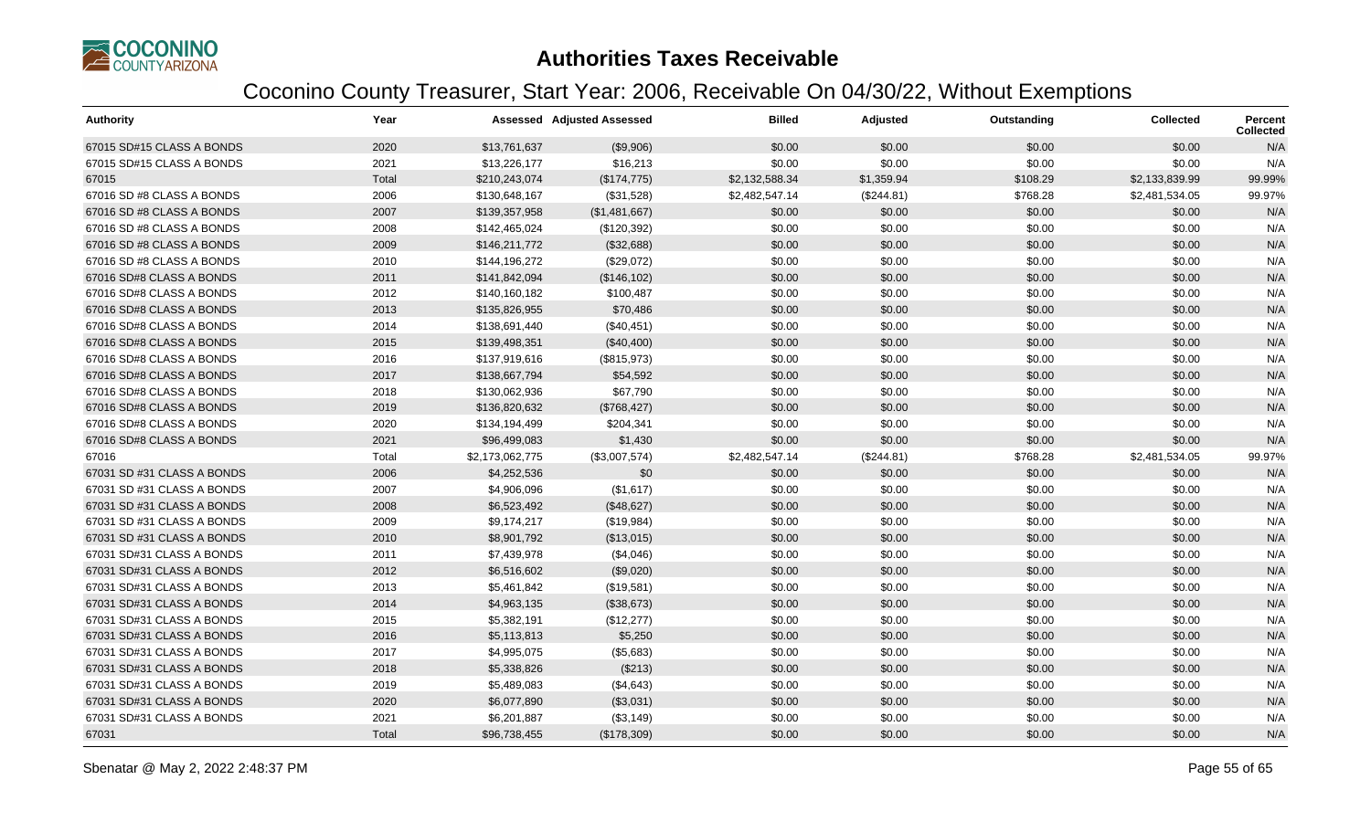# Authorities Taxes Receivable

## Coconino County Treasurer, Start Year: 2006, Receivable On 04/30/22, Without Exemptions

| Authority | Year | Assessed | Adjusted Assessed | Billed | Adjusted | Outstanding | Collected | Percent Collected |
|---|---|---|---|---|---|---|---|---|
| 67015 SD#15 CLASS A BONDS | 2020 | $13,761,637 | ($9,906) | $0.00 | $0.00 | $0.00 | $0.00 | N/A |
| 67015 SD#15 CLASS A BONDS | 2021 | $13,226,177 | $16,213 | $0.00 | $0.00 | $0.00 | $0.00 | N/A |
| 67015 | Total | $210,243,074 | ($174,775) | $2,132,588.34 | $1,359.94 | $108.29 | $2,133,839.99 | 99.99% |
| 67016 SD #8 CLASS A BONDS | 2006 | $130,648,167 | ($31,528) | $2,482,547.14 | ($244.81) | $768.28 | $2,481,534.05 | 99.97% |
| 67016 SD #8 CLASS A BONDS | 2007 | $139,357,958 | ($1,481,667) | $0.00 | $0.00 | $0.00 | $0.00 | N/A |
| 67016 SD #8 CLASS A BONDS | 2008 | $142,465,024 | ($120,392) | $0.00 | $0.00 | $0.00 | $0.00 | N/A |
| 67016 SD #8 CLASS A BONDS | 2009 | $146,211,772 | ($32,688) | $0.00 | $0.00 | $0.00 | $0.00 | N/A |
| 67016 SD #8 CLASS A BONDS | 2010 | $144,196,272 | ($29,072) | $0.00 | $0.00 | $0.00 | $0.00 | N/A |
| 67016 SD#8 CLASS A BONDS | 2011 | $141,842,094 | ($146,102) | $0.00 | $0.00 | $0.00 | $0.00 | N/A |
| 67016 SD#8 CLASS A BONDS | 2012 | $140,160,182 | $100,487 | $0.00 | $0.00 | $0.00 | $0.00 | N/A |
| 67016 SD#8 CLASS A BONDS | 2013 | $135,826,955 | $70,486 | $0.00 | $0.00 | $0.00 | $0.00 | N/A |
| 67016 SD#8 CLASS A BONDS | 2014 | $138,691,440 | ($40,451) | $0.00 | $0.00 | $0.00 | $0.00 | N/A |
| 67016 SD#8 CLASS A BONDS | 2015 | $139,498,351 | ($40,400) | $0.00 | $0.00 | $0.00 | $0.00 | N/A |
| 67016 SD#8 CLASS A BONDS | 2016 | $137,919,616 | ($815,973) | $0.00 | $0.00 | $0.00 | $0.00 | N/A |
| 67016 SD#8 CLASS A BONDS | 2017 | $138,667,794 | $54,592 | $0.00 | $0.00 | $0.00 | $0.00 | N/A |
| 67016 SD#8 CLASS A BONDS | 2018 | $130,062,936 | $67,790 | $0.00 | $0.00 | $0.00 | $0.00 | N/A |
| 67016 SD#8 CLASS A BONDS | 2019 | $136,820,632 | ($768,427) | $0.00 | $0.00 | $0.00 | $0.00 | N/A |
| 67016 SD#8 CLASS A BONDS | 2020 | $134,194,499 | $204,341 | $0.00 | $0.00 | $0.00 | $0.00 | N/A |
| 67016 SD#8 CLASS A BONDS | 2021 | $96,499,083 | $1,430 | $0.00 | $0.00 | $0.00 | $0.00 | N/A |
| 67016 | Total | $2,173,062,775 | ($3,007,574) | $2,482,547.14 | ($244.81) | $768.28 | $2,481,534.05 | 99.97% |
| 67031 SD #31 CLASS A BONDS | 2006 | $4,252,536 | $0 | $0.00 | $0.00 | $0.00 | $0.00 | N/A |
| 67031 SD #31 CLASS A BONDS | 2007 | $4,906,096 | ($1,617) | $0.00 | $0.00 | $0.00 | $0.00 | N/A |
| 67031 SD #31 CLASS A BONDS | 2008 | $6,523,492 | ($48,627) | $0.00 | $0.00 | $0.00 | $0.00 | N/A |
| 67031 SD #31 CLASS A BONDS | 2009 | $9,174,217 | ($19,984) | $0.00 | $0.00 | $0.00 | $0.00 | N/A |
| 67031 SD #31 CLASS A BONDS | 2010 | $8,901,792 | ($13,015) | $0.00 | $0.00 | $0.00 | $0.00 | N/A |
| 67031 SD#31 CLASS A BONDS | 2011 | $7,439,978 | ($4,046) | $0.00 | $0.00 | $0.00 | $0.00 | N/A |
| 67031 SD#31 CLASS A BONDS | 2012 | $6,516,602 | ($9,020) | $0.00 | $0.00 | $0.00 | $0.00 | N/A |
| 67031 SD#31 CLASS A BONDS | 2013 | $5,461,842 | ($19,581) | $0.00 | $0.00 | $0.00 | $0.00 | N/A |
| 67031 SD#31 CLASS A BONDS | 2014 | $4,963,135 | ($38,673) | $0.00 | $0.00 | $0.00 | $0.00 | N/A |
| 67031 SD#31 CLASS A BONDS | 2015 | $5,382,191 | ($12,277) | $0.00 | $0.00 | $0.00 | $0.00 | N/A |
| 67031 SD#31 CLASS A BONDS | 2016 | $5,113,813 | $5,250 | $0.00 | $0.00 | $0.00 | $0.00 | N/A |
| 67031 SD#31 CLASS A BONDS | 2017 | $4,995,075 | ($5,683) | $0.00 | $0.00 | $0.00 | $0.00 | N/A |
| 67031 SD#31 CLASS A BONDS | 2018 | $5,338,826 | ($213) | $0.00 | $0.00 | $0.00 | $0.00 | N/A |
| 67031 SD#31 CLASS A BONDS | 2019 | $5,489,083 | ($4,643) | $0.00 | $0.00 | $0.00 | $0.00 | N/A |
| 67031 SD#31 CLASS A BONDS | 2020 | $6,077,890 | ($3,031) | $0.00 | $0.00 | $0.00 | $0.00 | N/A |
| 67031 SD#31 CLASS A BONDS | 2021 | $6,201,887 | ($3,149) | $0.00 | $0.00 | $0.00 | $0.00 | N/A |
| 67031 | Total | $96,738,455 | ($178,309) | $0.00 | $0.00 | $0.00 | $0.00 | N/A |

Sbenatar @ May 2, 2022 2:48:37 PM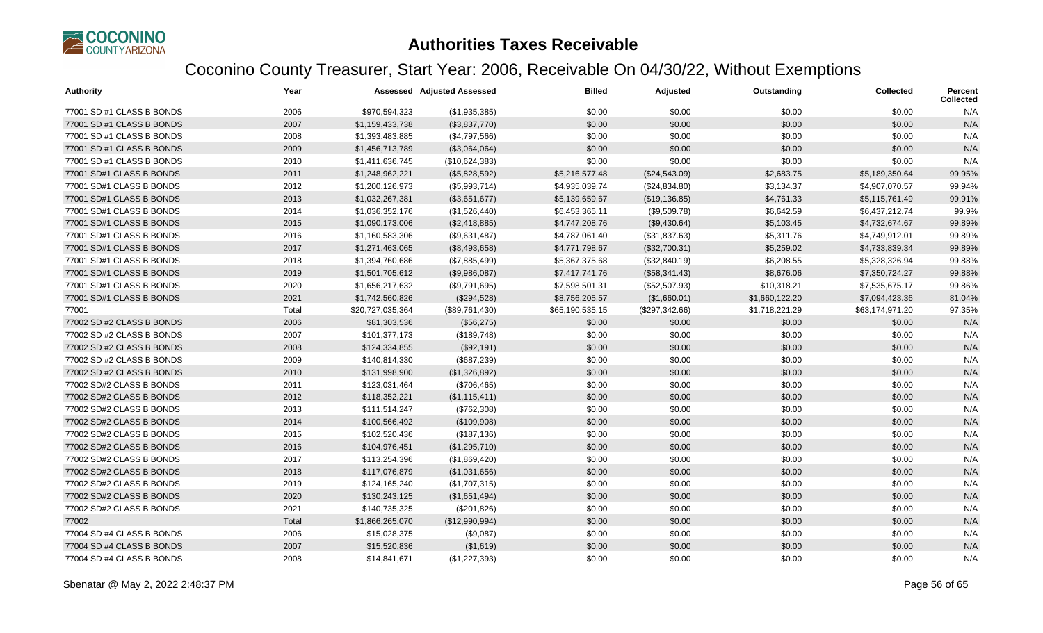# Authorities Taxes Receivable

## Coconino County Treasurer, Start Year: 2006, Receivable On 04/30/22, Without Exemptions

| Authority | Year | Assessed | Adjusted Assessed | Billed | Adjusted | Outstanding | Collected | Percent Collected |
|---|---|---|---|---|---|---|---|---|
| 77001 SD #1 CLASS B BONDS | 2006 | $970,594,323 | ($1,935,385) | $0.00 | $0.00 | $0.00 | $0.00 | N/A |
| 77001 SD #1 CLASS B BONDS | 2007 | $1,159,433,738 | ($3,837,770) | $0.00 | $0.00 | $0.00 | $0.00 | N/A |
| 77001 SD #1 CLASS B BONDS | 2008 | $1,393,483,885 | ($4,797,566) | $0.00 | $0.00 | $0.00 | $0.00 | N/A |
| 77001 SD #1 CLASS B BONDS | 2009 | $1,456,713,789 | ($3,064,064) | $0.00 | $0.00 | $0.00 | $0.00 | N/A |
| 77001 SD #1 CLASS B BONDS | 2010 | $1,411,636,745 | ($10,624,383) | $0.00 | $0.00 | $0.00 | $0.00 | N/A |
| 77001 SD#1 CLASS B BONDS | 2011 | $1,248,962,221 | ($5,828,592) | $5,216,577.48 | ($24,543.09) | $2,683.75 | $5,189,350.64 | 99.95% |
| 77001 SD#1 CLASS B BONDS | 2012 | $1,200,126,973 | ($5,993,714) | $4,935,039.74 | ($24,834.80) | $3,134.37 | $4,907,070.57 | 99.94% |
| 77001 SD#1 CLASS B BONDS | 2013 | $1,032,267,381 | ($3,651,677) | $5,139,659.67 | ($19,136.85) | $4,761.33 | $5,115,761.49 | 99.91% |
| 77001 SD#1 CLASS B BONDS | 2014 | $1,036,352,176 | ($1,526,440) | $6,453,365.11 | ($9,509.78) | $6,642.59 | $6,437,212.74 | 99.9% |
| 77001 SD#1 CLASS B BONDS | 2015 | $1,090,173,006 | ($2,418,885) | $4,747,208.76 | ($9,430.64) | $5,103.45 | $4,732,674.67 | 99.89% |
| 77001 SD#1 CLASS B BONDS | 2016 | $1,160,583,306 | ($9,631,487) | $4,787,061.40 | ($31,837.63) | $5,311.76 | $4,749,912.01 | 99.89% |
| 77001 SD#1 CLASS B BONDS | 2017 | $1,271,463,065 | ($8,493,658) | $4,771,798.67 | ($32,700.31) | $5,259.02 | $4,733,839.34 | 99.89% |
| 77001 SD#1 CLASS B BONDS | 2018 | $1,394,760,686 | ($7,885,499) | $5,367,375.68 | ($32,840.19) | $6,208.55 | $5,328,326.94 | 99.88% |
| 77001 SD#1 CLASS B BONDS | 2019 | $1,501,705,612 | ($9,986,087) | $7,417,741.76 | ($58,341.43) | $8,676.06 | $7,350,724.27 | 99.88% |
| 77001 SD#1 CLASS B BONDS | 2020 | $1,656,217,632 | ($9,791,695) | $7,598,501.31 | ($52,507.93) | $10,318.21 | $7,535,675.17 | 99.86% |
| 77001 SD#1 CLASS B BONDS | 2021 | $1,742,560,826 | ($294,528) | $8,756,205.57 | ($1,660.01) | $1,660,122.20 | $7,094,423.36 | 81.04% |
| 77001 | Total | $20,727,035,364 | ($89,761,430) | $65,190,535.15 | ($297,342.66) | $1,718,221.29 | $63,174,971.20 | 97.35% |
| 77002 SD #2 CLASS B BONDS | 2006 | $81,303,536 | ($56,275) | $0.00 | $0.00 | $0.00 | $0.00 | N/A |
| 77002 SD #2 CLASS B BONDS | 2007 | $101,377,173 | ($189,748) | $0.00 | $0.00 | $0.00 | $0.00 | N/A |
| 77002 SD #2 CLASS B BONDS | 2008 | $124,334,855 | ($92,191) | $0.00 | $0.00 | $0.00 | $0.00 | N/A |
| 77002 SD #2 CLASS B BONDS | 2009 | $140,814,330 | ($687,239) | $0.00 | $0.00 | $0.00 | $0.00 | N/A |
| 77002 SD #2 CLASS B BONDS | 2010 | $131,998,900 | ($1,326,892) | $0.00 | $0.00 | $0.00 | $0.00 | N/A |
| 77002 SD#2 CLASS B BONDS | 2011 | $123,031,464 | ($706,465) | $0.00 | $0.00 | $0.00 | $0.00 | N/A |
| 77002 SD#2 CLASS B BONDS | 2012 | $118,352,221 | ($1,115,411) | $0.00 | $0.00 | $0.00 | $0.00 | N/A |
| 77002 SD#2 CLASS B BONDS | 2013 | $111,514,247 | ($762,308) | $0.00 | $0.00 | $0.00 | $0.00 | N/A |
| 77002 SD#2 CLASS B BONDS | 2014 | $100,566,492 | ($109,908) | $0.00 | $0.00 | $0.00 | $0.00 | N/A |
| 77002 SD#2 CLASS B BONDS | 2015 | $102,520,436 | ($187,136) | $0.00 | $0.00 | $0.00 | $0.00 | N/A |
| 77002 SD#2 CLASS B BONDS | 2016 | $104,976,451 | ($1,295,710) | $0.00 | $0.00 | $0.00 | $0.00 | N/A |
| 77002 SD#2 CLASS B BONDS | 2017 | $113,254,396 | ($1,869,420) | $0.00 | $0.00 | $0.00 | $0.00 | N/A |
| 77002 SD#2 CLASS B BONDS | 2018 | $117,076,879 | ($1,031,656) | $0.00 | $0.00 | $0.00 | $0.00 | N/A |
| 77002 SD#2 CLASS B BONDS | 2019 | $124,165,240 | ($1,707,315) | $0.00 | $0.00 | $0.00 | $0.00 | N/A |
| 77002 SD#2 CLASS B BONDS | 2020 | $130,243,125 | ($1,651,494) | $0.00 | $0.00 | $0.00 | $0.00 | N/A |
| 77002 SD#2 CLASS B BONDS | 2021 | $140,735,325 | ($201,826) | $0.00 | $0.00 | $0.00 | $0.00 | N/A |
| 77002 | Total | $1,866,265,070 | ($12,990,994) | $0.00 | $0.00 | $0.00 | $0.00 | N/A |
| 77004 SD #4 CLASS B BONDS | 2006 | $15,028,375 | ($9,087) | $0.00 | $0.00 | $0.00 | $0.00 | N/A |
| 77004 SD #4 CLASS B BONDS | 2007 | $15,520,836 | ($1,619) | $0.00 | $0.00 | $0.00 | $0.00 | N/A |
| 77004 SD #4 CLASS B BONDS | 2008 | $14,841,671 | ($1,227,393) | $0.00 | $0.00 | $0.00 | $0.00 | N/A |

Sbenatar @ May 2, 2022 2:48:37 PM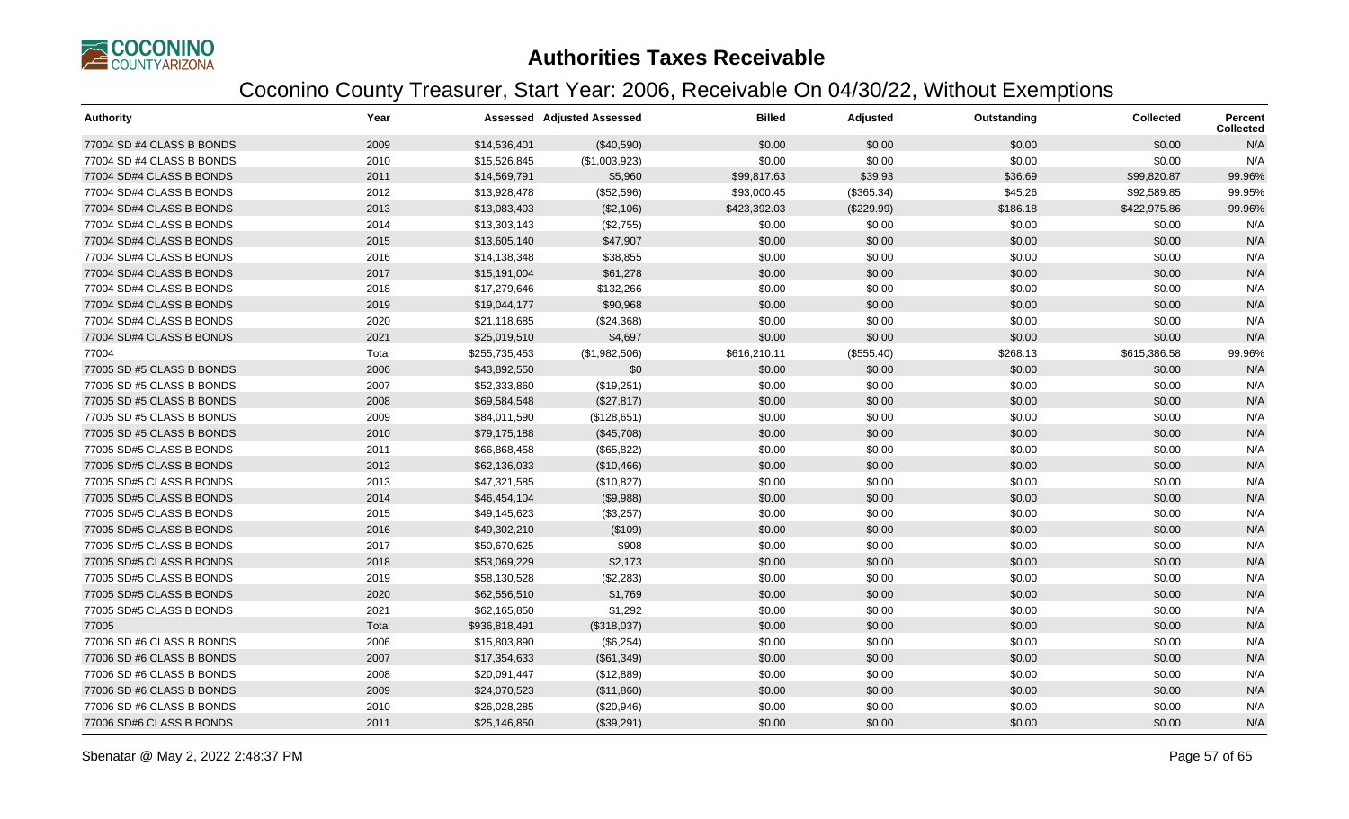# Authorities Taxes Receivable

## Coconino County Treasurer, Start Year: 2006, Receivable On 04/30/22, Without Exemptions

| Authority | Year | Assessed | Adjusted Assessed | Billed | Adjusted | Outstanding | Collected | Percent Collected |
|---|---|---|---|---|---|---|---|---|
| 77004 SD #4 CLASS B BONDS | 2009 | $14,536,401 | ($40,590) | $0.00 | $0.00 | $0.00 | $0.00 | N/A |
| 77004 SD #4 CLASS B BONDS | 2010 | $15,526,845 | ($1,003,923) | $0.00 | $0.00 | $0.00 | $0.00 | N/A |
| 77004 SD#4 CLASS B BONDS | 2011 | $14,569,791 | $5,960 | $99,817.63 | $39.93 | $36.69 | $99,820.87 | 99.96% |
| 77004 SD#4 CLASS B BONDS | 2012 | $13,928,478 | ($52,596) | $93,000.45 | ($365.34) | $45.26 | $92,589.85 | 99.95% |
| 77004 SD#4 CLASS B BONDS | 2013 | $13,083,403 | ($2,106) | $423,392.03 | ($229.99) | $186.18 | $422,975.86 | 99.96% |
| 77004 SD#4 CLASS B BONDS | 2014 | $13,303,143 | ($2,755) | $0.00 | $0.00 | $0.00 | $0.00 | N/A |
| 77004 SD#4 CLASS B BONDS | 2015 | $13,605,140 | $47,907 | $0.00 | $0.00 | $0.00 | $0.00 | N/A |
| 77004 SD#4 CLASS B BONDS | 2016 | $14,138,348 | $38,855 | $0.00 | $0.00 | $0.00 | $0.00 | N/A |
| 77004 SD#4 CLASS B BONDS | 2017 | $15,191,004 | $61,278 | $0.00 | $0.00 | $0.00 | $0.00 | N/A |
| 77004 SD#4 CLASS B BONDS | 2018 | $17,279,646 | $132,266 | $0.00 | $0.00 | $0.00 | $0.00 | N/A |
| 77004 SD#4 CLASS B BONDS | 2019 | $19,044,177 | $90,968 | $0.00 | $0.00 | $0.00 | $0.00 | N/A |
| 77004 SD#4 CLASS B BONDS | 2020 | $21,118,685 | ($24,368) | $0.00 | $0.00 | $0.00 | $0.00 | N/A |
| 77004 SD#4 CLASS B BONDS | 2021 | $25,019,510 | $4,697 | $0.00 | $0.00 | $0.00 | $0.00 | N/A |
| 77004 | Total | $255,735,453 | ($1,982,506) | $616,210.11 | ($555.40) | $268.13 | $615,386.58 | 99.96% |
| 77005 SD #5 CLASS B BONDS | 2006 | $43,892,550 | $0 | $0.00 | $0.00 | $0.00 | $0.00 | N/A |
| 77005 SD #5 CLASS B BONDS | 2007 | $52,333,860 | ($19,251) | $0.00 | $0.00 | $0.00 | $0.00 | N/A |
| 77005 SD #5 CLASS B BONDS | 2008 | $69,584,548 | ($27,817) | $0.00 | $0.00 | $0.00 | $0.00 | N/A |
| 77005 SD #5 CLASS B BONDS | 2009 | $84,011,590 | ($128,651) | $0.00 | $0.00 | $0.00 | $0.00 | N/A |
| 77005 SD #5 CLASS B BONDS | 2010 | $79,175,188 | ($45,708) | $0.00 | $0.00 | $0.00 | $0.00 | N/A |
| 77005 SD#5 CLASS B BONDS | 2011 | $66,868,458 | ($65,822) | $0.00 | $0.00 | $0.00 | $0.00 | N/A |
| 77005 SD#5 CLASS B BONDS | 2012 | $62,136,033 | ($10,466) | $0.00 | $0.00 | $0.00 | $0.00 | N/A |
| 77005 SD#5 CLASS B BONDS | 2013 | $47,321,585 | ($10,827) | $0.00 | $0.00 | $0.00 | $0.00 | N/A |
| 77005 SD#5 CLASS B BONDS | 2014 | $46,454,104 | ($9,988) | $0.00 | $0.00 | $0.00 | $0.00 | N/A |
| 77005 SD#5 CLASS B BONDS | 2015 | $49,145,623 | ($3,257) | $0.00 | $0.00 | $0.00 | $0.00 | N/A |
| 77005 SD#5 CLASS B BONDS | 2016 | $49,302,210 | ($109) | $0.00 | $0.00 | $0.00 | $0.00 | N/A |
| 77005 SD#5 CLASS B BONDS | 2017 | $50,670,625 | $908 | $0.00 | $0.00 | $0.00 | $0.00 | N/A |
| 77005 SD#5 CLASS B BONDS | 2018 | $53,069,229 | $2,173 | $0.00 | $0.00 | $0.00 | $0.00 | N/A |
| 77005 SD#5 CLASS B BONDS | 2019 | $58,130,528 | ($2,283) | $0.00 | $0.00 | $0.00 | $0.00 | N/A |
| 77005 SD#5 CLASS B BONDS | 2020 | $62,556,510 | $1,769 | $0.00 | $0.00 | $0.00 | $0.00 | N/A |
| 77005 SD#5 CLASS B BONDS | 2021 | $62,165,850 | $1,292 | $0.00 | $0.00 | $0.00 | $0.00 | N/A |
| 77005 | Total | $936,818,491 | ($318,037) | $0.00 | $0.00 | $0.00 | $0.00 | N/A |
| 77006 SD #6 CLASS B BONDS | 2006 | $15,803,890 | ($6,254) | $0.00 | $0.00 | $0.00 | $0.00 | N/A |
| 77006 SD #6 CLASS B BONDS | 2007 | $17,354,633 | ($61,349) | $0.00 | $0.00 | $0.00 | $0.00 | N/A |
| 77006 SD #6 CLASS B BONDS | 2008 | $20,091,447 | ($12,889) | $0.00 | $0.00 | $0.00 | $0.00 | N/A |
| 77006 SD #6 CLASS B BONDS | 2009 | $24,070,523 | ($11,860) | $0.00 | $0.00 | $0.00 | $0.00 | N/A |
| 77006 SD #6 CLASS B BONDS | 2010 | $26,028,285 | ($20,946) | $0.00 | $0.00 | $0.00 | $0.00 | N/A |
| 77006 SD#6 CLASS B BONDS | 2011 | $25,146,850 | ($39,291) | $0.00 | $0.00 | $0.00 | $0.00 | N/A |

Sbenatar @ May 2, 2022 2:48:37 PM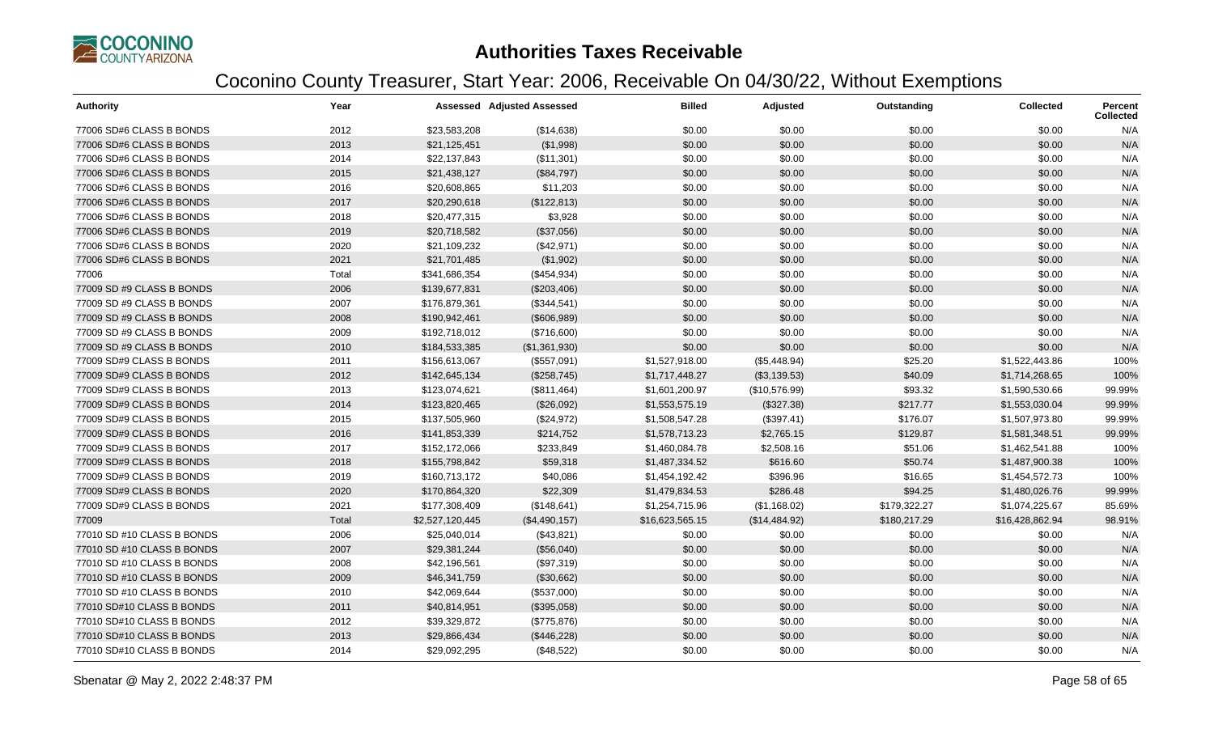# Authorities Taxes Receivable

## Coconino County Treasurer, Start Year: 2006, Receivable On 04/30/22, Without Exemptions

| Authority | Year | Assessed | Adjusted Assessed | Billed | Adjusted | Outstanding | Collected | Percent Collected |
|---|---|---|---|---|---|---|---|---|
| 77006 SD#6 CLASS B BONDS | 2012 | $23,583,208 | ($14,638) | $0.00 | $0.00 | $0.00 | $0.00 | N/A |
| 77006 SD#6 CLASS B BONDS | 2013 | $21,125,451 | ($1,998) | $0.00 | $0.00 | $0.00 | $0.00 | N/A |
| 77006 SD#6 CLASS B BONDS | 2014 | $22,137,843 | ($11,301) | $0.00 | $0.00 | $0.00 | $0.00 | N/A |
| 77006 SD#6 CLASS B BONDS | 2015 | $21,438,127 | ($84,797) | $0.00 | $0.00 | $0.00 | $0.00 | N/A |
| 77006 SD#6 CLASS B BONDS | 2016 | $20,608,865 | $11,203 | $0.00 | $0.00 | $0.00 | $0.00 | N/A |
| 77006 SD#6 CLASS B BONDS | 2017 | $20,290,618 | ($122,813) | $0.00 | $0.00 | $0.00 | $0.00 | N/A |
| 77006 SD#6 CLASS B BONDS | 2018 | $20,477,315 | $3,928 | $0.00 | $0.00 | $0.00 | $0.00 | N/A |
| 77006 SD#6 CLASS B BONDS | 2019 | $20,718,582 | ($37,056) | $0.00 | $0.00 | $0.00 | $0.00 | N/A |
| 77006 SD#6 CLASS B BONDS | 2020 | $21,109,232 | ($42,971) | $0.00 | $0.00 | $0.00 | $0.00 | N/A |
| 77006 SD#6 CLASS B BONDS | 2021 | $21,701,485 | ($1,902) | $0.00 | $0.00 | $0.00 | $0.00 | N/A |
| 77006 | Total | $341,686,354 | ($454,934) | $0.00 | $0.00 | $0.00 | $0.00 | N/A |
| 77009 SD #9 CLASS B BONDS | 2006 | $139,677,831 | ($203,406) | $0.00 | $0.00 | $0.00 | $0.00 | N/A |
| 77009 SD #9 CLASS B BONDS | 2007 | $176,879,361 | ($344,541) | $0.00 | $0.00 | $0.00 | $0.00 | N/A |
| 77009 SD #9 CLASS B BONDS | 2008 | $190,942,461 | ($606,989) | $0.00 | $0.00 | $0.00 | $0.00 | N/A |
| 77009 SD #9 CLASS B BONDS | 2009 | $192,718,012 | ($716,600) | $0.00 | $0.00 | $0.00 | $0.00 | N/A |
| 77009 SD #9 CLASS B BONDS | 2010 | $184,533,385 | ($1,361,930) | $0.00 | $0.00 | $0.00 | $0.00 | N/A |
| 77009 SD#9 CLASS B BONDS | 2011 | $156,613,067 | ($557,091) | $1,527,918.00 | ($5,448.94) | $25.20 | $1,522,443.86 | 100% |
| 77009 SD#9 CLASS B BONDS | 2012 | $142,645,134 | ($258,745) | $1,717,448.27 | ($3,139.53) | $40.09 | $1,714,268.65 | 100% |
| 77009 SD#9 CLASS B BONDS | 2013 | $123,074,621 | ($811,464) | $1,601,200.97 | ($10,576.99) | $93.32 | $1,590,530.66 | 99.99% |
| 77009 SD#9 CLASS B BONDS | 2014 | $123,820,465 | ($26,092) | $1,553,575.19 | ($327.38) | $217.77 | $1,553,030.04 | 99.99% |
| 77009 SD#9 CLASS B BONDS | 2015 | $137,505,960 | ($24,972) | $1,508,547.28 | ($397.41) | $176.07 | $1,507,973.80 | 99.99% |
| 77009 SD#9 CLASS B BONDS | 2016 | $141,853,339 | $214,752 | $1,578,713.23 | $2,765.15 | $129.87 | $1,581,348.51 | 99.99% |
| 77009 SD#9 CLASS B BONDS | 2017 | $152,172,066 | $233,849 | $1,460,084.78 | $2,508.16 | $51.06 | $1,462,541.88 | 100% |
| 77009 SD#9 CLASS B BONDS | 2018 | $155,798,842 | $59,318 | $1,487,334.52 | $616.60 | $50.74 | $1,487,900.38 | 100% |
| 77009 SD#9 CLASS B BONDS | 2019 | $160,713,172 | $40,086 | $1,454,192.42 | $396.96 | $16.65 | $1,454,572.73 | 100% |
| 77009 SD#9 CLASS B BONDS | 2020 | $170,864,320 | $22,309 | $1,479,834.53 | $286.48 | $94.25 | $1,480,026.76 | 99.99% |
| 77009 SD#9 CLASS B BONDS | 2021 | $177,308,409 | ($148,641) | $1,254,715.96 | ($1,168.02) | $179,322.27 | $1,074,225.67 | 85.69% |
| 77009 | Total | $2,527,120,445 | ($4,490,157) | $16,623,565.15 | ($14,484.92) | $180,217.29 | $16,428,862.94 | 98.91% |
| 77010 SD #10 CLASS B BONDS | 2006 | $25,040,014 | ($43,821) | $0.00 | $0.00 | $0.00 | $0.00 | N/A |
| 77010 SD #10 CLASS B BONDS | 2007 | $29,381,244 | ($56,040) | $0.00 | $0.00 | $0.00 | $0.00 | N/A |
| 77010 SD #10 CLASS B BONDS | 2008 | $42,196,561 | ($97,319) | $0.00 | $0.00 | $0.00 | $0.00 | N/A |
| 77010 SD #10 CLASS B BONDS | 2009 | $46,341,759 | ($30,662) | $0.00 | $0.00 | $0.00 | $0.00 | N/A |
| 77010 SD #10 CLASS B BONDS | 2010 | $42,069,644 | ($537,000) | $0.00 | $0.00 | $0.00 | $0.00 | N/A |
| 77010 SD#10 CLASS B BONDS | 2011 | $40,814,951 | ($395,058) | $0.00 | $0.00 | $0.00 | $0.00 | N/A |
| 77010 SD#10 CLASS B BONDS | 2012 | $39,329,872 | ($775,876) | $0.00 | $0.00 | $0.00 | $0.00 | N/A |
| 77010 SD#10 CLASS B BONDS | 2013 | $29,866,434 | ($446,228) | $0.00 | $0.00 | $0.00 | $0.00 | N/A |
| 77010 SD#10 CLASS B BONDS | 2014 | $29,092,295 | ($48,522) | $0.00 | $0.00 | $0.00 | $0.00 | N/A |

Sbenatar @ May 2, 2022 2:48:37 PM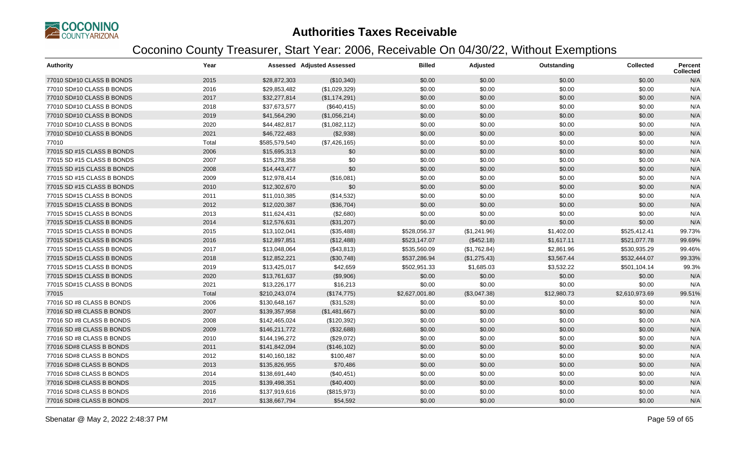# Authorities Taxes Receivable

## Coconino County Treasurer, Start Year: 2006, Receivable On 04/30/22, Without Exemptions

| Authority | Year | Assessed | Adjusted Assessed | Billed | Adjusted | Outstanding | Collected | Percent Collected |
|---|---|---|---|---|---|---|---|---|
| 77010 SD#10 CLASS B BONDS | 2015 | $28,872,303 | ($10,340) | $0.00 | $0.00 | $0.00 | $0.00 | N/A |
| 77010 SD#10 CLASS B BONDS | 2016 | $29,853,482 | ($1,029,329) | $0.00 | $0.00 | $0.00 | $0.00 | N/A |
| 77010 SD#10 CLASS B BONDS | 2017 | $32,277,814 | ($1,174,291) | $0.00 | $0.00 | $0.00 | $0.00 | N/A |
| 77010 SD#10 CLASS B BONDS | 2018 | $37,673,577 | ($640,415) | $0.00 | $0.00 | $0.00 | $0.00 | N/A |
| 77010 SD#10 CLASS B BONDS | 2019 | $41,564,290 | ($1,056,214) | $0.00 | $0.00 | $0.00 | $0.00 | N/A |
| 77010 SD#10 CLASS B BONDS | 2020 | $44,482,817 | ($1,082,112) | $0.00 | $0.00 | $0.00 | $0.00 | N/A |
| 77010 SD#10 CLASS B BONDS | 2021 | $46,722,483 | ($2,938) | $0.00 | $0.00 | $0.00 | $0.00 | N/A |
| 77010 | Total | $585,579,540 | ($7,426,165) | $0.00 | $0.00 | $0.00 | $0.00 | N/A |
| 77015 SD #15 CLASS B BONDS | 2006 | $15,695,313 | $0 | $0.00 | $0.00 | $0.00 | $0.00 | N/A |
| 77015 SD #15 CLASS B BONDS | 2007 | $15,278,358 | $0 | $0.00 | $0.00 | $0.00 | $0.00 | N/A |
| 77015 SD #15 CLASS B BONDS | 2008 | $14,443,477 | $0 | $0.00 | $0.00 | $0.00 | $0.00 | N/A |
| 77015 SD #15 CLASS B BONDS | 2009 | $12,978,414 | ($16,081) | $0.00 | $0.00 | $0.00 | $0.00 | N/A |
| 77015 SD #15 CLASS B BONDS | 2010 | $12,302,670 | $0 | $0.00 | $0.00 | $0.00 | $0.00 | N/A |
| 77015 SD#15 CLASS B BONDS | 2011 | $11,010,385 | ($14,532) | $0.00 | $0.00 | $0.00 | $0.00 | N/A |
| 77015 SD#15 CLASS B BONDS | 2012 | $12,020,387 | ($36,704) | $0.00 | $0.00 | $0.00 | $0.00 | N/A |
| 77015 SD#15 CLASS B BONDS | 2013 | $11,624,431 | ($2,680) | $0.00 | $0.00 | $0.00 | $0.00 | N/A |
| 77015 SD#15 CLASS B BONDS | 2014 | $12,576,631 | ($31,207) | $0.00 | $0.00 | $0.00 | $0.00 | N/A |
| 77015 SD#15 CLASS B BONDS | 2015 | $13,102,041 | ($35,488) | $528,056.37 | ($1,241.96) | $1,402.00 | $525,412.41 | 99.73% |
| 77015 SD#15 CLASS B BONDS | 2016 | $12,897,851 | ($12,488) | $523,147.07 | ($452.18) | $1,617.11 | $521,077.78 | 99.69% |
| 77015 SD#15 CLASS B BONDS | 2017 | $13,048,064 | ($43,813) | $535,560.09 | ($1,762.84) | $2,861.96 | $530,935.29 | 99.46% |
| 77015 SD#15 CLASS B BONDS | 2018 | $12,852,221 | ($30,748) | $537,286.94 | ($1,275.43) | $3,567.44 | $532,444.07 | 99.33% |
| 77015 SD#15 CLASS B BONDS | 2019 | $13,425,017 | $42,659 | $502,951.33 | $1,685.03 | $3,532.22 | $501,104.14 | 99.3% |
| 77015 SD#15 CLASS B BONDS | 2020 | $13,761,637 | ($9,906) | $0.00 | $0.00 | $0.00 | $0.00 | N/A |
| 77015 SD#15 CLASS B BONDS | 2021 | $13,226,177 | $16,213 | $0.00 | $0.00 | $0.00 | $0.00 | N/A |
| 77015 | Total | $210,243,074 | ($174,775) | $2,627,001.80 | ($3,047.38) | $12,980.73 | $2,610,973.69 | 99.51% |
| 77016 SD #8 CLASS B BONDS | 2006 | $130,648,167 | ($31,528) | $0.00 | $0.00 | $0.00 | $0.00 | N/A |
| 77016 SD #8 CLASS B BONDS | 2007 | $139,357,958 | ($1,481,667) | $0.00 | $0.00 | $0.00 | $0.00 | N/A |
| 77016 SD #8 CLASS B BONDS | 2008 | $142,465,024 | ($120,392) | $0.00 | $0.00 | $0.00 | $0.00 | N/A |
| 77016 SD #8 CLASS B BONDS | 2009 | $146,211,772 | ($32,688) | $0.00 | $0.00 | $0.00 | $0.00 | N/A |
| 77016 SD #8 CLASS B BONDS | 2010 | $144,196,272 | ($29,072) | $0.00 | $0.00 | $0.00 | $0.00 | N/A |
| 77016 SD#8 CLASS B BONDS | 2011 | $141,842,094 | ($146,102) | $0.00 | $0.00 | $0.00 | $0.00 | N/A |
| 77016 SD#8 CLASS B BONDS | 2012 | $140,160,182 | $100,487 | $0.00 | $0.00 | $0.00 | $0.00 | N/A |
| 77016 SD#8 CLASS B BONDS | 2013 | $135,826,955 | $70,486 | $0.00 | $0.00 | $0.00 | $0.00 | N/A |
| 77016 SD#8 CLASS B BONDS | 2014 | $138,691,440 | ($40,451) | $0.00 | $0.00 | $0.00 | $0.00 | N/A |
| 77016 SD#8 CLASS B BONDS | 2015 | $139,498,351 | ($40,400) | $0.00 | $0.00 | $0.00 | $0.00 | N/A |
| 77016 SD#8 CLASS B BONDS | 2016 | $137,919,616 | ($815,973) | $0.00 | $0.00 | $0.00 | $0.00 | N/A |
| 77016 SD#8 CLASS B BONDS | 2017 | $138,667,794 | $54,592 | $0.00 | $0.00 | $0.00 | $0.00 | N/A |

Sbenatar @ May 2, 2022 2:48:37 PM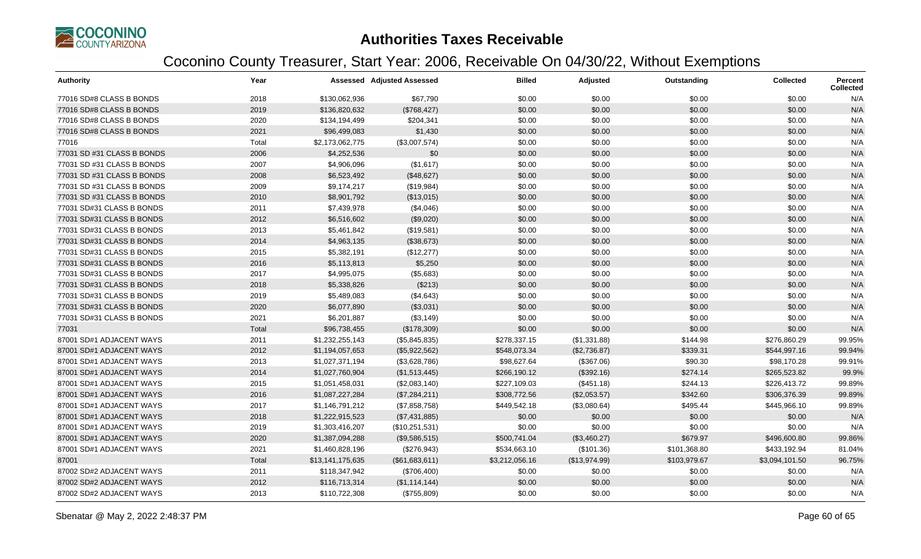# Authorities Taxes Receivable

## Coconino County Treasurer, Start Year: 2006, Receivable On 04/30/22, Without Exemptions

| Authority | Year | Assessed | Adjusted Assessed | Billed | Adjusted | Outstanding | Collected | Percent Collected |
|---|---|---|---|---|---|---|---|---|
| 77016 SD#8 CLASS B BONDS | 2018 | $130,062,936 | $67,790 | $0.00 | $0.00 | $0.00 | $0.00 | N/A |
| 77016 SD#8 CLASS B BONDS | 2019 | $136,820,632 | ($768,427) | $0.00 | $0.00 | $0.00 | $0.00 | N/A |
| 77016 SD#8 CLASS B BONDS | 2020 | $134,194,499 | $204,341 | $0.00 | $0.00 | $0.00 | $0.00 | N/A |
| 77016 SD#8 CLASS B BONDS | 2021 | $96,499,083 | $1,430 | $0.00 | $0.00 | $0.00 | $0.00 | N/A |
| 77016 | Total | $2,173,062,775 | ($3,007,574) | $0.00 | $0.00 | $0.00 | $0.00 | N/A |
| 77031 SD #31 CLASS B BONDS | 2006 | $4,252,536 | $0 | $0.00 | $0.00 | $0.00 | $0.00 | N/A |
| 77031 SD #31 CLASS B BONDS | 2007 | $4,906,096 | ($1,617) | $0.00 | $0.00 | $0.00 | $0.00 | N/A |
| 77031 SD #31 CLASS B BONDS | 2008 | $6,523,492 | ($48,627) | $0.00 | $0.00 | $0.00 | $0.00 | N/A |
| 77031 SD #31 CLASS B BONDS | 2009 | $9,174,217 | ($19,984) | $0.00 | $0.00 | $0.00 | $0.00 | N/A |
| 77031 SD #31 CLASS B BONDS | 2010 | $8,901,792 | ($13,015) | $0.00 | $0.00 | $0.00 | $0.00 | N/A |
| 77031 SD#31 CLASS B BONDS | 2011 | $7,439,978 | ($4,046) | $0.00 | $0.00 | $0.00 | $0.00 | N/A |
| 77031 SD#31 CLASS B BONDS | 2012 | $6,516,602 | ($9,020) | $0.00 | $0.00 | $0.00 | $0.00 | N/A |
| 77031 SD#31 CLASS B BONDS | 2013 | $5,461,842 | ($19,581) | $0.00 | $0.00 | $0.00 | $0.00 | N/A |
| 77031 SD#31 CLASS B BONDS | 2014 | $4,963,135 | ($38,673) | $0.00 | $0.00 | $0.00 | $0.00 | N/A |
| 77031 SD#31 CLASS B BONDS | 2015 | $5,382,191 | ($12,277) | $0.00 | $0.00 | $0.00 | $0.00 | N/A |
| 77031 SD#31 CLASS B BONDS | 2016 | $5,113,813 | $5,250 | $0.00 | $0.00 | $0.00 | $0.00 | N/A |
| 77031 SD#31 CLASS B BONDS | 2017 | $4,995,075 | ($5,683) | $0.00 | $0.00 | $0.00 | $0.00 | N/A |
| 77031 SD#31 CLASS B BONDS | 2018 | $5,338,826 | ($213) | $0.00 | $0.00 | $0.00 | $0.00 | N/A |
| 77031 SD#31 CLASS B BONDS | 2019 | $5,489,083 | ($4,643) | $0.00 | $0.00 | $0.00 | $0.00 | N/A |
| 77031 SD#31 CLASS B BONDS | 2020 | $6,077,890 | ($3,031) | $0.00 | $0.00 | $0.00 | $0.00 | N/A |
| 77031 SD#31 CLASS B BONDS | 2021 | $6,201,887 | ($3,149) | $0.00 | $0.00 | $0.00 | $0.00 | N/A |
| 77031 | Total | $96,738,455 | ($178,309) | $0.00 | $0.00 | $0.00 | $0.00 | N/A |
| 87001 SD#1 ADJACENT WAYS | 2011 | $1,232,255,143 | ($5,845,835) | $278,337.15 | ($1,331.88) | $144.98 | $276,860.29 | 99.95% |
| 87001 SD#1 ADJACENT WAYS | 2012 | $1,194,057,653 | ($5,922,562) | $548,073.34 | ($2,736.87) | $339.31 | $544,997.16 | 99.94% |
| 87001 SD#1 ADJACENT WAYS | 2013 | $1,027,371,194 | ($3,628,786) | $98,627.64 | ($367.06) | $90.30 | $98,170.28 | 99.91% |
| 87001 SD#1 ADJACENT WAYS | 2014 | $1,027,760,904 | ($1,513,445) | $266,190.12 | ($392.16) | $274.14 | $265,523.82 | 99.9% |
| 87001 SD#1 ADJACENT WAYS | 2015 | $1,051,458,031 | ($2,083,140) | $227,109.03 | ($451.18) | $244.13 | $226,413.72 | 99.89% |
| 87001 SD#1 ADJACENT WAYS | 2016 | $1,087,227,284 | ($7,284,211) | $308,772.56 | ($2,053.57) | $342.60 | $306,376.39 | 99.89% |
| 87001 SD#1 ADJACENT WAYS | 2017 | $1,146,791,212 | ($7,858,758) | $449,542.18 | ($3,080.64) | $495.44 | $445,966.10 | 99.89% |
| 87001 SD#1 ADJACENT WAYS | 2018 | $1,222,915,523 | ($7,431,885) | $0.00 | $0.00 | $0.00 | $0.00 | N/A |
| 87001 SD#1 ADJACENT WAYS | 2019 | $1,303,416,207 | ($10,251,531) | $0.00 | $0.00 | $0.00 | $0.00 | N/A |
| 87001 SD#1 ADJACENT WAYS | 2020 | $1,387,094,288 | ($9,586,515) | $500,741.04 | ($3,460.27) | $679.97 | $496,600.80 | 99.86% |
| 87001 SD#1 ADJACENT WAYS | 2021 | $1,460,828,196 | ($276,943) | $534,663.10 | ($101.36) | $101,368.80 | $433,192.94 | 81.04% |
| 87001 | Total | $13,141,175,635 | ($61,683,611) | $3,212,056.16 | ($13,974.99) | $103,979.67 | $3,094,101.50 | 96.75% |
| 87002 SD#2 ADJACENT WAYS | 2011 | $118,347,942 | ($706,400) | $0.00 | $0.00 | $0.00 | $0.00 | N/A |
| 87002 SD#2 ADJACENT WAYS | 2012 | $116,713,314 | ($1,114,144) | $0.00 | $0.00 | $0.00 | $0.00 | N/A |
| 87002 SD#2 ADJACENT WAYS | 2013 | $110,722,308 | ($755,809) | $0.00 | $0.00 | $0.00 | $0.00 | N/A |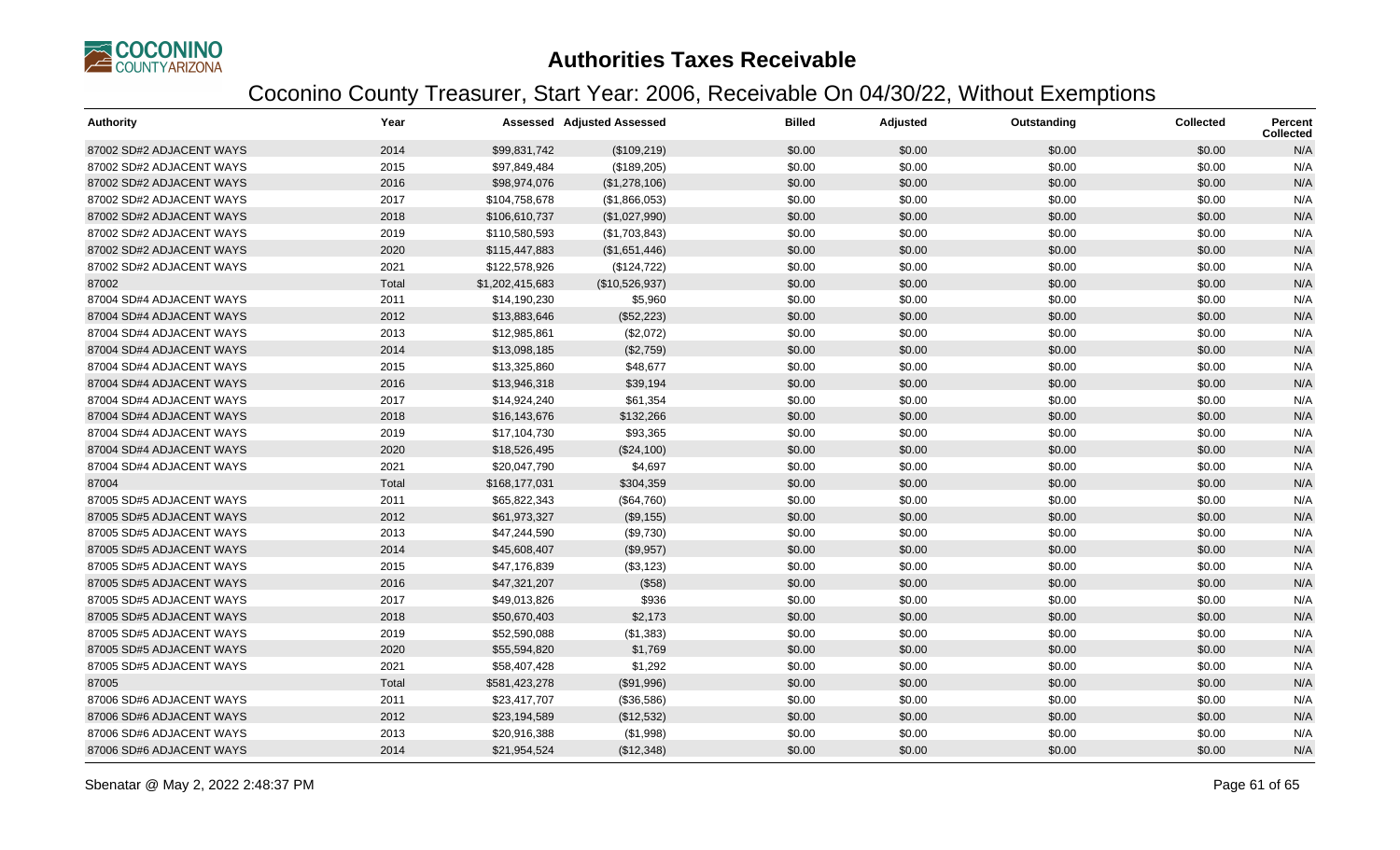# Authorities Taxes Receivable

## Coconino County Treasurer, Start Year: 2006, Receivable On 04/30/22, Without Exemptions

| Authority | Year | Assessed | Adjusted Assessed | Billed | Adjusted | Outstanding | Collected | Percent Collected |
|---|---|---|---|---|---|---|---|---|
| 87002 SD#2 ADJACENT WAYS | 2014 | $99,831,742 | ($109,219) | $0.00 | $0.00 | $0.00 | $0.00 | N/A |
| 87002 SD#2 ADJACENT WAYS | 2015 | $97,849,484 | ($189,205) | $0.00 | $0.00 | $0.00 | $0.00 | N/A |
| 87002 SD#2 ADJACENT WAYS | 2016 | $98,974,076 | ($1,278,106) | $0.00 | $0.00 | $0.00 | $0.00 | N/A |
| 87002 SD#2 ADJACENT WAYS | 2017 | $104,758,678 | ($1,866,053) | $0.00 | $0.00 | $0.00 | $0.00 | N/A |
| 87002 SD#2 ADJACENT WAYS | 2018 | $106,610,737 | ($1,027,990) | $0.00 | $0.00 | $0.00 | $0.00 | N/A |
| 87002 SD#2 ADJACENT WAYS | 2019 | $110,580,593 | ($1,703,843) | $0.00 | $0.00 | $0.00 | $0.00 | N/A |
| 87002 SD#2 ADJACENT WAYS | 2020 | $115,447,883 | ($1,651,446) | $0.00 | $0.00 | $0.00 | $0.00 | N/A |
| 87002 SD#2 ADJACENT WAYS | 2021 | $122,578,926 | ($124,722) | $0.00 | $0.00 | $0.00 | $0.00 | N/A |
| 87002 | Total | $1,202,415,683 | ($10,526,937) | $0.00 | $0.00 | $0.00 | $0.00 | N/A |
| 87004 SD#4 ADJACENT WAYS | 2011 | $14,190,230 | $5,960 | $0.00 | $0.00 | $0.00 | $0.00 | N/A |
| 87004 SD#4 ADJACENT WAYS | 2012 | $13,883,646 | ($52,223) | $0.00 | $0.00 | $0.00 | $0.00 | N/A |
| 87004 SD#4 ADJACENT WAYS | 2013 | $12,985,861 | ($2,072) | $0.00 | $0.00 | $0.00 | $0.00 | N/A |
| 87004 SD#4 ADJACENT WAYS | 2014 | $13,098,185 | ($2,759) | $0.00 | $0.00 | $0.00 | $0.00 | N/A |
| 87004 SD#4 ADJACENT WAYS | 2015 | $13,325,860 | $48,677 | $0.00 | $0.00 | $0.00 | $0.00 | N/A |
| 87004 SD#4 ADJACENT WAYS | 2016 | $13,946,318 | $39,194 | $0.00 | $0.00 | $0.00 | $0.00 | N/A |
| 87004 SD#4 ADJACENT WAYS | 2017 | $14,924,240 | $61,354 | $0.00 | $0.00 | $0.00 | $0.00 | N/A |
| 87004 SD#4 ADJACENT WAYS | 2018 | $16,143,676 | $132,266 | $0.00 | $0.00 | $0.00 | $0.00 | N/A |
| 87004 SD#4 ADJACENT WAYS | 2019 | $17,104,730 | $93,365 | $0.00 | $0.00 | $0.00 | $0.00 | N/A |
| 87004 SD#4 ADJACENT WAYS | 2020 | $18,526,495 | ($24,100) | $0.00 | $0.00 | $0.00 | $0.00 | N/A |
| 87004 SD#4 ADJACENT WAYS | 2021 | $20,047,790 | $4,697 | $0.00 | $0.00 | $0.00 | $0.00 | N/A |
| 87004 | Total | $168,177,031 | $304,359 | $0.00 | $0.00 | $0.00 | $0.00 | N/A |
| 87005 SD#5 ADJACENT WAYS | 2011 | $65,822,343 | ($64,760) | $0.00 | $0.00 | $0.00 | $0.00 | N/A |
| 87005 SD#5 ADJACENT WAYS | 2012 | $61,973,327 | ($9,155) | $0.00 | $0.00 | $0.00 | $0.00 | N/A |
| 87005 SD#5 ADJACENT WAYS | 2013 | $47,244,590 | ($9,730) | $0.00 | $0.00 | $0.00 | $0.00 | N/A |
| 87005 SD#5 ADJACENT WAYS | 2014 | $45,608,407 | ($9,957) | $0.00 | $0.00 | $0.00 | $0.00 | N/A |
| 87005 SD#5 ADJACENT WAYS | 2015 | $47,176,839 | ($3,123) | $0.00 | $0.00 | $0.00 | $0.00 | N/A |
| 87005 SD#5 ADJACENT WAYS | 2016 | $47,321,207 | ($58) | $0.00 | $0.00 | $0.00 | $0.00 | N/A |
| 87005 SD#5 ADJACENT WAYS | 2017 | $49,013,826 | $936 | $0.00 | $0.00 | $0.00 | $0.00 | N/A |
| 87005 SD#5 ADJACENT WAYS | 2018 | $50,670,403 | $2,173 | $0.00 | $0.00 | $0.00 | $0.00 | N/A |
| 87005 SD#5 ADJACENT WAYS | 2019 | $52,590,088 | ($1,383) | $0.00 | $0.00 | $0.00 | $0.00 | N/A |
| 87005 SD#5 ADJACENT WAYS | 2020 | $55,594,820 | $1,769 | $0.00 | $0.00 | $0.00 | $0.00 | N/A |
| 87005 SD#5 ADJACENT WAYS | 2021 | $58,407,428 | $1,292 | $0.00 | $0.00 | $0.00 | $0.00 | N/A |
| 87005 | Total | $581,423,278 | ($91,996) | $0.00 | $0.00 | $0.00 | $0.00 | N/A |
| 87006 SD#6 ADJACENT WAYS | 2011 | $23,417,707 | ($36,586) | $0.00 | $0.00 | $0.00 | $0.00 | N/A |
| 87006 SD#6 ADJACENT WAYS | 2012 | $23,194,589 | ($12,532) | $0.00 | $0.00 | $0.00 | $0.00 | N/A |
| 87006 SD#6 ADJACENT WAYS | 2013 | $20,916,388 | ($1,998) | $0.00 | $0.00 | $0.00 | $0.00 | N/A |
| 87006 SD#6 ADJACENT WAYS | 2014 | $21,954,524 | ($12,348) | $0.00 | $0.00 | $0.00 | $0.00 | N/A |

Sbenatar @ May 2, 2022 2:48:37 PM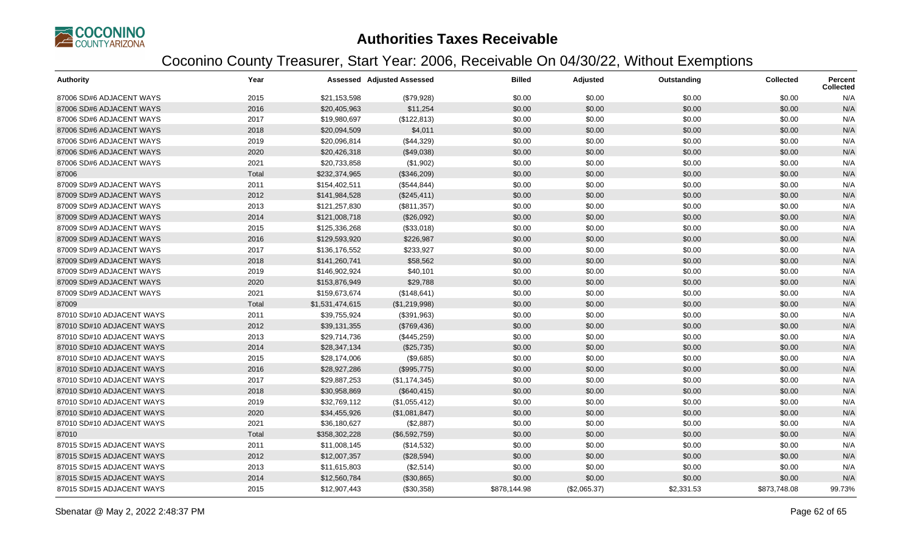# Authorities Taxes Receivable

## Coconino County Treasurer, Start Year: 2006, Receivable On 04/30/22, Without Exemptions

| Authority | Year | Assessed | Adjusted Assessed | Billed | Adjusted | Outstanding | Collected | Percent Collected |
|---|---|---|---|---|---|---|---|---|
| 87006 SD#6 ADJACENT WAYS | 2015 | $21,153,598 | ($79,928) | $0.00 | $0.00 | $0.00 | $0.00 | N/A |
| 87006 SD#6 ADJACENT WAYS | 2016 | $20,405,963 | $11,254 | $0.00 | $0.00 | $0.00 | $0.00 | N/A |
| 87006 SD#6 ADJACENT WAYS | 2017 | $19,980,697 | ($122,813) | $0.00 | $0.00 | $0.00 | $0.00 | N/A |
| 87006 SD#6 ADJACENT WAYS | 2018 | $20,094,509 | $4,011 | $0.00 | $0.00 | $0.00 | $0.00 | N/A |
| 87006 SD#6 ADJACENT WAYS | 2019 | $20,096,814 | ($44,329) | $0.00 | $0.00 | $0.00 | $0.00 | N/A |
| 87006 SD#6 ADJACENT WAYS | 2020 | $20,426,318 | ($49,038) | $0.00 | $0.00 | $0.00 | $0.00 | N/A |
| 87006 SD#6 ADJACENT WAYS | 2021 | $20,733,858 | ($1,902) | $0.00 | $0.00 | $0.00 | $0.00 | N/A |
| 87006 | Total | $232,374,965 | ($346,209) | $0.00 | $0.00 | $0.00 | $0.00 | N/A |
| 87009 SD#9 ADJACENT WAYS | 2011 | $154,402,511 | ($544,844) | $0.00 | $0.00 | $0.00 | $0.00 | N/A |
| 87009 SD#9 ADJACENT WAYS | 2012 | $141,984,528 | ($245,411) | $0.00 | $0.00 | $0.00 | $0.00 | N/A |
| 87009 SD#9 ADJACENT WAYS | 2013 | $121,257,830 | ($811,357) | $0.00 | $0.00 | $0.00 | $0.00 | N/A |
| 87009 SD#9 ADJACENT WAYS | 2014 | $121,008,718 | ($26,092) | $0.00 | $0.00 | $0.00 | $0.00 | N/A |
| 87009 SD#9 ADJACENT WAYS | 2015 | $125,336,268 | ($33,018) | $0.00 | $0.00 | $0.00 | $0.00 | N/A |
| 87009 SD#9 ADJACENT WAYS | 2016 | $129,593,920 | $226,987 | $0.00 | $0.00 | $0.00 | $0.00 | N/A |
| 87009 SD#9 ADJACENT WAYS | 2017 | $136,176,552 | $233,927 | $0.00 | $0.00 | $0.00 | $0.00 | N/A |
| 87009 SD#9 ADJACENT WAYS | 2018 | $141,260,741 | $58,562 | $0.00 | $0.00 | $0.00 | $0.00 | N/A |
| 87009 SD#9 ADJACENT WAYS | 2019 | $146,902,924 | $40,101 | $0.00 | $0.00 | $0.00 | $0.00 | N/A |
| 87009 SD#9 ADJACENT WAYS | 2020 | $153,876,949 | $29,788 | $0.00 | $0.00 | $0.00 | $0.00 | N/A |
| 87009 SD#9 ADJACENT WAYS | 2021 | $159,673,674 | ($148,641) | $0.00 | $0.00 | $0.00 | $0.00 | N/A |
| 87009 | Total | $1,531,474,615 | ($1,219,998) | $0.00 | $0.00 | $0.00 | $0.00 | N/A |
| 87010 SD#10 ADJACENT WAYS | 2011 | $39,755,924 | ($391,963) | $0.00 | $0.00 | $0.00 | $0.00 | N/A |
| 87010 SD#10 ADJACENT WAYS | 2012 | $39,131,355 | ($769,436) | $0.00 | $0.00 | $0.00 | $0.00 | N/A |
| 87010 SD#10 ADJACENT WAYS | 2013 | $29,714,736 | ($445,259) | $0.00 | $0.00 | $0.00 | $0.00 | N/A |
| 87010 SD#10 ADJACENT WAYS | 2014 | $28,347,134 | ($25,735) | $0.00 | $0.00 | $0.00 | $0.00 | N/A |
| 87010 SD#10 ADJACENT WAYS | 2015 | $28,174,006 | ($9,685) | $0.00 | $0.00 | $0.00 | $0.00 | N/A |
| 87010 SD#10 ADJACENT WAYS | 2016 | $28,927,286 | ($995,775) | $0.00 | $0.00 | $0.00 | $0.00 | N/A |
| 87010 SD#10 ADJACENT WAYS | 2017 | $29,887,253 | ($1,174,345) | $0.00 | $0.00 | $0.00 | $0.00 | N/A |
| 87010 SD#10 ADJACENT WAYS | 2018 | $30,958,869 | ($640,415) | $0.00 | $0.00 | $0.00 | $0.00 | N/A |
| 87010 SD#10 ADJACENT WAYS | 2019 | $32,769,112 | ($1,055,412) | $0.00 | $0.00 | $0.00 | $0.00 | N/A |
| 87010 SD#10 ADJACENT WAYS | 2020 | $34,455,926 | ($1,081,847) | $0.00 | $0.00 | $0.00 | $0.00 | N/A |
| 87010 SD#10 ADJACENT WAYS | 2021 | $36,180,627 | ($2,887) | $0.00 | $0.00 | $0.00 | $0.00 | N/A |
| 87010 | Total | $358,302,228 | ($6,592,759) | $0.00 | $0.00 | $0.00 | $0.00 | N/A |
| 87015 SD#15 ADJACENT WAYS | 2011 | $11,008,145 | ($14,532) | $0.00 | $0.00 | $0.00 | $0.00 | N/A |
| 87015 SD#15 ADJACENT WAYS | 2012 | $12,007,357 | ($28,594) | $0.00 | $0.00 | $0.00 | $0.00 | N/A |
| 87015 SD#15 ADJACENT WAYS | 2013 | $11,615,803 | ($2,514) | $0.00 | $0.00 | $0.00 | $0.00 | N/A |
| 87015 SD#15 ADJACENT WAYS | 2014 | $12,560,784 | ($30,865) | $0.00 | $0.00 | $0.00 | $0.00 | N/A |
| 87015 SD#15 ADJACENT WAYS | 2015 | $12,907,443 | ($30,358) | $878,144.98 | ($2,065.37) | $2,331.53 | $873,748.08 | 99.73% |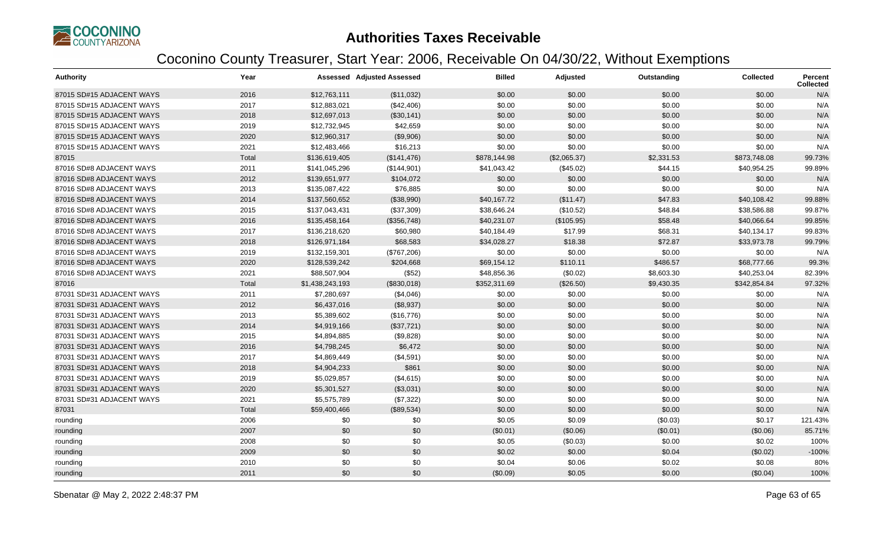# Authorities Taxes Receivable

## Coconino County Treasurer, Start Year: 2006, Receivable On 04/30/22, Without Exemptions

| Authority | Year | Assessed | Adjusted Assessed | Billed | Adjusted | Outstanding | Collected | Percent Collected |
|---|---|---|---|---|---|---|---|---|
| 87015 SD#15 ADJACENT WAYS | 2016 | $12,763,111 | ($11,032) | $0.00 | $0.00 | $0.00 | $0.00 | N/A |
| 87015 SD#15 ADJACENT WAYS | 2017 | $12,883,021 | ($42,406) | $0.00 | $0.00 | $0.00 | $0.00 | N/A |
| 87015 SD#15 ADJACENT WAYS | 2018 | $12,697,013 | ($30,141) | $0.00 | $0.00 | $0.00 | $0.00 | N/A |
| 87015 SD#15 ADJACENT WAYS | 2019 | $12,732,945 | $42,659 | $0.00 | $0.00 | $0.00 | $0.00 | N/A |
| 87015 SD#15 ADJACENT WAYS | 2020 | $12,960,317 | ($9,906) | $0.00 | $0.00 | $0.00 | $0.00 | N/A |
| 87015 SD#15 ADJACENT WAYS | 2021 | $12,483,466 | $16,213 | $0.00 | $0.00 | $0.00 | $0.00 | N/A |
| 87015 | Total | $136,619,405 | ($141,476) | $878,144.98 | ($2,065.37) | $2,331.53 | $873,748.08 | 99.73% |
| 87016 SD#8 ADJACENT WAYS | 2011 | $141,045,296 | ($144,901) | $41,043.42 | ($45.02) | $44.15 | $40,954.25 | 99.89% |
| 87016 SD#8 ADJACENT WAYS | 2012 | $139,651,977 | $104,072 | $0.00 | $0.00 | $0.00 | $0.00 | N/A |
| 87016 SD#8 ADJACENT WAYS | 2013 | $135,087,422 | $76,885 | $0.00 | $0.00 | $0.00 | $0.00 | N/A |
| 87016 SD#8 ADJACENT WAYS | 2014 | $137,560,652 | ($38,990) | $40,167.72 | ($11.47) | $47.83 | $40,108.42 | 99.88% |
| 87016 SD#8 ADJACENT WAYS | 2015 | $137,043,431 | ($37,309) | $38,646.24 | ($10.52) | $48.84 | $38,586.88 | 99.87% |
| 87016 SD#8 ADJACENT WAYS | 2016 | $135,458,164 | ($356,748) | $40,231.07 | ($105.95) | $58.48 | $40,066.64 | 99.85% |
| 87016 SD#8 ADJACENT WAYS | 2017 | $136,218,620 | $60,980 | $40,184.49 | $17.99 | $68.31 | $40,134.17 | 99.83% |
| 87016 SD#8 ADJACENT WAYS | 2018 | $126,971,184 | $68,583 | $34,028.27 | $18.38 | $72.87 | $33,973.78 | 99.79% |
| 87016 SD#8 ADJACENT WAYS | 2019 | $132,159,301 | ($767,206) | $0.00 | $0.00 | $0.00 | $0.00 | N/A |
| 87016 SD#8 ADJACENT WAYS | 2020 | $128,539,242 | $204,668 | $69,154.12 | $110.11 | $486.57 | $68,777.66 | 99.3% |
| 87016 SD#8 ADJACENT WAYS | 2021 | $88,507,904 | ($52) | $48,856.36 | ($0.02) | $8,603.30 | $40,253.04 | 82.39% |
| 87016 | Total | $1,438,243,193 | ($830,018) | $352,311.69 | ($26.50) | $9,430.35 | $342,854.84 | 97.32% |
| 87031 SD#31 ADJACENT WAYS | 2011 | $7,280,697 | ($4,046) | $0.00 | $0.00 | $0.00 | $0.00 | N/A |
| 87031 SD#31 ADJACENT WAYS | 2012 | $6,437,016 | ($8,937) | $0.00 | $0.00 | $0.00 | $0.00 | N/A |
| 87031 SD#31 ADJACENT WAYS | 2013 | $5,389,602 | ($16,776) | $0.00 | $0.00 | $0.00 | $0.00 | N/A |
| 87031 SD#31 ADJACENT WAYS | 2014 | $4,919,166 | ($37,721) | $0.00 | $0.00 | $0.00 | $0.00 | N/A |
| 87031 SD#31 ADJACENT WAYS | 2015 | $4,894,885 | ($9,828) | $0.00 | $0.00 | $0.00 | $0.00 | N/A |
| 87031 SD#31 ADJACENT WAYS | 2016 | $4,798,245 | $6,472 | $0.00 | $0.00 | $0.00 | $0.00 | N/A |
| 87031 SD#31 ADJACENT WAYS | 2017 | $4,869,449 | ($4,591) | $0.00 | $0.00 | $0.00 | $0.00 | N/A |
| 87031 SD#31 ADJACENT WAYS | 2018 | $4,904,233 | $861 | $0.00 | $0.00 | $0.00 | $0.00 | N/A |
| 87031 SD#31 ADJACENT WAYS | 2019 | $5,029,857 | ($4,615) | $0.00 | $0.00 | $0.00 | $0.00 | N/A |
| 87031 SD#31 ADJACENT WAYS | 2020 | $5,301,527 | ($3,031) | $0.00 | $0.00 | $0.00 | $0.00 | N/A |
| 87031 SD#31 ADJACENT WAYS | 2021 | $5,575,789 | ($7,322) | $0.00 | $0.00 | $0.00 | $0.00 | N/A |
| 87031 | Total | $59,400,466 | ($89,534) | $0.00 | $0.00 | $0.00 | $0.00 | N/A |
| rounding | 2006 | $0 | $0 | $0.05 | $0.09 | ($0.03) | $0.17 | 121.43% |
| rounding | 2007 | $0 | $0 | ($0.01) | ($0.06) | ($0.01) | ($0.06) | 85.71% |
| rounding | 2008 | $0 | $0 | $0.05 | ($0.03) | $0.00 | $0.02 | 100% |
| rounding | 2009 | $0 | $0 | $0.02 | $0.00 | $0.04 | ($0.02) | -100% |
| rounding | 2010 | $0 | $0 | $0.04 | $0.06 | $0.02 | $0.08 | 80% |
| rounding | 2011 | $0 | $0 | ($0.09) | $0.05 | $0.00 | ($0.04) | 100% |

Sbenatar @ May 2, 2022 2:48:37 PM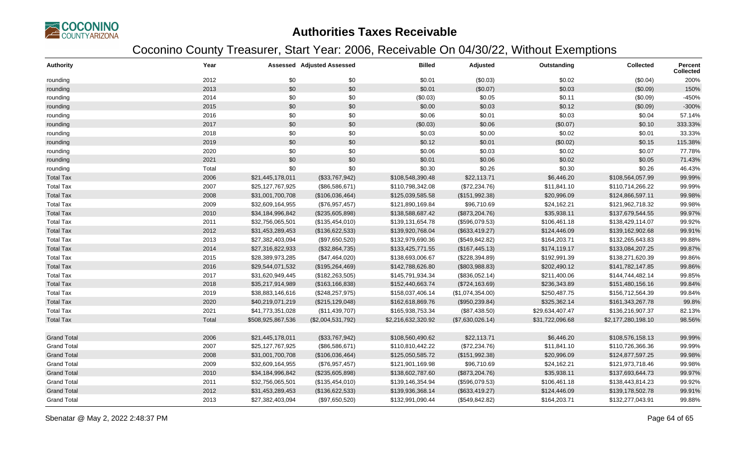# Authorities Taxes Receivable

## Coconino County Treasurer, Start Year: 2006, Receivable On 04/30/22, Without Exemptions

| Authority | Year | Assessed | Adjusted Assessed | Billed | Adjusted | Outstanding | Collected | Percent Collected |
|---|---|---|---|---|---|---|---|---|
| rounding | 2012 | $0 | $0 | $0.01 | ($0.03) | $0.02 | ($0.04) | 200% |
| rounding | 2013 | $0 | $0 | $0.01 | ($0.07) | $0.03 | ($0.09) | 150% |
| rounding | 2014 | $0 | $0 | ($0.03) | $0.05 | $0.11 | ($0.09) | -450% |
| rounding | 2015 | $0 | $0 | $0.00 | $0.03 | $0.12 | ($0.09) | -300% |
| rounding | 2016 | $0 | $0 | $0.06 | $0.01 | $0.03 | $0.04 | 57.14% |
| rounding | 2017 | $0 | $0 | ($0.03) | $0.06 | ($0.07) | $0.10 | 333.33% |
| rounding | 2018 | $0 | $0 | $0.03 | $0.00 | $0.02 | $0.01 | 33.33% |
| rounding | 2019 | $0 | $0 | $0.12 | $0.01 | ($0.02) | $0.15 | 115.38% |
| rounding | 2020 | $0 | $0 | $0.06 | $0.03 | $0.02 | $0.07 | 77.78% |
| rounding | 2021 | $0 | $0 | $0.01 | $0.06 | $0.02 | $0.05 | 71.43% |
| rounding | Total | $0 | $0 | $0.30 | $0.26 | $0.30 | $0.26 | 46.43% |
| Total Tax | 2006 | $21,445,178,011 | ($33,767,942) | $108,548,390.48 | $22,113.71 | $6,446.20 | $108,564,057.99 | 99.99% |
| Total Tax | 2007 | $25,127,767,925 | ($86,586,671) | $110,798,342.08 | ($72,234.76) | $11,841.10 | $110,714,266.22 | 99.99% |
| Total Tax | 2008 | $31,001,700,708 | ($106,036,464) | $125,039,585.58 | ($151,992.38) | $20,996.09 | $124,866,597.11 | 99.98% |
| Total Tax | 2009 | $32,609,164,955 | ($76,957,457) | $121,890,169.84 | $96,710.69 | $24,162.21 | $121,962,718.32 | 99.98% |
| Total Tax | 2010 | $34,184,996,842 | ($235,605,898) | $138,588,687.42 | ($873,204.76) | $35,938.11 | $137,679,544.55 | 99.97% |
| Total Tax | 2011 | $32,756,065,501 | ($135,454,010) | $139,131,654.78 | ($596,079.53) | $106,461.18 | $138,429,114.07 | 99.92% |
| Total Tax | 2012 | $31,453,289,453 | ($136,622,533) | $139,920,768.04 | ($633,419.27) | $124,446.09 | $139,162,902.68 | 99.91% |
| Total Tax | 2013 | $27,382,403,094 | ($97,650,520) | $132,979,690.36 | ($549,842.82) | $164,203.71 | $132,265,643.83 | 99.88% |
| Total Tax | 2014 | $27,316,822,933 | ($32,864,735) | $133,425,771.55 | ($167,445.13) | $174,119.17 | $133,084,207.25 | 99.87% |
| Total Tax | 2015 | $28,389,973,285 | ($47,464,020) | $138,693,006.67 | ($228,394.89) | $192,991.39 | $138,271,620.39 | 99.86% |
| Total Tax | 2016 | $29,544,071,532 | ($195,264,469) | $142,788,626.80 | ($803,988.83) | $202,490.12 | $141,782,147.85 | 99.86% |
| Total Tax | 2017 | $31,620,949,445 | ($182,263,505) | $145,791,934.34 | ($836,052.14) | $211,400.06 | $144,744,482.14 | 99.85% |
| Total Tax | 2018 | $35,217,914,989 | ($163,166,838) | $152,440,663.74 | ($724,163.69) | $236,343.89 | $151,480,156.16 | 99.84% |
| Total Tax | 2019 | $38,883,146,616 | ($248,257,975) | $158,037,406.14 | ($1,074,354.00) | $250,487.75 | $156,712,564.39 | 99.84% |
| Total Tax | 2020 | $40,219,071,219 | ($215,129,048) | $162,618,869.76 | ($950,239.84) | $325,362.14 | $161,343,267.78 | 99.8% |
| Total Tax | 2021 | $41,773,351,028 | ($11,439,707) | $165,938,753.34 | ($87,438.50) | $29,634,407.47 | $136,216,907.37 | 82.13% |
| Total Tax | Total | $508,925,867,536 | ($2,004,531,792) | $2,216,632,320.92 | ($7,630,026.14) | $31,722,096.68 | $2,177,280,198.10 | 98.56% |
| Grand Total | 2006 | $21,445,178,011 | ($33,767,942) | $108,560,490.62 | $22,113.71 | $6,446.20 | $108,576,158.13 | 99.99% |
| Grand Total | 2007 | $25,127,767,925 | ($86,586,671) | $110,810,442.22 | ($72,234.76) | $11,841.10 | $110,726,366.36 | 99.99% |
| Grand Total | 2008 | $31,001,700,708 | ($106,036,464) | $125,050,585.72 | ($151,992.38) | $20,996.09 | $124,877,597.25 | 99.98% |
| Grand Total | 2009 | $32,609,164,955 | ($76,957,457) | $121,901,169.98 | $96,710.69 | $24,162.21 | $121,973,718.46 | 99.98% |
| Grand Total | 2010 | $34,184,996,842 | ($235,605,898) | $138,602,787.60 | ($873,204.76) | $35,938.11 | $137,693,644.73 | 99.97% |
| Grand Total | 2011 | $32,756,065,501 | ($135,454,010) | $139,146,354.94 | ($596,079.53) | $106,461.18 | $138,443,814.23 | 99.92% |
| Grand Total | 2012 | $31,453,289,453 | ($136,622,533) | $139,936,368.14 | ($633,419.27) | $124,446.09 | $139,178,502.78 | 99.91% |
| Grand Total | 2013 | $27,382,403,094 | ($97,650,520) | $132,991,090.44 | ($549,842.82) | $164,203.71 | $132,277,043.91 | 99.88% |

Sbenatar @ May 2, 2022 2:48:37 PM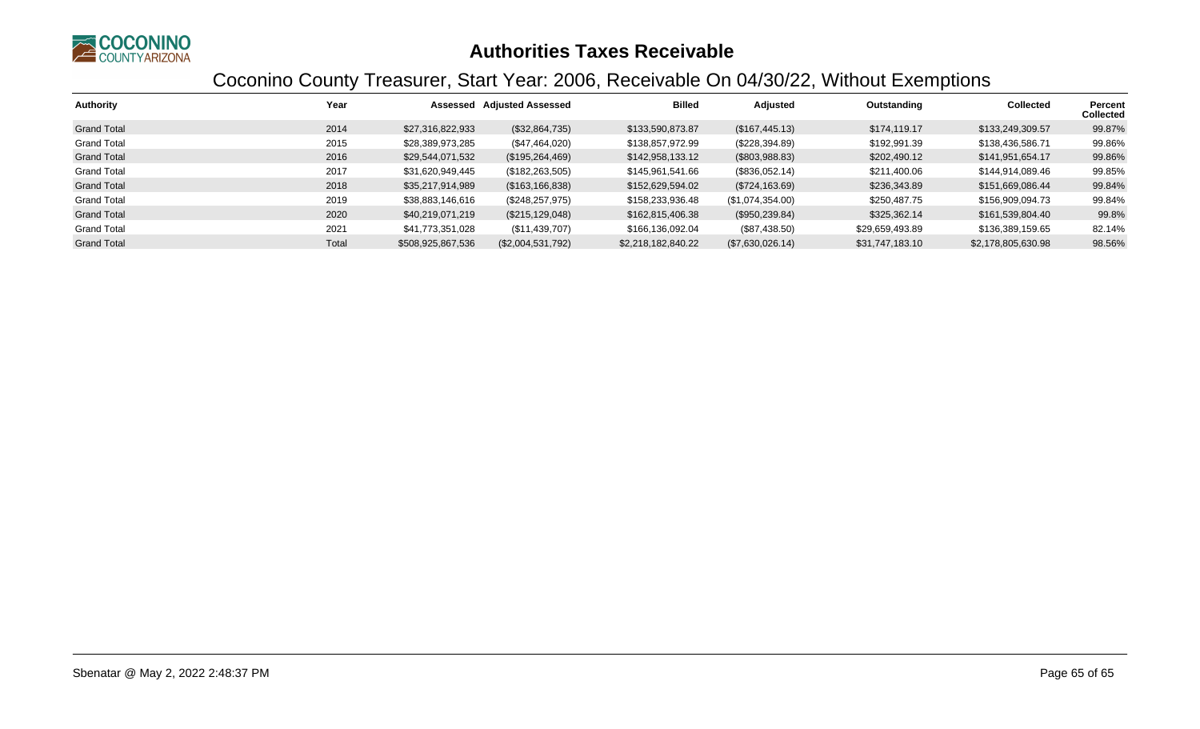# Authorities Taxes Receivable

## Coconino County Treasurer, Start Year: 2006, Receivable On 04/30/22, Without Exemptions

| Authority | Year | Assessed | Adjusted Assessed | Billed | Adjusted | Outstanding | Collected | Percent Collected |
|---|---|---|---|---|---|---|---|---|
| Grand Total | 2014 | $27,316,822,933 | ($32,864,735) | $133,590,873.87 | ($167,445.13) | $174,119.17 | $133,249,309.57 | 99.87% |
| Grand Total | 2015 | $28,389,973,285 | ($47,464,020) | $138,857,972.99 | ($228,394.89) | $192,991.39 | $138,436,586.71 | 99.86% |
| Grand Total | 2016 | $29,544,071,532 | ($195,264,469) | $142,958,133.12 | ($803,988.83) | $202,490.12 | $141,951,654.17 | 99.86% |
| Grand Total | 2017 | $31,620,949,445 | ($182,263,505) | $145,961,541.66 | ($836,052.14) | $211,400.06 | $144,914,089.46 | 99.85% |
| Grand Total | 2018 | $35,217,914,989 | ($163,166,838) | $152,629,594.02 | ($724,163.69) | $236,343.89 | $151,669,086.44 | 99.84% |
| Grand Total | 2019 | $38,883,146,616 | ($248,257,975) | $158,233,936.48 | ($1,074,354.00) | $250,487.75 | $156,909,094.73 | 99.84% |
| Grand Total | 2020 | $40,219,071,219 | ($215,129,048) | $162,815,406.38 | ($950,239.84) | $325,362.14 | $161,539,804.40 | 99.8% |
| Grand Total | 2021 | $41,773,351,028 | ($11,439,707) | $166,136,092.04 | ($87,438.50) | $29,659,493.89 | $136,389,159.65 | 82.14% |
| Grand Total | Total | $508,925,867,536 | ($2,004,531,792) | $2,218,182,840.22 | ($7,630,026.14) | $31,747,183.10 | $2,178,805,630.98 | 98.56% |

Sbenatar @ May 2, 2022 2:48:37 PM